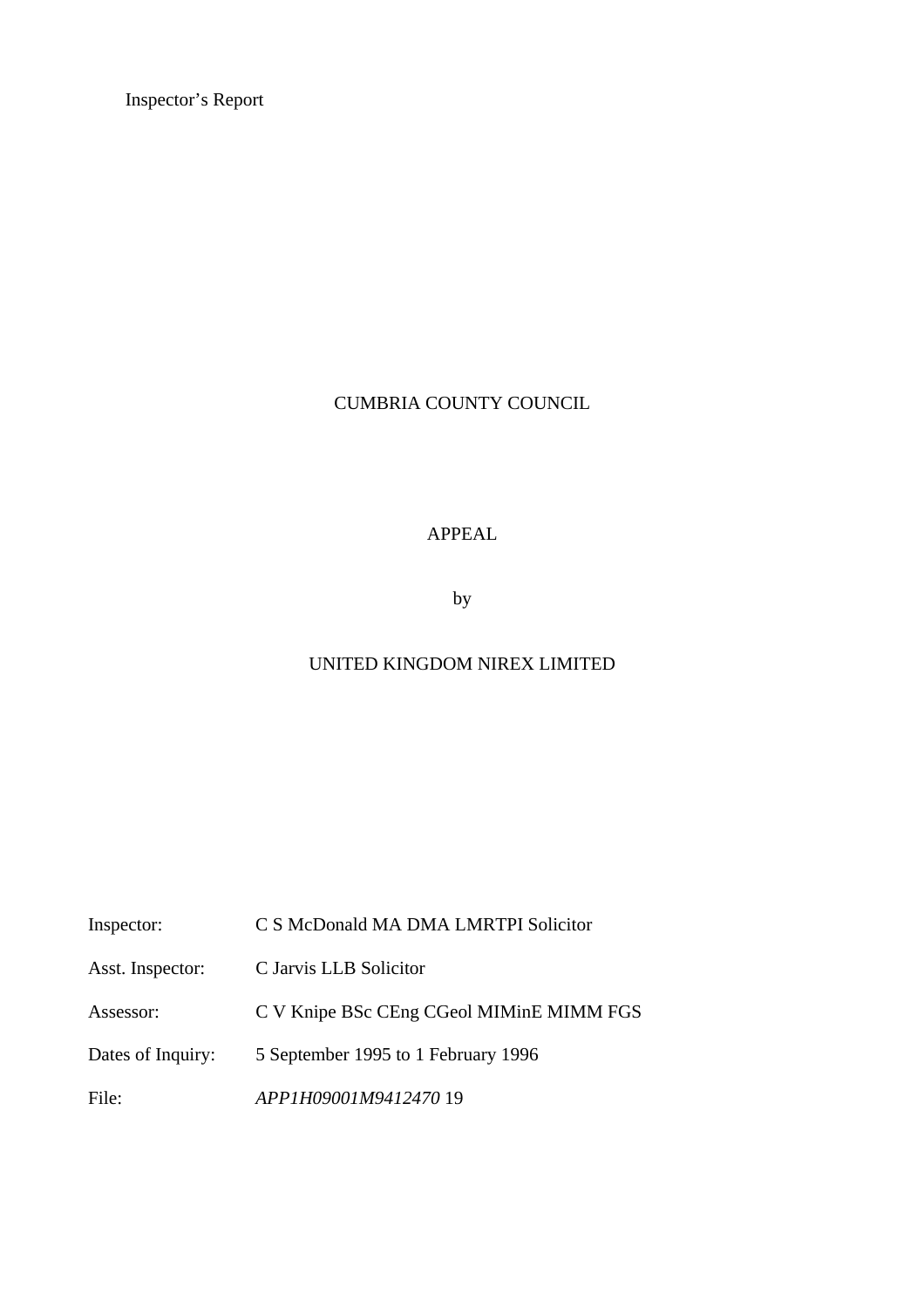Inspector's Report

CUMBRIA COUNTY COUNCIL

APPEAL

by

UNITED KINGDOM NIREX LIMITED

| | |
|---|---|
| Inspector: | C S McDonald MA DMA LMRTPI Solicitor |
| Asst. Inspector: | C Jarvis LLB Solicitor |
| Assessor: | C V Knipe BSc CEng CGeol MIMinE MIMM FGS |
| Dates of Inquiry: | 5 September 1995 to 1 February 1996 |
| File: | *APP1H09001M9412470* 19 |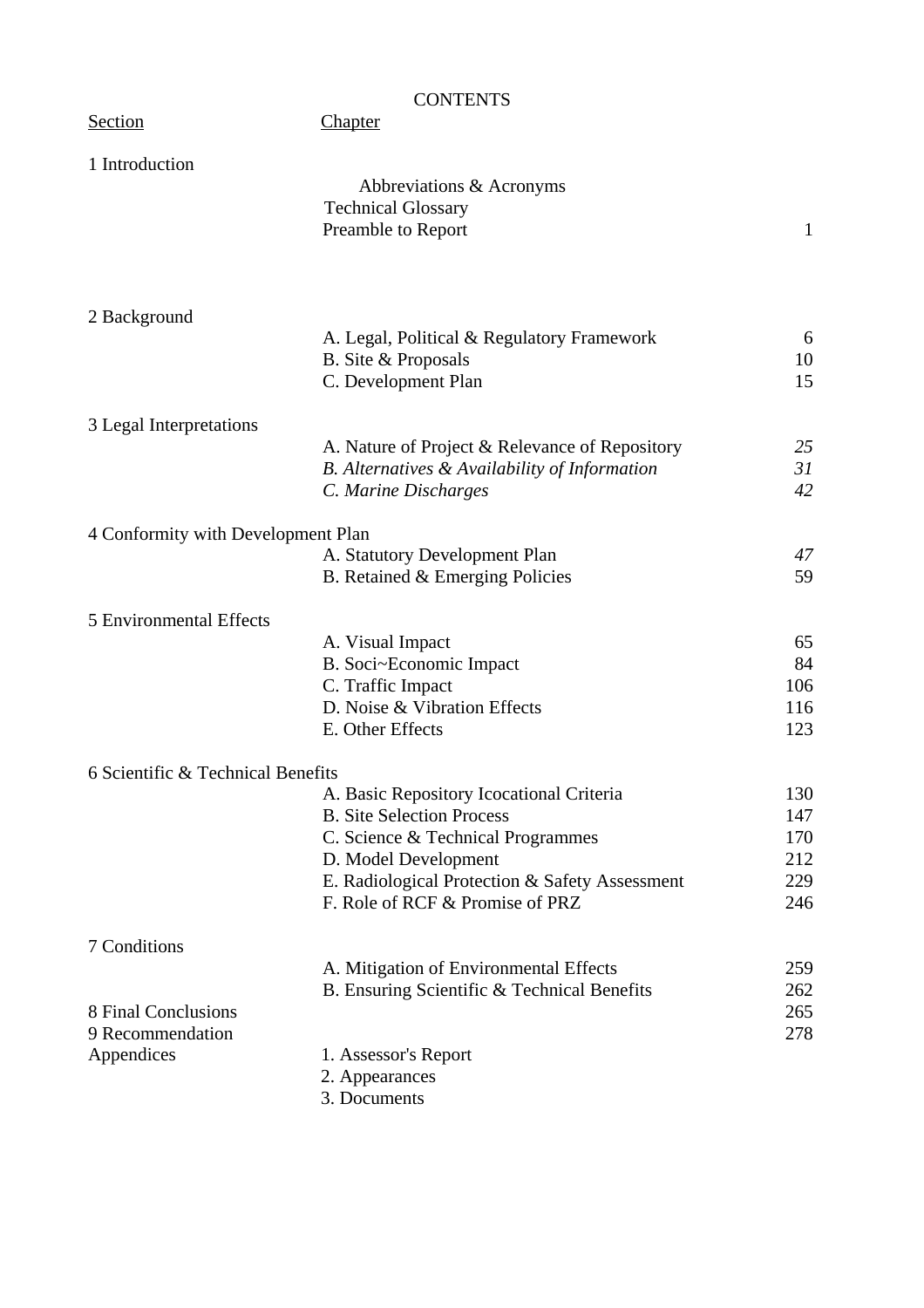CONTENTS

| Section | Chapter | |
|---|---|---|
| 1 Introduction | | |
| | Abbreviations & Acronyms | |
| | Technical Glossary | |
| | Preamble to Report | 1 |
| 2 Background | | |
| | A. Legal, Political & Regulatory Framework | 6 |
| | B. Site & Proposals | 10 |
| | C. Development Plan | 15 |
| 3 Legal Interpretations | | |
| | A. Nature of Project & Relevance of Repository | *25* |
| | *B. Alternatives & Availability of Information* | *31* |
| | *C. Marine Discharges* | *42* |
| 4 Conformity with Development Plan | | |
| | A. Statutory Development Plan | *47* |
| | B. Retained & Emerging Policies | 59 |
| 5 Environmental Effects | | |
| | A. Visual Impact | 65 |
| | B. Soci~Economic Impact | 84 |
| | C. Traffic Impact | 106 |
| | D. Noise & Vibration Effects | 116 |
| | E. Other Effects | 123 |
| 6 Scientific & Technical Benefits | | |
| | A. Basic Repository Icocational Criteria | 130 |
| | B. Site Selection Process | 147 |
| | C. Science & Technical Programmes | 170 |
| | D. Model Development | 212 |
| | E. Radiological Protection & Safety Assessment | 229 |
| | F. Role of RCF & Promise of PRZ | 246 |
| 7 Conditions | | |
| | A. Mitigation of Environmental Effects | 259 |
| | B. Ensuring Scientific & Technical Benefits | 262 |
| 8 Final Conclusions | | 265 |
| 9 Recommendation | | 278 |
| Appendices | 1. Assessor's Report | |
| | 2. Appearances | |
| | 3. Documents | |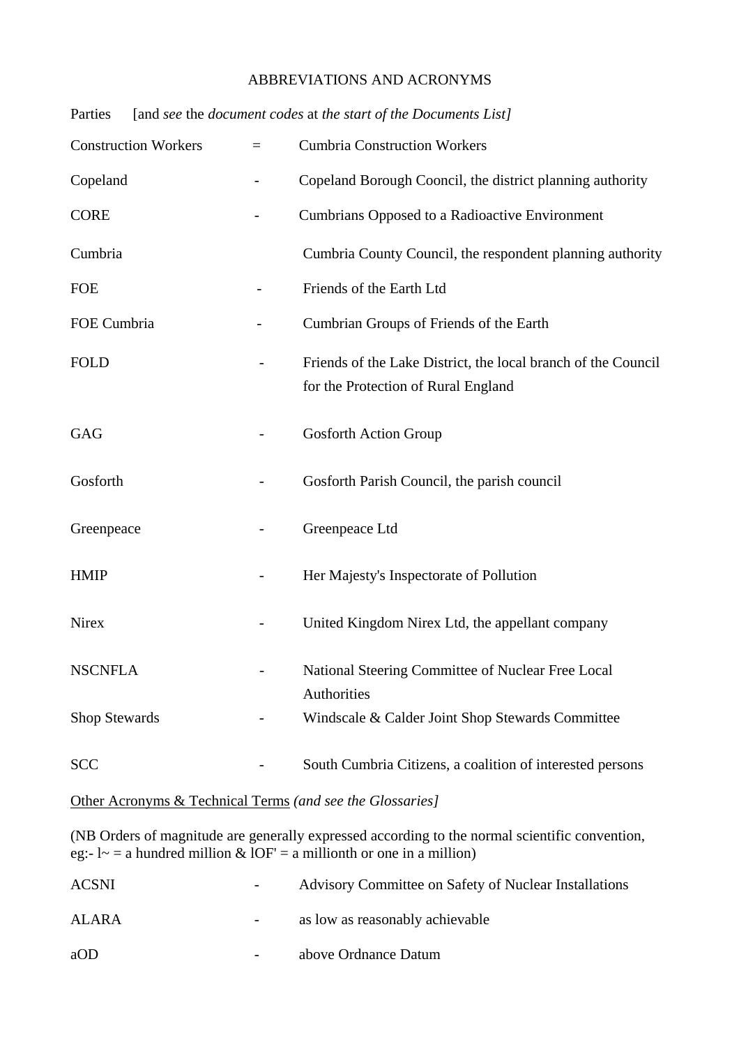# ABBREVIATIONS AND ACRONYMS

Parties [and *see* the *document codes* at *the start of the Documents List]*

Construction Workers = Cumbria Construction Workers

Copeland - Copeland Borough Council, the district planning authority

CORE - Cumbrians Opposed to a Radioactive Environment

Cumbria Cumbria County Council, the respondent planning authority

FOE - Friends of the Earth Ltd

FOE Cumbria - Cumbrian Groups of Friends of the Earth

FOLD - Friends of the Lake District, the local branch of the Council for the Protection of Rural England

GAG - Gosforth Action Group

Gosforth - Gosforth Parish Council, the parish council

Greenpeace - Greenpeace Ltd

HMIP - Her Majesty's Inspectorate of Pollution

Nirex - United Kingdom Nirex Ltd, the appellant company

NSCNFLA - National Steering Committee of Nuclear Free Local Authorities

Shop Stewards - Windscale & Calder Joint Shop Stewards Committee

SCC - South Cumbria Citizens, a coalition of interested persons

<u>Other Acronyms & Technical Terms</u> *(and see the Glossaries]*

(NB Orders of magnitude are generally expressed according to the normal scientific convention, eg:- l~ = a hundred million & lOF' = a millionth or one in a million)

ACSNI - Advisory Committee on Safety of Nuclear Installations

ALARA - as low as reasonably achievable

aOD - above Ordnance Datum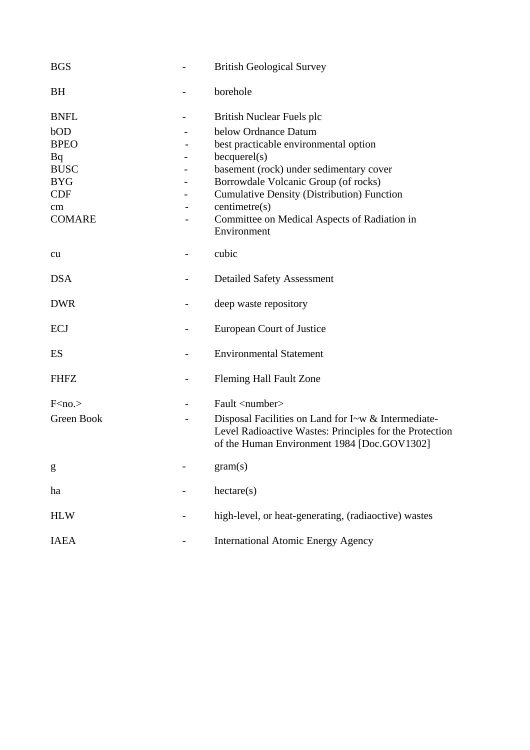| | | |
|---|---|---|
| BGS | - | British Geological Survey |
| BH | - | borehole |
| BNFL | - | British Nuclear Fuels plc |
| bOD | - | below Ordnance Datum |
| BPEO | - | best practicable environmental option |
| Bq | - | becquerel(s) |
| BUSC | - | basement (rock) under sedimentary cover |
| BYG | - | Borrowdale Volcanic Group (of rocks) |
| CDF | - | Cumulative Density (Distribution) Function |
| cm | - | centimetre(s) |
| COMARE | - | Committee on Medical Aspects of Radiation in Environment |
| cu | - | cubic |
| DSA | - | Detailed Safety Assessment |
| DWR | - | deep waste repository |
| ECJ | - | European Court of Justice |
| ES | - | Environmental Statement |
| FHFZ | - | Fleming Hall Fault Zone |
| F<no.> | - | Fault <number> |
| Green Book | - | Disposal Facilities on Land for I~w & Intermediate-Level Radioactive Wastes: Principles for the Protection of the Human Environment 1984 [Doc.GOV1302] |
| g | - | gram(s) |
| ha | - | hectare(s) |
| HLW | - | high-level, or heat-generating, (radiaoctive) wastes |
| IAEA | - | International Atomic Energy Agency |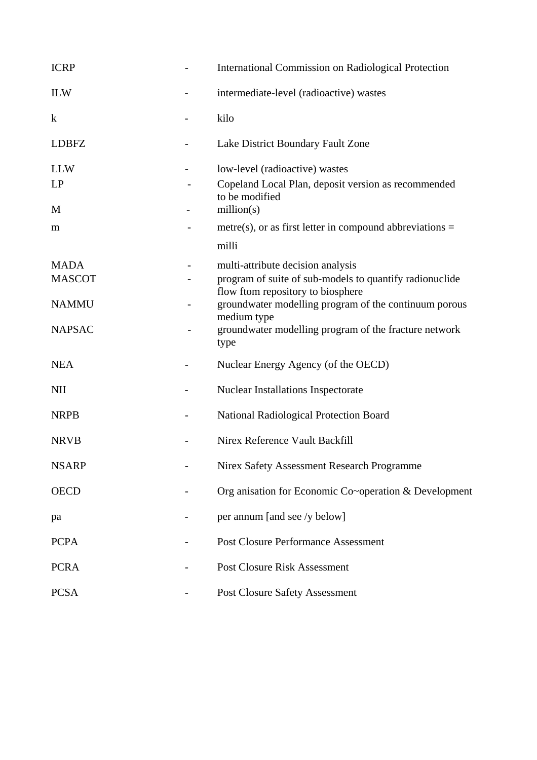| | | |
|---|---|---|
| ICRP | - | International Commission on Radiological Protection |
| ILW | - | intermediate-level (radioactive) wastes |
| k | - | kilo |
| LDBFZ | - | Lake District Boundary Fault Zone |
| LLW | - | low-level (radioactive) wastes |
| LP | - | Copeland Local Plan, deposit version as recommended to be modified |
| M | - | million(s) |
| m | - | metre(s), or as first letter in compound abbreviations = milli |
| MADA | - | multi-attribute decision analysis |
| MASCOT | - | program of suite of sub-models to quantify radionuclide flow ftom repository to biosphere |
| NAMMU | - | groundwater modelling program of the continuum porous medium type |
| NAPSAC | - | groundwater modelling program of the fracture network type |
| NEA | - | Nuclear Energy Agency (of the OECD) |
| NII | - | Nuclear Installations Inspectorate |
| NRPB | - | National Radiological Protection Board |
| NRVB | - | Nirex Reference Vault Backfill |
| NSARP | - | Nirex Safety Assessment Research Programme |
| OECD | - | Org anisation for Economic Co~operation & Development |
| pa | - | per annum [and see /y below] |
| PCPA | - | Post Closure Performance Assessment |
| PCRA | - | Post Closure Risk Assessment |
| PCSA | - | Post Closure Safety Assessment |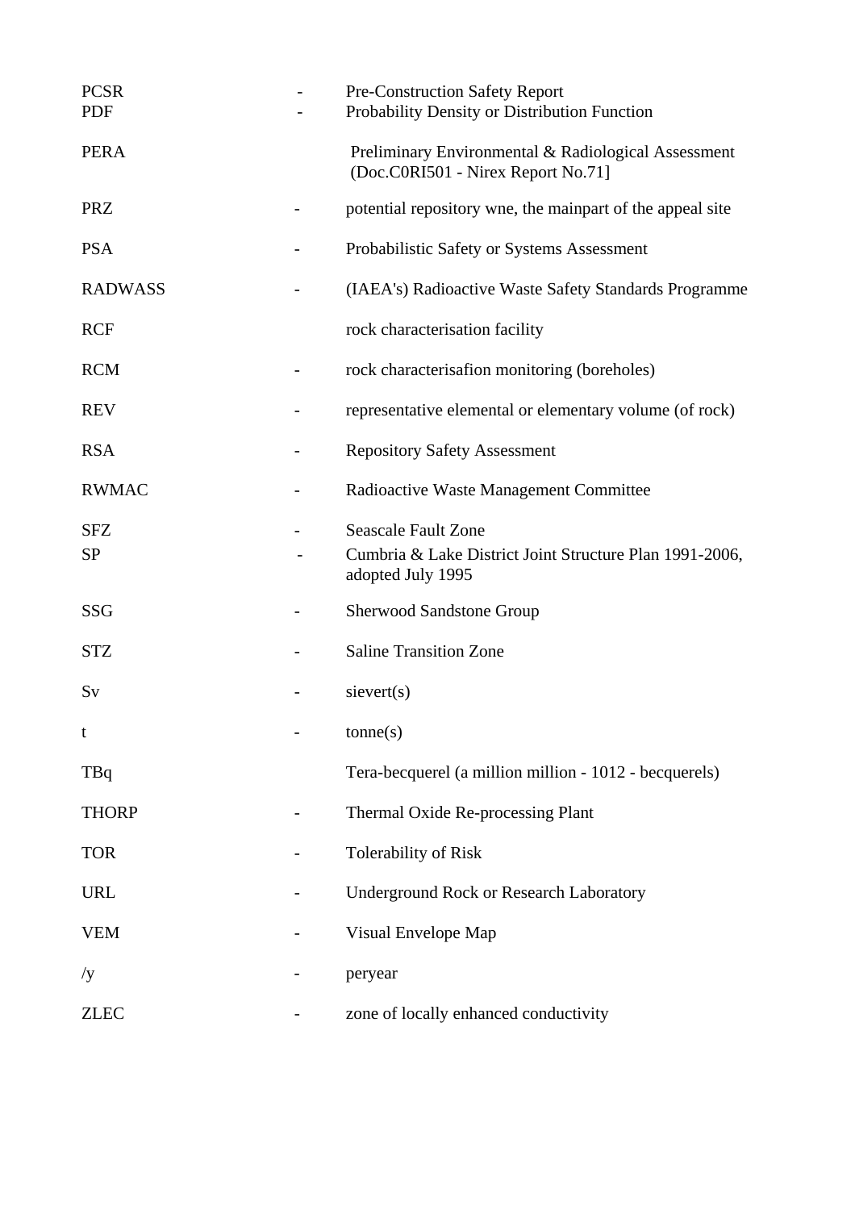| | | |
|---|---|---|
| PCSR | - | Pre-Construction Safety Report |
| PDF | - | Probability Density or Distribution Function |
| PERA | | Preliminary Environmental & Radiological Assessment (Doc.C0RI501 - Nirex Report No.71] |
| PRZ | - | potential repository wne, the mainpart of the appeal site |
| PSA | - | Probabilistic Safety or Systems Assessment |
| RADWASS | - | (IAEA's) Radioactive Waste Safety Standards Programme |
| RCF | | rock characterisation facility |
| RCM | - | rock characterisafion monitoring (boreholes) |
| REV | - | representative elemental or elementary volume (of rock) |
| RSA | - | Repository Safety Assessment |
| RWMAC | - | Radioactive Waste Management Committee |
| SFZ | - | Seascale Fault Zone |
| SP | - | Cumbria & Lake District Joint Structure Plan 1991-2006, adopted July 1995 |
| SSG | - | Sherwood Sandstone Group |
| STZ | - | Saline Transition Zone |
| Sv | - | sievert(s) |
| t | - | tonne(s) |
| TBq | | Tera-becquerel (a million million - 1012 - becquerels) |
| THORP | - | Thermal Oxide Re-processing Plant |
| TOR | - | Tolerability of Risk |
| URL | - | Underground Rock or Research Laboratory |
| VEM | - | Visual Envelope Map |
| /y | - | peryear |
| ZLEC | - | zone of locally enhanced conductivity |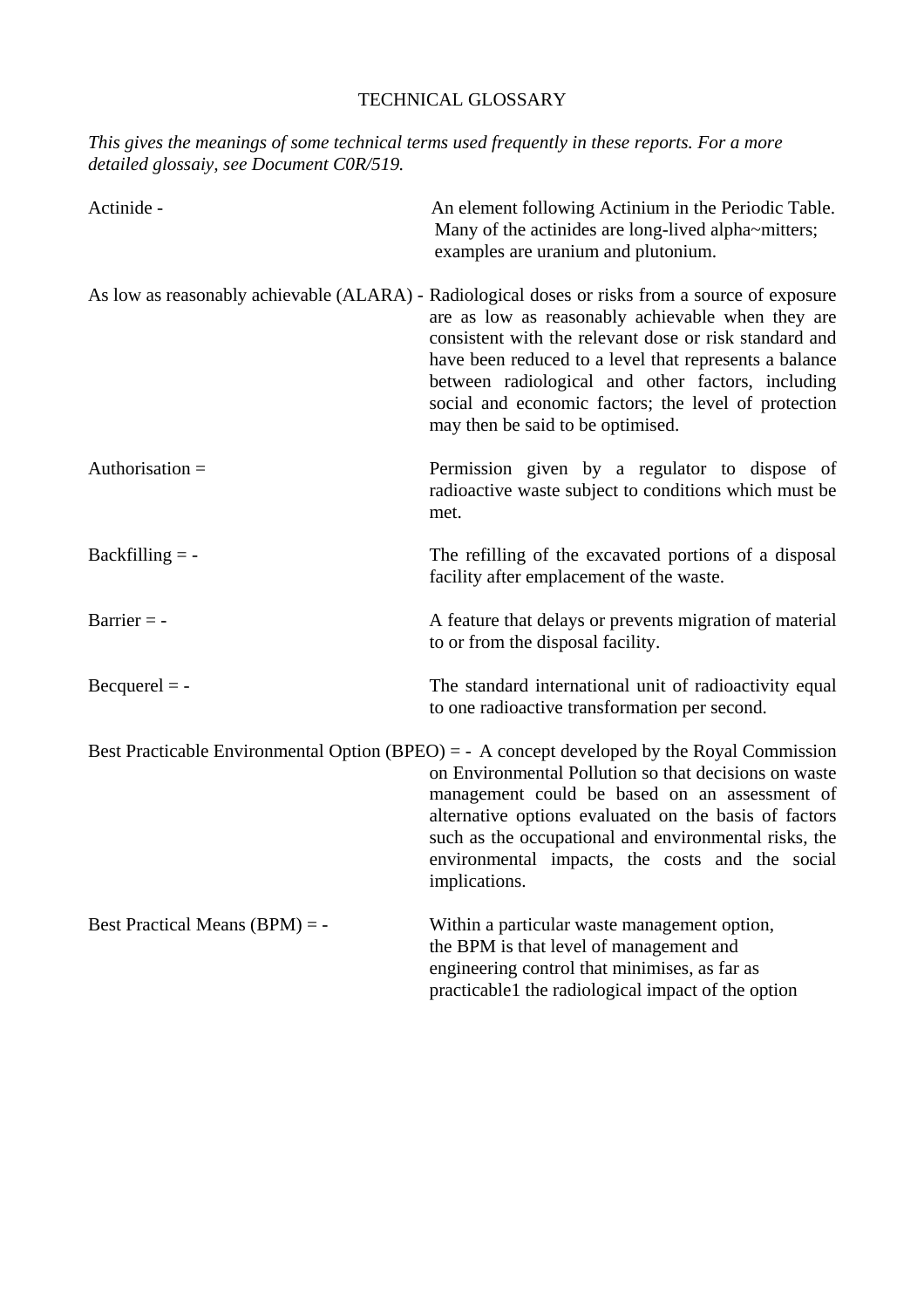# TECHNICAL GLOSSARY

*This gives the meanings of some technical terms used frequently in these reports. For a more detailed glossaiy, see Document C0R/519.*

| | |
|---|---|
| Actinide - | An element following Actinium in the Periodic Table. Many of the actinides are long-lived alpha~mitters; examples are uranium and plutonium. |
| As low as reasonably achievable (ALARA) - | Radiological doses or risks from a source of exposure are as low as reasonably achievable when they are consistent with the relevant dose or risk standard and have been reduced to a level that represents a balance between radiological and other factors, including social and economic factors; the level of protection may then be said to be optimised. |
| Authorisation = | Permission given by a regulator to dispose of radioactive waste subject to conditions which must be met. |
| Backfilling = - | The refilling of the excavated portions of a disposal facility after emplacement of the waste. |
| Barrier = - | A feature that delays or prevents migration of material to or from the disposal facility. |
| Becquerel = - | The standard international unit of radioactivity equal to one radioactive transformation per second. |
| Best Practicable Environmental Option (BPEO) = - | A concept developed by the Royal Commission on Environmental Pollution so that decisions on waste management could be based on an assessment of alternative options evaluated on the basis of factors such as the occupational and environmental risks, the environmental impacts, the costs and the social implications. |
| Best Practical Means (BPM) = - | Within a particular waste management option, the BPM is that level of management and engineering control that minimises, as far as practicable1 the radiological impact of the option |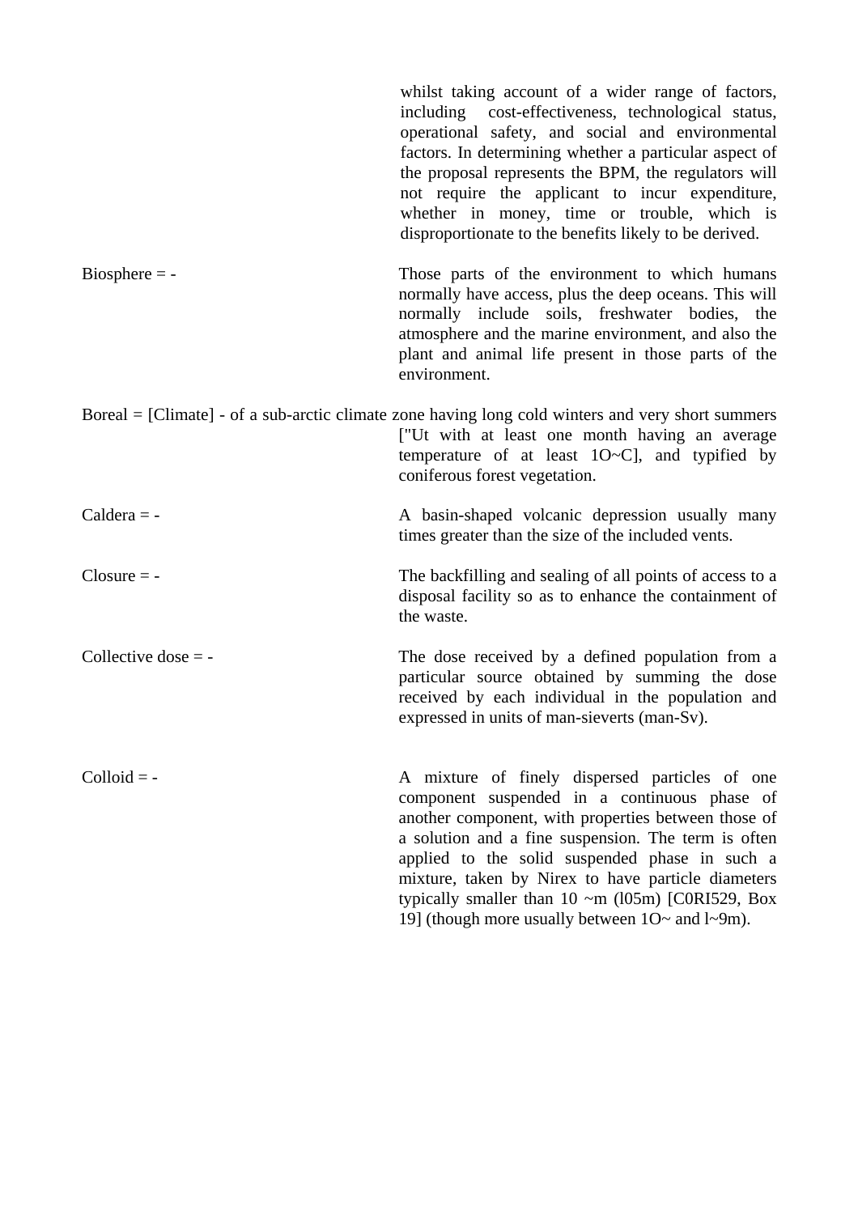whilst taking account of a wider range of factors, including cost-effectiveness, technological status, operational safety, and social and environmental factors. In determining whether a particular aspect of the proposal represents the BPM, the regulators will not require the applicant to incur expenditure, whether in money, time or trouble, which is disproportionate to the benefits likely to be derived.

Biosphere = - Those parts of the environment to which humans normally have access, plus the deep oceans. This will normally include soils, freshwater bodies, the atmosphere and the marine environment, and also the plant and animal life present in those parts of the environment.

Boreal = [Climate] - of a sub-arctic climate zone having long cold winters and very short summers ["Ut with at least one month having an average temperature of at least 1O~C], and typified by coniferous forest vegetation.

Caldera = - A basin-shaped volcanic depression usually many times greater than the size of the included vents.

Closure = - The backfilling and sealing of all points of access to a disposal facility so as to enhance the containment of the waste.

Collective dose = - The dose received by a defined population from a particular source obtained by summing the dose received by each individual in the population and expressed in units of man-sieverts (man-Sv).

Colloid = - A mixture of finely dispersed particles of one component suspended in a continuous phase of another component, with properties between those of a solution and a fine suspension. The term is often applied to the solid suspended phase in such a mixture, taken by Nirex to have particle diameters typically smaller than 10 ~m (l05m) [C0RI529, Box 19] (though more usually between 1O~ and l~9m).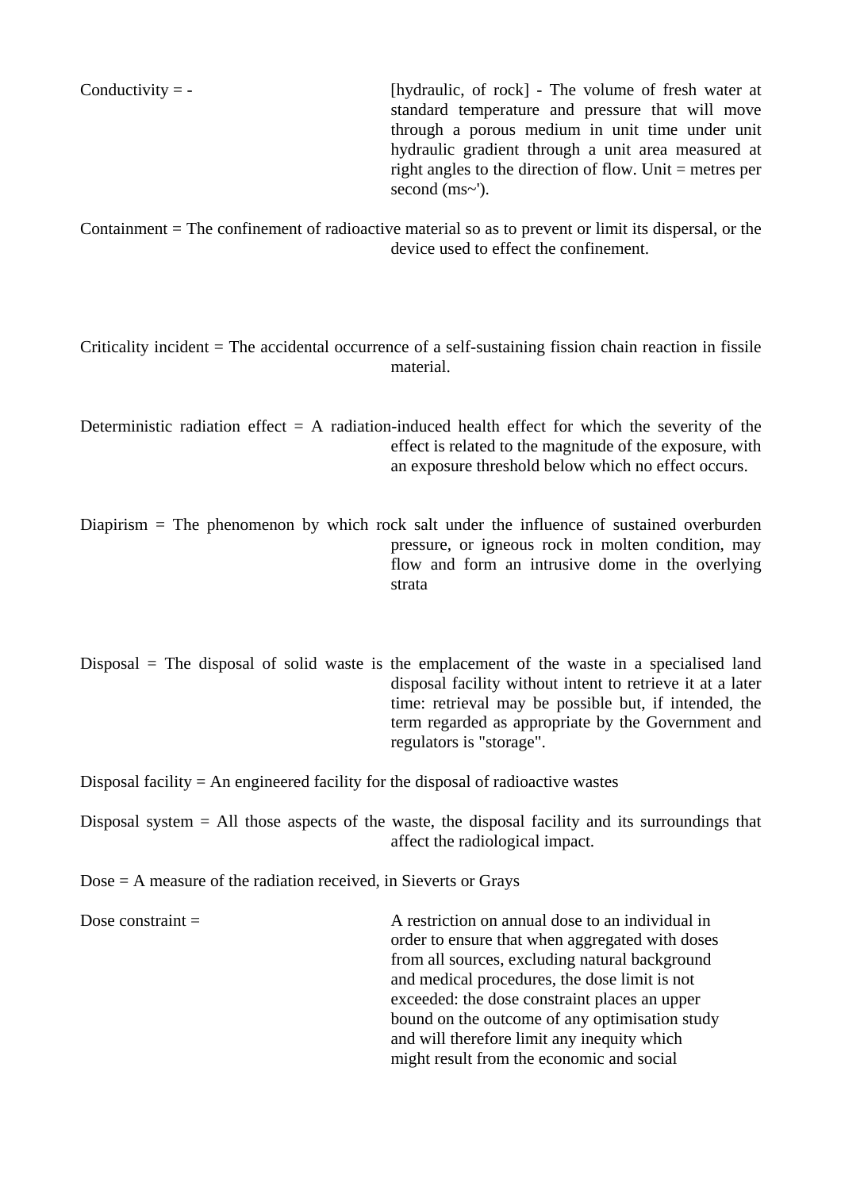Conductivity = - [hydraulic, of rock] - The volume of fresh water at standard temperature and pressure that will move through a porous medium in unit time under unit hydraulic gradient through a unit area measured at right angles to the direction of flow. Unit = metres per second (ms~').

Containment = The confinement of radioactive material so as to prevent or limit its dispersal, or the device used to effect the confinement.

Criticality incident = The accidental occurrence of a self-sustaining fission chain reaction in fissile material.

Deterministic radiation effect = A radiation-induced health effect for which the severity of the effect is related to the magnitude of the exposure, with an exposure threshold below which no effect occurs.

Diapirism = The phenomenon by which rock salt under the influence of sustained overburden pressure, or igneous rock in molten condition, may flow and form an intrusive dome in the overlying strata

Disposal = The disposal of solid waste is the emplacement of the waste in a specialised land disposal facility without intent to retrieve it at a later time: retrieval may be possible but, if intended, the term regarded as appropriate by the Government and regulators is "storage".

Disposal facility = An engineered facility for the disposal of radioactive wastes

Disposal system = All those aspects of the waste, the disposal facility and its surroundings that affect the radiological impact.

Dose = A measure of the radiation received, in Sieverts or Grays

Dose constraint = A restriction on annual dose to an individual in order to ensure that when aggregated with doses from all sources, excluding natural background and medical procedures, the dose limit is not exceeded: the dose constraint places an upper bound on the outcome of any optimisation study and will therefore limit any inequity which might result from the economic and social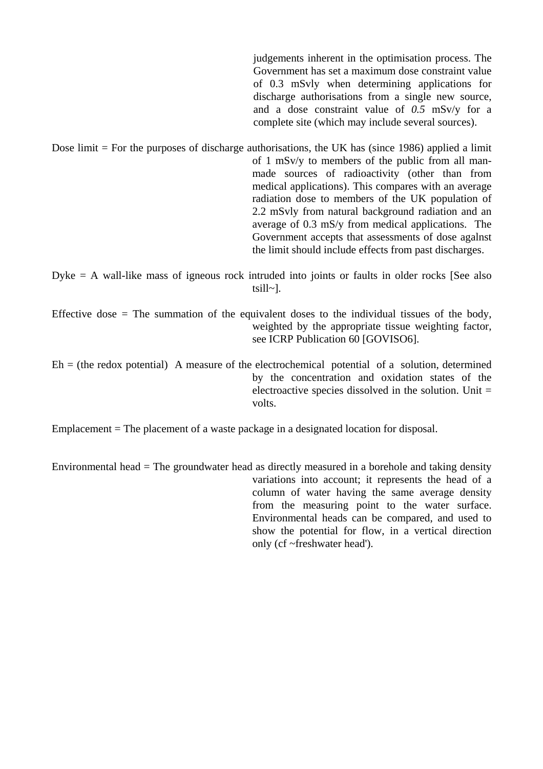judgements inherent in the optimisation process. The Government has set a maximum dose constraint value of 0.3 mSvly when determining applications for discharge authorisations from a single new source, and a dose constraint value of *0.5* mSv/y for a complete site (which may include several sources).

Dose limit = For the purposes of discharge authorisations, the UK has (since 1986) applied a limit of 1 mSv/y to members of the public from all man-made sources of radioactivity (other than from medical applications). This compares with an average radiation dose to members of the UK population of 2.2 mSvly from natural background radiation and an average of 0.3 mS/y from medical applications. The Government accepts that assessments of dose agalnst the limit should include effects from past discharges.

Dyke = A wall-like mass of igneous rock intruded into joints or faults in older rocks [See also tsill~].

Effective dose = The summation of the equivalent doses to the individual tissues of the body, weighted by the appropriate tissue weighting factor, see ICRP Publication 60 [GOVISO6].

Eh = (the redox potential) A measure of the electrochemical potential of a solution, determined by the concentration and oxidation states of the electroactive species dissolved in the solution. Unit = volts.

Emplacement = The placement of a waste package in a designated location for disposal.

Environmental head = The groundwater head as directly measured in a borehole and taking density variations into account; it represents the head of a column of water having the same average density from the measuring point to the water surface. Environmental heads can be compared, and used to show the potential for flow, in a vertical direction only (cf ~freshwater head').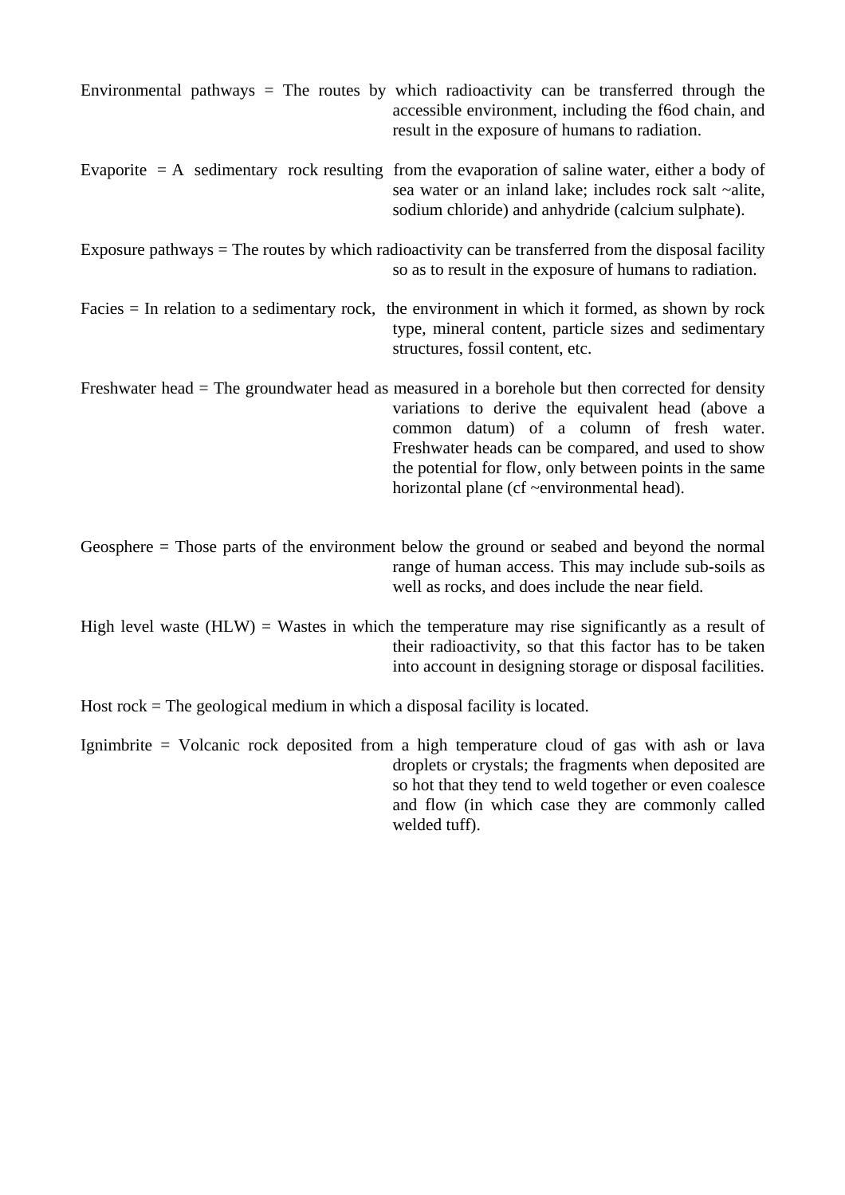Environmental pathways = The routes by which radioactivity can be transferred through the accessible environment, including the f6od chain, and result in the exposure of humans to radiation.

Evaporite = A sedimentary rock resulting from the evaporation of saline water, either a body of sea water or an inland lake; includes rock salt ~alite, sodium chloride) and anhydride (calcium sulphate).

Exposure pathways = The routes by which radioactivity can be transferred from the disposal facility so as to result in the exposure of humans to radiation.

Facies = In relation to a sedimentary rock, the environment in which it formed, as shown by rock type, mineral content, particle sizes and sedimentary structures, fossil content, etc.

Freshwater head = The groundwater head as measured in a borehole but then corrected for density variations to derive the equivalent head (above a common datum) of a column of fresh water. Freshwater heads can be compared, and used to show the potential for flow, only between points in the same horizontal plane (cf ~environmental head).

Geosphere = Those parts of the environment below the ground or seabed and beyond the normal range of human access. This may include sub-soils as well as rocks, and does include the near field.

High level waste (HLW) = Wastes in which the temperature may rise significantly as a result of their radioactivity, so that this factor has to be taken into account in designing storage or disposal facilities.

Host rock = The geological medium in which a disposal facility is located.

Ignimbrite = Volcanic rock deposited from a high temperature cloud of gas with ash or lava droplets or crystals; the fragments when deposited are so hot that they tend to weld together or even coalesce and flow (in which case they are commonly called welded tuff).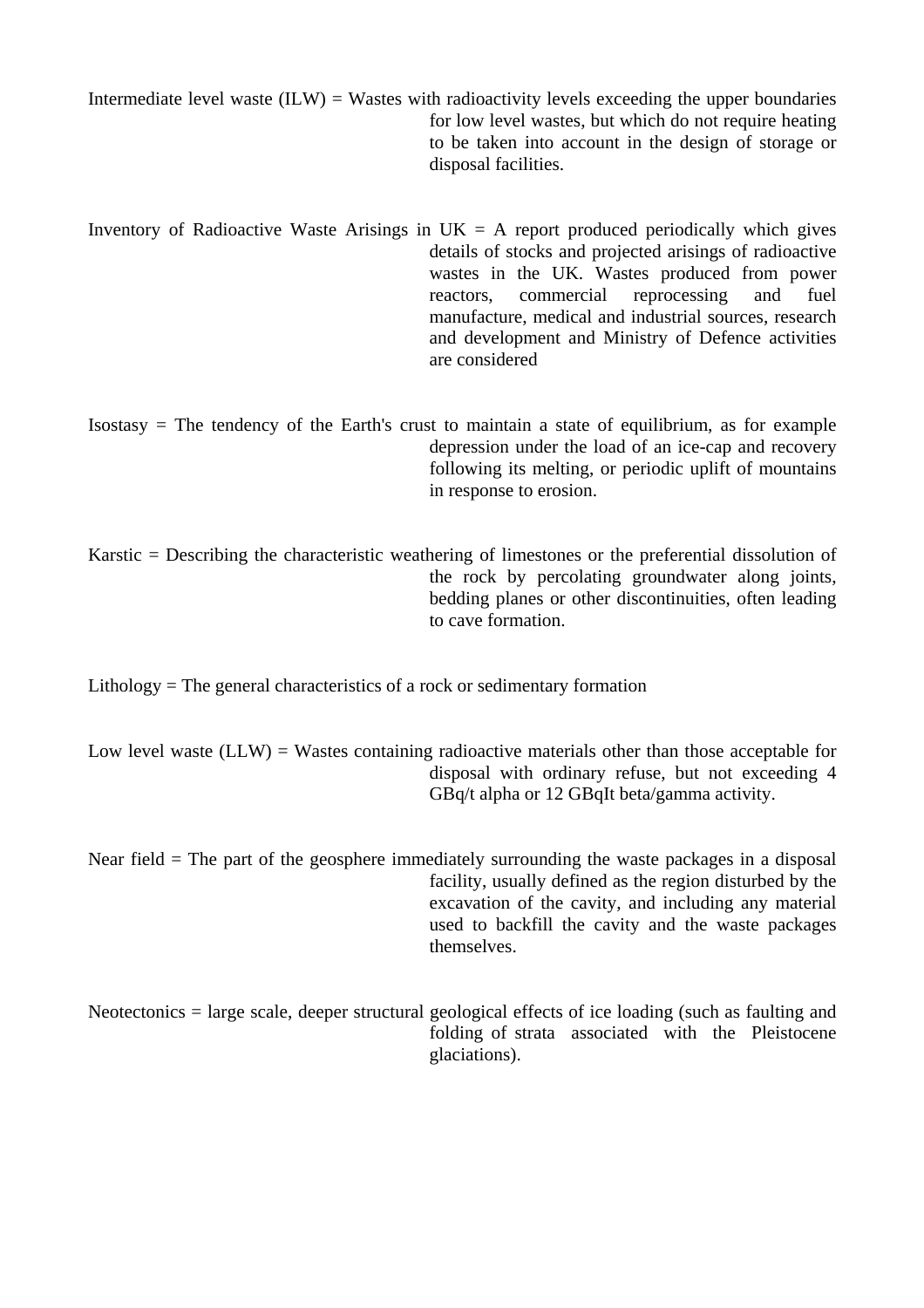Intermediate level waste (ILW) = Wastes with radioactivity levels exceeding the upper boundaries for low level wastes, but which do not require heating to be taken into account in the design of storage or disposal facilities.

Inventory of Radioactive Waste Arisings in UK = A report produced periodically which gives details of stocks and projected arisings of radioactive wastes in the UK. Wastes produced from power reactors, commercial reprocessing and fuel manufacture, medical and industrial sources, research and development and Ministry of Defence activities are considered

Isostasy = The tendency of the Earth's crust to maintain a state of equilibrium, as for example depression under the load of an ice-cap and recovery following its melting, or periodic uplift of mountains in response to erosion.

Karstic = Describing the characteristic weathering of limestones or the preferential dissolution of the rock by percolating groundwater along joints, bedding planes or other discontinuities, often leading to cave formation.

Lithology = The general characteristics of a rock or sedimentary formation

Low level waste (LLW) = Wastes containing radioactive materials other than those acceptable for disposal with ordinary refuse, but not exceeding 4 GBq/t alpha or 12 GBqIt beta/gamma activity.

Near field = The part of the geosphere immediately surrounding the waste packages in a disposal facility, usually defined as the region disturbed by the excavation of the cavity, and including any material used to backfill the cavity and the waste packages themselves.

Neotectonics = large scale, deeper structural geological effects of ice loading (such as faulting and folding of strata associated with the Pleistocene glaciations).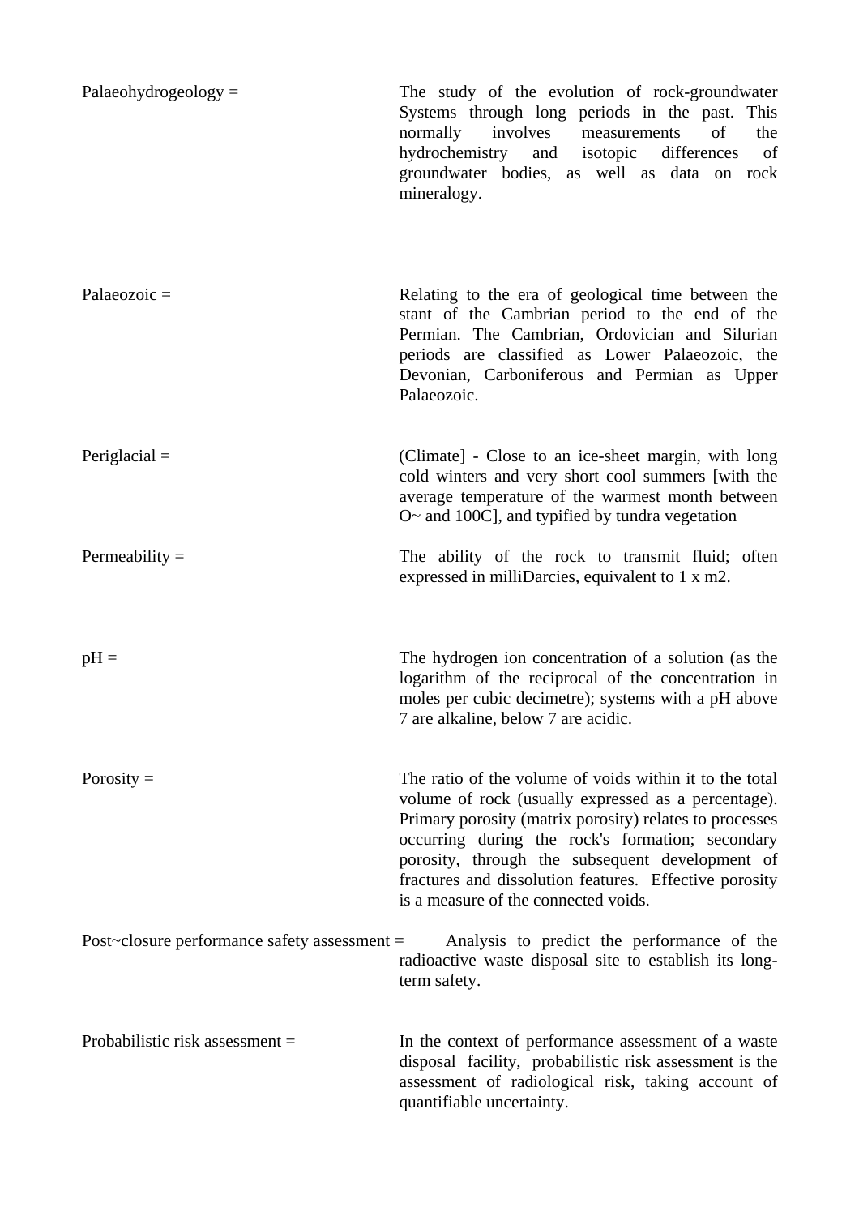Palaeohydrogeology = The study of the evolution of rock-groundwater Systems through long periods in the past. This normally involves measurements of the hydrochemistry and isotopic differences of groundwater bodies, as well as data on rock mineralogy.

Palaeozoic = Relating to the era of geological time between the stant of the Cambrian period to the end of the Permian. The Cambrian, Ordovician and Silurian periods are classified as Lower Palaeozoic, the Devonian, Carboniferous and Permian as Upper Palaeozoic.

Periglacial = (Climate] - Close to an ice-sheet margin, with long cold winters and very short cool summers [with the average temperature of the warmest month between O~ and 100C], and typified by tundra vegetation

Permeability = The ability of the rock to transmit fluid; often expressed in milliDarcies, equivalent to 1 x m2.

pH = The hydrogen ion concentration of a solution (as the logarithm of the reciprocal of the concentration in moles per cubic decimetre); systems with a pH above 7 are alkaline, below 7 are acidic.

Porosity = The ratio of the volume of voids within it to the total volume of rock (usually expressed as a percentage). Primary porosity (matrix porosity) relates to processes occurring during the rock's formation; secondary porosity, through the subsequent development of fractures and dissolution features. Effective porosity is a measure of the connected voids.

Post~closure performance safety assessment = Analysis to predict the performance of the radioactive waste disposal site to establish its long-term safety.

Probabilistic risk assessment = In the context of performance assessment of a waste disposal facility, probabilistic risk assessment is the assessment of radiological risk, taking account of quantifiable uncertainty.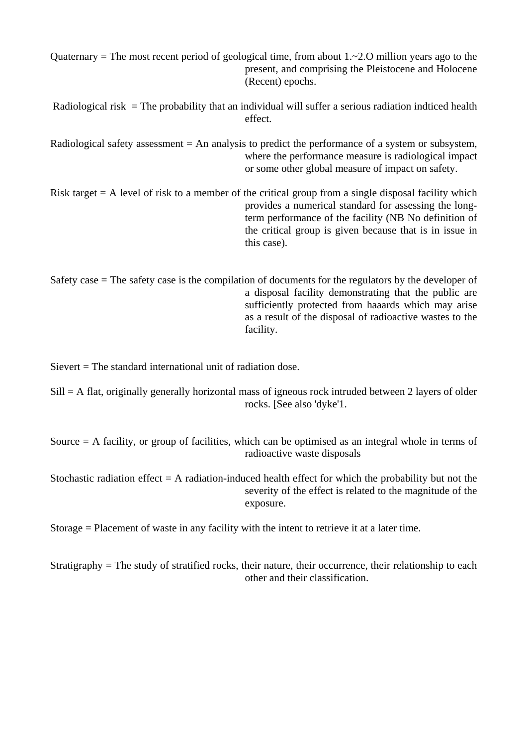Quaternary = The most recent period of geological time, from about 1.~2.O million years ago to the present, and comprising the Pleistocene and Holocene (Recent) epochs.

Radiological risk = The probability that an individual will suffer a serious radiation indticed health effect.

Radiological safety assessment = An analysis to predict the performance of a system or subsystem, where the performance measure is radiological impact or some other global measure of impact on safety.

Risk target = A level of risk to a member of the critical group from a single disposal facility which provides a numerical standard for assessing the long-term performance of the facility (NB No definition of the critical group is given because that is in issue in this case).

Safety case = The safety case is the compilation of documents for the regulators by the developer of a disposal facility demonstrating that the public are sufficiently protected from haaards which may arise as a result of the disposal of radioactive wastes to the facility.

Sievert = The standard international unit of radiation dose.

Sill = A flat, originally generally horizontal mass of igneous rock intruded between 2 layers of older rocks. [See also 'dyke'1.

Source = A facility, or group of facilities, which can be optimised as an integral whole in terms of radioactive waste disposals

Stochastic radiation effect = A radiation-induced health effect for which the probability but not the severity of the effect is related to the magnitude of the exposure.

Storage = Placement of waste in any facility with the intent to retrieve it at a later time.

Stratigraphy = The study of stratified rocks, their nature, their occurrence, their relationship to each other and their classification.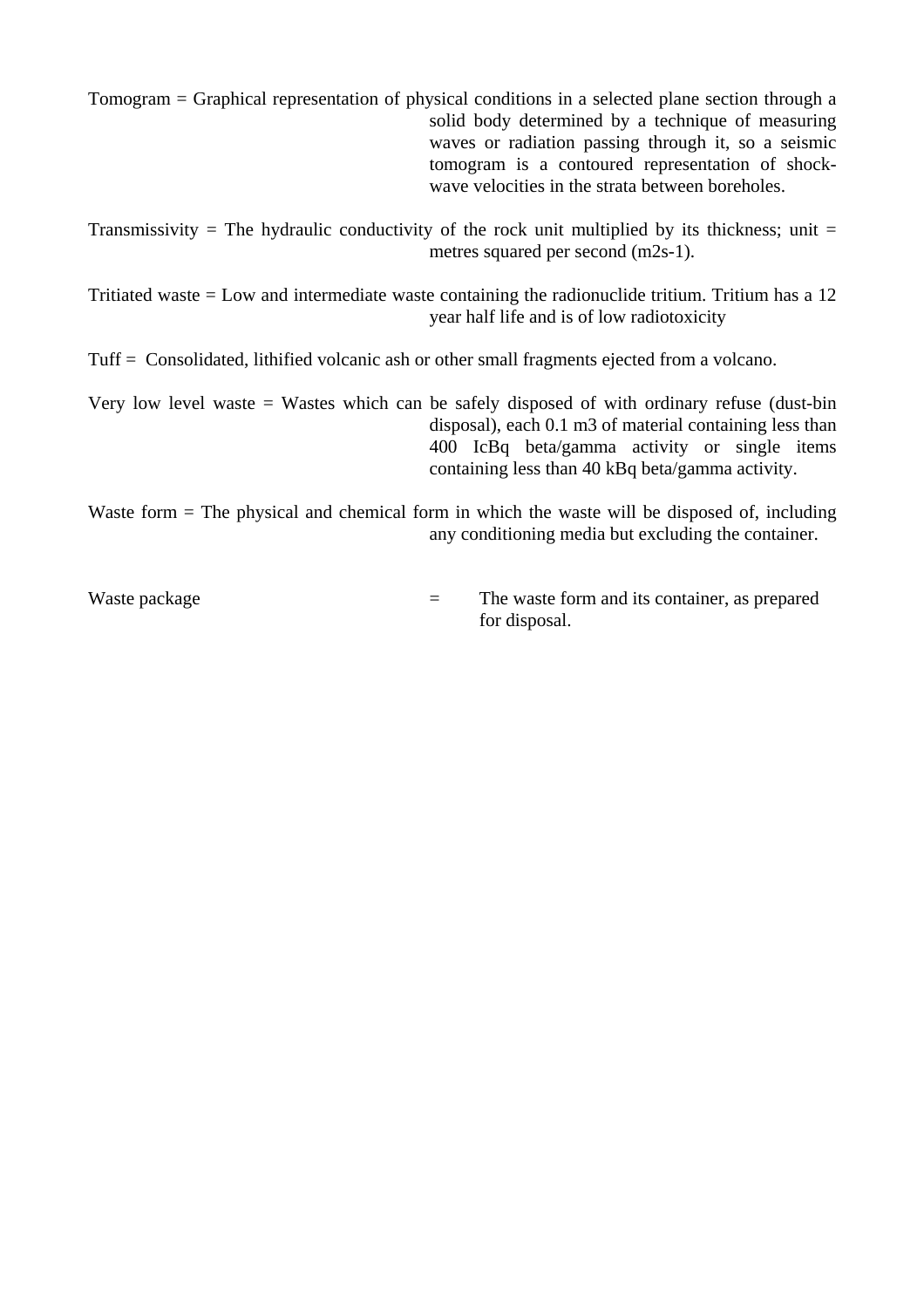Tomogram = Graphical representation of physical conditions in a selected plane section through a solid body determined by a technique of measuring waves or radiation passing through it, so a seismic tomogram is a contoured representation of shock-wave velocities in the strata between boreholes.

Transmissivity = The hydraulic conductivity of the rock unit multiplied by its thickness; unit = metres squared per second ($m^2s^{-1}$).

Tritiated waste = Low and intermediate waste containing the radionuclide tritium. Tritium has a 12 year half life and is of low radiotoxicity

Tuff = Consolidated, lithified volcanic ash or other small fragments ejected from a volcano.

Very low level waste = Wastes which can be safely disposed of with ordinary refuse (dust-bin disposal), each 0.1 $m^3$ of material containing less than 400 IcBq beta/gamma activity or single items containing less than 40 kBq beta/gamma activity.

Waste form = The physical and chemical form in which the waste will be disposed of, including any conditioning media but excluding the container.

Waste package = The waste form and its container, as prepared for disposal.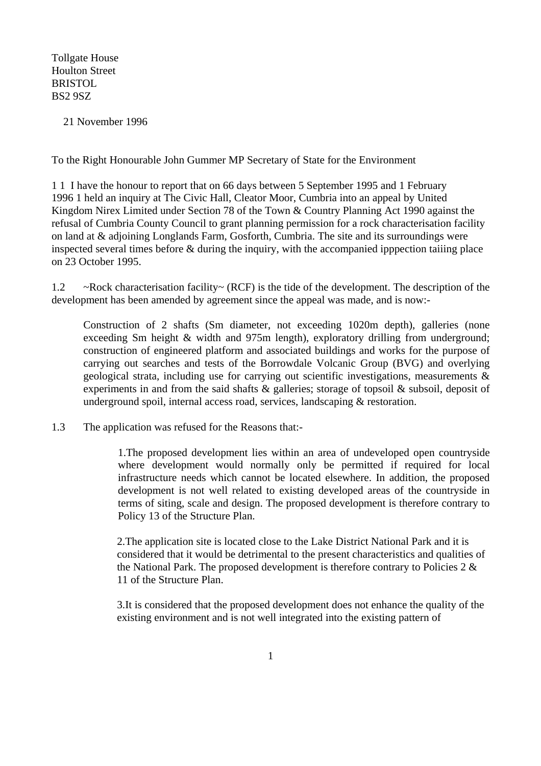Tollgate House
Houlton Street
BRISTOL
BS2 9SZ

21 November 1996

To the Right Honourable John Gummer MP Secretary of State for the Environment

1 1 I have the honour to report that on 66 days between 5 September 1995 and 1 February 1996 1 held an inquiry at The Civic Hall, Cleator Moor, Cumbria into an appeal by United Kingdom Nirex Limited under Section 78 of the Town & Country Planning Act 1990 against the refusal of Cumbria County Council to grant planning permission for a rock characterisation facility on land at & adjoining Longlands Farm, Gosforth, Cumbria. The site and its surroundings were inspected several times before & during the inquiry, with the accompanied ipppection taiiing place on 23 October 1995.

1.2 ~Rock characterisation facility~ (RCF) is the tide of the development. The description of the development has been amended by agreement since the appeal was made, and is now:-

> Construction of 2 shafts (Sm diameter, not exceeding 1020m depth), galleries (none exceeding Sm height & width and 975m length), exploratory drilling from underground; construction of engineered platform and associated buildings and works for the purpose of carrying out searches and tests of the Borrowdale Volcanic Group (BVG) and overlying geological strata, including use for carrying out scientific investigations, measurements & experiments in and from the said shafts & galleries; storage of topsoil & subsoil, deposit of underground spoil, internal access road, services, landscaping & restoration.

1.3 The application was refused for the Reasons that:-

> 1.The proposed development lies within an area of undeveloped open countryside where development would normally only be permitted if required for local infrastructure needs which cannot be located elsewhere. In addition, the proposed development is not well related to existing developed areas of the countryside in terms of siting, scale and design. The proposed development is therefore contrary to Policy 13 of the Structure Plan.
>
> 2.The application site is located close to the Lake District National Park and it is considered that it would be detrimental to the present characteristics and qualities of the National Park. The proposed development is therefore contrary to Policies 2 & 11 of the Structure Plan.
>
> 3.It is considered that the proposed development does not enhance the quality of the existing environment and is not well integrated into the existing pattern of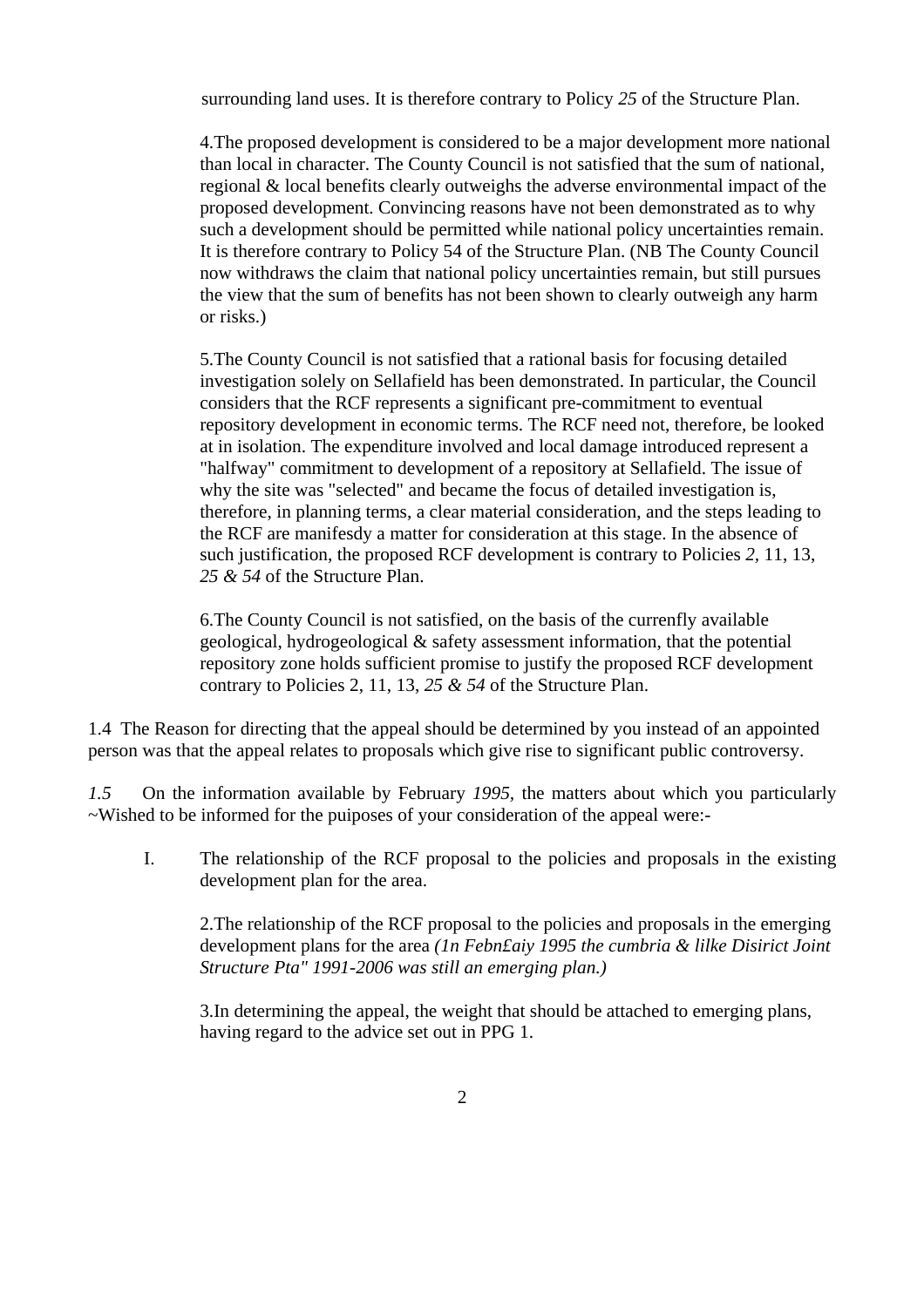surrounding land uses. It is therefore contrary to Policy *25* of the Structure Plan.

4.The proposed development is considered to be a major development more national than local in character. The County Council is not satisfied that the sum of national, regional & local benefits clearly outweighs the adverse environmental impact of the proposed development. Convincing reasons have not been demonstrated as to why such a development should be permitted while national policy uncertainties remain. It is therefore contrary to Policy 54 of the Structure Plan. (NB The County Council now withdraws the claim that national policy uncertainties remain, but still pursues the view that the sum of benefits has not been shown to clearly outweigh any harm or risks.)

5.The County Council is not satisfied that a rational basis for focusing detailed investigation solely on Sellafield has been demonstrated. In particular, the Council considers that the RCF represents a significant pre-commitment to eventual repository development in economic terms. The RCF need not, therefore, be looked at in isolation. The expenditure involved and local damage introduced represent a "halfway" commitment to development of a repository at Sellafield. The issue of why the site was "selected" and became the focus of detailed investigation is, therefore, in planning terms, a clear material consideration, and the steps leading to the RCF are manifesdy a matter for consideration at this stage. In the absence of such justification, the proposed RCF development is contrary to Policies *2,* 11, 13, *25 & 54* of the Structure Plan.

6.The County Council is not satisfied, on the basis of the currenfly available geological, hydrogeological & safety assessment information, that the potential repository zone holds sufficient promise to justify the proposed RCF development contrary to Policies 2, 11, 13, *25 & 54* of the Structure Plan.

1.4 The Reason for directing that the appeal should be determined by you instead of an appointed person was that the appeal relates to proposals which give rise to significant public controversy.

*1.5* On the information available by February *1995,* the matters about which you particularly ~Wished to be informed for the puiposes of your consideration of the appeal were:-

I. The relationship of the RCF proposal to the policies and proposals in the existing development plan for the area.

2.The relationship of the RCF proposal to the policies and proposals in the emerging development plans for the area *(1n Febn£aiy 1995 the cumbria & lilke Disirict Joint Structure Pta" 1991-2006 was still an emerging plan.)*

3.In determining the appeal, the weight that should be attached to emerging plans, having regard to the advice set out in PPG 1.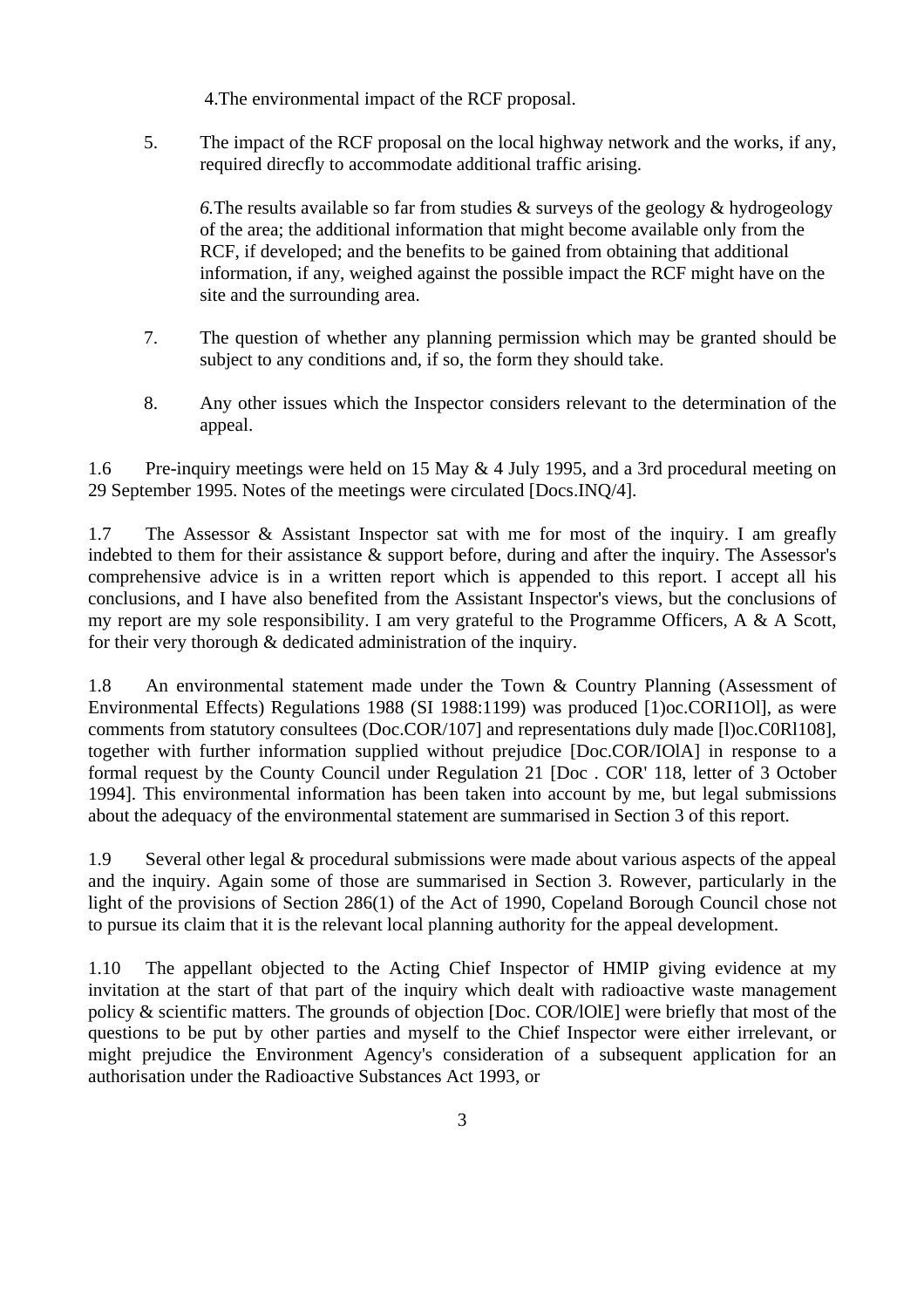4. The environmental impact of the RCF proposal.

5. The impact of the RCF proposal on the local highway network and the works, if any, required direcfly to accommodate additional traffic arising.

6. The results available so far from studies & surveys of the geology & hydrogeology of the area; the additional information that might become available only from the RCF, if developed; and the benefits to be gained from obtaining that additional information, if any, weighed against the possible impact the RCF might have on the site and the surrounding area.

7. The question of whether any planning permission which may be granted should be subject to any conditions and, if so, the form they should take.

8. Any other issues which the Inspector considers relevant to the determination of the appeal.

1.6 Pre-inquiry meetings were held on 15 May & 4 July 1995, and a 3rd procedural meeting on 29 September 1995. Notes of the meetings were circulated [Docs.INQ/4].

1.7 The Assessor & Assistant Inspector sat with me for most of the inquiry. I am greafly indebted to them for their assistance & support before, during and after the inquiry. The Assessor's comprehensive advice is in a written report which is appended to this report. I accept all his conclusions, and I have also benefited from the Assistant Inspector's views, but the conclusions of my report are my sole responsibility. I am very grateful to the Programme Officers, A & A Scott, for their very thorough & dedicated administration of the inquiry.

1.8 An environmental statement made under the Town & Country Planning (Assessment of Environmental Effects) Regulations 1988 (SI 1988:1199) was produced [1)oc.CORI1Ol], as were comments from statutory consultees (Doc.COR/107] and representations duly made [l)oc.C0Rl108], together with further information supplied without prejudice [Doc.COR/IOlA] in response to a formal request by the County Council under Regulation 21 [Doc . COR' 118, letter of 3 October 1994]. This environmental information has been taken into account by me, but legal submissions about the adequacy of the environmental statement are summarised in Section 3 of this report.

1.9 Several other legal & procedural submissions were made about various aspects of the appeal and the inquiry. Again some of those are summarised in Section 3. Rowever, particularly in the light of the provisions of Section 286(1) of the Act of 1990, Copeland Borough Council chose not to pursue its claim that it is the relevant local planning authority for the appeal development.

1.10 The appellant objected to the Acting Chief Inspector of HMIP giving evidence at my invitation at the start of that part of the inquiry which dealt with radioactive waste management policy & scientific matters. The grounds of objection [Doc. COR/lOlE] were briefly that most of the questions to be put by other parties and myself to the Chief Inspector were either irrelevant, or might prejudice the Environment Agency's consideration of a subsequent application for an authorisation under the Radioactive Substances Act 1993, or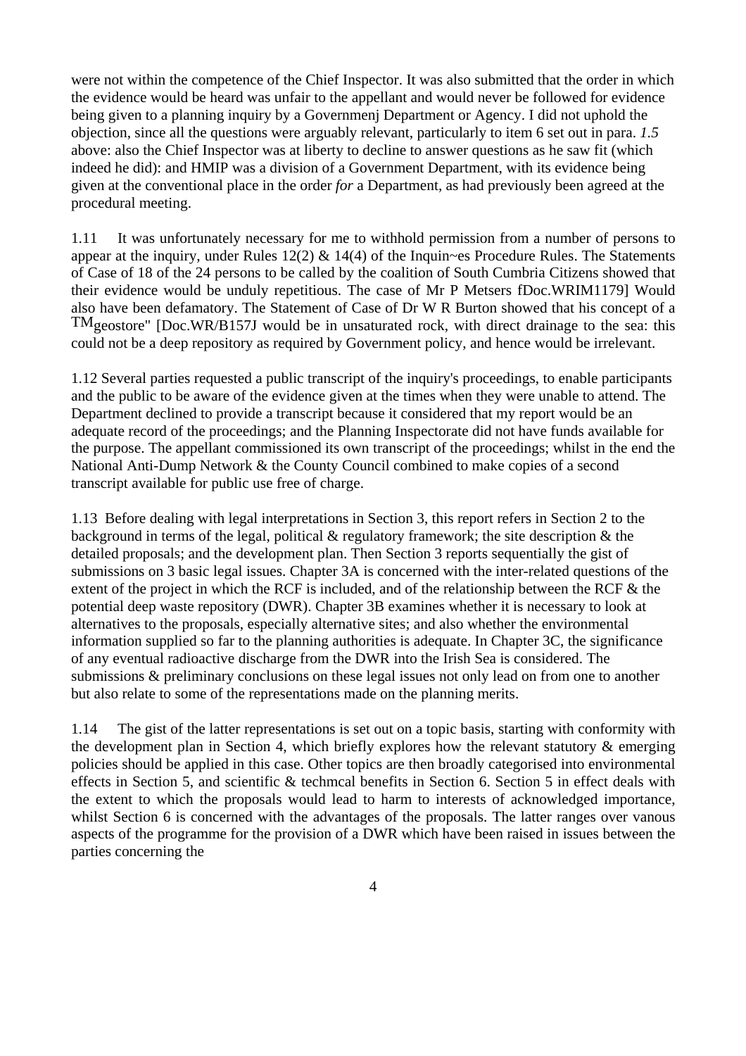were not within the competence of the Chief Inspector. It was also submitted that the order in which the evidence would be heard was unfair to the appellant and would never be followed for evidence being given to a planning inquiry by a Governmenj Department or Agency. I did not uphold the objection, since all the questions were arguably relevant, particularly to item 6 set out in para. *1.5* above: also the Chief Inspector was at liberty to decline to answer questions as he saw fit (which indeed he did): and HMIP was a division of a Government Department, with its evidence being given at the conventional place in the order *for* a Department, as had previously been agreed at the procedural meeting.

1.11 It was unfortunately necessary for me to withhold permission from a number of persons to appear at the inquiry, under Rules 12(2) & 14(4) of the Inquin~es Procedure Rules. The Statements of Case of 18 of the 24 persons to be called by the coalition of South Cumbria Citizens showed that their evidence would be unduly repetitious. The case of Mr P Metsers fDoc.WRIM1179] Would also have been defamatory. The Statement of Case of Dr W R Burton showed that his concept of a TMgeostore" [Doc.WR/B157J would be in unsaturated rock, with direct drainage to the sea: this could not be a deep repository as required by Government policy, and hence would be irrelevant.

1.12 Several parties requested a public transcript of the inquiry's proceedings, to enable participants and the public to be aware of the evidence given at the times when they were unable to attend. The Department declined to provide a transcript because it considered that my report would be an adequate record of the proceedings; and the Planning Inspectorate did not have funds available for the purpose. The appellant commissioned its own transcript of the proceedings; whilst in the end the National Anti-Dump Network & the County Council combined to make copies of a second transcript available for public use free of charge.

1.13 Before dealing with legal interpretations in Section 3, this report refers in Section 2 to the background in terms of the legal, political & regulatory framework; the site description & the detailed proposals; and the development plan. Then Section 3 reports sequentially the gist of submissions on 3 basic legal issues. Chapter 3A is concerned with the inter-related questions of the extent of the project in which the RCF is included, and of the relationship between the RCF & the potential deep waste repository (DWR). Chapter 3B examines whether it is necessary to look at alternatives to the proposals, especially alternative sites; and also whether the environmental information supplied so far to the planning authorities is adequate. In Chapter 3C, the significance of any eventual radioactive discharge from the DWR into the Irish Sea is considered. The submissions & preliminary conclusions on these legal issues not only lead on from one to another but also relate to some of the representations made on the planning merits.

1.14 The gist of the latter representations is set out on a topic basis, starting with conformity with the development plan in Section 4, which briefly explores how the relevant statutory & emerging policies should be applied in this case. Other topics are then broadly categorised into environmental effects in Section 5, and scientific & techmcal benefits in Section 6. Section 5 in effect deals with the extent to which the proposals would lead to harm to interests of acknowledged importance, whilst Section 6 is concerned with the advantages of the proposals. The latter ranges over vanous aspects of the programme for the provision of a DWR which have been raised in issues between the parties concerning the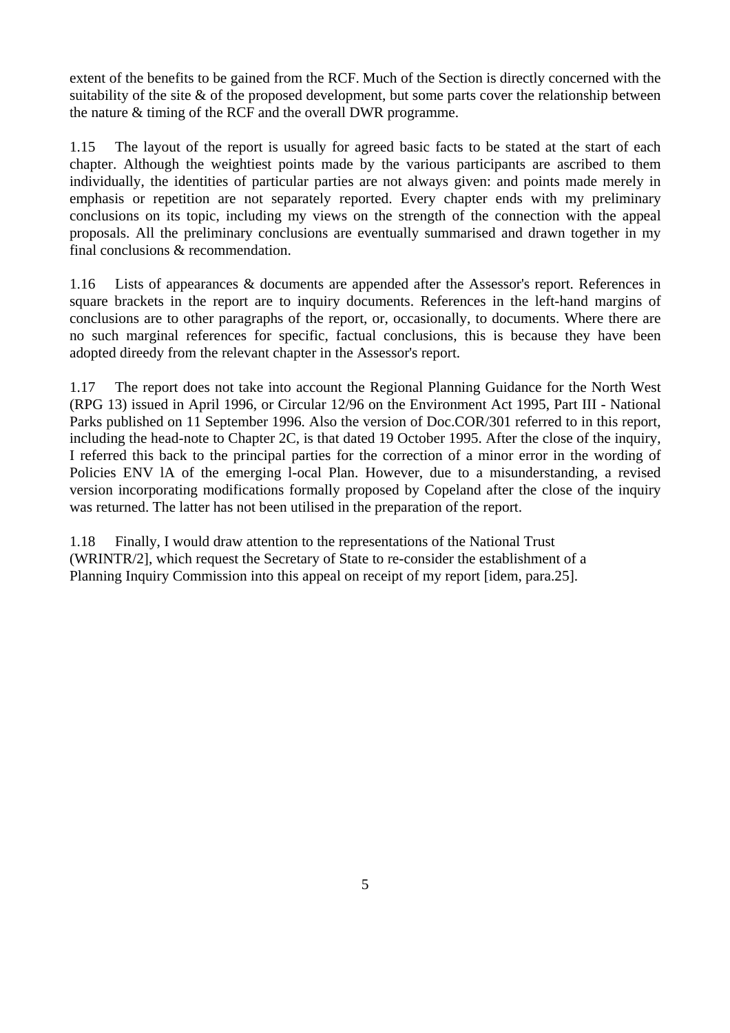extent of the benefits to be gained from the RCF. Much of the Section is directly concerned with the suitability of the site & of the proposed development, but some parts cover the relationship between the nature & timing of the RCF and the overall DWR programme.

1.15 The layout of the report is usually for agreed basic facts to be stated at the start of each chapter. Although the weightiest points made by the various participants are ascribed to them individually, the identities of particular parties are not always given: and points made merely in emphasis or repetition are not separately reported. Every chapter ends with my preliminary conclusions on its topic, including my views on the strength of the connection with the appeal proposals. All the preliminary conclusions are eventually summarised and drawn together in my final conclusions & recommendation.

1.16 Lists of appearances & documents are appended after the Assessor's report. References in square brackets in the report are to inquiry documents. References in the left-hand margins of conclusions are to other paragraphs of the report, or, occasionally, to documents. Where there are no such marginal references for specific, factual conclusions, this is because they have been adopted direedy from the relevant chapter in the Assessor's report.

1.17 The report does not take into account the Regional Planning Guidance for the North West (RPG 13) issued in April 1996, or Circular 12/96 on the Environment Act 1995, Part III - National Parks published on 11 September 1996. Also the version of Doc.COR/301 referred to in this report, including the head-note to Chapter 2C, is that dated 19 October 1995. After the close of the inquiry, I referred this back to the principal parties for the correction of a minor error in the wording of Policies ENV lA of the emerging l-ocal Plan. However, due to a misunderstanding, a revised version incorporating modifications formally proposed by Copeland after the close of the inquiry was returned. The latter has not been utilised in the preparation of the report.

1.18 Finally, I would draw attention to the representations of the National Trust (WRINTR/2], which request the Secretary of State to re-consider the establishment of a Planning Inquiry Commission into this appeal on receipt of my report [idem, para.25].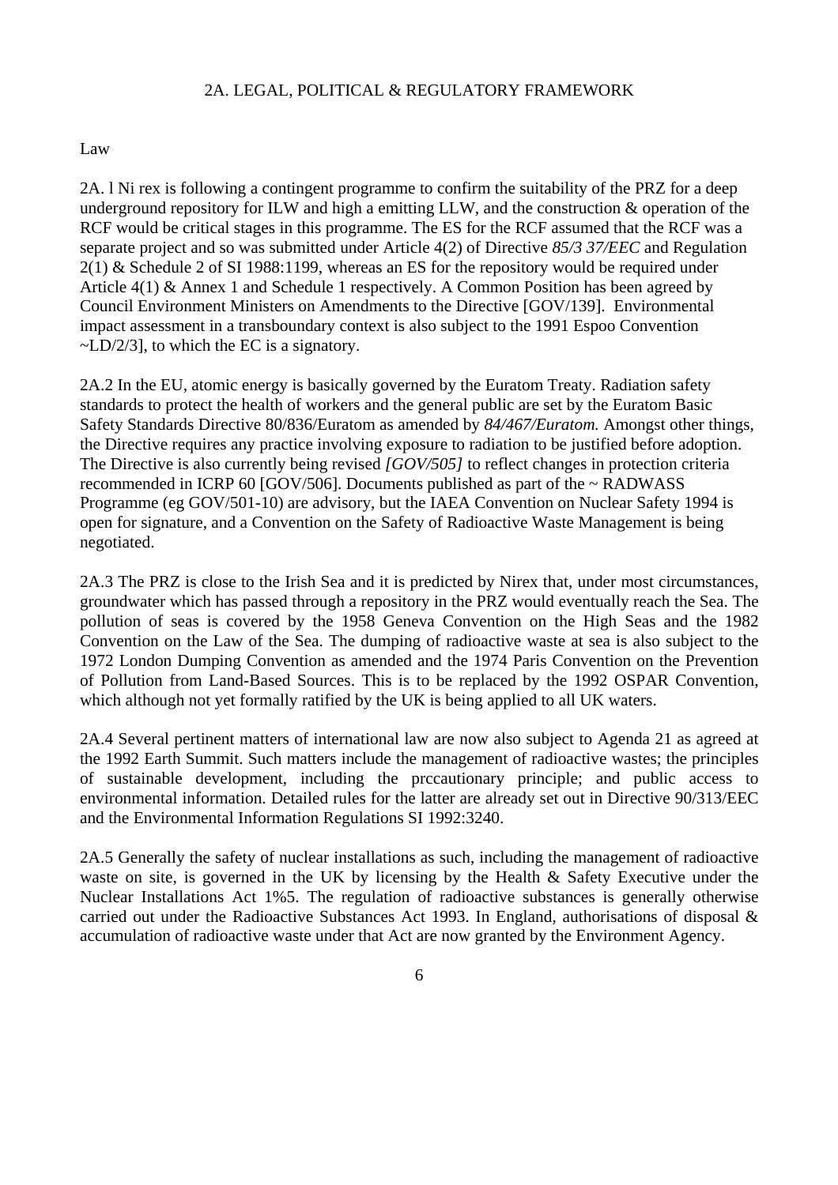## 2A. LEGAL, POLITICAL & REGULATORY FRAMEWORK

Law

2A. l Ni rex is following a contingent programme to confirm the suitability of the PRZ for a deep underground repository for ILW and high a emitting LLW, and the construction & operation of the RCF would be critical stages in this programme. The ES for the RCF assumed that the RCF was a separate project and so was submitted under Article 4(2) of Directive *85/3 37/EEC* and Regulation 2(1) & Schedule 2 of SI 1988:1199, whereas an ES for the repository would be required under Article 4(1) & Annex 1 and Schedule 1 respectively. A Common Position has been agreed by Council Environment Ministers on Amendments to the Directive [GOV/139]. Environmental impact assessment in a transboundary context is also subject to the 1991 Espoo Convention ~LD/2/3], to which the EC is a signatory.

2A.2 In the EU, atomic energy is basically governed by the Euratom Treaty. Radiation safety standards to protect the health of workers and the general public are set by the Euratom Basic Safety Standards Directive 80/836/Euratom as amended by *84/467/Euratom.* Amongst other things, the Directive requires any practice involving exposure to radiation to be justified before adoption. The Directive is also currently being revised *[GOV/505]* to reflect changes in protection criteria recommended in ICRP 60 [GOV/506]. Documents published as part of the ~ RADWASS Programme (eg GOV/501-10) are advisory, but the IAEA Convention on Nuclear Safety 1994 is open for signature, and a Convention on the Safety of Radioactive Waste Management is being negotiated.

2A.3 The PRZ is close to the Irish Sea and it is predicted by Nirex that, under most circumstances, groundwater which has passed through a repository in the PRZ would eventually reach the Sea. The pollution of seas is covered by the 1958 Geneva Convention on the High Seas and the 1982 Convention on the Law of the Sea. The dumping of radioactive waste at sea is also subject to the 1972 London Dumping Convention as amended and the 1974 Paris Convention on the Prevention of Pollution from Land-Based Sources. This is to be replaced by the 1992 OSPAR Convention, which although not yet formally ratified by the UK is being applied to all UK waters.

2A.4 Several pertinent matters of international law are now also subject to Agenda 21 as agreed at the 1992 Earth Summit. Such matters include the management of radioactive wastes; the principles of sustainable development, including the prccautionary principle; and public access to environmental information. Detailed rules for the latter are already set out in Directive 90/313/EEC and the Environmental Information Regulations SI 1992:3240.

2A.5 Generally the safety of nuclear installations as such, including the management of radioactive waste on site, is governed in the UK by licensing by the Health & Safety Executive under the Nuclear Installations Act 1%5. The regulation of radioactive substances is generally otherwise carried out under the Radioactive Substances Act 1993. In England, authorisations of disposal & accumulation of radioactive waste under that Act are now granted by the Environment Agency.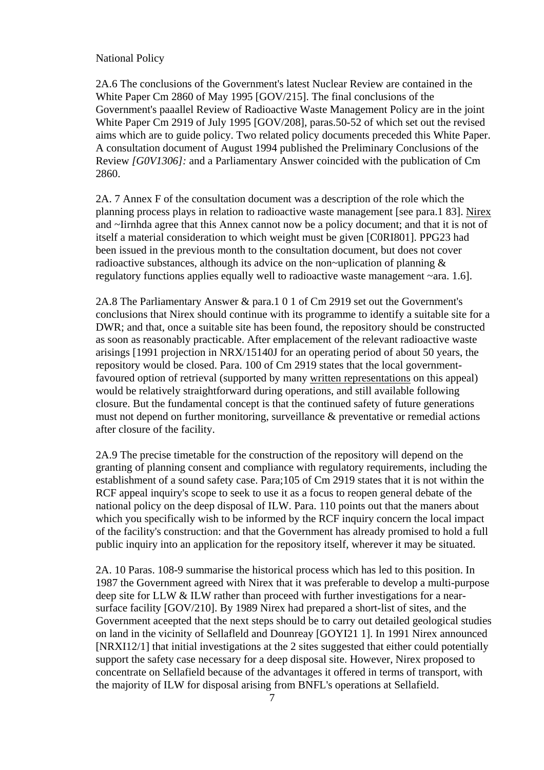National Policy

2A.6 The conclusions of the Government's latest Nuclear Review are contained in the White Paper Cm 2860 of May 1995 [GOV/215]. The final conclusions of the Government's paaallel Review of Radioactive Waste Management Policy are in the joint White Paper Cm 2919 of July 1995 [GOV/208], paras.50-52 of which set out the revised aims which are to guide policy. Two related policy documents preceded this White Paper. A consultation document of August 1994 published the Preliminary Conclusions of the Review *[G0V1306]:* and a Parliamentary Answer coincided with the publication of Cm 2860.

2A. 7 Annex F of the consultation document was a description of the role which the planning process plays in relation to radioactive waste management [see para.1 83]. Nirex and ~Iirnhda agree that this Annex cannot now be a policy document; and that it is not of itself a material consideration to which weight must be given [C0RI801]. PPG23 had been issued in the previous month to the consultation document, but does not cover radioactive substances, although its advice on the non~uplication of planning & regulatory functions applies equally well to radioactive waste management ~ara. 1.6].

2A.8 The Parliamentary Answer & para.1 0 1 of Cm 2919 set out the Government's conclusions that Nirex should continue with its programme to identify a suitable site for a DWR; and that, once a suitable site has been found, the repository should be constructed as soon as reasonably practicable. After emplacement of the relevant radioactive waste arisings [1991 projection in NRX/15140J for an operating period of about 50 years, the repository would be closed. Para. 100 of Cm 2919 states that the local government-favoured option of retrieval (supported by many written representations on this appeal) would be relatively straightforward during operations, and still available following closure. But the fundamental concept is that the continued safety of future generations must not depend on further monitoring, surveillance & preventative or remedial actions after closure of the facility.

2A.9 The precise timetable for the construction of the repository will depend on the granting of planning consent and compliance with regulatory requirements, including the establishment of a sound safety case. Para;105 of Cm 2919 states that it is not within the RCF appeal inquiry's scope to seek to use it as a focus to reopen general debate of the national policy on the deep disposal of ILW. Para. 110 points out that the maners about which you specifically wish to be informed by the RCF inquiry concern the local impact of the facility's construction: and that the Government has already promised to hold a full public inquiry into an application for the repository itself, wherever it may be situated.

2A. 10 Paras. 108-9 summarise the historical process which has led to this position. In 1987 the Government agreed with Nirex that it was preferable to develop a multi-purpose deep site for LLW & ILW rather than proceed with further investigations for a near-surface facility [GOV/210]. By 1989 Nirex had prepared a short-list of sites, and the Government aceepted that the next steps should be to carry out detailed geological studies on land in the vicinity of Sellafleld and Dounreay [GOYI21 1]. In 1991 Nirex announced [NRXI12/1] that initial investigations at the 2 sites suggested that either could potentially support the safety case necessary for a deep disposal site. However, Nirex proposed to concentrate on Sellafield because of the advantages it offered in terms of transport, with the majority of ILW for disposal arising from BNFL's operations at Sellafield.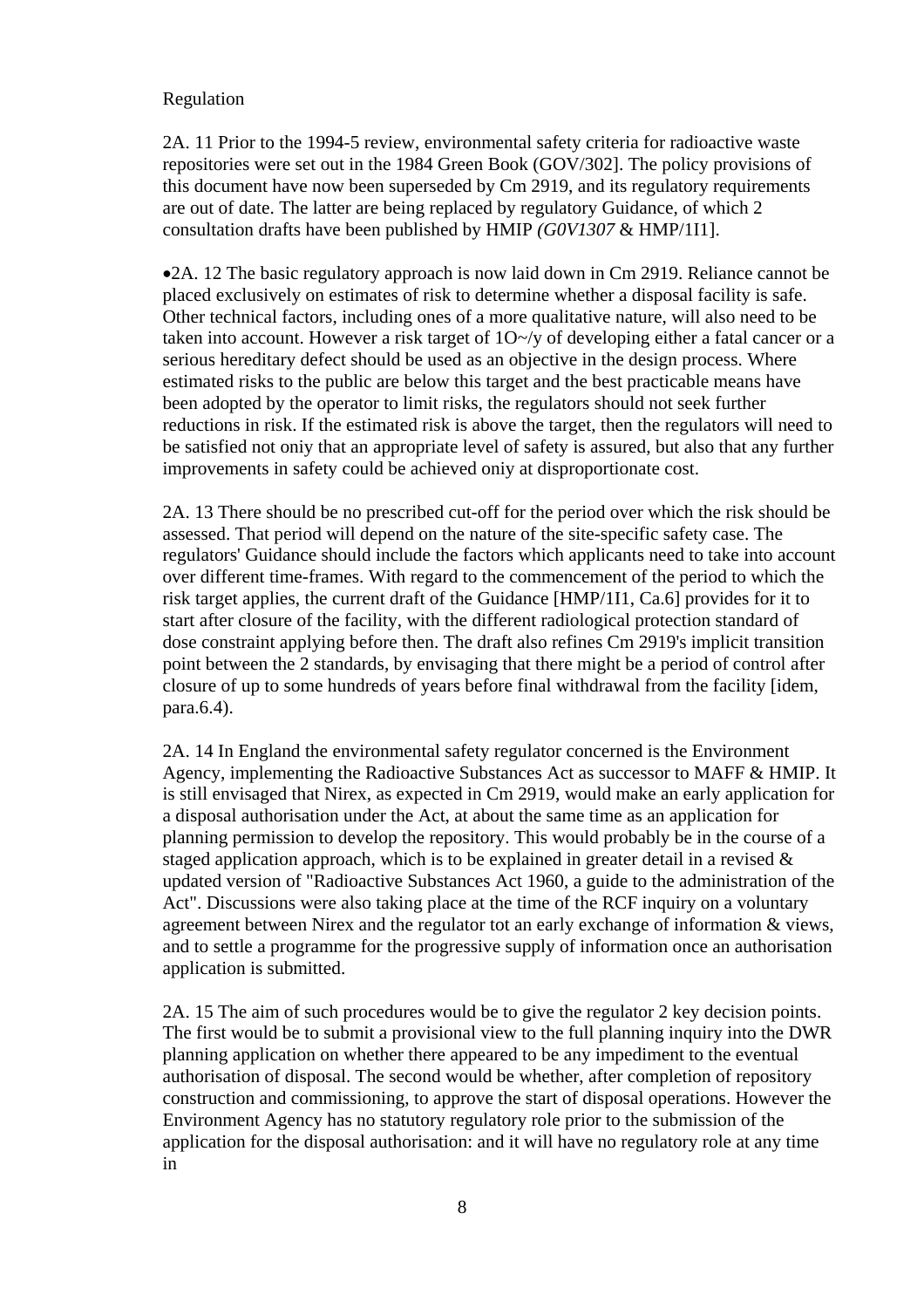Regulation

2A. 11 Prior to the 1994-5 review, environmental safety criteria for radioactive waste repositories were set out in the 1984 Green Book (GOV/302]. The policy provisions of this document have now been superseded by Cm 2919, and its regulatory requirements are out of date. The latter are being replaced by regulatory Guidance, of which 2 consultation drafts have been published by HMIP *(G0V1307* & HMP/1I1].

•2A. 12 The basic regulatory approach is now laid down in Cm 2919. Reliance cannot be placed exclusively on estimates of risk to determine whether a disposal facility is safe. Other technical factors, including ones of a more qualitative nature, will also need to be taken into account. However a risk target of 1O~/y of developing either a fatal cancer or a serious hereditary defect should be used as an objective in the design process. Where estimated risks to the public are below this target and the best practicable means have been adopted by the operator to limit risks, the regulators should not seek further reductions in risk. If the estimated risk is above the target, then the regulators will need to be satisfied not oniy that an appropriate level of safety is assured, but also that any further improvements in safety could be achieved oniy at disproportionate cost.

2A. 13 There should be no prescribed cut-off for the period over which the risk should be assessed. That period will depend on the nature of the site-specific safety case. The regulators' Guidance should include the factors which applicants need to take into account over different time-frames. With regard to the commencement of the period to which the risk target applies, the current draft of the Guidance [HMP/1I1, Ca.6] provides for it to start after closure of the facility, with the different radiological protection standard of dose constraint applying before then. The draft also refines Cm 2919's implicit transition point between the 2 standards, by envisaging that there might be a period of control after closure of up to some hundreds of years before final withdrawal from the facility [idem, para.6.4).

2A. 14 In England the environmental safety regulator concerned is the Environment Agency, implementing the Radioactive Substances Act as successor to MAFF & HMIP. It is still envisaged that Nirex, as expected in Cm 2919, would make an early application for a disposal authorisation under the Act, at about the same time as an application for planning permission to develop the repository. This would probably be in the course of a staged application approach, which is to be explained in greater detail in a revised & updated version of "Radioactive Substances Act 1960, a guide to the administration of the Act". Discussions were also taking place at the time of the RCF inquiry on a voluntary agreement between Nirex and the regulator tot an early exchange of information & views, and to settle a programme for the progressive supply of information once an authorisation application is submitted.

2A. 15 The aim of such procedures would be to give the regulator 2 key decision points. The first would be to submit a provisional view to the full planning inquiry into the DWR planning application on whether there appeared to be any impediment to the eventual authorisation of disposal. The second would be whether, after completion of repository construction and commissioning, to approve the start of disposal operations. However the Environment Agency has no statutory regulatory role prior to the submission of the application for the disposal authorisation: and it will have no regulatory role at any time in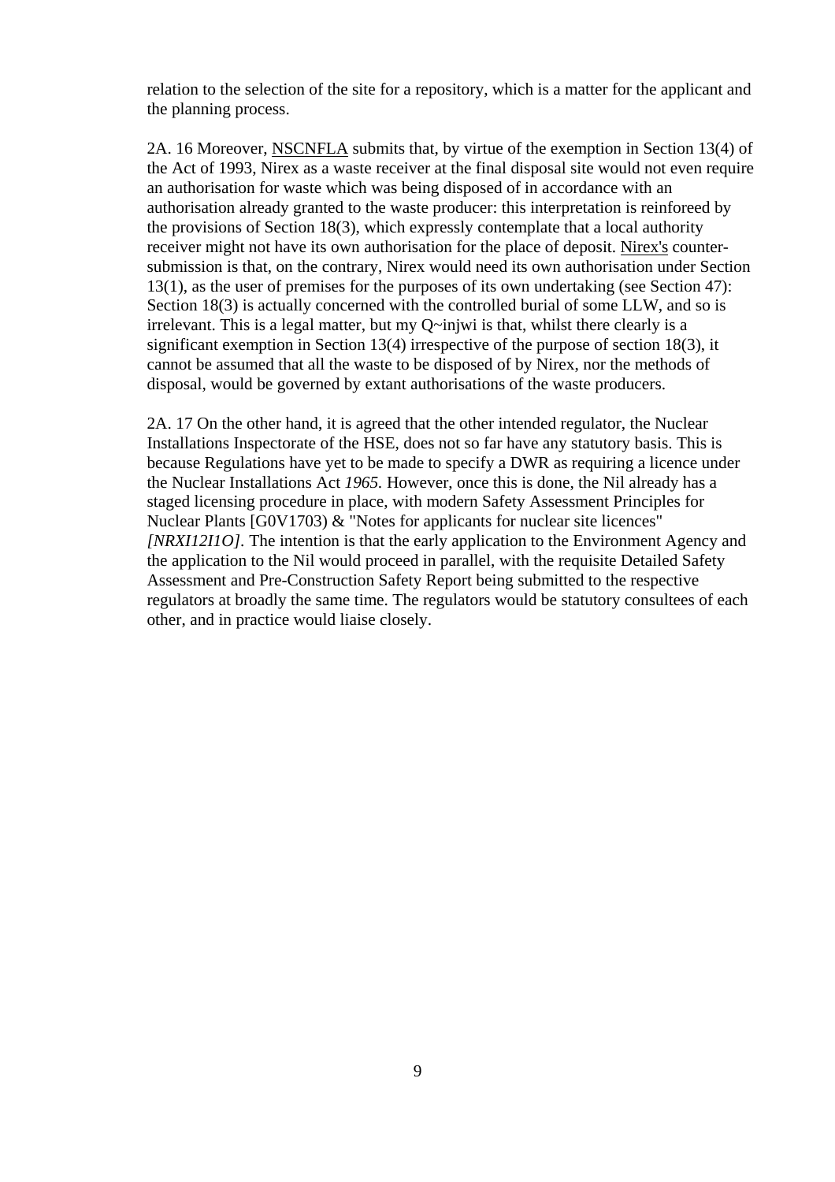relation to the selection of the site for a repository, which is a matter for the applicant and the planning process.

2A. 16 Moreover, NSCNFLA submits that, by virtue of the exemption in Section 13(4) of the Act of 1993, Nirex as a waste receiver at the final disposal site would not even require an authorisation for waste which was being disposed of in accordance with an authorisation already granted to the waste producer: this interpretation is reinforeed by the provisions of Section 18(3), which expressly contemplate that a local authority receiver might not have its own authorisation for the place of deposit. Nirex's counter-submission is that, on the contrary, Nirex would need its own authorisation under Section 13(1), as the user of premises for the purposes of its own undertaking (see Section 47): Section 18(3) is actually concerned with the controlled burial of some LLW, and so is irrelevant. This is a legal matter, but my Q~injwi is that, whilst there clearly is a significant exemption in Section 13(4) irrespective of the purpose of section 18(3), it cannot be assumed that all the waste to be disposed of by Nirex, nor the methods of disposal, would be governed by extant authorisations of the waste producers.

2A. 17 On the other hand, it is agreed that the other intended regulator, the Nuclear Installations Inspectorate of the HSE, does not so far have any statutory basis. This is because Regulations have yet to be made to specify a DWR as requiring a licence under the Nuclear Installations Act *1965*. However, once this is done, the Nil already has a staged licensing procedure in place, with modern Safety Assessment Principles for Nuclear Plants [G0V1703) & "Notes for applicants for nuclear site licences" *[NRXI12I1O]*. The intention is that the early application to the Environment Agency and the application to the Nil would proceed in parallel, with the requisite Detailed Safety Assessment and Pre-Construction Safety Report being submitted to the respective regulators at broadly the same time. The regulators would be statutory consultees of each other, and in practice would liaise closely.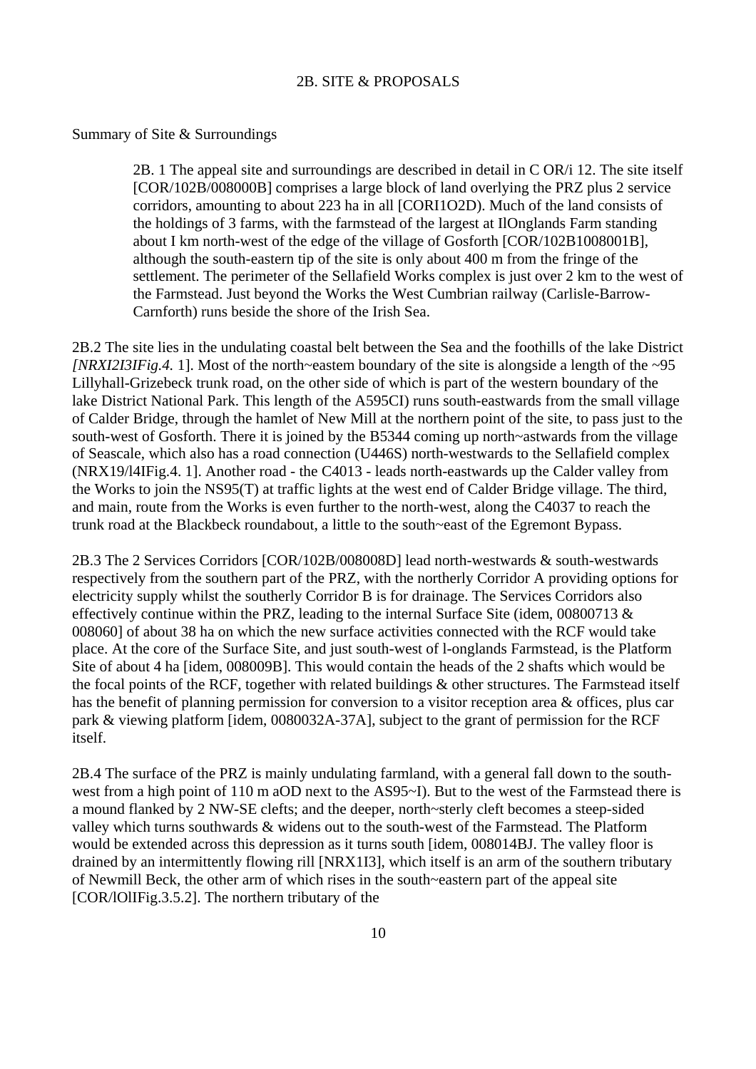## 2B. SITE & PROPOSALS

Summary of Site & Surroundings

2B. 1 The appeal site and surroundings are described in detail in C OR/i 12. The site itself [COR/102B/008000B] comprises a large block of land overlying the PRZ plus 2 service corridors, amounting to about 223 ha in all [CORI1O2D). Much of the land consists of the holdings of 3 farms, with the farmstead of the largest at IlOnglands Farm standing about I km north-west of the edge of the village of Gosforth [COR/102B1008001B], although the south-eastern tip of the site is only about 400 m from the fringe of the settlement. The perimeter of the Sellafield Works complex is just over 2 km to the west of the Farmstead. Just beyond the Works the West Cumbrian railway (Carlisle-Barrow-Carnforth) runs beside the shore of the Irish Sea.

2B.2 The site lies in the undulating coastal belt between the Sea and the foothills of the lake District *[NRXI2I3IFig.4.* 1]. Most of the north~eastem boundary of the site is alongside a length of the ~95 Lillyhall-Grizebeck trunk road, on the other side of which is part of the western boundary of the lake District National Park. This length of the A595CI) runs south-eastwards from the small village of Calder Bridge, through the hamlet of New Mill at the northern point of the site, to pass just to the south-west of Gosforth. There it is joined by the B5344 coming up north~astwards from the village of Seascale, which also has a road connection (U446S) north-westwards to the Sellafield complex (NRX19/l4IFig.4. 1]. Another road - the C4013 - leads north-eastwards up the Calder valley from the Works to join the NS95(T) at traffic lights at the west end of Calder Bridge village. The third, and main, route from the Works is even further to the north-west, along the C4037 to reach the trunk road at the Blackbeck roundabout, a little to the south~east of the Egremont Bypass.

2B.3 The 2 Services Corridors [COR/102B/008008D] lead north-westwards & south-westwards respectively from the southern part of the PRZ, with the northerly Corridor A providing options for electricity supply whilst the southerly Corridor B is for drainage. The Services Corridors also effectively continue within the PRZ, leading to the internal Surface Site (idem, 00800713 & 008060] of about 38 ha on which the new surface activities connected with the RCF would take place. At the core of the Surface Site, and just south-west of l-onglands Farmstead, is the Platform Site of about 4 ha [idem, 008009B]. This would contain the heads of the 2 shafts which would be the focal points of the RCF, together with related buildings & other structures. The Farmstead itself has the benefit of planning permission for conversion to a visitor reception area & offices, plus car park & viewing platform [idem, 0080032A-37A], subject to the grant of permission for the RCF itself.

2B.4 The surface of the PRZ is mainly undulating farmland, with a general fall down to the south-west from a high point of 110 m aOD next to the AS95~I). But to the west of the Farmstead there is a mound flanked by 2 NW-SE clefts; and the deeper, north~sterly cleft becomes a steep-sided valley which turns southwards & widens out to the south-west of the Farmstead. The Platform would be extended across this depression as it turns south [idem, 008014BJ. The valley floor is drained by an intermittently flowing rill [NRX1I3], which itself is an arm of the southern tributary of Newmill Beck, the other arm of which rises in the south~eastern part of the appeal site [COR/lOlIFig.3.5.2]. The northern tributary of the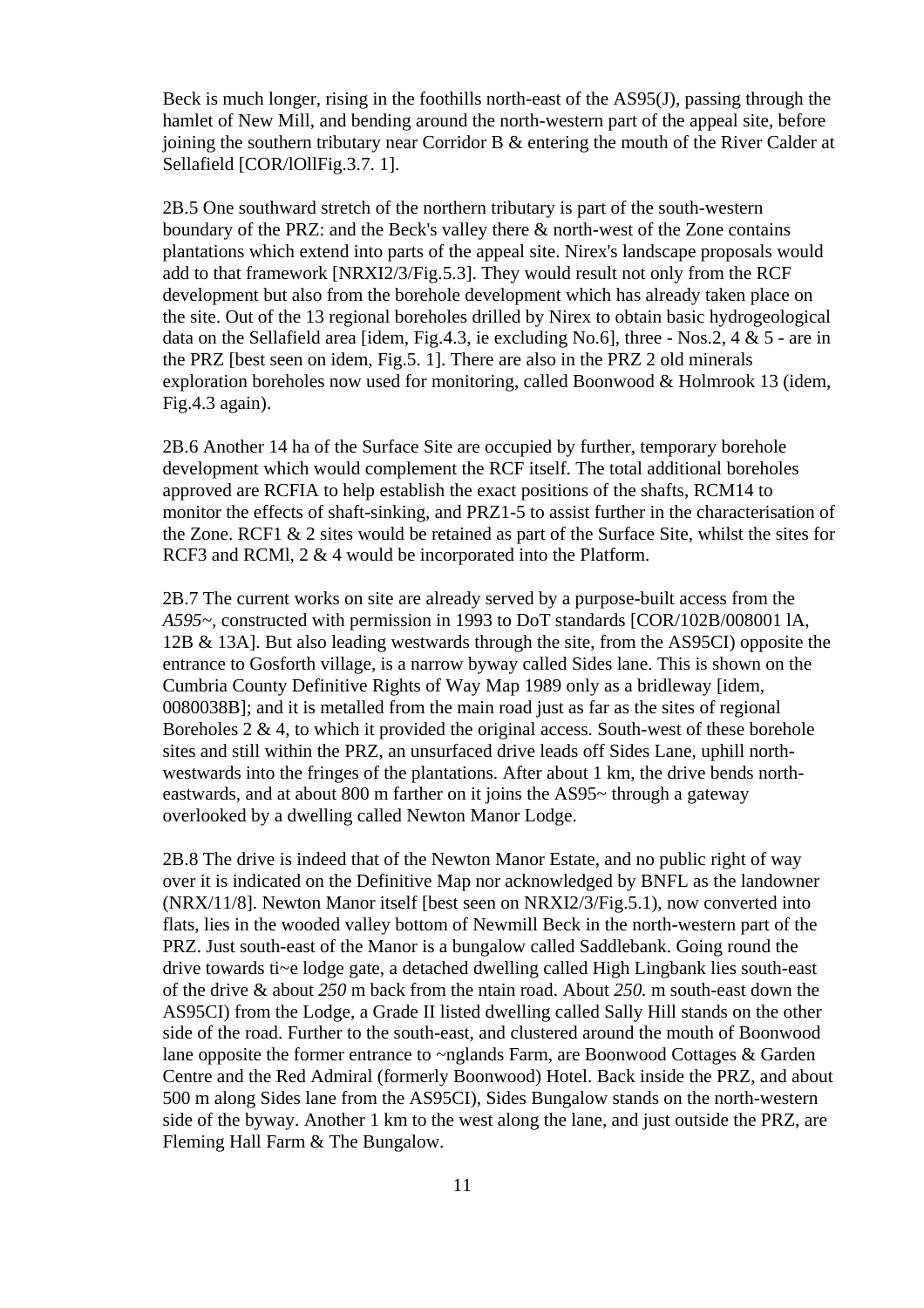Beck is much longer, rising in the foothills north-east of the AS95(J), passing through the hamlet of New Mill, and bending around the north-western part of the appeal site, before joining the southern tributary near Corridor B & entering the mouth of the River Calder at Sellafield [COR/lOllFig.3.7. 1].

2B.5 One southward stretch of the northern tributary is part of the south-western boundary of the PRZ: and the Beck's valley there & north-west of the Zone contains plantations which extend into parts of the appeal site. Nirex's landscape proposals would add to that framework [NRXI2/3/Fig.5.3]. They would result not only from the RCF development but also from the borehole development which has already taken place on the site. Out of the 13 regional boreholes drilled by Nirex to obtain basic hydrogeological data on the Sellafield area [idem, Fig.4.3, ie excluding No.6], three - Nos.2, 4 & 5 - are in the PRZ [best seen on idem, Fig.5. 1]. There are also in the PRZ 2 old minerals exploration boreholes now used for monitoring, called Boonwood & Holmrook 13 (idem, Fig.4.3 again).

2B.6 Another 14 ha of the Surface Site are occupied by further, temporary borehole development which would complement the RCF itself. The total additional boreholes approved are RCFIA to help establish the exact positions of the shafts, RCM14 to monitor the effects of shaft-sinking, and PRZ1-5 to assist further in the characterisation of the Zone. RCF1 & 2 sites would be retained as part of the Surface Site, whilst the sites for RCF3 and RCMl, 2 & 4 would be incorporated into the Platform.

2B.7 The current works on site are already served by a purpose-built access from the *A595~*, constructed with permission in 1993 to DoT standards [COR/102B/008001 lA, 12B & 13A]. But also leading westwards through the site, from the AS95CI) opposite the entrance to Gosforth village, is a narrow byway called Sides lane. This is shown on the Cumbria County Definitive Rights of Way Map 1989 only as a bridleway [idem, 0080038B]; and it is metalled from the main road just as far as the sites of regional Boreholes 2 & 4, to which it provided the original access. South-west of these borehole sites and still within the PRZ, an unsurfaced drive leads off Sides Lane, uphill north-westwards into the fringes of the plantations. After about 1 km, the drive bends north-eastwards, and at about 800 m farther on it joins the AS95~ through a gateway overlooked by a dwelling called Newton Manor Lodge.

2B.8 The drive is indeed that of the Newton Manor Estate, and no public right of way over it is indicated on the Definitive Map nor acknowledged by BNFL as the landowner (NRX/11/8]. Newton Manor itself [best seen on NRXI2/3/Fig.5.1), now converted into flats, lies in the wooded valley bottom of Newmill Beck in the north-western part of the PRZ. Just south-east of the Manor is a bungalow called Saddlebank. Going round the drive towards ti~e lodge gate, a detached dwelling called High Lingbank lies south-east of the drive & about *250* m back from the ntain road. About *250.* m south-east down the AS95CI) from the Lodge, a Grade II listed dwelling called Sally Hill stands on the other side of the road. Further to the south-east, and clustered around the mouth of Boonwood lane opposite the former entrance to ~nglands Farm, are Boonwood Cottages & Garden Centre and the Red Admiral (formerly Boonwood) Hotel. Back inside the PRZ, and about 500 m along Sides lane from the AS95CI), Sides Bungalow stands on the north-western side of the byway. Another 1 km to the west along the lane, and just outside the PRZ, are Fleming Hall Farm & The Bungalow.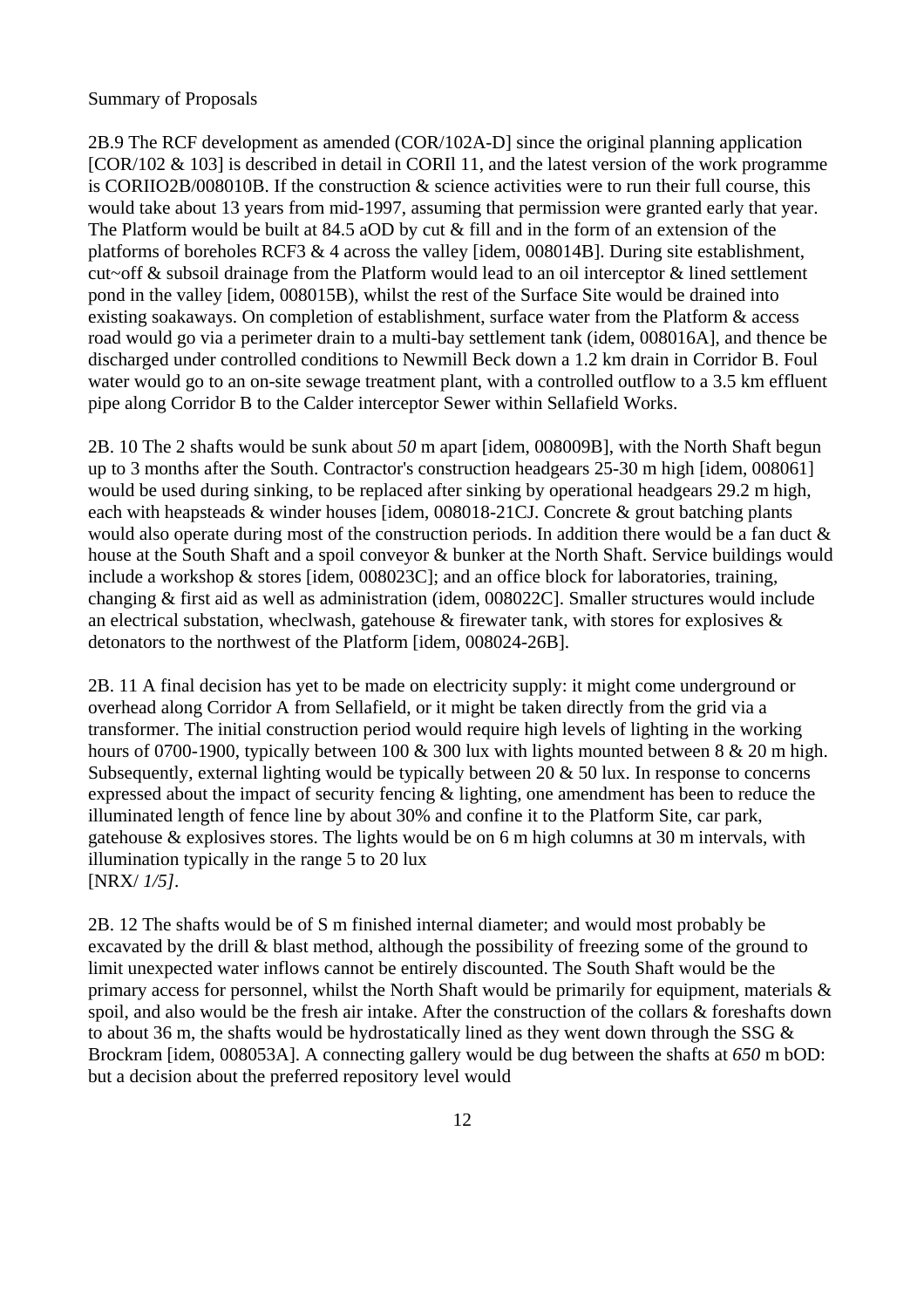Summary of Proposals

2B.9 The RCF development as amended (COR/102A-D] since the original planning application [COR/102 & 103] is described in detail in CORIl 11, and the latest version of the work programme is CORIIO2B/008010B. If the construction & science activities were to run their full course, this would take about 13 years from mid-1997, assuming that permission were granted early that year. The Platform would be built at 84.5 aOD by cut & fill and in the form of an extension of the platforms of boreholes RCF3 & 4 across the valley [idem, 008014B]. During site establishment, cut~off & subsoil drainage from the Platform would lead to an oil interceptor & lined settlement pond in the valley [idem, 008015B), whilst the rest of the Surface Site would be drained into existing soakaways. On completion of establishment, surface water from the Platform & access road would go via a perimeter drain to a multi-bay settlement tank (idem, 008016A], and thence be discharged under controlled conditions to Newmill Beck down a 1.2 km drain in Corridor B. Foul water would go to an on-site sewage treatment plant, with a controlled outflow to a 3.5 km effluent pipe along Corridor B to the Calder interceptor Sewer within Sellafield Works.

2B. 10 The 2 shafts would be sunk about *50* m apart [idem, 008009B], with the North Shaft begun up to 3 months after the South. Contractor's construction headgears 25-30 m high [idem, 008061] would be used during sinking, to be replaced after sinking by operational headgears 29.2 m high, each with heapsteads & winder houses [idem, 008018-21CJ. Concrete & grout batching plants would also operate during most of the construction periods. In addition there would be a fan duct & house at the South Shaft and a spoil conveyor & bunker at the North Shaft. Service buildings would include a workshop & stores [idem, 008023C]; and an office block for laboratories, training, changing & first aid as well as administration (idem, 008022C]. Smaller structures would include an electrical substation, wheclwash, gatehouse & firewater tank, with stores for explosives & detonators to the northwest of the Platform [idem, 008024-26B].

2B. 11 A final decision has yet to be made on electricity supply: it might come underground or overhead along Corridor A from Sellafield, or it might be taken directly from the grid via a transformer. The initial construction period would require high levels of lighting in the working hours of 0700-1900, typically between 100 & 300 lux with lights mounted between 8 & 20 m high. Subsequently, external lighting would be typically between 20 & 50 lux. In response to concerns expressed about the impact of security fencing & lighting, one amendment has been to reduce the illuminated length of fence line by about 30% and confine it to the Platform Site, car park, gatehouse & explosives stores. The lights would be on 6 m high columns at 30 m intervals, with illumination typically in the range 5 to 20 lux
[NRX/ *1/5]*.

2B. 12 The shafts would be of S m finished internal diameter; and would most probably be excavated by the drill & blast method, although the possibility of freezing some of the ground to limit unexpected water inflows cannot be entirely discounted. The South Shaft would be the primary access for personnel, whilst the North Shaft would be primarily for equipment, materials & spoil, and also would be the fresh air intake. After the construction of the collars & foreshafts down to about 36 m, the shafts would be hydrostatically lined as they went down through the SSG & Brockram [idem, 008053A]. A connecting gallery would be dug between the shafts at *650* m bOD: but a decision about the preferred repository level would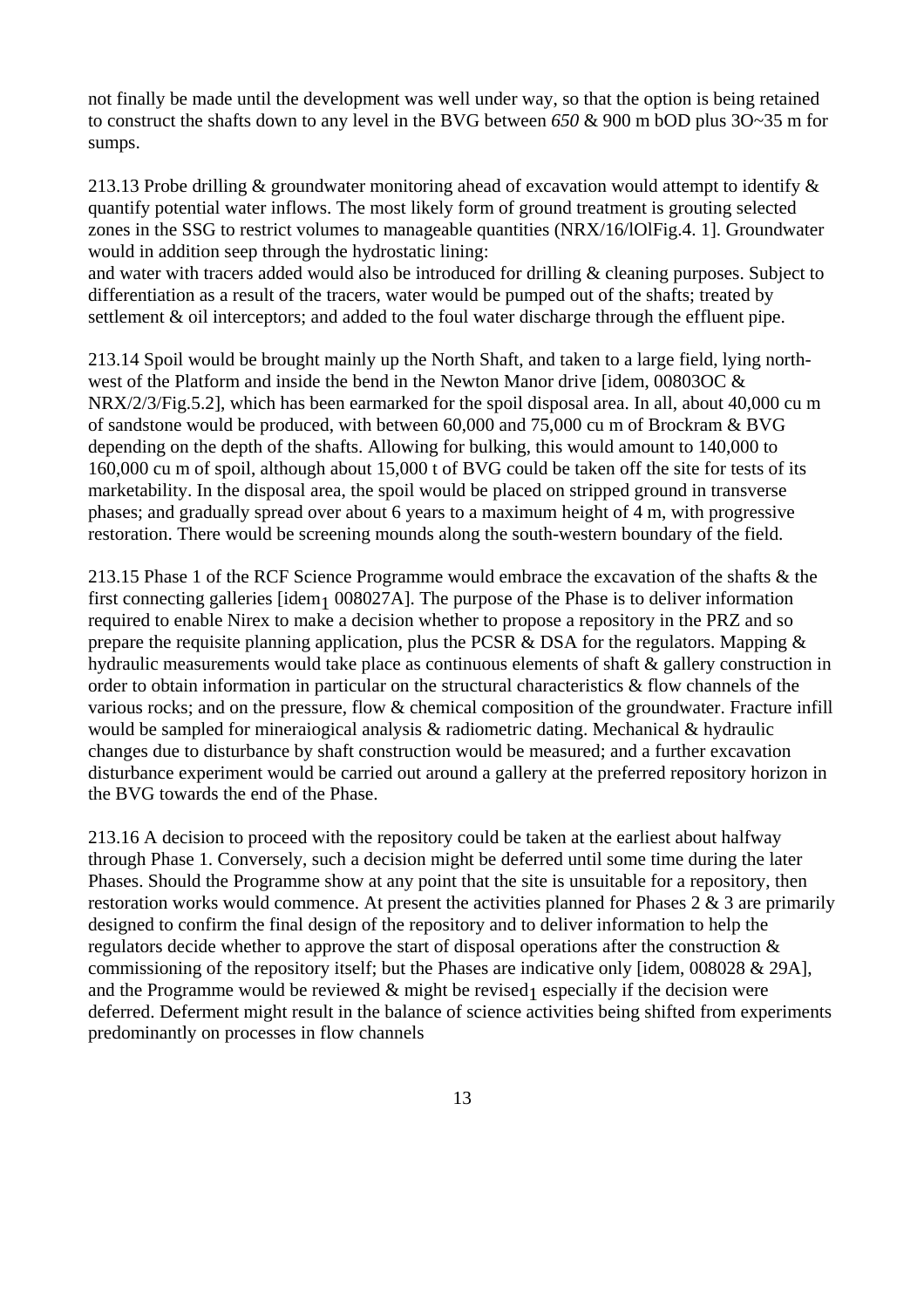not finally be made until the development was well under way, so that the option is being retained to construct the shafts down to any level in the BVG between *650* & 900 m bOD plus 3O~35 m for sumps.

213.13 Probe drilling & groundwater monitoring ahead of excavation would attempt to identify & quantify potential water inflows. The most likely form of ground treatment is grouting selected zones in the SSG to restrict volumes to manageable quantities (NRX/16/lOlFig.4. 1]. Groundwater would in addition seep through the hydrostatic lining:
and water with tracers added would also be introduced for drilling & cleaning purposes. Subject to differentiation as a result of the tracers, water would be pumped out of the shafts; treated by settlement & oil interceptors; and added to the foul water discharge through the effluent pipe.

213.14 Spoil would be brought mainly up the North Shaft, and taken to a large field, lying north-west of the Platform and inside the bend in the Newton Manor drive [idem, 00803OC & NRX/2/3/Fig.5.2], which has been earmarked for the spoil disposal area. In all, about 40,000 cu m of sandstone would be produced, with between 60,000 and 75,000 cu m of Brockram & BVG depending on the depth of the shafts. Allowing for bulking, this would amount to 140,000 to 160,000 cu m of spoil, although about 15,000 t of BVG could be taken off the site for tests of its marketability. In the disposal area, the spoil would be placed on stripped ground in transverse phases; and gradually spread over about 6 years to a maximum height of 4 m, with progressive restoration. There would be screening mounds along the south-western boundary of the field.

213.15 Phase 1 of the RCF Science Programme would embrace the excavation of the shafts & the first connecting galleries [idem$_1$ 008027A]. The purpose of the Phase is to deliver information required to enable Nirex to make a decision whether to propose a repository in the PRZ and so prepare the requisite planning application, plus the PCSR & DSA for the regulators. Mapping & hydraulic measurements would take place as continuous elements of shaft & gallery construction in order to obtain information in particular on the structural characteristics & flow channels of the various rocks; and on the pressure, flow & chemical composition of the groundwater. Fracture infill would be sampled for mineraiogical analysis & radiometric dating. Mechanical & hydraulic changes due to disturbance by shaft construction would be measured; and a further excavation disturbance experiment would be carried out around a gallery at the preferred repository horizon in the BVG towards the end of the Phase.

213.16 A decision to proceed with the repository could be taken at the earliest about halfway through Phase 1. Conversely, such a decision might be deferred until some time during the later Phases. Should the Programme show at any point that the site is unsuitable for a repository, then restoration works would commence. At present the activities planned for Phases 2 & 3 are primarily designed to confirm the final design of the repository and to deliver information to help the regulators decide whether to approve the start of disposal operations after the construction & commissioning of the repository itself; but the Phases are indicative only [idem, 008028 & 29A], and the Programme would be reviewed & might be revised$_1$ especially if the decision were deferred. Deferment might result in the balance of science activities being shifted from experiments predominantly on processes in flow channels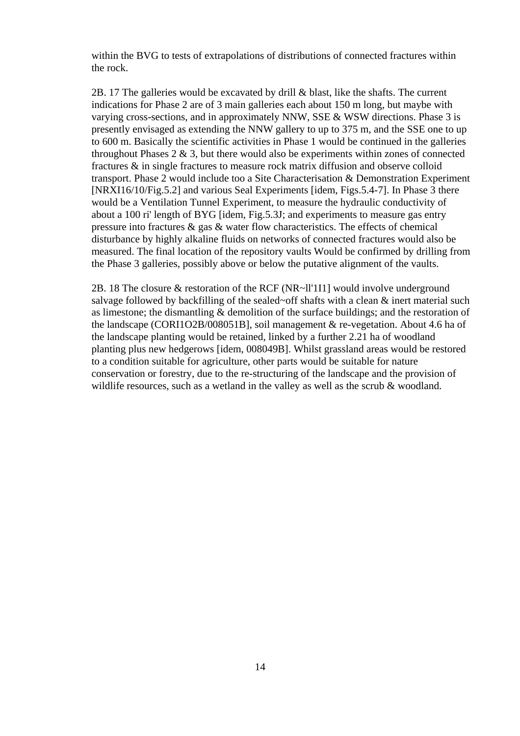within the BVG to tests of extrapolations of distributions of connected fractures within the rock.

2B. 17 The galleries would be excavated by drill & blast, like the shafts. The current indications for Phase 2 are of 3 main galleries each about 150 m long, but maybe with varying cross-sections, and in approximately NNW, SSE & WSW directions. Phase 3 is presently envisaged as extending the NNW gallery to up to 375 m, and the SSE one to up to 600 m. Basically the scientific activities in Phase 1 would be continued in the galleries throughout Phases 2 & 3, but there would also be experiments within zones of connected fractures & in single fractures to measure rock matrix diffusion and observe colloid transport. Phase 2 would include too a Site Characterisation & Demonstration Experiment [NRXI16/10/Fig.5.2] and various Seal Experiments [idem, Figs.5.4-7]. In Phase 3 there would be a Ventilation Tunnel Experiment, to measure the hydraulic conductivity of about a 100 ri' length of BYG [idem, Fig.5.3J; and experiments to measure gas entry pressure into fractures & gas & water flow characteristics. The effects of chemical disturbance by highly alkaline fluids on networks of connected fractures would also be measured. The final location of the repository vaults Would be confirmed by drilling from the Phase 3 galleries, possibly above or below the putative alignment of the vaults.

2B. 18 The closure & restoration of the RCF (NR~ll'1I1] would involve underground salvage followed by backfilling of the sealed~off shafts with a clean & inert material such as limestone; the dismantling & demolition of the surface buildings; and the restoration of the landscape (CORI1O2B/008051B], soil management & re-vegetation. About 4.6 ha of the landscape planting would be retained, linked by a further 2.21 ha of woodland planting plus new hedgerows [idem, 008049B]. Whilst grassland areas would be restored to a condition suitable for agriculture, other parts would be suitable for nature conservation or forestry, due to the re-structuring of the landscape and the provision of wildlife resources, such as a wetland in the valley as well as the scrub & woodland.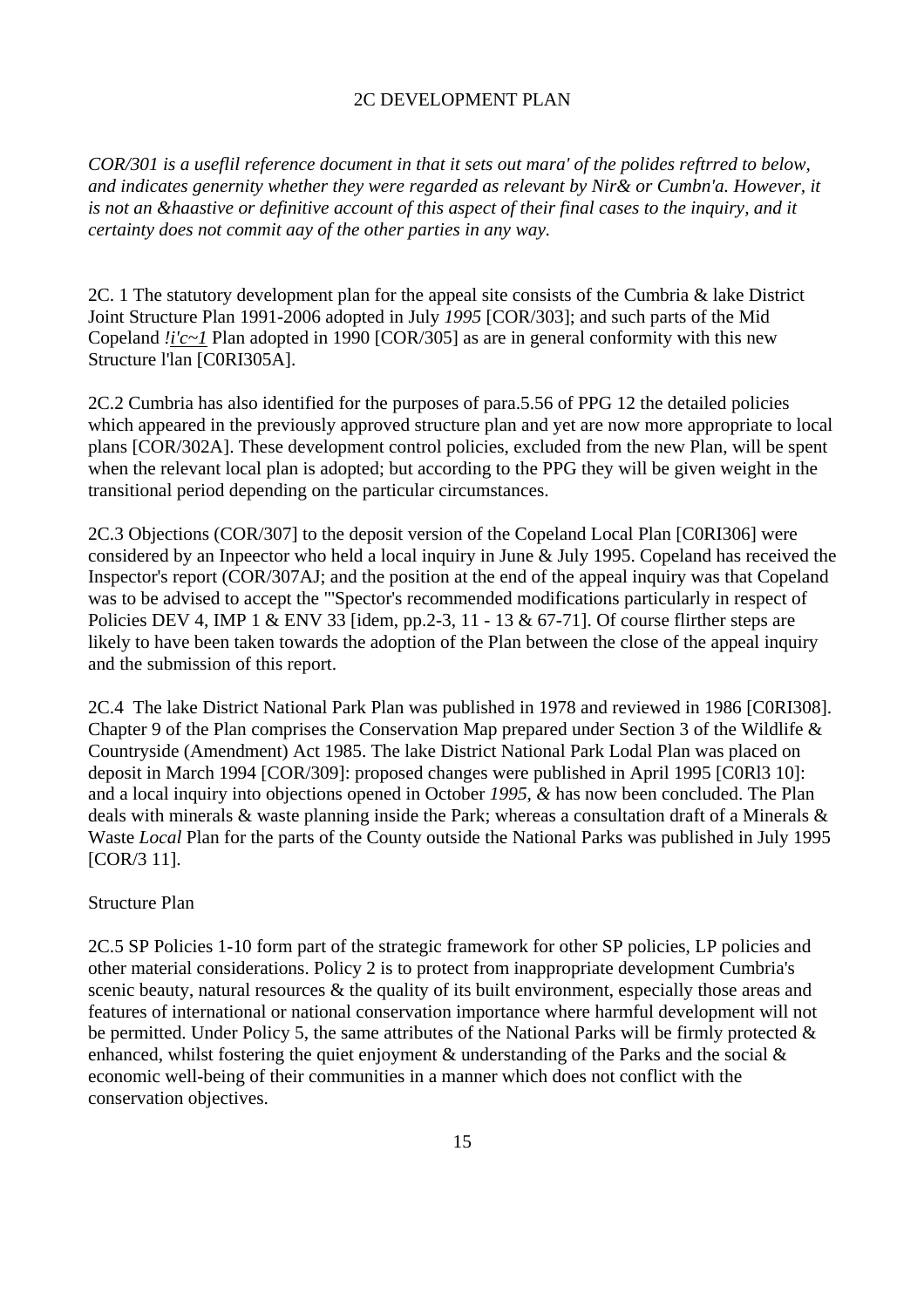## 2C DEVELOPMENT PLAN

*COR/301 is a useflil reference document in that it sets out mara' of the polides reftrred to below, and indicates genernity whether they were regarded as relevant by Nir& or Cumbn'a. However, it is not an &haastive or definitive account of this aspect of their final cases to the inquiry, and it certainty does not commit aay of the other parties in any way.*

2C. 1 The statutory development plan for the appeal site consists of the Cumbria & lake District Joint Structure Plan 1991-2006 adopted in July *1995* [COR/303]; and such parts of the Mid Copeland *!i'c~1* Plan adopted in 1990 [COR/305] as are in general conformity with this new Structure l'lan [C0RI305A].

2C.2 Cumbria has also identified for the purposes of para.5.56 of PPG 12 the detailed policies which appeared in the previously approved structure plan and yet are now more appropriate to local plans [COR/302A]. These development control policies, excluded from the new Plan, will be spent when the relevant local plan is adopted; but according to the PPG they will be given weight in the transitional period depending on the particular circumstances.

2C.3 Objections (COR/307] to the deposit version of the Copeland Local Plan [C0RI306] were considered by an Inpeector who held a local inquiry in June & July 1995. Copeland has received the Inspector's report (COR/307AJ; and the position at the end of the appeal inquiry was that Copeland was to be advised to accept the "'Spector's recommended modifications particularly in respect of Policies DEV 4, IMP 1 & ENV 33 [idem, pp.2-3, 11 - 13 & 67-71]. Of course flirther steps are likely to have been taken towards the adoption of the Plan between the close of the appeal inquiry and the submission of this report.

2C.4 The lake District National Park Plan was published in 1978 and reviewed in 1986 [C0RI308]. Chapter 9 of the Plan comprises the Conservation Map prepared under Section 3 of the Wildlife & Countryside (Amendment) Act 1985. The lake District National Park Lodal Plan was placed on deposit in March 1994 [COR/309]: proposed changes were published in April 1995 [C0Rl3 10]: and a local inquiry into objections opened in October *1995, &* has now been concluded. The Plan deals with minerals & waste planning inside the Park; whereas a consultation draft of a Minerals & Waste *Local* Plan for the parts of the County outside the National Parks was published in July 1995 [COR/3 11].

### Structure Plan

2C.5 SP Policies 1-10 form part of the strategic framework for other SP policies, LP policies and other material considerations. Policy 2 is to protect from inappropriate development Cumbria's scenic beauty, natural resources & the quality of its built environment, especially those areas and features of international or national conservation importance where harmful development will not be permitted. Under Policy 5, the same attributes of the National Parks will be firmly protected & enhanced, whilst fostering the quiet enjoyment & understanding of the Parks and the social & economic well-being of their communities in a manner which does not conflict with the conservation objectives.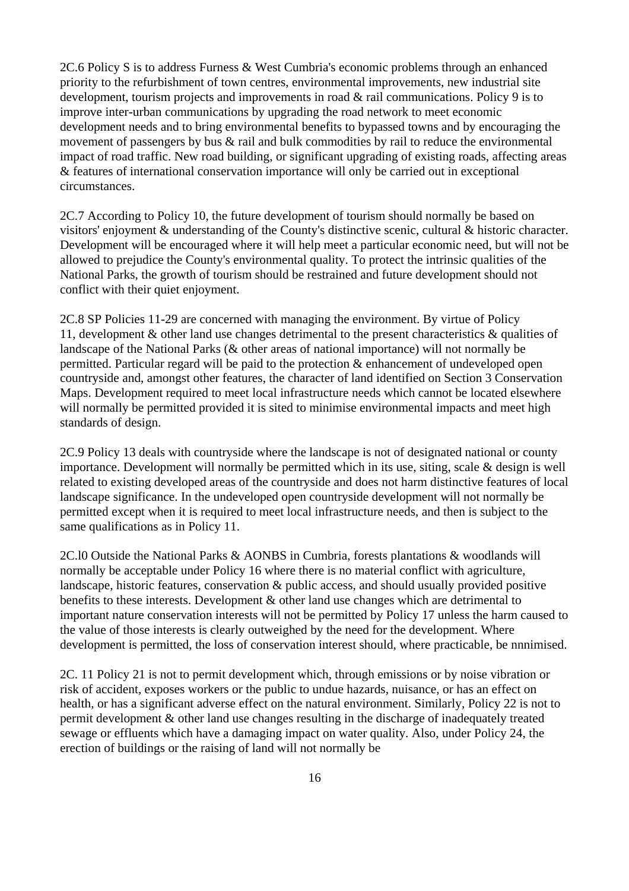2C.6 Policy S is to address Furness & West Cumbria's economic problems through an enhanced priority to the refurbishment of town centres, environmental improvements, new industrial site development, tourism projects and improvements in road & rail communications. Policy 9 is to improve inter-urban communications by upgrading the road network to meet economic development needs and to bring environmental benefits to bypassed towns and by encouraging the movement of passengers by bus & rail and bulk commodities by rail to reduce the environmental impact of road traffic. New road building, or significant upgrading of existing roads, affecting areas & features of international conservation importance will only be carried out in exceptional circumstances.

2C.7 According to Policy 10, the future development of tourism should normally be based on visitors' enjoyment & understanding of the County's distinctive scenic, cultural & historic character. Development will be encouraged where it will help meet a particular economic need, but will not be allowed to prejudice the County's environmental quality. To protect the intrinsic qualities of the National Parks, the growth of tourism should be restrained and future development should not conflict with their quiet enjoyment.

2C.8 SP Policies 11-29 are concerned with managing the environment. By virtue of Policy 11, development & other land use changes detrimental to the present characteristics & qualities of landscape of the National Parks (& other areas of national importance) will not normally be permitted. Particular regard will be paid to the protection & enhancement of undeveloped open countryside and, amongst other features, the character of land identified on Section 3 Conservation Maps. Development required to meet local infrastructure needs which cannot be located elsewhere will normally be permitted provided it is sited to minimise environmental impacts and meet high standards of design.

2C.9 Policy 13 deals with countryside where the landscape is not of designated national or county importance. Development will normally be permitted which in its use, siting, scale & design is well related to existing developed areas of the countryside and does not harm distinctive features of local landscape significance. In the undeveloped open countryside development will not normally be permitted except when it is required to meet local infrastructure needs, and then is subject to the same qualifications as in Policy 11.

2C.l0 Outside the National Parks & AONBS in Cumbria, forests plantations & woodlands will normally be acceptable under Policy 16 where there is no material conflict with agriculture, landscape, historic features, conservation & public access, and should usually provided positive benefits to these interests. Development & other land use changes which are detrimental to important nature conservation interests will not be permitted by Policy 17 unless the harm caused to the value of those interests is clearly outweighed by the need for the development. Where development is permitted, the loss of conservation interest should, where practicable, be nnnimised.

2C. 11 Policy 21 is not to permit development which, through emissions or by noise vibration or risk of accident, exposes workers or the public to undue hazards, nuisance, or has an effect on health, or has a significant adverse effect on the natural environment. Similarly, Policy 22 is not to permit development & other land use changes resulting in the discharge of inadequately treated sewage or effluents which have a damaging impact on water quality. Also, under Policy 24, the erection of buildings or the raising of land will not normally be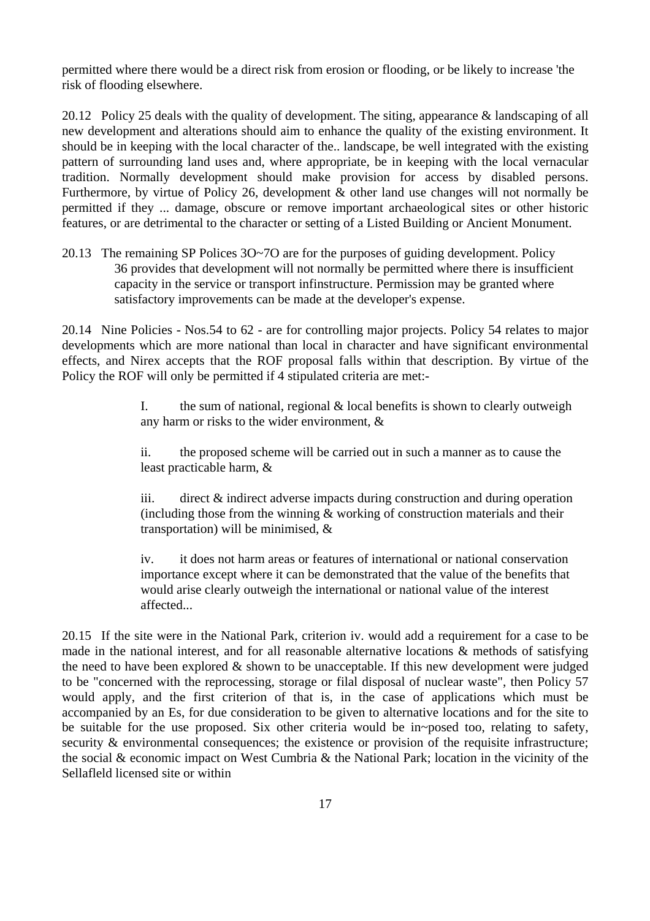permitted where there would be a direct risk from erosion or flooding, or be likely to increase 'the risk of flooding elsewhere.

20.12 Policy 25 deals with the quality of development. The siting, appearance & landscaping of all new development and alterations should aim to enhance the quality of the existing environment. It should be in keeping with the local character of the.. landscape, be well integrated with the existing pattern of surrounding land uses and, where appropriate, be in keeping with the local vernacular tradition. Normally development should make provision for access by disabled persons. Furthermore, by virtue of Policy 26, development & other land use changes will not normally be permitted if they ... damage, obscure or remove important archaeological sites or other historic features, or are detrimental to the character or setting of a Listed Building or Ancient Monument.

20.13 The remaining SP Polices 3O~7O are for the purposes of guiding development. Policy 36 provides that development will not normally be permitted where there is insufficient capacity in the service or transport infinstructure. Permission may be granted where satisfactory improvements can be made at the developer's expense.

20.14 Nine Policies - Nos.54 to 62 - are for controlling major projects. Policy 54 relates to major developments which are more national than local in character and have significant environmental effects, and Nirex accepts that the ROF proposal falls within that description. By virtue of the Policy the ROF will only be permitted if 4 stipulated criteria are met:-

> I. the sum of national, regional & local benefits is shown to clearly outweigh any harm or risks to the wider environment, &
>
> ii. the proposed scheme will be carried out in such a manner as to cause the least practicable harm, &
>
> iii. direct & indirect adverse impacts during construction and during operation (including those from the winning & working of construction materials and their transportation) will be minimised, &
>
> iv. it does not harm areas or features of international or national conservation importance except where it can be demonstrated that the value of the benefits that would arise clearly outweigh the international or national value of the interest affected...

20.15 If the site were in the National Park, criterion iv. would add a requirement for a case to be made in the national interest, and for all reasonable alternative locations & methods of satisfying the need to have been explored & shown to be unacceptable. If this new development were judged to be "concerned with the reprocessing, storage or filal disposal of nuclear waste", then Policy 57 would apply, and the first criterion of that is, in the case of applications which must be accompanied by an Es, for due consideration to be given to alternative locations and for the site to be suitable for the use proposed. Six other criteria would be in~posed too, relating to safety, security & environmental consequences; the existence or provision of the requisite infrastructure; the social & economic impact on West Cumbria & the National Park; location in the vicinity of the Sellafleld licensed site or within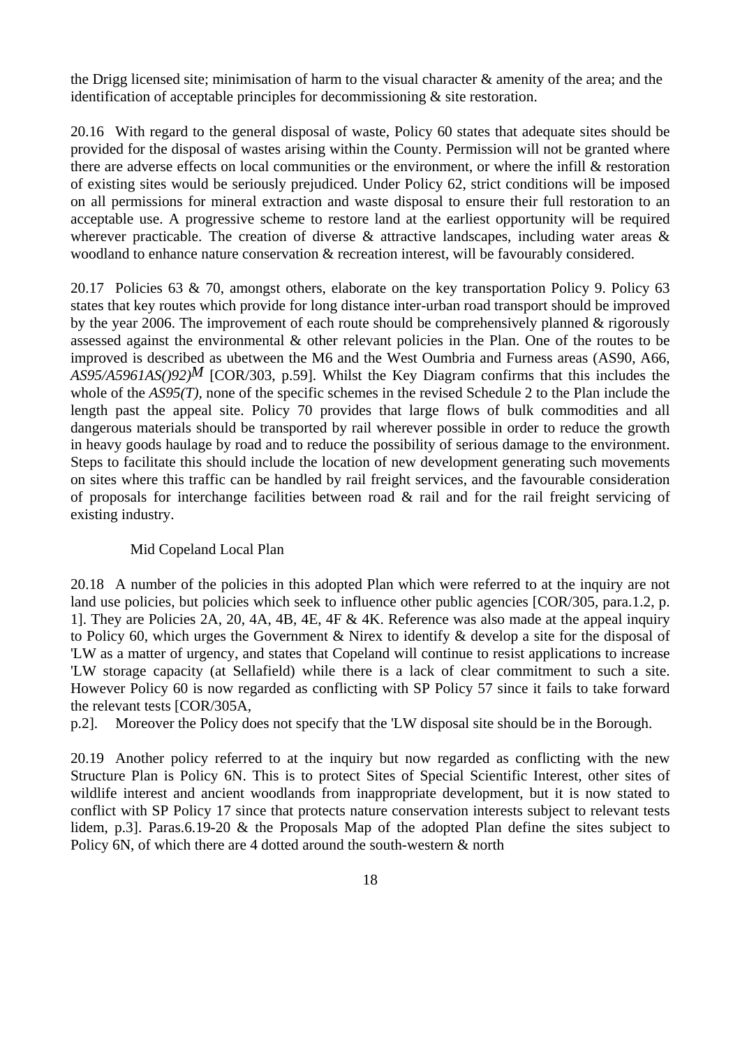the Drigg licensed site; minimisation of harm to the visual character & amenity of the area; and the identification of acceptable principles for decommissioning & site restoration.

20.16 With regard to the general disposal of waste, Policy 60 states that adequate sites should be provided for the disposal of wastes arising within the County. Permission will not be granted where there are adverse effects on local communities or the environment, or where the infill & restoration of existing sites would be seriously prejudiced. Under Policy 62, strict conditions will be imposed on all permissions for mineral extraction and waste disposal to ensure their full restoration to an acceptable use. A progressive scheme to restore land at the earliest opportunity will be required wherever practicable. The creation of diverse & attractive landscapes, including water areas & woodland to enhance nature conservation & recreation interest, will be favourably considered.

20.17 Policies 63 & 70, amongst others, elaborate on the key transportation Policy 9. Policy 63 states that key routes which provide for long distance inter-urban road transport should be improved by the year 2006. The improvement of each route should be comprehensively planned & rigorously assessed against the environmental & other relevant policies in the Plan. One of the routes to be improved is described as ubetween the M6 and the West Oumbria and Furness areas (AS90, A66, *AS95/A5961AS()92)M* [COR/303, p.59]. Whilst the Key Diagram confirms that this includes the whole of the *AS95(T),* none of the specific schemes in the revised Schedule 2 to the Plan include the length past the appeal site. Policy 70 provides that large flows of bulk commodities and all dangerous materials should be transported by rail wherever possible in order to reduce the growth in heavy goods haulage by road and to reduce the possibility of serious damage to the environment. Steps to facilitate this should include the location of new development generating such movements on sites where this traffic can be handled by rail freight services, and the favourable consideration of proposals for interchange facilities between road & rail and for the rail freight servicing of existing industry.

Mid Copeland Local Plan

20.18 A number of the policies in this adopted Plan which were referred to at the inquiry are not land use policies, but policies which seek to influence other public agencies [COR/305, para.1.2, p. 1]. They are Policies 2A, 20, 4A, 4B, 4E, 4F & 4K. Reference was also made at the appeal inquiry to Policy 60, which urges the Government & Nirex to identify & develop a site for the disposal of 'LW as a matter of urgency, and states that Copeland will continue to resist applications to increase 'LW storage capacity (at Sellafield) while there is a lack of clear commitment to such a site. However Policy 60 is now regarded as conflicting with SP Policy 57 since it fails to take forward the relevant tests [COR/305A,
p.2]. Moreover the Policy does not specify that the 'LW disposal site should be in the Borough.

20.19 Another policy referred to at the inquiry but now regarded as conflicting with the new Structure Plan is Policy 6N. This is to protect Sites of Special Scientific Interest, other sites of wildlife interest and ancient woodlands from inappropriate development, but it is now stated to conflict with SP Policy 17 since that protects nature conservation interests subject to relevant tests lidem, p.3]. Paras.6.19-20 & the Proposals Map of the adopted Plan define the sites subject to Policy 6N, of which there are 4 dotted around the south-western & north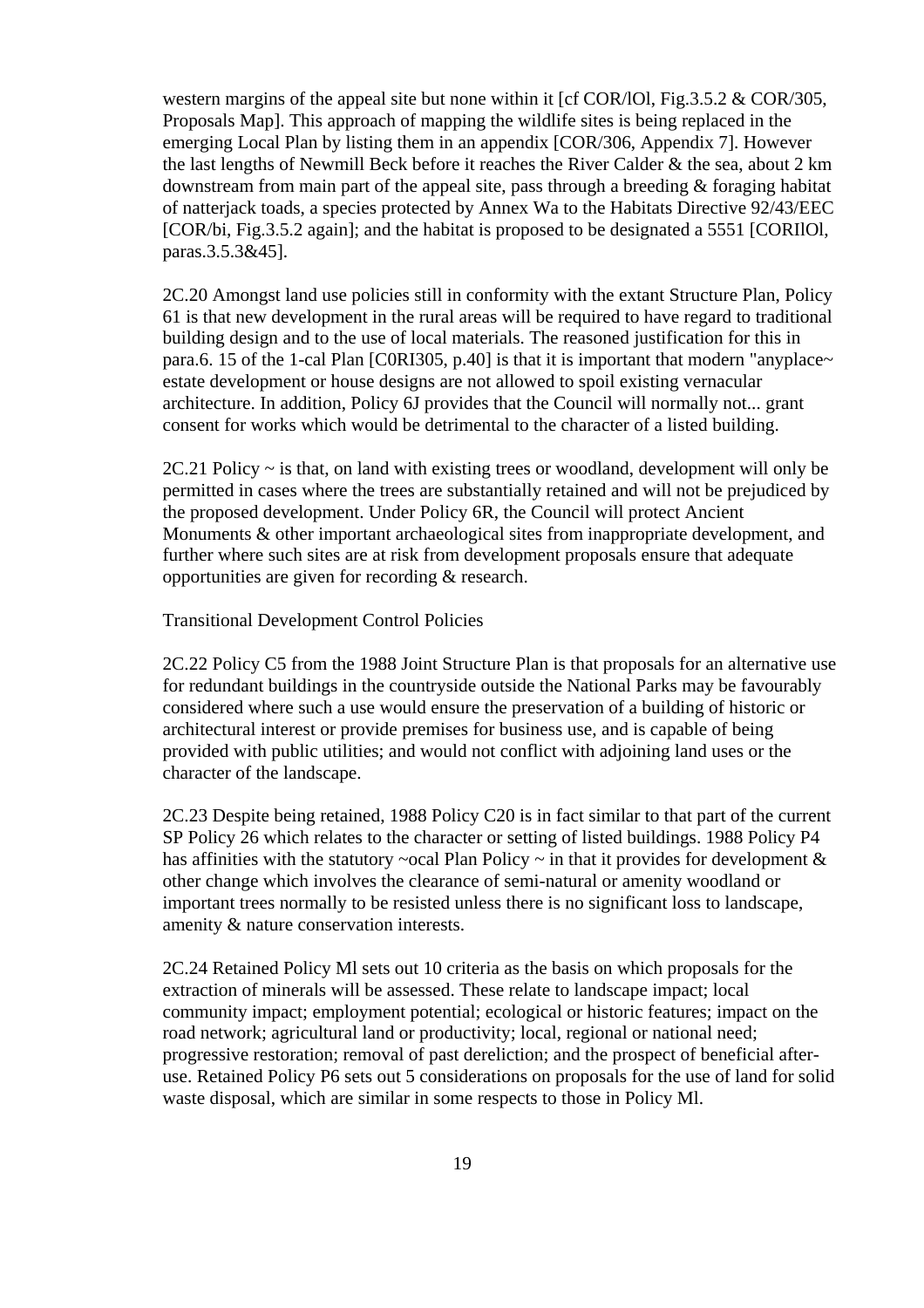western margins of the appeal site but none within it [cf COR/lOl, Fig.3.5.2 & COR/305, Proposals Map]. This approach of mapping the wildlife sites is being replaced in the emerging Local Plan by listing them in an appendix [COR/306, Appendix 7]. However the last lengths of Newmill Beck before it reaches the River Calder & the sea, about 2 km downstream from main part of the appeal site, pass through a breeding & foraging habitat of natterjack toads, a species protected by Annex Wa to the Habitats Directive 92/43/EEC [COR/bi, Fig.3.5.2 again]; and the habitat is proposed to be designated a 5551 [CORIlOl, paras.3.5.3&45].

2C.20 Amongst land use policies still in conformity with the extant Structure Plan, Policy 61 is that new development in the rural areas will be required to have regard to traditional building design and to the use of local materials. The reasoned justification for this in para.6. 15 of the 1-cal Plan [C0RI305, p.40] is that it is important that modern "anyplace~ estate development or house designs are not allowed to spoil existing vernacular architecture. In addition, Policy 6J provides that the Council will normally not... grant consent for works which would be detrimental to the character of a listed building.

2C.21 Policy ~ is that, on land with existing trees or woodland, development will only be permitted in cases where the trees are substantially retained and will not be prejudiced by the proposed development. Under Policy 6R, the Council will protect Ancient Monuments & other important archaeological sites from inappropriate development, and further where such sites are at risk from development proposals ensure that adequate opportunities are given for recording & research.

Transitional Development Control Policies

2C.22 Policy C5 from the 1988 Joint Structure Plan is that proposals for an alternative use for redundant buildings in the countryside outside the National Parks may be favourably considered where such a use would ensure the preservation of a building of historic or architectural interest or provide premises for business use, and is capable of being provided with public utilities; and would not conflict with adjoining land uses or the character of the landscape.

2C.23 Despite being retained, 1988 Policy C20 is in fact similar to that part of the current SP Policy 26 which relates to the character or setting of listed buildings. 1988 Policy P4 has affinities with the statutory ~ocal Plan Policy ~ in that it provides for development & other change which involves the clearance of semi-natural or amenity woodland or important trees normally to be resisted unless there is no significant loss to landscape, amenity & nature conservation interests.

2C.24 Retained Policy Ml sets out 10 criteria as the basis on which proposals for the extraction of minerals will be assessed. These relate to landscape impact; local community impact; employment potential; ecological or historic features; impact on the road network; agricultural land or productivity; local, regional or national need; progressive restoration; removal of past dereliction; and the prospect of beneficial after-use. Retained Policy P6 sets out 5 considerations on proposals for the use of land for solid waste disposal, which are similar in some respects to those in Policy Ml.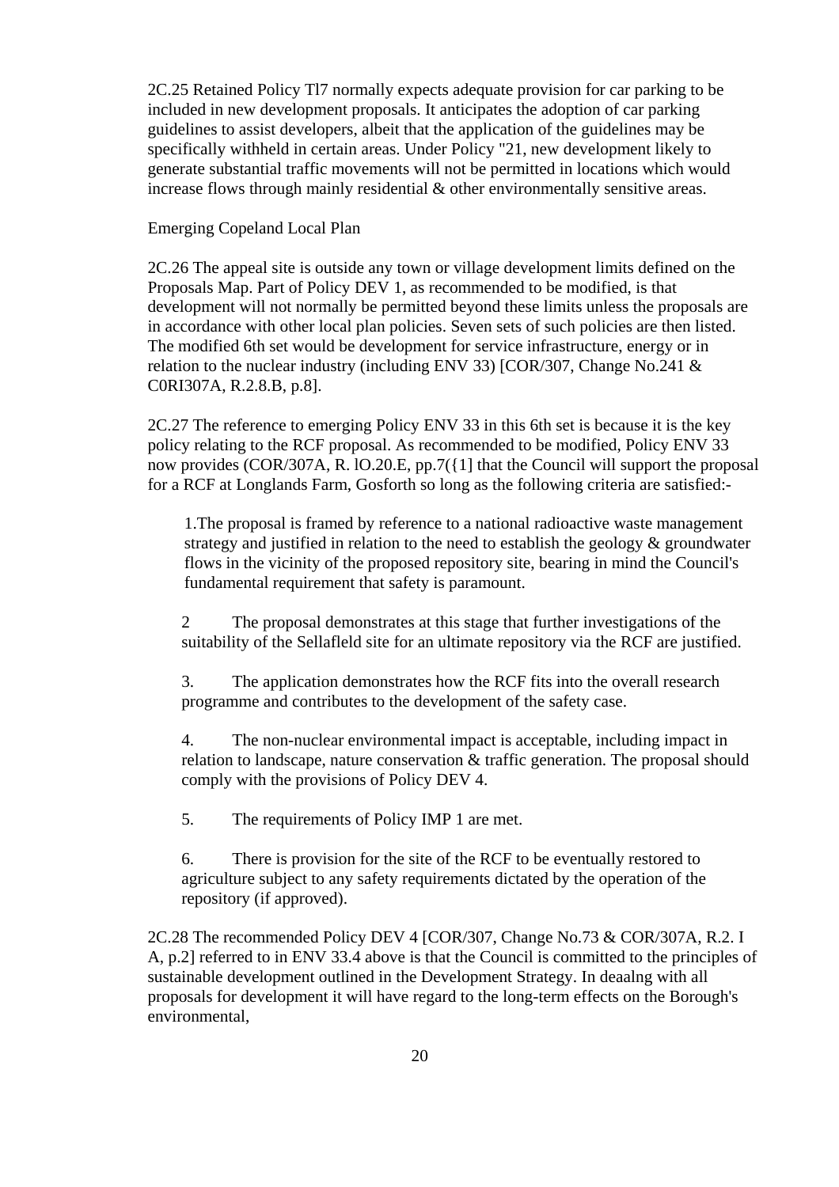2C.25 Retained Policy Tl7 normally expects adequate provision for car parking to be included in new development proposals. It anticipates the adoption of car parking guidelines to assist developers, albeit that the application of the guidelines may be specifically withheld in certain areas. Under Policy "21, new development likely to generate substantial traffic movements will not be permitted in locations which would increase flows through mainly residential & other environmentally sensitive areas.

Emerging Copeland Local Plan

2C.26 The appeal site is outside any town or village development limits defined on the Proposals Map. Part of Policy DEV 1, as recommended to be modified, is that development will not normally be permitted beyond these limits unless the proposals are in accordance with other local plan policies. Seven sets of such policies are then listed. The modified 6th set would be development for service infrastructure, energy or in relation to the nuclear industry (including ENV 33) [COR/307, Change No.241 & C0RI307A, R.2.8.B, p.8].

2C.27 The reference to emerging Policy ENV 33 in this 6th set is because it is the key policy relating to the RCF proposal. As recommended to be modified, Policy ENV 33 now provides (COR/307A, R. lO.20.E, pp.7({1] that the Council will support the proposal for a RCF at Longlands Farm, Gosforth so long as the following criteria are satisfied:-

1. The proposal is framed by reference to a national radioactive waste management strategy and justified in relation to the need to establish the geology & groundwater flows in the vicinity of the proposed repository site, bearing in mind the Council's fundamental requirement that safety is paramount.

2. The proposal demonstrates at this stage that further investigations of the suitability of the Sellafleld site for an ultimate repository via the RCF are justified.

3. The application demonstrates how the RCF fits into the overall research programme and contributes to the development of the safety case.

4. The non-nuclear environmental impact is acceptable, including impact in relation to landscape, nature conservation & traffic generation. The proposal should comply with the provisions of Policy DEV 4.

5. The requirements of Policy IMP 1 are met.

6. There is provision for the site of the RCF to be eventually restored to agriculture subject to any safety requirements dictated by the operation of the repository (if approved).

2C.28 The recommended Policy DEV 4 [COR/307, Change No.73 & COR/307A, R.2. I A, p.2] referred to in ENV 33.4 above is that the Council is committed to the principles of sustainable development outlined in the Development Strategy. In deaalng with all proposals for development it will have regard to the long-term effects on the Borough's environmental,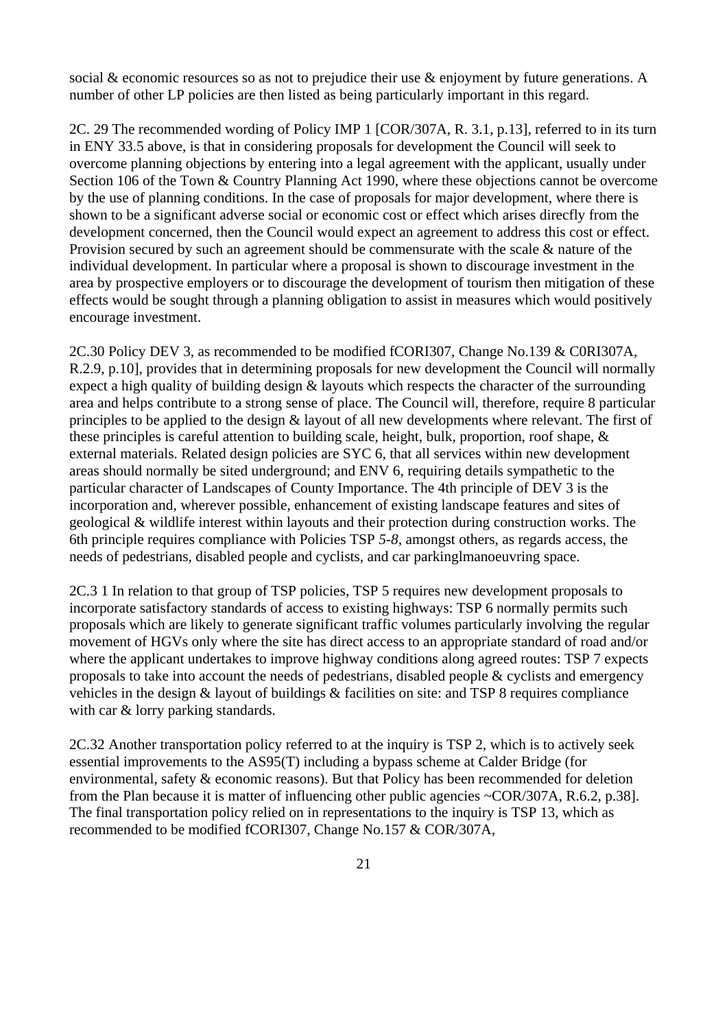social & economic resources so as not to prejudice their use & enjoyment by future generations. A number of other LP policies are then listed as being particularly important in this regard.

2C. 29 The recommended wording of Policy IMP 1 [COR/307A, R. 3.1, p.13], referred to in its turn in ENY 33.5 above, is that in considering proposals for development the Council will seek to overcome planning objections by entering into a legal agreement with the applicant, usually under Section 106 of the Town & Country Planning Act 1990, where these objections cannot be overcome by the use of planning conditions. In the case of proposals for major development, where there is shown to be a significant adverse social or economic cost or effect which arises direcfly from the development concerned, then the Council would expect an agreement to address this cost or effect. Provision secured by such an agreement should be commensurate with the scale & nature of the individual development. In particular where a proposal is shown to discourage investment in the area by prospective employers or to discourage the development of tourism then mitigation of these effects would be sought through a planning obligation to assist in measures which would positively encourage investment.

2C.30 Policy DEV 3, as recommended to be modified fCORI307, Change No.139 & C0RI307A, R.2.9, p.10], provides that in determining proposals for new development the Council will normally expect a high quality of building design & layouts which respects the character of the surrounding area and helps contribute to a strong sense of place. The Council will, therefore, require 8 particular principles to be applied to the design & layout of all new developments where relevant. The first of these principles is careful attention to building scale, height, bulk, proportion, roof shape, & external materials. Related design policies are SYC 6, that all services within new development areas should normally be sited underground; and ENV 6, requiring details sympathetic to the particular character of Landscapes of County Importance. The 4th principle of DEV 3 is the incorporation and, wherever possible, enhancement of existing landscape features and sites of geological & wildlife interest within layouts and their protection during construction works. The 6th principle requires compliance with Policies TSP *5-8,* amongst others, as regards access, the needs of pedestrians, disabled people and cyclists, and car parkinglmanoeuvring space.

2C.3 1 In relation to that group of TSP policies, TSP 5 requires new development proposals to incorporate satisfactory standards of access to existing highways: TSP 6 normally permits such proposals which are likely to generate significant traffic volumes particularly involving the regular movement of HGVs only where the site has direct access to an appropriate standard of road and/or where the applicant undertakes to improve highway conditions along agreed routes: TSP 7 expects proposals to take into account the needs of pedestrians, disabled people & cyclists and emergency vehicles in the design & layout of buildings & facilities on site: and TSP 8 requires compliance with car & lorry parking standards.

2C.32 Another transportation policy referred to at the inquiry is TSP 2, which is to actively seek essential improvements to the AS95(T) including a bypass scheme at Calder Bridge (for environmental, safety & economic reasons). But that Policy has been recommended for deletion from the Plan because it is matter of influencing other public agencies ~COR/307A, R.6.2, p.38]. The final transportation policy relied on in representations to the inquiry is TSP 13, which as recommended to be modified fCORI307, Change No.157 & COR/307A,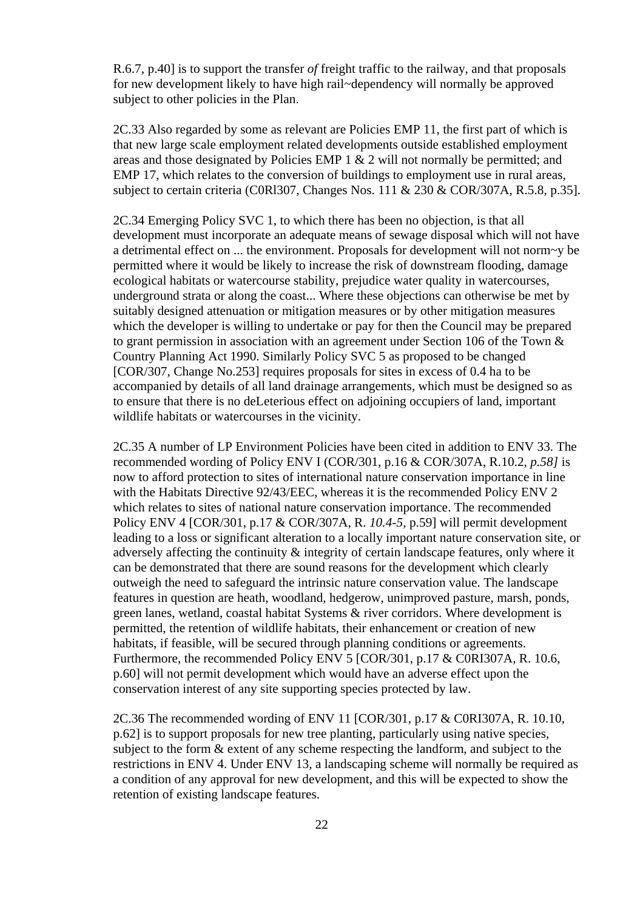R.6.7, p.40] is to support the transfer *of* freight traffic to the railway, and that proposals for new development likely to have high rail~dependency will normally be approved subject to other policies in the Plan.

2C.33 Also regarded by some as relevant are Policies EMP 11, the first part of which is that new large scale employment related developments outside established employment areas and those designated by Policies EMP 1 & 2 will not normally be permitted; and EMP 17, which relates to the conversion of buildings to employment use in rural areas, subject to certain criteria (C0Rl307, Changes Nos. 111 & 230 & COR/307A, R.5.8, p.35].

2C.34 Emerging Policy SVC 1, to which there has been no objection, is that all development must incorporate an adequate means of sewage disposal which will not have a detrimental effect on ... the environment. Proposals for development will not norm~y be permitted where it would be likely to increase the risk of downstream flooding, damage ecological habitats or watercourse stability, prejudice water quality in watercourses, underground strata or along the coast... Where these objections can otherwise be met by suitably designed attenuation or mitigation measures or by other mitigation measures which the developer is willing to undertake or pay for then the Council may be prepared to grant permission in association with an agreement under Section 106 of the Town & Country Planning Act 1990. Similarly Policy SVC 5 as proposed to be changed [COR/307, Change No.253] requires proposals for sites in excess of 0.4 ha to be accompanied by details of all land drainage arrangements, which must be designed so as to ensure that there is no deLeterious effect on adjoining occupiers of land, important wildlife habitats or watercourses in the vicinity.

2C.35 A number of LP Environment Policies have been cited in addition to ENV 33. The recommended wording of Policy ENV I (COR/301, p.16 & COR/307A, R.10.2, *p.58]* is now to afford protection to sites of international nature conservation importance in line with the Habitats Directive 92/43/EEC, whereas it is the recommended Policy ENV 2 which relates to sites of national nature conservation importance. The recommended Policy ENV 4 [COR/301, p.17 & COR/307A, R. *10.4-5,* p.59] will permit development leading to a loss or significant alteration to a locally important nature conservation site, or adversely affecting the continuity & integrity of certain landscape features, only where it can be demonstrated that there are sound reasons for the development which clearly outweigh the need to safeguard the intrinsic nature conservation value. The landscape features in question are heath, woodland, hedgerow, unimproved pasture, marsh, ponds, green lanes, wetland, coastal habitat Systems & river corridors. Where development is permitted, the retention of wildlife habitats, their enhancement or creation of new habitats, if feasible, will be secured through planning conditions or agreements. Furthermore, the recommended Policy ENV 5 [COR/301, p.17 & C0RI307A, R. 10.6, p.60] will not permit development which would have an adverse effect upon the conservation interest of any site supporting species protected by law.

2C.36 The recommended wording of ENV 11 [COR/301, p.17 & C0RI307A, R. 10.10, p.62] is to support proposals for new tree planting, particularly using native species, subject to the form & extent of any scheme respecting the landform, and subject to the restrictions in ENV 4. Under ENV 13, a landscaping scheme will normally be required as a condition of any approval for new development, and this will be expected to show the retention of existing landscape features.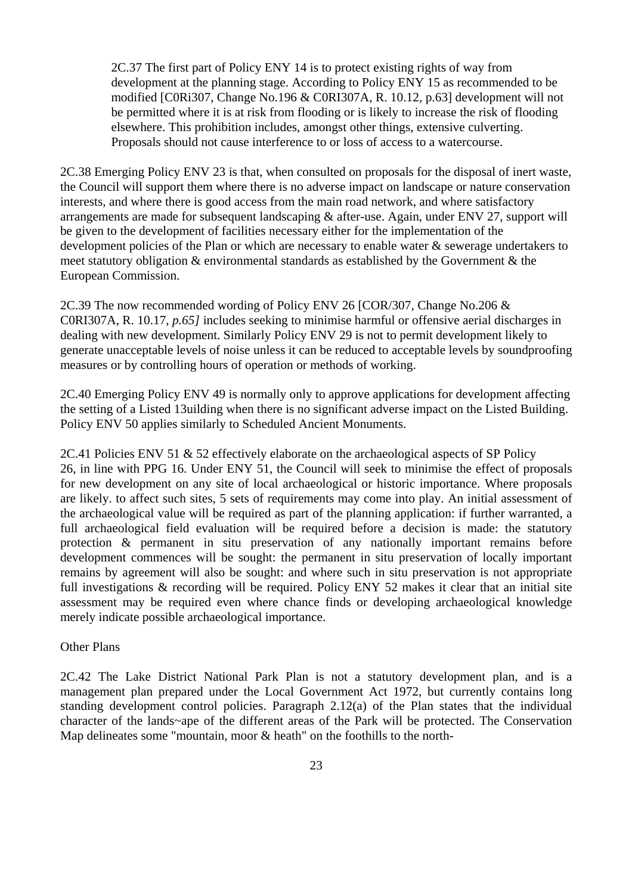2C.37 The first part of Policy ENY 14 is to protect existing rights of way from development at the planning stage. According to Policy ENY 15 as recommended to be modified [C0Ri307, Change No.196 & C0RI307A, R. 10.12, p.63] development will not be permitted where it is at risk from flooding or is likely to increase the risk of flooding elsewhere. This prohibition includes, amongst other things, extensive culverting. Proposals should not cause interference to or loss of access to a watercourse.

2C.38 Emerging Policy ENV 23 is that, when consulted on proposals for the disposal of inert waste, the Council will support them where there is no adverse impact on landscape or nature conservation interests, and where there is good access from the main road network, and where satisfactory arrangements are made for subsequent landscaping & after-use. Again, under ENV 27, support will be given to the development of facilities necessary either for the implementation of the development policies of the Plan or which are necessary to enable water & sewerage undertakers to meet statutory obligation & environmental standards as established by the Government & the European Commission.

2C.39 The now recommended wording of Policy ENV 26 [COR/307, Change No.206 & C0RI307A, R. 10.17, *p.65]* includes seeking to minimise harmful or offensive aerial discharges in dealing with new development. Similarly Policy ENV 29 is not to permit development likely to generate unacceptable levels of noise unless it can be reduced to acceptable levels by soundproofing measures or by controlling hours of operation or methods of working.

2C.40 Emerging Policy ENV 49 is normally only to approve applications for development affecting the setting of a Listed 13uilding when there is no significant adverse impact on the Listed Building. Policy ENV 50 applies similarly to Scheduled Ancient Monuments.

2C.41 Policies ENV 51 & 52 effectively elaborate on the archaeological aspects of SP Policy 26, in line with PPG 16. Under ENY 51, the Council will seek to minimise the effect of proposals for new development on any site of local archaeological or historic importance. Where proposals are likely. to affect such sites, 5 sets of requirements may come into play. An initial assessment of the archaeological value will be required as part of the planning application: if further warranted, a full archaeological field evaluation will be required before a decision is made: the statutory protection & permanent in situ preservation of any nationally important remains before development commences will be sought: the permanent in situ preservation of locally important remains by agreement will also be sought: and where such in situ preservation is not appropriate full investigations & recording will be required. Policy ENY 52 makes it clear that an initial site assessment may be required even where chance finds or developing archaeological knowledge merely indicate possible archaeological importance.

Other Plans

2C.42 The Lake District National Park Plan is not a statutory development plan, and is a management plan prepared under the Local Government Act 1972, but currently contains long standing development control policies. Paragraph 2.12(a) of the Plan states that the individual character of the lands~ape of the different areas of the Park will be protected. The Conservation Map delineates some "mountain, moor & heath" on the foothills to the north-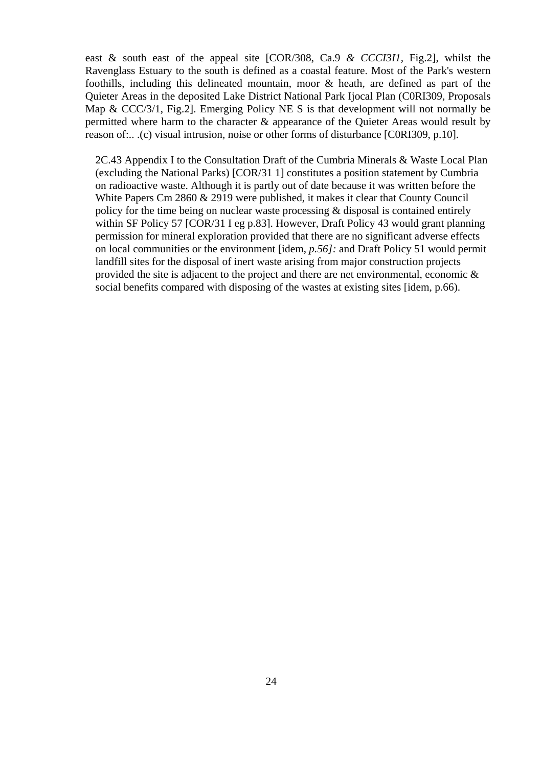east & south east of the appeal site [COR/308, Ca.9 *& CCCI3I1*, Fig.2], whilst the Ravenglass Estuary to the south is defined as a coastal feature. Most of the Park's western foothills, including this delineated mountain, moor & heath, are defined as part of the Quieter Areas in the deposited Lake District National Park Ijocal Plan (C0RI309, Proposals Map & CCC/3/1, Fig.2]. Emerging Policy NE S is that development will not normally be permitted where harm to the character & appearance of the Quieter Areas would result by reason of:.. .(c) visual intrusion, noise or other forms of disturbance [C0RI309, p.10].

2C.43 Appendix I to the Consultation Draft of the Cumbria Minerals & Waste Local Plan (excluding the National Parks) [COR/31 1] constitutes a position statement by Cumbria on radioactive waste. Although it is partly out of date because it was written before the White Papers Cm 2860 & 2919 were published, it makes it clear that County Council policy for the time being on nuclear waste processing & disposal is contained entirely within SF Policy 57 [COR/31 I eg p.83]. However, Draft Policy 43 would grant planning permission for mineral exploration provided that there are no significant adverse effects on local communities or the environment [idem, *p.56]:* and Draft Policy 51 would permit landfill sites for the disposal of inert waste arising from major construction projects provided the site is adjacent to the project and there are net environmental, economic & social benefits compared with disposing of the wastes at existing sites [idem, p.66).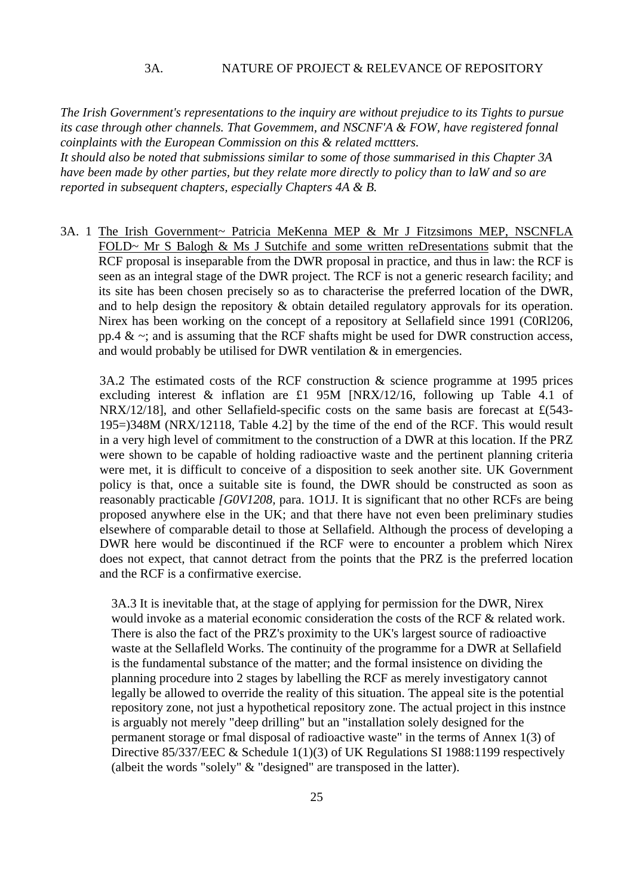## 3A. NATURE OF PROJECT & RELEVANCE OF REPOSITORY

*The Irish Government's representations to the inquiry are without prejudice to its Tights to pursue its case through other channels. That Govemmem, and NSCNF'A & FOW, have registered fonnal coinplaints with the European Commission on this & related mcttters.*
*It should also be noted that submissions similar to some of those summarised in this Chapter 3A have been made by other parties, but they relate more directly to policy than to laW and so are reported in subsequent chapters, especially Chapters 4A & B.*

3A. 1 <u>The Irish Government~ Patricia MeKenna MEP & Mr J Fitzsimons MEP, NSCNFLA FOLD~ Mr S Balogh & Ms J Sutchife and some written reDresentations</u> submit that the RCF proposal is inseparable from the DWR proposal in practice, and thus in law: the RCF is seen as an integral stage of the DWR project. The RCF is not a generic research facility; and its site has been chosen precisely so as to characterise the preferred location of the DWR, and to help design the repository & obtain detailed regulatory approvals for its operation. Nirex has been working on the concept of a repository at Sellafield since 1991 (C0Rl206, pp.4 & ~; and is assuming that the RCF shafts might be used for DWR construction access, and would probably be utilised for DWR ventilation & in emergencies.

3A.2 The estimated costs of the RCF construction & science programme at 1995 prices excluding interest & inflation are £1 95M [NRX/12/16, following up Table 4.1 of NRX/12/18], and other Sellafield-specific costs on the same basis are forecast at £(543-195=)348M (NRX/12118, Table 4.2] by the time of the end of the RCF. This would result in a very high level of commitment to the construction of a DWR at this location. If the PRZ were shown to be capable of holding radioactive waste and the pertinent planning criteria were met, it is difficult to conceive of a disposition to seek another site. UK Government policy is that, once a suitable site is found, the DWR should be constructed as soon as reasonably practicable *[G0V1208*, para. 1O1J. It is significant that no other RCFs are being proposed anywhere else in the UK; and that there have not even been preliminary studies elsewhere of comparable detail to those at Sellafield. Although the process of developing a DWR here would be discontinued if the RCF were to encounter a problem which Nirex does not expect, that cannot detract from the points that the PRZ is the preferred location and the RCF is a confirmative exercise.

3A.3 It is inevitable that, at the stage of applying for permission for the DWR, Nirex would invoke as a material economic consideration the costs of the RCF & related work. There is also the fact of the PRZ's proximity to the UK's largest source of radioactive waste at the Sellafleld Works. The continuity of the programme for a DWR at Sellafield is the fundamental substance of the matter; and the formal insistence on dividing the planning procedure into 2 stages by labelling the RCF as merely investigatory cannot legally be allowed to override the reality of this situation. The appeal site is the potential repository zone, not just a hypothetical repository zone. The actual project in this instnce is arguably not merely "deep drilling" but an "installation solely designed for the permanent storage or fmal disposal of radioactive waste" in the terms of Annex 1(3) of Directive 85/337/EEC & Schedule 1(1)(3) of UK Regulations SI 1988:1199 respectively (albeit the words "solely" & "designed" are transposed in the latter).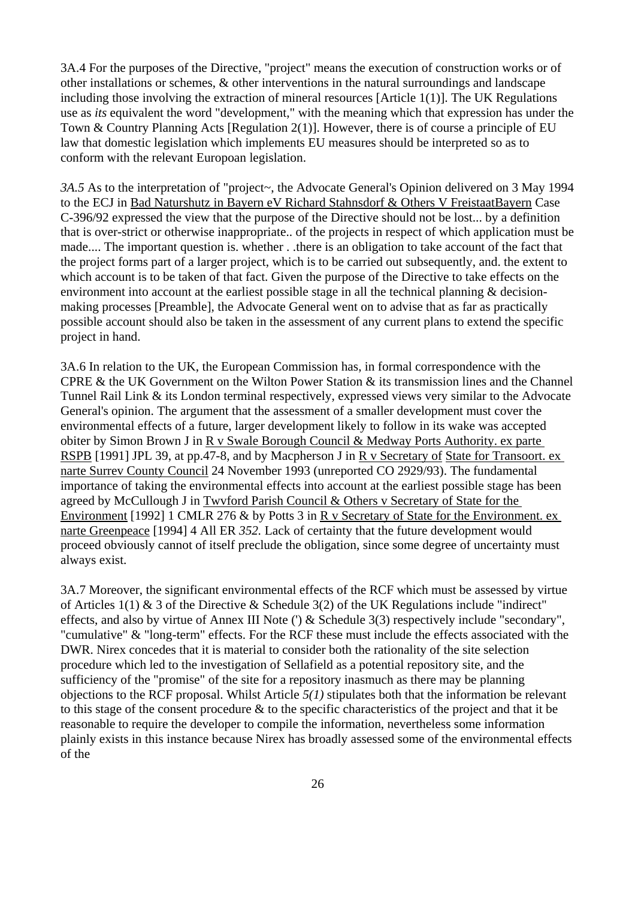3A.4 For the purposes of the Directive, "project" means the execution of construction works or of other installations or schemes, & other interventions in the natural surroundings and landscape including those involving the extraction of mineral resources [Article 1(1)]. The UK Regulations use as *its* equivalent the word "development," with the meaning which that expression has under the Town & Country Planning Acts [Regulation 2(1)]. However, there is of course a principle of EU law that domestic legislation which implements EU measures should be interpreted so as to conform with the relevant Europoan legislation.

*3A.5* As to the interpretation of "project~, the Advocate General's Opinion delivered on 3 May 1994 to the ECJ in Bad Naturshutz in Bayern eV Richard Stahnsdorf & Others V FreistaatBayern Case C-396/92 expressed the view that the purpose of the Directive should not be lost... by a definition that is over-strict or otherwise inappropriate.. of the projects in respect of which application must be made.... The important question is. whether . .there is an obligation to take account of the fact that the project forms part of a larger project, which is to be carried out subsequently, and. the extent to which account is to be taken of that fact. Given the purpose of the Directive to take effects on the environment into account at the earliest possible stage in all the technical planning & decision-making processes [Preamble], the Advocate General went on to advise that as far as practically possible account should also be taken in the assessment of any current plans to extend the specific project in hand.

3A.6 In relation to the UK, the European Commission has, in formal correspondence with the CPRE & the UK Government on the Wilton Power Station & its transmission lines and the Channel Tunnel Rail Link & its London terminal respectively, expressed views very similar to the Advocate General's opinion. The argument that the assessment of a smaller development must cover the environmental effects of a future, larger development likely to follow in its wake was accepted obiter by Simon Brown J in R v Swale Borough Council & Medway Ports Authority. ex parte RSPB [1991] JPL 39, at pp.47-8, and by Macpherson J in R v Secretary of State for Transoort. ex narte Surrev County Council 24 November 1993 (unreported CO 2929/93). The fundamental importance of taking the environmental effects into account at the earliest possible stage has been agreed by McCullough J in Twvford Parish Council & Others v Secretary of State for the Environment [1992] 1 CMLR 276 & by Potts 3 in R v Secretary of State for the Environment. ex narte Greenpeace [1994] 4 All ER *352.* Lack of certainty that the future development would proceed obviously cannot of itself preclude the obligation, since some degree of uncertainty must always exist.

3A.7 Moreover, the significant environmental effects of the RCF which must be assessed by virtue of Articles 1(1) & 3 of the Directive & Schedule 3(2) of the UK Regulations include "indirect" effects, and also by virtue of Annex III Note (') & Schedule 3(3) respectively include "secondary", "cumulative" & "long-term" effects. For the RCF these must include the effects associated with the DWR. Nirex concedes that it is material to consider both the rationality of the site selection procedure which led to the investigation of Sellafield as a potential repository site, and the sufficiency of the "promise" of the site for a repository inasmuch as there may be planning objections to the RCF proposal. Whilst Article *5(1)* stipulates both that the information be relevant to this stage of the consent procedure & to the specific characteristics of the project and that it be reasonable to require the developer to compile the information, nevertheless some information plainly exists in this instance because Nirex has broadly assessed some of the environmental effects of the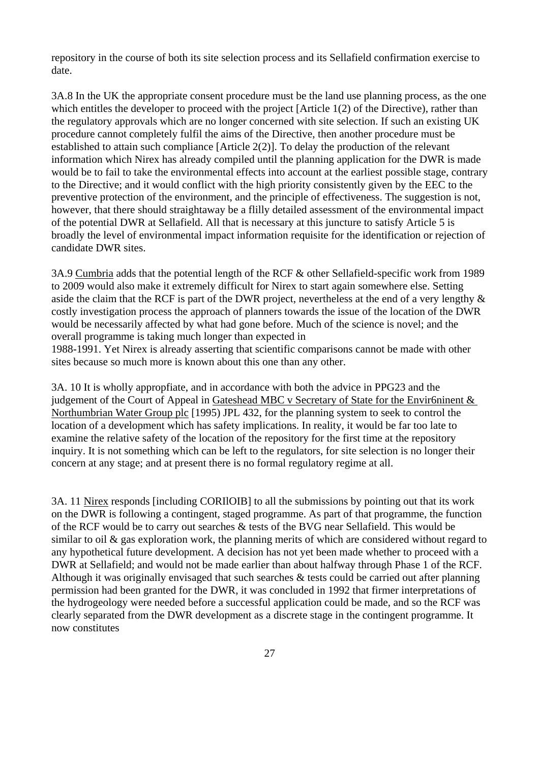repository in the course of both its site selection process and its Sellafield confirmation exercise to date.

3A.8 In the UK the appropriate consent procedure must be the land use planning process, as the one which entitles the developer to proceed with the project [Article 1(2) of the Directive), rather than the regulatory approvals which are no longer concerned with site selection. If such an existing UK procedure cannot completely fulfil the aims of the Directive, then another procedure must be established to attain such compliance [Article 2(2)]. To delay the production of the relevant information which Nirex has already compiled until the planning application for the DWR is made would be to fail to take the environmental effects into account at the earliest possible stage, contrary to the Directive; and it would conflict with the high priority consistently given by the EEC to the preventive protection of the environment, and the principle of effectiveness. The suggestion is not, however, that there should straightaway be a flilly detailed assessment of the environmental impact of the potential DWR at Sellafield. All that is necessary at this juncture to satisfy Article 5 is broadly the level of environmental impact information requisite for the identification or rejection of candidate DWR sites.

3A.9 Cumbria adds that the potential length of the RCF & other Sellafield-specific work from 1989 to 2009 would also make it extremely difficult for Nirex to start again somewhere else. Setting aside the claim that the RCF is part of the DWR project, nevertheless at the end of a very lengthy & costly investigation process the approach of planners towards the issue of the location of the DWR would be necessarily affected by what had gone before. Much of the science is novel; and the overall programme is taking much longer than expected in 1988-1991. Yet Nirex is already asserting that scientific comparisons cannot be made with other sites because so much more is known about this one than any other.

3A. 10 It is wholly appropfiate, and in accordance with both the advice in PPG23 and the judgement of the Court of Appeal in Gateshead MBC v Secretary of State for the Envir6ninent & Northumbrian Water Group plc [1995) JPL 432, for the planning system to seek to control the location of a development which has safety implications. In reality, it would be far too late to examine the relative safety of the location of the repository for the first time at the repository inquiry. It is not something which can be left to the regulators, for site selection is no longer their concern at any stage; and at present there is no formal regulatory regime at all.

3A. 11 Nirex responds [including CORIlOIB] to all the submissions by pointing out that its work on the DWR is following a contingent, staged programme. As part of that programme, the function of the RCF would be to carry out searches & tests of the BVG near Sellafield. This would be similar to oil & gas exploration work, the planning merits of which are considered without regard to any hypothetical future development. A decision has not yet been made whether to proceed with a DWR at Sellafield; and would not be made earlier than about halfway through Phase 1 of the RCF. Although it was originally envisaged that such searches & tests could be carried out after planning permission had been granted for the DWR, it was concluded in 1992 that firmer interpretations of the hydrogeology were needed before a successful application could be made, and so the RCF was clearly separated from the DWR development as a discrete stage in the contingent programme. It now constitutes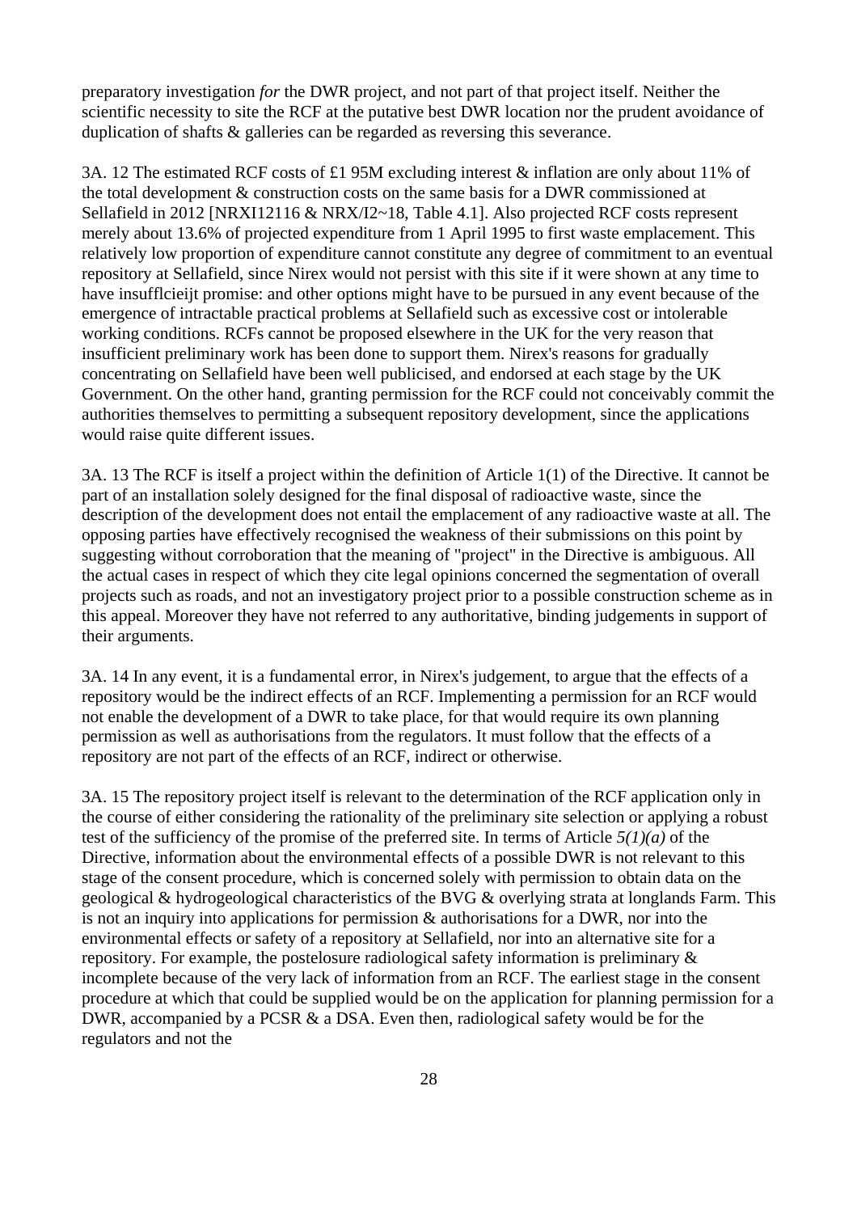preparatory investigation *for* the DWR project, and not part of that project itself. Neither the scientific necessity to site the RCF at the putative best DWR location nor the prudent avoidance of duplication of shafts & galleries can be regarded as reversing this severance.

3A. 12 The estimated RCF costs of £1 95M excluding interest & inflation are only about 11% of the total development & construction costs on the same basis for a DWR commissioned at Sellafield in 2012 [NRXI12116 & NRX/I2~18, Table 4.1]. Also projected RCF costs represent merely about 13.6% of projected expenditure from 1 April 1995 to first waste emplacement. This relatively low proportion of expenditure cannot constitute any degree of commitment to an eventual repository at Sellafield, since Nirex would not persist with this site if it were shown at any time to have insufflcieijt promise: and other options might have to be pursued in any event because of the emergence of intractable practical problems at Sellafield such as excessive cost or intolerable working conditions. RCFs cannot be proposed elsewhere in the UK for the very reason that insufficient preliminary work has been done to support them. Nirex's reasons for gradually concentrating on Sellafield have been well publicised, and endorsed at each stage by the UK Government. On the other hand, granting permission for the RCF could not conceivably commit the authorities themselves to permitting a subsequent repository development, since the applications would raise quite different issues.

3A. 13 The RCF is itself a project within the definition of Article 1(1) of the Directive. It cannot be part of an installation solely designed for the final disposal of radioactive waste, since the description of the development does not entail the emplacement of any radioactive waste at all. The opposing parties have effectively recognised the weakness of their submissions on this point by suggesting without corroboration that the meaning of "project" in the Directive is ambiguous. All the actual cases in respect of which they cite legal opinions concerned the segmentation of overall projects such as roads, and not an investigatory project prior to a possible construction scheme as in this appeal. Moreover they have not referred to any authoritative, binding judgements in support of their arguments.

3A. 14 In any event, it is a fundamental error, in Nirex's judgement, to argue that the effects of a repository would be the indirect effects of an RCF. Implementing a permission for an RCF would not enable the development of a DWR to take place, for that would require its own planning permission as well as authorisations from the regulators. It must follow that the effects of a repository are not part of the effects of an RCF, indirect or otherwise.

3A. 15 The repository project itself is relevant to the determination of the RCF application only in the course of either considering the rationality of the preliminary site selection or applying a robust test of the sufficiency of the promise of the preferred site. In terms of Article *5(1)(a)* of the Directive, information about the environmental effects of a possible DWR is not relevant to this stage of the consent procedure, which is concerned solely with permission to obtain data on the geological & hydrogeological characteristics of the BVG & overlying strata at longlands Farm. This is not an inquiry into applications for permission & authorisations for a DWR, nor into the environmental effects or safety of a repository at Sellafield, nor into an alternative site for a repository. For example, the postelosure radiological safety information is preliminary & incomplete because of the very lack of information from an RCF. The earliest stage in the consent procedure at which that could be supplied would be on the application for planning permission for a DWR, accompanied by a PCSR & a DSA. Even then, radiological safety would be for the regulators and not the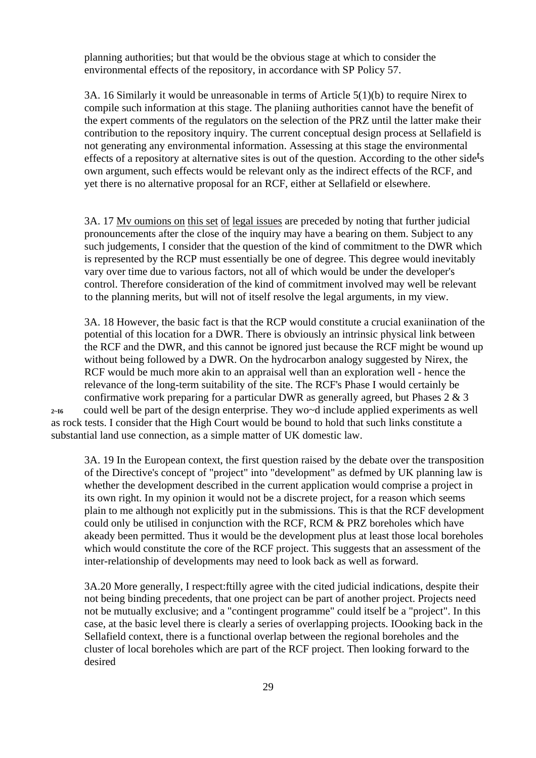planning authorities; but that would be the obvious stage at which to consider the environmental effects of the repository, in accordance with SP Policy 57.

3A. 16 Similarly it would be unreasonable in terms of Article 5(1)(b) to require Nirex to compile such information at this stage. The planiing authorities cannot have the benefit of the expert comments of the regulators on the selection of the PRZ until the latter make their contribution to the repository inquiry. The current conceptual design process at Sellafield is not generating any environmental information. Assessing at this stage the environmental effects of a repository at alternative sites is out of the question. According to the other side[t]s own argument, such effects would be relevant only as the indirect effects of the RCF, and yet there is no alternative proposal for an RCF, either at Sellafield or elsewhere.

3A. 17 Mv oumions on this set of legal issues are preceded by noting that further judicial pronouncements after the close of the inquiry may have a bearing on them. Subject to any such judgements, I consider that the question of the kind of commitment to the DWR which is represented by the RCP must essentially be one of degree. This degree would inevitably vary over time due to various factors, not all of which would be under the developer's control. Therefore consideration of the kind of commitment involved may well be relevant to the planning merits, but will not of itself resolve the legal arguments, in my view.

3A. 18 However, the basic fact is that the RCP would constitute a crucial exaniination of the potential of this location for a DWR. There is obviously an intrinsic physical link between the RCF and the DWR, and this cannot be ignored just because the RCF might be wound up without being followed by a DWR. On the hydrocarbon analogy suggested by Nirex, the RCF would be much more akin to an appraisal well than an exploration well - hence the relevance of the long-term suitability of the site. The RCF's Phase I would certainly be confirmative work preparing for a particular DWR as generally agreed, but Phases 2 & 3 could well be part of the design enterprise. They wo~d include applied experiments as well as rock tests. I consider that the High Court would be bound to hold that such links constitute a substantial land use connection, as a simple matter of UK domestic law.

3A. 19 In the European context, the first question raised by the debate over the transposition of the Directive's concept of "project" into "development" as defmed by UK planning law is whether the development described in the current application would comprise a project in its own right. In my opinion it would not be a discrete project, for a reason which seems plain to me although not explicitly put in the submissions. This is that the RCF development could only be utilised in conjunction with the RCF, RCM & PRZ boreholes which have akeady been permitted. Thus it would be the development plus at least those local boreholes which would constitute the core of the RCF project. This suggests that an assessment of the inter-relationship of developments may need to look back as well as forward.

3A.20 More generally, I respect:ftilly agree with the cited judicial indications, despite their not being binding precedents, that one project can be part of another project. Projects need not be mutually exclusive; and a "contingent programme" could itself be a "project". In this case, at the basic level there is clearly a series of overlapping projects. IOooking back in the Sellafield context, there is a functional overlap between the regional boreholes and the cluster of local boreholes which are part of the RCF project. Then looking forward to the desired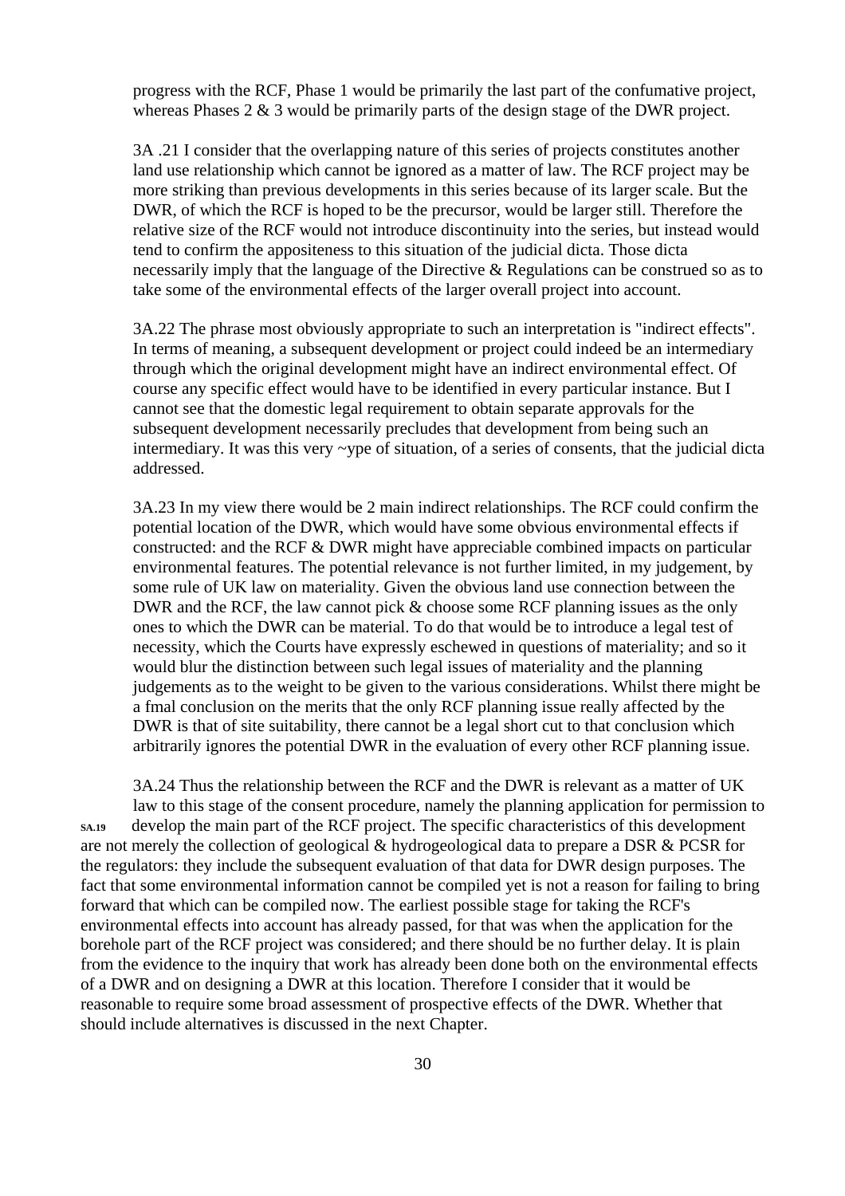progress with the RCF, Phase 1 would be primarily the last part of the confumative project, whereas Phases 2 & 3 would be primarily parts of the design stage of the DWR project.

3A .21 I consider that the overlapping nature of this series of projects constitutes another land use relationship which cannot be ignored as a matter of law. The RCF project may be more striking than previous developments in this series because of its larger scale. But the DWR, of which the RCF is hoped to be the precursor, would be larger still. Therefore the relative size of the RCF would not introduce discontinuity into the series, but instead would tend to confirm the appositeness to this situation of the judicial dicta. Those dicta necessarily imply that the language of the Directive & Regulations can be construed so as to take some of the environmental effects of the larger overall project into account.

3A.22 The phrase most obviously appropriate to such an interpretation is "indirect effects". In terms of meaning, a subsequent development or project could indeed be an intermediary through which the original development might have an indirect environmental effect. Of course any specific effect would have to be identified in every particular instance. But I cannot see that the domestic legal requirement to obtain separate approvals for the subsequent development necessarily precludes that development from being such an intermediary. It was this very ~ype of situation, of a series of consents, that the judicial dicta addressed.

3A.23 In my view there would be 2 main indirect relationships. The RCF could confirm the potential location of the DWR, which would have some obvious environmental effects if constructed: and the RCF & DWR might have appreciable combined impacts on particular environmental features. The potential relevance is not further limited, in my judgement, by some rule of UK law on materiality. Given the obvious land use connection between the DWR and the RCF, the law cannot pick & choose some RCF planning issues as the only ones to which the DWR can be material. To do that would be to introduce a legal test of necessity, which the Courts have expressly eschewed in questions of materiality; and so it would blur the distinction between such legal issues of materiality and the planning judgements as to the weight to be given to the various considerations. Whilst there might be a fmal conclusion on the merits that the only RCF planning issue really affected by the DWR is that of site suitability, there cannot be a legal short cut to that conclusion which arbitrarily ignores the potential DWR in the evaluation of every other RCF planning issue.

3A.24 Thus the relationship between the RCF and the DWR is relevant as a matter of UK law to this stage of the consent procedure, namely the planning application for permission to develop the main part of the RCF project. The specific characteristics of this development are not merely the collection of geological & hydrogeological data to prepare a DSR & PCSR for the regulators: they include the subsequent evaluation of that data for DWR design purposes. The fact that some environmental information cannot be compiled yet is not a reason for failing to bring forward that which can be compiled now. The earliest possible stage for taking the RCF's environmental effects into account has already passed, for that was when the application for the borehole part of the RCF project was considered; and there should be no further delay. It is plain from the evidence to the inquiry that work has already been done both on the environmental effects of a DWR and on designing a DWR at this location. Therefore I consider that it would be reasonable to require some broad assessment of prospective effects of the DWR. Whether that should include alternatives is discussed in the next Chapter.

SA.19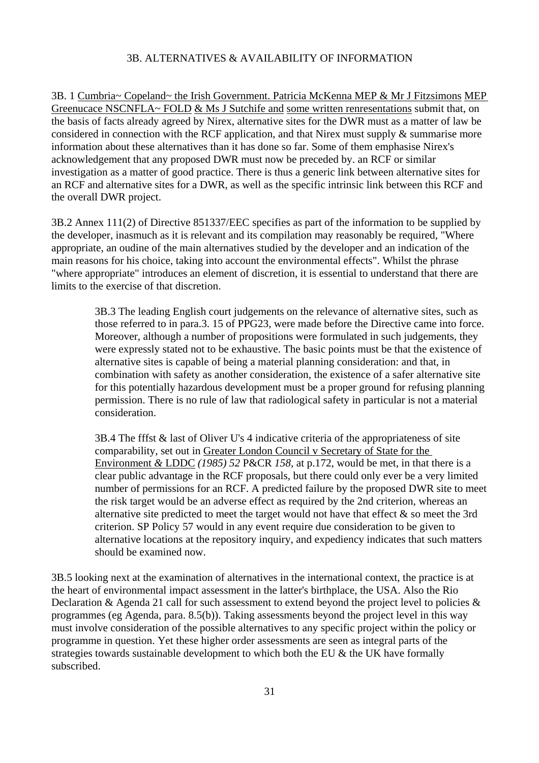### 3B. ALTERNATIVES & AVAILABILITY OF INFORMATION

3B. 1 Cumbria~ Copeland~ the Irish Government. Patricia McKenna MEP & Mr J Fitzsimons MEP Greenucace NSCNFLA~ FOLD & Ms J Sutchife and some written renresentations submit that, on the basis of facts already agreed by Nirex, alternative sites for the DWR must as a matter of law be considered in connection with the RCF application, and that Nirex must supply & summarise more information about these alternatives than it has done so far. Some of them emphasise Nirex's acknowledgement that any proposed DWR must now be preceded by. an RCF or similar investigation as a matter of good practice. There is thus a generic link between alternative sites for an RCF and alternative sites for a DWR, as well as the specific intrinsic link between this RCF and the overall DWR project.

3B.2 Annex 111(2) of Directive 851337/EEC specifies as part of the information to be supplied by the developer, inasmuch as it is relevant and its compilation may reasonably be required, "Where appropriate, an oudine of the main alternatives studied by the developer and an indication of the main reasons for his choice, taking into account the environmental effects". Whilst the phrase "where appropriate" introduces an element of discretion, it is essential to understand that there are limits to the exercise of that discretion.

> 3B.3 The leading English court judgements on the relevance of alternative sites, such as those referred to in para.3. 15 of PPG23, were made before the Directive came into force. Moreover, although a number of propositions were formulated in such judgements, they were expressly stated not to be exhaustive. The basic points must be that the existence of alternative sites is capable of being a material planning consideration: and that, in combination with safety as another consideration, the existence of a safer alternative site for this potentially hazardous development must be a proper ground for refusing planning permission. There is no rule of law that radiological safety in particular is not a material consideration.
>
> 3B.4 The fffst & last of Oliver U's 4 indicative criteria of the appropriateness of site comparability, set out in Greater London Council v Secretary of State for the Environment & LDDC *(1985) 52* P&CR *158,* at p.172, would be met, in that there is a clear public advantage in the RCF proposals, but there could only ever be a very limited number of permissions for an RCF. A predicted failure by the proposed DWR site to meet the risk target would be an adverse effect as required by the 2nd criterion, whereas an alternative site predicted to meet the target would not have that effect & so meet the 3rd criterion. SP Policy 57 would in any event require due consideration to be given to alternative locations at the repository inquiry, and expediency indicates that such matters should be examined now.

3B.5 looking next at the examination of alternatives in the international context, the practice is at the heart of environmental impact assessment in the latter's birthplace, the USA. Also the Rio Declaration & Agenda 21 call for such assessment to extend beyond the project level to policies & programmes (eg Agenda, para. 8.5(b)). Taking assessments beyond the project level in this way must involve consideration of the possible alternatives to any specific project within the policy or programme in question. Yet these higher order assessments are seen as integral parts of the strategies towards sustainable development to which both the EU & the UK have formally subscribed.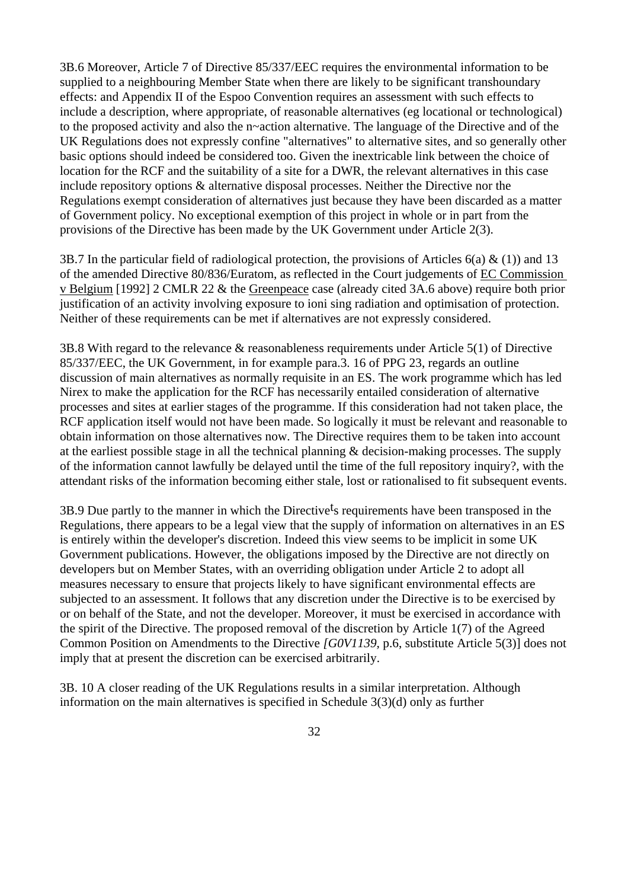3B.6 Moreover, Article 7 of Directive 85/337/EEC requires the environmental information to be supplied to a neighbouring Member State when there are likely to be significant transhoundary effects: and Appendix II of the Espoo Convention requires an assessment with such effects to include a description, where appropriate, of reasonable alternatives (eg locational or technological) to the proposed activity and also the n~action alternative. The language of the Directive and of the UK Regulations does not expressly confine "alternatives" to alternative sites, and so generally other basic options should indeed be considered too. Given the inextricable link between the choice of location for the RCF and the suitability of a site for a DWR, the relevant alternatives in this case include repository options & alternative disposal processes. Neither the Directive nor the Regulations exempt consideration of alternatives just because they have been discarded as a matter of Government policy. No exceptional exemption of this project in whole or in part from the provisions of the Directive has been made by the UK Government under Article 2(3).

3B.7 In the particular field of radiological protection, the provisions of Articles 6(a) & (1)) and 13 of the amended Directive 80/836/Euratom, as reflected in the Court judgements of <u>EC Commission v Belgium</u> [1992] 2 CMLR 22 & the <u>Greenpeace</u> case (already cited 3A.6 above) require both prior justification of an activity involving exposure to ioni sing radiation and optimisation of protection. Neither of these requirements can be met if alternatives are not expressly considered.

3B.8 With regard to the relevance & reasonableness requirements under Article 5(1) of Directive 85/337/EEC, the UK Government, in for example para.3. 16 of PPG 23, regards an outline discussion of main alternatives as normally requisite in an ES. The work programme which has led Nirex to make the application for the RCF has necessarily entailed consideration of alternative processes and sites at earlier stages of the programme. If this consideration had not taken place, the RCF application itself would not have been made. So logically it must be relevant and reasonable to obtain information on those alternatives now. The Directive requires them to be taken into account at the earliest possible stage in all the technical planning & decision-making processes. The supply of the information cannot lawfully be delayed until the time of the full repository inquiry?, with the attendant risks of the information becoming either stale, lost or rationalised to fit subsequent events.

3B.9 Due partly to the manner in which the Directive's requirements have been transposed in the Regulations, there appears to be a legal view that the supply of information on alternatives in an ES is entirely within the developer's discretion. Indeed this view seems to be implicit in some UK Government publications. However, the obligations imposed by the Directive are not directly on developers but on Member States, with an overriding obligation under Article 2 to adopt all measures necessary to ensure that projects likely to have significant environmental effects are subjected to an assessment. It follows that any discretion under the Directive is to be exercised by or on behalf of the State, and not the developer. Moreover, it must be exercised in accordance with the spirit of the Directive. The proposed removal of the discretion by Article 1(7) of the Agreed Common Position on Amendments to the Directive *[G0V1139,* p.6, substitute Article 5(3)] does not imply that at present the discretion can be exercised arbitrarily.

3B. 10 A closer reading of the UK Regulations results in a similar interpretation. Although information on the main alternatives is specified in Schedule 3(3)(d) only as further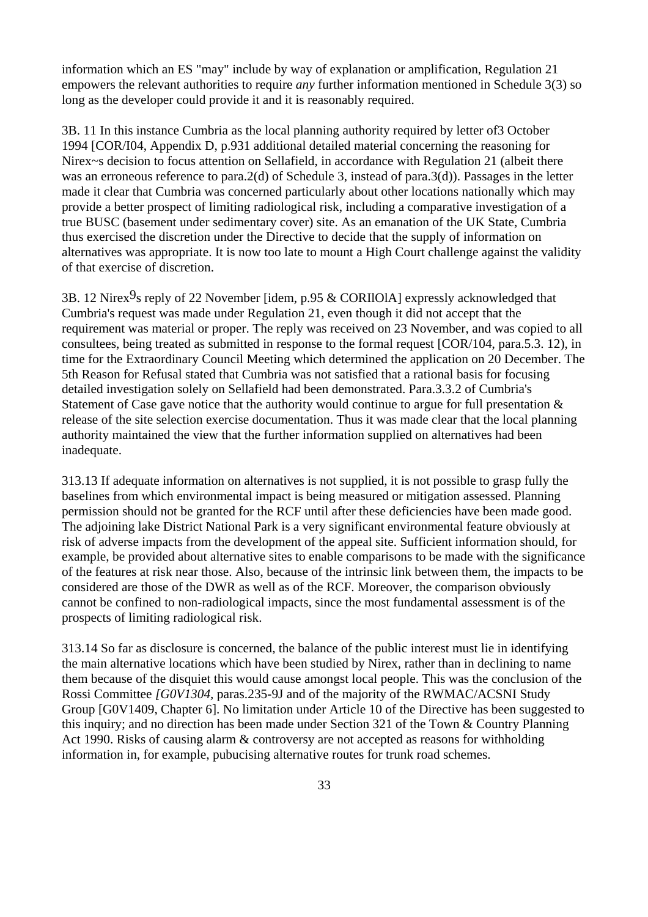information which an ES "may" include by way of explanation or amplification, Regulation 21 empowers the relevant authorities to require *any* further information mentioned in Schedule 3(3) so long as the developer could provide it and it is reasonably required.

3B. 11 In this instance Cumbria as the local planning authority required by letter of3 October 1994 [COR/I04, Appendix D, p.931 additional detailed material concerning the reasoning for Nirex~s decision to focus attention on Sellafield, in accordance with Regulation 21 (albeit there was an erroneous reference to para.2(d) of Schedule 3, instead of para.3(d)). Passages in the letter made it clear that Cumbria was concerned particularly about other locations nationally which may provide a better prospect of limiting radiological risk, including a comparative investigation of a true BUSC (basement under sedimentary cover) site. As an emanation of the UK State, Cumbria thus exercised the discretion under the Directive to decide that the supply of information on alternatives was appropriate. It is now too late to mount a High Court challenge against the validity of that exercise of discretion.

3B. 12 Nirex9s reply of 22 November [idem, p.95 & CORIlOlA] expressly acknowledged that Cumbria's request was made under Regulation 21, even though it did not accept that the requirement was material or proper. The reply was received on 23 November, and was copied to all consultees, being treated as submitted in response to the formal request [COR/104, para.5.3. 12), in time for the Extraordinary Council Meeting which determined the application on 20 December. The 5th Reason for Refusal stated that Cumbria was not satisfied that a rational basis for focusing detailed investigation solely on Sellafield had been demonstrated. Para.3.3.2 of Cumbria's Statement of Case gave notice that the authority would continue to argue for full presentation & release of the site selection exercise documentation. Thus it was made clear that the local planning authority maintained the view that the further information supplied on alternatives had been inadequate.

313.13 If adequate information on alternatives is not supplied, it is not possible to grasp fully the baselines from which environmental impact is being measured or mitigation assessed. Planning permission should not be granted for the RCF until after these deficiencies have been made good. The adjoining lake District National Park is a very significant environmental feature obviously at risk of adverse impacts from the development of the appeal site. Sufficient information should, for example, be provided about alternative sites to enable comparisons to be made with the significance of the features at risk near those. Also, because of the intrinsic link between them, the impacts to be considered are those of the DWR as well as of the RCF. Moreover, the comparison obviously cannot be confined to non-radiological impacts, since the most fundamental assessment is of the prospects of limiting radiological risk.

313.14 So far as disclosure is concerned, the balance of the public interest must lie in identifying the main alternative locations which have been studied by Nirex, rather than in declining to name them because of the disquiet this would cause amongst local people. This was the conclusion of the Rossi Committee *[G0V1304*, paras.235-9J and of the majority of the RWMAC/ACSNI Study Group [G0V1409, Chapter 6]. No limitation under Article 10 of the Directive has been suggested to this inquiry; and no direction has been made under Section 321 of the Town & Country Planning Act 1990. Risks of causing alarm & controversy are not accepted as reasons for withholding information in, for example, pubucising alternative routes for trunk road schemes.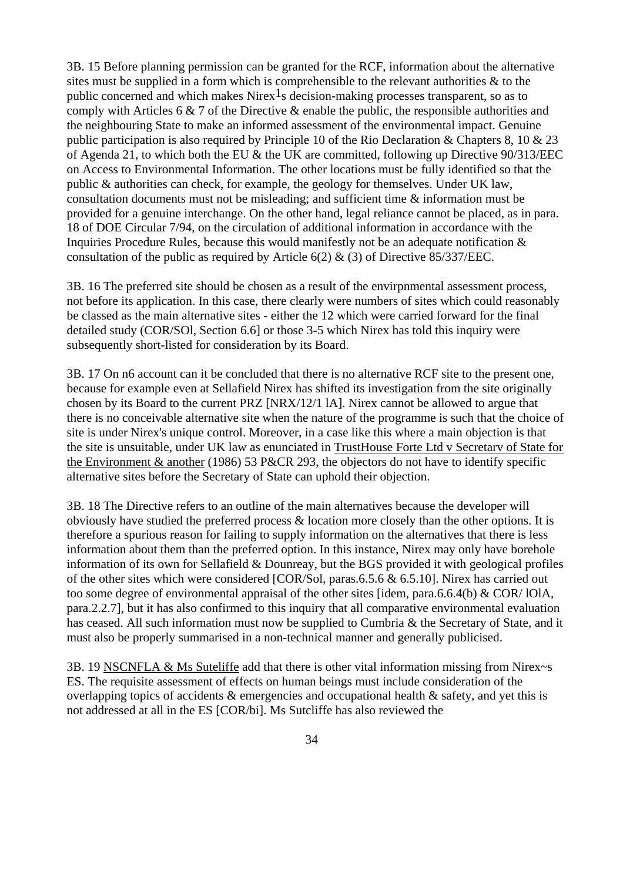3B. 15 Before planning permission can be granted for the RCF, information about the alternative sites must be supplied in a form which is comprehensible to the relevant authorities & to the public concerned and which makes Nirex[1]s decision-making processes transparent, so as to comply with Articles 6 & 7 of the Directive & enable the public, the responsible authorities and the neighbouring State to make an informed assessment of the environmental impact. Genuine public participation is also required by Principle 10 of the Rio Declaration & Chapters 8, 10 & 23 of Agenda 21, to which both the EU & the UK are committed, following up Directive 90/313/EEC on Access to Environmental Information. The other locations must be fully identified so that the public & authorities can check, for example, the geology for themselves. Under UK law, consultation documents must not be misleading; and sufficient time & information must be provided for a genuine interchange. On the other hand, legal reliance cannot be placed, as in para. 18 of DOE Circular 7/94, on the circulation of additional information in accordance with the Inquiries Procedure Rules, because this would manifestly not be an adequate notification & consultation of the public as required by Article 6(2) & (3) of Directive 85/337/EEC.

3B. 16 The preferred site should be chosen as a result of the envirpnmental assessment process, not before its application. In this case, there clearly were numbers of sites which could reasonably be classed as the main alternative sites - either the 12 which were carried forward for the final detailed study (COR/SOl, Section 6.6] or those 3-5 which Nirex has told this inquiry were subsequently short-listed for consideration by its Board.

3B. 17 On n6 account can it be concluded that there is no alternative RCF site to the present one, because for example even at Sellafield Nirex has shifted its investigation from the site originally chosen by its Board to the current PRZ [NRX/12/1 lA]. Nirex cannot be allowed to argue that there is no conceivable alternative site when the nature of the programme is such that the choice of site is under Nirex's unique control. Moreover, in a case like this where a main objection is that the site is unsuitable, under UK law as enunciated in TrustHouse Forte Ltd v Secretarv of State for the Environment & another (1986) 53 P&CR 293, the objectors do not have to identify specific alternative sites before the Secretary of State can uphold their objection.

3B. 18 The Directive refers to an outline of the main alternatives because the developer will obviously have studied the preferred process & location more closely than the other options. It is therefore a spurious reason for failing to supply information on the alternatives that there is less information about them than the preferred option. In this instance, Nirex may only have borehole information of its own for Sellafield & Dounreay, but the BGS provided it with geological profiles of the other sites which were considered [COR/Sol, paras.6.5.6 & 6.5.10]. Nirex has carried out too some degree of environmental appraisal of the other sites [idem, para.6.6.4(b) & COR/ lOlA, para.2.2.7], but it has also confirmed to this inquiry that all comparative environmental evaluation has ceased. All such information must now be supplied to Cumbria & the Secretary of State, and it must also be properly summarised in a non-technical manner and generally publicised.

3B. 19 NSCNFLA & Ms Suteliffe add that there is other vital information missing from Nirex~s ES. The requisite assessment of effects on human beings must include consideration of the overlapping topics of accidents & emergencies and occupational health & safety, and yet this is not addressed at all in the ES [COR/bi]. Ms Sutcliffe has also reviewed the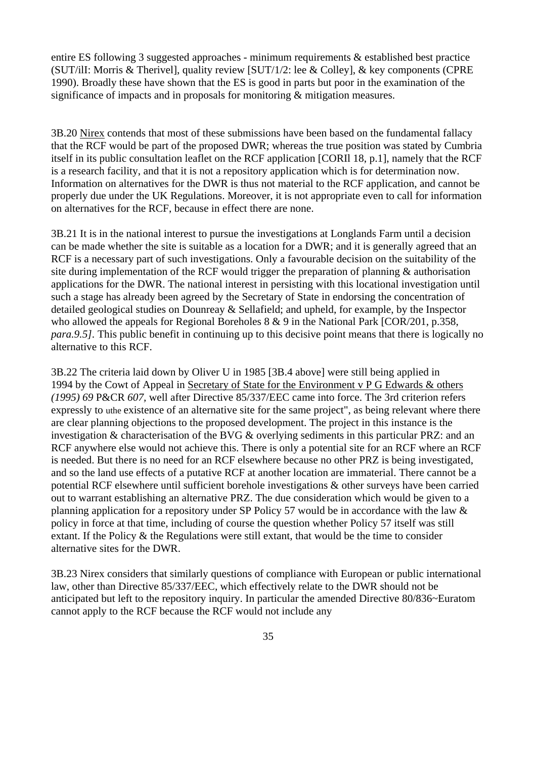entire ES following 3 suggested approaches - minimum requirements & established best practice (SUT/ilI: Morris & Therivel], quality review [SUT/1/2: lee & Colley], & key components (CPRE 1990). Broadly these have shown that the ES is good in parts but poor in the examination of the significance of impacts and in proposals for monitoring & mitigation measures.

3B.20 Nirex contends that most of these submissions have been based on the fundamental fallacy that the RCF would be part of the proposed DWR; whereas the true position was stated by Cumbria itself in its public consultation leaflet on the RCF application [CORIl 18, p.1], namely that the RCF is a research facility, and that it is not a repository application which is for determination now. Information on alternatives for the DWR is thus not material to the RCF application, and cannot be properly due under the UK Regulations. Moreover, it is not appropriate even to call for information on alternatives for the RCF, because in effect there are none.

3B.21 It is in the national interest to pursue the investigations at Longlands Farm until a decision can be made whether the site is suitable as a location for a DWR; and it is generally agreed that an RCF is a necessary part of such investigations. Only a favourable decision on the suitability of the site during implementation of the RCF would trigger the preparation of planning & authorisation applications for the DWR. The national interest in persisting with this locational investigation until such a stage has already been agreed by the Secretary of State in endorsing the concentration of detailed geological studies on Dounreay & Sellafield; and upheld, for example, by the Inspector who allowed the appeals for Regional Boreholes 8 & 9 in the National Park [COR/201, p.358, *para.9.5]*. This public benefit in continuing up to this decisive point means that there is logically no alternative to this RCF.

3B.22 The criteria laid down by Oliver U in 1985 [3B.4 above] were still being applied in 1994 by the Cowt of Appeal in Secretary of State for the Environment v P G Edwards & others *(1995) 69* P&CR *607,* well after Directive 85/337/EEC came into force. The 3rd criterion refers expressly to uthe existence of an alternative site for the same project", as being relevant where there are clear planning objections to the proposed development. The project in this instance is the investigation & characterisation of the BVG & overlying sediments in this particular PRZ: and an RCF anywhere else would not achieve this. There is only a potential site for an RCF where an RCF is needed. But there is no need for an RCF elsewhere because no other PRZ is being investigated, and so the land use effects of a putative RCF at another location are immaterial. There cannot be a potential RCF elsewhere until sufficient borehole investigations & other surveys have been carried out to warrant establishing an alternative PRZ. The due consideration which would be given to a planning application for a repository under SP Policy 57 would be in accordance with the law & policy in force at that time, including of course the question whether Policy 57 itself was still extant. If the Policy & the Regulations were still extant, that would be the time to consider alternative sites for the DWR.

3B.23 Nirex considers that similarly questions of compliance with European or public international law, other than Directive 85/337/EEC, which effectively relate to the DWR should not be anticipated but left to the repository inquiry. In particular the amended Directive 80/836~Euratom cannot apply to the RCF because the RCF would not include any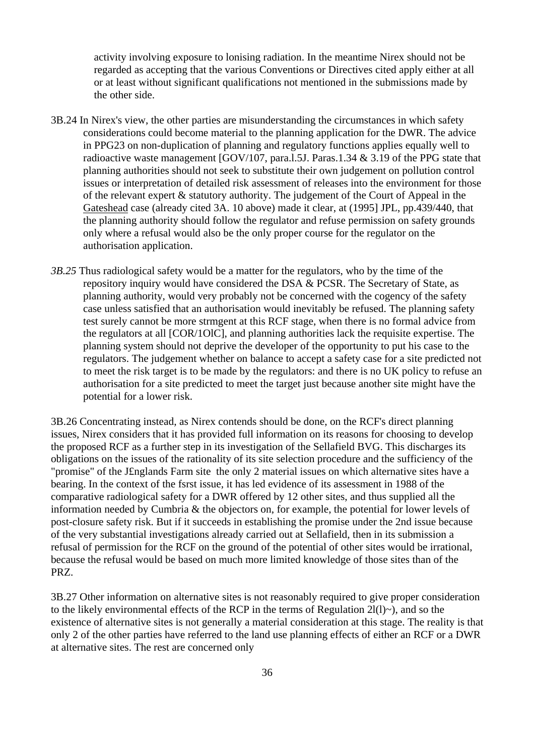activity involving exposure to lonising radiation. In the meantime Nirex should not be regarded as accepting that the various Conventions or Directives cited apply either at all or at least without significant qualifications not mentioned in the submissions made by the other side.

3B.24 In Nirex's view, the other parties are misunderstanding the circumstances in which safety considerations could become material to the planning application for the DWR. The advice in PPG23 on non-duplication of planning and regulatory functions applies equally well to radioactive waste management [GOV/107, para.l.5J. Paras.1.34 & 3.19 of the PPG state that planning authorities should not seek to substitute their own judgement on pollution control issues or interpretation of detailed risk assessment of releases into the environment for those of the relevant expert & statutory authority. The judgement of the Court of Appeal in the Gateshead case (already cited 3A. 10 above) made it clear, at (1995] JPL, pp.439/440, that the planning authority should follow the regulator and refuse permission on safety grounds only where a refusal would also be the only proper course for the regulator on the authorisation application.

*3B.25* Thus radiological safety would be a matter for the regulators, who by the time of the repository inquiry would have considered the DSA & PCSR. The Secretary of State, as planning authority, would very probably not be concerned with the cogency of the safety case unless satisfied that an authorisation would inevitably be refused. The planning safety test surely cannot be more strmgent at this RCF stage, when there is no formal advice from the regulators at all [COR/1OlC], and planning authorities lack the requisite expertise. The planning system should not deprive the developer of the opportunity to put his case to the regulators. The judgement whether on balance to accept a safety case for a site predicted not to meet the risk target is to be made by the regulators: and there is no UK policy to refuse an authorisation for a site predicted to meet the target just because another site might have the potential for a lower risk.

3B.26 Concentrating instead, as Nirex contends should be done, on the RCF's direct planning issues, Nirex considers that it has provided full information on its reasons for choosing to develop the proposed RCF as a further step in its investigation of the Sellafield BVG. This discharges its obligations on the issues of the rationality of its site selection procedure and the sufficiency of the "promise" of the J£nglands Farm site the only 2 material issues on which alternative sites have a bearing. In the context of the fsrst issue, it has led evidence of its assessment in 1988 of the comparative radiological safety for a DWR offered by 12 other sites, and thus supplied all the information needed by Cumbria & the objectors on, for example, the potential for lower levels of post-closure safety risk. But if it succeeds in establishing the promise under the 2nd issue because of the very substantial investigations already carried out at Sellafield, then in its submission a refusal of permission for the RCF on the ground of the potential of other sites would be irrational, because the refusal would be based on much more limited knowledge of those sites than of the PRZ.

3B.27 Other information on alternative sites is not reasonably required to give proper consideration to the likely environmental effects of the RCP in the terms of Regulation 2l(l)~), and so the existence of alternative sites is not generally a material consideration at this stage. The reality is that only 2 of the other parties have referred to the land use planning effects of either an RCF or a DWR at alternative sites. The rest are concerned only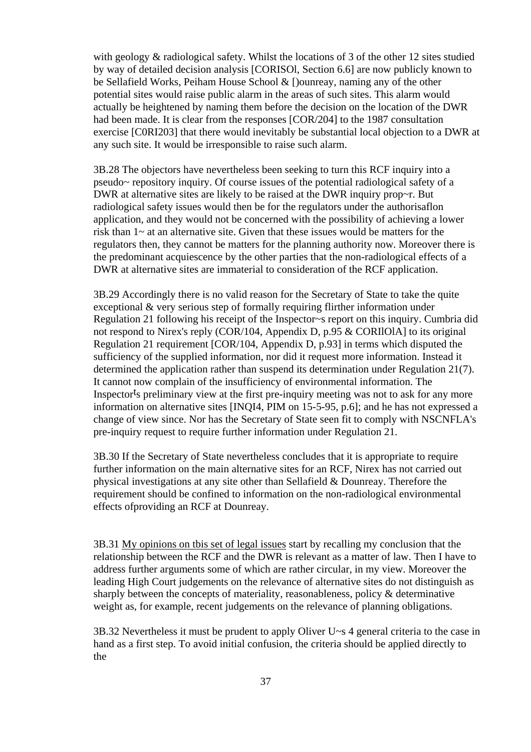with geology & radiological safety. Whilst the locations of 3 of the other 12 sites studied by way of detailed decision analysis [CORISOl, Section 6.6] are now publicly known to be Sellafield Works, Peiham House School & []ounreay, naming any of the other potential sites would raise public alarm in the areas of such sites. This alarm would actually be heightened by naming them before the decision on the location of the DWR had been made. It is clear from the responses [COR/204] to the 1987 consultation exercise [C0RI203] that there would inevitably be substantial local objection to a DWR at any such site. It would be irresponsible to raise such alarm.

3B.28 The objectors have nevertheless been seeking to turn this RCF inquiry into a pseudo~ repository inquiry. Of course issues of the potential radiological safety of a DWR at alternative sites are likely to be raised at the DWR inquiry prop~r. But radiological safety issues would then be for the regulators under the authorisaflon application, and they would not be concerned with the possibility of achieving a lower risk than 1~ at an alternative site. Given that these issues would be matters for the regulators then, they cannot be matters for the planning authority now. Moreover there is the predominant acquiescence by the other parties that the non-radiological effects of a DWR at alternative sites are immaterial to consideration of the RCF application.

3B.29 Accordingly there is no valid reason for the Secretary of State to take the quite exceptional & very serious step of formally requiring flirther information under Regulation 21 following his receipt of the Inspector~s report on this inquiry. Cumbria did not respond to Nirex's reply (COR/104, Appendix D, p.95 & CORIlOlA] to its original Regulation 21 requirement [COR/104, Appendix D, p.93] in terms which disputed the sufficiency of the supplied information, nor did it request more information. Instead it determined the application rather than suspend its determination under Regulation 21(7). It cannot now complain of the insufficiency of environmental information. The Inspector's preliminary view at the first pre-inquiry meeting was not to ask for any more information on alternative sites [INQI4, PIM on 15-5-95, p.6]; and he has not expressed a change of view since. Nor has the Secretary of State seen fit to comply with NSCNFLA's pre-inquiry request to require further information under Regulation 21.

3B.30 If the Secretary of State nevertheless concludes that it is appropriate to require further information on the main alternative sites for an RCF, Nirex has not carried out physical investigations at any site other than Sellafield & Dounreay. Therefore the requirement should be confined to information on the non-radiological environmental effects ofproviding an RCF at Dounreay.

3B.31 <u>My opinions on tbis set of legal issues</u> start by recalling my conclusion that the relationship between the RCF and the DWR is relevant as a matter of law. Then I have to address further arguments some of which are rather circular, in my view. Moreover the leading High Court judgements on the relevance of alternative sites do not distinguish as sharply between the concepts of materiality, reasonableness, policy & determinative weight as, for example, recent judgements on the relevance of planning obligations.

3B.32 Nevertheless it must be prudent to apply Oliver U~s 4 general criteria to the case in hand as a first step. To avoid initial confusion, the criteria should be applied directly to the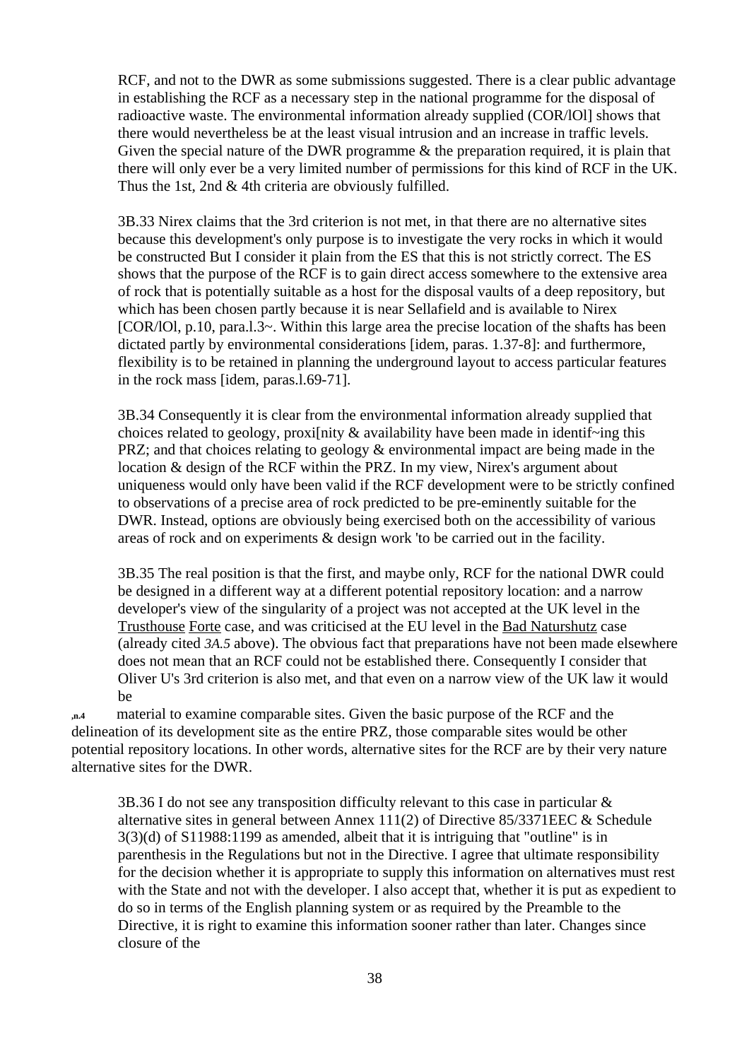RCF, and not to the DWR as some submissions suggested. There is a clear public advantage in establishing the RCF as a necessary step in the national programme for the disposal of radioactive waste. The environmental information already supplied (COR/lOl] shows that there would nevertheless be at the least visual intrusion and an increase in traffic levels. Given the special nature of the DWR programme & the preparation required, it is plain that there will only ever be a very limited number of permissions for this kind of RCF in the UK. Thus the 1st, 2nd & 4th criteria are obviously fulfilled.

3B.33 Nirex claims that the 3rd criterion is not met, in that there are no alternative sites because this development's only purpose is to investigate the very rocks in which it would be constructed But I consider it plain from the ES that this is not strictly correct. The ES shows that the purpose of the RCF is to gain direct access somewhere to the extensive area of rock that is potentially suitable as a host for the disposal vaults of a deep repository, but which has been chosen partly because it is near Sellafield and is available to Nirex [COR/lOl, p.10, para.l.3~. Within this large area the precise location of the shafts has been dictated partly by environmental considerations [idem, paras. 1.37-8]: and furthermore, flexibility is to be retained in planning the underground layout to access particular features in the rock mass [idem, paras.l.69-71].

3B.34 Consequently it is clear from the environmental information already supplied that choices related to geology, proxi[nity & availability have been made in identif~ing this PRZ; and that choices relating to geology & environmental impact are being made in the location & design of the RCF within the PRZ. In my view, Nirex's argument about uniqueness would only have been valid if the RCF development were to be strictly confined to observations of a precise area of rock predicted to be pre-eminently suitable for the DWR. Instead, options are obviously being exercised both on the accessibility of various areas of rock and on experiments & design work 'to be carried out in the facility.

3B.35 The real position is that the first, and maybe only, RCF for the national DWR could be designed in a different way at a different potential repository location: and a narrow developer's view of the singularity of a project was not accepted at the UK level in the Trusthouse Forte case, and was criticised at the EU level in the Bad Natursbutz case (already cited *3A.5* above). The obvious fact that preparations have not been made elsewhere does not mean that an RCF could not be established there. Consequently I consider that Oliver U's 3rd criterion is also met, and that even on a narrow view of the UK law it would be

**,n.4** material to examine comparable sites. Given the basic purpose of the RCF and the delineation of its development site as the entire PRZ, those comparable sites would be other potential repository locations. In other words, alternative sites for the RCF are by their very nature alternative sites for the DWR.

3B.36 I do not see any transposition difficulty relevant to this case in particular & alternative sites in general between Annex 111(2) of Directive 85/3371EEC & Schedule 3(3)(d) of S11988:1199 as amended, albeit that it is intriguing that "outline" is in parenthesis in the Regulations but not in the Directive. I agree that ultimate responsibility for the decision whether it is appropriate to supply this information on alternatives must rest with the State and not with the developer. I also accept that, whether it is put as expedient to do so in terms of the English planning system or as required by the Preamble to the Directive, it is right to examine this information sooner rather than later. Changes since closure of the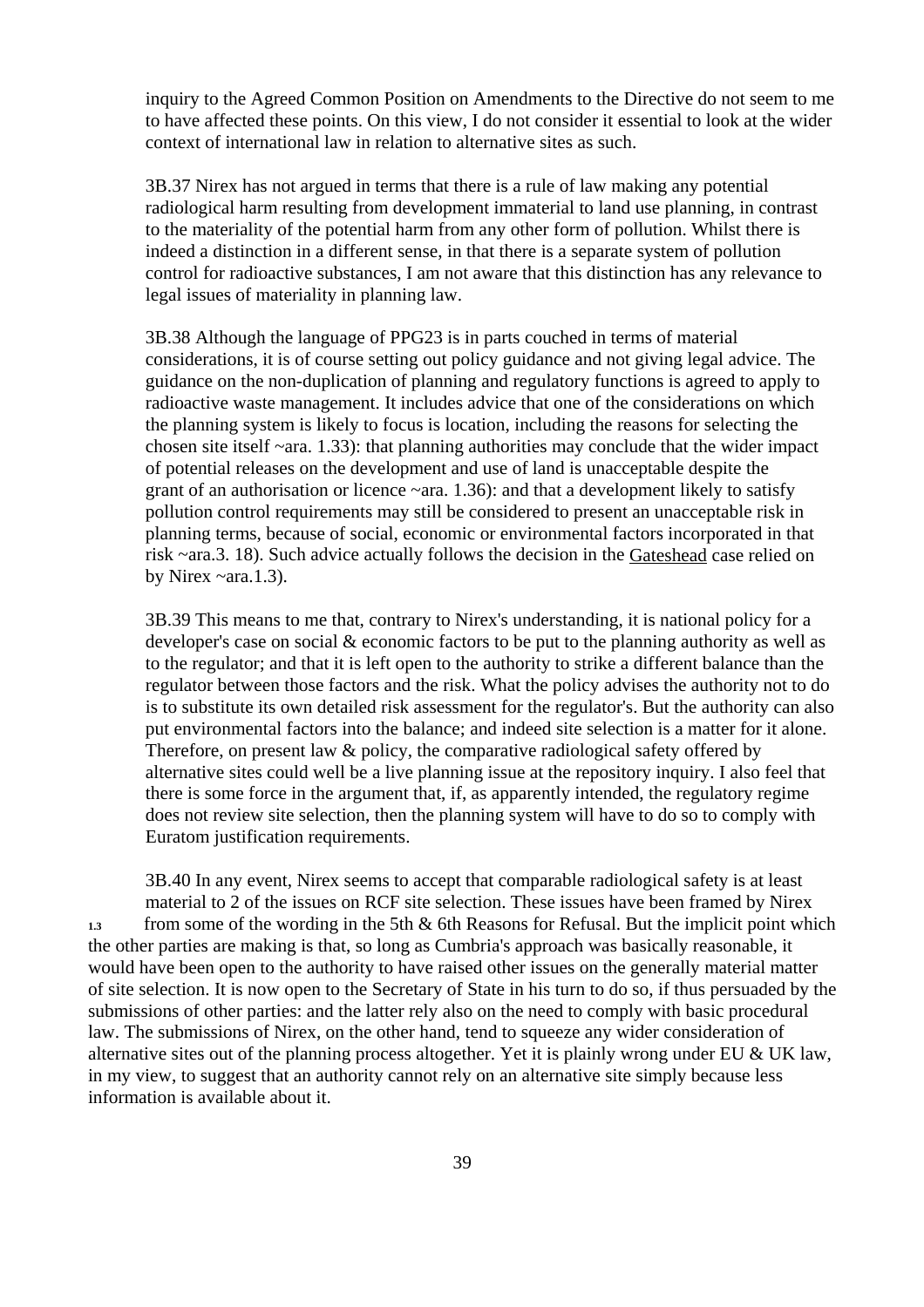inquiry to the Agreed Common Position on Amendments to the Directive do not seem to me to have affected these points. On this view, I do not consider it essential to look at the wider context of international law in relation to alternative sites as such.

3B.37 Nirex has not argued in terms that there is a rule of law making any potential radiological harm resulting from development immaterial to land use planning, in contrast to the materiality of the potential harm from any other form of pollution. Whilst there is indeed a distinction in a different sense, in that there is a separate system of pollution control for radioactive substances, I am not aware that this distinction has any relevance to legal issues of materiality in planning law.

3B.38 Although the language of PPG23 is in parts couched in terms of material considerations, it is of course setting out policy guidance and not giving legal advice. The guidance on the non-duplication of planning and regulatory functions is agreed to apply to radioactive waste management. It includes advice that one of the considerations on which the planning system is likely to focus is location, including the reasons for selecting the chosen site itself ~ara. 1.33): that planning authorities may conclude that the wider impact of potential releases on the development and use of land is unacceptable despite the grant of an authorisation or licence ~ara. 1.36): and that a development likely to satisfy pollution control requirements may still be considered to present an unacceptable risk in planning terms, because of social, economic or environmental factors incorporated in that risk ~ara.3. 18). Such advice actually follows the decision in the Gateshead case relied on by Nirex ~ara.1.3).

3B.39 This means to me that, contrary to Nirex's understanding, it is national policy for a developer's case on social & economic factors to be put to the planning authority as well as to the regulator; and that it is left open to the authority to strike a different balance than the regulator between those factors and the risk. What the policy advises the authority not to do is to substitute its own detailed risk assessment for the regulator's. But the authority can also put environmental factors into the balance; and indeed site selection is a matter for it alone. Therefore, on present law & policy, the comparative radiological safety offered by alternative sites could well be a live planning issue at the repository inquiry. I also feel that there is some force in the argument that, if, as apparently intended, the regulatory regime does not review site selection, then the planning system will have to do so to comply with Euratom justification requirements.

3B.40 In any event, Nirex seems to accept that comparable radiological safety is at least material to 2 of the issues on RCF site selection. These issues have been framed by Nirex from some of the wording in the 5th & 6th Reasons for Refusal. But the implicit point which the other parties are making is that, so long as Cumbria's approach was basically reasonable, it would have been open to the authority to have raised other issues on the generally material matter of site selection. It is now open to the Secretary of State in his turn to do so, if thus persuaded by the submissions of other parties: and the latter rely also on the need to comply with basic procedural law. The submissions of Nirex, on the other hand, tend to squeeze any wider consideration of alternative sites out of the planning process altogether. Yet it is plainly wrong under EU & UK law, in my view, to suggest that an authority cannot rely on an alternative site simply because less information is available about it.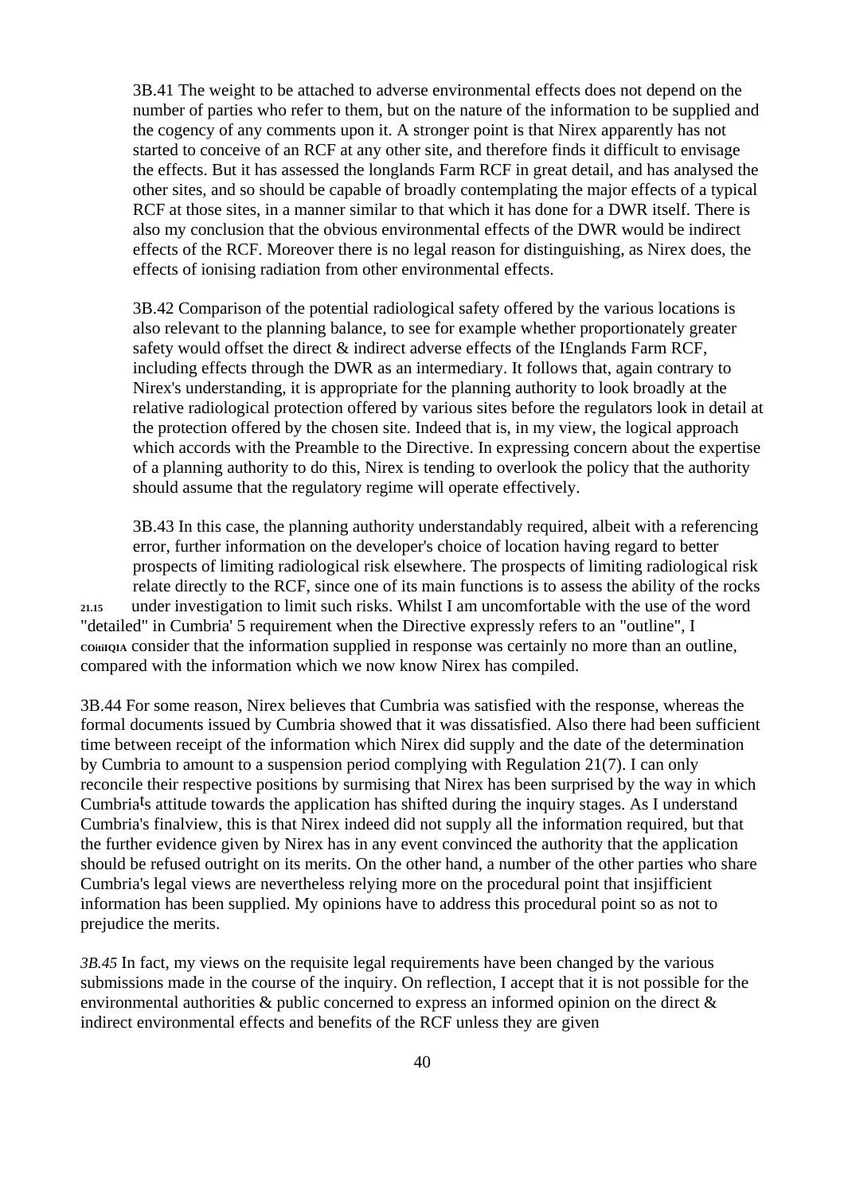3B.41 The weight to be attached to adverse environmental effects does not depend on the number of parties who refer to them, but on the nature of the information to be supplied and the cogency of any comments upon it. A stronger point is that Nirex apparently has not started to conceive of an RCF at any other site, and therefore finds it difficult to envisage the effects. But it has assessed the longlands Farm RCF in great detail, and has analysed the other sites, and so should be capable of broadly contemplating the major effects of a typical RCF at those sites, in a manner similar to that which it has done for a DWR itself. There is also my conclusion that the obvious environmental effects of the DWR would be indirect effects of the RCF. Moreover there is no legal reason for distinguishing, as Nirex does, the effects of ionising radiation from other environmental effects.

3B.42 Comparison of the potential radiological safety offered by the various locations is also relevant to the planning balance, to see for example whether proportionately greater safety would offset the direct & indirect adverse effects of the I£nglands Farm RCF, including effects through the DWR as an intermediary. It follows that, again contrary to Nirex's understanding, it is appropriate for the planning authority to look broadly at the relative radiological protection offered by various sites before the regulators look in detail at the protection offered by the chosen site. Indeed that is, in my view, the logical approach which accords with the Preamble to the Directive. In expressing concern about the expertise of a planning authority to do this, Nirex is tending to overlook the policy that the authority should assume that the regulatory regime will operate effectively.

3B.43 In this case, the planning authority understandably required, albeit with a referencing error, further information on the developer's choice of location having regard to better prospects of limiting radiological risk elsewhere. The prospects of limiting radiological risk relate directly to the RCF, since one of its main functions is to assess the ability of the rocks under investigation to limit such risks. Whilst I am uncomfortable with the use of the word "detailed" in Cumbria' 5 requirement when the Directive expressly refers to an "outline", I consider that the information supplied in response was certainly no more than an outline, compared with the information which we now know Nirex has compiled.

3B.44 For some reason, Nirex believes that Cumbria was satisfied with the response, whereas the formal documents issued by Cumbria showed that it was dissatisfied. Also there had been sufficient time between receipt of the information which Nirex did supply and the date of the determination by Cumbria to amount to a suspension period complying with Regulation 21(7). I can only reconcile their respective positions by surmising that Nirex has been surprised by the way in which Cumbria's attitude towards the application has shifted during the inquiry stages. As I understand Cumbria's finalview, this is that Nirex indeed did not supply all the information required, but that the further evidence given by Nirex has in any event convinced the authority that the application should be refused outright on its merits. On the other hand, a number of the other parties who share Cumbria's legal views are nevertheless relying more on the procedural point that insjifficient information has been supplied. My opinions have to address this procedural point so as not to prejudice the merits.

*3B.45* In fact, my views on the requisite legal requirements have been changed by the various submissions made in the course of the inquiry. On reflection, I accept that it is not possible for the environmental authorities & public concerned to express an informed opinion on the direct & indirect environmental effects and benefits of the RCF unless they are given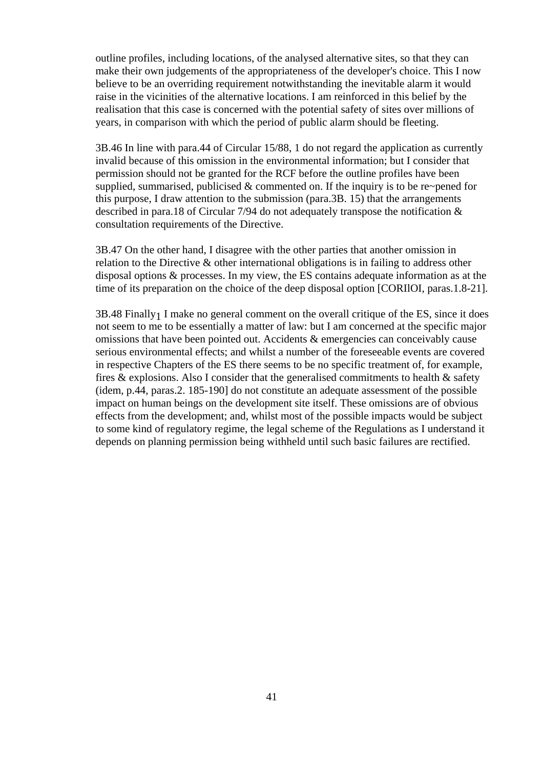outline profiles, including locations, of the analysed alternative sites, so that they can make their own judgements of the appropriateness of the developer's choice. This I now believe to be an overriding requirement notwithstanding the inevitable alarm it would raise in the vicinities of the alternative locations. I am reinforced in this belief by the realisation that this case is concerned with the potential safety of sites over millions of years, in comparison with which the period of public alarm should be fleeting.

3B.46 In line with para.44 of Circular 15/88, 1 do not regard the application as currently invalid because of this omission in the environmental information; but I consider that permission should not be granted for the RCF before the outline profiles have been supplied, summarised, publicised & commented on. If the inquiry is to be re~pened for this purpose, I draw attention to the submission (para.3B. 15) that the arrangements described in para.18 of Circular 7/94 do not adequately transpose the notification & consultation requirements of the Directive.

3B.47 On the other hand, I disagree with the other parties that another omission in relation to the Directive & other international obligations is in failing to address other disposal options & processes. In my view, the ES contains adequate information as at the time of its preparation on the choice of the deep disposal option [CORIlOI, paras.1.8-21].

3B.48 Finally[1] I make no general comment on the overall critique of the ES, since it does not seem to me to be essentially a matter of law: but I am concerned at the specific major omissions that have been pointed out. Accidents & emergencies can conceivably cause serious environmental effects; and whilst a number of the foreseeable events are covered in respective Chapters of the ES there seems to be no specific treatment of, for example, fires & explosions. Also I consider that the generalised commitments to health & safety (idem, p.44, paras.2. 185-190] do not constitute an adequate assessment of the possible impact on human beings on the development site itself. These omissions are of obvious effects from the development; and, whilst most of the possible impacts would be subject to some kind of regulatory regime, the legal scheme of the Regulations as I understand it depends on planning permission being withheld until such basic failures are rectified.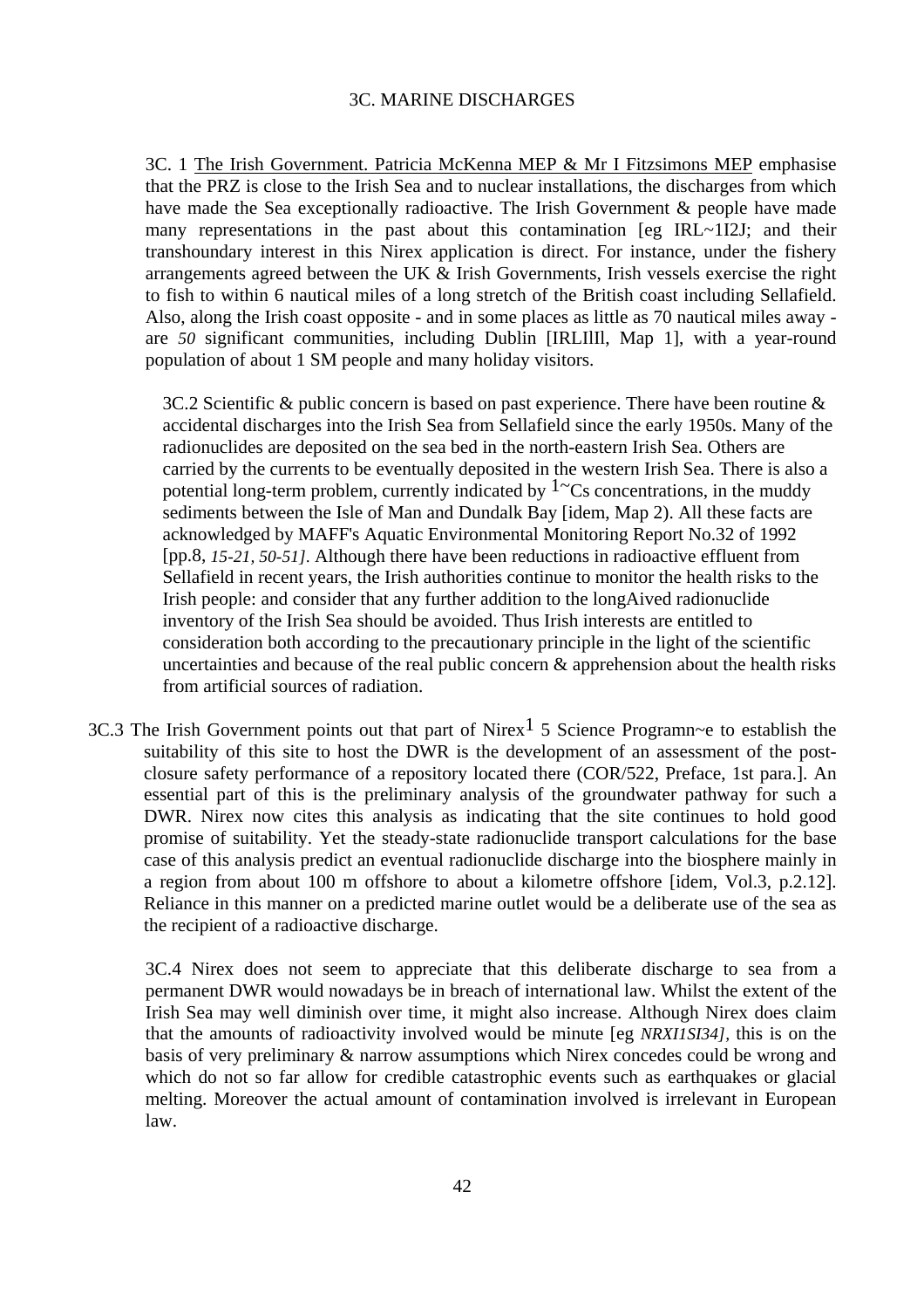# 3C. MARINE DISCHARGES

3C. 1 The Irish Government. Patricia McKenna MEP & Mr I Fitzsimons MEP emphasise that the PRZ is close to the Irish Sea and to nuclear installations, the discharges from which have made the Sea exceptionally radioactive. The Irish Government & people have made many representations in the past about this contamination [eg IRL~1I2J; and their transhoundary interest in this Nirex application is direct. For instance, under the fishery arrangements agreed between the UK & Irish Governments, Irish vessels exercise the right to fish to within 6 nautical miles of a long stretch of the British coast including Sellafield. Also, along the Irish coast opposite - and in some places as little as 70 nautical miles away - are *50* significant communities, including Dublin [IRLIlIl, Map 1], with a year-round population of about 1 SM people and many holiday visitors.

3C.2 Scientific & public concern is based on past experience. There have been routine & accidental discharges into the Irish Sea from Sellafield since the early 1950s. Many of the radionuclides are deposited on the sea bed in the north-eastern Irish Sea. Others are carried by the currents to be eventually deposited in the western Irish Sea. There is also a potential long-term problem, currently indicated by 1~Cs concentrations, in the muddy sediments between the Isle of Man and Dundalk Bay [idem, Map 2). All these facts are acknowledged by MAFF's Aquatic Environmental Monitoring Report No.32 of 1992 [pp.8, *15-21, 50-51].* Although there have been reductions in radioactive effluent from Sellafield in recent years, the Irish authorities continue to monitor the health risks to the Irish people: and consider that any further addition to the longAived radionuclide inventory of the Irish Sea should be avoided. Thus Irish interests are entitled to consideration both according to the precautionary principle in the light of the scientific uncertainties and because of the real public concern & apprehension about the health risks from artificial sources of radiation.

3C.3 The Irish Government points out that part of Nirex[1] 5 Science Programn~e to establish the suitability of this site to host the DWR is the development of an assessment of the post-closure safety performance of a repository located there (COR/522, Preface, 1st para.]. An essential part of this is the preliminary analysis of the groundwater pathway for such a DWR. Nirex now cites this analysis as indicating that the site continues to hold good promise of suitability. Yet the steady-state radionuclide transport calculations for the base case of this analysis predict an eventual radionuclide discharge into the biosphere mainly in a region from about 100 m offshore to about a kilometre offshore [idem, Vol.3, p.2.12]. Reliance in this manner on a predicted marine outlet would be a deliberate use of the sea as the recipient of a radioactive discharge.

3C.4 Nirex does not seem to appreciate that this deliberate discharge to sea from a permanent DWR would nowadays be in breach of international law. Whilst the extent of the Irish Sea may well diminish over time, it might also increase. Although Nirex does claim that the amounts of radioactivity involved would be minute [eg *NRXI1SI34],* this is on the basis of very preliminary & narrow assumptions which Nirex concedes could be wrong and which do not so far allow for credible catastrophic events such as earthquakes or glacial melting. Moreover the actual amount of contamination involved is irrelevant in European law.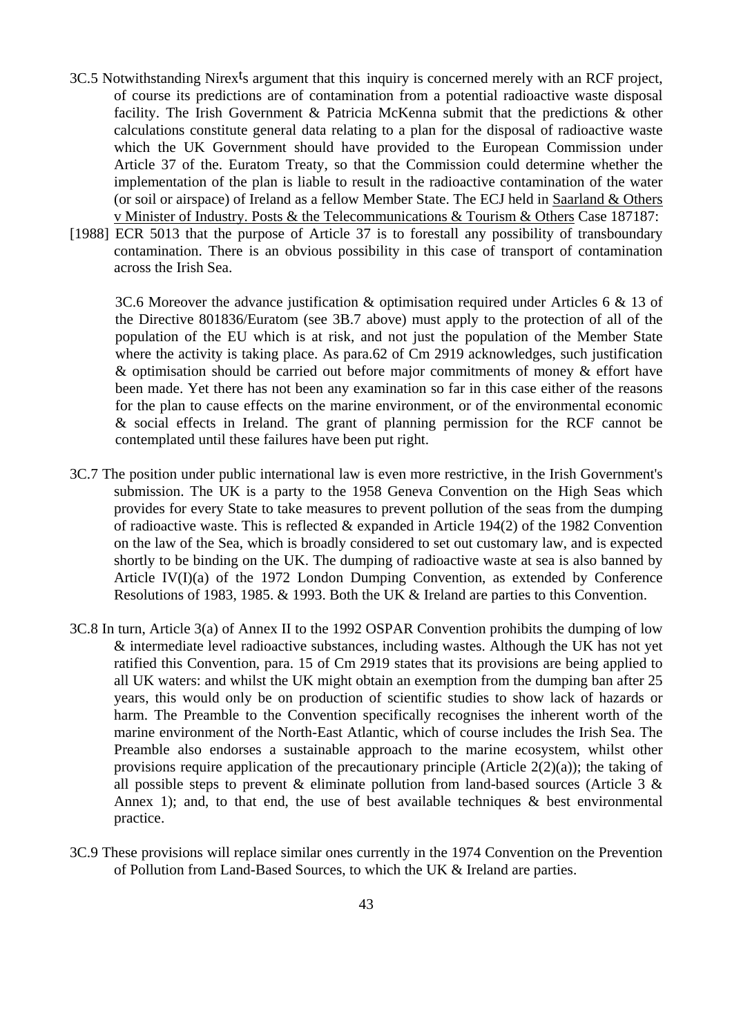3C.5 Notwithstanding Nirex's argument that this inquiry is concerned merely with an RCF project, of course its predictions are of contamination from a potential radioactive waste disposal facility. The Irish Government & Patricia McKenna submit that the predictions & other calculations constitute general data relating to a plan for the disposal of radioactive waste which the UK Government should have provided to the European Commission under Article 37 of the. Euratom Treaty, so that the Commission could determine whether the implementation of the plan is liable to result in the radioactive contamination of the water (or soil or airspace) of Ireland as a fellow Member State. The ECJ held in Saarland & Others v Minister of Industry. Posts & the Telecommunications & Tourism & Others Case 187187: [1988] ECR 5013 that the purpose of Article 37 is to forestall any possibility of transboundary contamination. There is an obvious possibility in this case of transport of contamination across the Irish Sea.

3C.6 Moreover the advance justification & optimisation required under Articles 6 & 13 of the Directive 801836/Euratom (see 3B.7 above) must apply to the protection of all of the population of the EU which is at risk, and not just the population of the Member State where the activity is taking place. As para.62 of Cm 2919 acknowledges, such justification & optimisation should be carried out before major commitments of money & effort have been made. Yet there has not been any examination so far in this case either of the reasons for the plan to cause effects on the marine environment, or of the environmental economic & social effects in Ireland. The grant of planning permission for the RCF cannot be contemplated until these failures have been put right.

3C.7 The position under public international law is even more restrictive, in the Irish Government's submission. The UK is a party to the 1958 Geneva Convention on the High Seas which provides for every State to take measures to prevent pollution of the seas from the dumping of radioactive waste. This is reflected & expanded in Article 194(2) of the 1982 Convention on the law of the Sea, which is broadly considered to set out customary law, and is expected shortly to be binding on the UK. The dumping of radioactive waste at sea is also banned by Article IV(I)(a) of the 1972 London Dumping Convention, as extended by Conference Resolutions of 1983, 1985. & 1993. Both the UK & Ireland are parties to this Convention.

3C.8 In turn, Article 3(a) of Annex II to the 1992 OSPAR Convention prohibits the dumping of low & intermediate level radioactive substances, including wastes. Although the UK has not yet ratified this Convention, para. 15 of Cm 2919 states that its provisions are being applied to all UK waters: and whilst the UK might obtain an exemption from the dumping ban after 25 years, this would only be on production of scientific studies to show lack of hazards or harm. The Preamble to the Convention specifically recognises the inherent worth of the marine environment of the North-East Atlantic, which of course includes the Irish Sea. The Preamble also endorses a sustainable approach to the marine ecosystem, whilst other provisions require application of the precautionary principle (Article 2(2)(a)); the taking of all possible steps to prevent & eliminate pollution from land-based sources (Article 3 & Annex 1); and, to that end, the use of best available techniques & best environmental practice.

3C.9 These provisions will replace similar ones currently in the 1974 Convention on the Prevention of Pollution from Land-Based Sources, to which the UK & Ireland are parties.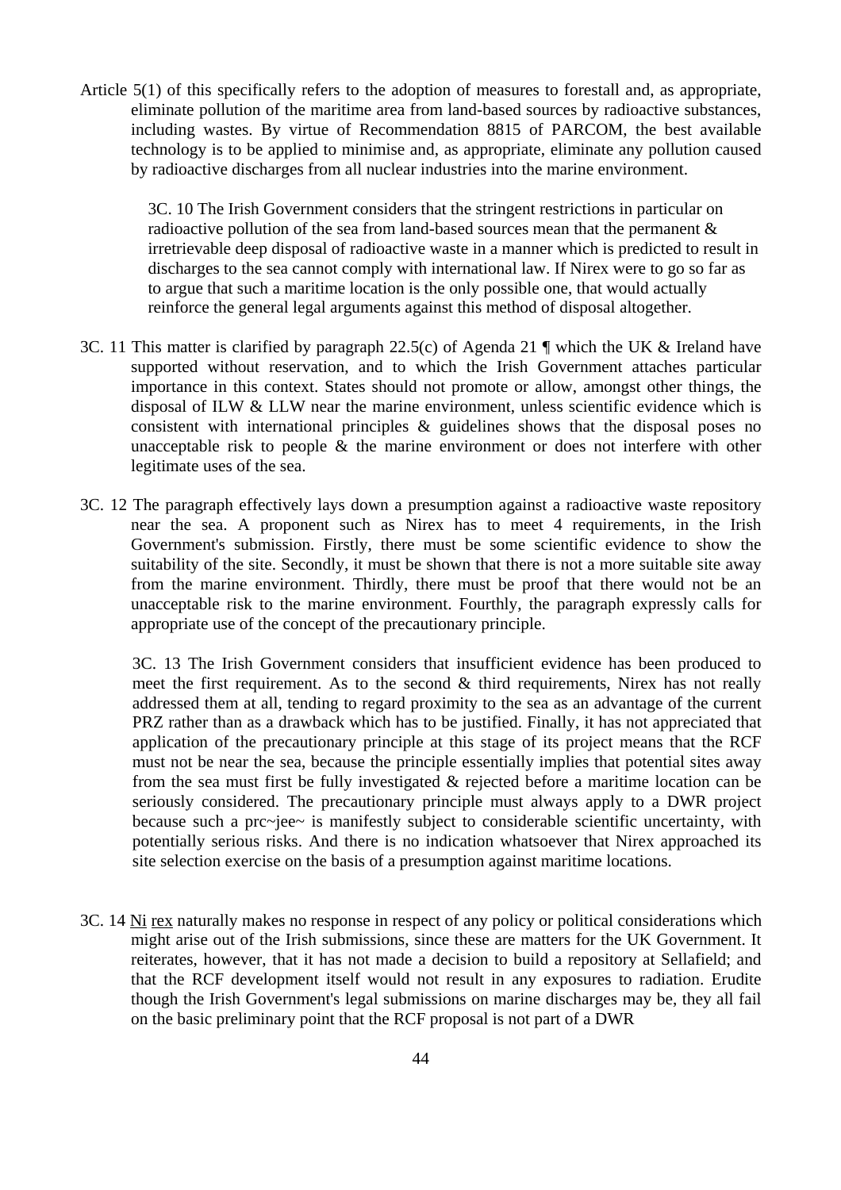Article 5(1) of this specifically refers to the adoption of measures to forestall and, as appropriate, eliminate pollution of the maritime area from land-based sources by radioactive substances, including wastes. By virtue of Recommendation 8815 of PARCOM, the best available technology is to be applied to minimise and, as appropriate, eliminate any pollution caused by radioactive discharges from all nuclear industries into the marine environment.

3C. 10 The Irish Government considers that the stringent restrictions in particular on radioactive pollution of the sea from land-based sources mean that the permanent & irretrievable deep disposal of radioactive waste in a manner which is predicted to result in discharges to the sea cannot comply with international law. If Nirex were to go so far as to argue that such a maritime location is the only possible one, that would actually reinforce the general legal arguments against this method of disposal altogether.

3C. 11 This matter is clarified by paragraph 22.5(c) of Agenda 21 ¶ which the UK & Ireland have supported without reservation, and to which the Irish Government attaches particular importance in this context. States should not promote or allow, amongst other things, the disposal of ILW & LLW near the marine environment, unless scientific evidence which is consistent with international principles & guidelines shows that the disposal poses no unacceptable risk to people & the marine environment or does not interfere with other legitimate uses of the sea.

3C. 12 The paragraph effectively lays down a presumption against a radioactive waste repository near the sea. A proponent such as Nirex has to meet 4 requirements, in the Irish Government's submission. Firstly, there must be some scientific evidence to show the suitability of the site. Secondly, it must be shown that there is not a more suitable site away from the marine environment. Thirdly, there must be proof that there would not be an unacceptable risk to the marine environment. Fourthly, the paragraph expressly calls for appropriate use of the concept of the precautionary principle.

3C. 13 The Irish Government considers that insufficient evidence has been produced to meet the first requirement. As to the second & third requirements, Nirex has not really addressed them at all, tending to regard proximity to the sea as an advantage of the current PRZ rather than as a drawback which has to be justified. Finally, it has not appreciated that application of the precautionary principle at this stage of its project means that the RCF must not be near the sea, because the principle essentially implies that potential sites away from the sea must first be fully investigated & rejected before a maritime location can be seriously considered. The precautionary principle must always apply to a DWR project because such a prc~jee~ is manifestly subject to considerable scientific uncertainty, with potentially serious risks. And there is no indication whatsoever that Nirex approached its site selection exercise on the basis of a presumption against maritime locations.

3C. 14 Ni rex naturally makes no response in respect of any policy or political considerations which might arise out of the Irish submissions, since these are matters for the UK Government. It reiterates, however, that it has not made a decision to build a repository at Sellafield; and that the RCF development itself would not result in any exposures to radiation. Erudite though the Irish Government's legal submissions on marine discharges may be, they all fail on the basic preliminary point that the RCF proposal is not part of a DWR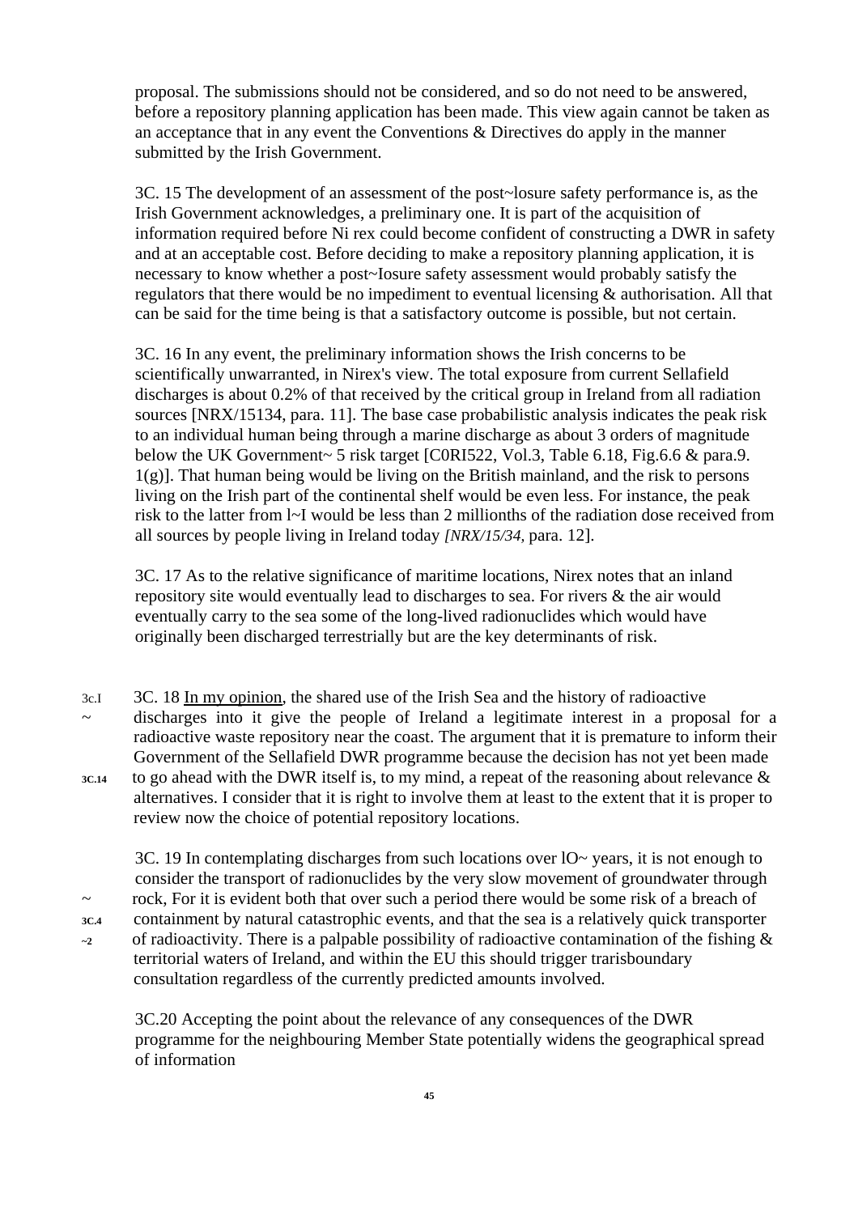proposal. The submissions should not be considered, and so do not need to be answered, before a repository planning application has been made. This view again cannot be taken as an acceptance that in any event the Conventions & Directives do apply in the manner submitted by the Irish Government.

3C. 15 The development of an assessment of the post~losure safety performance is, as the Irish Government acknowledges, a preliminary one. It is part of the acquisition of information required before Ni rex could become confident of constructing a DWR in safety and at an acceptable cost. Before deciding to make a repository planning application, it is necessary to know whether a post~Iosure safety assessment would probably satisfy the regulators that there would be no impediment to eventual licensing & authorisation. All that can be said for the time being is that a satisfactory outcome is possible, but not certain.

3C. 16 In any event, the preliminary information shows the Irish concerns to be scientifically unwarranted, in Nirex's view. The total exposure from current Sellafield discharges is about 0.2% of that received by the critical group in Ireland from all radiation sources [NRX/15134, para. 11]. The base case probabilistic analysis indicates the peak risk to an individual human being through a marine discharge as about 3 orders of magnitude below the UK Government~ 5 risk target [C0RI522, Vol.3, Table 6.18, Fig.6.6 & para.9. 1(g)]. That human being would be living on the British mainland, and the risk to persons living on the Irish part of the continental shelf would be even less. For instance, the peak risk to the latter from l~I would be less than 2 millionths of the radiation dose received from all sources by people living in Ireland today *[NRX/15/34,* para. 12].

3C. 17 As to the relative significance of maritime locations, Nirex notes that an inland repository site would eventually lead to discharges to sea. For rivers & the air would eventually carry to the sea some of the long-lived radionuclides which would have originally been discharged terrestrially but are the key determinants of risk.

3c.I ~ 3C. 18 In my opinion, the shared use of the Irish Sea and the history of radioactive discharges into it give the people of Ireland a legitimate interest in a proposal for a radioactive waste repository near the coast. The argument that it is premature to inform their Government of the Sellafield DWR programme because the decision has not yet been made to go ahead with the DWR itself is, to my mind, a repeat of the reasoning about relevance & alternatives. I consider that it is right to involve them at least to the extent that it is proper to review now the choice of potential repository locations. **3C.14**

3C. 19 In contemplating discharges from such locations over lO~ years, it is not enough to consider the transport of radionuclides by the very slow movement of groundwater through rock, For it is evident both that over such a period there would be some risk of a breach of containment by natural catastrophic events, and that the sea is a relatively quick transporter of radioactivity. There is a palpable possibility of radioactive contamination of the fishing & territorial waters of Ireland, and within the EU this should trigger trarisboundary consultation regardless of the currently predicted amounts involved. ~ **3C.4** **~2**

3C.20 Accepting the point about the relevance of any consequences of the DWR programme for the neighbouring Member State potentially widens the geographical spread of information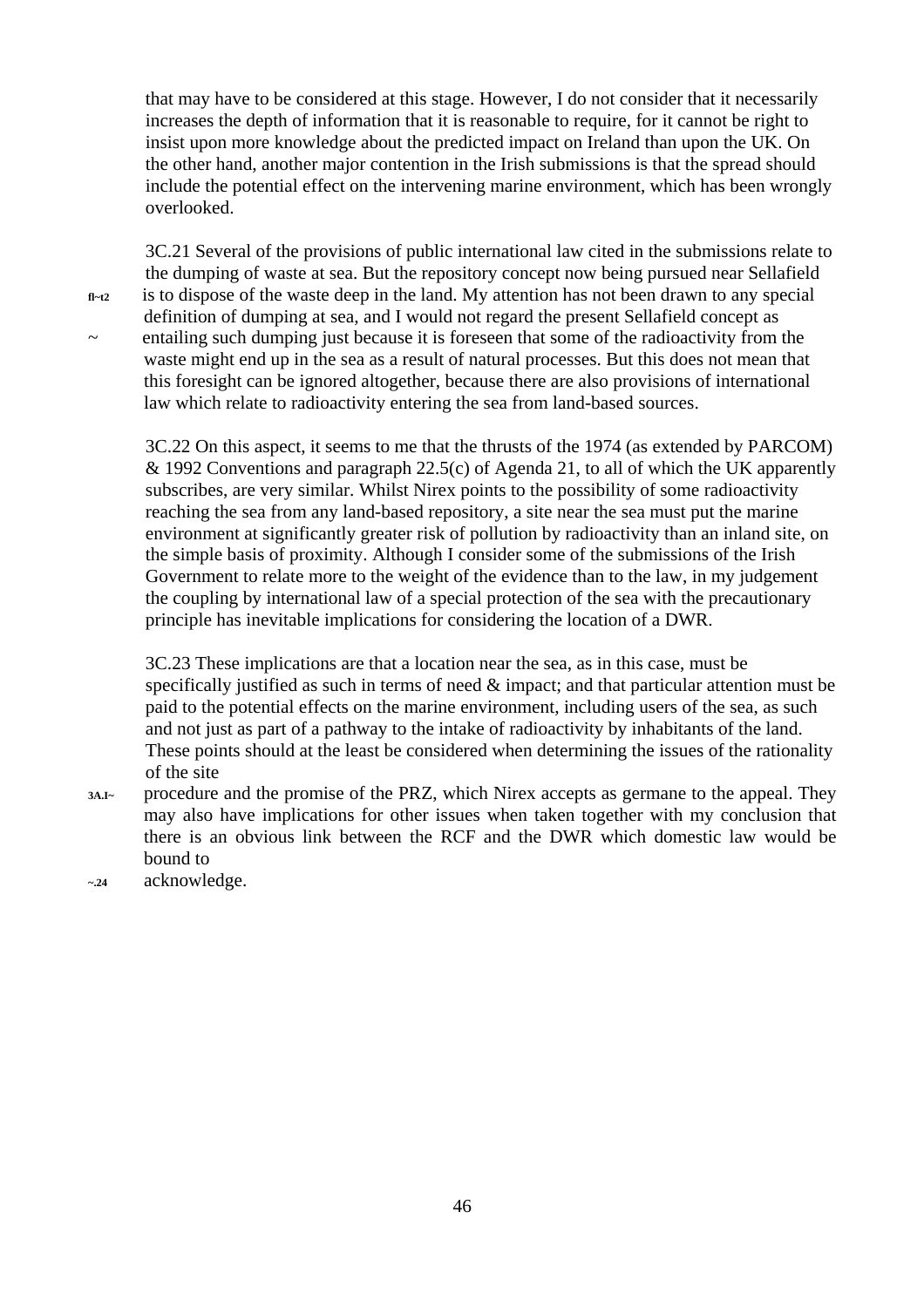that may have to be considered at this stage. However, I do not consider that it necessarily increases the depth of information that it is reasonable to require, for it cannot be right to insist upon more knowledge about the predicted impact on Ireland than upon the UK. On the other hand, another major contention in the Irish submissions is that the spread should include the potential effect on the intervening marine environment, which has been wrongly overlooked.

3C.21 Several of the provisions of public international law cited in the submissions relate to the dumping of waste at sea. But the repository concept now being pursued near Sellafield is to dispose of the waste deep in the land. My attention has not been drawn to any special definition of dumping at sea, and I would not regard the present Sellafield concept as entailing such dumping just because it is foreseen that some of the radioactivity from the waste might end up in the sea as a result of natural processes. But this does not mean that this foresight can be ignored altogether, because there are also provisions of international law which relate to radioactivity entering the sea from land-based sources.

3C.22 On this aspect, it seems to me that the thrusts of the 1974 (as extended by PARCOM) & 1992 Conventions and paragraph 22.5(c) of Agenda 21, to all of which the UK apparently subscribes, are very similar. Whilst Nirex points to the possibility of some radioactivity reaching the sea from any land-based repository, a site near the sea must put the marine environment at significantly greater risk of pollution by radioactivity than an inland site, on the simple basis of proximity. Although I consider some of the submissions of the Irish Government to relate more to the weight of the evidence than to the law, in my judgement the coupling by international law of a special protection of the sea with the precautionary principle has inevitable implications for considering the location of a DWR.

3C.23 These implications are that a location near the sea, as in this case, must be specifically justified as such in terms of need & impact; and that particular attention must be paid to the potential effects on the marine environment, including users of the sea, as such and not just as part of a pathway to the intake of radioactivity by inhabitants of the land. These points should at the least be considered when determining the issues of the rationality of the site procedure and the promise of the PRZ, which Nirex accepts as germane to the appeal. They may also have implications for other issues when taken together with my conclusion that there is an obvious link between the RCF and the DWR which domestic law would be bound to acknowledge.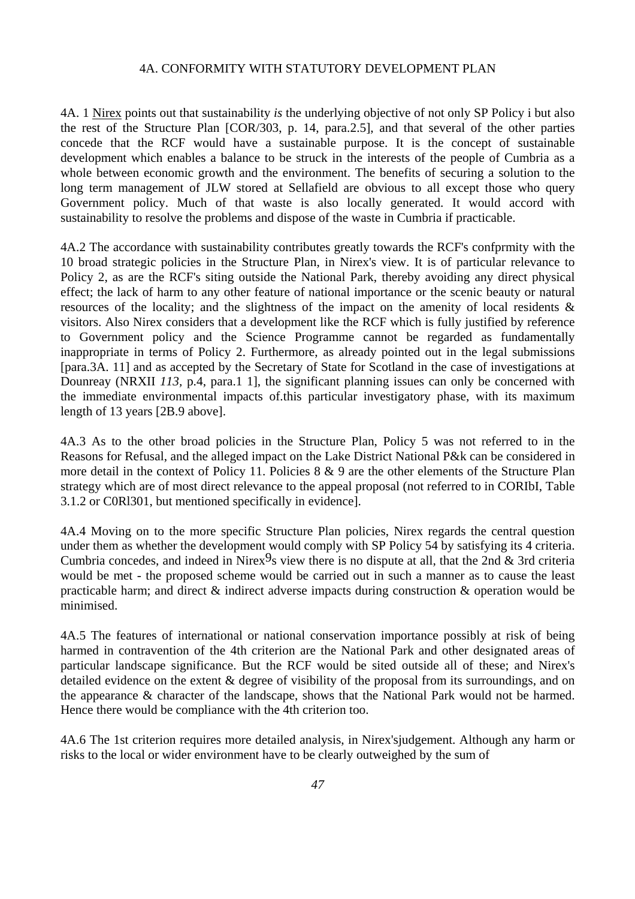## 4A. CONFORMITY WITH STATUTORY DEVELOPMENT PLAN

4A. 1 Nirex points out that sustainability *is* the underlying objective of not only SP Policy i but also the rest of the Structure Plan [COR/303, p. 14, para.2.5], and that several of the other parties concede that the RCF would have a sustainable purpose. It is the concept of sustainable development which enables a balance to be struck in the interests of the people of Cumbria as a whole between economic growth and the environment. The benefits of securing a solution to the long term management of JLW stored at Sellafield are obvious to all except those who query Government policy. Much of that waste is also locally generated. It would accord with sustainability to resolve the problems and dispose of the waste in Cumbria if practicable.

4A.2 The accordance with sustainability contributes greatly towards the RCF's confprmity with the 10 broad strategic policies in the Structure Plan, in Nirex's view. It is of particular relevance to Policy 2, as are the RCF's siting outside the National Park, thereby avoiding any direct physical effect; the lack of harm to any other feature of national importance or the scenic beauty or natural resources of the locality; and the slightness of the impact on the amenity of local residents & visitors. Also Nirex considers that a development like the RCF which is fully justified by reference to Government policy and the Science Programme cannot be regarded as fundamentally inappropriate in terms of Policy 2. Furthermore, as already pointed out in the legal submissions [para.3A. 11] and as accepted by the Secretary of State for Scotland in the case of investigations at Dounreay (NRXII *113*, p.4, para.1 1], the significant planning issues can only be concerned with the immediate environmental impacts of.this particular investigatory phase, with its maximum length of 13 years [2B.9 above].

4A.3 As to the other broad policies in the Structure Plan, Policy 5 was not referred to in the Reasons for Refusal, and the alleged impact on the Lake District National P&k can be considered in more detail in the context of Policy 11. Policies 8 & 9 are the other elements of the Structure Plan strategy which are of most direct relevance to the appeal proposal (not referred to in CORIbI, Table 3.1.2 or C0Rl301, but mentioned specifically in evidence].

4A.4 Moving on to the more specific Structure Plan policies, Nirex regards the central question under them as whether the development would comply with SP Policy 54 by satisfying its 4 criteria. Cumbria concedes, and indeed in Nirex9s view there is no dispute at all, that the 2nd & 3rd criteria would be met - the proposed scheme would be carried out in such a manner as to cause the least practicable harm; and direct & indirect adverse impacts during construction & operation would be minimised.

4A.5 The features of international or national conservation importance possibly at risk of being harmed in contravention of the 4th criterion are the National Park and other designated areas of particular landscape significance. But the RCF would be sited outside all of these; and Nirex's detailed evidence on the extent & degree of visibility of the proposal from its surroundings, and on the appearance & character of the landscape, shows that the National Park would not be harmed. Hence there would be compliance with the 4th criterion too.

4A.6 The 1st criterion requires more detailed analysis, in Nirex'sjudgement. Although any harm or risks to the local or wider environment have to be clearly outweighed by the sum of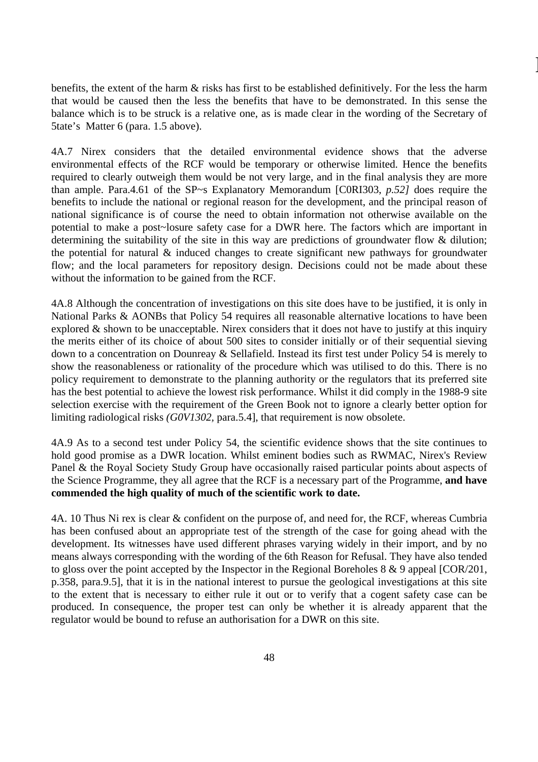benefits, the extent of the harm & risks has first to be established definitively. For the less the harm that would be caused then the less the benefits that have to be demonstrated. In this sense the balance which is to be struck is a relative one, as is made clear in the wording of the Secretary of 5tate's Matter 6 (para. 1.5 above).

4A.7 Nirex considers that the detailed environmental evidence shows that the adverse environmental effects of the RCF would be temporary or otherwise limited. Hence the benefits required to clearly outweigh them would be not very large, and in the final analysis they are more than ample. Para.4.61 of the SP~s Explanatory Memorandum [C0RI303, *p.52]* does require the benefits to include the national or regional reason for the development, and the principal reason of national significance is of course the need to obtain information not otherwise available on the potential to make a post~losure safety case for a DWR here. The factors which are important in determining the suitability of the site in this way are predictions of groundwater flow & dilution; the potential for natural & induced changes to create significant new pathways for groundwater flow; and the local parameters for repository design. Decisions could not be made about these without the information to be gained from the RCF.

4A.8 Although the concentration of investigations on this site does have to be justified, it is only in National Parks & AONBs that Policy 54 requires all reasonable alternative locations to have been explored & shown to be unacceptable. Nirex considers that it does not have to justify at this inquiry the merits either of its choice of about 500 sites to consider initially or of their sequential sieving down to a concentration on Dounreay & Sellafield. Instead its first test under Policy 54 is merely to show the reasonableness or rationality of the procedure which was utilised to do this. There is no policy requirement to demonstrate to the planning authority or the regulators that its preferred site has the best potential to achieve the lowest risk performance. Whilst it did comply in the 1988-9 site selection exercise with the requirement of the Green Book not to ignore a clearly better option for limiting radiological risks *(G0V1302,* para.5.4], that requirement is now obsolete.

4A.9 As to a second test under Policy 54, the scientific evidence shows that the site continues to hold good promise as a DWR location. Whilst eminent bodies such as RWMAC, Nirex's Review Panel & the Royal Society Study Group have occasionally raised particular points about aspects of the Science Programme, they all agree that the RCF is a necessary part of the Programme, **and have commended the high quality of much of the scientific work to date.**

4A. 10 Thus Ni rex is clear & confident on the purpose of, and need for, the RCF, whereas Cumbria has been confused about an appropriate test of the strength of the case for going ahead with the development. Its witnesses have used different phrases varying widely in their import, and by no means always corresponding with the wording of the 6th Reason for Refusal. They have also tended to gloss over the point accepted by the Inspector in the Regional Boreholes 8 & 9 appeal [COR/201, p.358, para.9.5], that it is in the national interest to pursue the geological investigations at this site to the extent that is necessary to either rule it out or to verify that a cogent safety case can be produced. In consequence, the proper test can only be whether it is already apparent that the regulator would be bound to refuse an authorisation for a DWR on this site.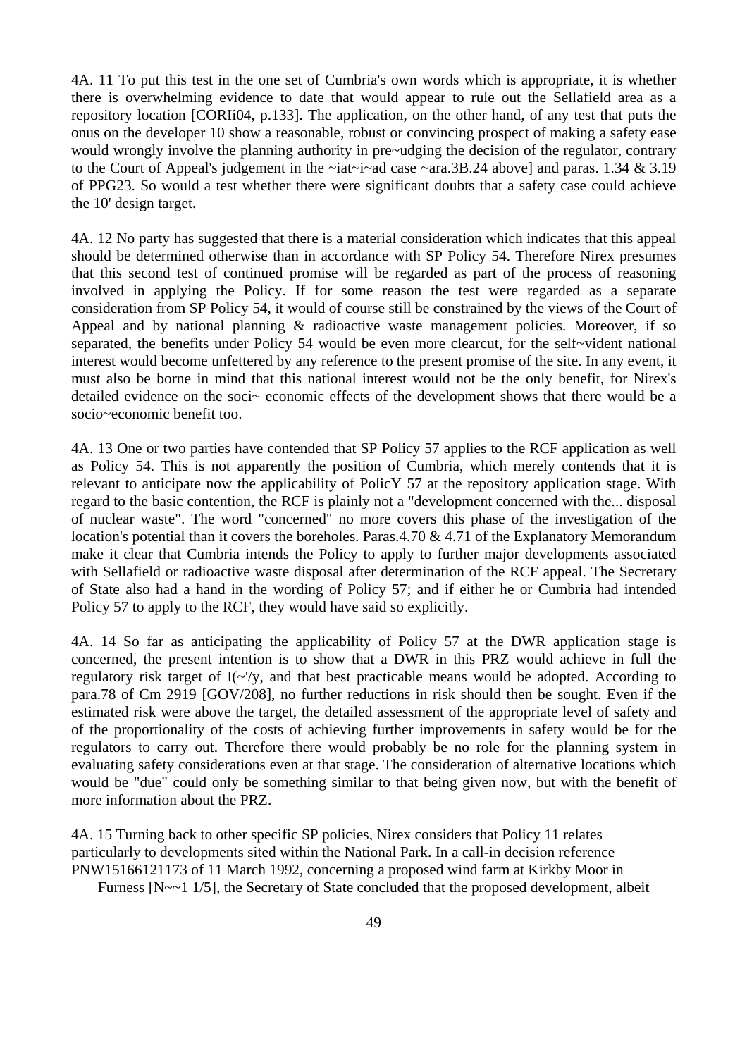4A. 11 To put this test in the one set of Cumbria's own words which is appropriate, it is whether there is overwhelming evidence to date that would appear to rule out the Sellafield area as a repository location [CORIi04, p.133]. The application, on the other hand, of any test that puts the onus on the developer 10 show a reasonable, robust or convincing prospect of making a safety ease would wrongly involve the planning authority in pre~udging the decision of the regulator, contrary to the Court of Appeal's judgement in the ~iat~i~ad case ~ara.3B.24 above] and paras. 1.34 & 3.19 of PPG23. So would a test whether there were significant doubts that a safety case could achieve the 10' design target.

4A. 12 No party has suggested that there is a material consideration which indicates that this appeal should be determined otherwise than in accordance with SP Policy 54. Therefore Nirex presumes that this second test of continued promise will be regarded as part of the process of reasoning involved in applying the Policy. If for some reason the test were regarded as a separate consideration from SP Policy 54, it would of course still be constrained by the views of the Court of Appeal and by national planning & radioactive waste management policies. Moreover, if so separated, the benefits under Policy 54 would be even more clearcut, for the self~vident national interest would become unfettered by any reference to the present promise of the site. In any event, it must also be borne in mind that this national interest would not be the only benefit, for Nirex's detailed evidence on the soci~ economic effects of the development shows that there would be a socio~economic benefit too.

4A. 13 One or two parties have contended that SP Policy 57 applies to the RCF application as well as Policy 54. This is not apparently the position of Cumbria, which merely contends that it is relevant to anticipate now the applicability of PolicY 57 at the repository application stage. With regard to the basic contention, the RCF is plainly not a "development concerned with the... disposal of nuclear waste". The word "concerned" no more covers this phase of the investigation of the location's potential than it covers the boreholes. Paras.4.70 & 4.71 of the Explanatory Memorandum make it clear that Cumbria intends the Policy to apply to further major developments associated with Sellafield or radioactive waste disposal after determination of the RCF appeal. The Secretary of State also had a hand in the wording of Policy 57; and if either he or Cumbria had intended Policy 57 to apply to the RCF, they would have said so explicitly.

4A. 14 So far as anticipating the applicability of Policy 57 at the DWR application stage is concerned, the present intention is to show that a DWR in this PRZ would achieve in full the regulatory risk target of I(~'/y, and that best practicable means would be adopted. According to para.78 of Cm 2919 [GOV/208], no further reductions in risk should then be sought. Even if the estimated risk were above the target, the detailed assessment of the appropriate level of safety and of the proportionality of the costs of achieving further improvements in safety would be for the regulators to carry out. Therefore there would probably be no role for the planning system in evaluating safety considerations even at that stage. The consideration of alternative locations which would be "due" could only be something similar to that being given now, but with the benefit of more information about the PRZ.

4A. 15 Turning back to other specific SP policies, Nirex considers that Policy 11 relates particularly to developments sited within the National Park. In a call-in decision reference PNW15166121173 of 11 March 1992, concerning a proposed wind farm at Kirkby Moor in Furness [N~~1 1/5], the Secretary of State concluded that the proposed development, albeit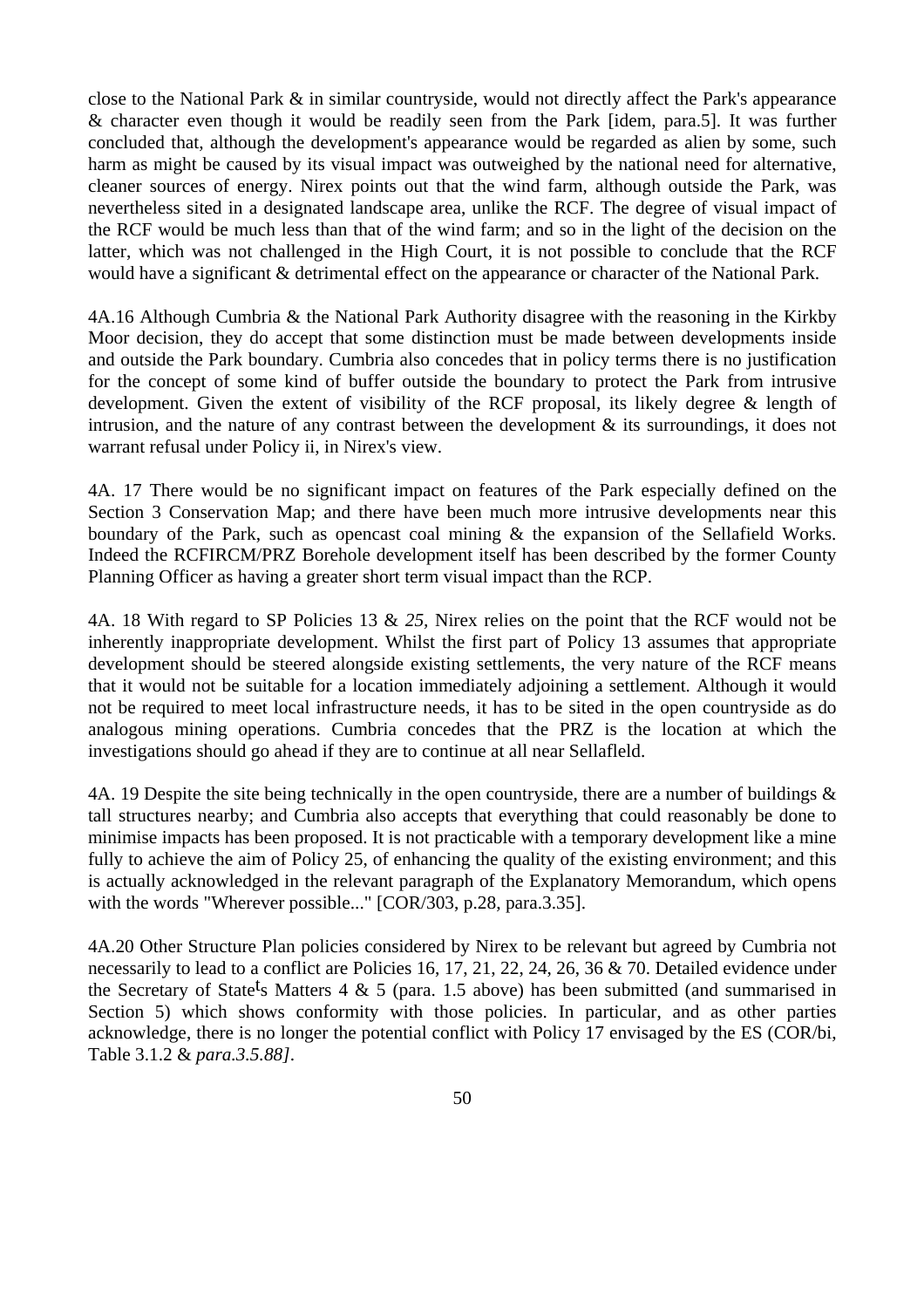close to the National Park & in similar countryside, would not directly affect the Park's appearance & character even though it would be readily seen from the Park [idem, para.5]. It was further concluded that, although the development's appearance would be regarded as alien by some, such harm as might be caused by its visual impact was outweighed by the national need for alternative, cleaner sources of energy. Nirex points out that the wind farm, although outside the Park, was nevertheless sited in a designated landscape area, unlike the RCF. The degree of visual impact of the RCF would be much less than that of the wind farm; and so in the light of the decision on the latter, which was not challenged in the High Court, it is not possible to conclude that the RCF would have a significant & detrimental effect on the appearance or character of the National Park.

4A.16 Although Cumbria & the National Park Authority disagree with the reasoning in the Kirkby Moor decision, they do accept that some distinction must be made between developments inside and outside the Park boundary. Cumbria also concedes that in policy terms there is no justification for the concept of some kind of buffer outside the boundary to protect the Park from intrusive development. Given the extent of visibility of the RCF proposal, its likely degree & length of intrusion, and the nature of any contrast between the development & its surroundings, it does not warrant refusal under Policy ii, in Nirex's view.

4A. 17 There would be no significant impact on features of the Park especially defined on the Section 3 Conservation Map; and there have been much more intrusive developments near this boundary of the Park, such as opencast coal mining & the expansion of the Sellafield Works. Indeed the RCFIRCM/PRZ Borehole development itself has been described by the former County Planning Officer as having a greater short term visual impact than the RCP.

4A. 18 With regard to SP Policies 13 & *25,* Nirex relies on the point that the RCF would not be inherently inappropriate development. Whilst the first part of Policy 13 assumes that appropriate development should be steered alongside existing settlements, the very nature of the RCF means that it would not be suitable for a location immediately adjoining a settlement. Although it would not be required to meet local infrastructure needs, it has to be sited in the open countryside as do analogous mining operations. Cumbria concedes that the PRZ is the location at which the investigations should go ahead if they are to continue at all near Sellaflelld.

4A. 19 Despite the site being technically in the open countryside, there are a number of buildings & tall structures nearby; and Cumbria also accepts that everything that could reasonably be done to minimise impacts has been proposed. It is not practicable with a temporary development like a mine fully to achieve the aim of Policy 25, of enhancing the quality of the existing environment; and this is actually acknowledged in the relevant paragraph of the Explanatory Memorandum, which opens with the words "Wherever possible..." [COR/303, p.28, para.3.35].

4A.20 Other Structure Plan policies considered by Nirex to be relevant but agreed by Cumbria not necessarily to lead to a conflict are Policies 16, 17, 21, 22, 24, 26, 36 & 70. Detailed evidence under the Secretary of State's Matters 4 & 5 (para. 1.5 above) has been submitted (and summarised in Section 5) which shows conformity with those policies. In particular, and as other parties acknowledge, there is no longer the potential conflict with Policy 17 envisaged by the ES (COR/bi, Table 3.1.2 & *para.3.5.88]*.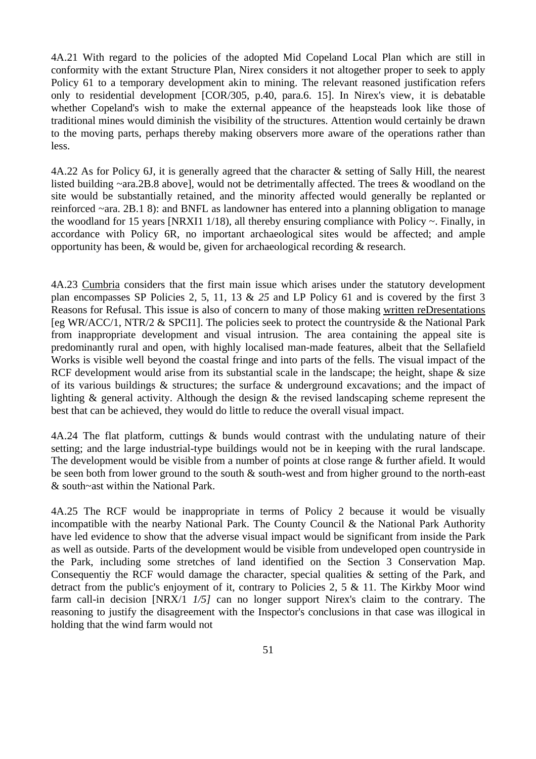4A.21 With regard to the policies of the adopted Mid Copeland Local Plan which are still in conformity with the extant Structure Plan, Nirex considers it not altogether proper to seek to apply Policy 61 to a temporary development akin to mining. The relevant reasoned justification refers only to residential development [COR/305, p.40, para.6. 15]. In Nirex's view, it is debatable whether Copeland's wish to make the external appeance of the heapsteads look like those of traditional mines would diminish the visibility of the structures. Attention would certainly be drawn to the moving parts, perhaps thereby making observers more aware of the operations rather than less.

4A.22 As for Policy 6J, it is generally agreed that the character & setting of Sally Hill, the nearest listed building ~ara.2B.8 above], would not be detrimentally affected. The trees & woodland on the site would be substantially retained, and the minority affected would generally be replanted or reinforced ~ara. 2B.1 8): and BNFL as landowner has entered into a planning obligation to manage the woodland for 15 years [NRXI1 1/18), all thereby ensuring compliance with Policy ~. Finally, in accordance with Policy 6R, no important archaeological sites would be affected; and ample opportunity has been, & would be, given for archaeological recording & research.

4A.23 Cumbria considers that the first main issue which arises under the statutory development plan encompasses SP Policies 2, 5, 11, 13 & *25* and LP Policy 61 and is covered by the first 3 Reasons for Refusal. This issue is also of concern to many of those making written reDresentations [eg WR/ACC/1, NTR/2 & SPCI1]. The policies seek to protect the countryside & the National Park from inappropriate development and visual intrusion. The area containing the appeal site is predominantly rural and open, with highly localised man-made features, albeit that the Sellafield Works is visible well beyond the coastal fringe and into parts of the fells. The visual impact of the RCF development would arise from its substantial scale in the landscape; the height, shape & size of its various buildings & structures; the surface & underground excavations; and the impact of lighting & general activity. Although the design & the revised landscaping scheme represent the best that can be achieved, they would do little to reduce the overall visual impact.

4A.24 The flat platform, cuttings & bunds would contrast with the undulating nature of their setting; and the large industrial-type buildings would not be in keeping with the rural landscape. The development would be visible from a number of points at close range & further afield. It would be seen both from lower ground to the south & south-west and from higher ground to the north-east & south~ast within the National Park.

4A.25 The RCF would be inappropriate in terms of Policy 2 because it would be visually incompatible with the nearby National Park. The County Council & the National Park Authority have led evidence to show that the adverse visual impact would be significant from inside the Park as well as outside. Parts of the development would be visible from undeveloped open countryside in the Park, including some stretches of land identified on the Section 3 Conservation Map. Consequentiy the RCF would damage the character, special qualities & setting of the Park, and detract from the public's enjoyment of it, contrary to Policies 2, 5 & 11. The Kirkby Moor wind farm call-in decision [NRX/1 *1/5]* can no longer support Nirex's claim to the contrary. The reasoning to justify the disagreement with the Inspector's conclusions in that case was illogical in holding that the wind farm would not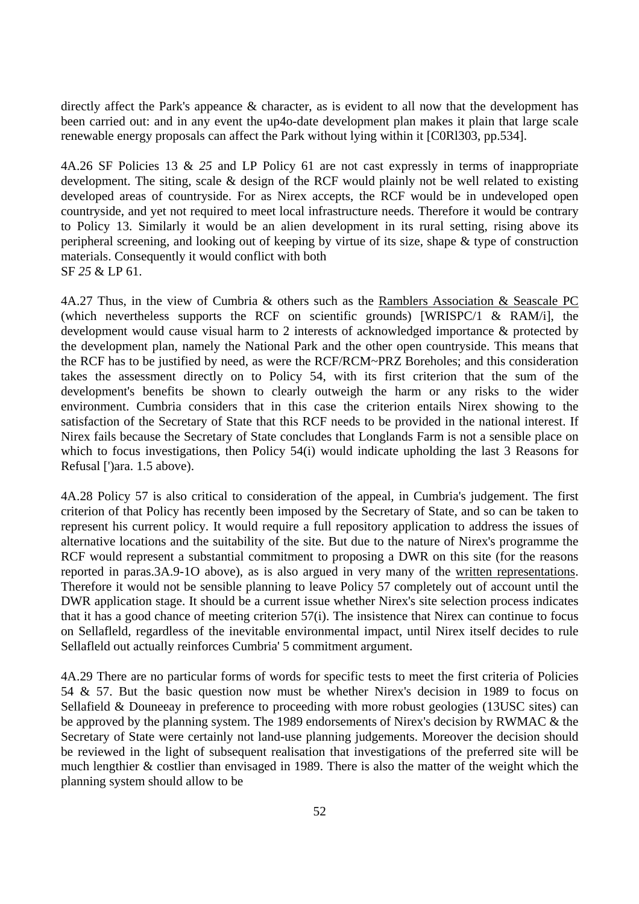directly affect the Park's appeance & character, as is evident to all now that the development has been carried out: and in any event the up4o-date development plan makes it plain that large scale renewable energy proposals can affect the Park without lying within it [C0Rl303, pp.534].

4A.26 SF Policies 13 & *25* and LP Policy 61 are not cast expressly in terms of inappropriate development. The siting, scale & design of the RCF would plainly not be well related to existing developed areas of countryside. For as Nirex accepts, the RCF would be in undeveloped open countryside, and yet not required to meet local infrastructure needs. Therefore it would be contrary to Policy 13. Similarly it would be an alien development in its rural setting, rising above its peripheral screening, and looking out of keeping by virtue of its size, shape & type of construction materials. Consequently it would conflict with both
SF *25* & LP 61.

4A.27 Thus, in the view of Cumbria & others such as the Ramblers Association & Seascale PC (which nevertheless supports the RCF on scientific grounds) [WRISPC/1 & RAM/i], the development would cause visual harm to 2 interests of acknowledged importance & protected by the development plan, namely the National Park and the other open countryside. This means that the RCF has to be justified by need, as were the RCF/RCM~PRZ Boreholes; and this consideration takes the assessment directly on to Policy 54, with its first criterion that the sum of the development's benefits be shown to clearly outweigh the harm or any risks to the wider environment. Cumbria considers that in this case the criterion entails Nirex showing to the satisfaction of the Secretary of State that this RCF needs to be provided in the national interest. If Nirex fails because the Secretary of State concludes that Longlands Farm is not a sensible place on which to focus investigations, then Policy 54(i) would indicate upholding the last 3 Reasons for Refusal [')ara. 1.5 above).

4A.28 Policy 57 is also critical to consideration of the appeal, in Cumbria's judgement. The first criterion of that Policy has recently been imposed by the Secretary of State, and so can be taken to represent his current policy. It would require a full repository application to address the issues of alternative locations and the suitability of the site. But due to the nature of Nirex's programme the RCF would represent a substantial commitment to proposing a DWR on this site (for the reasons reported in paras.3A.9-1O above), as is also argued in very many of the written representations. Therefore it would not be sensible planning to leave Policy 57 completely out of account until the DWR application stage. It should be a current issue whether Nirex's site selection process indicates that it has a good chance of meeting criterion 57(i). The insistence that Nirex can continue to focus on Sellafleld, regardless of the inevitable environmental impact, until Nirex itself decides to rule Sellafleld out actually reinforces Cumbria' 5 commitment argument.

4A.29 There are no particular forms of words for specific tests to meet the first criteria of Policies 54 & 57. But the basic question now must be whether Nirex's decision in 1989 to focus on Sellafield & Douneeay in preference to proceeding with more robust geologies (13USC sites) can be approved by the planning system. The 1989 endorsements of Nirex's decision by RWMAC & the Secretary of State were certainly not land-use planning judgements. Moreover the decision should be reviewed in the light of subsequent realisation that investigations of the preferred site will be much lengthier & costlier than envisaged in 1989. There is also the matter of the weight which the planning system should allow to be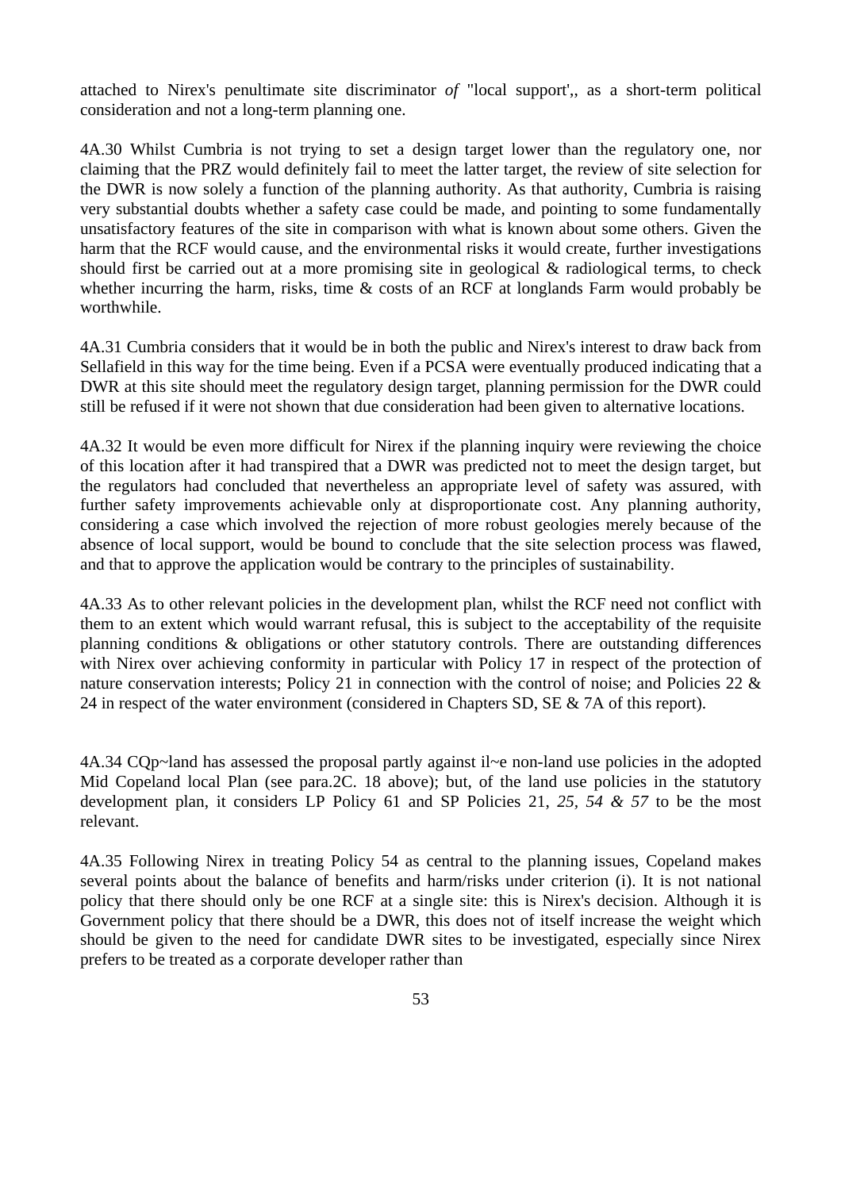attached to Nirex's penultimate site discriminator *of* "local support',, as a short-term political consideration and not a long-term planning one.

4A.30 Whilst Cumbria is not trying to set a design target lower than the regulatory one, nor claiming that the PRZ would definitely fail to meet the latter target, the review of site selection for the DWR is now solely a function of the planning authority. As that authority, Cumbria is raising very substantial doubts whether a safety case could be made, and pointing to some fundamentally unsatisfactory features of the site in comparison with what is known about some others. Given the harm that the RCF would cause, and the environmental risks it would create, further investigations should first be carried out at a more promising site in geological & radiological terms, to check whether incurring the harm, risks, time & costs of an RCF at longlands Farm would probably be worthwhile.

4A.31 Cumbria considers that it would be in both the public and Nirex's interest to draw back from Sellafield in this way for the time being. Even if a PCSA were eventually produced indicating that a DWR at this site should meet the regulatory design target, planning permission for the DWR could still be refused if it were not shown that due consideration had been given to alternative locations.

4A.32 It would be even more difficult for Nirex if the planning inquiry were reviewing the choice of this location after it had transpired that a DWR was predicted not to meet the design target, but the regulators had concluded that nevertheless an appropriate level of safety was assured, with further safety improvements achievable only at disproportionate cost. Any planning authority, considering a case which involved the rejection of more robust geologies merely because of the absence of local support, would be bound to conclude that the site selection process was flawed, and that to approve the application would be contrary to the principles of sustainability.

4A.33 As to other relevant policies in the development plan, whilst the RCF need not conflict with them to an extent which would warrant refusal, this is subject to the acceptability of the requisite planning conditions & obligations or other statutory controls. There are outstanding differences with Nirex over achieving conformity in particular with Policy 17 in respect of the protection of nature conservation interests; Policy 21 in connection with the control of noise; and Policies 22 & 24 in respect of the water environment (considered in Chapters SD, SE & 7A of this report).

4A.34 CQp~land has assessed the proposal partly against il~e non-land use policies in the adopted Mid Copeland local Plan (see para.2C. 18 above); but, of the land use policies in the statutory development plan, it considers LP Policy 61 and SP Policies 21, *25, 54 & 57* to be the most relevant.

4A.35 Following Nirex in treating Policy 54 as central to the planning issues, Copeland makes several points about the balance of benefits and harm/risks under criterion (i). It is not national policy that there should only be one RCF at a single site: this is Nirex's decision. Although it is Government policy that there should be a DWR, this does not of itself increase the weight which should be given to the need for candidate DWR sites to be investigated, especially since Nirex prefers to be treated as a corporate developer rather than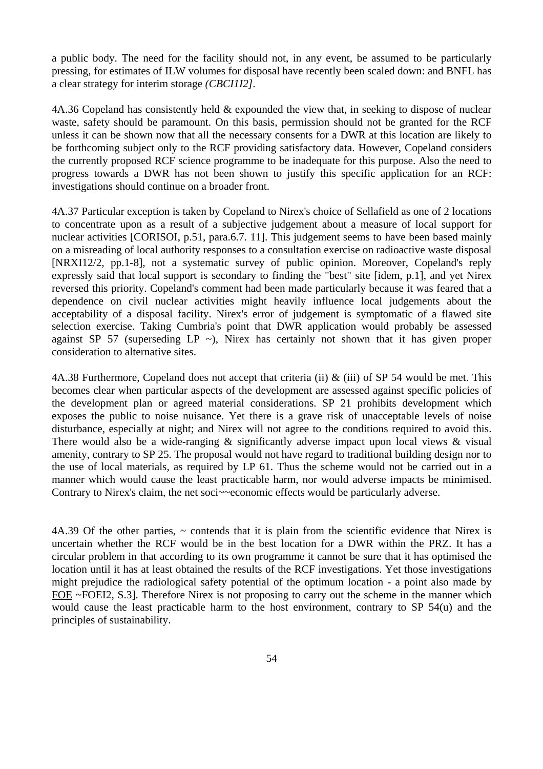a public body. The need for the facility should not, in any event, be assumed to be particularly pressing, for estimates of ILW volumes for disposal have recently been scaled down: and BNFL has a clear strategy for interim storage *(CBCI1I2]*.

4A.36 Copeland has consistently held & expounded the view that, in seeking to dispose of nuclear waste, safety should be paramount. On this basis, permission should not be granted for the RCF unless it can be shown now that all the necessary consents for a DWR at this location are likely to be forthcoming subject only to the RCF providing satisfactory data. However, Copeland considers the currently proposed RCF science programme to be inadequate for this purpose. Also the need to progress towards a DWR has not been shown to justify this specific application for an RCF: investigations should continue on a broader front.

4A.37 Particular exception is taken by Copeland to Nirex's choice of Sellafield as one of 2 locations to concentrate upon as a result of a subjective judgement about a measure of local support for nuclear activities [CORISOI, p.51, para.6.7. 11]. This judgement seems to have been based mainly on a misreading of local authority responses to a consultation exercise on radioactive waste disposal [NRXI12/2, pp.1-8], not a systematic survey of public opinion. Moreover, Copeland's reply expressly said that local support is secondary to finding the "best" site [idem, p.1], and yet Nirex reversed this priority. Copeland's comment had been made particularly because it was feared that a dependence on civil nuclear activities might heavily influence local judgements about the acceptability of a disposal facility. Nirex's error of judgement is symptomatic of a flawed site selection exercise. Taking Cumbria's point that DWR application would probably be assessed against SP 57 (superseding LP ~), Nirex has certainly not shown that it has given proper consideration to alternative sites.

4A.38 Furthermore, Copeland does not accept that criteria (ii) & (iii) of SP 54 would be met. This becomes clear when particular aspects of the development are assessed against specific policies of the development plan or agreed material considerations. SP 21 prohibits development which exposes the public to noise nuisance. Yet there is a grave risk of unacceptable levels of noise disturbance, especially at night; and Nirex will not agree to the conditions required to avoid this. There would also be a wide-ranging & significantly adverse impact upon local views & visual amenity, contrary to SP 25. The proposal would not have regard to traditional building design nor to the use of local materials, as required by LP 61. Thus the scheme would not be carried out in a manner which would cause the least practicable harm, nor would adverse impacts be minimised. Contrary to Nirex's claim, the net soci~~economic effects would be particularly adverse.

4A.39 Of the other parties, ~ contends that it is plain from the scientific evidence that Nirex is uncertain whether the RCF would be in the best location for a DWR within the PRZ. It has a circular problem in that according to its own programme it cannot be sure that it has optimised the location until it has at least obtained the results of the RCF investigations. Yet those investigations might prejudice the radiological safety potential of the optimum location - a point also made by FOE ~FOEI2, S.3]. Therefore Nirex is not proposing to carry out the scheme in the manner which would cause the least practicable harm to the host environment, contrary to SP 54(u) and the principles of sustainability.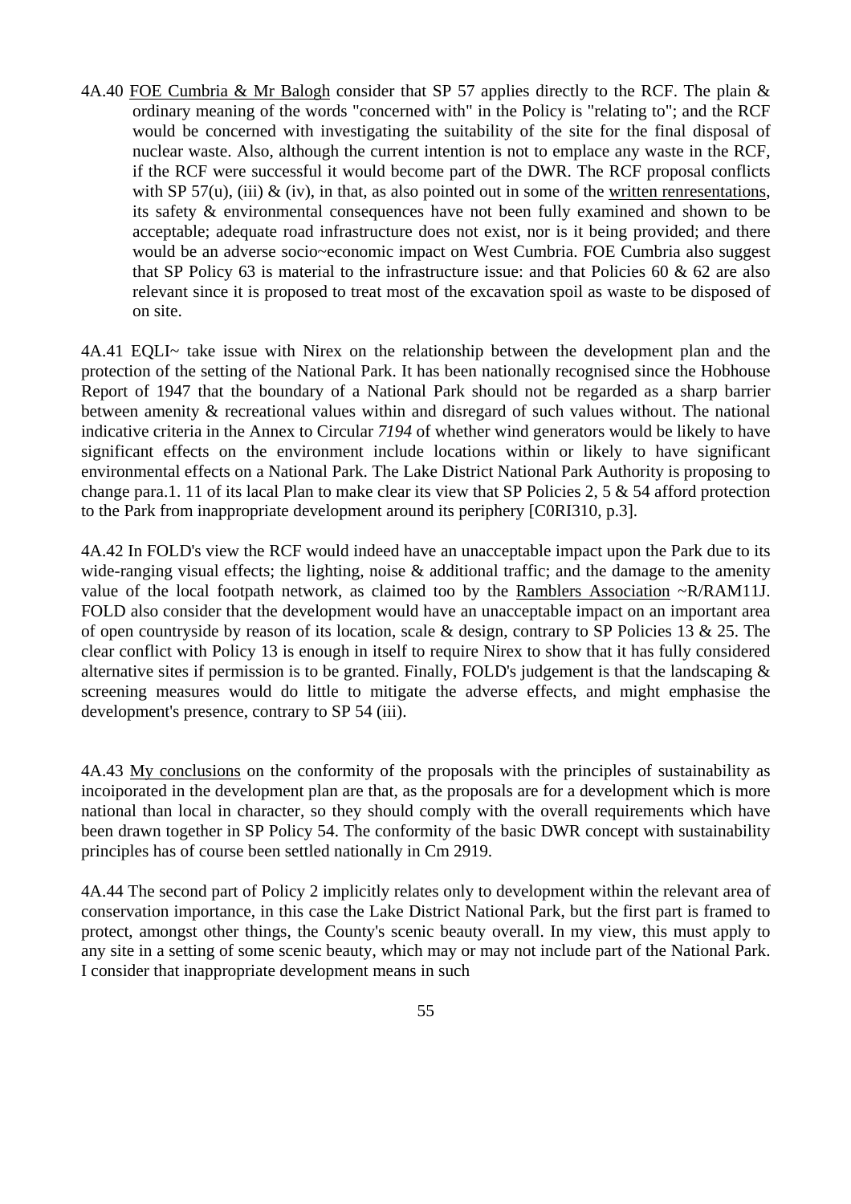4A.40 FOE Cumbria & Mr Balogh consider that SP 57 applies directly to the RCF. The plain & ordinary meaning of the words "concerned with" in the Policy is "relating to"; and the RCF would be concerned with investigating the suitability of the site for the final disposal of nuclear waste. Also, although the current intention is not to emplace any waste in the RCF, if the RCF were successful it would become part of the DWR. The RCF proposal conflicts with SP 57(u), (iii) & (iv), in that, as also pointed out in some of the written renresentations, its safety & environmental consequences have not been fully examined and shown to be acceptable; adequate road infrastructure does not exist, nor is it being provided; and there would be an adverse socio~economic impact on West Cumbria. FOE Cumbria also suggest that SP Policy 63 is material to the infrastructure issue: and that Policies 60 & 62 are also relevant since it is proposed to treat most of the excavation spoil as waste to be disposed of on site.

4A.41 EQLI~ take issue with Nirex on the relationship between the development plan and the protection of the setting of the National Park. It has been nationally recognised since the Hobhouse Report of 1947 that the boundary of a National Park should not be regarded as a sharp barrier between amenity & recreational values within and disregard of such values without. The national indicative criteria in the Annex to Circular *7194* of whether wind generators would be likely to have significant effects on the environment include locations within or likely to have significant environmental effects on a National Park. The Lake District National Park Authority is proposing to change para.1. 11 of its lacal Plan to make clear its view that SP Policies 2, 5 & 54 afford protection to the Park from inappropriate development around its periphery [C0RI310, p.3].

4A.42 In FOLD's view the RCF would indeed have an unacceptable impact upon the Park due to its wide-ranging visual effects; the lighting, noise & additional traffic; and the damage to the amenity value of the local footpath network, as claimed too by the Ramblers Association ~R/RAM11J. FOLD also consider that the development would have an unacceptable impact on an important area of open countryside by reason of its location, scale & design, contrary to SP Policies 13 & 25. The clear conflict with Policy 13 is enough in itself to require Nirex to show that it has fully considered alternative sites if permission is to be granted. Finally, FOLD's judgement is that the landscaping & screening measures would do little to mitigate the adverse effects, and might emphasise the development's presence, contrary to SP 54 (iii).

4A.43 My conclusions on the conformity of the proposals with the principles of sustainability as incoiporated in the development plan are that, as the proposals are for a development which is more national than local in character, so they should comply with the overall requirements which have been drawn together in SP Policy 54. The conformity of the basic DWR concept with sustainability principles has of course been settled nationally in Cm 2919.

4A.44 The second part of Policy 2 implicitly relates only to development within the relevant area of conservation importance, in this case the Lake District National Park, but the first part is framed to protect, amongst other things, the County's scenic beauty overall. In my view, this must apply to any site in a setting of some scenic beauty, which may or may not include part of the National Park. I consider that inappropriate development means in such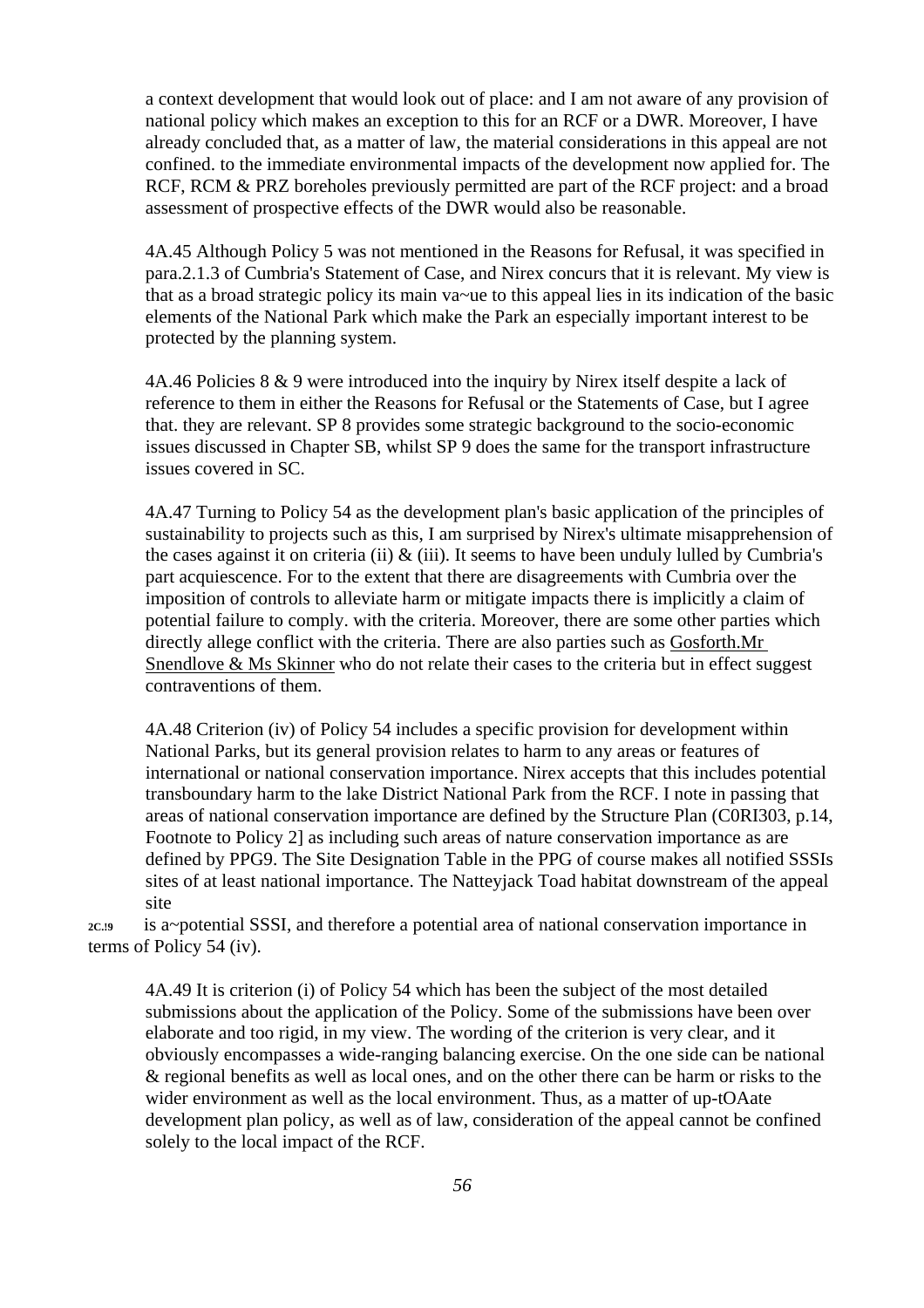a context development that would look out of place: and I am not aware of any provision of national policy which makes an exception to this for an RCF or a DWR. Moreover, I have already concluded that, as a matter of law, the material considerations in this appeal are not confined. to the immediate environmental impacts of the development now applied for. The RCF, RCM & PRZ boreholes previously permitted are part of the RCF project: and a broad assessment of prospective effects of the DWR would also be reasonable.

4A.45 Although Policy 5 was not mentioned in the Reasons for Refusal, it was specified in para.2.1.3 of Cumbria's Statement of Case, and Nirex concurs that it is relevant. My view is that as a broad strategic policy its main va~ue to this appeal lies in its indication of the basic elements of the National Park which make the Park an especially important interest to be protected by the planning system.

4A.46 Policies 8 & 9 were introduced into the inquiry by Nirex itself despite a lack of reference to them in either the Reasons for Refusal or the Statements of Case, but I agree that. they are relevant. SP 8 provides some strategic background to the socio-economic issues discussed in Chapter SB, whilst SP 9 does the same for the transport infrastructure issues covered in SC.

4A.47 Turning to Policy 54 as the development plan's basic application of the principles of sustainability to projects such as this, I am surprised by Nirex's ultimate misapprehension of the cases against it on criteria (ii) & (iii). It seems to have been unduly lulled by Cumbria's part acquiescence. For to the extent that there are disagreements with Cumbria over the imposition of controls to alleviate harm or mitigate impacts there is implicitly a claim of potential failure to comply. with the criteria. Moreover, there are some other parties which directly allege conflict with the criteria. There are also parties such as Gosforth.Mr Snendlove & Ms Skinner who do not relate their cases to the criteria but in effect suggest contraventions of them.

4A.48 Criterion (iv) of Policy 54 includes a specific provision for development within National Parks, but its general provision relates to harm to any areas or features of international or national conservation importance. Nirex accepts that this includes potential transboundary harm to the lake District National Park from the RCF. I note in passing that areas of national conservation importance are defined by the Structure Plan (C0RI303, p.14, Footnote to Policy 2] as including such areas of nature conservation importance as are defined by PPG9. The Site Designation Table in the PPG of course makes all notified SSSIs sites of at least national importance. The Natteyjack Toad habitat downstream of the appeal site

2C.!9 is a~potential SSSI, and therefore a potential area of national conservation importance in terms of Policy 54 (iv).

4A.49 It is criterion (i) of Policy 54 which has been the subject of the most detailed submissions about the application of the Policy. Some of the submissions have been over elaborate and too rigid, in my view. The wording of the criterion is very clear, and it obviously encompasses a wide-ranging balancing exercise. On the one side can be national & regional benefits as well as local ones, and on the other there can be harm or risks to the wider environment as well as the local environment. Thus, as a matter of up-tOAate development plan policy, as well as of law, consideration of the appeal cannot be confined solely to the local impact of the RCF.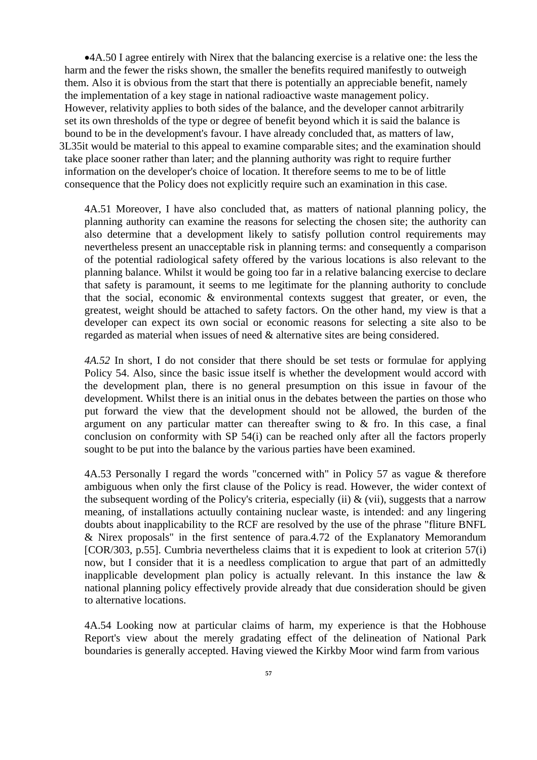- 4A.50 I agree entirely with Nirex that the balancing exercise is a relative one: the less the harm and the fewer the risks shown, the smaller the benefits required manifestly to outweigh them. Also it is obvious from the start that there is potentially an appreciable benefit, namely the implementation of a key stage in national radioactive waste management policy. However, relativity applies to both sides of the balance, and the developer cannot arbitrarily set its own thresholds of the type or degree of benefit beyond which it is said the balance is bound to be in the development's favour. I have already concluded that, as matters of law, 3L35it would be material to this appeal to examine comparable sites; and the examination should take place sooner rather than later; and the planning authority was right to require further information on the developer's choice of location. It therefore seems to me to be of little consequence that the Policy does not explicitly require such an examination in this case.

4A.51 Moreover, I have also concluded that, as matters of national planning policy, the planning authority can examine the reasons for selecting the chosen site; the authority can also determine that a development likely to satisfy pollution control requirements may nevertheless present an unacceptable risk in planning terms: and consequently a comparison of the potential radiological safety offered by the various locations is also relevant to the planning balance. Whilst it would be going too far in a relative balancing exercise to declare that safety is paramount, it seems to me legitimate for the planning authority to conclude that the social, economic & environmental contexts suggest that greater, or even, the greatest, weight should be attached to safety factors. On the other hand, my view is that a developer can expect its own social or economic reasons for selecting a site also to be regarded as material when issues of need & alternative sites are being considered.

*4A.52* In short, I do not consider that there should be set tests or formulae for applying Policy 54. Also, since the basic issue itself is whether the development would accord with the development plan, there is no general presumption on this issue in favour of the development. Whilst there is an initial onus in the debates between the parties on those who put forward the view that the development should not be allowed, the burden of the argument on any particular matter can thereafter swing to & fro. In this case, a final conclusion on conformity with SP 54(i) can be reached only after all the factors properly sought to be put into the balance by the various parties have been examined.

4A.53 Personally I regard the words "concerned with" in Policy 57 as vague & therefore ambiguous when only the first clause of the Policy is read. However, the wider context of the subsequent wording of the Policy's criteria, especially (ii) & (vii), suggests that a narrow meaning, of installations actuully containing nuclear waste, is intended: and any lingering doubts about inapplicability to the RCF are resolved by the use of the phrase "fliture BNFL & Nirex proposals" in the first sentence of para.4.72 of the Explanatory Memorandum [COR/303, p.55]. Cumbria nevertheless claims that it is expedient to look at criterion 57(i) now, but I consider that it is a needless complication to argue that part of an admittedly inapplicable development plan policy is actually relevant. In this instance the law & national planning policy effectively provide already that due consideration should be given to alternative locations.

4A.54 Looking now at particular claims of harm, my experience is that the Hobhouse Report's view about the merely gradating effect of the delineation of National Park boundaries is generally accepted. Having viewed the Kirkby Moor wind farm from various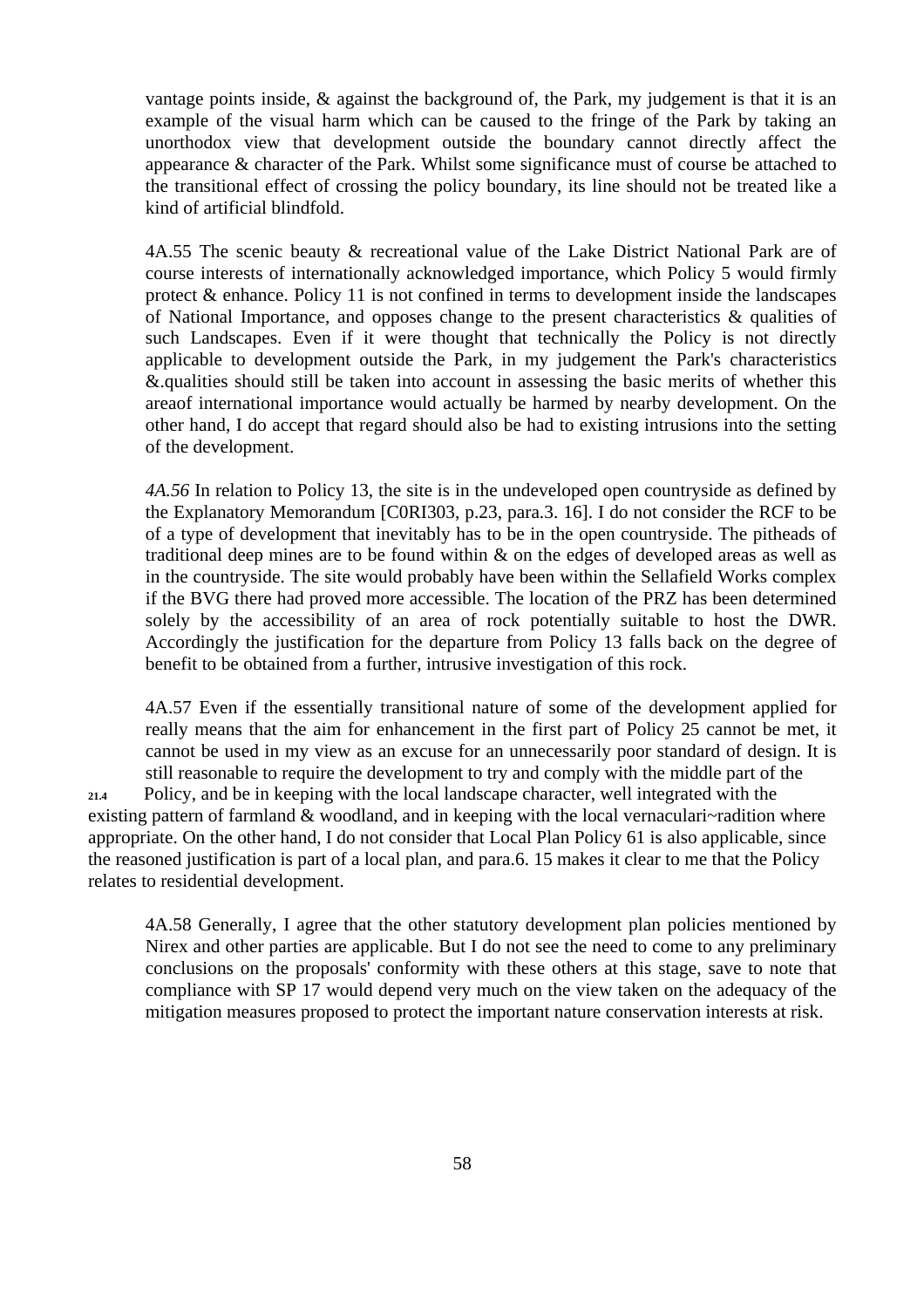vantage points inside, & against the background of, the Park, my judgement is that it is an example of the visual harm which can be caused to the fringe of the Park by taking an unorthodox view that development outside the boundary cannot directly affect the appearance & character of the Park. Whilst some significance must of course be attached to the transitional effect of crossing the policy boundary, its line should not be treated like a kind of artificial blindfold.

4A.55 The scenic beauty & recreational value of the Lake District National Park are of course interests of internationally acknowledged importance, which Policy 5 would firmly protect & enhance. Policy 11 is not confined in terms to development inside the landscapes of National Importance, and opposes change to the present characteristics & qualities of such Landscapes. Even if it were thought that technically the Policy is not directly applicable to development outside the Park, in my judgement the Park's characteristics &.qualities should still be taken into account in assessing the basic merits of whether this areaof international importance would actually be harmed by nearby development. On the other hand, I do accept that regard should also be had to existing intrusions into the setting of the development.

*4A.56* In relation to Policy 13, the site is in the undeveloped open countryside as defined by the Explanatory Memorandum [C0RI303, p.23, para.3. 16]. I do not consider the RCF to be of a type of development that inevitably has to be in the open countryside. The pitheads of traditional deep mines are to be found within & on the edges of developed areas as well as in the countryside. The site would probably have been within the Sellafield Works complex if the BVG there had proved more accessible. The location of the PRZ has been determined solely by the accessibility of an area of rock potentially suitable to host the DWR. Accordingly the justification for the departure from Policy 13 falls back on the degree of benefit to be obtained from a further, intrusive investigation of this rock.

4A.57 Even if the essentially transitional nature of some of the development applied for really means that the aim for enhancement in the first part of Policy 25 cannot be met, it cannot be used in my view as an excuse for an unnecessarily poor standard of design. It is still reasonable to require the development to try and comply with the middle part of the

21.4 Policy, and be in keeping with the local landscape character, well integrated with the existing pattern of farmland & woodland, and in keeping with the local vernaculari~radition where appropriate. On the other hand, I do not consider that Local Plan Policy 61 is also applicable, since the reasoned justification is part of a local plan, and para.6. 15 makes it clear to me that the Policy relates to residential development.

4A.58 Generally, I agree that the other statutory development plan policies mentioned by Nirex and other parties are applicable. But I do not see the need to come to any preliminary conclusions on the proposals' conformity with these others at this stage, save to note that compliance with SP 17 would depend very much on the view taken on the adequacy of the mitigation measures proposed to protect the important nature conservation interests at risk.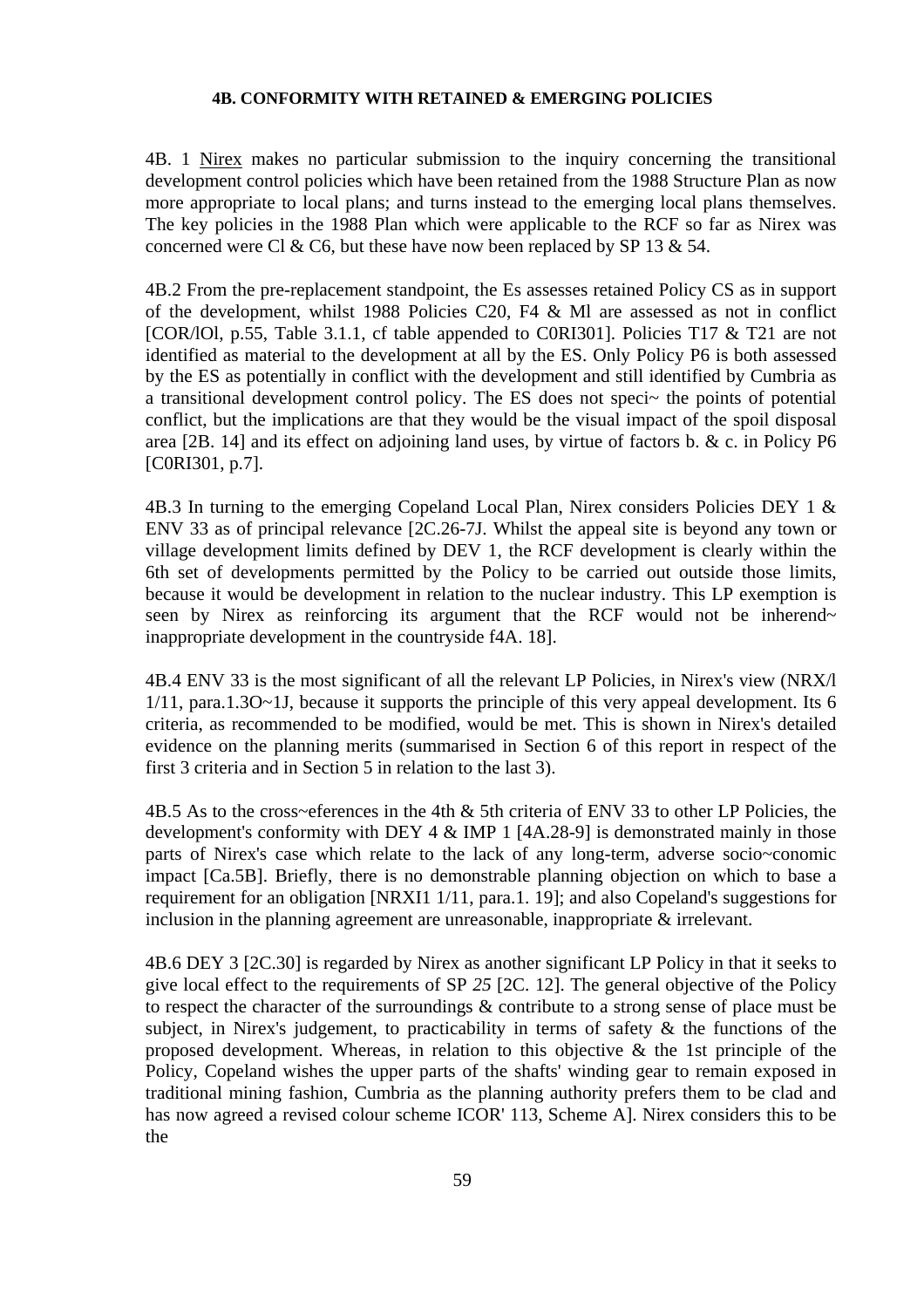#### 4B. CONFORMITY WITH RETAINED & EMERGING POLICIES

4B. 1 Nirex makes no particular submission to the inquiry concerning the transitional development control policies which have been retained from the 1988 Structure Plan as now more appropriate to local plans; and turns instead to the emerging local plans themselves. The key policies in the 1988 Plan which were applicable to the RCF so far as Nirex was concerned were Cl & C6, but these have now been replaced by SP 13 & 54.

4B.2 From the pre-replacement standpoint, the Es assesses retained Policy CS as in support of the development, whilst 1988 Policies C20, F4 & Ml are assessed as not in conflict [COR/lOl, p.55, Table 3.1.1, cf table appended to C0RI301]. Policies T17 & T21 are not identified as material to the development at all by the ES. Only Policy P6 is both assessed by the ES as potentially in conflict with the development and still identified by Cumbria as a transitional development control policy. The ES does not speci~ the points of potential conflict, but the implications are that they would be the visual impact of the spoil disposal area [2B. 14] and its effect on adjoining land uses, by virtue of factors b. & c. in Policy P6 [C0RI301, p.7].

4B.3 In turning to the emerging Copeland Local Plan, Nirex considers Policies DEY 1 & ENV 33 as of principal relevance [2C.26-7J. Whilst the appeal site is beyond any town or village development limits defined by DEV 1, the RCF development is clearly within the 6th set of developments permitted by the Policy to be carried out outside those limits, because it would be development in relation to the nuclear industry. This LP exemption is seen by Nirex as reinforcing its argument that the RCF would not be inherend~ inappropriate development in the countryside f4A. 18].

4B.4 ENV 33 is the most significant of all the relevant LP Policies, in Nirex's view (NRX/l 1/11, para.1.3O~1J, because it supports the principle of this very appeal development. Its 6 criteria, as recommended to be modified, would be met. This is shown in Nirex's detailed evidence on the planning merits (summarised in Section 6 of this report in respect of the first 3 criteria and in Section 5 in relation to the last 3).

4B.5 As to the cross~eferences in the 4th & 5th criteria of ENV 33 to other LP Policies, the development's conformity with DEY 4 & IMP 1 [4A.28-9] is demonstrated mainly in those parts of Nirex's case which relate to the lack of any long-term, adverse socio~conomic impact [Ca.5B]. Briefly, there is no demonstrable planning objection on which to base a requirement for an obligation [NRXI1 1/11, para.1. 19]; and also Copeland's suggestions for inclusion in the planning agreement are unreasonable, inappropriate & irrelevant.

4B.6 DEY 3 [2C.30] is regarded by Nirex as another significant LP Policy in that it seeks to give local effect to the requirements of SP *25* [2C. 12]. The general objective of the Policy to respect the character of the surroundings & contribute to a strong sense of place must be subject, in Nirex's judgement, to practicability in terms of safety & the functions of the proposed development. Whereas, in relation to this objective & the 1st principle of the Policy, Copeland wishes the upper parts of the shafts' winding gear to remain exposed in traditional mining fashion, Cumbria as the planning authority prefers them to be clad and has now agreed a revised colour scheme ICOR' 113, Scheme A]. Nirex considers this to be the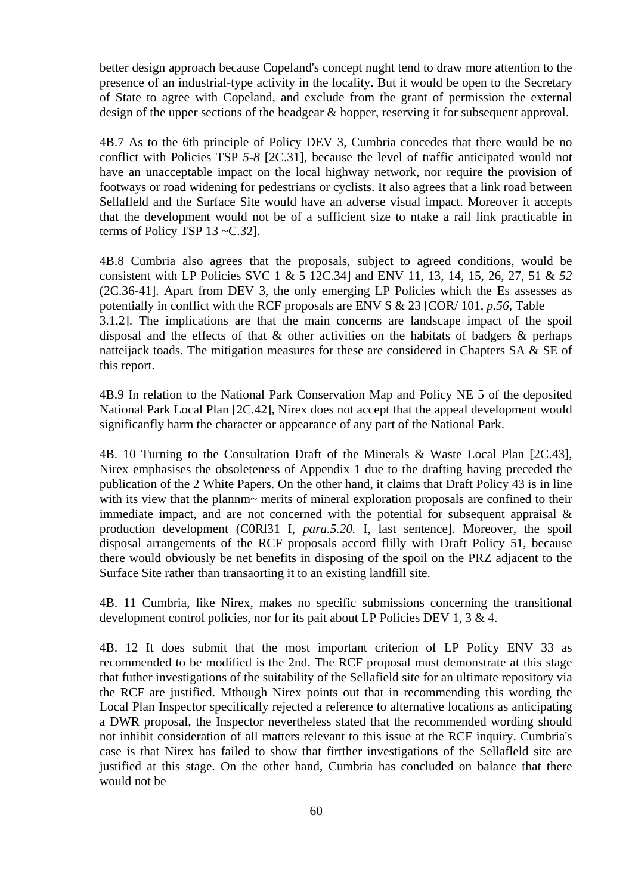better design approach because Copeland's concept nught tend to draw more attention to the presence of an industrial-type activity in the locality. But it would be open to the Secretary of State to agree with Copeland, and exclude from the grant of permission the external design of the upper sections of the headgear & hopper, reserving it for subsequent approval.

4B.7 As to the 6th principle of Policy DEV 3, Cumbria concedes that there would be no conflict with Policies TSP *5-8* [2C.31], because the level of traffic anticipated would not have an unacceptable impact on the local highway network, nor require the provision of footways or road widening for pedestrians or cyclists. It also agrees that a link road between Sellafleld and the Surface Site would have an adverse visual impact. Moreover it accepts that the development would not be of a sufficient size to ntake a rail link practicable in terms of Policy TSP 13 ~C.32].

4B.8 Cumbria also agrees that the proposals, subject to agreed conditions, would be consistent with LP Policies SVC 1 & 5 12C.34] and ENV 11, 13, 14, 15, 26, 27, 51 & *52* (2C.36-41]. Apart from DEV 3, the only emerging LP Policies which the Es assesses as potentially in conflict with the RCF proposals are ENV S & 23 [COR/ 101, *p.56*, Table 3.1.2]. The implications are that the main concerns are landscape impact of the spoil disposal and the effects of that & other activities on the habitats of badgers & perhaps natteijack toads. The mitigation measures for these are considered in Chapters SA & SE of this report.

4B.9 In relation to the National Park Conservation Map and Policy NE 5 of the deposited National Park Local Plan [2C.42], Nirex does not accept that the appeal development would significanfly harm the character or appearance of any part of the National Park.

4B. 10 Turning to the Consultation Draft of the Minerals & Waste Local Plan [2C.43], Nirex emphasises the obsoleteness of Appendix 1 due to the drafting having preceded the publication of the 2 White Papers. On the other hand, it claims that Draft Policy 43 is in line with its view that the plannm~ merits of mineral exploration proposals are confined to their immediate impact, and are not concerned with the potential for subsequent appraisal & production development (C0Rl31 I, *para.5.20.* I, last sentence]. Moreover, the spoil disposal arrangements of the RCF proposals accord flilly with Draft Policy 51, because there would obviously be net benefits in disposing of the spoil on the PRZ adjacent to the Surface Site rather than transaorting it to an existing landfill site.

4B. 11 <u>Cumbria</u>, like Nirex, makes no specific submissions concerning the transitional development control policies, nor for its pait about LP Policies DEV 1, 3 & 4.

4B. 12 It does submit that the most important criterion of LP Policy ENV 33 as recommended to be modified is the 2nd. The RCF proposal must demonstrate at this stage that futher investigations of the suitability of the Sellafield site for an ultimate repository via the RCF are justified. Mthough Nirex points out that in recommending this wording the Local Plan Inspector specifically rejected a reference to alternative locations as anticipating a DWR proposal, the Inspector nevertheless stated that the recommended wording should not inhibit consideration of all matters relevant to this issue at the RCF inquiry. Cumbria's case is that Nirex has failed to show that firther investigations of the Sellafleld site are justified at this stage. On the other hand, Cumbria has concluded on balance that there would not be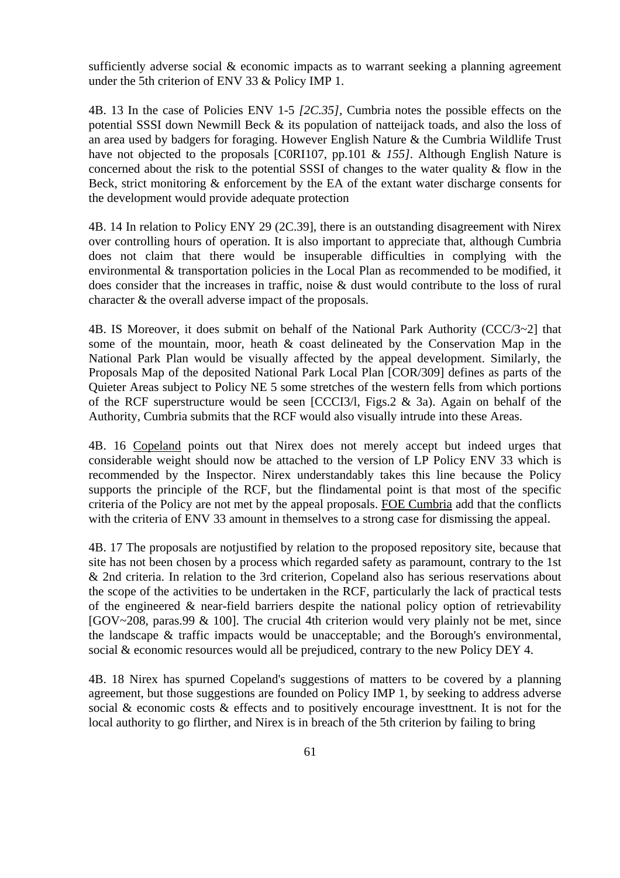sufficiently adverse social & economic impacts as to warrant seeking a planning agreement under the 5th criterion of ENV 33 & Policy IMP 1.

4B. 13 In the case of Policies ENV 1-5 *[2C.35]*, Cumbria notes the possible effects on the potential SSSI down Newmill Beck & its population of natteijack toads, and also the loss of an area used by badgers for foraging. However English Nature & the Cumbria Wildlife Trust have not objected to the proposals [C0RI107, pp.101 & *155]*. Although English Nature is concerned about the risk to the potential SSSI of changes to the water quality & flow in the Beck, strict monitoring & enforcement by the EA of the extant water discharge consents for the development would provide adequate protection

4B. 14 In relation to Policy ENY 29 (2C.39], there is an outstanding disagreement with Nirex over controlling hours of operation. It is also important to appreciate that, although Cumbria does not claim that there would be insuperable difficulties in complying with the environmental & transportation policies in the Local Plan as recommended to be modified, it does consider that the increases in traffic, noise & dust would contribute to the loss of rural character & the overall adverse impact of the proposals.

4B. IS Moreover, it does submit on behalf of the National Park Authority (CCC/3~2] that some of the mountain, moor, heath & coast delineated by the Conservation Map in the National Park Plan would be visually affected by the appeal development. Similarly, the Proposals Map of the deposited National Park Local Plan [COR/309] defines as parts of the Quieter Areas subject to Policy NE 5 some stretches of the western fells from which portions of the RCF superstructure would be seen [CCCI3/l, Figs.2 & 3a). Again on behalf of the Authority, Cumbria submits that the RCF would also visually intrude into these Areas.

4B. 16 <u>Copeland</u> points out that Nirex does not merely accept but indeed urges that considerable weight should now be attached to the version of LP Policy ENV 33 which is recommended by the Inspector. Nirex understandably takes this line because the Policy supports the principle of the RCF, but the flindamental point is that most of the specific criteria of the Policy are not met by the appeal proposals. <u>FOE Cumbria</u> add that the conflicts with the criteria of ENV 33 amount in themselves to a strong case for dismissing the appeal.

4B. 17 The proposals are notjustified by relation to the proposed repository site, because that site has not been chosen by a process which regarded safety as paramount, contrary to the 1st & 2nd criteria. In relation to the 3rd criterion, Copeland also has serious reservations about the scope of the activities to be undertaken in the RCF, particularly the lack of practical tests of the engineered & near-field barriers despite the national policy option of retrievability [GOV~208, paras.99 & 100]. The crucial 4th criterion would very plainly not be met, since the landscape & traffic impacts would be unacceptable; and the Borough's environmental, social & economic resources would all be prejudiced, contrary to the new Policy DEY 4.

4B. 18 Nirex has spurned Copeland's suggestions of matters to be covered by a planning agreement, but those suggestions are founded on Policy IMP 1, by seeking to address adverse social & economic costs & effects and to positively encourage investtnent. It is not for the local authority to go flirther, and Nirex is in breach of the 5th criterion by failing to bring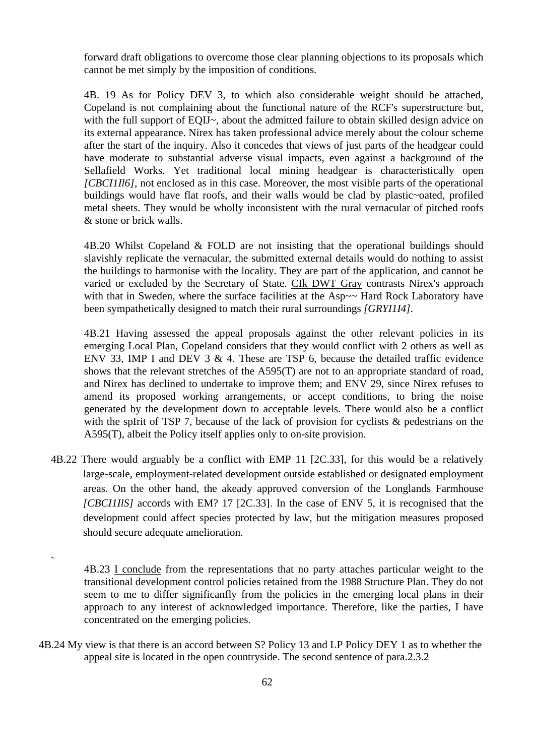forward draft obligations to overcome those clear planning objections to its proposals which cannot be met simply by the imposition of conditions.

4B. 19 As for Policy DEV 3, to which also considerable weight should be attached, Copeland is not complaining about the functional nature of the RCF's superstructure but, with the full support of EQIJ~, about the admitted failure to obtain skilled design advice on its external appearance. Nirex has taken professional advice merely about the colour scheme after the start of the inquiry. Also it concedes that views of just parts of the headgear could have moderate to substantial adverse visual impacts, even against a background of the Sellafield Works. Yet traditional local mining headgear is characteristically open *[CBCI1Il6]*, not enclosed as in this case. Moreover, the most visible parts of the operational buildings would have flat roofs, and their walls would be clad by plastic~oated, profiled metal sheets. They would be wholly inconsistent with the rural vernacular of pitched roofs & stone or brick walls.

4B.20 Whilst Copeland & FOLD are not insisting that the operational buildings should slavishly replicate the vernacular, the submitted external details would do nothing to assist the buildings to harmonise with the locality. They are part of the application, and cannot be varied or excluded by the Secretary of State. CIk DWT Gray contrasts Nirex's approach with that in Sweden, where the surface facilities at the Asp~~ Hard Rock Laboratory have been sympathetically designed to match their rural surroundings *[GRYI1I4]*.

4B.21 Having assessed the appeal proposals against the other relevant policies in its emerging Local Plan, Copeland considers that they would conflict with 2 others as well as ENV 33, IMP I and DEV 3 & 4. These are TSP 6, because the detailed traffic evidence shows that the relevant stretches of the A595(T) are not to an appropriate standard of road, and Nirex has declined to undertake to improve them; and ENV 29, since Nirex refuses to amend its proposed working arrangements, or accept conditions, to bring the noise generated by the development down to acceptable levels. There would also be a conflict with the spIrit of TSP 7, because of the lack of provision for cyclists & pedestrians on the A595(T), albeit the Policy itself applies only to on-site provision.

4B.22 There would arguably be a conflict with EMP 11 [2C.33], for this would be a relatively large-scale, employment-related development outside established or designated employment areas. On the other hand, the akeady approved conversion of the Longlands Farmhouse *[CBCI1IlS]* accords with EM? 17 [2C.33]. In the case of ENV 5, it is recognised that the development could affect species protected by law, but the mitigation measures proposed should secure adequate amelioration.

4B.23 I conclude from the representations that no party attaches particular weight to the transitional development control policies retained from the 1988 Structure Plan. They do not seem to me to differ significanfly from the policies in the emerging local plans in their approach to any interest of acknowledged importance. Therefore, like the parties, I have concentrated on the emerging policies.

4B.24 My view is that there is an accord between S? Policy 13 and LP Policy DEY 1 as to whether the appeal site is located in the open countryside. The second sentence of para.2.3.2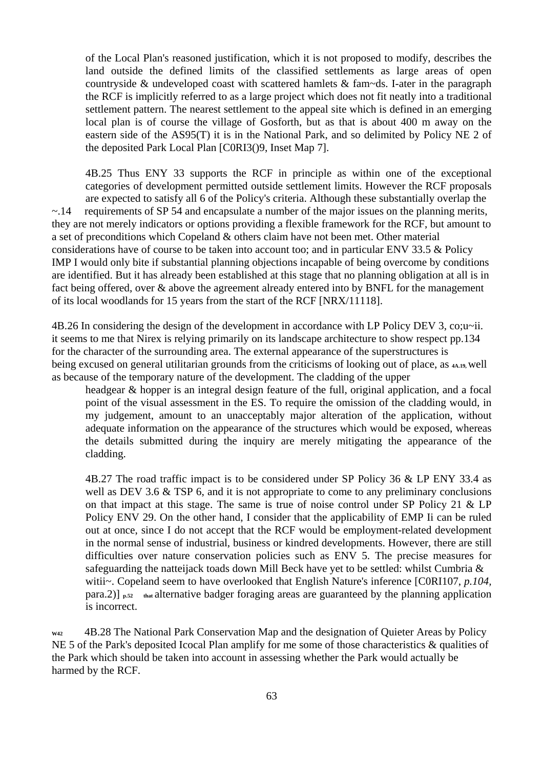of the Local Plan's reasoned justification, which it is not proposed to modify, describes the land outside the defined limits of the classified settlements as large areas of open countryside & undeveloped coast with scattered hamlets & fam~ds. I-ater in the paragraph the RCF is implicitly referred to as a large project which does not fit neatly into a traditional settlement pattern. The nearest settlement to the appeal site which is defined in an emerging local plan is of course the village of Gosforth, but as that is about 400 m away on the eastern side of the AS95(T) it is in the National Park, and so delimited by Policy NE 2 of the deposited Park Local Plan [C0RI3()9, Inset Map 7].

4B.25 Thus ENY 33 supports the RCF in principle as within one of the exceptional categories of development permitted outside settlement limits. However the RCF proposals are expected to satisfy all 6 of the Policy's criteria. Although these substantially overlap the ~.14 requirements of SP 54 and encapsulate a number of the major issues on the planning merits, they are not merely indicators or options providing a flexible framework for the RCF, but amount to a set of preconditions which Copeland & others claim have not been met. Other material considerations have of course to be taken into account too; and in particular ENV 33.5 & Policy IMP I would only bite if substantial planning objections incapable of being overcome by conditions are identified. But it has already been established at this stage that no planning obligation at all is in fact being offered, over & above the agreement already entered into by BNFL for the management of its local woodlands for 15 years from the start of the RCF [NRX/11118].

4B.26 In considering the design of the development in accordance with LP Policy DEV 3, co;u~ii. it seems to me that Nirex is relying primarily on its landscape architecture to show respect pp.134 for the character of the surrounding area. The external appearance of the superstructures is being excused on general utilitarian grounds from the criticisms of looking out of place, as 4A.19, well as because of the temporary nature of the development. The cladding of the upper headgear & hopper is an integral design feature of the full, original application, and a focal point of the visual assessment in the ES. To require the omission of the cladding would, in my judgement, amount to an unacceptably major alteration of the application, without adequate information on the appearance of the structures which would be exposed, whereas the details submitted during the inquiry are merely mitigating the appearance of the cladding.

4B.27 The road traffic impact is to be considered under SP Policy 36 & LP ENY 33.4 as well as DEV 3.6 & TSP 6, and it is not appropriate to come to any preliminary conclusions on that impact at this stage. The same is true of noise control under SP Policy 21 & LP Policy ENV 29. On the other hand, I consider that the applicability of EMP Ii can be ruled out at once, since I do not accept that the RCF would be employment-related development in the normal sense of industrial, business or kindred developments. However, there are still difficulties over nature conservation policies such as ENV 5. The precise measures for safeguarding the natteijack toads down Mill Beck have yet to be settled: whilst Cumbria & witii~. Copeland seem to have overlooked that English Nature's inference [C0RI107, *p.104,* para.2)] p.52 that alternative badger foraging areas are guaranteed by the planning application is incorrect.

W42 4B.28 The National Park Conservation Map and the designation of Quieter Areas by Policy NE 5 of the Park's deposited Icocal Plan amplify for me some of those characteristics & qualities of the Park which should be taken into account in assessing whether the Park would actually be harmed by the RCF.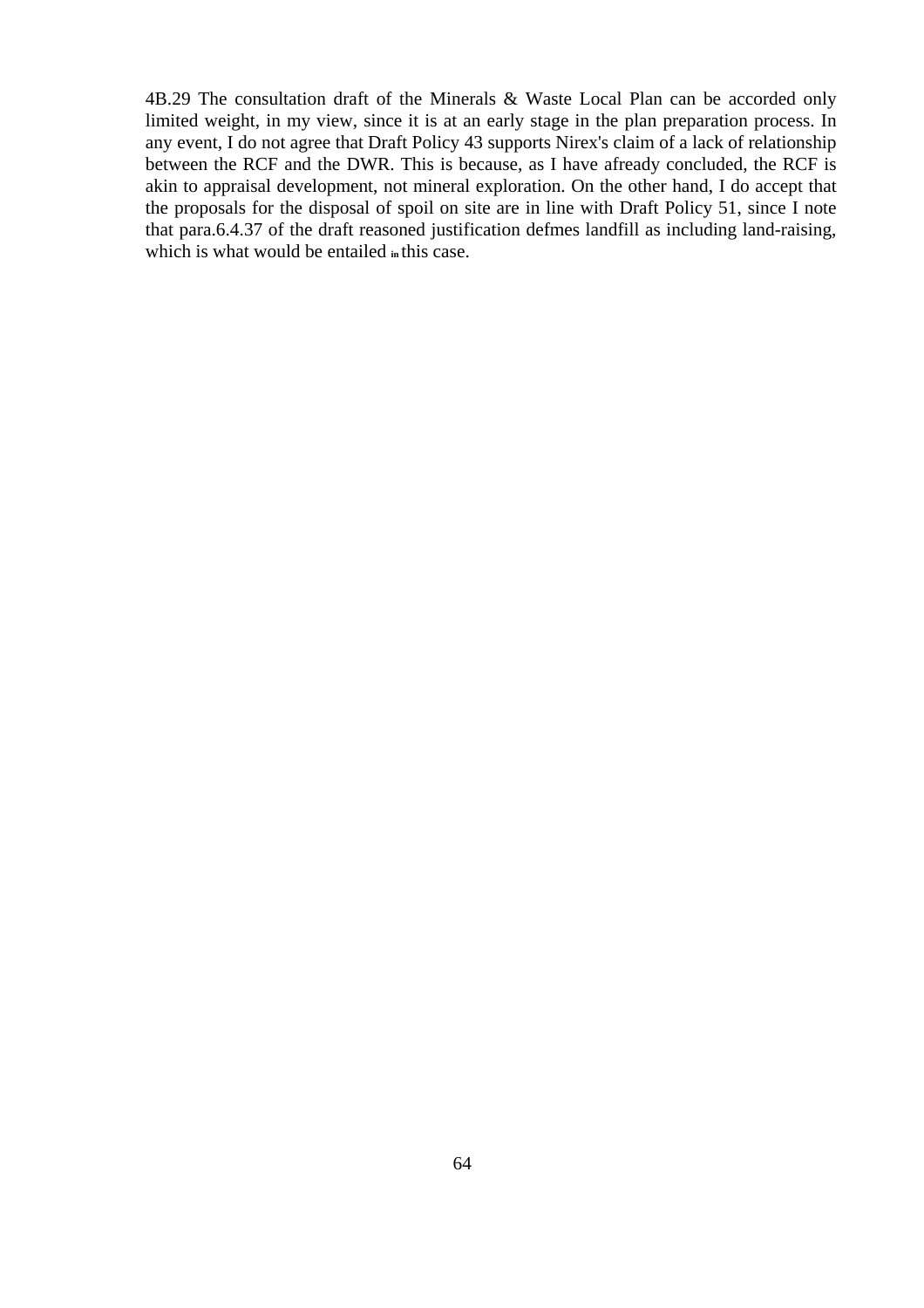4B.29 The consultation draft of the Minerals & Waste Local Plan can be accorded only limited weight, in my view, since it is at an early stage in the plan preparation process. In any event, I do not agree that Draft Policy 43 supports Nirex's claim of a lack of relationship between the RCF and the DWR. This is because, as I have afready concluded, the RCF is akin to appraisal development, not mineral exploration. On the other hand, I do accept that the proposals for the disposal of spoil on site are in line with Draft Policy 51, since I note that para.6.4.37 of the draft reasoned justification defmes landfill as including land-raising, which is what would be entailed in this case.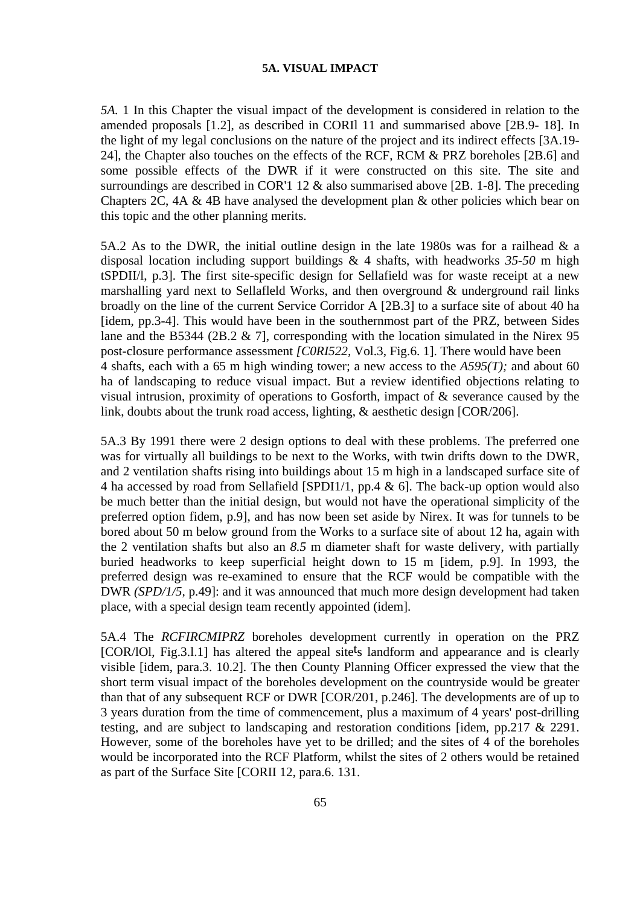# 5A. VISUAL IMPACT

*5A.* 1 In this Chapter the visual impact of the development is considered in relation to the amended proposals [1.2], as described in CORIl 11 and summarised above [2B.9- 18]. In the light of my legal conclusions on the nature of the project and its indirect effects [3A.19-24], the Chapter also touches on the effects of the RCF, RCM & PRZ boreholes [2B.6] and some possible effects of the DWR if it were constructed on this site. The site and surroundings are described in COR'1 12 & also summarised above [2B. 1-8]. The preceding Chapters 2C, 4A & 4B have analysed the development plan & other policies which bear on this topic and the other planning merits.

5A.2 As to the DWR, the initial outline design in the late 1980s was for a railhead & a disposal location including support buildings & 4 shafts, with headworks *35-50* m high tSPDII/l, p.3]. The first site-specific design for Sellafield was for waste receipt at a new marshalling yard next to Sellafleld Works, and then overground & underground rail links broadly on the line of the current Service Corridor A [2B.3] to a surface site of about 40 ha [idem, pp.3-4]. This would have been in the southernmost part of the PRZ, between Sides lane and the B5344 (2B.2 & 7], corresponding with the location simulated in the Nirex 95 post-closure performance assessment *[C0RI522,* Vol.3, Fig.6. 1]. There would have been 4 shafts, each with a 65 m high winding tower; a new access to the *A595(T);* and about 60 ha of landscaping to reduce visual impact. But a review identified objections relating to visual intrusion, proximity of operations to Gosforth, impact of & severance caused by the link, doubts about the trunk road access, lighting, & aesthetic design [COR/206].

5A.3 By 1991 there were 2 design options to deal with these problems. The preferred one was for virtually all buildings to be next to the Works, with twin drifts down to the DWR, and 2 ventilation shafts rising into buildings about 15 m high in a landscaped surface site of 4 ha accessed by road from Sellafield [SPDI1/1, pp.4 & 6]. The back-up option would also be much better than the initial design, but would not have the operational simplicity of the preferred option fidem, p.9], and has now been set aside by Nirex. It was for tunnels to be bored about 50 m below ground from the Works to a surface site of about 12 ha, again with the 2 ventilation shafts but also an *8.5* m diameter shaft for waste delivery, with partially buried headworks to keep superficial height down to 15 m [idem, p.9]. In 1993, the preferred design was re-examined to ensure that the RCF would be compatible with the DWR *(SPD/1/5,* p.49]: and it was announced that much more design development had taken place, with a special design team recently appointed (idem].

5A.4 The *RCFIRCMIPRZ* boreholes development currently in operation on the PRZ [COR/lOl, Fig.3.l.1] has altered the appeal site's landform and appearance and is clearly visible [idem, para.3. 10.2]. The then County Planning Officer expressed the view that the short term visual impact of the boreholes development on the countryside would be greater than that of any subsequent RCF or DWR [COR/201, p.246]. The developments are of up to 3 years duration from the time of commencement, plus a maximum of 4 years' post-drilling testing, and are subject to landscaping and restoration conditions [idem, pp.217 & 2291. However, some of the boreholes have yet to be drilled; and the sites of 4 of the boreholes would be incorporated into the RCF Platform, whilst the sites of 2 others would be retained as part of the Surface Site [CORII 12, para.6. 131.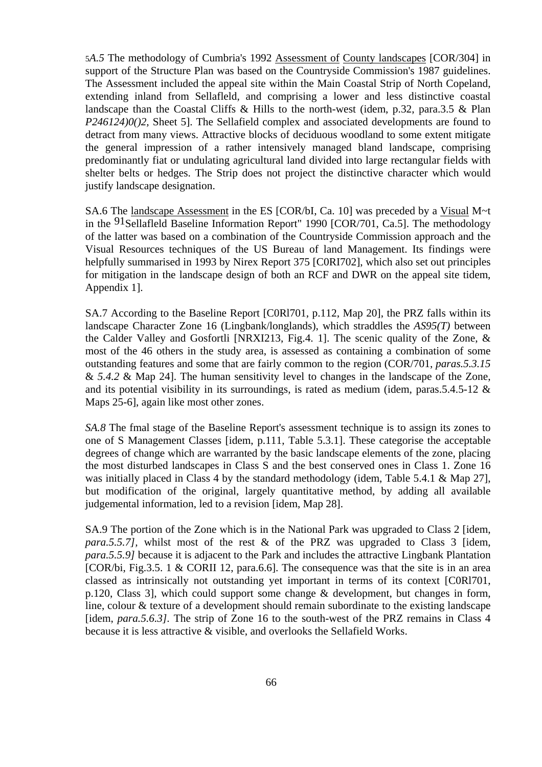5*A.5* The methodology of Cumbria's 1992 Assessment of County landscapes [COR/304] in support of the Structure Plan was based on the Countryside Commission's 1987 guidelines. The Assessment included the appeal site within the Main Coastal Strip of North Copeland, extending inland from Sellafleld, and comprising a lower and less distinctive coastal landscape than the Coastal Cliffs & Hills to the north-west (idem, p.32, para.3.5 & Plan *P246124)0()2,* Sheet 5]. The Sellafield complex and associated developments are found to detract from many views. Attractive blocks of deciduous woodland to some extent mitigate the general impression of a rather intensively managed bland landscape, comprising predominantly fiat or undulating agricultural land divided into large rectangular fields with shelter belts or hedges. The Strip does not project the distinctive character which would justify landscape designation.

SA.6 The landscape Assessment in the ES [COR/bI, Ca. 10] was preceded by a Visual M~t in the 91Sellafleld Baseline Information Report" 1990 [COR/701, Ca.5]. The methodology of the latter was based on a combination of the Countryside Commission approach and the Visual Resources techniques of the US Bureau of land Management. Its findings were helpfully summarised in 1993 by Nirex Report 375 [C0RI702], which also set out principles for mitigation in the landscape design of both an RCF and DWR on the appeal site tidem, Appendix 1].

SA.7 According to the Baseline Report [C0Rl701, p.112, Map 20], the PRZ falls within its landscape Character Zone 16 (Lingbank/longlands), which straddles the *AS95(T)* between the Calder Valley and Gosfortli [NRXI213, Fig.4. 1]. The scenic quality of the Zone, & most of the 46 others in the study area, is assessed as containing a combination of some outstanding features and some that are fairly common to the region (COR/701, *paras.5.3.15* & *5.4.2* & Map 24]. The human sensitivity level to changes in the landscape of the Zone, and its potential visibility in its surroundings, is rated as medium (idem, paras.5.4.5-12 & Maps 25-6], again like most other zones.

*SA.8* The fmal stage of the Baseline Report's assessment technique is to assign its zones to one of S Management Classes [idem, p.111, Table 5.3.1]. These categorise the acceptable degrees of change which are warranted by the basic landscape elements of the zone, placing the most disturbed landscapes in Class S and the best conserved ones in Class 1. Zone 16 was initially placed in Class 4 by the standard methodology (idem, Table 5.4.1 & Map 27], but modification of the original, largely quantitative method, by adding all available judgemental information, led to a revision [idem, Map 28].

SA.9 The portion of the Zone which is in the National Park was upgraded to Class 2 [idem, *para.5.5.7]*, whilst most of the rest & of the PRZ was upgraded to Class 3 [idem, *para.5.5.9]* because it is adjacent to the Park and includes the attractive Lingbank Plantation [COR/bi, Fig.3.5. 1 & CORII 12, para.6.6]. The consequence was that the site is in an area classed as intrinsically not outstanding yet important in terms of its context [C0Rl701, p.120, Class 3], which could support some change & development, but changes in form, line, colour & texture of a development should remain subordinate to the existing landscape [idem, *para.5.6.3]*. The strip of Zone 16 to the south-west of the PRZ remains in Class 4 because it is less attractive & visible, and overlooks the Sellafield Works.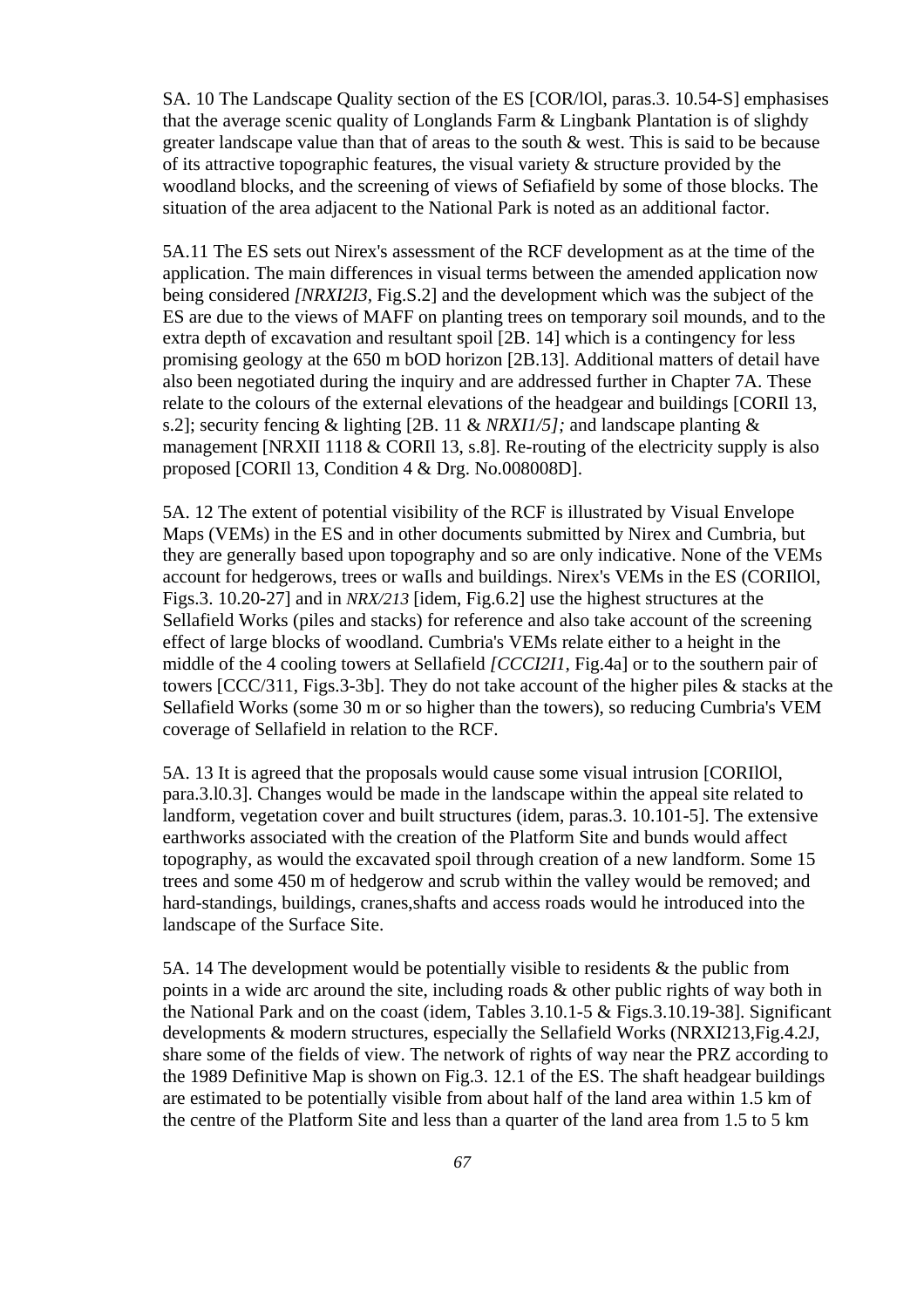SA. 10 The Landscape Quality section of the ES [COR/lOl, paras.3. 10.54-S] emphasises that the average scenic quality of Longlands Farm & Lingbank Plantation is of slighdy greater landscape value than that of areas to the south & west. This is said to be because of its attractive topographic features, the visual variety & structure provided by the woodland blocks, and the screening of views of Sefiafield by some of those blocks. The situation of the area adjacent to the National Park is noted as an additional factor.

5A.11 The ES sets out Nirex's assessment of the RCF development as at the time of the application. The main differences in visual terms between the amended application now being considered *[NRXI2I3*, Fig.S.2] and the development which was the subject of the ES are due to the views of MAFF on planting trees on temporary soil mounds, and to the extra depth of excavation and resultant spoil [2B. 14] which is a contingency for less promising geology at the 650 m bOD horizon [2B.13]. Additional matters of detail have also been negotiated during the inquiry and are addressed further in Chapter 7A. These relate to the colours of the external elevations of the headgear and buildings [CORIl 13, s.2]; security fencing & lighting [2B. 11 & *NRXI1/5];* and landscape planting & management [NRXII 1118 & CORIl 13, s.8]. Re-routing of the electricity supply is also proposed [CORIl 13, Condition 4 & Drg. No.008008D].

5A. 12 The extent of potential visibility of the RCF is illustrated by Visual Envelope Maps (VEMs) in the ES and in other documents submitted by Nirex and Cumbria, but they are generally based upon topography and so are only indicative. None of the VEMs account for hedgerows, trees or walls and buildings. Nirex's VEMs in the ES (CORIlOl, Figs.3. 10.20-27] and in *NRX/213* [idem, Fig.6.2] use the highest structures at the Sellafield Works (piles and stacks) for reference and also take account of the screening effect of large blocks of woodland. Cumbria's VEMs relate either to a height in the middle of the 4 cooling towers at Sellafield *[CCCI2I1*, Fig.4a] or to the southern pair of towers [CCC/311, Figs.3-3b]. They do not take account of the higher piles & stacks at the Sellafield Works (some 30 m or so higher than the towers), so reducing Cumbria's VEM coverage of Sellafield in relation to the RCF.

5A. 13 It is agreed that the proposals would cause some visual intrusion [CORIlOl, para.3.l0.3]. Changes would be made in the landscape within the appeal site related to landform, vegetation cover and built structures (idem, paras.3. 10.101-5]. The extensive earthworks associated with the creation of the Platform Site and bunds would affect topography, as would the excavated spoil through creation of a new landform. Some 15 trees and some 450 m of hedgerow and scrub within the valley would be removed; and hard-standings, buildings, cranes,shafts and access roads would he introduced into the landscape of the Surface Site.

5A. 14 The development would be potentially visible to residents & the public from points in a wide arc around the site, including roads & other public rights of way both in the National Park and on the coast (idem, Tables 3.10.1-5 & Figs.3.10.19-38]. Significant developments & modern structures, especially the Sellafield Works (NRXI213,Fig.4.2J, share some of the fields of view. The network of rights of way near the PRZ according to the 1989 Definitive Map is shown on Fig.3. 12.1 of the ES. The shaft headgear buildings are estimated to be potentially visible from about half of the land area within 1.5 km of the centre of the Platform Site and less than a quarter of the land area from 1.5 to 5 km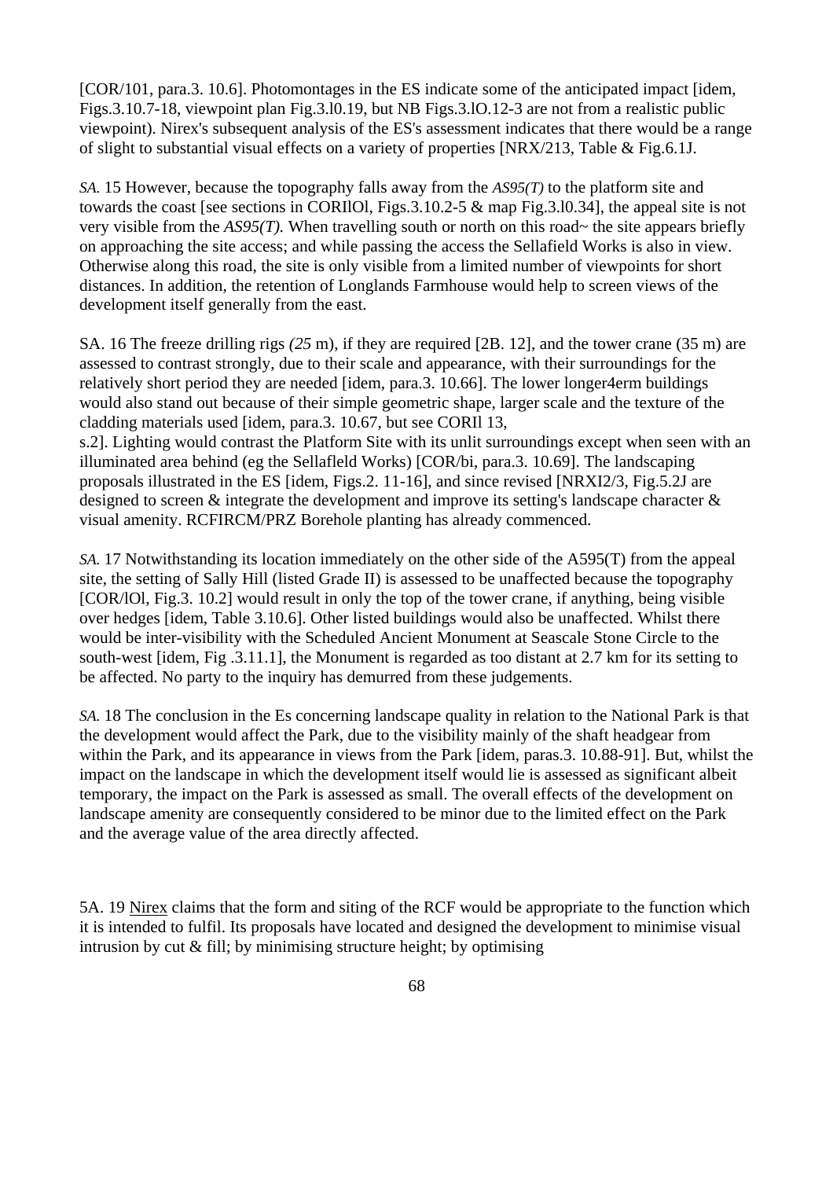[COR/101, para.3. 10.6]. Photomontages in the ES indicate some of the anticipated impact [idem, Figs.3.10.7-18, viewpoint plan Fig.3.l0.19, but NB Figs.3.lO.12-3 are not from a realistic public viewpoint). Nirex's subsequent analysis of the ES's assessment indicates that there would be a range of slight to substantial visual effects on a variety of properties [NRX/213, Table & Fig.6.1J.

*SA.* 15 However, because the topography falls away from the *AS95(T)* to the platform site and towards the coast [see sections in CORIlOl, Figs.3.10.2-5 & map Fig.3.l0.34], the appeal site is not very visible from the *AS95(T).* When travelling south or north on this road~ the site appears briefly on approaching the site access; and while passing the access the Sellafield Works is also in view. Otherwise along this road, the site is only visible from a limited number of viewpoints for short distances. In addition, the retention of Longlands Farmhouse would help to screen views of the development itself generally from the east.

SA. 16 The freeze drilling rigs *(25* m), if they are required [2B. 12], and the tower crane (35 m) are assessed to contrast strongly, due to their scale and appearance, with their surroundings for the relatively short period they are needed [idem, para.3. 10.66]. The lower longer4erm buildings would also stand out because of their simple geometric shape, larger scale and the texture of the cladding materials used [idem, para.3. 10.67, but see CORIl 13, s.2]. Lighting would contrast the Platform Site with its unlit surroundings except when seen with an illuminated area behind (eg the Sellafleld Works) [COR/bi, para.3. 10.69]. The landscaping proposals illustrated in the ES [idem, Figs.2. 11-16], and since revised [NRXI2/3, Fig.5.2J are designed to screen & integrate the development and improve its setting's landscape character & visual amenity. RCFIRCM/PRZ Borehole planting has already commenced.

*SA.* 17 Notwithstanding its location immediately on the other side of the A595(T) from the appeal site, the setting of Sally Hill (listed Grade II) is assessed to be unaffected because the topography [COR/lOl, Fig.3. 10.2] would result in only the top of the tower crane, if anything, being visible over hedges [idem, Table 3.10.6]. Other listed buildings would also be unaffected. Whilst there would be inter-visibility with the Scheduled Ancient Monument at Seascale Stone Circle to the south-west [idem, Fig .3.11.1], the Monument is regarded as too distant at 2.7 km for its setting to be affected. No party to the inquiry has demurred from these judgements.

*SA.* 18 The conclusion in the Es concerning landscape quality in relation to the National Park is that the development would affect the Park, due to the visibility mainly of the shaft headgear from within the Park, and its appearance in views from the Park [idem, paras.3. 10.88-91]. But, whilst the impact on the landscape in which the development itself would lie is assessed as significant albeit temporary, the impact on the Park is assessed as small. The overall effects of the development on landscape amenity are consequently considered to be minor due to the limited effect on the Park and the average value of the area directly affected.

5A. 19 Nirex claims that the form and siting of the RCF would be appropriate to the function which it is intended to fulfil. Its proposals have located and designed the development to minimise visual intrusion by cut & fill; by minimising structure height; by optimising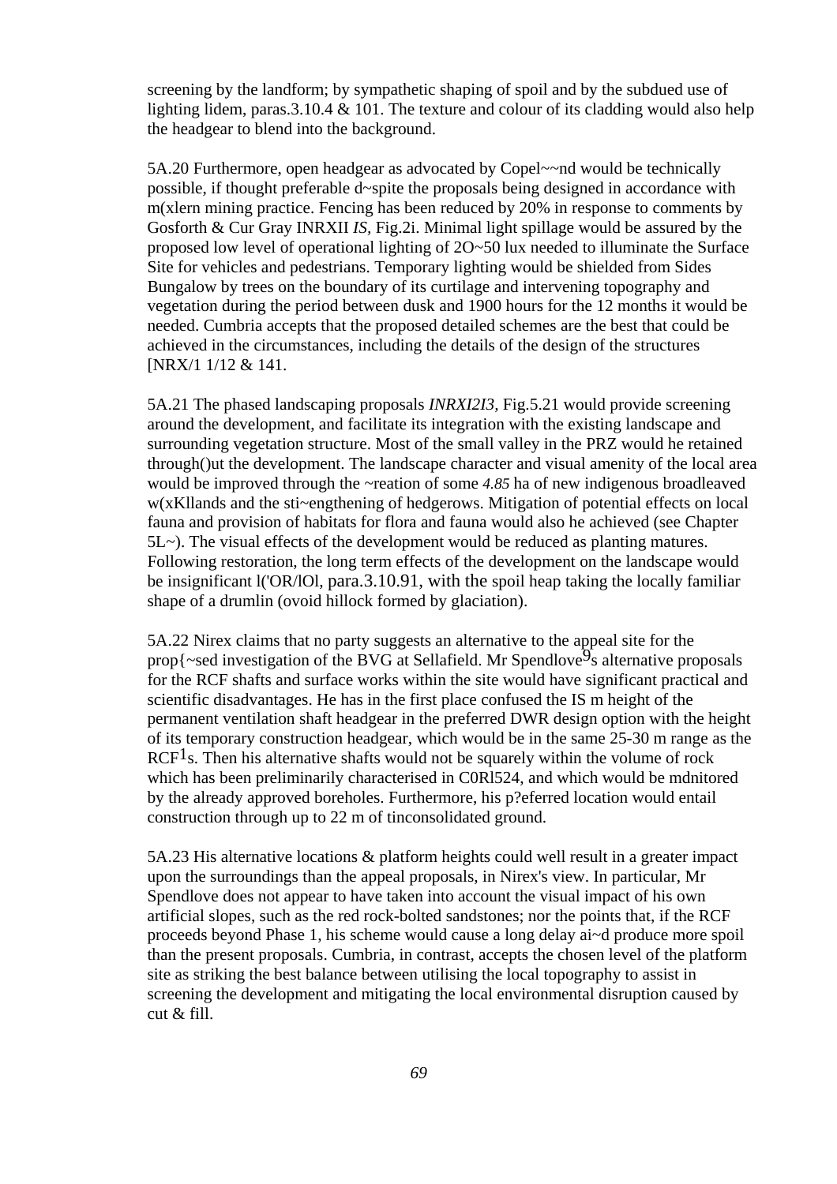screening by the landform; by sympathetic shaping of spoil and by the subdued use of lighting lidem, paras.3.10.4 & 101. The texture and colour of its cladding would also help the headgear to blend into the background.

5A.20 Furthermore, open headgear as advocated by Copel~~nd would be technically possible, if thought preferable d~spite the proposals being designed in accordance with m(xlern mining practice. Fencing has been reduced by 20% in response to comments by Gosforth & Cur Gray INRXII *IS*, Fig.2i. Minimal light spillage would be assured by the proposed low level of operational lighting of 2O~50 lux needed to illuminate the Surface Site for vehicles and pedestrians. Temporary lighting would be shielded from Sides Bungalow by trees on the boundary of its curtilage and intervening topography and vegetation during the period between dusk and 1900 hours for the 12 months it would be needed. Cumbria accepts that the proposed detailed schemes are the best that could be achieved in the circumstances, including the details of the design of the structures [NRX/1 1/12 & 141.

5A.21 The phased landscaping proposals *INRXI2I3*, Fig.5.21 would provide screening around the development, and facilitate its integration with the existing landscape and surrounding vegetation structure. Most of the small valley in the PRZ would he retained through()ut the development. The landscape character and visual amenity of the local area would be improved through the ~reation of some *4.85* ha of new indigenous broadleaved w(xKllands and the sti~engthening of hedgerows. Mitigation of potential effects on local fauna and provision of habitats for flora and fauna would also he achieved (see Chapter 5L~). The visual effects of the development would be reduced as planting matures. Following restoration, the long term effects of the development on the landscape would be insignificant l('OR/lOl, para.3.10.91, with the spoil heap taking the locally familiar shape of a drumlin (ovoid hillock formed by glaciation).

5A.22 Nirex claims that no party suggests an alternative to the appeal site for the prop{~sed investigation of the BVG at Sellafield. Mr Spendlove9s alternative proposals for the RCF shafts and surface works within the site would have significant practical and scientific disadvantages. He has in the first place confused the IS m height of the permanent ventilation shaft headgear in the preferred DWR design option with the height of its temporary construction headgear, which would be in the same 25-30 m range as the RCF1s. Then his alternative shafts would not be squarely within the volume of rock which has been preliminarily characterised in C0Rl524, and which would be mdnitored by the already approved boreholes. Furthermore, his p?eferred location would entail construction through up to 22 m of tinconsolidated ground.

5A.23 His alternative locations & platform heights could well result in a greater impact upon the surroundings than the appeal proposals, in Nirex's view. In particular, Mr Spendlove does not appear to have taken into account the visual impact of his own artificial slopes, such as the red rock-bolted sandstones; nor the points that, if the RCF proceeds beyond Phase 1, his scheme would cause a long delay ai~d produce more spoil than the present proposals. Cumbria, in contrast, accepts the chosen level of the platform site as striking the best balance between utilising the local topography to assist in screening the development and mitigating the local environmental disruption caused by cut & fill.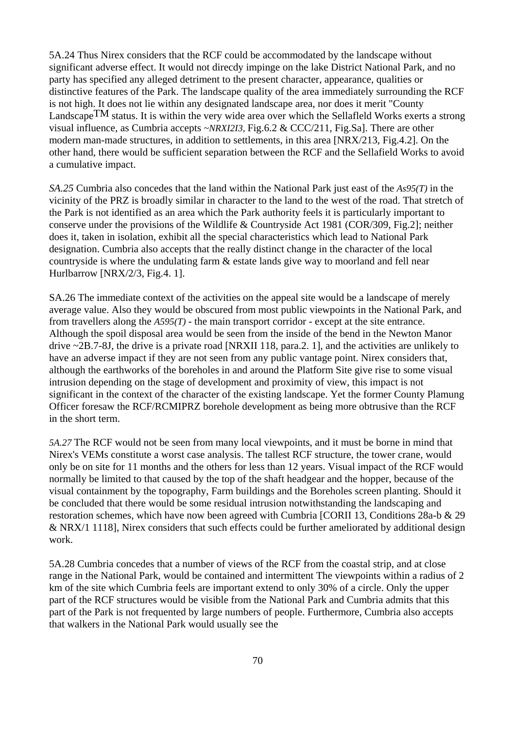5A.24 Thus Nirex considers that the RCF could be accommodated by the landscape without significant adverse effect. It would not direcdy impinge on the lake District National Park, and no party has specified any alleged detriment to the present character, appearance, qualities or distinctive features of the Park. The landscape quality of the area immediately surrounding the RCF is not high. It does not lie within any designated landscape area, nor does it merit "County Landscape™ status. It is within the very wide area over which the Sellafleld Works exerts a strong visual influence, as Cumbria accepts *~NRXI2I3,* Fig.6.2 & CCC/211, Fig.Sa]. There are other modern man-made structures, in addition to settlements, in this area [NRX/213, Fig.4.2]. On the other hand, there would be sufficient separation between the RCF and the Sellafield Works to avoid a cumulative impact.

*SA.25* Cumbria also concedes that the land within the National Park just east of the *As95(T)* in the vicinity of the PRZ is broadly similar in character to the land to the west of the road. That stretch of the Park is not identified as an area which the Park authority feels it is particularly important to conserve under the provisions of the Wildlife & Countryside Act 1981 (COR/309, Fig.2]; neither does it, taken in isolation, exhibit all the special characteristics which lead to National Park designation. Cumbria also accepts that the really distinct change in the character of the local countryside is where the undulating farm & estate lands give way to moorland and fell near Hurlbarrow [NRX/2/3, Fig.4. 1].

SA.26 The immediate context of the activities on the appeal site would be a landscape of merely average value. Also they would be obscured from most public viewpoints in the National Park, and from travellers along the *A595(T)* - the main transport corridor - except at the site entrance. Although the spoil disposal area would be seen from the inside of the bend in the Newton Manor drive ~2B.7-8J, the drive is a private road [NRXII 118, para.2. 1], and the activities are unlikely to have an adverse impact if they are not seen from any public vantage point. Nirex considers that, although the earthworks of the boreholes in and around the Platform Site give rise to some visual intrusion depending on the stage of development and proximity of view, this impact is not significant in the context of the character of the existing landscape. Yet the former County Plamung Officer foresaw the RCF/RCMIPRZ borehole development as being more obtrusive than the RCF in the short term.

*5A.27* The RCF would not be seen from many local viewpoints, and it must be borne in mind that Nirex's VEMs constitute a worst case analysis. The tallest RCF structure, the tower crane, would only be on site for 11 months and the others for less than 12 years. Visual impact of the RCF would normally be limited to that caused by the top of the shaft headgear and the hopper, because of the visual containment by the topography, Farm buildings and the Boreholes screen planting. Should it be concluded that there would be some residual intrusion notwithstanding the landscaping and restoration schemes, which have now been agreed with Cumbria [CORII 13, Conditions 28a-b & 29 & NRX/1 1118], Nirex considers that such effects could be further ameliorated by additional design work.

5A.28 Cumbria concedes that a number of views of the RCF from the coastal strip, and at close range in the National Park, would be contained and intermittent The viewpoints within a radius of 2 km of the site which Cumbria feels are important extend to only 30% of a circle. Only the upper part of the RCF structures would be visible from the National Park and Cumbria admits that this part of the Park is not frequented by large numbers of people. Furthermore, Cumbria also accepts that walkers in the National Park would usually see the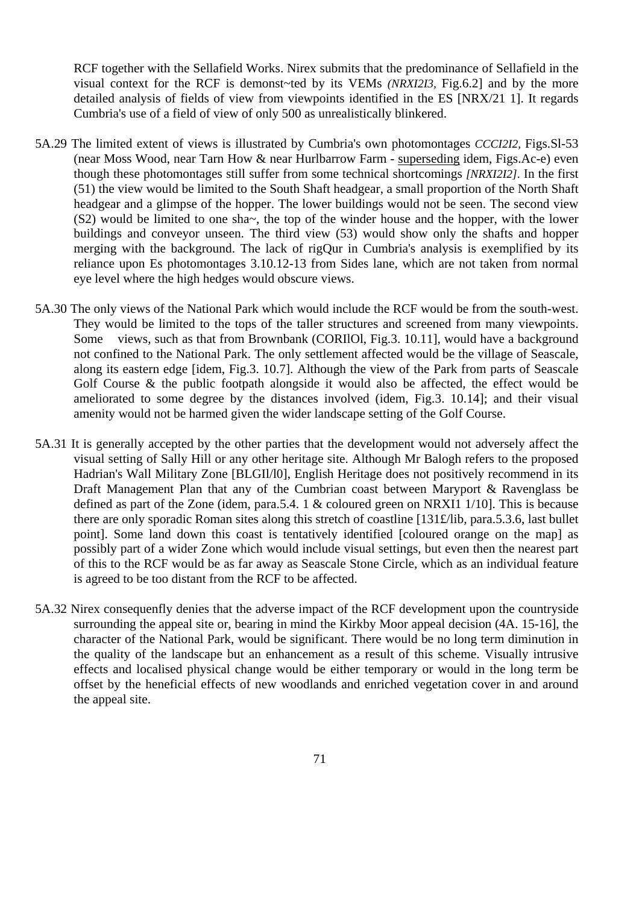RCF together with the Sellafield Works. Nirex submits that the predominance of Sellafield in the visual context for the RCF is demonst~ted by its VEMs *(NRXI2I3,* Fig.6.2] and by the more detailed analysis of fields of view from viewpoints identified in the ES [NRX/21 1]. It regards Cumbria's use of a field of view of only 500 as unrealistically blinkered.

5A.29 The limited extent of views is illustrated by Cumbria's own photomontages *CCCI2I2,* Figs.Sl-53 (near Moss Wood, near Tarn How & near Hurlbarrow Farm - superseding idem, Figs.Ac-e) even though these photomontages still suffer from some technical shortcomings *[NRXI2I2]*. In the first (51) the view would be limited to the South Shaft headgear, a small proportion of the North Shaft headgear and a glimpse of the hopper. The lower buildings would not be seen. The second view (S2) would be limited to one sha~, the top of the winder house and the hopper, with the lower buildings and conveyor unseen. The third view (53) would show only the shafts and hopper merging with the background. The lack of rigQur in Cumbria's analysis is exemplified by its reliance upon Es photomontages 3.10.12-13 from Sides lane, which are not taken from normal eye level where the high hedges would obscure views.

5A.30 The only views of the National Park which would include the RCF would be from the south-west. They would be limited to the tops of the taller structures and screened from many viewpoints. Some views, such as that from Brownbank (CORIlOl, Fig.3. 10.11], would have a background not confined to the National Park. The only settlement affected would be the village of Seascale, along its eastern edge [idem, Fig.3. 10.7]. Although the view of the Park from parts of Seascale Golf Course & the public footpath alongside it would also be affected, the effect would be ameliorated to some degree by the distances involved (idem, Fig.3. 10.14]; and their visual amenity would not be harmed given the wider landscape setting of the Golf Course.

5A.31 It is generally accepted by the other parties that the development would not adversely affect the visual setting of Sally Hill or any other heritage site. Although Mr Balogh refers to the proposed Hadrian's Wall Military Zone [BLGIl/l0], English Heritage does not positively recommend in its Draft Management Plan that any of the Cumbrian coast between Maryport & Ravenglass be defined as part of the Zone (idem, para.5.4. 1 & coloured green on NRXI1 1/10]. This is because there are only sporadic Roman sites along this stretch of coastline [131£/lib, para.5.3.6, last bullet point]. Some land down this coast is tentatively identified [coloured orange on the map] as possibly part of a wider Zone which would include visual settings, but even then the nearest part of this to the RCF would be as far away as Seascale Stone Circle, which as an individual feature is agreed to be too distant from the RCF to be affected.

5A.32 Nirex consequenfly denies that the adverse impact of the RCF development upon the countryside surrounding the appeal site or, bearing in mind the Kirkby Moor appeal decision (4A. 15-16], the character of the National Park, would be significant. There would be no long term diminution in the quality of the landscape but an enhancement as a result of this scheme. Visually intrusive effects and localised physical change would be either temporary or would in the long term be offset by the heneficial effects of new woodlands and enriched vegetation cover in and around the appeal site.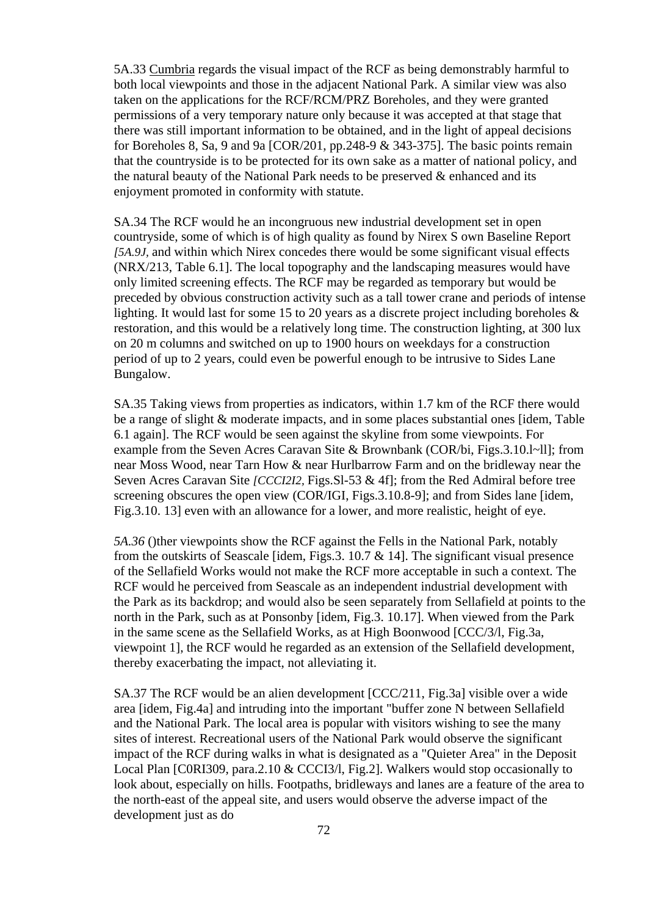5A.33 Cumbria regards the visual impact of the RCF as being demonstrably harmful to both local viewpoints and those in the adjacent National Park. A similar view was also taken on the applications for the RCF/RCM/PRZ Boreholes, and they were granted permissions of a very temporary nature only because it was accepted at that stage that there was still important information to be obtained, and in the light of appeal decisions for Boreholes 8, Sa, 9 and 9a [COR/201, pp.248-9 & 343-375]. The basic points remain that the countryside is to be protected for its own sake as a matter of national policy, and the natural beauty of the National Park needs to be preserved & enhanced and its enjoyment promoted in conformity with statute.

SA.34 The RCF would he an incongruous new industrial development set in open countryside, some of which is of high quality as found by Nirex S own Baseline Report *[5A.9J,* and within which Nirex concedes there would be some significant visual effects (NRX/213, Table 6.1]. The local topography and the landscaping measures would have only limited screening effects. The RCF may be regarded as temporary but would be preceded by obvious construction activity such as a tall tower crane and periods of intense lighting. It would last for some 15 to 20 years as a discrete project including boreholes & restoration, and this would be a relatively long time. The construction lighting, at 300 lux on 20 m columns and switched on up to 1900 hours on weekdays for a construction period of up to 2 years, could even be powerful enough to be intrusive to Sides Lane Bungalow.

SA.35 Taking views from properties as indicators, within 1.7 km of the RCF there would be a range of slight & moderate impacts, and in some places substantial ones [idem, Table 6.1 again]. The RCF would be seen against the skyline from some viewpoints. For example from the Seven Acres Caravan Site & Brownbank (COR/bi, Figs.3.10.l~ll]; from near Moss Wood, near Tarn How & near Hurlbarrow Farm and on the bridleway near the Seven Acres Caravan Site *[CCCI2I2,* Figs.Sl-53 & 4f]; from the Red Admiral before tree screening obscures the open view (COR/IGI, Figs.3.10.8-9]; and from Sides lane [idem, Fig.3.10. 13] even with an allowance for a lower, and more realistic, height of eye.

*5A.36* ()ther viewpoints show the RCF against the Fells in the National Park, notably from the outskirts of Seascale [idem, Figs.3. 10.7 & 14]. The significant visual presence of the Sellafield Works would not make the RCF more acceptable in such a context. The RCF would he perceived from Seascale as an independent industrial development with the Park as its backdrop; and would also be seen separately from Sellafield at points to the north in the Park, such as at Ponsonby [idem, Fig.3. 10.17]. When viewed from the Park in the same scene as the Sellafield Works, as at High Boonwood [CCC/3/l, Fig.3a, viewpoint 1], the RCF would he regarded as an extension of the Sellafield development, thereby exacerbating the impact, not alleviating it.

SA.37 The RCF would be an alien development [CCC/211, Fig.3a] visible over a wide area [idem, Fig.4a] and intruding into the important "buffer zone N between Sellafield and the National Park. The local area is popular with visitors wishing to see the many sites of interest. Recreational users of the National Park would observe the significant impact of the RCF during walks in what is designated as a "Quieter Area" in the Deposit Local Plan [C0RI309, para.2.10 & CCCI3/l, Fig.2]. Walkers would stop occasionally to look about, especially on hills. Footpaths, bridleways and lanes are a feature of the area to the north-east of the appeal site, and users would observe the adverse impact of the development just as do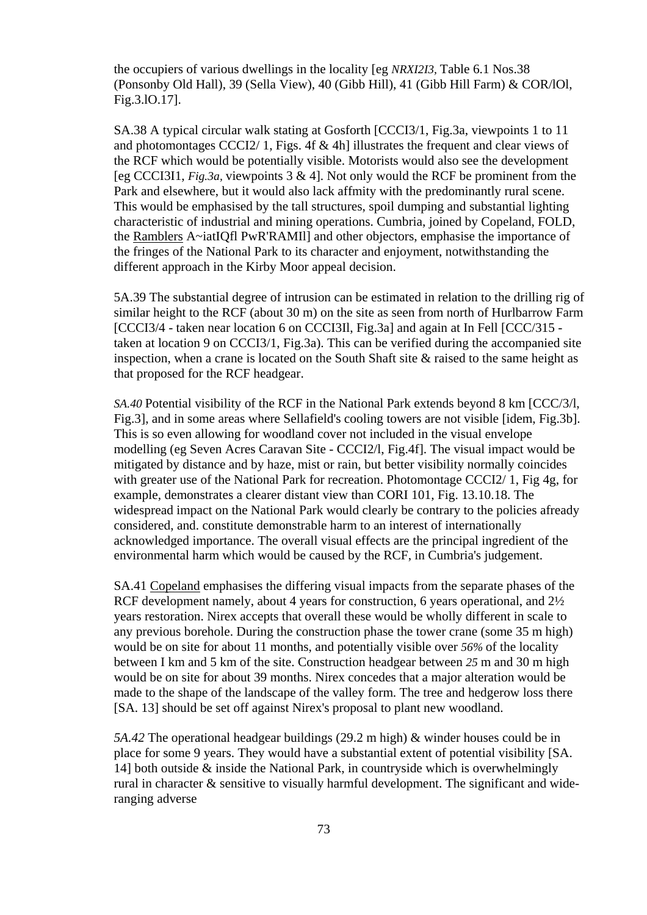the occupiers of various dwellings in the locality [eg *NRXI2I3,* Table 6.1 Nos.38 (Ponsonby Old Hall), 39 (Sella View), 40 (Gibb Hill), 41 (Gibb Hill Farm) & COR/lOl, Fig.3.lO.17].

SA.38 A typical circular walk stating at Gosforth [CCCI3/1, Fig.3a, viewpoints 1 to 11 and photomontages CCCI2/ 1, Figs. 4f & 4h] illustrates the frequent and clear views of the RCF which would be potentially visible. Motorists would also see the development [eg CCCI3I1, *Fig.3a,* viewpoints 3 & 4]. Not only would the RCF be prominent from the Park and elsewhere, but it would also lack affmity with the predominantly rural scene. This would be emphasised by the tall structures, spoil dumping and substantial lighting characteristic of industrial and mining operations. Cumbria, joined by Copeland, FOLD, the Ramblers A~iatIQfl PwR'RAMIl] and other objectors, emphasise the importance of the fringes of the National Park to its character and enjoyment, notwithstanding the different approach in the Kirby Moor appeal decision.

5A.39 The substantial degree of intrusion can be estimated in relation to the drilling rig of similar height to the RCF (about 30 m) on the site as seen from north of Hurlbarrow Farm [CCCI3/4 - taken near location 6 on CCCI3Il, Fig.3a] and again at In Fell [CCC/315 - taken at location 9 on CCCI3/1, Fig.3a). This can be verified during the accompanied site inspection, when a crane is located on the South Shaft site & raised to the same height as that proposed for the RCF headgear.

*SA.40* Potential visibility of the RCF in the National Park extends beyond 8 km [CCC/3/l, Fig.3], and in some areas where Sellafield's cooling towers are not visible [idem, Fig.3b]. This is so even allowing for woodland cover not included in the visual envelope modelling (eg Seven Acres Caravan Site - CCCI2/l, Fig.4f]. The visual impact would be mitigated by distance and by haze, mist or rain, but better visibility normally coincides with greater use of the National Park for recreation. Photomontage CCCI2/ 1, Fig 4g, for example, demonstrates a clearer distant view than CORI 101, Fig. 13.10.18. The widespread impact on the National Park would clearly be contrary to the policies afready considered, and. constitute demonstrable harm to an interest of internationally acknowledged importance. The overall visual effects are the principal ingredient of the environmental harm which would be caused by the RCF, in Cumbria's judgement.

SA.41 Copeland emphasises the differing visual impacts from the separate phases of the RCF development namely, about 4 years for construction, 6 years operational, and 2½ years restoration. Nirex accepts that overall these would be wholly different in scale to any previous borehole. During the construction phase the tower crane (some 35 m high) would be on site for about 11 months, and potentially visible over *56%* of the locality between I km and 5 km of the site. Construction headgear between *25* m and 30 m high would be on site for about 39 months. Nirex concedes that a major alteration would be made to the shape of the landscape of the valley form. The tree and hedgerow loss there [SA. 13] should be set off against Nirex's proposal to plant new woodland.

*5A.42* The operational headgear buildings (29.2 m high) & winder houses could be in place for some 9 years. They would have a substantial extent of potential visibility [SA. 14] both outside & inside the National Park, in countryside which is overwhelmingly rural in character & sensitive to visually harmful development. The significant and wide-ranging adverse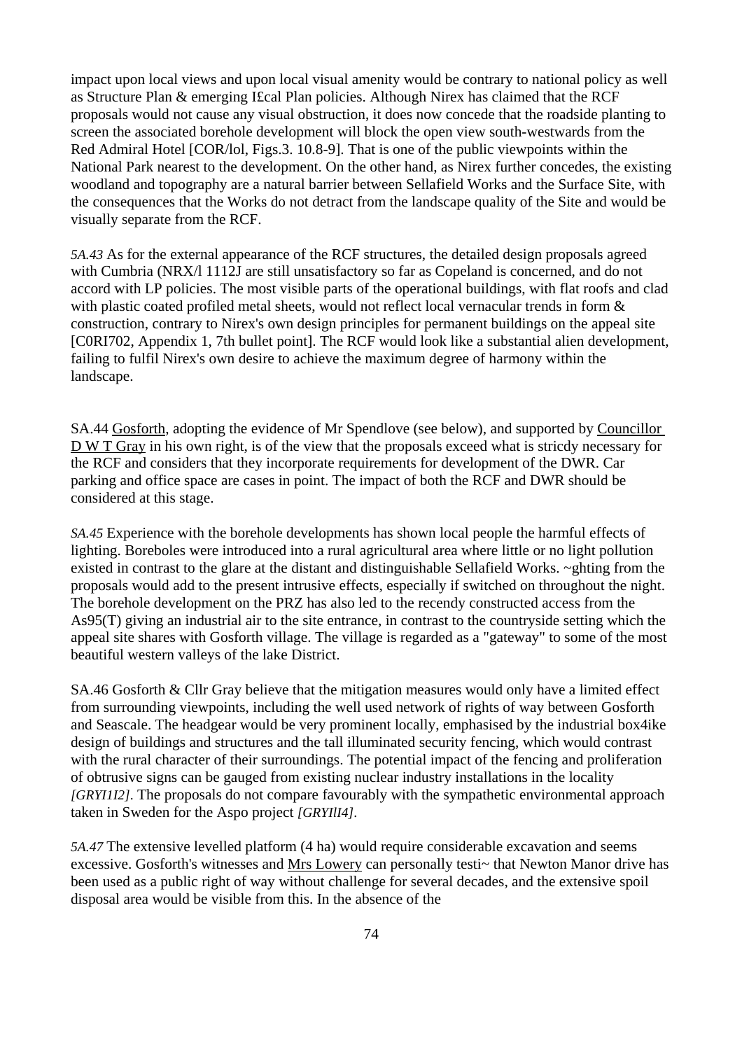impact upon local views and upon local visual amenity would be contrary to national policy as well as Structure Plan & emerging I£cal Plan policies. Although Nirex has claimed that the RCF proposals would not cause any visual obstruction, it does now concede that the roadside planting to screen the associated borehole development will block the open view south-westwards from the Red Admiral Hotel [COR/lol, Figs.3. 10.8-9]. That is one of the public viewpoints within the National Park nearest to the development. On the other hand, as Nirex further concedes, the existing woodland and topography are a natural barrier between Sellafield Works and the Surface Site, with the consequences that the Works do not detract from the landscape quality of the Site and would be visually separate from the RCF.

*5A.43* As for the external appearance of the RCF structures, the detailed design proposals agreed with Cumbria (NRX/l 1112J are still unsatisfactory so far as Copeland is concerned, and do not accord with LP policies. The most visible parts of the operational buildings, with flat roofs and clad with plastic coated profiled metal sheets, would not reflect local vernacular trends in form & construction, contrary to Nirex's own design principles for permanent buildings on the appeal site [C0RI702, Appendix 1, 7th bullet point]. The RCF would look like a substantial alien development, failing to fulfil Nirex's own desire to achieve the maximum degree of harmony within the landscape.

SA.44 Gosforth, adopting the evidence of Mr Spendlove (see below), and supported by Councillor D W T Gray in his own right, is of the view that the proposals exceed what is stricdy necessary for the RCF and considers that they incorporate requirements for development of the DWR. Car parking and office space are cases in point. The impact of both the RCF and DWR should be considered at this stage.

*SA.45* Experience with the borehole developments has shown local people the harmful effects of lighting. Boreboles were introduced into a rural agricultural area where little or no light pollution existed in contrast to the glare at the distant and distinguishable Sellafield Works. ~ghting from the proposals would add to the present intrusive effects, especially if switched on throughout the night. The borehole development on the PRZ has also led to the recendy constructed access from the As95(T) giving an industrial air to the site entrance, in contrast to the countryside setting which the appeal site shares with Gosforth village. The village is regarded as a "gateway" to some of the most beautiful western valleys of the lake District.

SA.46 Gosforth & Cllr Gray believe that the mitigation measures would only have a limited effect from surrounding viewpoints, including the well used network of rights of way between Gosforth and Seascale. The headgear would be very prominent locally, emphasised by the industrial box4ike design of buildings and structures and the tall illuminated security fencing, which would contrast with the rural character of their surroundings. The potential impact of the fencing and proliferation of obtrusive signs can be gauged from existing nuclear industry installations in the locality *[GRYI1I2]*. The proposals do not compare favourably with the sympathetic environmental approach taken in Sweden for the Aspo project *[GRYIlI4]*.

*5A.47* The extensive levelled platform (4 ha) would require considerable excavation and seems excessive. Gosforth's witnesses and Mrs Lowery can personally testi~ that Newton Manor drive has been used as a public right of way without challenge for several decades, and the extensive spoil disposal area would be visible from this. In the absence of the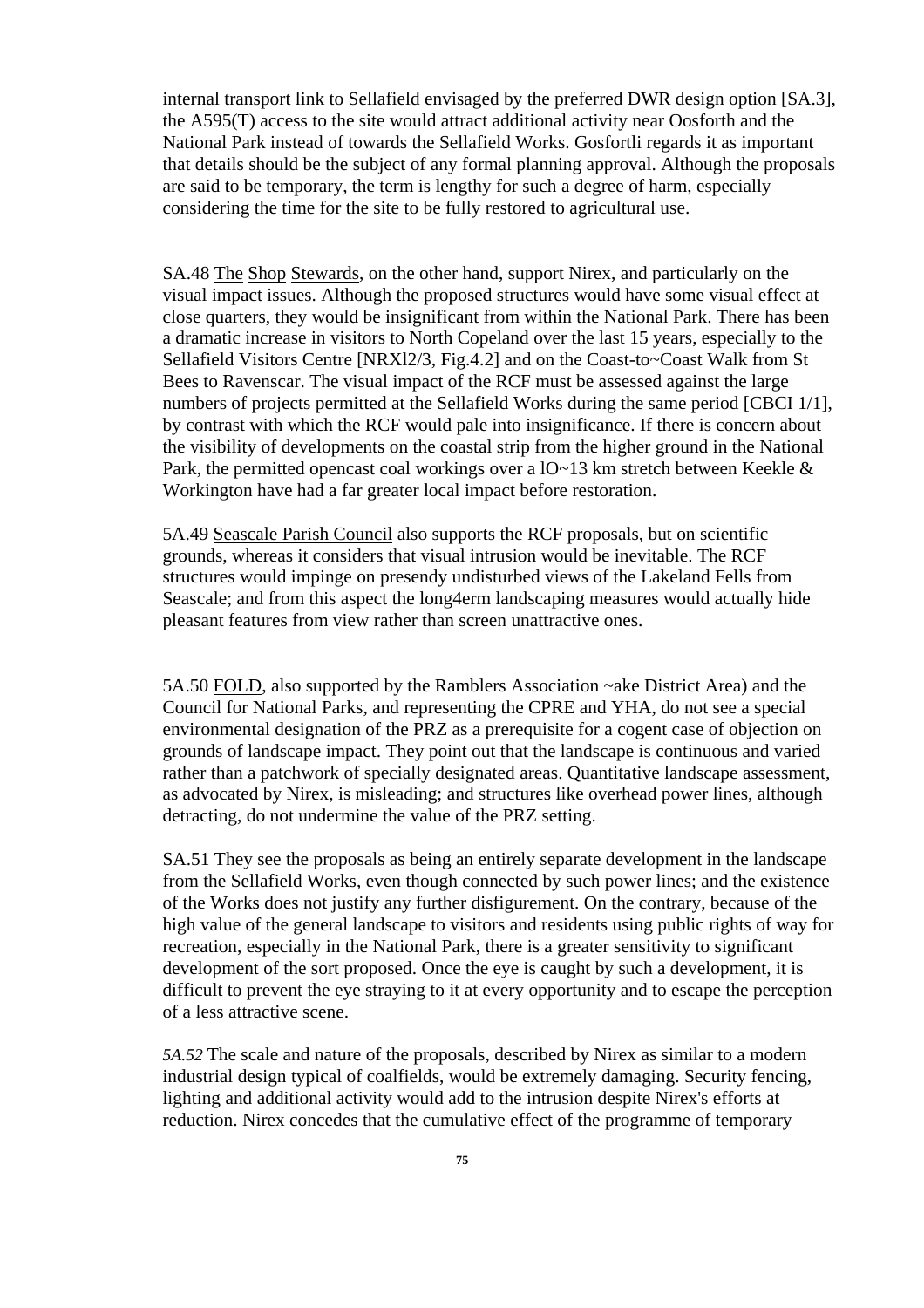internal transport link to Sellafield envisaged by the preferred DWR design option [SA.3], the A595(T) access to the site would attract additional activity near Oosforth and the National Park instead of towards the Sellafield Works. Gosfortli regards it as important that details should be the subject of any formal planning approval. Although the proposals are said to be temporary, the term is lengthy for such a degree of harm, especially considering the time for the site to be fully restored to agricultural use.

SA.48 The Shop Stewards, on the other hand, support Nirex, and particularly on the visual impact issues. Although the proposed structures would have some visual effect at close quarters, they would be insignificant from within the National Park. There has been a dramatic increase in visitors to North Copeland over the last 15 years, especially to the Sellafield Visitors Centre [NRXl2/3, Fig.4.2] and on the Coast-to~Coast Walk from St Bees to Ravenscar. The visual impact of the RCF must be assessed against the large numbers of projects permitted at the Sellafield Works during the same period [CBCI 1/1], by contrast with which the RCF would pale into insignificance. If there is concern about the visibility of developments on the coastal strip from the higher ground in the National Park, the permitted opencast coal workings over a lO~13 km stretch between Keekle & Workington have had a far greater local impact before restoration.

5A.49 Seascale Parish Council also supports the RCF proposals, but on scientific grounds, whereas it considers that visual intrusion would be inevitable. The RCF structures would impinge on presendy undisturbed views of the Lakeland Fells from Seascale; and from this aspect the long4erm landscaping measures would actually hide pleasant features from view rather than screen unattractive ones.

5A.50 FOLD, also supported by the Ramblers Association ~ake District Area) and the Council for National Parks, and representing the CPRE and YHA, do not see a special environmental designation of the PRZ as a prerequisite for a cogent case of objection on grounds of landscape impact. They point out that the landscape is continuous and varied rather than a patchwork of specially designated areas. Quantitative landscape assessment, as advocated by Nirex, is misleading; and structures like overhead power lines, although detracting, do not undermine the value of the PRZ setting.

SA.51 They see the proposals as being an entirely separate development in the landscape from the Sellafield Works, even though connected by such power lines; and the existence of the Works does not justify any further disfigurement. On the contrary, because of the high value of the general landscape to visitors and residents using public rights of way for recreation, especially in the National Park, there is a greater sensitivity to significant development of the sort proposed. Once the eye is caught by such a development, it is difficult to prevent the eye straying to it at every opportunity and to escape the perception of a less attractive scene.

*5A.52* The scale and nature of the proposals, described by Nirex as similar to a modern industrial design typical of coalfields, would be extremely damaging. Security fencing, lighting and additional activity would add to the intrusion despite Nirex's efforts at reduction. Nirex concedes that the cumulative effect of the programme of temporary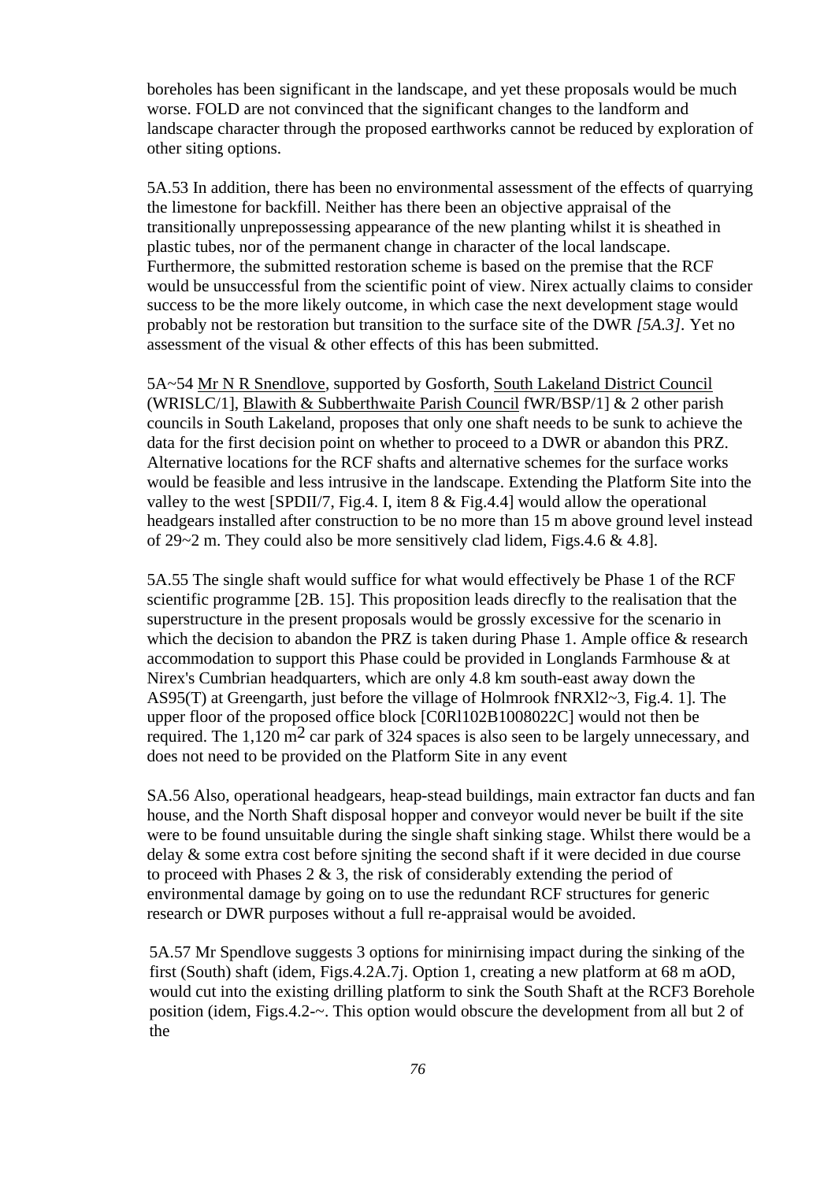boreholes has been significant in the landscape, and yet these proposals would be much worse. FOLD are not convinced that the significant changes to the landform and landscape character through the proposed earthworks cannot be reduced by exploration of other siting options.

5A.53 In addition, there has been no environmental assessment of the effects of quarrying the limestone for backfill. Neither has there been an objective appraisal of the transitionally unprepossessing appearance of the new planting whilst it is sheathed in plastic tubes, nor of the permanent change in character of the local landscape. Furthermore, the submitted restoration scheme is based on the premise that the RCF would be unsuccessful from the scientific point of view. Nirex actually claims to consider success to be the more likely outcome, in which case the next development stage would probably not be restoration but transition to the surface site of the DWR *[5A.3]*. Yet no assessment of the visual & other effects of this has been submitted.

5A~54 Mr N R Snendlove, supported by Gosforth, South Lakeland District Council (WRISLC/1], Blawith & Subberthwaite Parish Council fWR/BSP/1] & 2 other parish councils in South Lakeland, proposes that only one shaft needs to be sunk to achieve the data for the first decision point on whether to proceed to a DWR or abandon this PRZ. Alternative locations for the RCF shafts and alternative schemes for the surface works would be feasible and less intrusive in the landscape. Extending the Platform Site into the valley to the west [SPDII/7, Fig.4. I, item 8 & Fig.4.4] would allow the operational headgears installed after construction to be no more than 15 m above ground level instead of 29~2 m. They could also be more sensitively clad lidem, Figs.4.6 & 4.8].

5A.55 The single shaft would suffice for what would effectively be Phase 1 of the RCF scientific programme [2B. 15]. This proposition leads direcfly to the realisation that the superstructure in the present proposals would be grossly excessive for the scenario in which the decision to abandon the PRZ is taken during Phase 1. Ample office & research accommodation to support this Phase could be provided in Longlands Farmhouse & at Nirex's Cumbrian headquarters, which are only 4.8 km south-east away down the AS95(T) at Greengarth, just before the village of Holmrook fNRXl2~3, Fig.4. 1]. The upper floor of the proposed office block [C0Rl102B1008022C] would not then be required. The 1,120 m$^2$ car park of 324 spaces is also seen to be largely unnecessary, and does not need to be provided on the Platform Site in any event

SA.56 Also, operational headgears, heap-stead buildings, main extractor fan ducts and fan house, and the North Shaft disposal hopper and conveyor would never be built if the site were to be found unsuitable during the single shaft sinking stage. Whilst there would be a delay & some extra cost before sjniting the second shaft if it were decided in due course to proceed with Phases 2 & 3, the risk of considerably extending the period of environmental damage by going on to use the redundant RCF structures for generic research or DWR purposes without a full re-appraisal would be avoided.

5A.57 Mr Spendlove suggests 3 options for minirnising impact during the sinking of the first (South) shaft (idem, Figs.4.2A.7j. Option 1, creating a new platform at 68 m aOD, would cut into the existing drilling platform to sink the South Shaft at the RCF3 Borehole position (idem, Figs.4.2-~. This option would obscure the development from all but 2 of the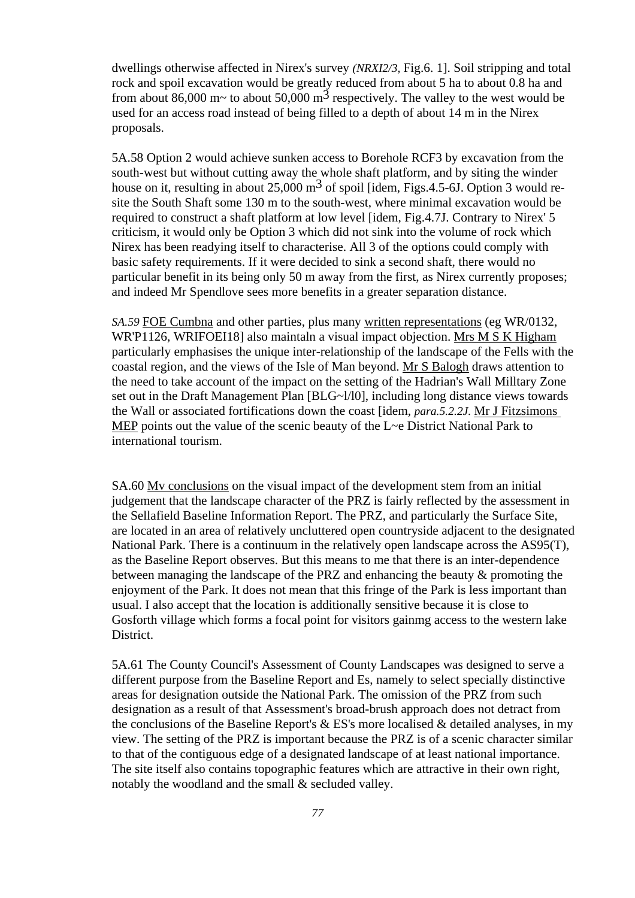dwellings otherwise affected in Nirex's survey *(NRXI2/3,* Fig.6. 1]. Soil stripping and total rock and spoil excavation would be greatly reduced from about 5 ha to about 0.8 ha and from about 86,000 m~ to about 50,000 $m^3$ respectively. The valley to the west would be used for an access road instead of being filled to a depth of about 14 m in the Nirex proposals.

5A.58 Option 2 would achieve sunken access to Borehole RCF3 by excavation from the south-west but without cutting away the whole shaft platform, and by siting the winder house on it, resulting in about 25,000 $m^3$ of spoil [idem, Figs.4.5-6J. Option 3 would re-site the South Shaft some 130 m to the south-west, where minimal excavation would be required to construct a shaft platform at low level [idem, Fig.4.7J. Contrary to Nirex' 5 criticism, it would only be Option 3 which did not sink into the volume of rock which Nirex has been readying itself to characterise. All 3 of the options could comply with basic safety requirements. If it were decided to sink a second shaft, there would no particular benefit in its being only 50 m away from the first, as Nirex currently proposes; and indeed Mr Spendlove sees more benefits in a greater separation distance.

*SA.59* FOE Cumbna and other parties, plus many written representations (eg WR/0132, WR'P1126, WRIFOEI18] also maintaln a visual impact objection. Mrs M S K Higham particularly emphasises the unique inter-relationship of the landscape of the Fells with the coastal region, and the views of the Isle of Man beyond. Mr S Balogh draws attention to the need to take account of the impact on the setting of the Hadrian's Wall Milltary Zone set out in the Draft Management Plan [BLG~l/l0], including long distance views towards the Wall or associated fortifications down the coast [idem, *para.5.2.2J.* Mr J Fitzsimons MEP points out the value of the scenic beauty of the L~e District National Park to international tourism.

SA.60 Mv conclusions on the visual impact of the development stem from an initial judgement that the landscape character of the PRZ is fairly reflected by the assessment in the Sellafield Baseline Information Report. The PRZ, and particularly the Surface Site, are located in an area of relatively uncluttered open countryside adjacent to the designated National Park. There is a continuum in the relatively open landscape across the AS95(T), as the Baseline Report observes. But this means to me that there is an inter-dependence between managing the landscape of the PRZ and enhancing the beauty & promoting the enjoyment of the Park. It does not mean that this fringe of the Park is less important than usual. I also accept that the location is additionally sensitive because it is close to Gosforth village which forms a focal point for visitors gainmg access to the western lake District.

5A.61 The County Council's Assessment of County Landscapes was designed to serve a different purpose from the Baseline Report and Es, namely to select specially distinctive areas for designation outside the National Park. The omission of the PRZ from such designation as a result of that Assessment's broad-brush approach does not detract from the conclusions of the Baseline Report's & ES's more localised & detailed analyses, in my view. The setting of the PRZ is important because the PRZ is of a scenic character similar to that of the contiguous edge of a designated landscape of at least national importance. The site itself also contains topographic features which are attractive in their own right, notably the woodland and the small & secluded valley.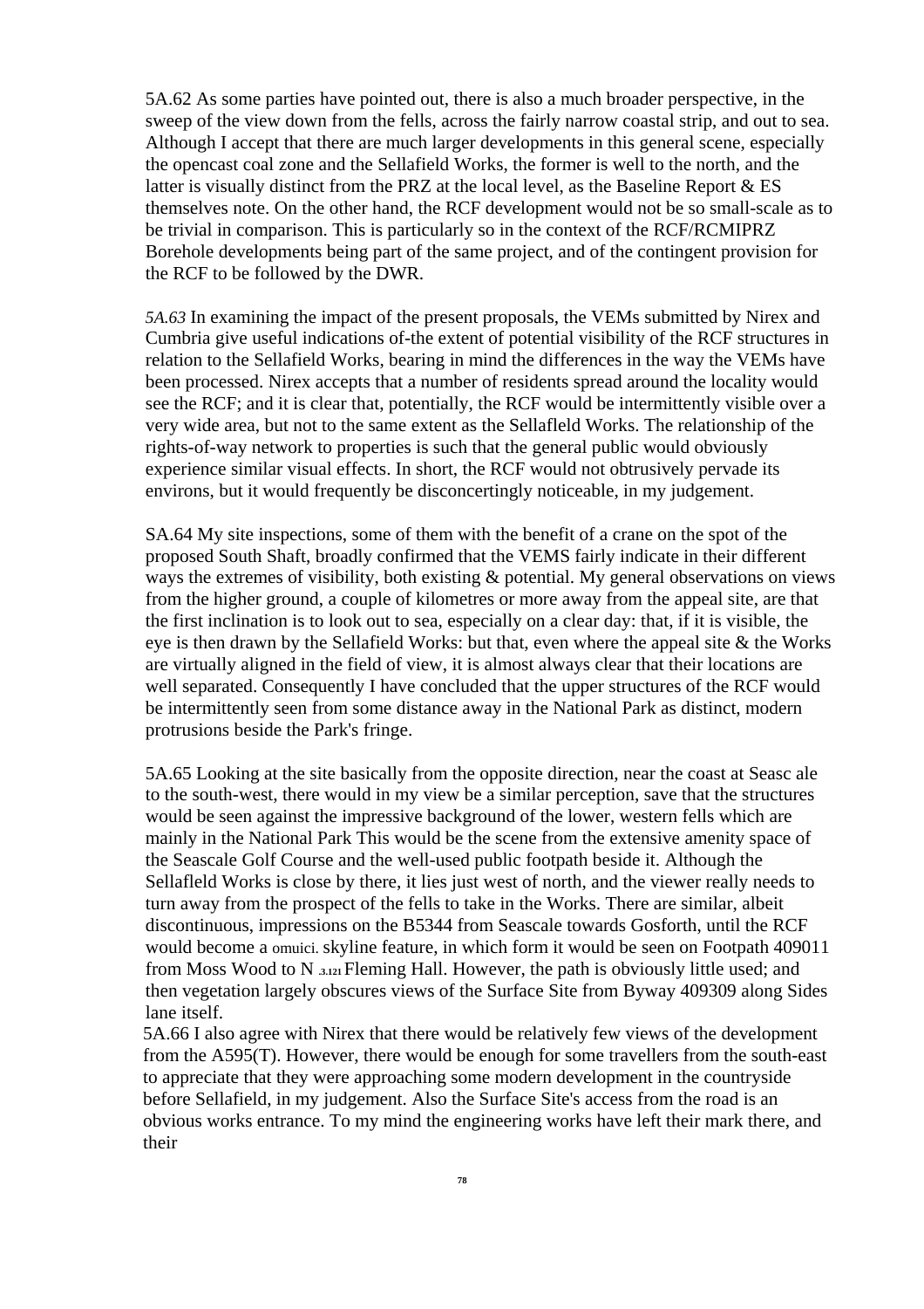5A.62 As some parties have pointed out, there is also a much broader perspective, in the sweep of the view down from the fells, across the fairly narrow coastal strip, and out to sea. Although I accept that there are much larger developments in this general scene, especially the opencast coal zone and the Sellafield Works, the former is well to the north, and the latter is visually distinct from the PRZ at the local level, as the Baseline Report & ES themselves note. On the other hand, the RCF development would not be so small-scale as to be trivial in comparison. This is particularly so in the context of the RCF/RCMIPRZ Borehole developments being part of the same project, and of the contingent provision for the RCF to be followed by the DWR.

*5A.63* In examining the impact of the present proposals, the VEMs submitted by Nirex and Cumbria give useful indications of-the extent of potential visibility of the RCF structures in relation to the Sellafield Works, bearing in mind the differences in the way the VEMs have been processed. Nirex accepts that a number of residents spread around the locality would see the RCF; and it is clear that, potentially, the RCF would be intermittently visible over a very wide area, but not to the same extent as the Sellafleld Works. The relationship of the rights-of-way network to properties is such that the general public would obviously experience similar visual effects. In short, the RCF would not obtrusively pervade its environs, but it would frequently be disconcertingly noticeable, in my judgement.

SA.64 My site inspections, some of them with the benefit of a crane on the spot of the proposed South Shaft, broadly confirmed that the VEMS fairly indicate in their different ways the extremes of visibility, both existing & potential. My general observations on views from the higher ground, a couple of kilometres or more away from the appeal site, are that the first inclination is to look out to sea, especially on a clear day: that, if it is visible, the eye is then drawn by the Sellafield Works: but that, even where the appeal site & the Works are virtually aligned in the field of view, it is almost always clear that their locations are well separated. Consequently I have concluded that the upper structures of the RCF would be intermittently seen from some distance away in the National Park as distinct, modern protrusions beside the Park's fringe.

5A.65 Looking at the site basically from the opposite direction, near the coast at Seasc ale to the south-west, there would in my view be a similar perception, save that the structures would be seen against the impressive background of the lower, western fells which are mainly in the National Park This would be the scene from the extensive amenity space of the Seascale Golf Course and the well-used public footpath beside it. Although the Sellafleld Works is close by there, it lies just west of north, and the viewer really needs to turn away from the prospect of the fells to take in the Works. There are similar, albeit discontinuous, impressions on the B5344 from Seascale towards Gosforth, until the RCF would become a omuici. skyline feature, in which form it would be seen on Footpath 409011 from Moss Wood to N .3.121 Fleming Hall. However, the path is obviously little used; and then vegetation largely obscures views of the Surface Site from Byway 409309 along Sides lane itself.

5A.66 I also agree with Nirex that there would be relatively few views of the development from the A595(T). However, there would be enough for some travellers from the south-east to appreciate that they were approaching some modern development in the countryside before Sellafield, in my judgement. Also the Surface Site's access from the road is an obvious works entrance. To my mind the engineering works have left their mark there, and their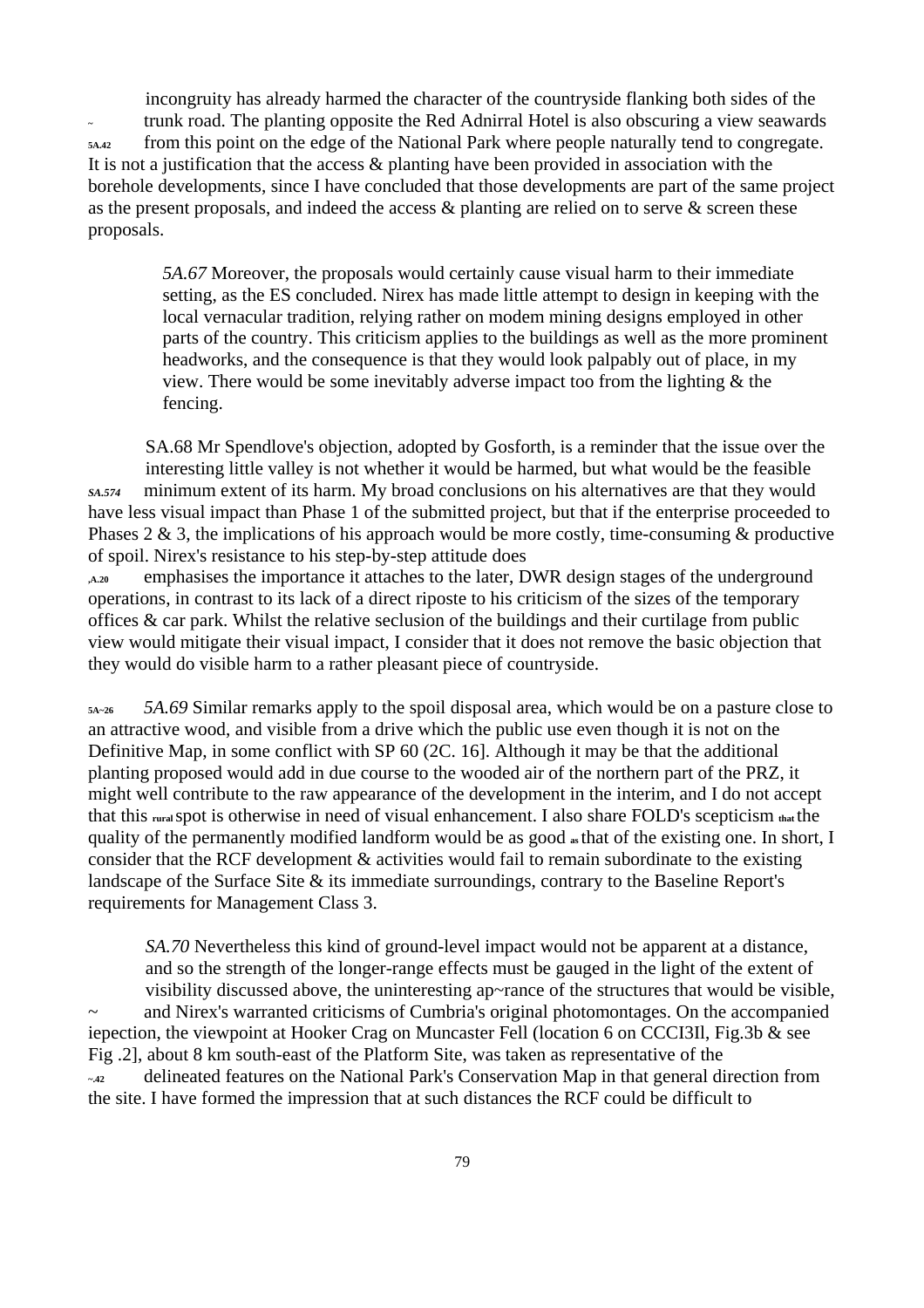incongruity has already harmed the character of the countryside flanking both sides of the trunk road. The planting opposite the Red Adnirral Hotel is also obscuring a view seawards from this point on the edge of the National Park where people naturally tend to congregate. It is not a justification that the access & planting have been provided in association with the borehole developments, since I have concluded that those developments are part of the same project as the present proposals, and indeed the access & planting are relied on to serve & screen these proposals.

*5A.67* Moreover, the proposals would certainly cause visual harm to their immediate setting, as the ES concluded. Nirex has made little attempt to design in keeping with the local vernacular tradition, relying rather on modem mining designs employed in other parts of the country. This criticism applies to the buildings as well as the more prominent headworks, and the consequence is that they would look palpably out of place, in my view. There would be some inevitably adverse impact too from the lighting & the fencing.

SA.68 Mr Spendlove's objection, adopted by Gosforth, is a reminder that the issue over the interesting little valley is not whether it would be harmed, but what would be the feasible minimum extent of its harm. My broad conclusions on his alternatives are that they would have less visual impact than Phase 1 of the submitted project, but that if the enterprise proceeded to Phases 2 & 3, the implications of his approach would be more costly, time-consuming & productive of spoil. Nirex's resistance to his step-by-step attitude does emphasises the importance it attaches to the later, DWR design stages of the underground operations, in contrast to its lack of a direct riposte to his criticism of the sizes of the temporary offices & car park. Whilst the relative seclusion of the buildings and their curtilage from public view would mitigate their visual impact, I consider that it does not remove the basic objection that they would do visible harm to a rather pleasant piece of countryside.

*5A.69* Similar remarks apply to the spoil disposal area, which would be on a pasture close to an attractive wood, and visible from a drive which the public use even though it is not on the Definitive Map, in some conflict with SP 60 (2C. 16]. Although it may be that the additional planting proposed would add in due course to the wooded air of the northern part of the PRZ, it might well contribute to the raw appearance of the development in the interim, and I do not accept that this rural spot is otherwise in need of visual enhancement. I also share FOLD's scepticism that the quality of the permanently modified landform would be as good as that of the existing one. In short, I consider that the RCF development & activities would fail to remain subordinate to the existing landscape of the Surface Site & its immediate surroundings, contrary to the Baseline Report's requirements for Management Class 3.

*SA.70* Nevertheless this kind of ground-level impact would not be apparent at a distance, and so the strength of the longer-range effects must be gauged in the light of the extent of visibility discussed above, the uninteresting ap~rance of the structures that would be visible, and Nirex's warranted criticisms of Cumbria's original photomontages. On the accompanied iepection, the viewpoint at Hooker Crag on Muncaster Fell (location 6 on CCCI3Il, Fig.3b & see Fig .2], about 8 km south-east of the Platform Site, was taken as representative of the delineated features on the National Park's Conservation Map in that general direction from the site. I have formed the impression that at such distances the RCF could be difficult to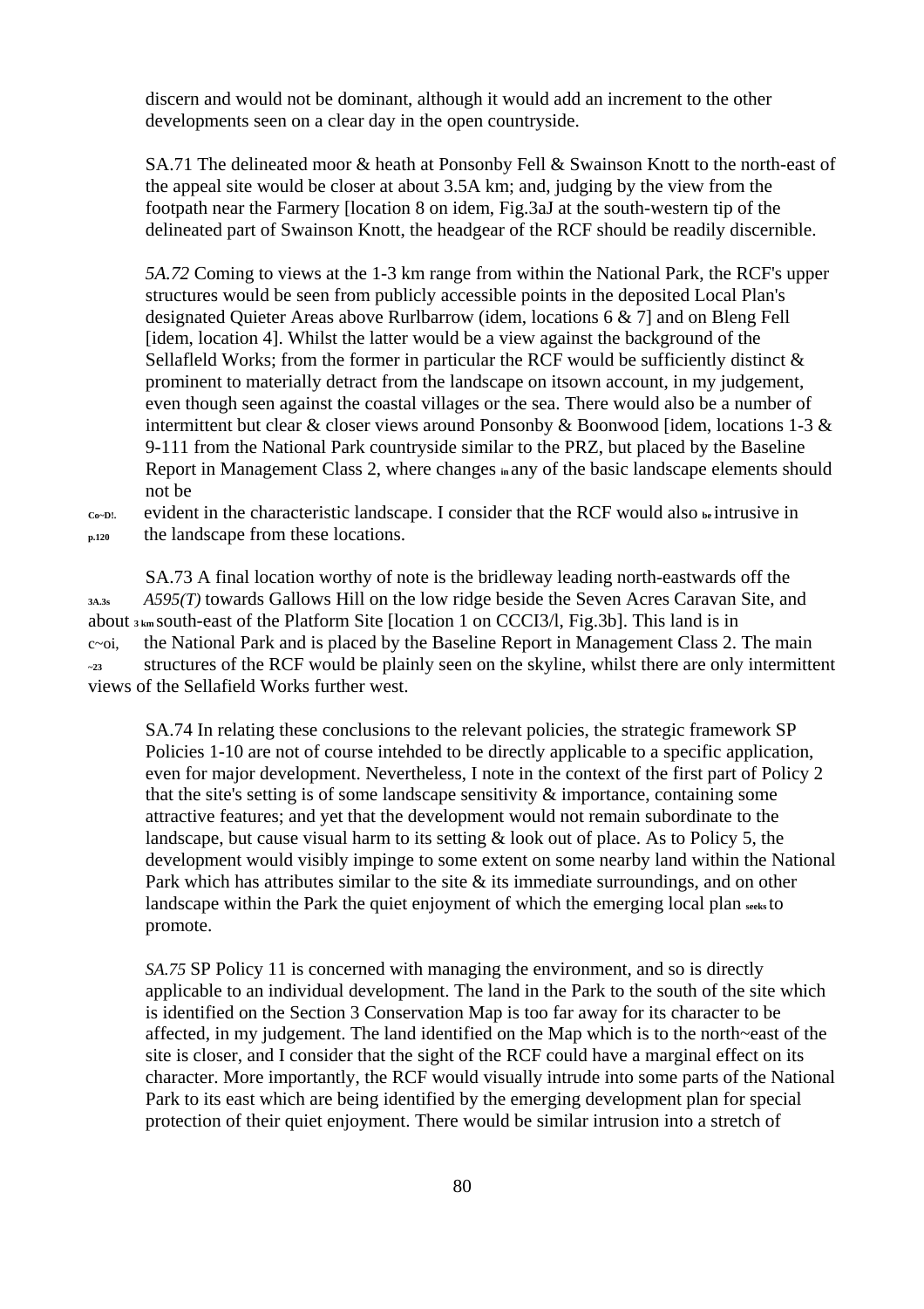discern and would not be dominant, although it would add an increment to the other developments seen on a clear day in the open countryside.

SA.71 The delineated moor & heath at Ponsonby Fell & Swainson Knott to the north-east of the appeal site would be closer at about 3.5A km; and, judging by the view from the footpath near the Farmery [location 8 on idem, Fig.3aJ at the south-western tip of the delineated part of Swainson Knott, the headgear of the RCF should be readily discernible.

*5A.72* Coming to views at the 1-3 km range from within the National Park, the RCF's upper structures would be seen from publicly accessible points in the deposited Local Plan's designated Quieter Areas above Rurlbarrow (idem, locations 6 & 7] and on Bleng Fell [idem, location 4]. Whilst the latter would be a view against the background of the Sellafleld Works; from the former in particular the RCF would be sufficiently distinct & prominent to materially detract from the landscape on itsown account, in my judgement, even though seen against the coastal villages or the sea. There would also be a number of intermittent but clear & closer views around Ponsonby & Boonwood [idem, locations 1-3 & 9-111 from the National Park countryside similar to the PRZ, but placed by the Baseline Report in Management Class 2, where changes in any of the basic landscape elements should not be

Co~D!. evident in the characteristic landscape. I consider that the RCF would also be intrusive in p.120 the landscape from these locations.

SA.73 A final location worthy of note is the bridleway leading north-eastwards off the 3A.3s *A595(T)* towards Gallows Hill on the low ridge beside the Seven Acres Caravan Site, and about 3 km south-east of the Platform Site [location 1 on CCCI3/l, Fig.3b]. This land is in c~oi, the National Park and is placed by the Baseline Report in Management Class 2. The main ~23 structures of the RCF would be plainly seen on the skyline, whilst there are only intermittent views of the Sellafield Works further west.

SA.74 In relating these conclusions to the relevant policies, the strategic framework SP Policies 1-10 are not of course intehded to be directly applicable to a specific application, even for major development. Nevertheless, I note in the context of the first part of Policy 2 that the site's setting is of some landscape sensitivity & importance, containing some attractive features; and yet that the development would not remain subordinate to the landscape, but cause visual harm to its setting & look out of place. As to Policy 5, the development would visibly impinge to some extent on some nearby land within the National Park which has attributes similar to the site & its immediate surroundings, and on other landscape within the Park the quiet enjoyment of which the emerging local plan seeks to promote.

*SA.75* SP Policy 11 is concerned with managing the environment, and so is directly applicable to an individual development. The land in the Park to the south of the site which is identified on the Section 3 Conservation Map is too far away for its character to be affected, in my judgement. The land identified on the Map which is to the north~east of the site is closer, and I consider that the sight of the RCF could have a marginal effect on its character. More importantly, the RCF would visually intrude into some parts of the National Park to its east which are being identified by the emerging development plan for special protection of their quiet enjoyment. There would be similar intrusion into a stretch of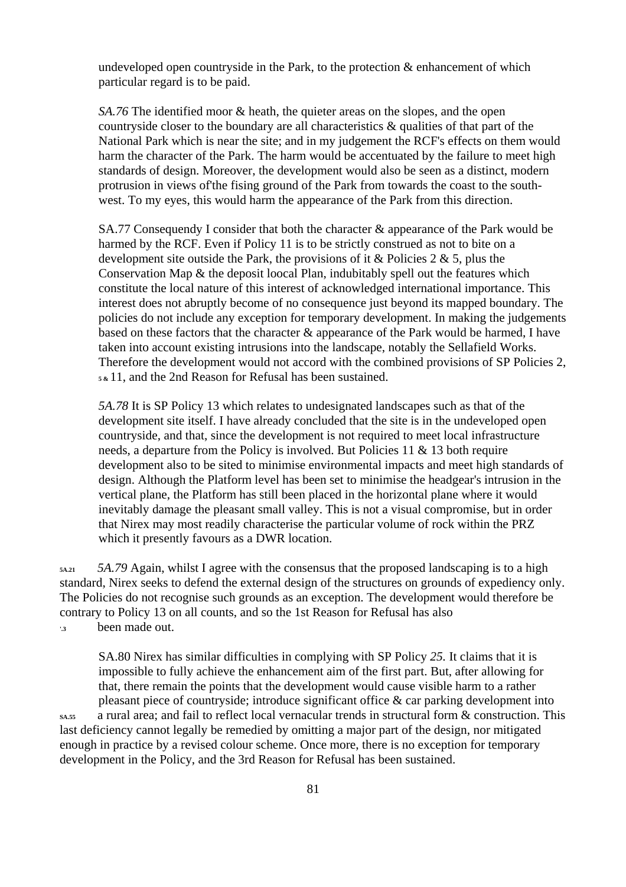undeveloped open countryside in the Park, to the protection & enhancement of which particular regard is to be paid.

*SA.76* The identified moor & heath, the quieter areas on the slopes, and the open countryside closer to the boundary are all characteristics & qualities of that part of the National Park which is near the site; and in my judgement the RCF's effects on them would harm the character of the Park. The harm would be accentuated by the failure to meet high standards of design. Moreover, the development would also be seen as a distinct, modern protrusion in views of'the fising ground of the Park from towards the coast to the south-west. To my eyes, this would harm the appearance of the Park from this direction.

SA.77 Consequendy I consider that both the character & appearance of the Park would be harmed by the RCF. Even if Policy 11 is to be strictly construed as not to bite on a development site outside the Park, the provisions of it & Policies 2 & 5, plus the Conservation Map & the deposit loocal Plan, indubitably spell out the features which constitute the local nature of this interest of acknowledged international importance. This interest does not abruptly become of no consequence just beyond its mapped boundary. The policies do not include any exception for temporary development. In making the judgements based on these factors that the character & appearance of the Park would be harmed, I have taken into account existing intrusions into the landscape, notably the Sellafield Works. Therefore the development would not accord with the combined provisions of SP Policies 2, 5 & 11, and the 2nd Reason for Refusal has been sustained.

*5A.78* It is SP Policy 13 which relates to undesignated landscapes such as that of the development site itself. I have already concluded that the site is in the undeveloped open countryside, and that, since the development is not required to meet local infrastructure needs, a departure from the Policy is involved. But Policies 11 & 13 both require development also to be sited to minimise environmental impacts and meet high standards of design. Although the Platform level has been set to minimise the headgear's intrusion in the vertical plane, the Platform has still been placed in the horizontal plane where it would inevitably damage the pleasant small valley. This is not a visual compromise, but in order that Nirex may most readily characterise the particular volume of rock within the PRZ which it presently favours as a DWR location.

5A.21 *5A.79* Again, whilst I agree with the consensus that the proposed landscaping is to a high standard, Nirex seeks to defend the external design of the structures on grounds of expediency only. The Policies do not recognise such grounds as an exception. The development would therefore be contrary to Policy 13 on all counts, and so the 1st Reason for Refusal has also been made out.

SA.80 Nirex has similar difficulties in complying with SP Policy *25.* It claims that it is impossible to fully achieve the enhancement aim of the first part. But, after allowing for that, there remain the points that the development would cause visible harm to a rather pleasant piece of countryside; introduce significant office & car parking development into a rural area; and fail to reflect local vernacular trends in structural form & construction. This last deficiency cannot legally be remedied by omitting a major part of the design, nor mitigated enough in practice by a revised colour scheme. Once more, there is no exception for temporary development in the Policy, and the 3rd Reason for Refusal has been sustained.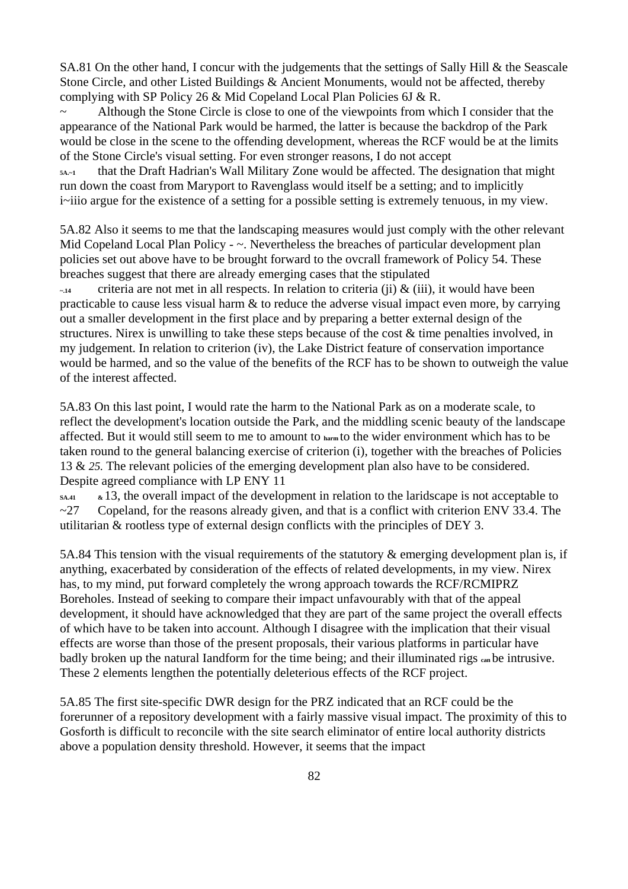5A.81 On the other hand, I concur with the judgements that the settings of Sally Hill & the Seascale Stone Circle, and other Listed Buildings & Ancient Monuments, would not be affected, thereby complying with SP Policy 26 & Mid Copeland Local Plan Policies 6J & R.

~ Although the Stone Circle is close to one of the viewpoints from which I consider that the appearance of the National Park would be harmed, the latter is because the backdrop of the Park would be close in the scene to the offending development, whereas the RCF would be at the limits of the Stone Circle's visual setting. For even stronger reasons, I do not accept

5A.~1 that the Draft Hadrian's Wall Military Zone would be affected. The designation that might run down the coast from Maryport to Ravenglass would itself be a setting; and to implicitly i~iiio argue for the existence of a setting for a possible setting is extremely tenuous, in my view.

5A.82 Also it seems to me that the landscaping measures would just comply with the other relevant Mid Copeland Local Plan Policy - ~. Nevertheless the breaches of particular development plan policies set out above have to be brought forward to the ovcrall framework of Policy 54. These breaches suggest that there are already emerging cases that the stipulated

~.14 criteria are not met in all respects. In relation to criteria (ji) & (iii), it would have been practicable to cause less visual harm & to reduce the adverse visual impact even more, by carrying out a smaller development in the first place and by preparing a better external design of the structures. Nirex is unwilling to take these steps because of the cost & time penalties involved, in my judgement. In relation to criterion (iv), the Lake District feature of conservation importance would be harmed, and so the value of the benefits of the RCF has to be shown to outweigh the value of the interest affected.

5A.83 On this last point, I would rate the harm to the National Park as on a moderate scale, to reflect the development's location outside the Park, and the middling scenic beauty of the landscape affected. But it would still seem to me to amount to harm to the wider environment which has to be taken round to the general balancing exercise of criterion (i), together with the breaches of Policies 13 & *25.* The relevant policies of the emerging development plan also have to be considered. Despite agreed compliance with LP ENY 11

5A.41 & 13, the overall impact of the development in relation to the laridscape is not acceptable to

~27 Copeland, for the reasons already given, and that is a conflict with criterion ENV 33.4. The utilitarian & rootless type of external design conflicts with the principles of DEY 3.

5A.84 This tension with the visual requirements of the statutory & emerging development plan is, if anything, exacerbated by consideration of the effects of related developments, in my view. Nirex has, to my mind, put forward completely the wrong approach towards the RCF/RCMIPRZ Boreholes. Instead of seeking to compare their impact unfavourably with that of the appeal development, it should have acknowledged that they are part of the same project the overall effects of which have to be taken into account. Although I disagree with the implication that their visual effects are worse than those of the present proposals, their various platforms in particular have badly broken up the natural Iandform for the time being; and their illuminated rigs can be intrusive. These 2 elements lengthen the potentially deleterious effects of the RCF project.

5A.85 The first site-specific DWR design for the PRZ indicated that an RCF could be the forerunner of a repository development with a fairly massive visual impact. The proximity of this to Gosforth is difficult to reconcile with the site search eliminator of entire local authority districts above a population density threshold. However, it seems that the impact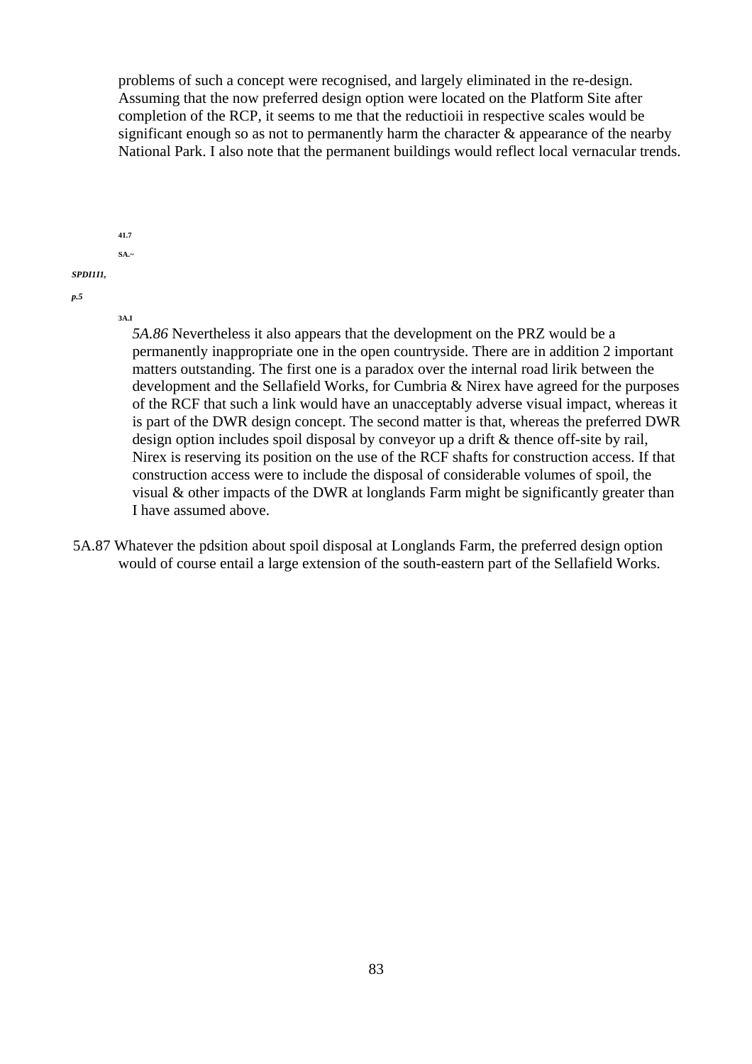problems of such a concept were recognised, and largely eliminated in the re-design. Assuming that the now preferred design option were located on the Platform Site after completion of the RCP, it seems to me that the reductioii in respective scales would be significant enough so as not to permanently harm the character & appearance of the nearby National Park. I also note that the permanent buildings would reflect local vernacular trends.

41.7

SA.~

*SPDI111,*

*p.5*

3A.I

*5A.86* Nevertheless it also appears that the development on the PRZ would be a permanently inappropriate one in the open countryside. There are in addition 2 important matters outstanding. The first one is a paradox over the internal road lirik between the development and the Sellafield Works, for Cumbria & Nirex have agreed for the purposes of the RCF that such a link would have an unacceptably adverse visual impact, whereas it is part of the DWR design concept. The second matter is that, whereas the preferred DWR design option includes spoil disposal by conveyor up a drift & thence off-site by rail, Nirex is reserving its position on the use of the RCF shafts for construction access. If that construction access were to include the disposal of considerable volumes of spoil, the visual & other impacts of the DWR at longlands Farm might be significantly greater than I have assumed above.

5A.87 Whatever the pdsition about spoil disposal at Longlands Farm, the preferred design option would of course entail a large extension of the south-eastern part of the Sellafield Works.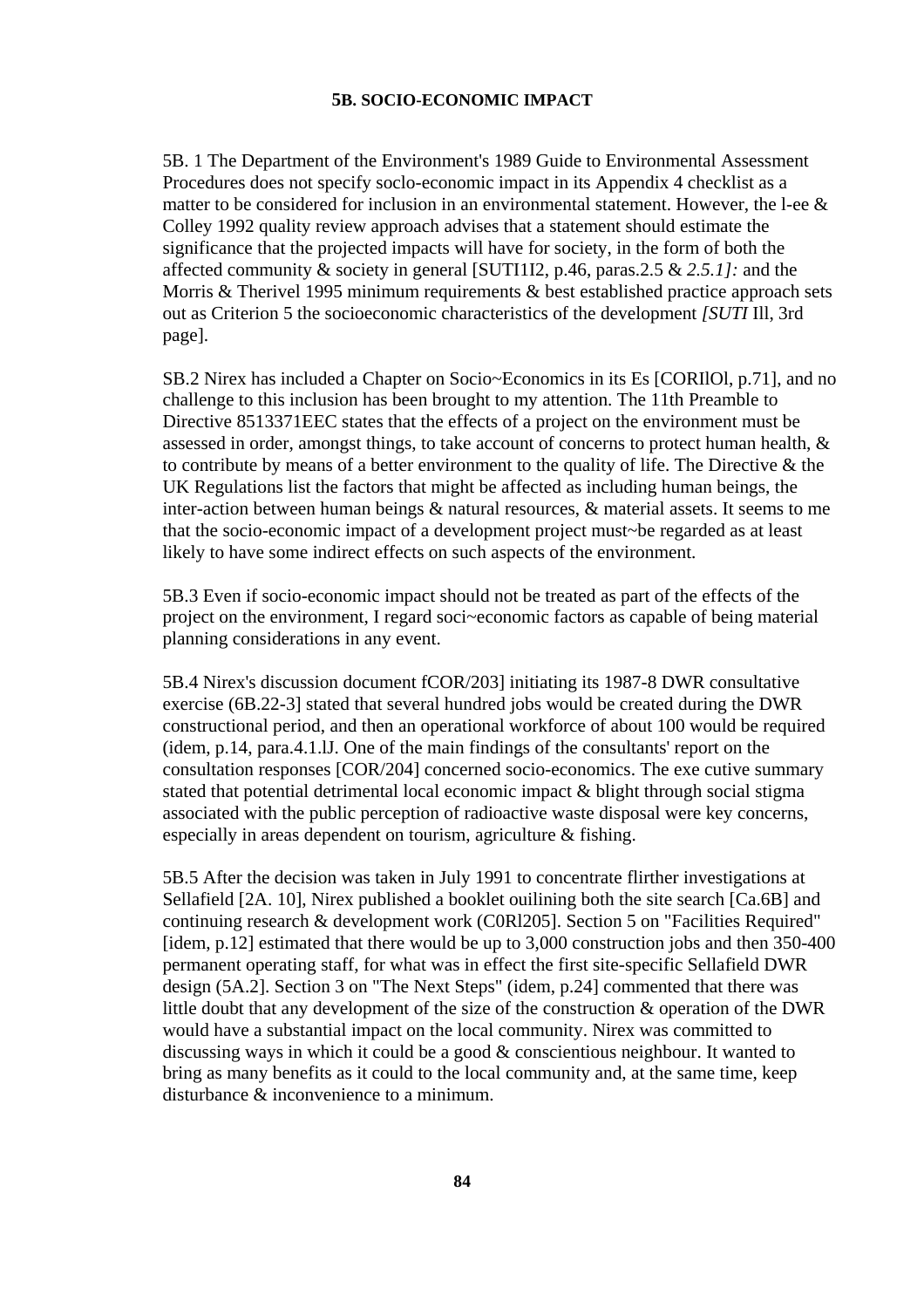**5B. SOCIO-ECONOMIC IMPACT**

5B. 1 The Department of the Environment's 1989 Guide to Environmental Assessment Procedures does not specify soclo-economic impact in its Appendix 4 checklist as a matter to be considered for inclusion in an environmental statement. However, the l-ee & Colley 1992 quality review approach advises that a statement should estimate the significance that the projected impacts will have for society, in the form of both the affected community & society in general [SUTI1I2, p.46, paras.2.5 & *2.5.1]:* and the Morris & Therivel 1995 minimum requirements & best established practice approach sets out as Criterion 5 the socioeconomic characteristics of the development *[SUTI* Ill, 3rd page].

SB.2 Nirex has included a Chapter on Socio~Economics in its Es [CORIlOl, p.71], and no challenge to this inclusion has been brought to my attention. The 11th Preamble to Directive 8513371EEC states that the effects of a project on the environment must be assessed in order, amongst things, to take account of concerns to protect human health, & to contribute by means of a better environment to the quality of life. The Directive & the UK Regulations list the factors that might be affected as including human beings, the inter-action between human beings & natural resources, & material assets. It seems to me that the socio-economic impact of a development project must~be regarded as at least likely to have some indirect effects on such aspects of the environment.

5B.3 Even if socio-economic impact should not be treated as part of the effects of the project on the environment, I regard soci~economic factors as capable of being material planning considerations in any event.

5B.4 Nirex's discussion document fCOR/203] initiating its 1987-8 DWR consultative exercise (6B.22-3] stated that several hundred jobs would be created during the DWR constructional period, and then an operational workforce of about 100 would be required (idem, p.14, para.4.1.lJ. One of the main findings of the consultants' report on the consultation responses [COR/204] concerned socio-economics. The exe cutive summary stated that potential detrimental local economic impact & blight through social stigma associated with the public perception of radioactive waste disposal were key concerns, especially in areas dependent on tourism, agriculture & fishing.

5B.5 After the decision was taken in July 1991 to concentrate flirther investigations at Sellafield [2A. 10], Nirex published a booklet ouilining both the site search [Ca.6B] and continuing research & development work (C0Rl205]. Section 5 on "Facilities Required" [idem, p.12] estimated that there would be up to 3,000 construction jobs and then 350-400 permanent operating staff, for what was in effect the first site-specific Sellafield DWR design (5A.2]. Section 3 on "The Next Steps" (idem, p.24] commented that there was little doubt that any development of the size of the construction & operation of the DWR would have a substantial impact on the local community. Nirex was committed to discussing ways in which it could be a good & conscientious neighbour. It wanted to bring as many benefits as it could to the local community and, at the same time, keep disturbance & inconvenience to a minimum.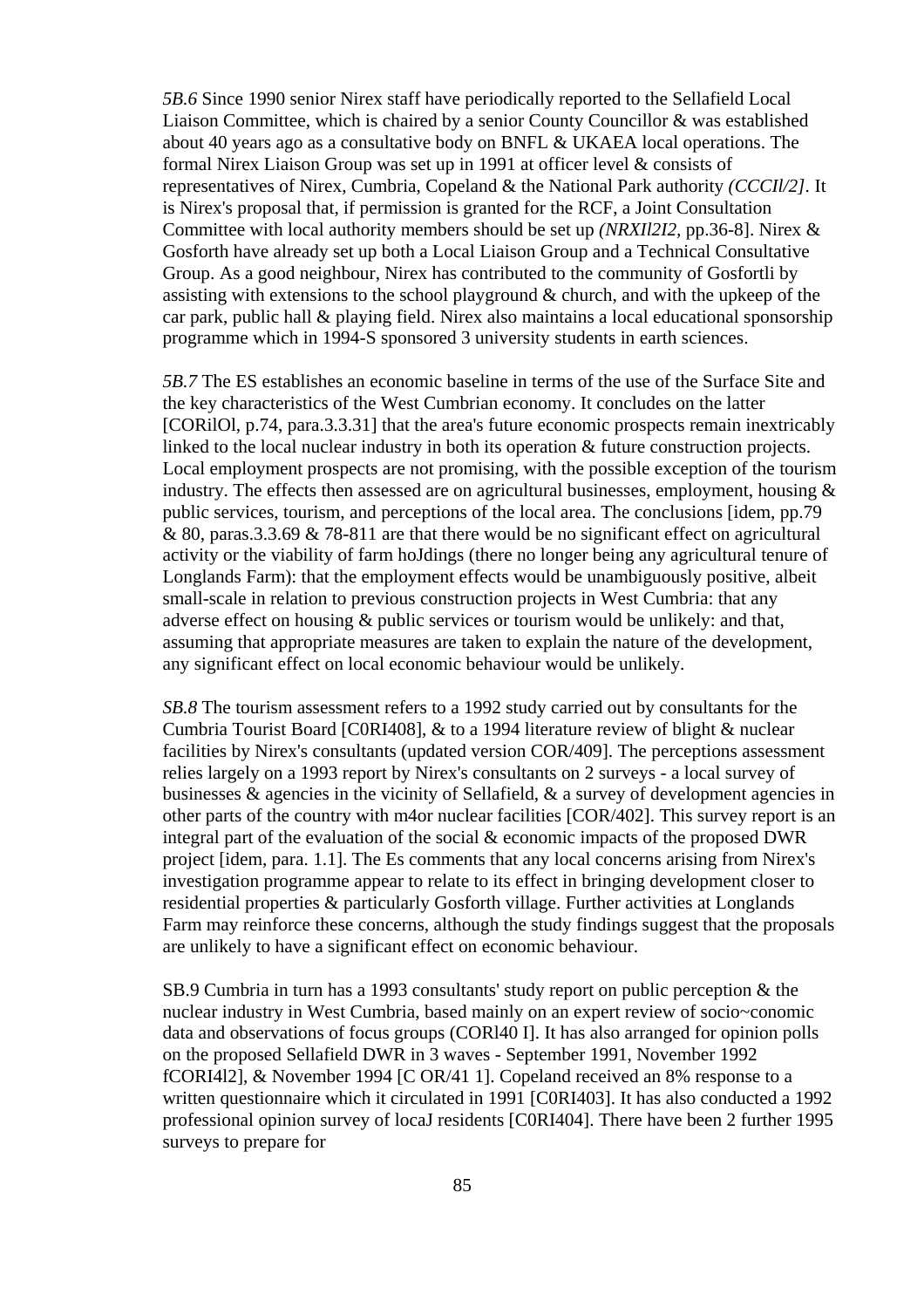*5B.6* Since 1990 senior Nirex staff have periodically reported to the Sellafield Local Liaison Committee, which is chaired by a senior County Councillor & was established about 40 years ago as a consultative body on BNFL & UKAEA local operations. The formal Nirex Liaison Group was set up in 1991 at officer level & consists of representatives of Nirex, Cumbria, Copeland & the National Park authority *(CCCIl/2]*. It is Nirex's proposal that, if permission is granted for the RCF, a Joint Consultation Committee with local authority members should be set up *(NRXIl2I2*, pp.36-8]. Nirex & Gosforth have already set up both a Local Liaison Group and a Technical Consultative Group. As a good neighbour, Nirex has contributed to the community of Gosfortli by assisting with extensions to the school playground & church, and with the upkeep of the car park, public hall & playing field. Nirex also maintains a local educational sponsorship programme which in 1994-S sponsored 3 university students in earth sciences.

*5B.7* The ES establishes an economic baseline in terms of the use of the Surface Site and the key characteristics of the West Cumbrian economy. It concludes on the latter [CORilOl, p.74, para.3.3.31] that the area's future economic prospects remain inextricably linked to the local nuclear industry in both its operation & future construction projects. Local employment prospects are not promising, with the possible exception of the tourism industry. The effects then assessed are on agricultural businesses, employment, housing & public services, tourism, and perceptions of the local area. The conclusions [idem, pp.79 & 80, paras.3.3.69 & 78-811 are that there would be no significant effect on agricultural activity or the viability of farm hoJdings (there no longer being any agricultural tenure of Longlands Farm): that the employment effects would be unambiguously positive, albeit small-scale in relation to previous construction projects in West Cumbria: that any adverse effect on housing & public services or tourism would be unlikely: and that, assuming that appropriate measures are taken to explain the nature of the development, any significant effect on local economic behaviour would be unlikely.

*SB.8* The tourism assessment refers to a 1992 study carried out by consultants for the Cumbria Tourist Board [C0RI408], & to a 1994 literature review of blight & nuclear facilities by Nirex's consultants (updated version COR/409]. The perceptions assessment relies largely on a 1993 report by Nirex's consultants on 2 surveys - a local survey of businesses & agencies in the vicinity of Sellafield, & a survey of development agencies in other parts of the country with m4or nuclear facilities [COR/402]. This survey report is an integral part of the evaluation of the social & economic impacts of the proposed DWR project [idem, para. 1.1]. The Es comments that any local concerns arising from Nirex's investigation programme appear to relate to its effect in bringing development closer to residential properties & particularly Gosforth village. Further activities at Longlands Farm may reinforce these concerns, although the study findings suggest that the proposals are unlikely to have a significant effect on economic behaviour.

SB.9 Cumbria in turn has a 1993 consultants' study report on public perception & the nuclear industry in West Cumbria, based mainly on an expert review of socio~conomic data and observations of focus groups (CORl40 I]. It has also arranged for opinion polls on the proposed Sellafield DWR in 3 waves - September 1991, November 1992 fCORI4l2], & November 1994 [C OR/41 1]. Copeland received an 8% response to a written questionnaire which it circulated in 1991 [C0RI403]. It has also conducted a 1992 professional opinion survey of locaJ residents [C0RI404]. There have been 2 further 1995 surveys to prepare for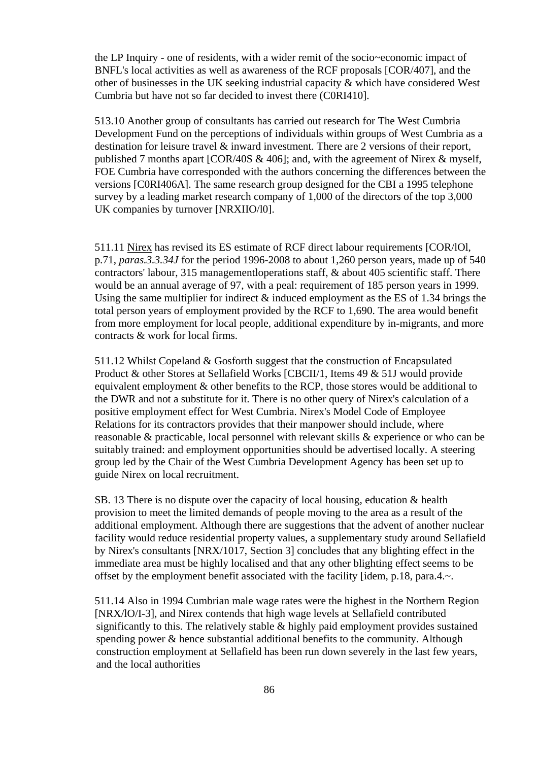the LP Inquiry - one of residents, with a wider remit of the socio~economic impact of BNFL's local activities as well as awareness of the RCF proposals [COR/407], and the other of businesses in the UK seeking industrial capacity & which have considered West Cumbria but have not so far decided to invest there (C0RI410].

513.10 Another group of consultants has carried out research for The West Cumbria Development Fund on the perceptions of individuals within groups of West Cumbria as a destination for leisure travel & inward investment. There are 2 versions of their report, published 7 months apart [COR/40S & 406]; and, with the agreement of Nirex & myself, FOE Cumbria have corresponded with the authors concerning the differences between the versions [C0RI406A]. The same research group designed for the CBI a 1995 telephone survey by a leading market research company of 1,000 of the directors of the top 3,000 UK companies by turnover [NRXIIO/l0].

511.11 Nirex has revised its ES estimate of RCF direct labour requirements [COR/lOl, p.71, *paras.3.3.34J* for the period 1996-2008 to about 1,260 person years, made up of 540 contractors' labour, 315 managementloperations staff, & about 405 scientific staff. There would be an annual average of 97, with a peal: requirement of 185 person years in 1999. Using the same multiplier for indirect & induced employment as the ES of 1.34 brings the total person years of employment provided by the RCF to 1,690. The area would benefit from more employment for local people, additional expenditure by in-migrants, and more contracts & work for local firms.

511.12 Whilst Copeland & Gosforth suggest that the construction of Encapsulated Product & other Stores at Sellafield Works [CBCII/1, Items 49 & 51J would provide equivalent employment & other benefits to the RCP, those stores would be additional to the DWR and not a substitute for it. There is no other query of Nirex's calculation of a positive employment effect for West Cumbria. Nirex's Model Code of Employee Relations for its contractors provides that their manpower should include, where reasonable & practicable, local personnel with relevant skills & experience or who can be suitably trained: and employment opportunities should be advertised locally. A steering group led by the Chair of the West Cumbria Development Agency has been set up to guide Nirex on local recruitment.

SB. 13 There is no dispute over the capacity of local housing, education & health provision to meet the limited demands of people moving to the area as a result of the additional employment. Although there are suggestions that the advent of another nuclear facility would reduce residential property values, a supplementary study around Sellafield by Nirex's consultants [NRX/1017, Section 3] concludes that any blighting effect in the immediate area must be highly localised and that any other blighting effect seems to be offset by the employment benefit associated with the facility [idem, p.18, para.4.~.

511.14 Also in 1994 Cumbrian male wage rates were the highest in the Northern Region [NRX/lO/I-3], and Nirex contends that high wage levels at Sellafield contributed significantly to this. The relatively stable & highly paid employment provides sustained spending power & hence substantial additional benefits to the community. Although construction employment at Sellafield has been run down severely in the last few years, and the local authorities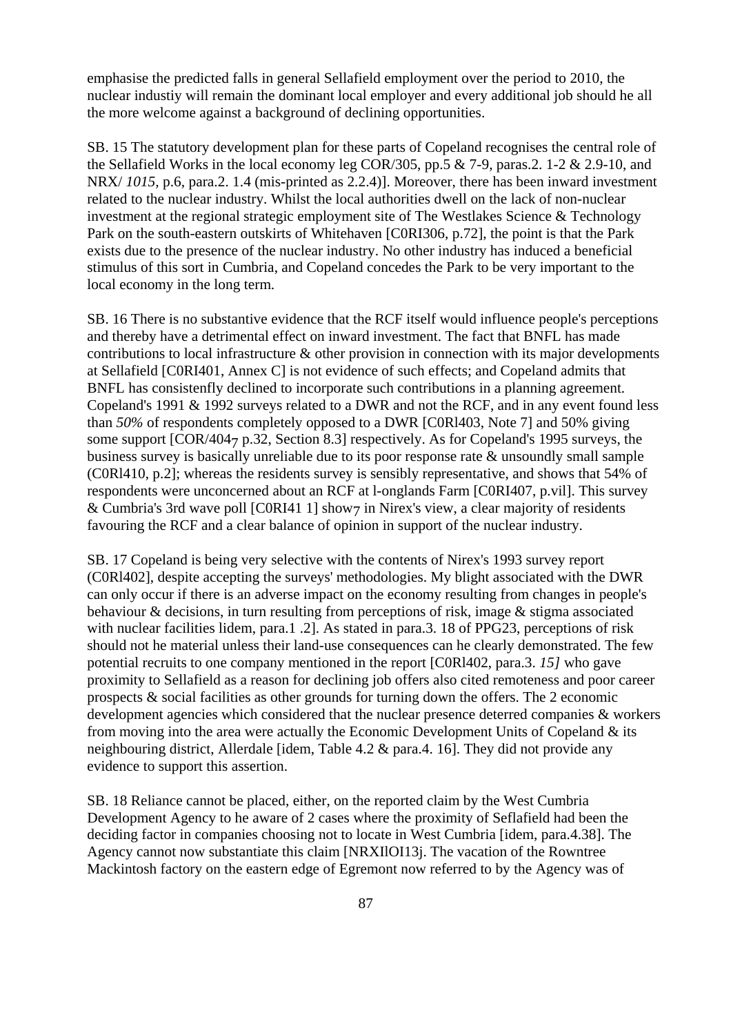emphasise the predicted falls in general Sellafield employment over the period to 2010, the nuclear industiy will remain the dominant local employer and every additional job should he all the more welcome against a background of declining opportunities.

SB. 15 The statutory development plan for these parts of Copeland recognises the central role of the Sellafield Works in the local economy leg COR/305, pp.5 & 7-9, paras.2. 1-2 & 2.9-10, and NRX/ *1015*, p.6, para.2. 1.4 (mis-printed as 2.2.4)]. Moreover, there has been inward investment related to the nuclear industry. Whilst the local authorities dwell on the lack of non-nuclear investment at the regional strategic employment site of The Westlakes Science & Technology Park on the south-eastern outskirts of Whitehaven [C0RI306, p.72], the point is that the Park exists due to the presence of the nuclear industry. No other industry has induced a beneficial stimulus of this sort in Cumbria, and Copeland concedes the Park to be very important to the local economy in the long term.

SB. 16 There is no substantive evidence that the RCF itself would influence people's perceptions and thereby have a detrimental effect on inward investment. The fact that BNFL has made contributions to local infrastructure & other provision in connection with its major developments at Sellafield [C0RI401, Annex C] is not evidence of such effects; and Copeland admits that BNFL has consistenfly declined to incorporate such contributions in a planning agreement. Copeland's 1991 & 1992 surveys related to a DWR and not the RCF, and in any event found less than *50%* of respondents completely opposed to a DWR [C0Rl403, Note 7] and 50% giving some support [COR/404$_7$ p.32, Section 8.3] respectively. As for Copeland's 1995 surveys, the business survey is basically unreliable due to its poor response rate & unsoundly small sample (C0Rl410, p.2]; whereas the residents survey is sensibly representative, and shows that 54% of respondents were unconcerned about an RCF at l-onglands Farm [C0RI407, p.vil]. This survey & Cumbria's 3rd wave poll [C0RI41 1] show$_7$ in Nirex's view, a clear majority of residents favouring the RCF and a clear balance of opinion in support of the nuclear industry.

SB. 17 Copeland is being very selective with the contents of Nirex's 1993 survey report (C0Rl402], despite accepting the surveys' methodologies. My blight associated with the DWR can only occur if there is an adverse impact on the economy resulting from changes in people's behaviour & decisions, in turn resulting from perceptions of risk, image & stigma associated with nuclear facilities lidem, para.1 .2]. As stated in para.3. 18 of PPG23, perceptions of risk should not he material unless their land-use consequences can he clearly demonstrated. The few potential recruits to one company mentioned in the report [C0Rl402, para.3. *15]* who gave proximity to Sellafield as a reason for declining job offers also cited remoteness and poor career prospects & social facilities as other grounds for turning down the offers. The 2 economic development agencies which considered that the nuclear presence deterred companies & workers from moving into the area were actually the Economic Development Units of Copeland & its neighbouring district, Allerdale [idem, Table 4.2 & para.4. 16]. They did not provide any evidence to support this assertion.

SB. 18 Reliance cannot be placed, either, on the reported claim by the West Cumbria Development Agency to he aware of 2 cases where the proximity of Seflafield had been the deciding factor in companies choosing not to locate in West Cumbria [idem, para.4.38]. The Agency cannot now substantiate this claim [NRXIlOI13j. The vacation of the Rowntree Mackintosh factory on the eastern edge of Egremont now referred to by the Agency was of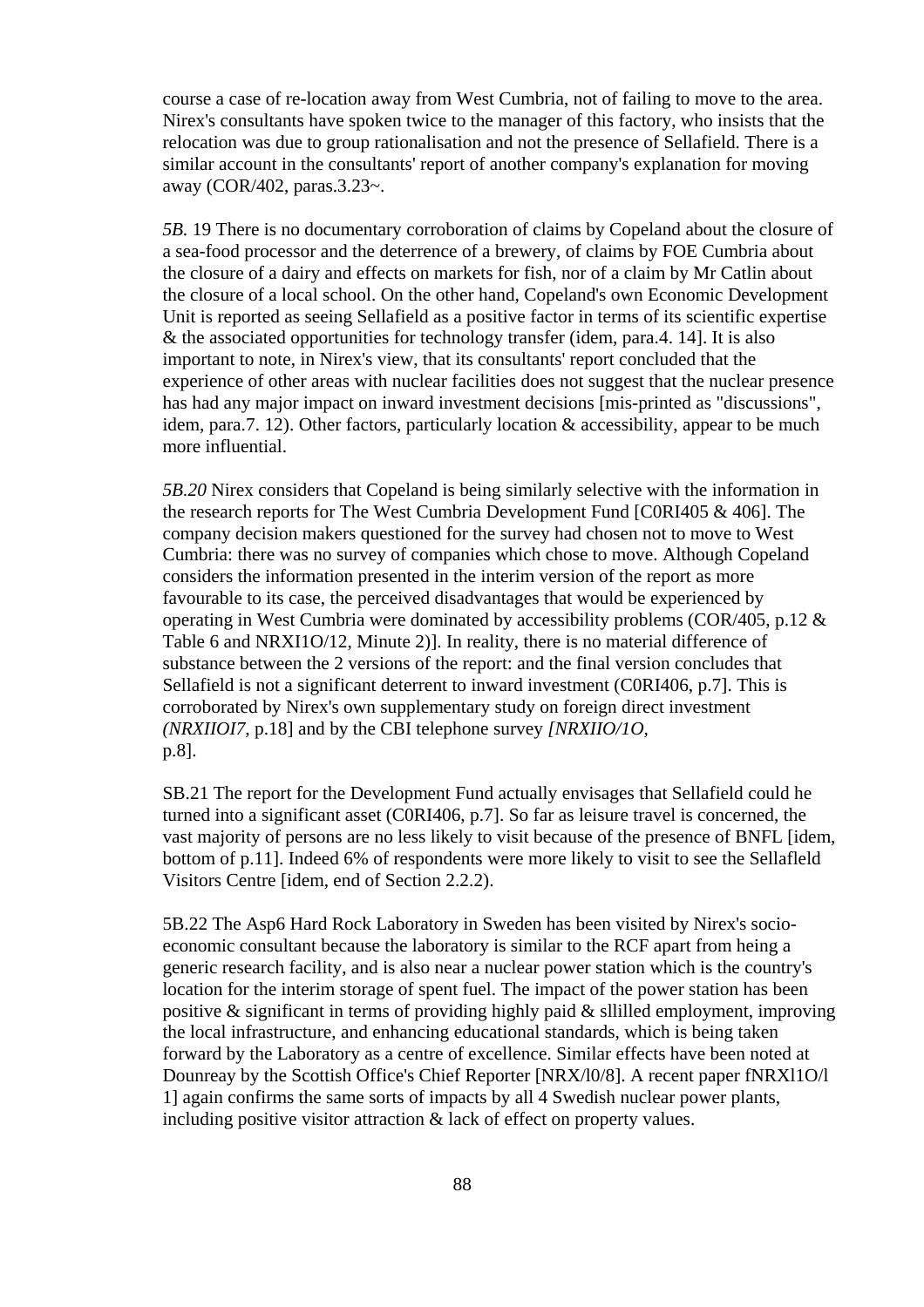course a case of re-location away from West Cumbria, not of failing to move to the area. Nirex's consultants have spoken twice to the manager of this factory, who insists that the relocation was due to group rationalisation and not the presence of Sellafield. There is a similar account in the consultants' report of another company's explanation for moving away (COR/402, paras.3.23~.

*5B.* 19 There is no documentary corroboration of claims by Copeland about the closure of a sea-food processor and the deterrence of a brewery, of claims by FOE Cumbria about the closure of a dairy and effects on markets for fish, nor of a claim by Mr Catlin about the closure of a local school. On the other hand, Copeland's own Economic Development Unit is reported as seeing Sellafield as a positive factor in terms of its scientific expertise & the associated opportunities for technology transfer (idem, para.4. 14]. It is also important to note, in Nirex's view, that its consultants' report concluded that the experience of other areas with nuclear facilities does not suggest that the nuclear presence has had any major impact on inward investment decisions [mis-printed as "discussions", idem, para.7. 12). Other factors, particularly location & accessibility, appear to be much more influential.

*5B.20* Nirex considers that Copeland is being similarly selective with the information in the research reports for The West Cumbria Development Fund [C0RI405 & 406]. The company decision makers questioned for the survey had chosen not to move to West Cumbria: there was no survey of companies which chose to move. Although Copeland considers the information presented in the interim version of the report as more favourable to its case, the perceived disadvantages that would be experienced by operating in West Cumbria were dominated by accessibility problems (COR/405, p.12 & Table 6 and NRXI1O/12, Minute 2)]. In reality, there is no material difference of substance between the 2 versions of the report: and the final version concludes that Sellafield is not a significant deterrent to inward investment (C0RI406, p.7]. This is corroborated by Nirex's own supplementary study on foreign direct investment *(NRXIIOI7,* p.18] and by the CBI telephone survey *[NRXIIO/1O,* p.8].

SB.21 The report for the Development Fund actually envisages that Sellafield could he turned into a significant asset (C0RI406, p.7]. So far as leisure travel is concerned, the vast majority of persons are no less likely to visit because of the presence of BNFL [idem, bottom of p.11]. Indeed 6% of respondents were more likely to visit to see the Sellafleld Visitors Centre [idem, end of Section 2.2.2).

5B.22 The Asp6 Hard Rock Laboratory in Sweden has been visited by Nirex's socio-economic consultant because the laboratory is similar to the RCF apart from heing a generic research facility, and is also near a nuclear power station which is the country's location for the interim storage of spent fuel. The impact of the power station has been positive & significant in terms of providing highly paid & sllilled employment, improving the local infrastructure, and enhancing educational standards, which is being taken forward by the Laboratory as a centre of excellence. Similar effects have been noted at Dounreay by the Scottish Office's Chief Reporter [NRX/l0/8]. A recent paper fNRXl1O/l 1] again confirms the same sorts of impacts by all 4 Swedish nuclear power plants, including positive visitor attraction & lack of effect on property values.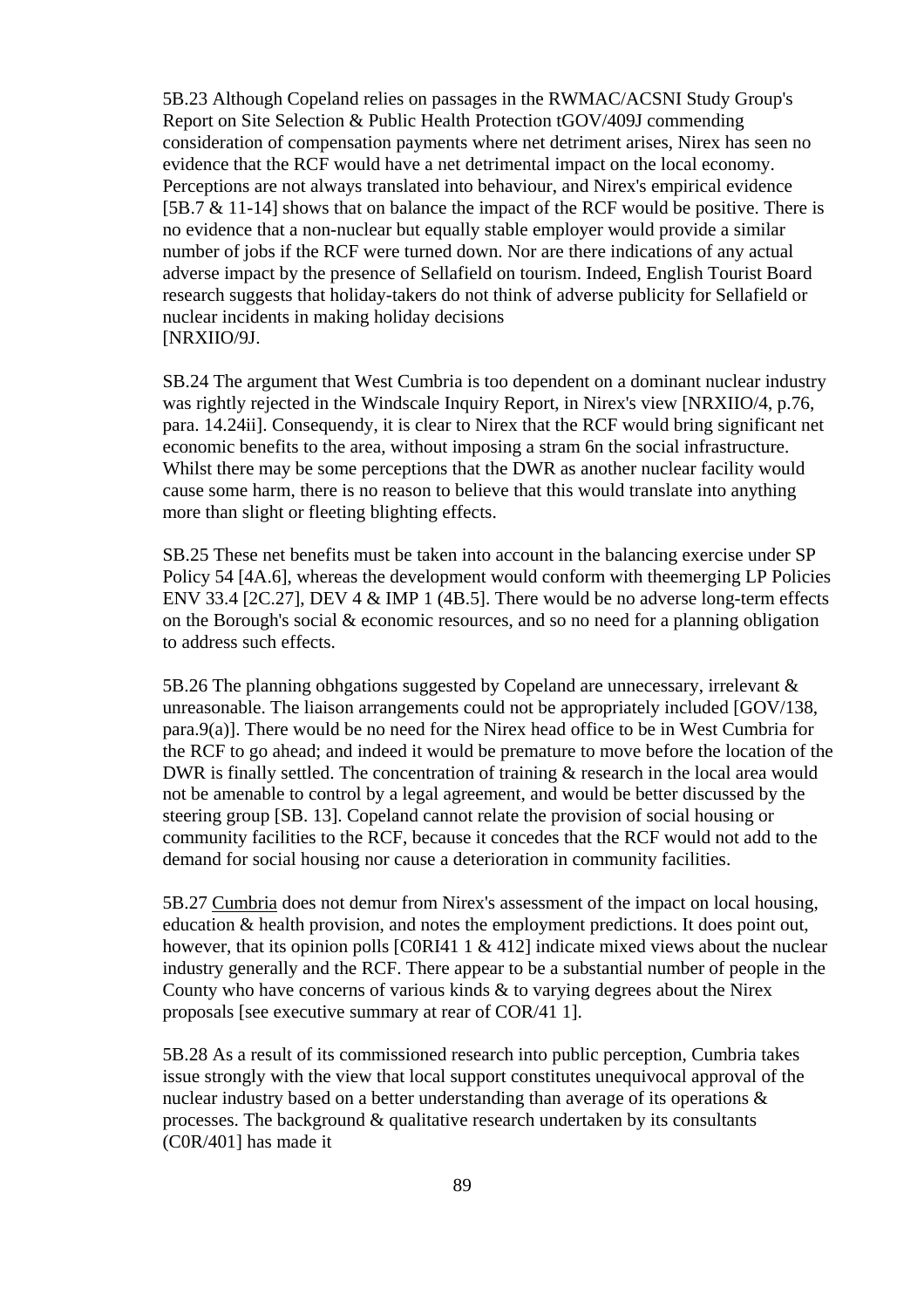5B.23 Although Copeland relies on passages in the RWMAC/ACSNI Study Group's Report on Site Selection & Public Health Protection tGOV/409J commending consideration of compensation payments where net detriment arises, Nirex has seen no evidence that the RCF would have a net detrimental impact on the local economy. Perceptions are not always translated into behaviour, and Nirex's empirical evidence [5B.7 & 11-14] shows that on balance the impact of the RCF would be positive. There is no evidence that a non-nuclear but equally stable employer would provide a similar number of jobs if the RCF were turned down. Nor are there indications of any actual adverse impact by the presence of Sellafield on tourism. Indeed, English Tourist Board research suggests that holiday-takers do not think of adverse publicity for Sellafield or nuclear incidents in making holiday decisions [NRXIIO/9J.

SB.24 The argument that West Cumbria is too dependent on a dominant nuclear industry was rightly rejected in the Windscale Inquiry Report, in Nirex's view [NRXIIO/4, p.76, para. 14.24ii]. Consequendy, it is clear to Nirex that the RCF would bring significant net economic benefits to the area, without imposing a stram 6n the social infrastructure. Whilst there may be some perceptions that the DWR as another nuclear facility would cause some harm, there is no reason to believe that this would translate into anything more than slight or fleeting blighting effects.

SB.25 These net benefits must be taken into account in the balancing exercise under SP Policy 54 [4A.6], whereas the development would conform with theemerging LP Policies ENV 33.4 [2C.27], DEV 4 & IMP 1 (4B.5]. There would be no adverse long-term effects on the Borough's social & economic resources, and so no need for a planning obligation to address such effects.

5B.26 The planning obhgations suggested by Copeland are unnecessary, irrelevant & unreasonable. The liaison arrangements could not be appropriately included [GOV/138, para.9(a)]. There would be no need for the Nirex head office to be in West Cumbria for the RCF to go ahead; and indeed it would be premature to move before the location of the DWR is finally settled. The concentration of training & research in the local area would not be amenable to control by a legal agreement, and would be better discussed by the steering group [SB. 13]. Copeland cannot relate the provision of social housing or community facilities to the RCF, because it concedes that the RCF would not add to the demand for social housing nor cause a deterioration in community facilities.

5B.27 Cumbria does not demur from Nirex's assessment of the impact on local housing, education & health provision, and notes the employment predictions. It does point out, however, that its opinion polls [C0RI41 1 & 412] indicate mixed views about the nuclear industry generally and the RCF. There appear to be a substantial number of people in the County who have concerns of various kinds & to varying degrees about the Nirex proposals [see executive summary at rear of COR/41 1].

5B.28 As a result of its commissioned research into public perception, Cumbria takes issue strongly with the view that local support constitutes unequivocal approval of the nuclear industry based on a better understanding than average of its operations & processes. The background & qualitative research undertaken by its consultants (C0R/401] has made it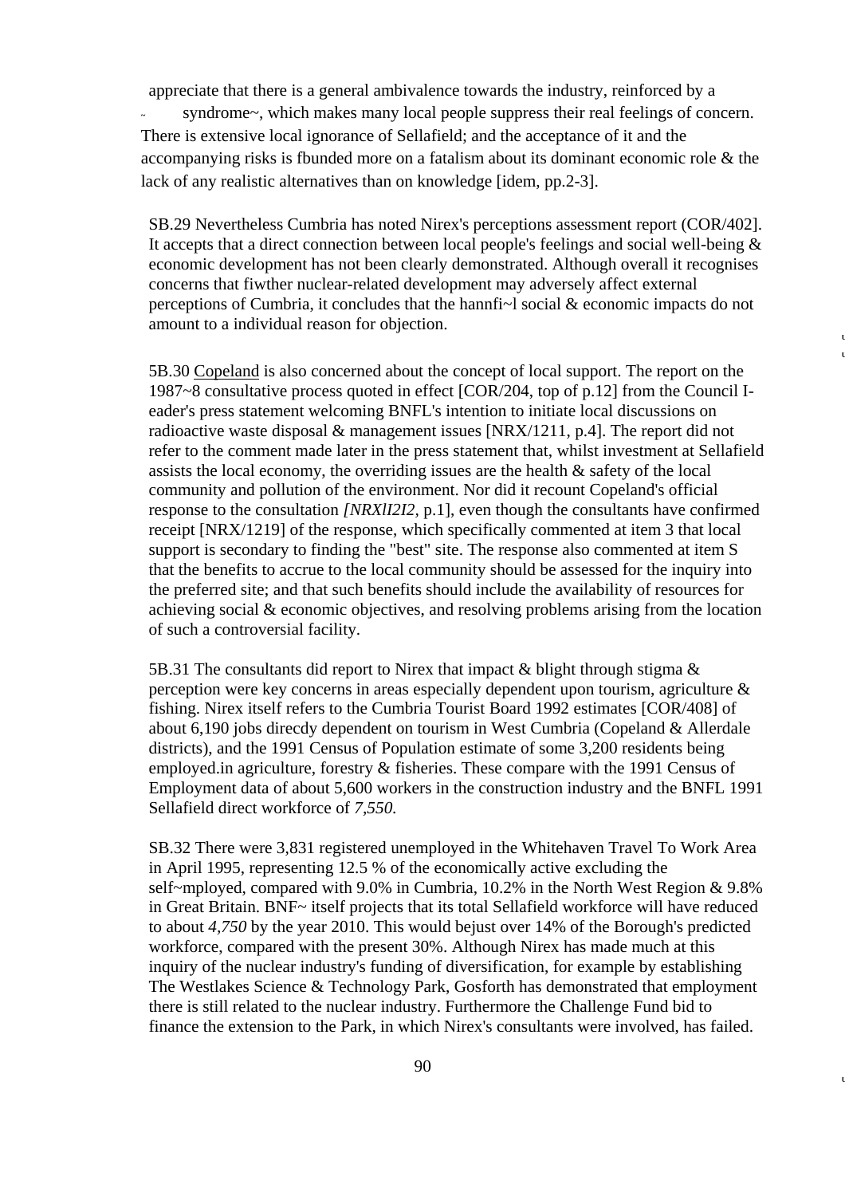appreciate that there is a general ambivalence towards the industry, reinforced by a ~ syndrome~, which makes many local people suppress their real feelings of concern. There is extensive local ignorance of Sellafield; and the acceptance of it and the accompanying risks is fbunded more on a fatalism about its dominant economic role & the lack of any realistic alternatives than on knowledge [idem, pp.2-3].

SB.29 Nevertheless Cumbria has noted Nirex's perceptions assessment report (COR/402]. It accepts that a direct connection between local people's feelings and social well-being & economic development has not been clearly demonstrated. Although overall it recognises concerns that fiwther nuclear-related development may adversely affect external perceptions of Cumbria, it concludes that the hannfi~l social & economic impacts do not amount to a individual reason for objection.

5B.30 Copeland is also concerned about the concept of local support. The report on the 1987~8 consultative process quoted in effect [COR/204, top of p.12] from the Council I-eader's press statement welcoming BNFL's intention to initiate local discussions on radioactive waste disposal & management issues [NRX/1211, p.4]. The report did not refer to the comment made later in the press statement that, whilst investment at Sellafield assists the local economy, the overriding issues are the health & safety of the local community and pollution of the environment. Nor did it recount Copeland's official response to the consultation *[NRXlI2I2,* p.1], even though the consultants have confirmed receipt [NRX/1219] of the response, which specifically commented at item 3 that local support is secondary to finding the "best" site. The response also commented at item S that the benefits to accrue to the local community should be assessed for the inquiry into the preferred site; and that such benefits should include the availability of resources for achieving social & economic objectives, and resolving problems arising from the location of such a controversial facility.

5B.31 The consultants did report to Nirex that impact & blight through stigma & perception were key concerns in areas especially dependent upon tourism, agriculture & fishing. Nirex itself refers to the Cumbria Tourist Board 1992 estimates [COR/408] of about 6,190 jobs direcdy dependent on tourism in West Cumbria (Copeland & Allerdale districts), and the 1991 Census of Population estimate of some 3,200 residents being employed.in agriculture, forestry & fisheries. These compare with the 1991 Census of Employment data of about 5,600 workers in the construction industry and the BNFL 1991 Sellafield direct workforce of *7,550.*

SB.32 There were 3,831 registered unemployed in the Whitehaven Travel To Work Area in April 1995, representing 12.5 % of the economically active excluding the self~mployed, compared with 9.0% in Cumbria, 10.2% in the North West Region & 9.8% in Great Britain. BNF~ itself projects that its total Sellafield workforce will have reduced to about *4,750* by the year 2010. This would bejust over 14% of the Borough's predicted workforce, compared with the present 30%. Although Nirex has made much at this inquiry of the nuclear industry's funding of diversification, for example by establishing The Westlakes Science & Technology Park, Gosforth has demonstrated that employment there is still related to the nuclear industry. Furthermore the Challenge Fund bid to finance the extension to the Park, in which Nirex's consultants were involved, has failed.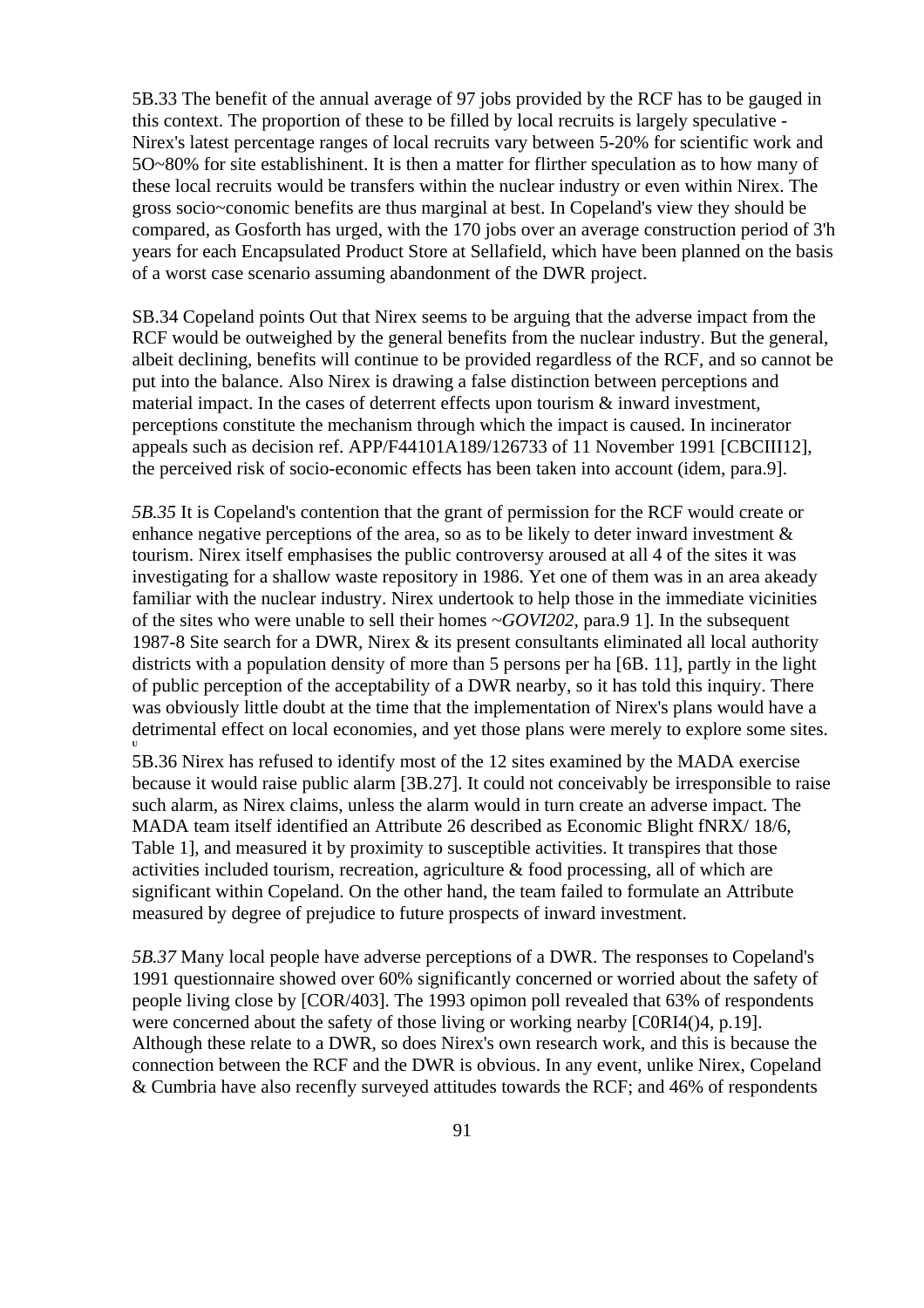5B.33 The benefit of the annual average of 97 jobs provided by the RCF has to be gauged in this context. The proportion of these to be filled by local recruits is largely speculative - Nirex's latest percentage ranges of local recruits vary between 5-20% for scientific work and 5O~80% for site establishinent. It is then a matter for flirther speculation as to how many of these local recruits would be transfers within the nuclear industry or even within Nirex. The gross socio~conomic benefits are thus marginal at best. In Copeland's view they should be compared, as Gosforth has urged, with the 170 jobs over an average construction period of 3'h years for each Encapsulated Product Store at Sellafield, which have been planned on the basis of a worst case scenario assuming abandonment of the DWR project.

SB.34 Copeland points Out that Nirex seems to be arguing that the adverse impact from the RCF would be outweighed by the general benefits from the nuclear industry. But the general, albeit declining, benefits will continue to be provided regardless of the RCF, and so cannot be put into the balance. Also Nirex is drawing a false distinction between perceptions and material impact. In the cases of deterrent effects upon tourism & inward investment, perceptions constitute the mechanism through which the impact is caused. In incinerator appeals such as decision ref. APP/F44101A189/126733 of 11 November 1991 [CBCIII12], the perceived risk of socio-economic effects has been taken into account (idem, para.9].

*5B.35* It is Copeland's contention that the grant of permission for the RCF would create or enhance negative perceptions of the area, so as to be likely to deter inward investment & tourism. Nirex itself emphasises the public controversy aroused at all 4 of the sites it was investigating for a shallow waste repository in 1986. Yet one of them was in an area akeady familiar with the nuclear industry. Nirex undertook to help those in the immediate vicinities of the sites who were unable to sell their homes ~*GOVI202,* para.9 1]. In the subsequent 1987-8 Site search for a DWR, Nirex & its present consultants eliminated all local authority districts with a population density of more than 5 persons per ha [6B. 11], partly in the light of public perception of the acceptability of a DWR nearby, so it has told this inquiry. There was obviously little doubt at the time that the implementation of Nirex's plans would have a detrimental effect on local economies, and yet those plans were merely to explore some sites.

5B.36 Nirex has refused to identify most of the 12 sites examined by the MADA exercise because it would raise public alarm [3B.27]. It could not conceivably be irresponsible to raise such alarm, as Nirex claims, unless the alarm would in turn create an adverse impact. The MADA team itself identified an Attribute 26 described as Economic Blight fNRX/ 18/6, Table 1], and measured it by proximity to susceptible activities. It transpires that those activities included tourism, recreation, agriculture & food processing, all of which are significant within Copeland. On the other hand, the team failed to formulate an Attribute measured by degree of prejudice to future prospects of inward investment.

*5B.37* Many local people have adverse perceptions of a DWR. The responses to Copeland's 1991 questionnaire showed over 60% significantly concerned or worried about the safety of people living close by [COR/403]. The 1993 opimon poll revealed that 63% of respondents were concerned about the safety of those living or working nearby [C0RI4()4, p.19]. Although these relate to a DWR, so does Nirex's own research work, and this is because the connection between the RCF and the DWR is obvious. In any event, unlike Nirex, Copeland & Cumbria have also recenfly surveyed attitudes towards the RCF; and 46% of respondents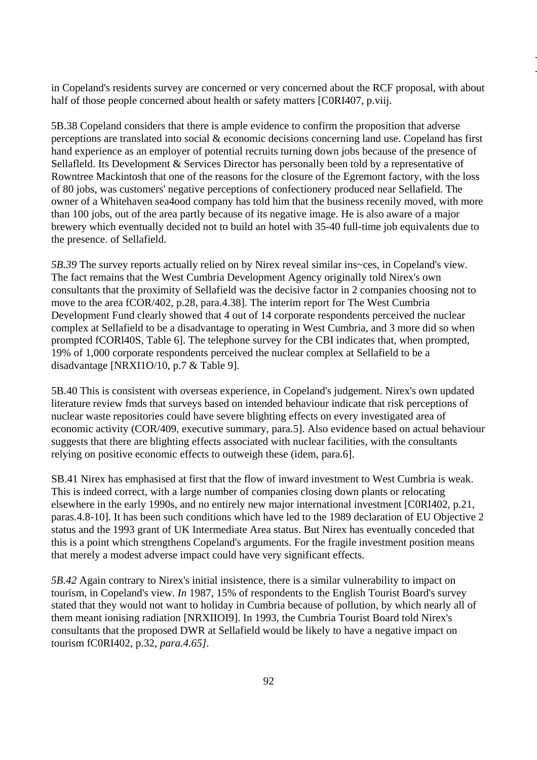in Copeland's residents survey are concerned or very concerned about the RCF proposal, with about half of those people concerned about health or safety matters [C0RI407, p.viij.

5B.38 Copeland considers that there is ample evidence to confirm the proposition that adverse perceptions are translated into social & economic decisions concerning land use. Copeland has first hand experience as an employer of potential recruits turning down jobs because of the presence of Sellafleld. Its Development & Services Director has personally been told by a representative of Rowntree Mackintosh that one of the reasons for the closure of the Egremont factory, with the loss of 80 jobs, was customers' negative perceptions of confectionery produced near Sellafield. The owner of a Whitehaven sea4ood company has told him that the business recenily moved, with more than 100 jobs, out of the area partly because of its negative image. He is also aware of a major brewery which eventually decided not to build an hotel with 35-40 full-time job equivalents due to the presence. of Sellafield.

*5B.39* The survey reports actually relied on by Nirex reveal similar ins~ces, in Copeland's view. The fact remains that the West Cumbria Development Agency originally told Nirex's own consultants that the proximity of Sellafield was the decisive factor in 2 companies choosing not to move to the area fCOR/402, p.28, para.4.38]. The interim report for The West Cumbria Development Fund clearly showed that 4 out of 14 corporate respondents perceived the nuclear complex at Sellafield to be a disadvantage to operating in West Cumbria, and 3 more did so when prompted fCORl40S, Table 6]. The telephone survey for the CBI indicates that, when prompted, 19% of 1,000 corporate respondents perceived the nuclear complex at Sellafield to be a disadvantage [NRXI1O/10, p.7 & Table 9].

5B.40 This is consistent with overseas experience, in Copeland's judgement. Nirex's own updated literature review fmds that surveys based on intended behaviour indicate that risk perceptions of nuclear waste repositories could have severe blighting effects on every investigated area of economic activity (COR/409, executive summary, para.5]. Also evidence based on actual behaviour suggests that there are blighting effects associated with nuclear facilities, with the consultants relying on positive economic effects to outweigh these (idem, para.6].

SB.41 Nirex has emphasised at first that the flow of inward investment to West Cumbria is weak. This is indeed correct, with a large number of companies closing down plants or relocating elsewhere in the early 1990s, and no entirely new major international investment [C0RI402, p.21, paras.4.8-10]. It has been such conditions which have led to the 1989 declaration of EU Objective 2 status and the 1993 grant of UK Intermediate Area status. But Nirex has eventually conceded that this is a point which strengthens Copeland's arguments. For the fragile investment position means that merely a modest adverse impact could have very significant effects.

*5B.42* Again contrary to Nirex's initial insistence, there is a similar vulnerability to impact on tourism, in Copeland's view. *In* 1987, 15% of respondents to the English Tourist Board's survey stated that they would not want to holiday in Cumbria because of pollution, by which nearly all of them meant ionising radiation [NRXIIOI9]. In 1993, the Cumbria Tourist Board told Nirex's consultants that the proposed DWR at Sellafield would be likely to have a negative impact on tourism fC0RI402, p.32, *para.4.65]*.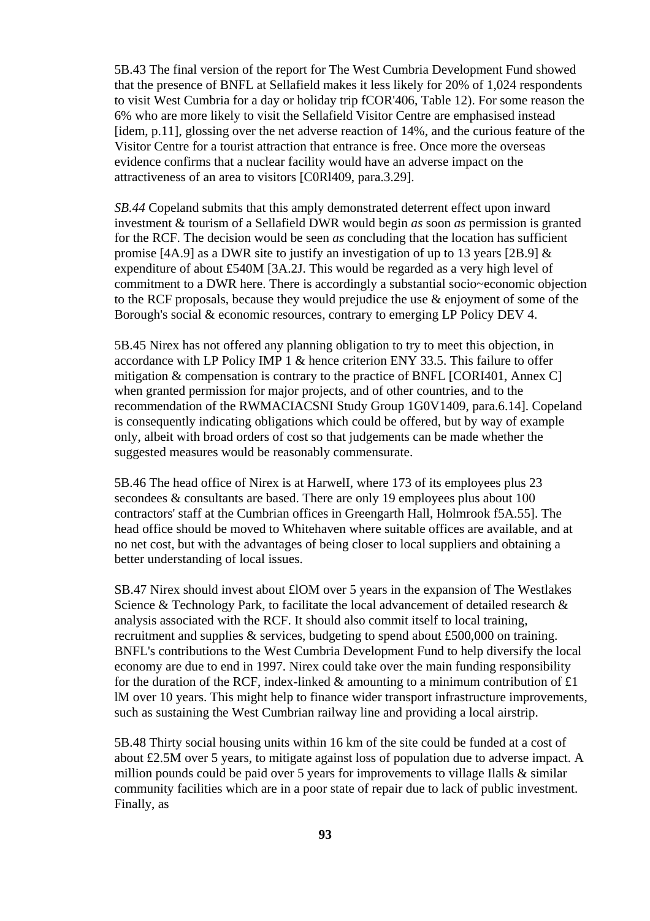5B.43 The final version of the report for The West Cumbria Development Fund showed that the presence of BNFL at Sellafield makes it less likely for 20% of 1,024 respondents to visit West Cumbria for a day or holiday trip fCOR'406, Table 12). For some reason the 6% who are more likely to visit the Sellafield Visitor Centre are emphasised instead [idem, p.11], glossing over the net adverse reaction of 14%, and the curious feature of the Visitor Centre for a tourist attraction that entrance is free. Once more the overseas evidence confirms that a nuclear facility would have an adverse impact on the attractiveness of an area to visitors [C0Rl409, para.3.29].

*SB.44* Copeland submits that this amply demonstrated deterrent effect upon inward investment & tourism of a Sellafield DWR would begin *as* soon *as* permission is granted for the RCF. The decision would be seen *as* concluding that the location has sufficient promise [4A.9] as a DWR site to justify an investigation of up to 13 years [2B.9] & expenditure of about £540M [3A.2J. This would be regarded as a very high level of commitment to a DWR here. There is accordingly a substantial socio~economic objection to the RCF proposals, because they would prejudice the use & enjoyment of some of the Borough's social & economic resources, contrary to emerging LP Policy DEV 4.

5B.45 Nirex has not offered any planning obligation to try to meet this objection, in accordance with LP Policy IMP 1 & hence criterion ENY 33.5. This failure to offer mitigation & compensation is contrary to the practice of BNFL [CORI401, Annex C] when granted permission for major projects, and of other countries, and to the recommendation of the RWMACIACSNI Study Group 1G0V1409, para.6.14]. Copeland is consequently indicating obligations which could be offered, but by way of example only, albeit with broad orders of cost so that judgements can be made whether the suggested measures would be reasonably commensurate.

5B.46 The head office of Nirex is at HarwelI, where 173 of its employees plus 23 secondees & consultants are based. There are only 19 employees plus about 100 contractors' staff at the Cumbrian offices in Greengarth Hall, Holmrook f5A.55]. The head office should be moved to Whitehaven where suitable offices are available, and at no net cost, but with the advantages of being closer to local suppliers and obtaining a better understanding of local issues.

SB.47 Nirex should invest about £lOM over 5 years in the expansion of The Westlakes Science & Technology Park, to facilitate the local advancement of detailed research & analysis associated with the RCF. It should also commit itself to local training, recruitment and supplies & services, budgeting to spend about £500,000 on training. BNFL's contributions to the West Cumbria Development Fund to help diversify the local economy are due to end in 1997. Nirex could take over the main funding responsibility for the duration of the RCF, index-linked & amounting to a minimum contribution of £1 lM over 10 years. This might help to finance wider transport infrastructure improvements, such as sustaining the West Cumbrian railway line and providing a local airstrip.

5B.48 Thirty social housing units within 16 km of the site could be funded at a cost of about £2.5M over 5 years, to mitigate against loss of population due to adverse impact. A million pounds could be paid over 5 years for improvements to village Ilalls & similar community facilities which are in a poor state of repair due to lack of public investment. Finally, as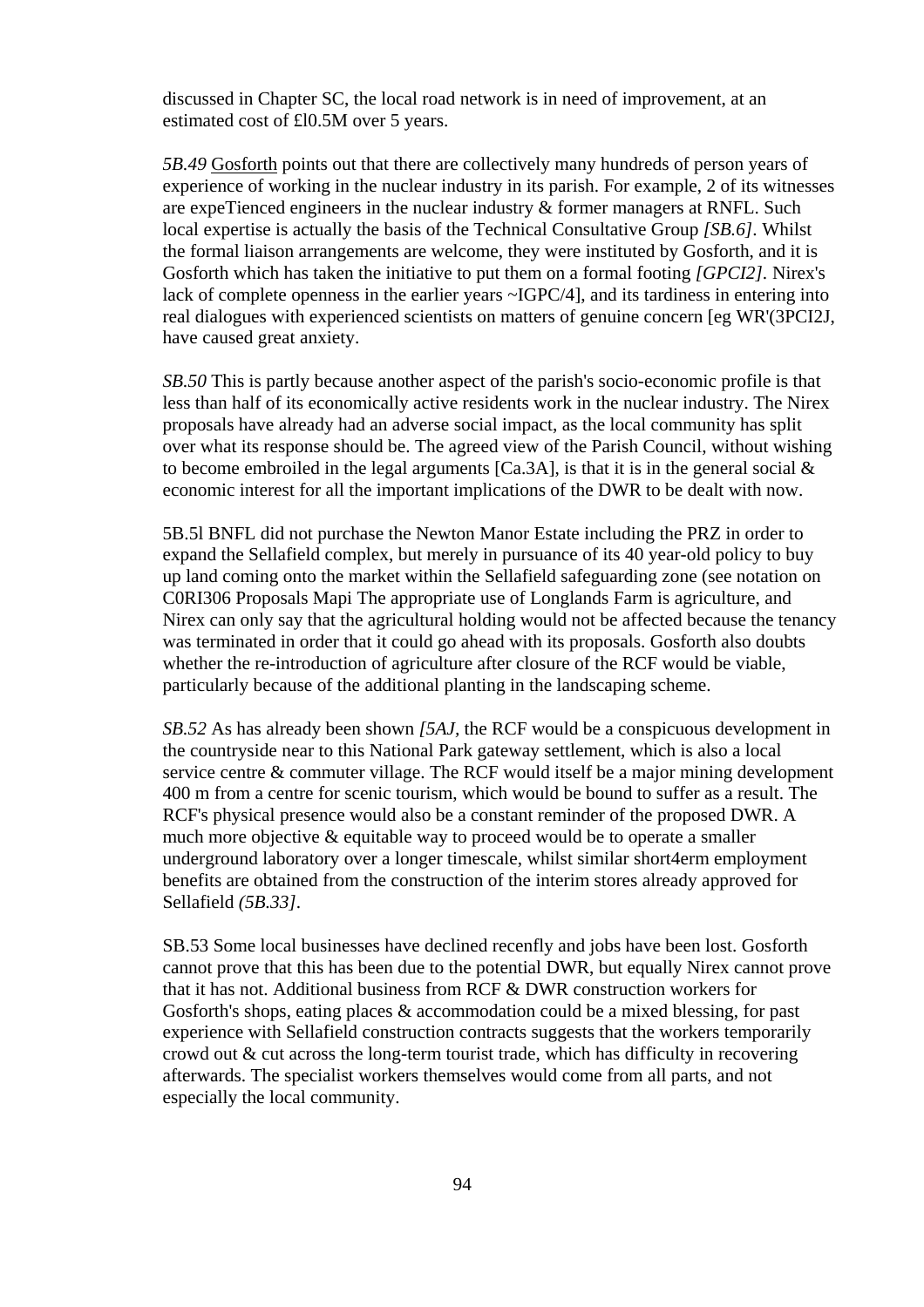discussed in Chapter SC, the local road network is in need of improvement, at an estimated cost of £l0.5M over 5 years.

*5B.49* Gosforth points out that there are collectively many hundreds of person years of experience of working in the nuclear industry in its parish. For example, 2 of its witnesses are expeTienced engineers in the nuclear industry & former managers at RNFL. Such local expertise is actually the basis of the Technical Consultative Group *[SB.6]*. Whilst the formal liaison arrangements are welcome, they were instituted by Gosforth, and it is Gosforth which has taken the initiative to put them on a formal footing *[GPCI2]*. Nirex's lack of complete openness in the earlier years ~IGPC/4], and its tardiness in entering into real dialogues with experienced scientists on matters of genuine concern [eg WR'(3PCI2J, have caused great anxiety.

*SB.50* This is partly because another aspect of the parish's socio-economic profile is that less than half of its economically active residents work in the nuclear industry. The Nirex proposals have already had an adverse social impact, as the local community has split over what its response should be. The agreed view of the Parish Council, without wishing to become embroiled in the legal arguments [Ca.3A], is that it is in the general social & economic interest for all the important implications of the DWR to be dealt with now.

5B.5l BNFL did not purchase the Newton Manor Estate including the PRZ in order to expand the Sellafield complex, but merely in pursuance of its 40 year-old policy to buy up land coming onto the market within the Sellafield safeguarding zone (see notation on C0RI306 Proposals Mapi The appropriate use of Longlands Farm is agriculture, and Nirex can only say that the agricultural holding would not be affected because the tenancy was terminated in order that it could go ahead with its proposals. Gosforth also doubts whether the re-introduction of agriculture after closure of the RCF would be viable, particularly because of the additional planting in the landscaping scheme.

*SB.52* As has already been shown *[5AJ,* the RCF would be a conspicuous development in the countryside near to this National Park gateway settlement, which is also a local service centre & commuter village. The RCF would itself be a major mining development 400 m from a centre for scenic tourism, which would be bound to suffer as a result. The RCF's physical presence would also be a constant reminder of the proposed DWR. A much more objective & equitable way to proceed would be to operate a smaller underground laboratory over a longer timescale, whilst similar short4erm employment benefits are obtained from the construction of the interim stores already approved for Sellafield *(5B.33]*.

SB.53 Some local businesses have declined recenfly and jobs have been lost. Gosforth cannot prove that this has been due to the potential DWR, but equally Nirex cannot prove that it has not. Additional business from RCF & DWR construction workers for Gosforth's shops, eating places & accommodation could be a mixed blessing, for past experience with Sellafield construction contracts suggests that the workers temporarily crowd out & cut across the long-term tourist trade, which has difficulty in recovering afterwards. The specialist workers themselves would come from all parts, and not especially the local community.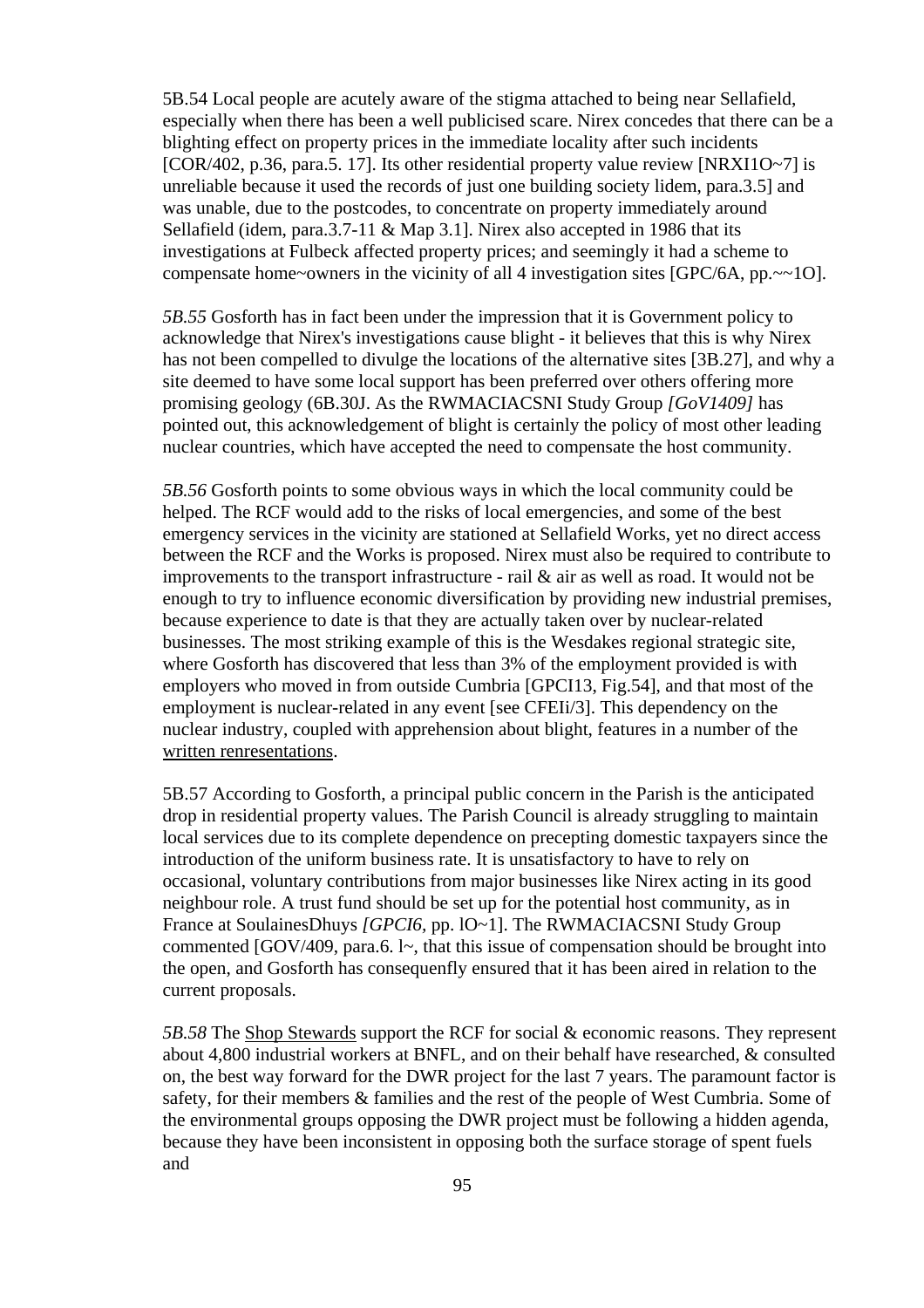5B.54 Local people are acutely aware of the stigma attached to being near Sellafield, especially when there has been a well publicised scare. Nirex concedes that there can be a blighting effect on property prices in the immediate locality after such incidents [COR/402, p.36, para.5. 17]. Its other residential property value review [NRXI1O~7] is unreliable because it used the records of just one building society lidem, para.3.5] and was unable, due to the postcodes, to concentrate on property immediately around Sellafield (idem, para.3.7-11 & Map 3.1]. Nirex also accepted in 1986 that its investigations at Fulbeck affected property prices; and seemingly it had a scheme to compensate home~owners in the vicinity of all 4 investigation sites [GPC/6A, pp.~~1O].

*5B.55* Gosforth has in fact been under the impression that it is Government policy to acknowledge that Nirex's investigations cause blight - it believes that this is why Nirex has not been compelled to divulge the locations of the alternative sites [3B.27], and why a site deemed to have some local support has been preferred over others offering more promising geology (6B.30J. As the RWMACIACSNI Study Group *[GoV1409]* has pointed out, this acknowledgement of blight is certainly the policy of most other leading nuclear countries, which have accepted the need to compensate the host community.

*5B.56* Gosforth points to some obvious ways in which the local community could be helped. The RCF would add to the risks of local emergencies, and some of the best emergency services in the vicinity are stationed at Sellafield Works, yet no direct access between the RCF and the Works is proposed. Nirex must also be required to contribute to improvements to the transport infrastructure - rail & air as well as road. It would not be enough to try to influence economic diversification by providing new industrial premises, because experience to date is that they are actually taken over by nuclear-related businesses. The most striking example of this is the Wesdakes regional strategic site, where Gosforth has discovered that less than 3% of the employment provided is with employers who moved in from outside Cumbria [GPCI13, Fig.54], and that most of the employment is nuclear-related in any event [see CFEIi/3]. This dependency on the nuclear industry, coupled with apprehension about blight, features in a number of the written renresentations.

5B.57 According to Gosforth, a principal public concern in the Parish is the anticipated drop in residential property values. The Parish Council is already struggling to maintain local services due to its complete dependence on precepting domestic taxpayers since the introduction of the uniform business rate. It is unsatisfactory to have to rely on occasional, voluntary contributions from major businesses like Nirex acting in its good neighbour role. A trust fund should be set up for the potential host community, as in France at SoulainesDhuys *[GPCI6,* pp. lO~1]. The RWMACIACSNI Study Group commented [GOV/409, para.6. l~, that this issue of compensation should be brought into the open, and Gosforth has consequenfly ensured that it has been aired in relation to the current proposals.

*5B.58* The Shop Stewards support the RCF for social & economic reasons. They represent about 4,800 industrial workers at BNFL, and on their behalf have researched, & consulted on, the best way forward for the DWR project for the last 7 years. The paramount factor is safety, for their members & families and the rest of the people of West Cumbria. Some of the environmental groups opposing the DWR project must be following a hidden agenda, because they have been inconsistent in opposing both the surface storage of spent fuels and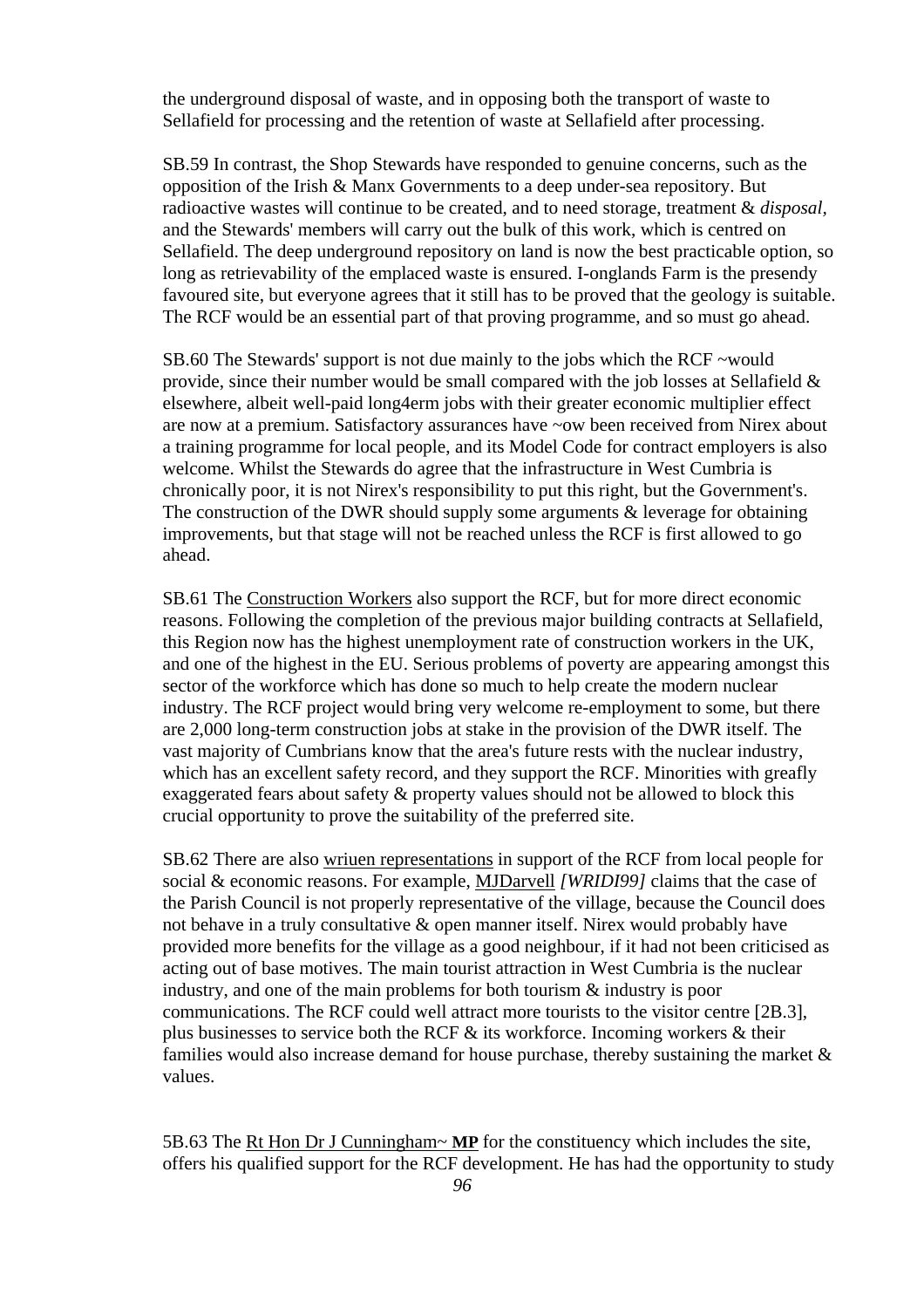the underground disposal of waste, and in opposing both the transport of waste to Sellafield for processing and the retention of waste at Sellafield after processing.

SB.59 In contrast, the Shop Stewards have responded to genuine concerns, such as the opposition of the Irish & Manx Governments to a deep under-sea repository. But radioactive wastes will continue to be created, and to need storage, treatment & *disposal*, and the Stewards' members will carry out the bulk of this work, which is centred on Sellafield. The deep underground repository on land is now the best practicable option, so long as retrievability of the emplaced waste is ensured. I-onglands Farm is the presendy favoured site, but everyone agrees that it still has to be proved that the geology is suitable. The RCF would be an essential part of that proving programme, and so must go ahead.

SB.60 The Stewards' support is not due mainly to the jobs which the RCF ~would provide, since their number would be small compared with the job losses at Sellafield & elsewhere, albeit well-paid long4erm jobs with their greater economic multiplier effect are now at a premium. Satisfactory assurances have ~ow been received from Nirex about a training programme for local people, and its Model Code for contract employers is also welcome. Whilst the Stewards do agree that the infrastructure in West Cumbria is chronically poor, it is not Nirex's responsibility to put this right, but the Government's. The construction of the DWR should supply some arguments & leverage for obtaining improvements, but that stage will not be reached unless the RCF is first allowed to go ahead.

SB.61 The Construction Workers also support the RCF, but for more direct economic reasons. Following the completion of the previous major building contracts at Sellafield, this Region now has the highest unemployment rate of construction workers in the UK, and one of the highest in the EU. Serious problems of poverty are appearing amongst this sector of the workforce which has done so much to help create the modern nuclear industry. The RCF project would bring very welcome re-employment to some, but there are 2,000 long-term construction jobs at stake in the provision of the DWR itself. The vast majority of Cumbrians know that the area's future rests with the nuclear industry, which has an excellent safety record, and they support the RCF. Minorities with greafly exaggerated fears about safety & property values should not be allowed to block this crucial opportunity to prove the suitability of the preferred site.

SB.62 There are also wriuen representations in support of the RCF from local people for social & economic reasons. For example, MJDarvell *[WRIDI99]* claims that the case of the Parish Council is not properly representative of the village, because the Council does not behave in a truly consultative & open manner itself. Nirex would probably have provided more benefits for the village as a good neighbour, if it had not been criticised as acting out of base motives. The main tourist attraction in West Cumbria is the nuclear industry, and one of the main problems for both tourism & industry is poor communications. The RCF could well attract more tourists to the visitor centre [2B.3], plus businesses to service both the RCF & its workforce. Incoming workers & their families would also increase demand for house purchase, thereby sustaining the market & values.

5B.63 The Rt Hon Dr J Cunningham~ **MP** for the constituency which includes the site, offers his qualified support for the RCF development. He has had the opportunity to study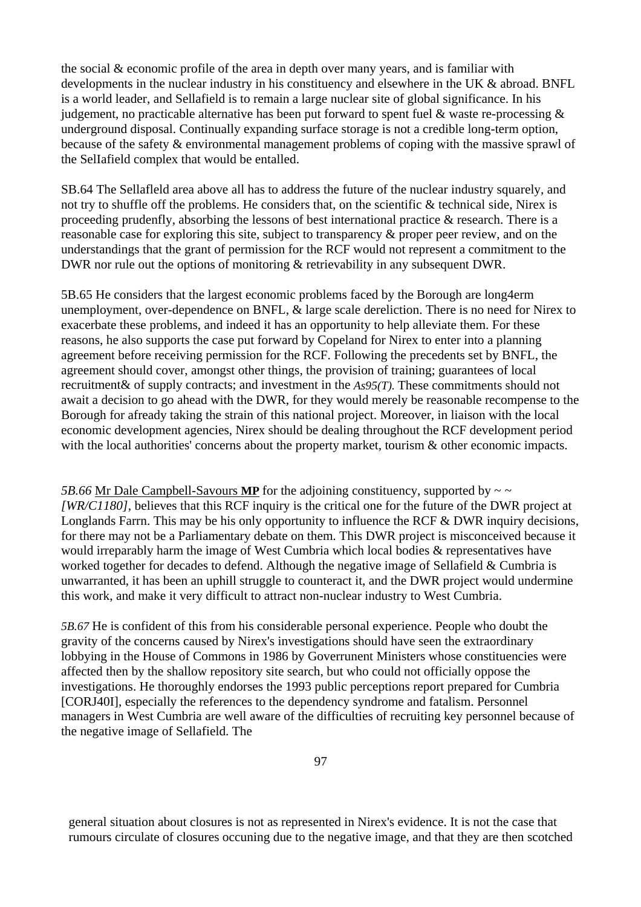the social & economic profile of the area in depth over many years, and is familiar with developments in the nuclear industry in his constituency and elsewhere in the UK & abroad. BNFL is a world leader, and Sellafield is to remain a large nuclear site of global significance. In his judgement, no practicable alternative has been put forward to spent fuel & waste re-processing & underground disposal. Continually expanding surface storage is not a credible long-term option, because of the safety & environmental management problems of coping with the massive sprawl of the SelIafield complex that would be entalled.

SB.64 The Sellafleld area above all has to address the future of the nuclear industry squarely, and not try to shuffle off the problems. He considers that, on the scientific & technical side, Nirex is proceeding prudenfly, absorbing the lessons of best international practice & research. There is a reasonable case for exploring this site, subject to transparency & proper peer review, and on the understandings that the grant of permission for the RCF would not represent a commitment to the DWR nor rule out the options of monitoring & retrievability in any subsequent DWR.

5B.65 He considers that the largest economic problems faced by the Borough are long4erm unemployment, over-dependence on BNFL, & large scale dereliction. There is no need for Nirex to exacerbate these problems, and indeed it has an opportunity to help alleviate them. For these reasons, he also supports the case put forward by Copeland for Nirex to enter into a planning agreement before receiving permission for the RCF. Following the precedents set by BNFL, the agreement should cover, amongst other things, the provision of training; guarantees of local recruitment& of supply contracts; and investment in the *As95(T).* These commitments should not await a decision to go ahead with the DWR, for they would merely be reasonable recompense to the Borough for afready taking the strain of this national project. Moreover, in liaison with the local economic development agencies, Nirex should be dealing throughout the RCF development period with the local authorities' concerns about the property market, tourism & other economic impacts.

*5B.66* Mr Dale Campbell-Savours **MP** for the adjoining constituency, supported by ~ ~ *[WR/C1180]*, believes that this RCF inquiry is the critical one for the future of the DWR project at Longlands Farrn. This may be his only opportunity to influence the RCF & DWR inquiry decisions, for there may not be a Parliamentary debate on them. This DWR project is misconceived because it would irreparably harm the image of West Cumbria which local bodies & representatives have worked together for decades to defend. Although the negative image of Sellafield & Cumbria is unwarranted, it has been an uphill struggle to counteract it, and the DWR project would undermine this work, and make it very difficult to attract non-nuclear industry to West Cumbria.

*5B.67* He is confident of this from his considerable personal experience. People who doubt the gravity of the concerns caused by Nirex's investigations should have seen the extraordinary lobbying in the House of Commons in 1986 by Goverrunent Ministers whose constituencies were affected then by the shallow repository site search, but who could not officially oppose the investigations. He thoroughly endorses the 1993 public perceptions report prepared for Cumbria [CORJ40I], especially the references to the dependency syndrome and fatalism. Personnel managers in West Cumbria are well aware of the difficulties of recruiting key personnel because of the negative image of Sellafield. The

general situation about closures is not as represented in Nirex's evidence. It is not the case that rumours circulate of closures occuning due to the negative image, and that they are then scotched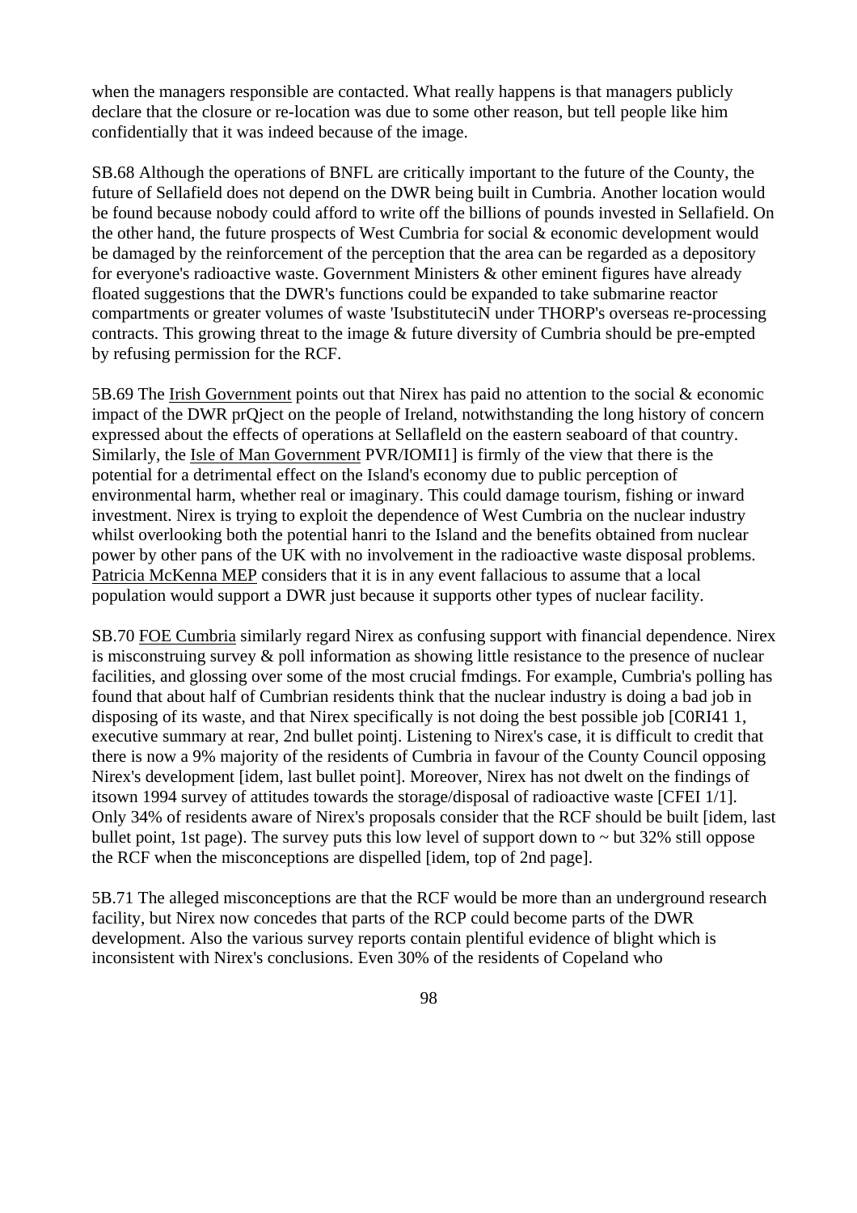when the managers responsible are contacted. What really happens is that managers publicly declare that the closure or re-location was due to some other reason, but tell people like him confidentially that it was indeed because of the image.

SB.68 Although the operations of BNFL are critically important to the future of the County, the future of Sellafield does not depend on the DWR being built in Cumbria. Another location would be found because nobody could afford to write off the billions of pounds invested in Sellafield. On the other hand, the future prospects of West Cumbria for social & economic development would be damaged by the reinforcement of the perception that the area can be regarded as a depository for everyone's radioactive waste. Government Ministers & other eminent figures have already floated suggestions that the DWR's functions could be expanded to take submarine reactor compartments or greater volumes of waste 'IsubstituteciN under THORP's overseas re-processing contracts. This growing threat to the image & future diversity of Cumbria should be pre-empted by refusing permission for the RCF.

5B.69 The Irish Government points out that Nirex has paid no attention to the social & economic impact of the DWR prQject on the people of Ireland, notwithstanding the long history of concern expressed about the effects of operations at Sellafleld on the eastern seaboard of that country. Similarly, the Isle of Man Government PVR/IOMI1] is firmly of the view that there is the potential for a detrimental effect on the Island's economy due to public perception of environmental harm, whether real or imaginary. This could damage tourism, fishing or inward investment. Nirex is trying to exploit the dependence of West Cumbria on the nuclear industry whilst overlooking both the potential hanri to the Island and the benefits obtained from nuclear power by other pans of the UK with no involvement in the radioactive waste disposal problems. Patricia McKenna MEP considers that it is in any event fallacious to assume that a local population would support a DWR just because it supports other types of nuclear facility.

SB.70 FOE Cumbria similarly regard Nirex as confusing support with financial dependence. Nirex is misconstruing survey & poll information as showing little resistance to the presence of nuclear facilities, and glossing over some of the most crucial fmdings. For example, Cumbria's polling has found that about half of Cumbrian residents think that the nuclear industry is doing a bad job in disposing of its waste, and that Nirex specifically is not doing the best possible job [C0RI41 1, executive summary at rear, 2nd bullet pointj. Listening to Nirex's case, it is difficult to credit that there is now a 9% majority of the residents of Cumbria in favour of the County Council opposing Nirex's development [idem, last bullet point]. Moreover, Nirex has not dwelt on the findings of itsown 1994 survey of attitudes towards the storage/disposal of radioactive waste [CFEI 1/1]. Only 34% of residents aware of Nirex's proposals consider that the RCF should be built [idem, last bullet point, 1st page). The survey puts this low level of support down to ~ but 32% still oppose the RCF when the misconceptions are dispelled [idem, top of 2nd page].

5B.71 The alleged misconceptions are that the RCF would be more than an underground research facility, but Nirex now concedes that parts of the RCP could become parts of the DWR development. Also the various survey reports contain plentiful evidence of blight which is inconsistent with Nirex's conclusions. Even 30% of the residents of Copeland who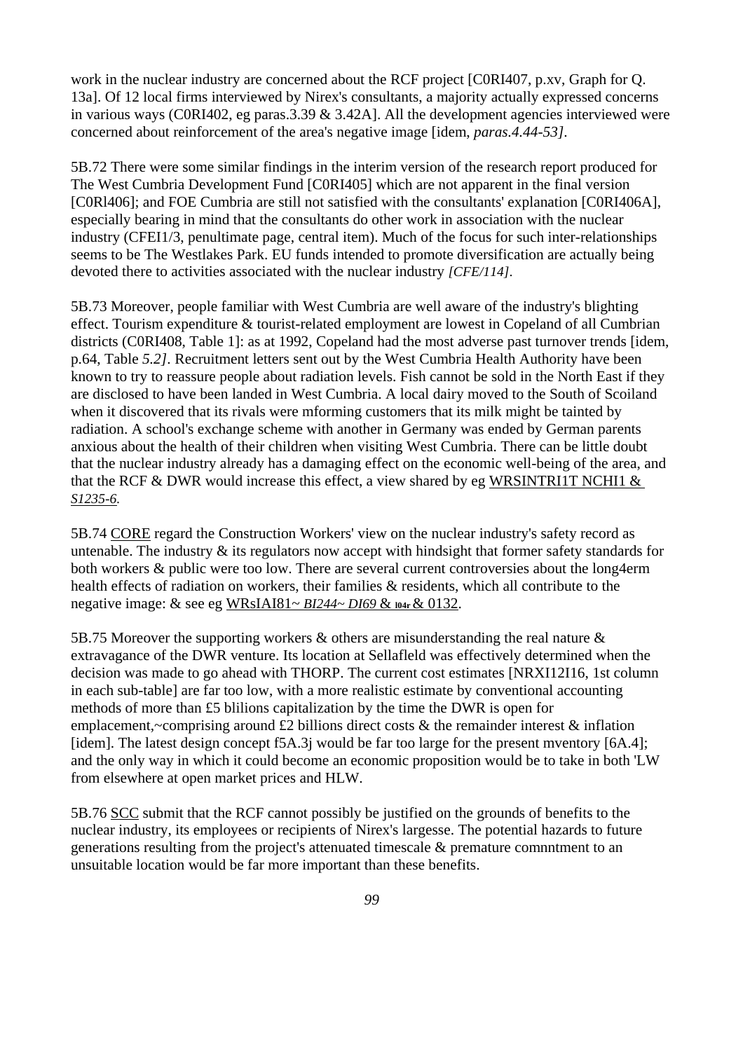work in the nuclear industry are concerned about the RCF project [C0RI407, p.xv, Graph for Q. 13a]. Of 12 local firms interviewed by Nirex's consultants, a majority actually expressed concerns in various ways (C0RI402, eg paras.3.39 & 3.42A]. All the development agencies interviewed were concerned about reinforcement of the area's negative image [idem, *paras.4.44-53]*.

5B.72 There were some similar findings in the interim version of the research report produced for The West Cumbria Development Fund [C0RI405] which are not apparent in the final version [C0Rl406]; and FOE Cumbria are still not satisfied with the consultants' explanation [C0RI406A], especially bearing in mind that the consultants do other work in association with the nuclear industry (CFEI1/3, penultimate page, central item). Much of the focus for such inter-relationships seems to be The Westlakes Park. EU funds intended to promote diversification are actually being devoted there to activities associated with the nuclear industry *[CFE/114]*.

5B.73 Moreover, people familiar with West Cumbria are well aware of the industry's blighting effect. Tourism expenditure & tourist-related employment are lowest in Copeland of all Cumbrian districts (C0RI408, Table 1]: as at 1992, Copeland had the most adverse past turnover trends [idem, p.64, Table *5.2]*. Recruitment letters sent out by the West Cumbria Health Authority have been known to try to reassure people about radiation levels. Fish cannot be sold in the North East if they are disclosed to have been landed in West Cumbria. A local dairy moved to the South of Scoiland when it discovered that its rivals were mforming customers that its milk might be tainted by radiation. A school's exchange scheme with another in Germany was ended by German parents anxious about the health of their children when visiting West Cumbria. There can be little doubt that the nuclear industry already has a damaging effect on the economic well-being of the area, and that the RCF & DWR would increase this effect, a view shared by eg WRSINTRI1T NCHI1 & *S1235-6*.

5B.74 CORE regard the Construction Workers' view on the nuclear industry's safety record as untenable. The industry & its regulators now accept with hindsight that former safety standards for both workers & public were too low. There are several current controversies about the long4erm health effects of radiation on workers, their families & residents, which all contribute to the negative image: & see eg WRsIAI81~ *BI244~ DI69* & I04r & 0132.

5B.75 Moreover the supporting workers & others are misunderstanding the real nature & extravagance of the DWR venture. Its location at Sellafleld was effectively determined when the decision was made to go ahead with THORP. The current cost estimates [NRXI12I16, 1st column in each sub-table] are far too low, with a more realistic estimate by conventional accounting methods of more than £5 blilions capitalization by the time the DWR is open for emplacement,~comprising around £2 billions direct costs & the remainder interest & inflation [idem]. The latest design concept f5A.3j would be far too large for the present mventory [6A.4]; and the only way in which it could become an economic proposition would be to take in both 'LW from elsewhere at open market prices and HLW.

5B.76 SCC submit that the RCF cannot possibly be justified on the grounds of benefits to the nuclear industry, its employees or recipients of Nirex's largesse. The potential hazards to future generations resulting from the project's attenuated timescale & premature comnntment to an unsuitable location would be far more important than these benefits.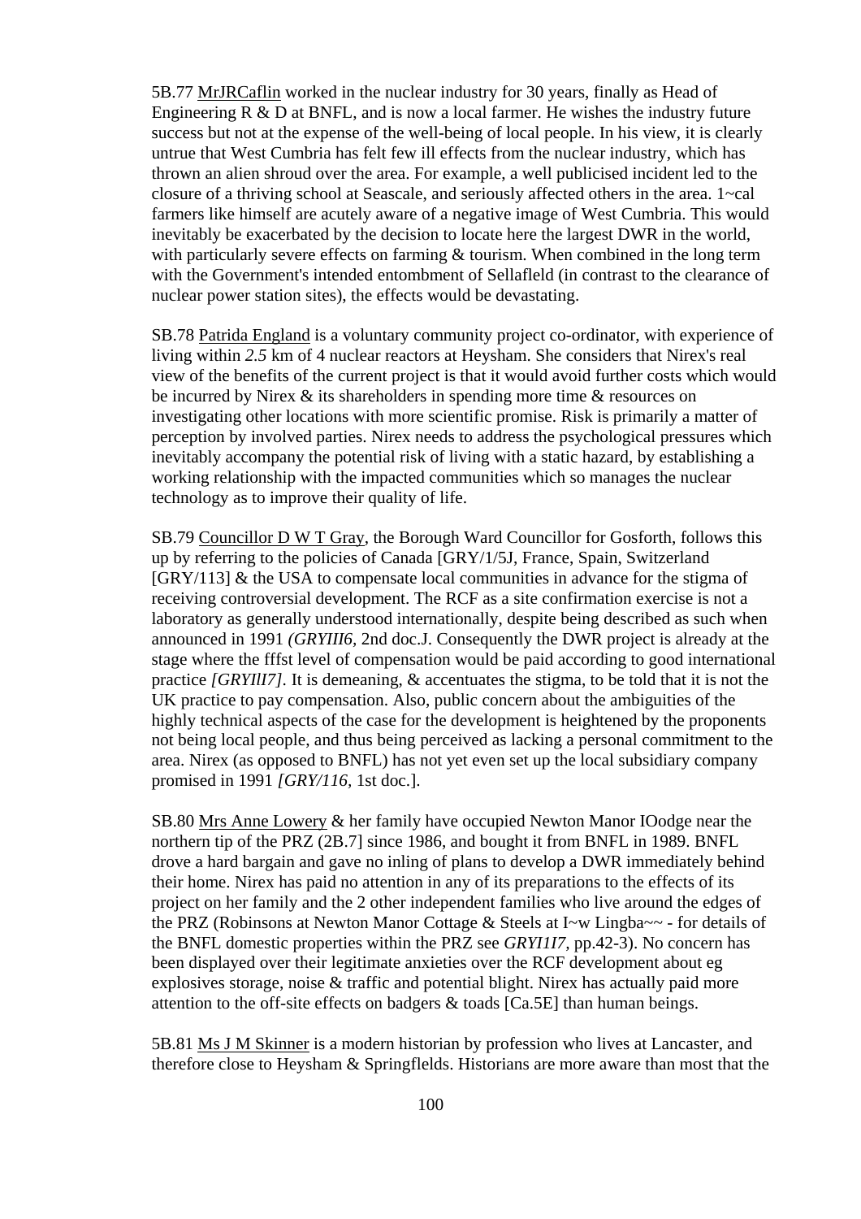5B.77 MrJRCaflin worked in the nuclear industry for 30 years, finally as Head of Engineering R & D at BNFL, and is now a local farmer. He wishes the industry future success but not at the expense of the well-being of local people. In his view, it is clearly untrue that West Cumbria has felt few ill effects from the nuclear industry, which has thrown an alien shroud over the area. For example, a well publicised incident led to the closure of a thriving school at Seascale, and seriously affected others in the area. 1~cal farmers like himself are acutely aware of a negative image of West Cumbria. This would inevitably be exacerbated by the decision to locate here the largest DWR in the world, with particularly severe effects on farming & tourism. When combined in the long term with the Government's intended entombment of Sellafleld (in contrast to the clearance of nuclear power station sites), the effects would be devastating.

SB.78 Patrida England is a voluntary community project co-ordinator, with experience of living within *2.5* km of 4 nuclear reactors at Heysham. She considers that Nirex's real view of the benefits of the current project is that it would avoid further costs which would be incurred by Nirex & its shareholders in spending more time & resources on investigating other locations with more scientific promise. Risk is primarily a matter of perception by involved parties. Nirex needs to address the psychological pressures which inevitably accompany the potential risk of living with a static hazard, by establishing a working relationship with the impacted communities which so manages the nuclear technology as to improve their quality of life.

SB.79 Councillor D W T Gray, the Borough Ward Councillor for Gosforth, follows this up by referring to the policies of Canada [GRY/1/5J, France, Spain, Switzerland [GRY/113] & the USA to compensate local communities in advance for the stigma of receiving controversial development. The RCF as a site confirmation exercise is not a laboratory as generally understood internationally, despite being described as such when announced in 1991 *(GRYIII6*, 2nd doc.J. Consequently the DWR project is already at the stage where the fffst level of compensation would be paid according to good international practice *[GRYIlI7]*. It is demeaning, & accentuates the stigma, to be told that it is not the UK practice to pay compensation. Also, public concern about the ambiguities of the highly technical aspects of the case for the development is heightened by the proponents not being local people, and thus being perceived as lacking a personal commitment to the area. Nirex (as opposed to BNFL) has not yet even set up the local subsidiary company promised in 1991 *[GRY/116*, 1st doc.].

SB.80 Mrs Anne Lowery & her family have occupied Newton Manor IOodge near the northern tip of the PRZ (2B.7] since 1986, and bought it from BNFL in 1989. BNFL drove a hard bargain and gave no inling of plans to develop a DWR immediately behind their home. Nirex has paid no attention in any of its preparations to the effects of its project on her family and the 2 other independent families who live around the edges of the PRZ (Robinsons at Newton Manor Cottage & Steels at I~w Lingba~~ - for details of the BNFL domestic properties within the PRZ see *GRYI1I7*, pp.42-3). No concern has been displayed over their legitimate anxieties over the RCF development about eg explosives storage, noise & traffic and potential blight. Nirex has actually paid more attention to the off-site effects on badgers & toads [Ca.5E] than human beings.

5B.81 Ms J M Skinner is a modern historian by profession who lives at Lancaster, and therefore close to Heysham & Springflelds. Historians are more aware than most that the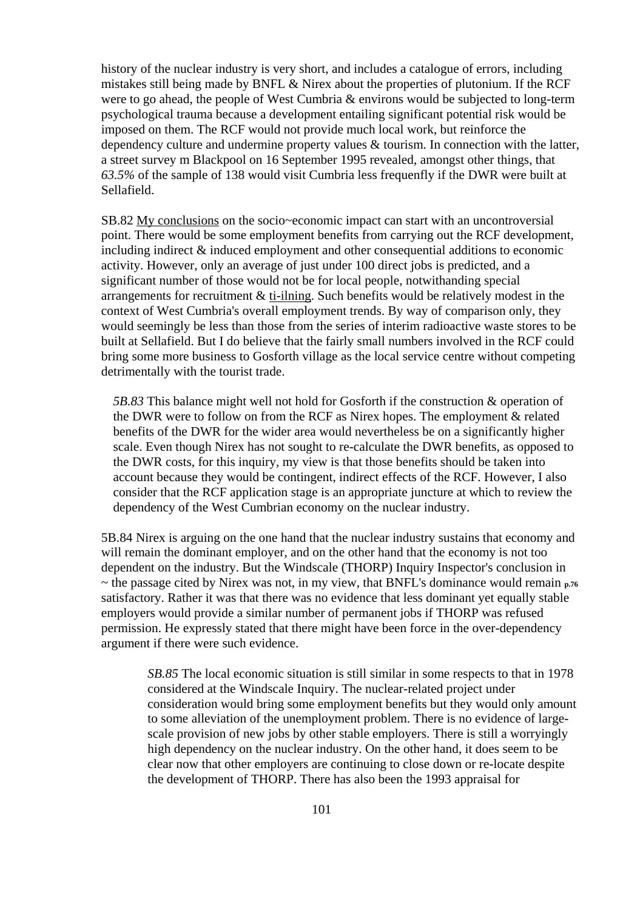history of the nuclear industry is very short, and includes a catalogue of errors, including mistakes still being made by BNFL & Nirex about the properties of plutonium. If the RCF were to go ahead, the people of West Cumbria & environs would be subjected to long-term psychological trauma because a development entailing significant potential risk would be imposed on them. The RCF would not provide much local work, but reinforce the dependency culture and undermine property values & tourism. In connection with the latter, a street survey m Blackpool on 16 September 1995 revealed, amongst other things, that *63.5%* of the sample of 138 would visit Cumbria less frequenfly if the DWR were built at Sellafield.

SB.82 My conclusions on the socio~economic impact can start with an uncontroversial point. There would be some employment benefits from carrying out the RCF development, including indirect & induced employment and other consequential additions to economic activity. However, only an average of just under 100 direct jobs is predicted, and a significant number of those would not be for local people, notwithanding special arrangements for recruitment & ti-ilning. Such benefits would be relatively modest in the context of West Cumbria's overall employment trends. By way of comparison only, they would seemingly be less than those from the series of interim radioactive waste stores to be built at Sellafield. But I do believe that the fairly small numbers involved in the RCF could bring some more business to Gosforth village as the local service centre without competing detrimentally with the tourist trade.

*5B.83* This balance might well not hold for Gosforth if the construction & operation of the DWR were to follow on from the RCF as Nirex hopes. The employment & related benefits of the DWR for the wider area would nevertheless be on a significantly higher scale. Even though Nirex has not sought to re-calculate the DWR benefits, as opposed to the DWR costs, for this inquiry, my view is that those benefits should be taken into account because they would be contingent, indirect effects of the RCF. However, I also consider that the RCF application stage is an appropriate juncture at which to review the dependency of the West Cumbrian economy on the nuclear industry.

5B.84 Nirex is arguing on the one hand that the nuclear industry sustains that economy and will remain the dominant employer, and on the other hand that the economy is not too dependent on the industry. But the Windscale (THORP) Inquiry Inspector's conclusion in ~ the passage cited by Nirex was not, in my view, that BNFL's dominance would remain p.76 satisfactory. Rather it was that there was no evidence that less dominant yet equally stable employers would provide a similar number of permanent jobs if THORP was refused permission. He expressly stated that there might have been force in the over-dependency argument if there were such evidence.

*SB.85* The local economic situation is still similar in some respects to that in 1978 considered at the Windscale Inquiry. The nuclear-related project under consideration would bring some employment benefits but they would only amount to some alleviation of the unemployment problem. There is no evidence of large-scale provision of new jobs by other stable employers. There is still a worryingly high dependency on the nuclear industry. On the other hand, it does seem to be clear now that other employers are continuing to close down or re-locate despite the development of THORP. There has also been the 1993 appraisal for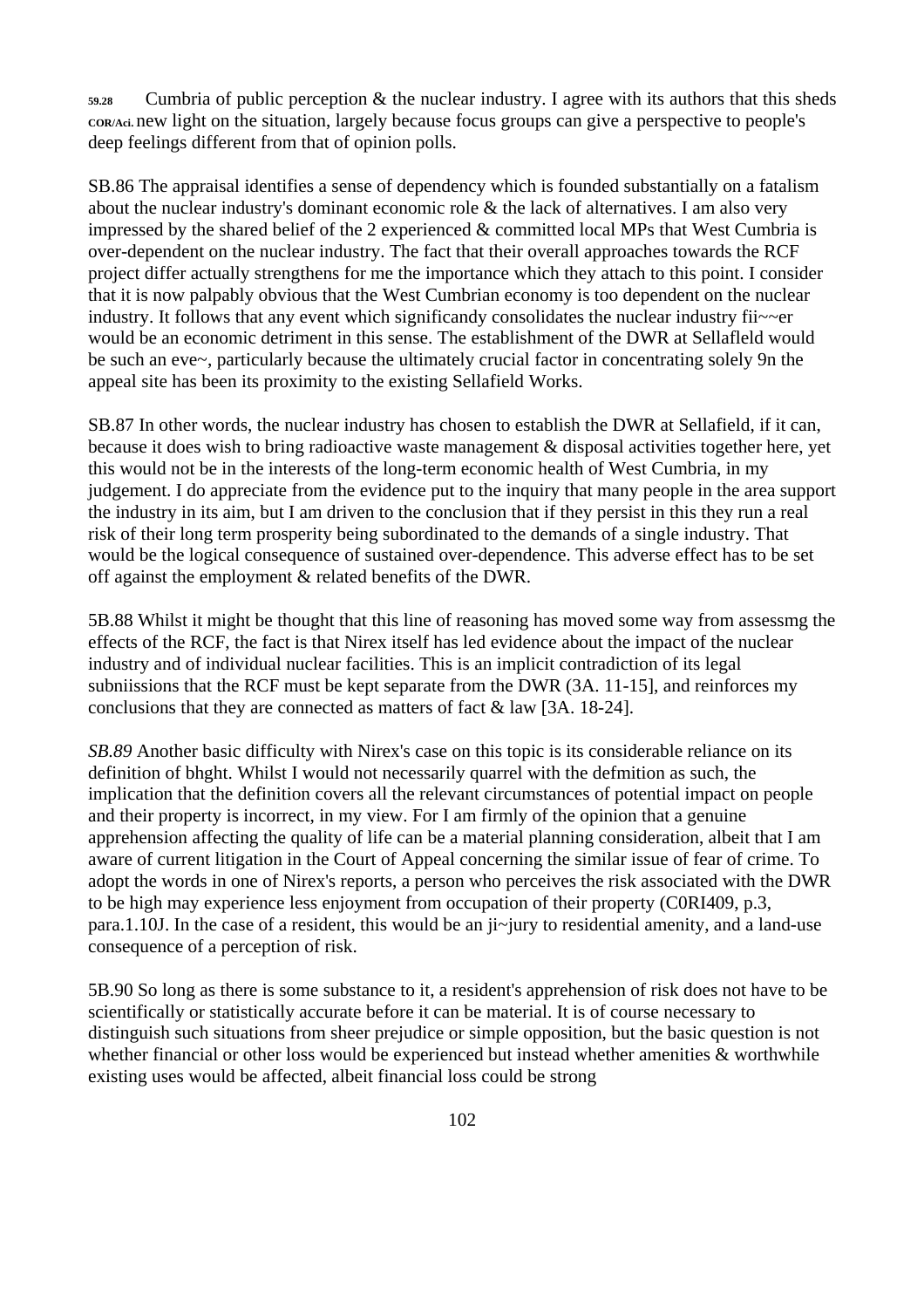59.28 COR/Aci. Cumbria of public perception & the nuclear industry. I agree with its authors that this sheds new light on the situation, largely because focus groups can give a perspective to people's deep feelings different from that of opinion polls.

SB.86 The appraisal identifies a sense of dependency which is founded substantially on a fatalism about the nuclear industry's dominant economic role & the lack of alternatives. I am also very impressed by the shared belief of the 2 experienced & committed local MPs that West Cumbria is over-dependent on the nuclear industry. The fact that their overall approaches towards the RCF project differ actually strengthens for me the importance which they attach to this point. I consider that it is now palpably obvious that the West Cumbrian economy is too dependent on the nuclear industry. It follows that any event which significandy consolidates the nuclear industry fii~~er would be an economic detriment in this sense. The establishment of the DWR at Sellafleld would be such an eve~, particularly because the ultimately crucial factor in concentrating solely 9n the appeal site has been its proximity to the existing Sellafield Works.

SB.87 In other words, the nuclear industry has chosen to establish the DWR at Sellafield, if it can, because it does wish to bring radioactive waste management & disposal activities together here, yet this would not be in the interests of the long-term economic health of West Cumbria, in my judgement. I do appreciate from the evidence put to the inquiry that many people in the area support the industry in its aim, but I am driven to the conclusion that if they persist in this they run a real risk of their long term prosperity being subordinated to the demands of a single industry. That would be the logical consequence of sustained over-dependence. This adverse effect has to be set off against the employment & related benefits of the DWR.

5B.88 Whilst it might be thought that this line of reasoning has moved some way from assessmg the effects of the RCF, the fact is that Nirex itself has led evidence about the impact of the nuclear industry and of individual nuclear facilities. This is an implicit contradiction of its legal subniissions that the RCF must be kept separate from the DWR (3A. 11-15], and reinforces my conclusions that they are connected as matters of fact & law [3A. 18-24].

*SB.89* Another basic difficulty with Nirex's case on this topic is its considerable reliance on its definition of bhght. Whilst I would not necessarily quarrel with the defmition as such, the implication that the definition covers all the relevant circumstances of potential impact on people and their property is incorrect, in my view. For I am firmly of the opinion that a genuine apprehension affecting the quality of life can be a material planning consideration, albeit that I am aware of current litigation in the Court of Appeal concerning the similar issue of fear of crime. To adopt the words in one of Nirex's reports, a person who perceives the risk associated with the DWR to be high may experience less enjoyment from occupation of their property (C0RI409, p.3, para.1.10J. In the case of a resident, this would be an ji~jury to residential amenity, and a land-use consequence of a perception of risk.

5B.90 So long as there is some substance to it, a resident's apprehension of risk does not have to be scientifically or statistically accurate before it can be material. It is of course necessary to distinguish such situations from sheer prejudice or simple opposition, but the basic question is not whether financial or other loss would be experienced but instead whether amenities & worthwhile existing uses would be affected, albeit financial loss could be strong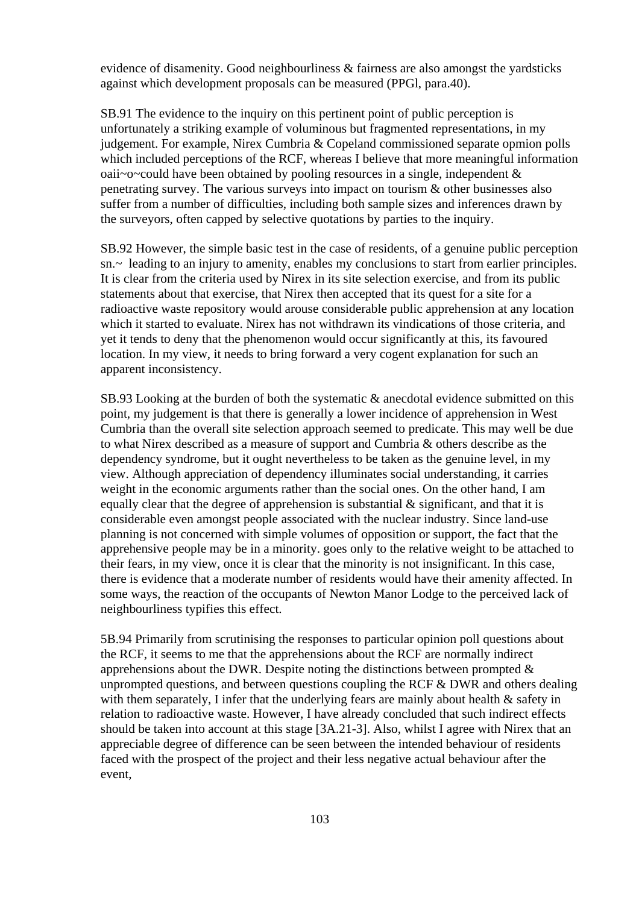evidence of disamenity. Good neighbourliness & fairness are also amongst the yardsticks against which development proposals can be measured (PPGl, para.40).

SB.91 The evidence to the inquiry on this pertinent point of public perception is unfortunately a striking example of voluminous but fragmented representations, in my judgement. For example, Nirex Cumbria & Copeland commissioned separate opmion polls which included perceptions of the RCF, whereas I believe that more meaningful information oaii~o~could have been obtained by pooling resources in a single, independent & penetrating survey. The various surveys into impact on tourism & other businesses also suffer from a number of difficulties, including both sample sizes and inferences drawn by the surveyors, often capped by selective quotations by parties to the inquiry.

SB.92 However, the simple basic test in the case of residents, of a genuine public perception sn.~ leading to an injury to amenity, enables my conclusions to start from earlier principles. It is clear from the criteria used by Nirex in its site selection exercise, and from its public statements about that exercise, that Nirex then accepted that its quest for a site for a radioactive waste repository would arouse considerable public apprehension at any location which it started to evaluate. Nirex has not withdrawn its vindications of those criteria, and yet it tends to deny that the phenomenon would occur significantly at this, its favoured location. In my view, it needs to bring forward a very cogent explanation for such an apparent inconsistency.

SB.93 Looking at the burden of both the systematic & anecdotal evidence submitted on this point, my judgement is that there is generally a lower incidence of apprehension in West Cumbria than the overall site selection approach seemed to predicate. This may well be due to what Nirex described as a measure of support and Cumbria & others describe as the dependency syndrome, but it ought nevertheless to be taken as the genuine level, in my view. Although appreciation of dependency illuminates social understanding, it carries weight in the economic arguments rather than the social ones. On the other hand, I am equally clear that the degree of apprehension is substantial & significant, and that it is considerable even amongst people associated with the nuclear industry. Since land-use planning is not concerned with simple volumes of opposition or support, the fact that the apprehensive people may be in a minority. goes only to the relative weight to be attached to their fears, in my view, once it is clear that the minority is not insignificant. In this case, there is evidence that a moderate number of residents would have their amenity affected. In some ways, the reaction of the occupants of Newton Manor Lodge to the perceived lack of neighbourliness typifies this effect.

5B.94 Primarily from scrutinising the responses to particular opinion poll questions about the RCF, it seems to me that the apprehensions about the RCF are normally indirect apprehensions about the DWR. Despite noting the distinctions between prompted & unprompted questions, and between questions coupling the RCF & DWR and others dealing with them separately, I infer that the underlying fears are mainly about health & safety in relation to radioactive waste. However, I have already concluded that such indirect effects should be taken into account at this stage [3A.21-3]. Also, whilst I agree with Nirex that an appreciable degree of difference can be seen between the intended behaviour of residents faced with the prospect of the project and their less negative actual behaviour after the event,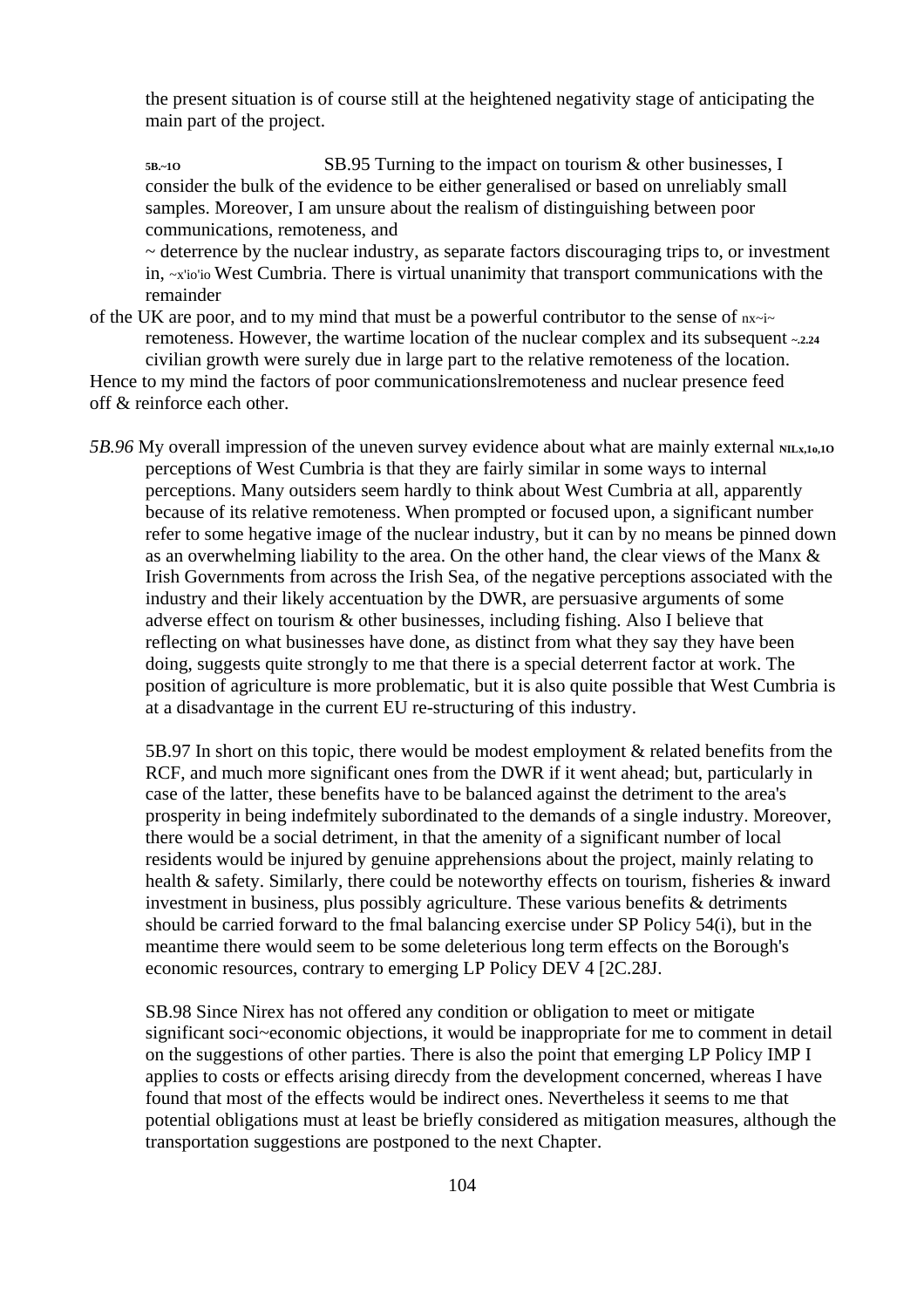the present situation is of course still at the heightened negativity stage of anticipating the main part of the project.

5B.~1O SB.95 Turning to the impact on tourism & other businesses, I consider the bulk of the evidence to be either generalised or based on unreliably small samples. Moreover, I am unsure about the realism of distinguishing between poor communications, remoteness, and ~ deterrence by the nuclear industry, as separate factors discouraging trips to, or investment in, ~x'io'io West Cumbria. There is virtual unanimity that transport communications with the remainder of the UK are poor, and to my mind that must be a powerful contributor to the sense of nx~i~ remoteness. However, the wartime location of the nuclear complex and its subsequent ~.2.24 civilian growth were surely due in large part to the relative remoteness of the location. Hence to my mind the factors of poor communicationslremoteness and nuclear presence feed off & reinforce each other.

*5B.96* My overall impression of the uneven survey evidence about what are mainly external NILx,1o,1O perceptions of West Cumbria is that they are fairly similar in some ways to internal perceptions. Many outsiders seem hardly to think about West Cumbria at all, apparently because of its relative remoteness. When prompted or focused upon, a significant number refer to some hegative image of the nuclear industry, but it can by no means be pinned down as an overwhelming liability to the area. On the other hand, the clear views of the Manx & Irish Governments from across the Irish Sea, of the negative perceptions associated with the industry and their likely accentuation by the DWR, are persuasive arguments of some adverse effect on tourism & other businesses, including fishing. Also I believe that reflecting on what businesses have done, as distinct from what they say they have been doing, suggests quite strongly to me that there is a special deterrent factor at work. The position of agriculture is more problematic, but it is also quite possible that West Cumbria is at a disadvantage in the current EU re-structuring of this industry.

5B.97 In short on this topic, there would be modest employment & related benefits from the RCF, and much more significant ones from the DWR if it went ahead; but, particularly in case of the latter, these benefits have to be balanced against the detriment to the area's prosperity in being indefmitely subordinated to the demands of a single industry. Moreover, there would be a social detriment, in that the amenity of a significant number of local residents would be injured by genuine apprehensions about the project, mainly relating to health & safety. Similarly, there could be noteworthy effects on tourism, fisheries & inward investment in business, plus possibly agriculture. These various benefits & detriments should be carried forward to the fmal balancing exercise under SP Policy 54(i), but in the meantime there would seem to be some deleterious long term effects on the Borough's economic resources, contrary to emerging LP Policy DEV 4 [2C.28J.

SB.98 Since Nirex has not offered any condition or obligation to meet or mitigate significant soci~economic objections, it would be inappropriate for me to comment in detail on the suggestions of other parties. There is also the point that emerging LP Policy IMP I applies to costs or effects arising direcdy from the development concerned, whereas I have found that most of the effects would be indirect ones. Nevertheless it seems to me that potential obligations must at least be briefly considered as mitigation measures, although the transportation suggestions are postponed to the next Chapter.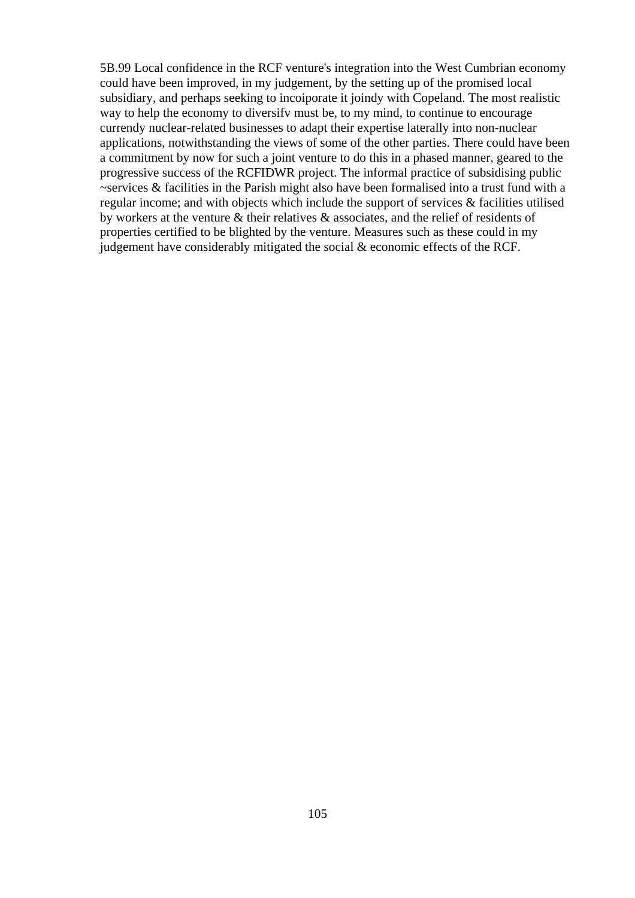5B.99 Local confidence in the RCF venture's integration into the West Cumbrian economy could have been improved, in my judgement, by the setting up of the promised local subsidiary, and perhaps seeking to incoiporate it joindy with Copeland. The most realistic way to help the economy to diversifv must be, to my mind, to continue to encourage currendy nuclear-related businesses to adapt their expertise laterally into non-nuclear applications, notwithstanding the views of some of the other parties. There could have been a commitment by now for such a joint venture to do this in a phased manner, geared to the progressive success of the RCFIDWR project. The informal practice of subsidising public ~services & facilities in the Parish might also have been formalised into a trust fund with a regular income; and with objects which include the support of services & facilities utilised by workers at the venture & their relatives & associates, and the relief of residents of properties certified to be blighted by the venture. Measures such as these could in my judgement have considerably mitigated the social & economic effects of the RCF.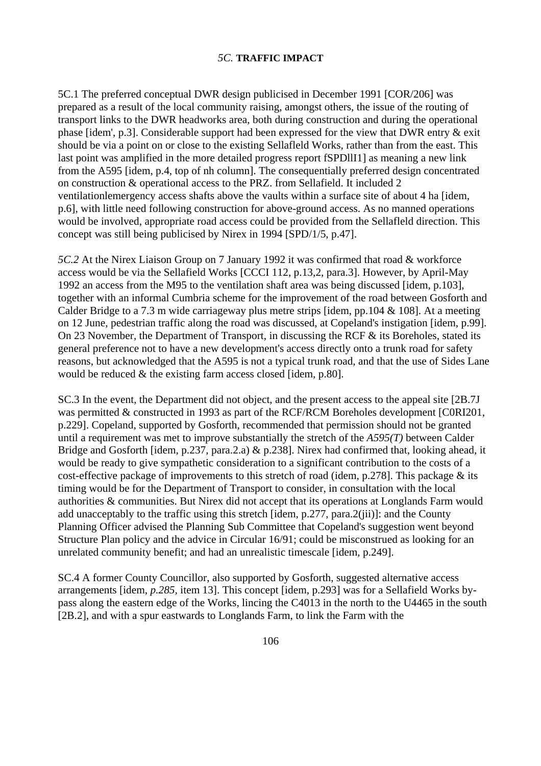## *5C.* **TRAFFIC IMPACT**

5C.1 The preferred conceptual DWR design publicised in December 1991 [COR/206] was prepared as a result of the local community raising, amongst others, the issue of the routing of transport links to the DWR headworks area, both during construction and during the operational phase [idem', p.3]. Considerable support had been expressed for the view that DWR entry & exit should be via a point on or close to the existing Sellafleld Works, rather than from the east. This last point was amplified in the more detailed progress report fSPDllI1] as meaning a new link from the A595 [idem, p.4, top of nh column]. The consequentially preferred design concentrated on construction & operational access to the PRZ. from Sellafield. It included 2 ventilationlemergency access shafts above the vaults within a surface site of about 4 ha [idem, p.6], with little need following construction for above-ground access. As no manned operations would be involved, appropriate road access could be provided from the Sellafleld direction. This concept was still being publicised by Nirex in 1994 [SPD/1/5, p.47].

*5C.2* At the Nirex Liaison Group on 7 January 1992 it was confirmed that road & workforce access would be via the Sellafield Works [CCCI 112, p.13,2, para.3]. However, by April-May 1992 an access from the M95 to the ventilation shaft area was being discussed [idem, p.103], together with an informal Cumbria scheme for the improvement of the road between Gosforth and Calder Bridge to a 7.3 m wide carriageway plus metre strips [idem, pp.104 & 108]. At a meeting on 12 June, pedestrian traffic along the road was discussed, at Copeland's instigation [idem, p.99]. On 23 November, the Department of Transport, in discussing the RCF & its Boreholes, stated its general preference not to have a new development's access directly onto a trunk road for safety reasons, but acknowledged that the A595 is not a typical trunk road, and that the use of Sides Lane would be reduced & the existing farm access closed [idem, p.80].

SC.3 In the event, the Department did not object, and the present access to the appeal site [2B.7J was permitted & constructed in 1993 as part of the RCF/RCM Boreholes development [C0RI201, p.229]. Copeland, supported by Gosforth, recommended that permission should not be granted until a requirement was met to improve substantially the stretch of the *A595(T)* between Calder Bridge and Gosforth [idem, p.237, para.2.a) & p.238]. Nirex had confirmed that, looking ahead, it would be ready to give sympathetic consideration to a significant contribution to the costs of a cost-effective package of improvements to this stretch of road (idem, p.278]. This package & its timing would be for the Department of Transport to consider, in consultation with the local authorities & communities. But Nirex did not accept that its operations at Longlands Farm would add unacceptably to the traffic using this stretch [idem, p.277, para.2(jii)]: and the County Planning Officer advised the Planning Sub Committee that Copeland's suggestion went beyond Structure Plan policy and the advice in Circular 16/91; could be misconstrued as looking for an unrelated community benefit; and had an unrealistic timescale [idem, p.249].

SC.4 A former County Councillor, also supported by Gosforth, suggested alternative access arrangements [idem, *p.285,* item 13]. This concept [idem, p.293] was for a Sellafield Works by-pass along the eastern edge of the Works, lincing the C4013 in the north to the U4465 in the south [2B.2], and with a spur eastwards to Longlands Farm, to link the Farm with the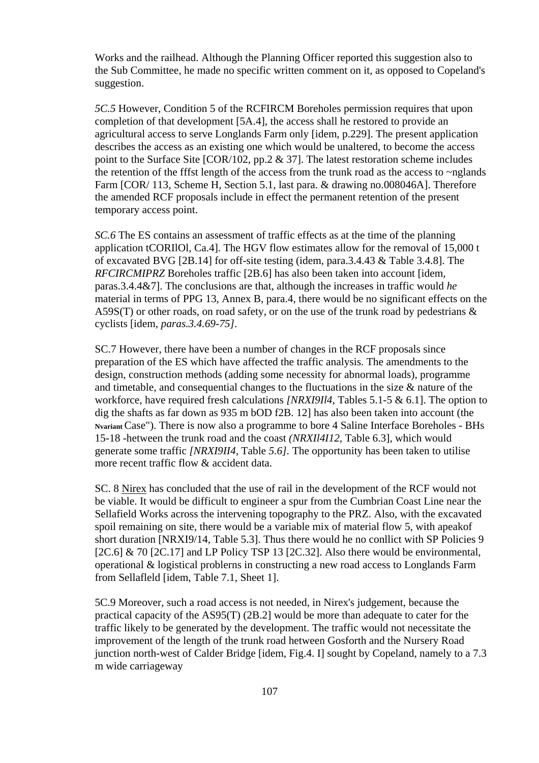Works and the railhead. Although the Planning Officer reported this suggestion also to the Sub Committee, he made no specific written comment on it, as opposed to Copeland's suggestion.

*5C.5* However, Condition 5 of the RCFIRCM Boreholes permission requires that upon completion of that development [5A.4], the access shall he restored to provide an agricultural access to serve Longlands Farm only [idem, p.229]. The present application describes the access as an existing one which would be unaltered, to become the access point to the Surface Site [COR/102, pp.2 & 37]. The latest restoration scheme includes the retention of the fffst length of the access from the trunk road as the access to ~nglands Farm [COR/ 113, Scheme H, Section 5.1, last para. & drawing no.008046A]. Therefore the amended RCF proposals include in effect the permanent retention of the present temporary access point.

*SC.6* The ES contains an assessment of traffic effects as at the time of the planning application tCORIlOl, Ca.4]. The HGV flow estimates allow for the removal of 15,000 t of excavated BVG [2B.14] for off-site testing (idem, para.3.4.43 & Table 3.4.8]. The *RFCIRCMIPRZ* Boreholes traffic [2B.6] has also been taken into account [idem, paras.3.4.4&7]. The conclusions are that, although the increases in traffic would *he* material in terms of PPG 13, Annex B, para.4, there would be no significant effects on the A59S(T) or other roads, on road safety, or on the use of the trunk road by pedestrians & cyclists [idem, *paras.3.4.69-75]*.

SC.7 However, there have been a number of changes in the RCF proposals since preparation of the ES which have affected the traffic analysis. The amendments to the design, construction methods (adding some necessity for abnormal loads), programme and timetable, and consequential changes to the fluctuations in the size & nature of the workforce, have required fresh calculations *[NRXI9Il4,* Tables 5.1-5 & 6.1]. The option to dig the shafts as far down as 935 m bOD f2B. 12] has also been taken into account (the Nvariant Case"). There is now also a programme to bore 4 Saline Interface Boreholes - BHs 15-18 -hetween the trunk road and the coast *(NRXIl4I12,* Table 6.3], which would generate some traffic *[NRXI9II4,* Table *5.6]*. The opportunity has been taken to utilise more recent traffic flow & accident data.

SC. 8 Nirex has concluded that the use of rail in the development of the RCF would not be viable. It would be difficult to engineer a spur from the Cumbrian Coast Line near the Sellafield Works across the intervening topography to the PRZ. Also, with the excavated spoil remaining on site, there would be a variable mix of material flow 5, with apeakof short duration [NRXI9/14, Table 5.3]. Thus there would he no conllict with SP Policies 9 [2C.6] & 70 [2C.17] and LP Policy TSP 13 [2C.32]. Also there would be environmental, operational & logistical problerns in constructing a new road access to Longlands Farm from Sellafleld [idem, Table 7.1, Sheet 1].

5C.9 Moreover, such a road access is not needed, in Nirex's judgement, because the practical capacity of the AS95(T) (2B.2] would be more than adequate to cater for the traffic likely to be generated by the development. The traffic would not necessitate the improvement of the length of the trunk road hetween Gosforth and the Nursery Road junction north-west of Calder Bridge [idem, Fig.4. I] sought by Copeland, namely to a 7.3 m wide carriageway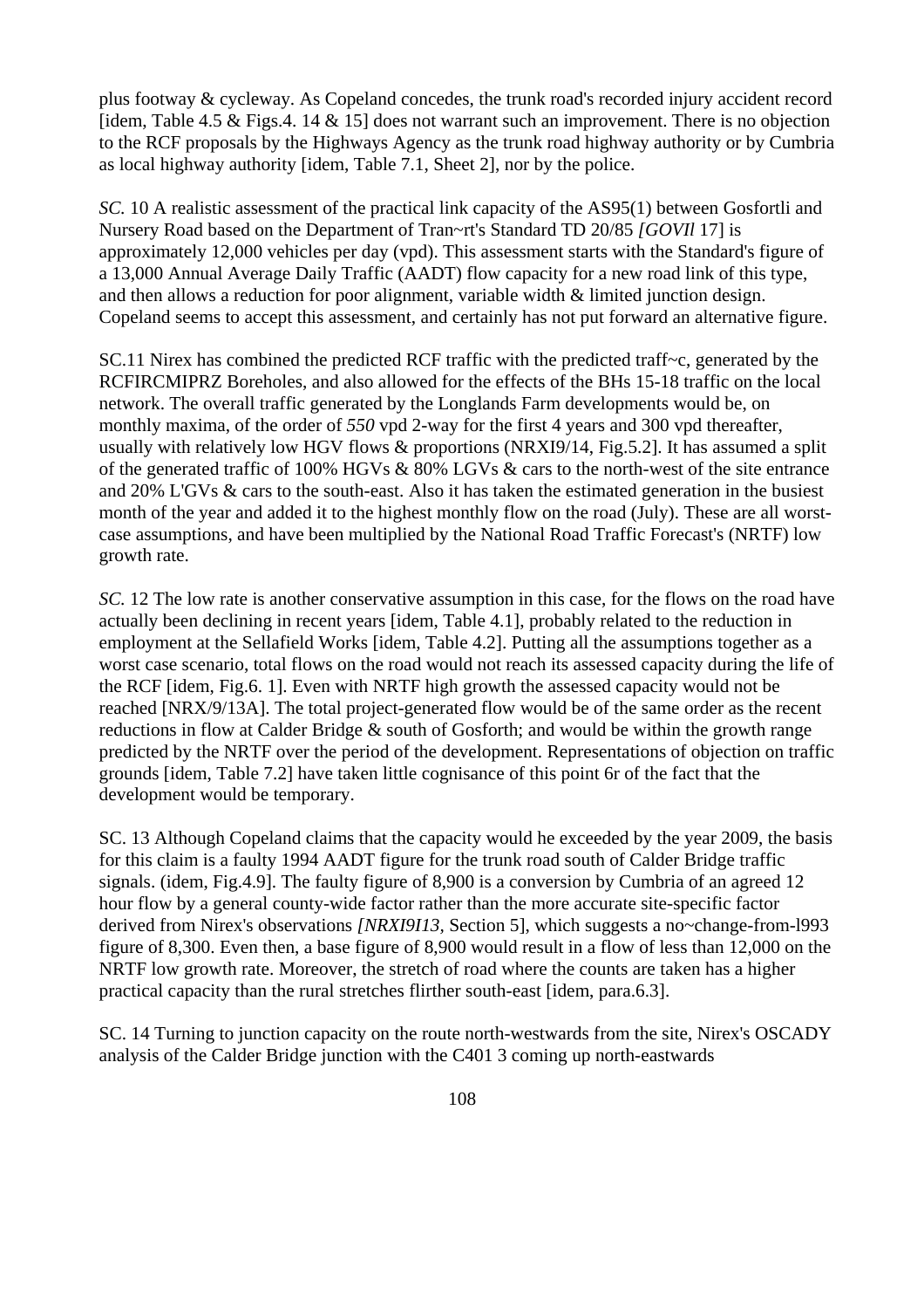plus footway & cycleway. As Copeland concedes, the trunk road's recorded injury accident record [idem, Table 4.5 & Figs.4. 14 & 15] does not warrant such an improvement. There is no objection to the RCF proposals by the Highways Agency as the trunk road highway authority or by Cumbria as local highway authority [idem, Table 7.1, Sheet 2], nor by the police.

*SC.* 10 A realistic assessment of the practical link capacity of the AS95(1) between Gosfortli and Nursery Road based on the Department of Tran~rt's Standard TD 20/85 *[GOVIl* 17] is approximately 12,000 vehicles per day (vpd). This assessment starts with the Standard's figure of a 13,000 Annual Average Daily Traffic (AADT) flow capacity for a new road link of this type, and then allows a reduction for poor alignment, variable width & limited junction design. Copeland seems to accept this assessment, and certainly has not put forward an alternative figure.

SC.11 Nirex has combined the predicted RCF traffic with the predicted traff~c, generated by the RCFIRCMIPRZ Boreholes, and also allowed for the effects of the BHs 15-18 traffic on the local network. The overall traffic generated by the Longlands Farm developments would be, on monthly maxima, of the order of *550* vpd 2-way for the first 4 years and 300 vpd thereafter, usually with relatively low HGV flows & proportions (NRXI9/14, Fig.5.2]. It has assumed a split of the generated traffic of 100% HGVs & 80% LGVs & cars to the north-west of the site entrance and 20% L'GVs & cars to the south-east. Also it has taken the estimated generation in the busiest month of the year and added it to the highest monthly flow on the road (July). These are all worst-case assumptions, and have been multiplied by the National Road Traffic Forecast's (NRTF) low growth rate.

*SC.* 12 The low rate is another conservative assumption in this case, for the flows on the road have actually been declining in recent years [idem, Table 4.1], probably related to the reduction in employment at the Sellafield Works [idem, Table 4.2]. Putting all the assumptions together as a worst case scenario, total flows on the road would not reach its assessed capacity during the life of the RCF [idem, Fig.6. 1]. Even with NRTF high growth the assessed capacity would not be reached [NRX/9/13A]. The total project-generated flow would be of the same order as the recent reductions in flow at Calder Bridge & south of Gosforth; and would be within the growth range predicted by the NRTF over the period of the development. Representations of objection on traffic grounds [idem, Table 7.2] have taken little cognisance of this point 6r of the fact that the development would be temporary.

SC. 13 Although Copeland claims that the capacity would he exceeded by the year 2009, the basis for this claim is a faulty 1994 AADT figure for the trunk road south of Calder Bridge traffic signals. (idem, Fig.4.9]. The faulty figure of 8,900 is a conversion by Cumbria of an agreed 12 hour flow by a general county-wide factor rather than the more accurate site-specific factor derived from Nirex's observations *[NRXI9I13,* Section 5], which suggests a no~change-from-l993 figure of 8,300. Even then, a base figure of 8,900 would result in a flow of less than 12,000 on the NRTF low growth rate. Moreover, the stretch of road where the counts are taken has a higher practical capacity than the rural stretches flirther south-east [idem, para.6.3].

SC. 14 Turning to junction capacity on the route north-westwards from the site, Nirex's OSCADY analysis of the Calder Bridge junction with the C401 3 coming up north-eastwards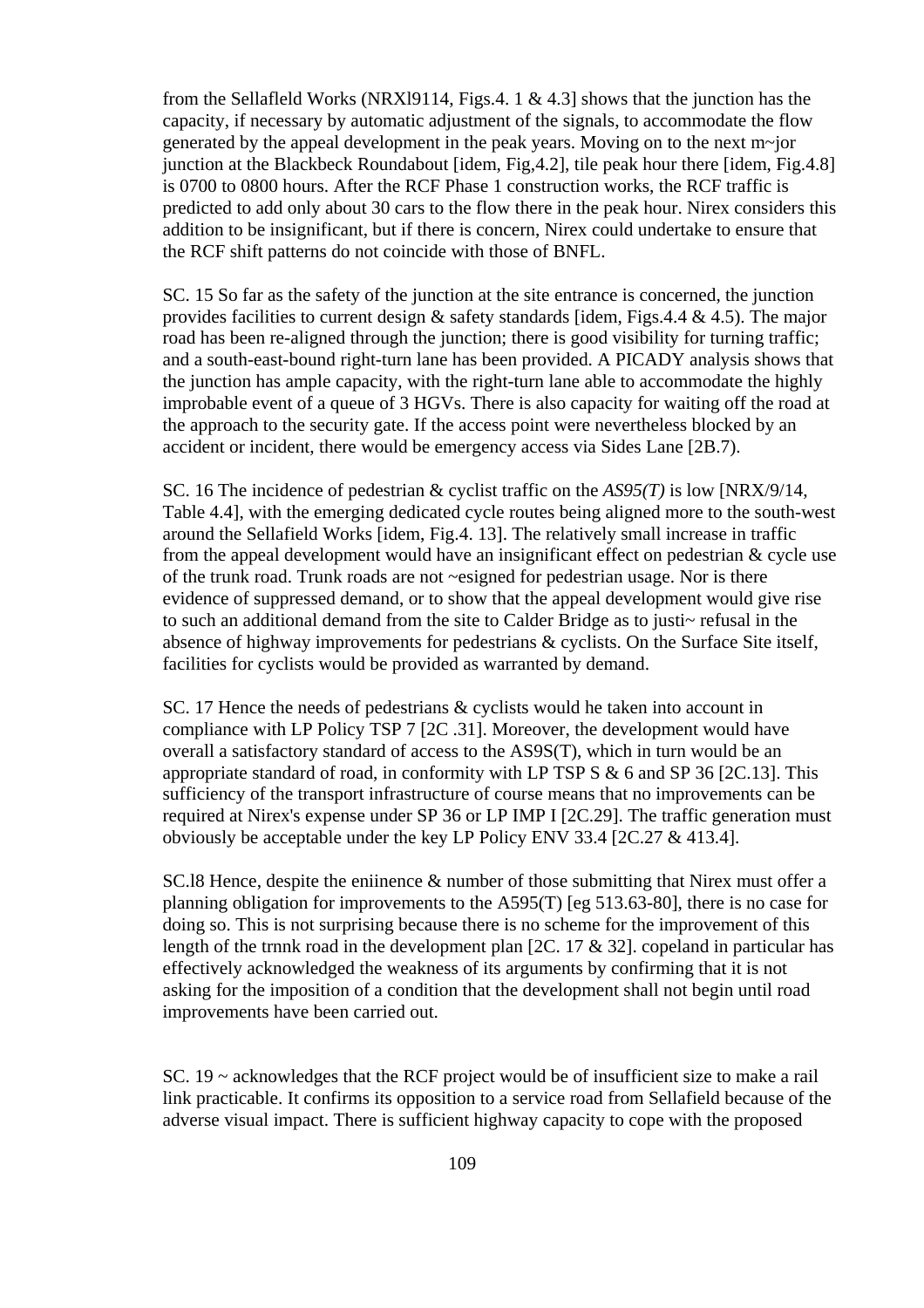from the Sellafleld Works (NRXl9114, Figs.4. 1 & 4.3] shows that the junction has the capacity, if necessary by automatic adjustment of the signals, to accommodate the flow generated by the appeal development in the peak years. Moving on to the next m~jor junction at the Blackbeck Roundabout [idem, Fig,4.2], tile peak hour there [idem, Fig.4.8] is 0700 to 0800 hours. After the RCF Phase 1 construction works, the RCF traffic is predicted to add only about 30 cars to the flow there in the peak hour. Nirex considers this addition to be insignificant, but if there is concern, Nirex could undertake to ensure that the RCF shift patterns do not coincide with those of BNFL.

SC. 15 So far as the safety of the junction at the site entrance is concerned, the junction provides facilities to current design & safety standards [idem, Figs.4.4 & 4.5). The major road has been re-aligned through the junction; there is good visibility for turning traffic; and a south-east-bound right-turn lane has been provided. A PICADY analysis shows that the junction has ample capacity, with the right-turn lane able to accommodate the highly improbable event of a queue of 3 HGVs. There is also capacity for waiting off the road at the approach to the security gate. If the access point were nevertheless blocked by an accident or incident, there would be emergency access via Sides Lane [2B.7).

SC. 16 The incidence of pedestrian & cyclist traffic on the *AS95(T)* is low [NRX/9/14, Table 4.4], with the emerging dedicated cycle routes being aligned more to the south-west around the Sellafield Works [idem, Fig.4. 13]. The relatively small increase in traffic from the appeal development would have an insignificant effect on pedestrian & cycle use of the trunk road. Trunk roads are not ~esigned for pedestrian usage. Nor is there evidence of suppressed demand, or to show that the appeal development would give rise to such an additional demand from the site to Calder Bridge as to justi~ refusal in the absence of highway improvements for pedestrians & cyclists. On the Surface Site itself, facilities for cyclists would be provided as warranted by demand.

SC. 17 Hence the needs of pedestrians & cyclists would he taken into account in compliance with LP Policy TSP 7 [2C .31]. Moreover, the development would have overall a satisfactory standard of access to the AS9S(T), which in turn would be an appropriate standard of road, in conformity with LP TSP S & 6 and SP 36 [2C.13]. This sufficiency of the transport infrastructure of course means that no improvements can be required at Nirex's expense under SP 36 or LP IMP I [2C.29]. The traffic generation must obviously be acceptable under the key LP Policy ENV 33.4 [2C.27 & 413.4].

SC.l8 Hence, despite the eniinence & number of those submitting that Nirex must offer a planning obligation for improvements to the A595(T) [eg 513.63-80], there is no case for doing so. This is not surprising because there is no scheme for the improvement of this length of the trnnk road in the development plan [2C. 17 & 32]. copeland in particular has effectively acknowledged the weakness of its arguments by confirming that it is not asking for the imposition of a condition that the development shall not begin until road improvements have been carried out.

SC. 19 ~ acknowledges that the RCF project would be of insufficient size to make a rail link practicable. It confirms its opposition to a service road from Sellafield because of the adverse visual impact. There is sufficient highway capacity to cope with the proposed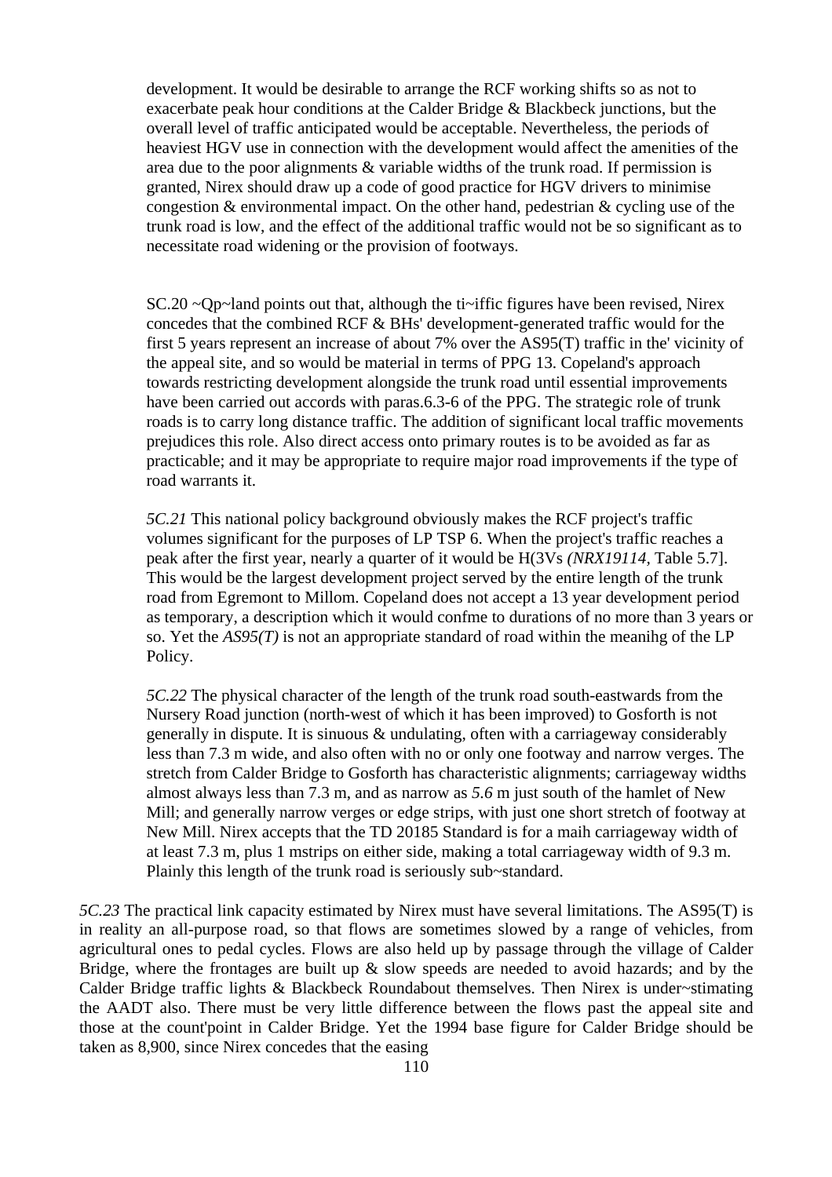development. It would be desirable to arrange the RCF working shifts so as not to exacerbate peak hour conditions at the Calder Bridge & Blackbeck junctions, but the overall level of traffic anticipated would be acceptable. Nevertheless, the periods of heaviest HGV use in connection with the development would affect the amenities of the area due to the poor alignments & variable widths of the trunk road. If permission is granted, Nirex should draw up a code of good practice for HGV drivers to minimise congestion & environmental impact. On the other hand, pedestrian & cycling use of the trunk road is low, and the effect of the additional traffic would not be so significant as to necessitate road widening or the provision of footways.

SC.20 ~Qp~land points out that, although the ti~iffic figures have been revised, Nirex concedes that the combined RCF & BHs' development-generated traffic would for the first 5 years represent an increase of about 7% over the AS95(T) traffic in the' vicinity of the appeal site, and so would be material in terms of PPG 13. Copeland's approach towards restricting development alongside the trunk road until essential improvements have been carried out accords with paras.6.3-6 of the PPG. The strategic role of trunk roads is to carry long distance traffic. The addition of significant local traffic movements prejudices this role. Also direct access onto primary routes is to be avoided as far as practicable; and it may be appropriate to require major road improvements if the type of road warrants it.

*5C.21* This national policy background obviously makes the RCF project's traffic volumes significant for the purposes of LP TSP 6. When the project's traffic reaches a peak after the first year, nearly a quarter of it would be H(3Vs *(NRX19114,* Table 5.7]. This would be the largest development project served by the entire length of the trunk road from Egremont to Millom. Copeland does not accept a 13 year development period as temporary, a description which it would confme to durations of no more than 3 years or so. Yet the *AS95(T)* is not an appropriate standard of road within the meanihg of the LP Policy.

*5C.22* The physical character of the length of the trunk road south-eastwards from the Nursery Road junction (north-west of which it has been improved) to Gosforth is not generally in dispute. It is sinuous & undulating, often with a carriageway considerably less than 7.3 m wide, and also often with no or only one footway and narrow verges. The stretch from Calder Bridge to Gosforth has characteristic alignments; carriageway widths almost always less than 7.3 m, and as narrow as *5.6* m just south of the hamlet of New Mill; and generally narrow verges or edge strips, with just one short stretch of footway at New Mill. Nirex accepts that the TD 20185 Standard is for a maih carriageway width of at least 7.3 m, plus 1 mstrips on either side, making a total carriageway width of 9.3 m. Plainly this length of the trunk road is seriously sub~standard.

*5C.23* The practical link capacity estimated by Nirex must have several limitations. The AS95(T) is in reality an all-purpose road, so that flows are sometimes slowed by a range of vehicles, from agricultural ones to pedal cycles. Flows are also held up by passage through the village of Calder Bridge, where the frontages are built up & slow speeds are needed to avoid hazards; and by the Calder Bridge traffic lights & Blackbeck Roundabout themselves. Then Nirex is under~stimating the AADT also. There must be very little difference between the flows past the appeal site and those at the count'point in Calder Bridge. Yet the 1994 base figure for Calder Bridge should be taken as 8,900, since Nirex concedes that the easing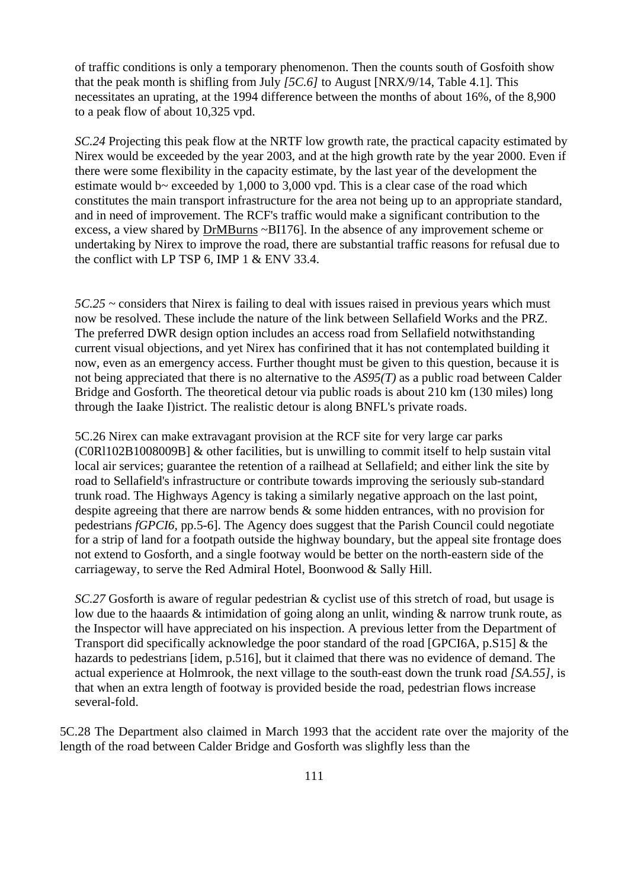of traffic conditions is only a temporary phenomenon. Then the counts south of Gosfoith show that the peak month is shifling from July *[5C.6]* to August [NRX/9/14, Table 4.1]. This necessitates an uprating, at the 1994 difference between the months of about 16%, of the 8,900 to a peak flow of about 10,325 vpd.

*SC.24* Projecting this peak flow at the NRTF low growth rate, the practical capacity estimated by Nirex would be exceeded by the year 2003, and at the high growth rate by the year 2000. Even if there were some flexibility in the capacity estimate, by the last year of the development the estimate would b~ exceeded by 1,000 to 3,000 vpd. This is a clear case of the road which constitutes the main transport infrastructure for the area not being up to an appropriate standard, and in need of improvement. The RCF's traffic would make a significant contribution to the excess, a view shared by DrMBurns ~BI176]. In the absence of any improvement scheme or undertaking by Nirex to improve the road, there are substantial traffic reasons for refusal due to the conflict with LP TSP 6, IMP 1 & ENV 33.4.

*5C.25* ~ considers that Nirex is failing to deal with issues raised in previous years which must now be resolved. These include the nature of the link between Sellafield Works and the PRZ. The preferred DWR design option includes an access road from Sellafield notwithstanding current visual objections, and yet Nirex has confirined that it has not contemplated building it now, even as an emergency access. Further thought must be given to this question, because it is not being appreciated that there is no alternative to the *AS95(T)* as a public road between Calder Bridge and Gosforth. The theoretical detour via public roads is about 210 km (130 miles) long through the Iaake I)istrict. The realistic detour is along BNFL's private roads.

5C.26 Nirex can make extravagant provision at the RCF site for very large car parks (C0Rl102B1008009B] & other facilities, but is unwilling to commit itself to help sustain vital local air services; guarantee the retention of a railhead at Sellafield; and either link the site by road to Sellafield's infrastructure or contribute towards improving the seriously sub-standard trunk road. The Highways Agency is taking a similarly negative approach on the last point, despite agreeing that there are narrow bends & some hidden entrances, with no provision for pedestrians *fGPCI6*, pp.5-6]. The Agency does suggest that the Parish Council could negotiate for a strip of land for a footpath outside the highway boundary, but the appeal site frontage does not extend to Gosforth, and a single footway would be better on the north-eastern side of the carriageway, to serve the Red Admiral Hotel, Boonwood & Sally Hill.

*SC.27* Gosforth is aware of regular pedestrian & cyclist use of this stretch of road, but usage is low due to the haaards & intimidation of going along an unlit, winding & narrow trunk route, as the Inspector will have appreciated on his inspection. A previous letter from the Department of Transport did specifically acknowledge the poor standard of the road [GPCI6A, p.S15] & the hazards to pedestrians [idem, p.516], but it claimed that there was no evidence of demand. The actual experience at Holmrook, the next village to the south-east down the trunk road *[SA.55]*, is that when an extra length of footway is provided beside the road, pedestrian flows increase several-fold.

5C.28 The Department also claimed in March 1993 that the accident rate over the majority of the length of the road between Calder Bridge and Gosforth was slighfly less than the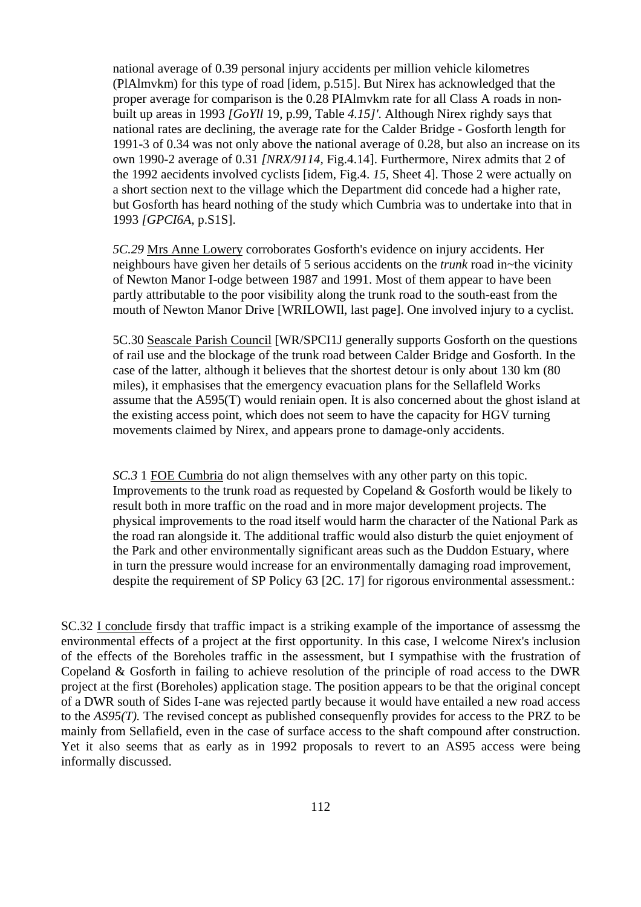national average of 0.39 personal injury accidents per million vehicle kilometres (PlAlmvkm) for this type of road [idem, p.515]. But Nirex has acknowledged that the proper average for comparison is the 0.28 PIAlmvkm rate for all Class A roads in non-built up areas in 1993 *[GoYll* 19, p.99, Table *4.15]'.* Although Nirex righdy says that national rates are declining, the average rate for the Calder Bridge - Gosforth length for 1991-3 of 0.34 was not only above the national average of 0.28, but also an increase on its own 1990-2 average of 0.31 *[NRX/9114,* Fig.4.14]. Furthermore, Nirex admits that 2 of the 1992 aecidents involved cyclists [idem, Fig.4. *15,* Sheet 4]. Those 2 were actually on a short section next to the village which the Department did concede had a higher rate, but Gosforth has heard nothing of the study which Cumbria was to undertake into that in 1993 *[GPCI6A,* p.S1S].

*5C.29* <u>Mrs Anne Lowery</u> corroborates Gosforth's evidence on injury accidents. Her neighbours have given her details of 5 serious accidents on the *trunk* road in~the vicinity of Newton Manor I-odge between 1987 and 1991. Most of them appear to have been partly attributable to the poor visibility along the trunk road to the south-east from the mouth of Newton Manor Drive [WRILOWIl, last page]. One involved injury to a cyclist.

5C.30 <u>Seascale Parish Council</u> [WR/SPCI1J generally supports Gosforth on the questions of rail use and the blockage of the trunk road between Calder Bridge and Gosforth. In the case of the latter, although it believes that the shortest detour is only about 130 km (80 miles), it emphasises that the emergency evacuation plans for the Sellafleld Works assume that the A595(T) would reniain open. It is also concerned about the ghost island at the existing access point, which does not seem to have the capacity for HGV turning movements claimed by Nirex, and appears prone to damage-only accidents.

*SC.3* 1 <u>FOE Cumbria</u> do not align themselves with any other party on this topic. Improvements to the trunk road as requested by Copeland & Gosforth would be likely to result both in more traffic on the road and in more major development projects. The physical improvements to the road itself would harm the character of the National Park as the road ran alongside it. The additional traffic would also disturb the quiet enjoyment of the Park and other environmentally significant areas such as the Duddon Estuary, where in turn the pressure would increase for an environmentally damaging road improvement, despite the requirement of SP Policy 63 [2C. 17] for rigorous environmental assessment.:

SC.32 <u>I conclude</u> firsdy that traffic impact is a striking example of the importance of assessmg the environmental effects of a project at the first opportunity. In this case, I welcome Nirex's inclusion of the effects of the Boreholes traffic in the assessment, but I sympathise with the frustration of Copeland & Gosforth in failing to achieve resolution of the principle of road access to the DWR project at the first (Boreholes) application stage. The position appears to be that the original concept of a DWR south of Sides I-ane was rejected partly because it would have entailed a new road access to the *AS95(T).* The revised concept as published consequenfly provides for access to the PRZ to be mainly from Sellafield, even in the case of surface access to the shaft compound after construction. Yet it also seems that as early as in 1992 proposals to revert to an AS95 access were being informally discussed.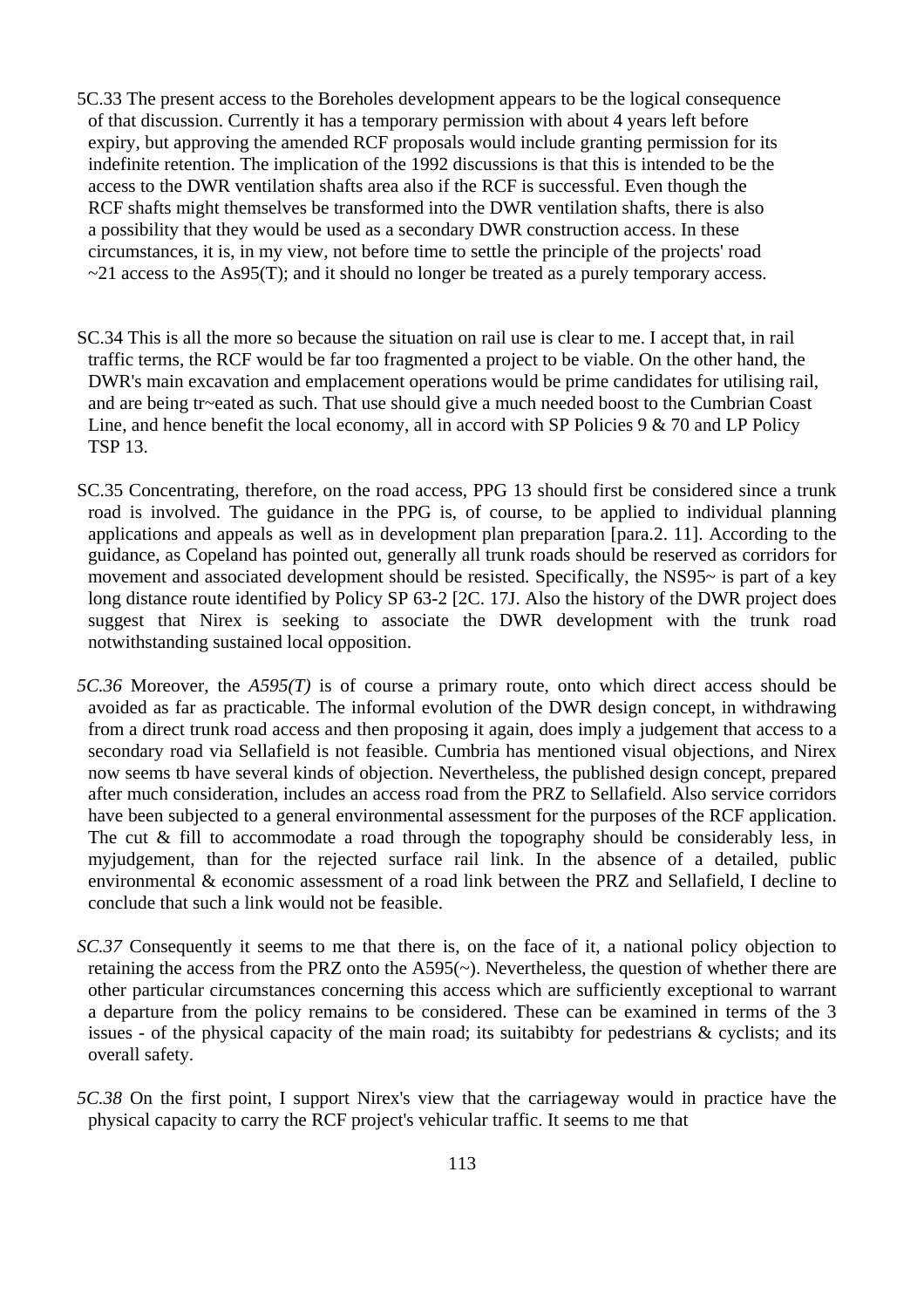5C.33 The present access to the Boreholes development appears to be the logical consequence of that discussion. Currently it has a temporary permission with about 4 years left before expiry, but approving the amended RCF proposals would include granting permission for its indefinite retention. The implication of the 1992 discussions is that this is intended to be the access to the DWR ventilation shafts area also if the RCF is successful. Even though the RCF shafts might themselves be transformed into the DWR ventilation shafts, there is also a possibility that they would be used as a secondary DWR construction access. In these circumstances, it is, in my view, not before time to settle the principle of the projects' road ~21 access to the As95(T); and it should no longer be treated as a purely temporary access.

SC.34 This is all the more so because the situation on rail use is clear to me. I accept that, in rail traffic terms, the RCF would be far too fragmented a project to be viable. On the other hand, the DWR's main excavation and emplacement operations would be prime candidates for utilising rail, and are being tr~eated as such. That use should give a much needed boost to the Cumbrian Coast Line, and hence benefit the local economy, all in accord with SP Policies 9 & 70 and LP Policy TSP 13.

SC.35 Concentrating, therefore, on the road access, PPG 13 should first be considered since a trunk road is involved. The guidance in the PPG is, of course, to be applied to individual planning applications and appeals as well as in development plan preparation [para.2. 11]. According to the guidance, as Copeland has pointed out, generally all trunk roads should be reserved as corridors for movement and associated development should be resisted. Specifically, the NS95~ is part of a key long distance route identified by Policy SP 63-2 [2C. 17J. Also the history of the DWR project does suggest that Nirex is seeking to associate the DWR development with the trunk road notwithstanding sustained local opposition.

*5C.36* Moreover, the *A595(T)* is of course a primary route, onto which direct access should be avoided as far as practicable. The informal evolution of the DWR design concept, in withdrawing from a direct trunk road access and then proposing it again, does imply a judgement that access to a secondary road via Sellafield is not feasible. Cumbria has mentioned visual objections, and Nirex now seems tb have several kinds of objection. Nevertheless, the published design concept, prepared after much consideration, includes an access road from the PRZ to Sellafield. Also service corridors have been subjected to a general environmental assessment for the purposes of the RCF application. The cut & fill to accommodate a road through the topography should be considerably less, in myjudgement, than for the rejected surface rail link. In the absence of a detailed, public environmental & economic assessment of a road link between the PRZ and Sellafield, I decline to conclude that such a link would not be feasible.

*SC.37* Consequently it seems to me that there is, on the face of it, a national policy objection to retaining the access from the PRZ onto the A595(~). Nevertheless, the question of whether there are other particular circumstances concerning this access which are sufficiently exceptional to warrant a departure from the policy remains to be considered. These can be examined in terms of the 3 issues - of the physical capacity of the main road; its suitabibty for pedestrians & cyclists; and its overall safety.

*5C.38* On the first point, I support Nirex's view that the carriageway would in practice have the physical capacity to carry the RCF project's vehicular traffic. It seems to me that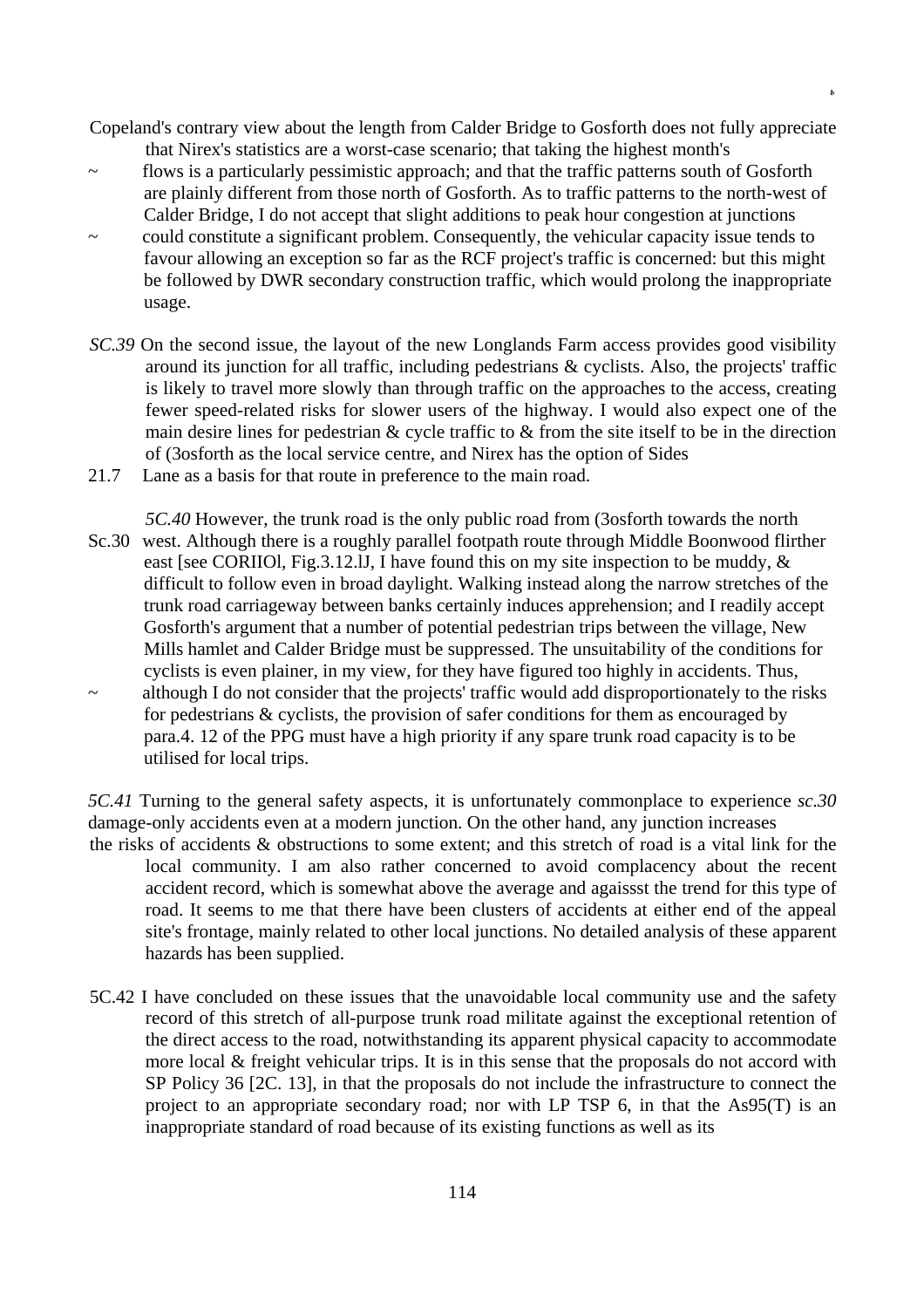Copeland's contrary view about the length from Calder Bridge to Gosforth does not fully appreciate that Nirex's statistics are a worst-case scenario; that taking the highest month's flows is a particularly pessimistic approach; and that the traffic patterns south of Gosforth are plainly different from those north of Gosforth. As to traffic patterns to the north-west of Calder Bridge, I do not accept that slight additions to peak hour congestion at junctions could constitute a significant problem. Consequently, the vehicular capacity issue tends to favour allowing an exception so far as the RCF project's traffic is concerned: but this might be followed by DWR secondary construction traffic, which would prolong the inappropriate usage.

*SC.39* On the second issue, the layout of the new Longlands Farm access provides good visibility around its junction for all traffic, including pedestrians & cyclists. Also, the projects' traffic is likely to travel more slowly than through traffic on the approaches to the access, creating fewer speed-related risks for slower users of the highway. I would also expect one of the main desire lines for pedestrian & cycle traffic to & from the site itself to be in the direction of (3osforth as the local service centre, and Nirex has the option of Sides Lane as a basis for that route in preference to the main road.

21.7

*5C.40* However, the trunk road is the only public road from (3osforth towards the north west. Although there is a roughly parallel footpath route through Middle Boonwood flirther east [see CORIIOl, Fig.3.12.lJ, I have found this on my site inspection to be muddy, & difficult to follow even in broad daylight. Walking instead along the narrow stretches of the trunk road carriageway between banks certainly induces apprehension; and I readily accept Gosforth's argument that a number of potential pedestrian trips between the village, New Mills hamlet and Calder Bridge must be suppressed. The unsuitability of the conditions for cyclists is even plainer, in my view, for they have figured too highly in accidents. Thus, although I do not consider that the projects' traffic would add disproportionately to the risks for pedestrians & cyclists, the provision of safer conditions for them as encouraged by para.4. 12 of the PPG must have a high priority if any spare trunk road capacity is to be utilised for local trips.

Sc.30

*5C.41* Turning to the general safety aspects, it is unfortunately commonplace to experience damage-only accidents even at a modern junction. On the other hand, any junction increases the risks of accidents & obstructions to some extent; and this stretch of road is a vital link for the local community. I am also rather concerned to avoid complacency about the recent accident record, which is somewhat above the average and agaissst the trend for this type of road. It seems to me that there have been clusters of accidents at either end of the appeal site's frontage, mainly related to other local junctions. No detailed analysis of these apparent hazards has been supplied. *sc.30*

5C.42 I have concluded on these issues that the unavoidable local community use and the safety record of this stretch of all-purpose trunk road militate against the exceptional retention of the direct access to the road, notwithstanding its apparent physical capacity to accommodate more local & freight vehicular trips. It is in this sense that the proposals do not accord with SP Policy 36 [2C. 13], in that the proposals do not include the infrastructure to connect the project to an appropriate secondary road; nor with LP TSP 6, in that the As95(T) is an inappropriate standard of road because of its existing functions as well as its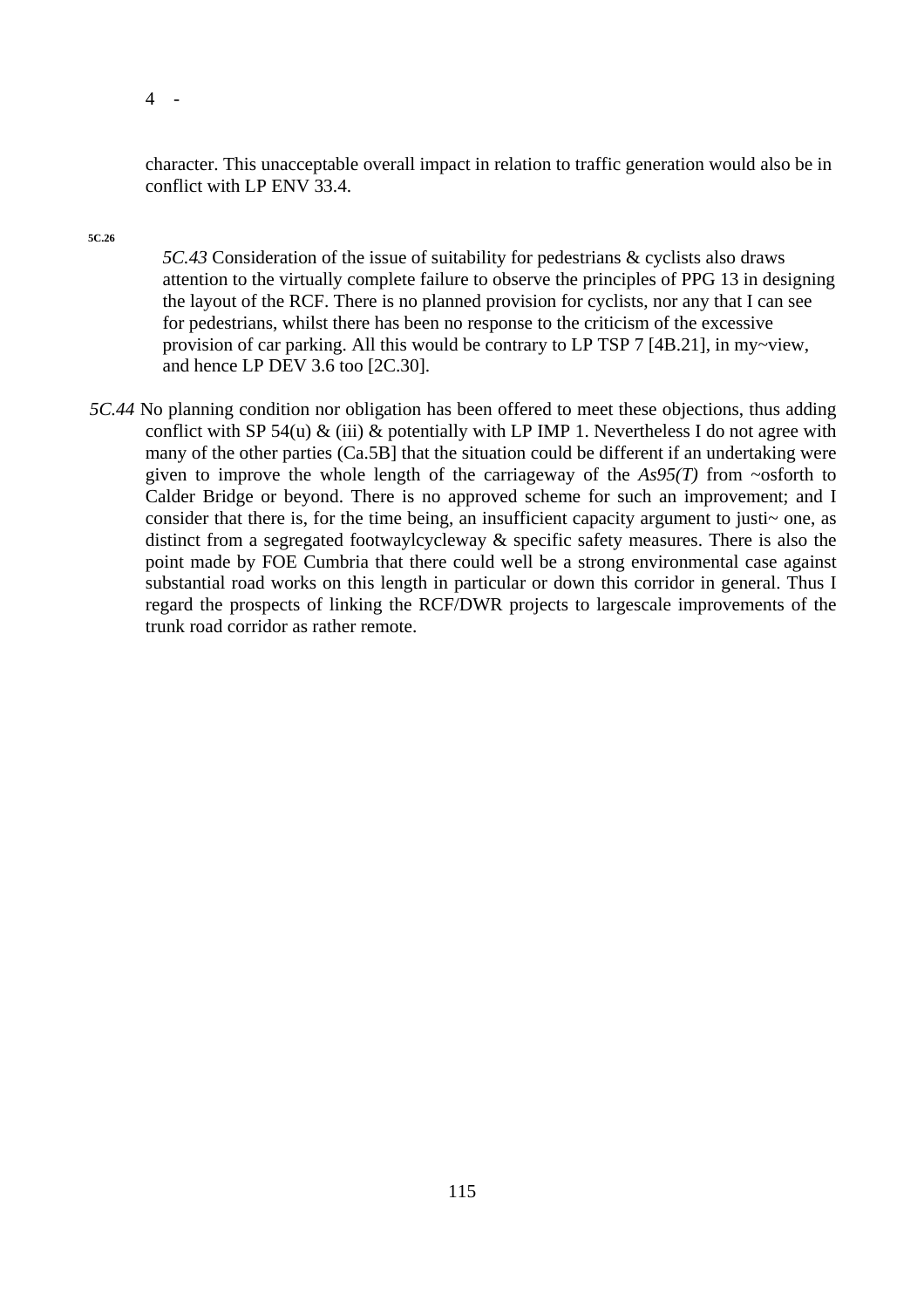4 -

character. This unacceptable overall impact in relation to traffic generation would also be in conflict with LP ENV 33.4.

5C.26

*5C.43* Consideration of the issue of suitability for pedestrians & cyclists also draws attention to the virtually complete failure to observe the principles of PPG 13 in designing the layout of the RCF. There is no planned provision for cyclists, nor any that I can see for pedestrians, whilst there has been no response to the criticism of the excessive provision of car parking. All this would be contrary to LP TSP 7 [4B.21], in my~view, and hence LP DEV 3.6 too [2C.30].

*5C.44* No planning condition nor obligation has been offered to meet these objections, thus adding conflict with SP 54(u) & (iii) & potentially with LP IMP 1. Nevertheless I do not agree with many of the other parties (Ca.5B] that the situation could be different if an undertaking were given to improve the whole length of the carriageway of the *As95(T)* from ~osforth to Calder Bridge or beyond. There is no approved scheme for such an improvement; and I consider that there is, for the time being, an insufficient capacity argument to justi~ one, as distinct from a segregated footwaylcycleway & specific safety measures. There is also the point made by FOE Cumbria that there could well be a strong environmental case against substantial road works on this length in particular or down this corridor in general. Thus I regard the prospects of linking the RCF/DWR projects to largescale improvements of the trunk road corridor as rather remote.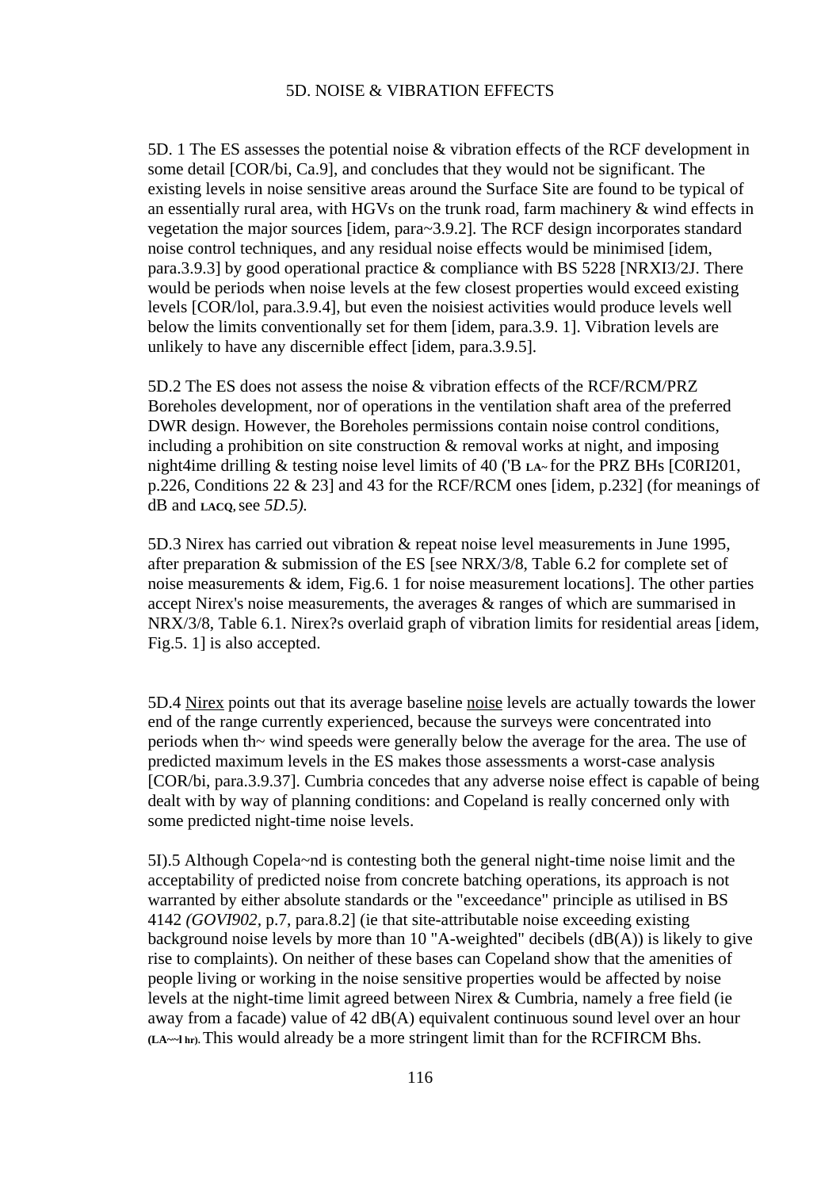## 5D. NOISE & VIBRATION EFFECTS

5D. 1 The ES assesses the potential noise & vibration effects of the RCF development in some detail [COR/bi, Ca.9], and concludes that they would not be significant. The existing levels in noise sensitive areas around the Surface Site are found to be typical of an essentially rural area, with HGVs on the trunk road, farm machinery & wind effects in vegetation the major sources [idem, para~3.9.2]. The RCF design incorporates standard noise control techniques, and any residual noise effects would be minimised [idem, para.3.9.3] by good operational practice & compliance with BS 5228 [NRXI3/2J. There would be periods when noise levels at the few closest properties would exceed existing levels [COR/lol, para.3.9.4], but even the noisiest activities would produce levels well below the limits conventionally set for them [idem, para.3.9. 1]. Vibration levels are unlikely to have any discernible effect [idem, para.3.9.5].

5D.2 The ES does not assess the noise & vibration effects of the RCF/RCM/PRZ Boreholes development, nor of operations in the ventilation shaft area of the preferred DWR design. However, the Boreholes permissions contain noise control conditions, including a prohibition on site construction & removal works at night, and imposing night4ime drilling & testing noise level limits of 40 ('B $_{LA\sim}$ for the PRZ BHs [C0RI201, p.226, Conditions 22 & 23] and 43 for the RCF/RCM ones [idem, p.232] (for meanings of dB and $_{LACQ}$, see *5D.5).*

5D.3 Nirex has carried out vibration & repeat noise level measurements in June 1995, after preparation & submission of the ES [see NRX/3/8, Table 6.2 for complete set of noise measurements & idem, Fig.6. 1 for noise measurement locations]. The other parties accept Nirex's noise measurements, the averages & ranges of which are summarised in NRX/3/8, Table 6.1. Nirex?s overlaid graph of vibration limits for residential areas [idem, Fig.5. 1] is also accepted.

5D.4 <u>Nirex</u> points out that its average baseline <u>noise</u> levels are actually towards the lower end of the range currently experienced, because the surveys were concentrated into periods when th~ wind speeds were generally below the average for the area. The use of predicted maximum levels in the ES makes those assessments a worst-case analysis [COR/bi, para.3.9.37]. Cumbria concedes that any adverse noise effect is capable of being dealt with by way of planning conditions: and Copeland is really concerned only with some predicted night-time noise levels.

5I).5 Although Copela~nd is contesting both the general night-time noise limit and the acceptability of predicted noise from concrete batching operations, its approach is not warranted by either absolute standards or the "exceedance" principle as utilised in BS 4142 *(GOVI902,* p.7, para.8.2] (ie that site-attributable noise exceeding existing background noise levels by more than 10 "A-weighted" decibels (dB(A)) is likely to give rise to complaints). On neither of these bases can Copeland show that the amenities of people living or working in the noise sensitive properties would be affected by noise levels at the night-time limit agreed between Nirex & Cumbria, namely a free field (ie away from a facade) value of 42 dB(A) equivalent continuous sound level over an hour $_{(LA\sim\sim l\ hr)}$. This would already be a more stringent limit than for the RCFIRCM Bhs.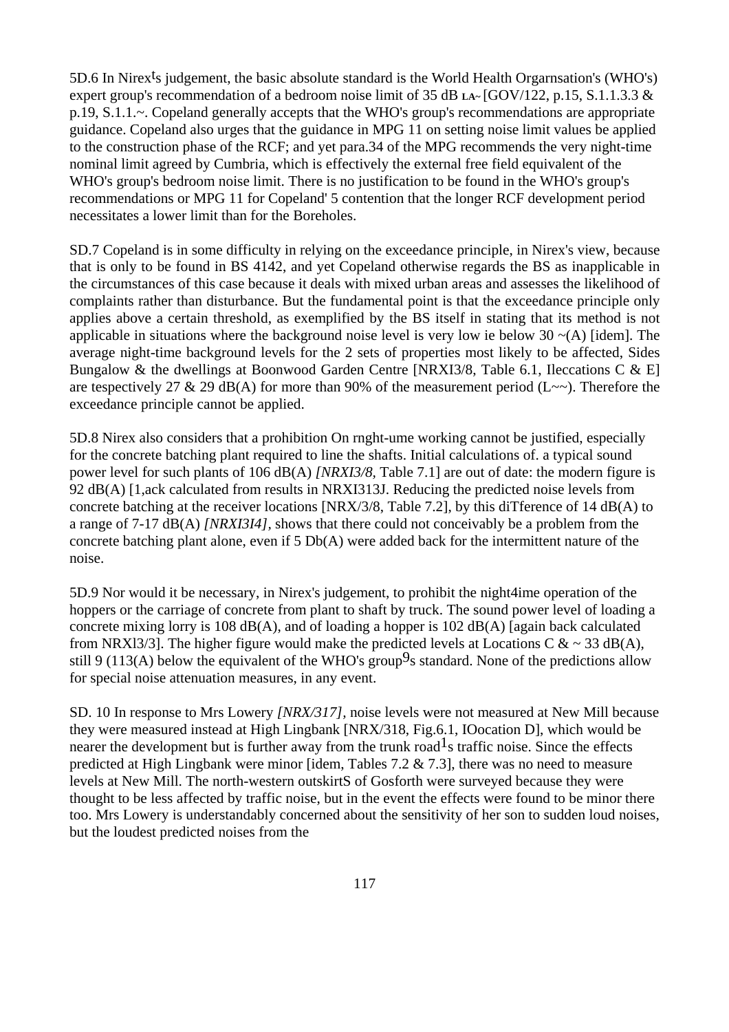5D.6 In Nirex's judgement, the basic absolute standard is the World Health Orgarnsation's (WHO's) expert group's recommendation of a bedroom noise limit of 35 dB LA~ [GOV/122, p.15, S.1.1.3.3 & p.19, S.1.1.~. Copeland generally accepts that the WHO's group's recommendations are appropriate guidance. Copeland also urges that the guidance in MPG 11 on setting noise limit values be applied to the construction phase of the RCF; and yet para.34 of the MPG recommends the very night-time nominal limit agreed by Cumbria, which is effectively the external free field equivalent of the WHO's group's bedroom noise limit. There is no justification to be found in the WHO's group's recommendations or MPG 11 for Copeland' 5 contention that the longer RCF development period necessitates a lower limit than for the Boreholes.

SD.7 Copeland is in some difficulty in relying on the exceedance principle, in Nirex's view, because that is only to be found in BS 4142, and yet Copeland otherwise regards the BS as inapplicable in the circumstances of this case because it deals with mixed urban areas and assesses the likelihood of complaints rather than disturbance. But the fundamental point is that the exceedance principle only applies above a certain threshold, as exemplified by the BS itself in stating that its method is not applicable in situations where the background noise level is very low ie below 30 ~(A) [idem]. The average night-time background levels for the 2 sets of properties most likely to be affected, Sides Bungalow & the dwellings at Boonwood Garden Centre [NRXI3/8, Table 6.1, Ileccations C & E] are tespectively 27 & 29 dB(A) for more than 90% of the measurement period (L~~). Therefore the exceedance principle cannot be applied.

5D.8 Nirex also considers that a prohibition On rnght-ume working cannot be justified, especially for the concrete batching plant required to line the shafts. Initial calculations of. a typical sound power level for such plants of 106 dB(A) *[NRXI3/8,* Table 7.1] are out of date: the modern figure is 92 dB(A) [1,ack calculated from results in NRXI313J. Reducing the predicted noise levels from concrete batching at the receiver locations [NRX/3/8, Table 7.2], by this diTference of 14 dB(A) to a range of 7-17 dB(A) *[NRXI3I4]*, shows that there could not conceivably be a problem from the concrete batching plant alone, even if 5 Db(A) were added back for the intermittent nature of the noise.

5D.9 Nor would it be necessary, in Nirex's judgement, to prohibit the night4ime operation of the hoppers or the carriage of concrete from plant to shaft by truck. The sound power level of loading a concrete mixing lorry is 108 dB(A), and of loading a hopper is 102 dB(A) [again back calculated from NRXl3/3]. The higher figure would make the predicted levels at Locations C & ~ 33 dB(A), still 9 (113(A) below the equivalent of the WHO's group9s standard. None of the predictions allow for special noise attenuation measures, in any event.

SD. 10 In response to Mrs Lowery *[NRX/317]*, noise levels were not measured at New Mill because they were measured instead at High Lingbank [NRX/318, Fig.6.1, IOocation D], which would be nearer the development but is further away from the trunk road1s traffic noise. Since the effects predicted at High Lingbank were minor [idem, Tables 7.2 & 7.3], there was no need to measure levels at New Mill. The north-western outskirtS of Gosforth were surveyed because they were thought to be less affected by traffic noise, but in the event the effects were found to be minor there too. Mrs Lowery is understandably concerned about the sensitivity of her son to sudden loud noises, but the loudest predicted noises from the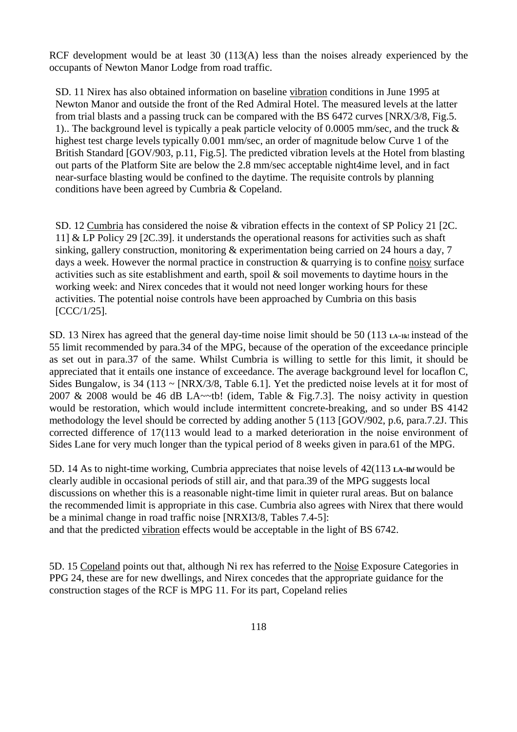RCF development would be at least 30 (113(A) less than the noises already experienced by the occupants of Newton Manor Lodge from road traffic.

SD. 11 Nirex has also obtained information on baseline vibration conditions in June 1995 at Newton Manor and outside the front of the Red Admiral Hotel. The measured levels at the latter from trial blasts and a passing truck can be compared with the BS 6472 curves [NRX/3/8, Fig.5. 1).. The background level is typically a peak particle velocity of 0.0005 mm/sec, and the truck & highest test charge levels typically 0.001 mm/sec, an order of magnitude below Curve 1 of the British Standard [GOV/903, p.11, Fig.5]. The predicted vibration levels at the Hotel from blasting out parts of the Platform Site are below the 2.8 mm/sec acceptable night4ime level, and in fact near-surface blasting would be confined to the daytime. The requisite controls by planning conditions have been agreed by Cumbria & Copeland.

SD. 12 Cumbria has considered the noise & vibration effects in the context of SP Policy 21 [2C. 11] & LP Policy 29 [2C.39]. it understands the operational reasons for activities such as shaft sinking, gallery construction, monitoring & experimentation being carried on 24 hours a day, 7 days a week. However the normal practice in construction & quarrying is to confine noisy surface activities such as site establishment and earth, spoil & soil movements to daytime hours in the working week: and Nirex concedes that it would not need longer working hours for these activities. The potential noise controls have been approached by Cumbria on this basis [CCC/1/25].

SD. 13 Nirex has agreed that the general day-time noise limit should be 50 (113 LA~1k! instead of the 55 limit recommended by para.34 of the MPG, because of the operation of the exceedance principle as set out in para.37 of the same. Whilst Cumbria is willing to settle for this limit, it should be appreciated that it entails one instance of exceedance. The average background level for locaflon C, Sides Bungalow, is 34 (113 ~ [NRX/3/8, Table 6.1]. Yet the predicted noise levels at it for most of 2007 & 2008 would be 46 dB LA~~tb! (idem, Table & Fig.7.3]. The noisy activity in question would be restoration, which would include intermittent concrete-breaking, and so under BS 4142 methodology the level should be corrected by adding another 5 (113 [GOV/902, p.6, para.7.2J. This corrected difference of 17(113 would lead to a marked deterioration in the noise environment of Sides Lane for very much longer than the typical period of 8 weeks given in para.61 of the MPG.

5D. 14 As to night-time working, Cumbria appreciates that noise levels of 42(113 LA~lhf would be clearly audible in occasional periods of still air, and that para.39 of the MPG suggests local discussions on whether this is a reasonable night-time limit in quieter rural areas. But on balance the recommended limit is appropriate in this case. Cumbria also agrees with Nirex that there would be a minimal change in road traffic noise [NRXI3/8, Tables 7.4-5]:
and that the predicted vibration effects would be acceptable in the light of BS 6742.

5D. 15 Copeland points out that, although Ni rex has referred to the Noise Exposure Categories in PPG 24, these are for new dwellings, and Nirex concedes that the appropriate guidance for the construction stages of the RCF is MPG 11. For its part, Copeland relies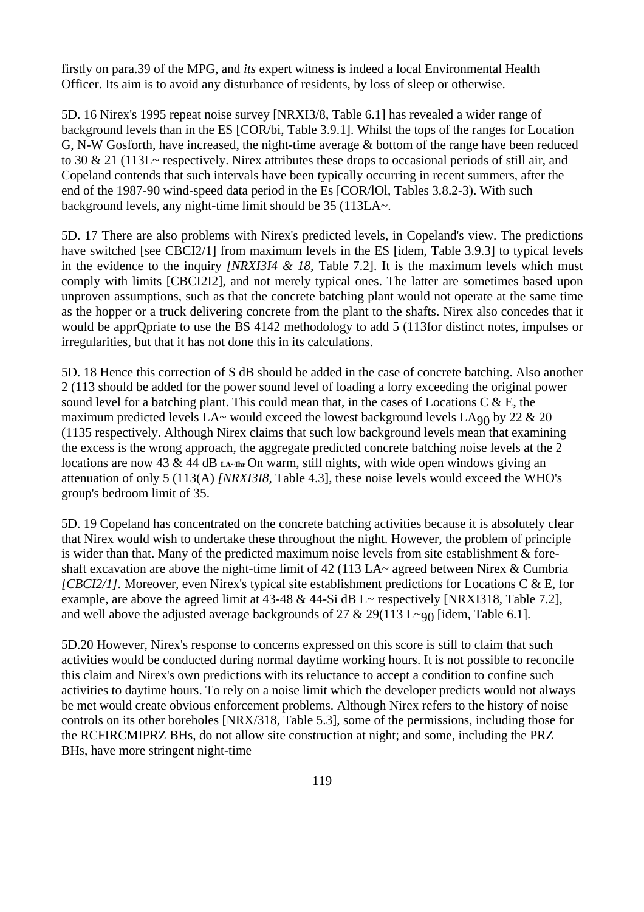firstly on para.39 of the MPG, and *its* expert witness is indeed a local Environmental Health Officer. Its aim is to avoid any disturbance of residents, by loss of sleep or otherwise.

5D. 16 Nirex's 1995 repeat noise survey [NRXI3/8, Table 6.1] has revealed a wider range of background levels than in the ES [COR/bi, Table 3.9.1]. Whilst the tops of the ranges for Location G, N-W Gosforth, have increased, the night-time average & bottom of the range have been reduced to 30 & 21 (113L~ respectively. Nirex attributes these drops to occasional periods of still air, and Copeland contends that such intervals have been typically occurring in recent summers, after the end of the 1987-90 wind-speed data period in the Es [COR/lOl, Tables 3.8.2-3). With such background levels, any night-time limit should be 35 (113LA~.

5D. 17 There are also problems with Nirex's predicted levels, in Copeland's view. The predictions have switched [see CBCI2/1] from maximum levels in the ES [idem, Table 3.9.3] to typical levels in the evidence to the inquiry *[NRXI3I4 & 18,* Table 7.2]. It is the maximum levels which must comply with limits [CBCI2I2], and not merely typical ones. The latter are sometimes based upon unproven assumptions, such as that the concrete batching plant would not operate at the same time as the hopper or a truck delivering concrete from the plant to the shafts. Nirex also concedes that it would be apprQpriate to use the BS 4142 methodology to add 5 (113for distinct notes, impulses or irregularities, but that it has not done this in its calculations.

5D. 18 Hence this correction of S dB should be added in the case of concrete batching. Also another 2 (113 should be added for the power sound level of loading a lorry exceeding the original power sound level for a batching plant. This could mean that, in the cases of Locations C & E, the maximum predicted levels LA~ would exceed the lowest background levels $LA_{90}$ by 22 & 20 (1135 respectively. Although Nirex claims that such low background levels mean that examining the excess is the wrong approach, the aggregate predicted concrete batching noise levels at the 2 locations are now 43 & 44 dB $_{LA\sim Ihr}$ On warm, still nights, with wide open windows giving an attenuation of only 5 (113(A) *[NRXI3I8,* Table 4.3], these noise levels would exceed the WHO's group's bedroom limit of 35.

5D. 19 Copeland has concentrated on the concrete batching activities because it is absolutely clear that Nirex would wish to undertake these throughout the night. However, the problem of principle is wider than that. Many of the predicted maximum noise levels from site establishment & fore-shaft excavation are above the night-time limit of 42 (113 LA~ agreed between Nirex & Cumbria *[CBCI2/1].* Moreover, even Nirex's typical site establishment predictions for Locations C & E, for example, are above the agreed limit at 43-48 & 44-Si dB L~ respectively [NRXI318, Table 7.2], and well above the adjusted average backgrounds of 27 & 29(113 $L_{\sim 90}$ [idem, Table 6.1].

5D.20 However, Nirex's response to concerns expressed on this score is still to claim that such activities would be conducted during normal daytime working hours. It is not possible to reconcile this claim and Nirex's own predictions with its reluctance to accept a condition to confine such activities to daytime hours. To rely on a noise limit which the developer predicts would not always be met would create obvious enforcement problems. Although Nirex refers to the history of noise controls on its other boreholes [NRX/318, Table 5.3], some of the permissions, including those for the RCFIRCMIPRZ BHs, do not allow site construction at night; and some, including the PRZ BHs, have more stringent night-time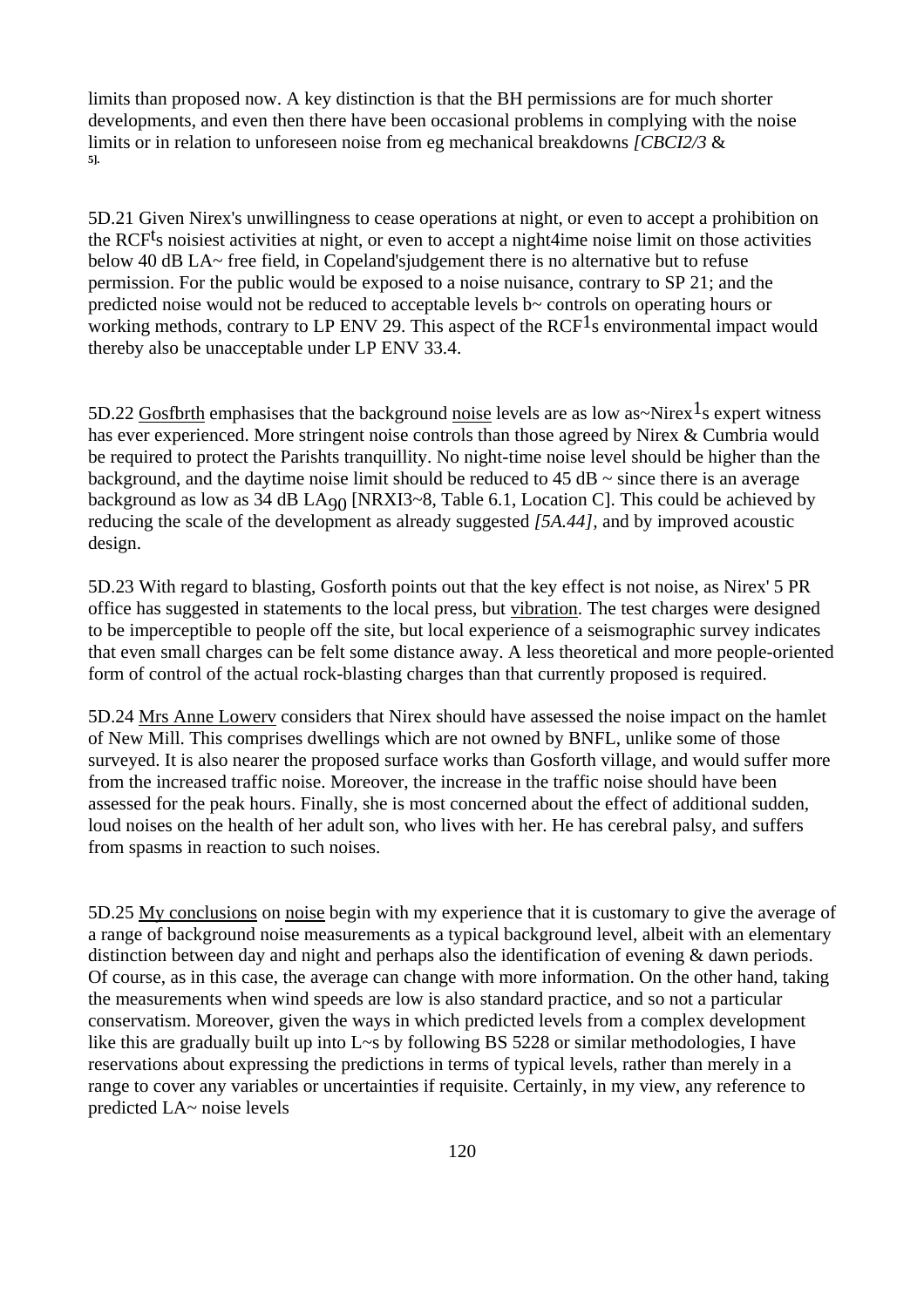limits than proposed now. A key distinction is that the BH permissions are for much shorter developments, and even then there have been occasional problems in complying with the noise limits or in relation to unforeseen noise from eg mechanical breakdowns *[CBCI2/3* & **5].**

5D.21 Given Nirex's unwillingness to cease operations at night, or even to accept a prohibition on the RCF[t]s noisiest activities at night, or even to accept a night4ime noise limit on those activities below 40 dB LA~ free field, in Copeland'sjudgement there is no alternative but to refuse permission. For the public would be exposed to a noise nuisance, contrary to SP 21; and the predicted noise would not be reduced to acceptable levels b~ controls on operating hours or working methods, contrary to LP ENV 29. This aspect of the RCF[1]s environmental impact would thereby also be unacceptable under LP ENV 33.4.

5D.22 Gosfbrth emphasises that the background noise levels are as low as~Nirex[1]s expert witness has ever experienced. More stringent noise controls than those agreed by Nirex & Cumbria would be required to protect the Parishts tranquillity. No night-time noise level should be higher than the background, and the daytime noise limit should be reduced to 45 dB ~ since there is an average background as low as 34 dB $LA_{90}$ [NRXI3~8, Table 6.1, Location C]. This could be achieved by reducing the scale of the development as already suggested *[5A.44]*, and by improved acoustic design.

5D.23 With regard to blasting, Gosforth points out that the key effect is not noise, as Nirex' 5 PR office has suggested in statements to the local press, but vibration. The test charges were designed to be imperceptible to people off the site, but local experience of a seismographic survey indicates that even small charges can be felt some distance away. A less theoretical and more people-oriented form of control of the actual rock-blasting charges than that currently proposed is required.

5D.24 Mrs Anne Lowerv considers that Nirex should have assessed the noise impact on the hamlet of New Mill. This comprises dwellings which are not owned by BNFL, unlike some of those surveyed. It is also nearer the proposed surface works than Gosforth village, and would suffer more from the increased traffic noise. Moreover, the increase in the traffic noise should have been assessed for the peak hours. Finally, she is most concerned about the effect of additional sudden, loud noises on the health of her adult son, who lives with her. He has cerebral palsy, and suffers from spasms in reaction to such noises.

5D.25 My conclusions on noise begin with my experience that it is customary to give the average of a range of background noise measurements as a typical background level, albeit with an elementary distinction between day and night and perhaps also the identification of evening & dawn periods. Of course, as in this case, the average can change with more information. On the other hand, taking the measurements when wind speeds are low is also standard practice, and so not a particular conservatism. Moreover, given the ways in which predicted levels from a complex development like this are gradually built up into L~s by following BS 5228 or similar methodologies, I have reservations about expressing the predictions in terms of typical levels, rather than merely in a range to cover any variables or uncertainties if requisite. Certainly, in my view, any reference to predicted LA~ noise levels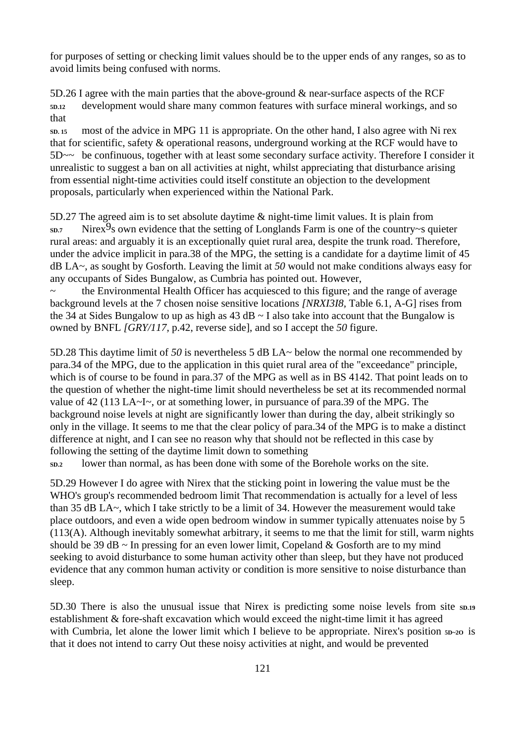for purposes of setting or checking limit values should be to the upper ends of any ranges, so as to avoid limits being confused with norms.

5D.26 I agree with the main parties that the above-ground & near-surface aspects of the RCF development would share many common features with surface mineral workings, and so that most of the advice in MPG 11 is appropriate. On the other hand, I also agree with Ni rex that for scientific, safety & operational reasons, underground working at the RCF would have to be confinuous, together with at least some secondary surface activity. Therefore I consider it unrealistic to suggest a ban on all activities at night, whilst appreciating that disturbance arising from essential night-time activities could itself constitute an objection to the development proposals, particularly when experienced within the National Park.

5D.27 The agreed aim is to set absolute daytime & night-time limit values. It is plain from Nirex9s own evidence that the setting of Longlands Farm is one of the country~s quieter rural areas: and arguably it is an exceptionally quiet rural area, despite the trunk road. Therefore, under the advice implicit in para.38 of the MPG, the setting is a candidate for a daytime limit of 45 dB LA~, as sought by Gosforth. Leaving the limit at *50* would not make conditions always easy for any occupants of Sides Bungalow, as Cumbria has pointed out. However, the Environmental Health Officer has acquiesced to this figure; and the range of average background levels at the 7 chosen noise sensitive locations *[NRXI3I8*, Table 6.1, A-G] rises from the 34 at Sides Bungalow to up as high as 43 dB ~ I also take into account that the Bungalow is owned by BNFL *[GRY/117*, p.42, reverse side], and so I accept the *50* figure.

5D.28 This daytime limit of *50* is nevertheless 5 dB LA~ below the normal one recommended by para.34 of the MPG, due to the application in this quiet rural area of the "exceedance" principle, which is of course to be found in para.37 of the MPG as well as in BS 4142. That point leads on to the question of whether the night-time limit should nevertheless be set at its recommended normal value of 42 (113 LA~I~, or at something lower, in pursuance of para.39 of the MPG. The background noise levels at night are significantly lower than during the day, albeit strikingly so only in the village. It seems to me that the clear policy of para.34 of the MPG is to make a distinct difference at night, and I can see no reason why that should not be reflected in this case by following the setting of the daytime limit down to something lower than normal, as has been done with some of the Borehole works on the site.

5D.29 However I do agree with Nirex that the sticking point in lowering the value must be the WHO's group's recommended bedroom limit That recommendation is actually for a level of less than 35 dB LA~, which I take strictly to be a limit of 34. However the measurement would take place outdoors, and even a wide open bedroom window in summer typically attenuates noise by 5 (113(A). Although inevitably somewhat arbitrary, it seems to me that the limit for still, warm nights should be 39 dB ~ In pressing for an even lower limit, Copeland & Gosforth are to my mind seeking to avoid disturbance to some human activity other than sleep, but they have not produced evidence that any common human activity or condition is more sensitive to noise disturbance than sleep.

5D.30 There is also the unusual issue that Nirex is predicting some noise levels from site establishment & fore-shaft excavation which would exceed the night-time limit it has agreed with Cumbria, let alone the lower limit which I believe to be appropriate. Nirex's position is that it does not intend to carry Out these noisy activities at night, and would be prevented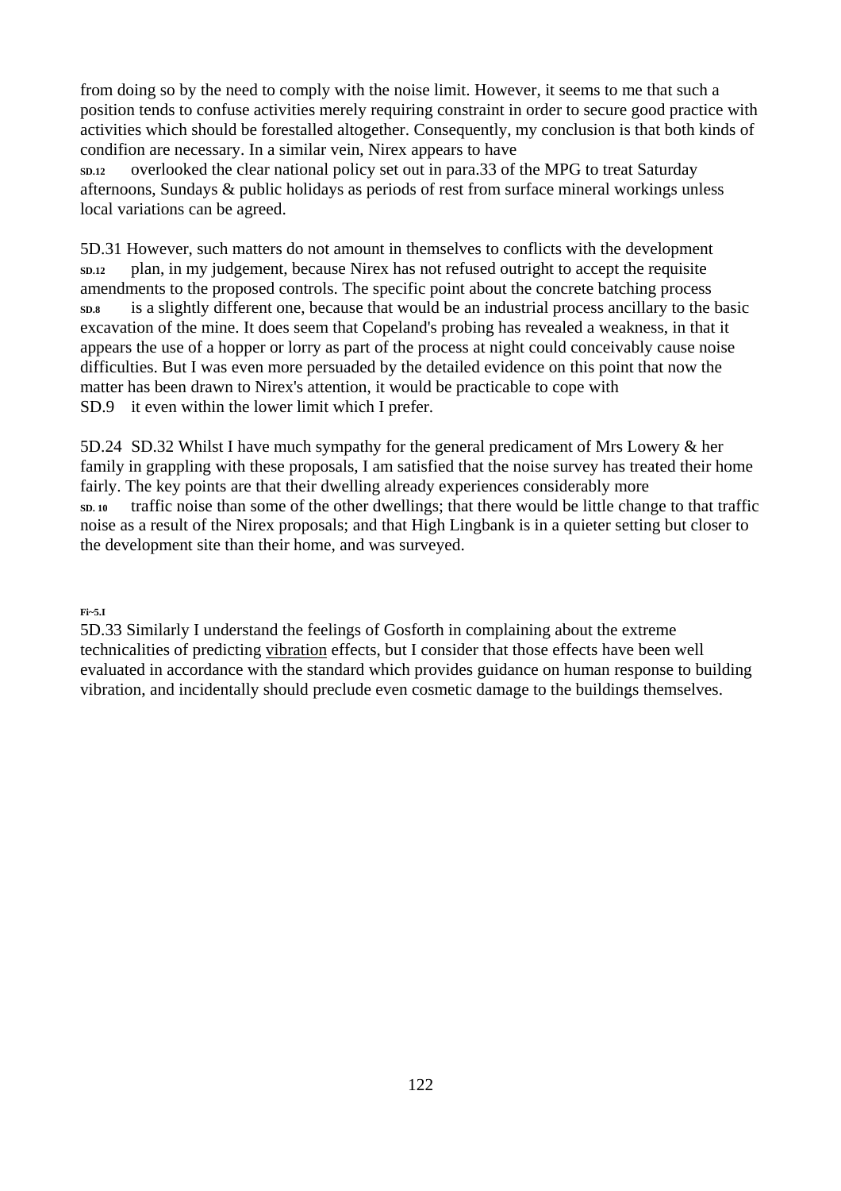from doing so by the need to comply with the noise limit. However, it seems to me that such a position tends to confuse activities merely requiring constraint in order to secure good practice with activities which should be forestalled altogether. Consequently, my conclusion is that both kinds of condifion are necessary. In a similar vein, Nirex appears to have

SD.12 overlooked the clear national policy set out in para.33 of the MPG to treat Saturday afternoons, Sundays & public holidays as periods of rest from surface mineral workings unless local variations can be agreed.

5D.31 However, such matters do not amount in themselves to conflicts with the development

SD.12 plan, in my judgement, because Nirex has not refused outright to accept the requisite amendments to the proposed controls. The specific point about the concrete batching process

SD.8 is a slightly different one, because that would be an industrial process ancillary to the basic excavation of the mine. It does seem that Copeland's probing has revealed a weakness, in that it appears the use of a hopper or lorry as part of the process at night could conceivably cause noise difficulties. But I was even more persuaded by the detailed evidence on this point that now the matter has been drawn to Nirex's attention, it would be practicable to cope with

SD.9 it even within the lower limit which I prefer.

5D.24 SD.32 Whilst I have much sympathy for the general predicament of Mrs Lowery & her family in grappling with these proposals, I am satisfied that the noise survey has treated their home fairly. The key points are that their dwelling already experiences considerably more

SD. 10 traffic noise than some of the other dwellings; that there would be little change to that traffic noise as a result of the Nirex proposals; and that High Lingbank is in a quieter setting but closer to the development site than their home, and was surveyed.

Fi~5.I

5D.33 Similarly I understand the feelings of Gosforth in complaining about the extreme technicalities of predicting vibration effects, but I consider that those effects have been well evaluated in accordance with the standard which provides guidance on human response to building vibration, and incidentally should preclude even cosmetic damage to the buildings themselves.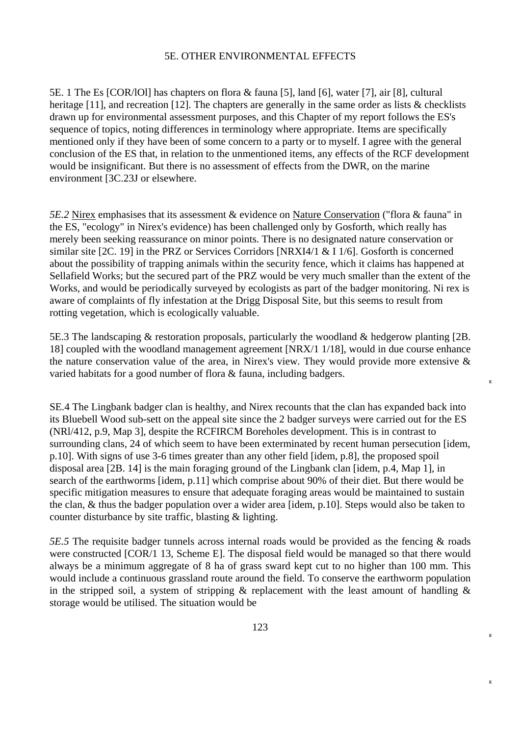5E. OTHER ENVIRONMENTAL EFFECTS

5E. 1 The Es [COR/lOl] has chapters on flora & fauna [5], land [6], water [7], air [8], cultural heritage [11], and recreation [12]. The chapters are generally in the same order as lists & checklists drawn up for environmental assessment purposes, and this Chapter of my report follows the ES's sequence of topics, noting differences in terminology where appropriate. Items are specifically mentioned only if they have been of some concern to a party or to myself. I agree with the general conclusion of the ES that, in relation to the unmentioned items, any effects of the RCF development would be insignificant. But there is no assessment of effects from the DWR, on the marine environment [3C.23J or elsewhere.

*5E.2* Nirex emphasises that its assessment & evidence on Nature Conservation ("flora & fauna" in the ES, "ecology" in Nirex's evidence) has been challenged only by Gosforth, which really has merely been seeking reassurance on minor points. There is no designated nature conservation or similar site [2C. 19] in the PRZ or Services Corridors [NRXI4/1 & I 1/6]. Gosforth is concerned about the possibility of trapping animals within the security fence, which it claims has happened at Sellafield Works; but the secured part of the PRZ would be very much smaller than the extent of the Works, and would be periodically surveyed by ecologists as part of the badger monitoring. Ni rex is aware of complaints of fly infestation at the Drigg Disposal Site, but this seems to result from rotting vegetation, which is ecologically valuable.

5E.3 The landscaping & restoration proposals, particularly the woodland & hedgerow planting [2B. 18] coupled with the woodland management agreement [NRX/1 1/18], would in due course enhance the nature conservation value of the area, in Nirex's view. They would provide more extensive & varied habitats for a good number of flora & fauna, including badgers.

SE.4 The Lingbank badger clan is healthy, and Nirex recounts that the clan has expanded back into its Bluebell Wood sub-sett on the appeal site since the 2 badger surveys were carried out for the ES (NRl/412, p.9, Map 3], despite the RCFIRCM Boreholes development. This is in contrast to surrounding clans, 24 of which seem to have been exterminated by recent human persecution [idem, p.10]. With signs of use 3-6 times greater than any other field [idem, p.8], the proposed spoil disposal area [2B. 14] is the main foraging ground of the Lingbank clan [idem, p.4, Map 1], in search of the earthworms [idem, p.11] which comprise about 90% of their diet. But there would be specific mitigation measures to ensure that adequate foraging areas would be maintained to sustain the clan, & thus the badger population over a wider area [idem, p.10]. Steps would also be taken to counter disturbance by site traffic, blasting & lighting.

*5E.5* The requisite badger tunnels across internal roads would be provided as the fencing & roads were constructed [COR/1 13, Scheme E]. The disposal field would be managed so that there would always be a minimum aggregate of 8 ha of grass sward kept cut to no higher than 100 mm. This would include a continuous grassland route around the field. To conserve the earthworm population in the stripped soil, a system of stripping & replacement with the least amount of handling & storage would be utilised. The situation would be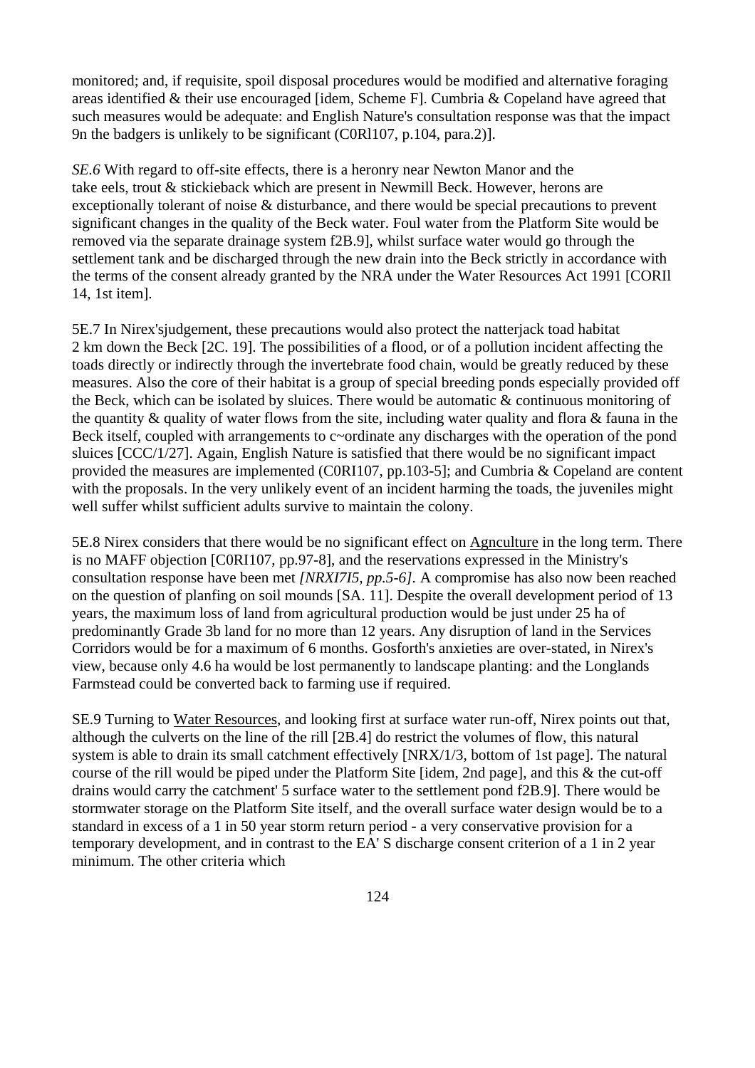monitored; and, if requisite, spoil disposal procedures would be modified and alternative foraging areas identified & their use encouraged [idem, Scheme F]. Cumbria & Copeland have agreed that such measures would be adequate: and English Nature's consultation response was that the impact 9n the badgers is unlikely to be significant (C0Rl107, p.104, para.2)].

*SE.6* With regard to off-site effects, there is a heronry near Newton Manor and the take eels, trout & stickieback which are present in Newmill Beck. However, herons are exceptionally tolerant of noise & disturbance, and there would be special precautions to prevent significant changes in the quality of the Beck water. Foul water from the Platform Site would be removed via the separate drainage system f2B.9], whilst surface water would go through the settlement tank and be discharged through the new drain into the Beck strictly in accordance with the terms of the consent already granted by the NRA under the Water Resources Act 1991 [CORIl 14, 1st item].

5E.7 In Nirex'sjudgement, these precautions would also protect the natterjack toad habitat 2 km down the Beck [2C. 19]. The possibilities of a flood, or of a pollution incident affecting the toads directly or indirectly through the invertebrate food chain, would be greatly reduced by these measures. Also the core of their habitat is a group of special breeding ponds especially provided off the Beck, which can be isolated by sluices. There would be automatic & continuous monitoring of the quantity & quality of water flows from the site, including water quality and flora & fauna in the Beck itself, coupled with arrangements to c~ordinate any discharges with the operation of the pond sluices [CCC/1/27]. Again, English Nature is satisfied that there would be no significant impact provided the measures are implemented (C0RI107, pp.103-5]; and Cumbria & Copeland are content with the proposals. In the very unlikely event of an incident harming the toads, the juveniles might well suffer whilst sufficient adults survive to maintain the colony.

5E.8 Nirex considers that there would be no significant effect on Agnculture in the long term. There is no MAFF objection [C0RI107, pp.97-8], and the reservations expressed in the Ministry's consultation response have been met *[NRXI7I5, pp.5-6]*. A compromise has also now been reached on the question of planfing on soil mounds [SA. 11]. Despite the overall development period of 13 years, the maximum loss of land from agricultural production would be just under 25 ha of predominantly Grade 3b land for no more than 12 years. Any disruption of land in the Services Corridors would be for a maximum of 6 months. Gosforth's anxieties are over-stated, in Nirex's view, because only 4.6 ha would be lost permanently to landscape planting: and the Longlands Farmstead could be converted back to farming use if required.

SE.9 Turning to Water Resources, and looking first at surface water run-off, Nirex points out that, although the culverts on the line of the rill [2B.4] do restrict the volumes of flow, this natural system is able to drain its small catchment effectively [NRX/1/3, bottom of 1st page]. The natural course of the rill would be piped under the Platform Site [idem, 2nd page], and this & the cut-off drains would carry the catchment' 5 surface water to the settlement pond f2B.9]. There would be stormwater storage on the Platform Site itself, and the overall surface water design would be to a standard in excess of a 1 in 50 year storm return period - a very conservative provision for a temporary development, and in contrast to the EA' S discharge consent criterion of a 1 in 2 year minimum. The other criteria which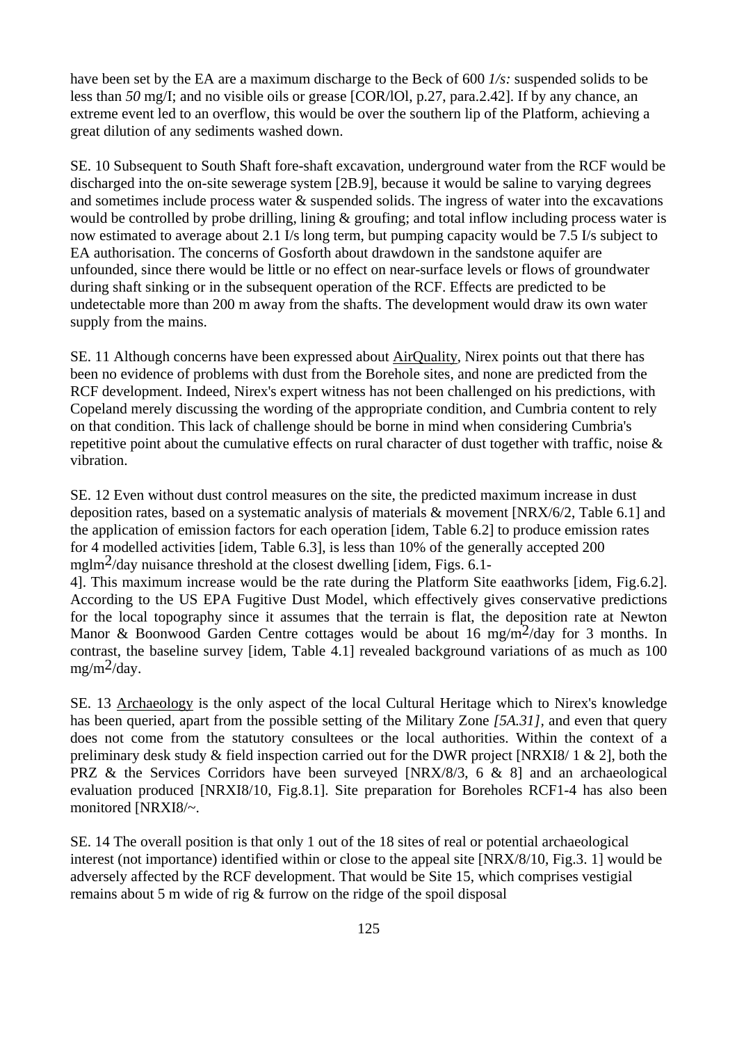have been set by the EA are a maximum discharge to the Beck of 600 *1/s:* suspended solids to be less than *50* mg/I; and no visible oils or grease [COR/lOl, p.27, para.2.42]. If by any chance, an extreme event led to an overflow, this would be over the southern lip of the Platform, achieving a great dilution of any sediments washed down.

SE. 10 Subsequent to South Shaft fore-shaft excavation, underground water from the RCF would be discharged into the on-site sewerage system [2B.9], because it would be saline to varying degrees and sometimes include process water & suspended solids. The ingress of water into the excavations would be controlled by probe drilling, lining & groufing; and total inflow including process water is now estimated to average about 2.1 I/s long term, but pumping capacity would be 7.5 I/s subject to EA authorisation. The concerns of Gosforth about drawdown in the sandstone aquifer are unfounded, since there would be little or no effect on near-surface levels or flows of groundwater during shaft sinking or in the subsequent operation of the RCF. Effects are predicted to be undetectable more than 200 m away from the shafts. The development would draw its own water supply from the mains.

SE. 11 Although concerns have been expressed about <u>AirQuality</u>, Nirex points out that there has been no evidence of problems with dust from the Borehole sites, and none are predicted from the RCF development. Indeed, Nirex's expert witness has not been challenged on his predictions, with Copeland merely discussing the wording of the appropriate condition, and Cumbria content to rely on that condition. This lack of challenge should be borne in mind when considering Cumbria's repetitive point about the cumulative effects on rural character of dust together with traffic, noise & vibration.

SE. 12 Even without dust control measures on the site, the predicted maximum increase in dust deposition rates, based on a systematic analysis of materials & movement [NRX/6/2, Table 6.1] and the application of emission factors for each operation [idem, Table 6.2] to produce emission rates for 4 modelled activities [idem, Table 6.3], is less than 10% of the generally accepted 200 mglm$^2$/day nuisance threshold at the closest dwelling [idem, Figs. 6.1-4]. This maximum increase would be the rate during the Platform Site eaathworks [idem, Fig.6.2]. According to the US EPA Fugitive Dust Model, which effectively gives conservative predictions for the local topography since it assumes that the terrain is flat, the deposition rate at Newton Manor & Boonwood Garden Centre cottages would be about 16 mg/m$^2$/day for 3 months. In contrast, the baseline survey [idem, Table 4.1] revealed background variations of as much as 100 mg/m$^2$/day.

SE. 13 <u>Archaeology</u> is the only aspect of the local Cultural Heritage which to Nirex's knowledge has been queried, apart from the possible setting of the Military Zone *[5A.31]*, and even that query does not come from the statutory consultees or the local authorities. Within the context of a preliminary desk study & field inspection carried out for the DWR project [NRXI8/ 1 & 2], both the PRZ & the Services Corridors have been surveyed [NRX/8/3, 6 & 8] and an archaeological evaluation produced [NRXI8/10, Fig.8.1]. Site preparation for Boreholes RCF1-4 has also been monitored [NRXI8/~.

SE. 14 The overall position is that only 1 out of the 18 sites of real or potential archaeological interest (not importance) identified within or close to the appeal site [NRX/8/10, Fig.3. 1] would be adversely affected by the RCF development. That would be Site 15, which comprises vestigial remains about 5 m wide of rig & furrow on the ridge of the spoil disposal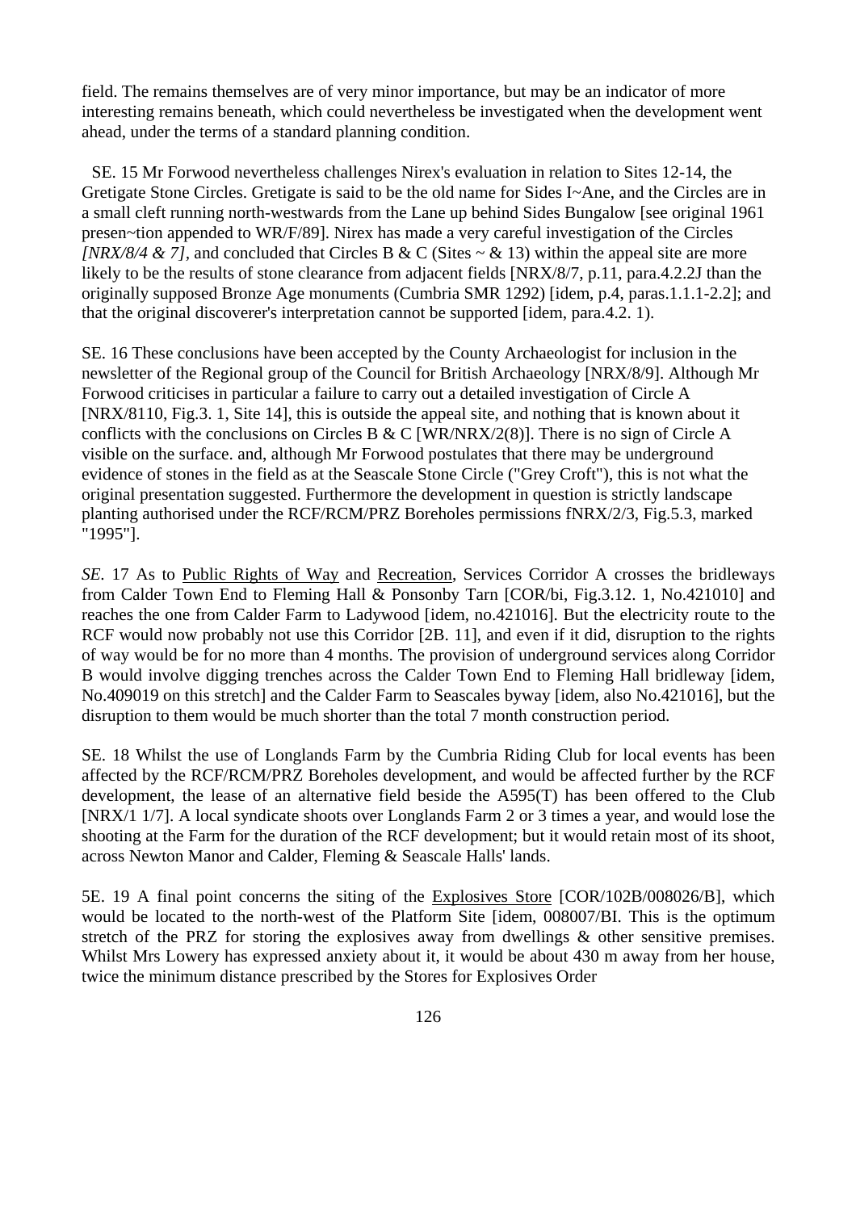field. The remains themselves are of very minor importance, but may be an indicator of more interesting remains beneath, which could nevertheless be investigated when the development went ahead, under the terms of a standard planning condition.

SE. 15 Mr Forwood nevertheless challenges Nirex's evaluation in relation to Sites 12-14, the Gretigate Stone Circles. Gretigate is said to be the old name for Sides I~Ane, and the Circles are in a small cleft running north-westwards from the Lane up behind Sides Bungalow [see original 1961 presen~tion appended to WR/F/89]. Nirex has made a very careful investigation of the Circles *[NRX/8/4 & 7]*, and concluded that Circles B & C (Sites ~ & 13) within the appeal site are more likely to be the results of stone clearance from adjacent fields [NRX/8/7, p.11, para.4.2.2J than the originally supposed Bronze Age monuments (Cumbria SMR 1292) [idem, p.4, paras.1.1.1-2.2]; and that the original discoverer's interpretation cannot be supported [idem, para.4.2. 1).

SE. 16 These conclusions have been accepted by the County Archaeologist for inclusion in the newsletter of the Regional group of the Council for British Archaeology [NRX/8/9]. Although Mr Forwood criticises in particular a failure to carry out a detailed investigation of Circle A [NRX/8110, Fig.3. 1, Site 14], this is outside the appeal site, and nothing that is known about it conflicts with the conclusions on Circles B & C [WR/NRX/2(8)]. There is no sign of Circle A visible on the surface. and, although Mr Forwood postulates that there may be underground evidence of stones in the field as at the Seascale Stone Circle ("Grey Croft"), this is not what the original presentation suggested. Furthermore the development in question is strictly landscape planting authorised under the RCF/RCM/PRZ Boreholes permissions fNRX/2/3, Fig.5.3, marked "1995"].

*SE*. 17 As to Public Rights of Way and Recreation, Services Corridor A crosses the bridleways from Calder Town End to Fleming Hall & Ponsonby Tarn [COR/bi, Fig.3.12. 1, No.421010] and reaches the one from Calder Farm to Ladywood [idem, no.421016]. But the electricity route to the RCF would now probably not use this Corridor [2B. 11], and even if it did, disruption to the rights of way would be for no more than 4 months. The provision of underground services along Corridor B would involve digging trenches across the Calder Town End to Fleming Hall bridleway [idem, No.409019 on this stretch] and the Calder Farm to Seascales byway [idem, also No.421016], but the disruption to them would be much shorter than the total 7 month construction period.

SE. 18 Whilst the use of Longlands Farm by the Cumbria Riding Club for local events has been affected by the RCF/RCM/PRZ Boreholes development, and would be affected further by the RCF development, the lease of an alternative field beside the A595(T) has been offered to the Club [NRX/1 1/7]. A local syndicate shoots over Longlands Farm 2 or 3 times a year, and would lose the shooting at the Farm for the duration of the RCF development; but it would retain most of its shoot, across Newton Manor and Calder, Fleming & Seascale Halls' lands.

5E. 19 A final point concerns the siting of the Explosives Store [COR/102B/008026/B], which would be located to the north-west of the Platform Site [idem, 008007/BI. This is the optimum stretch of the PRZ for storing the explosives away from dwellings & other sensitive premises. Whilst Mrs Lowery has expressed anxiety about it, it would be about 430 m away from her house, twice the minimum distance prescribed by the Stores for Explosives Order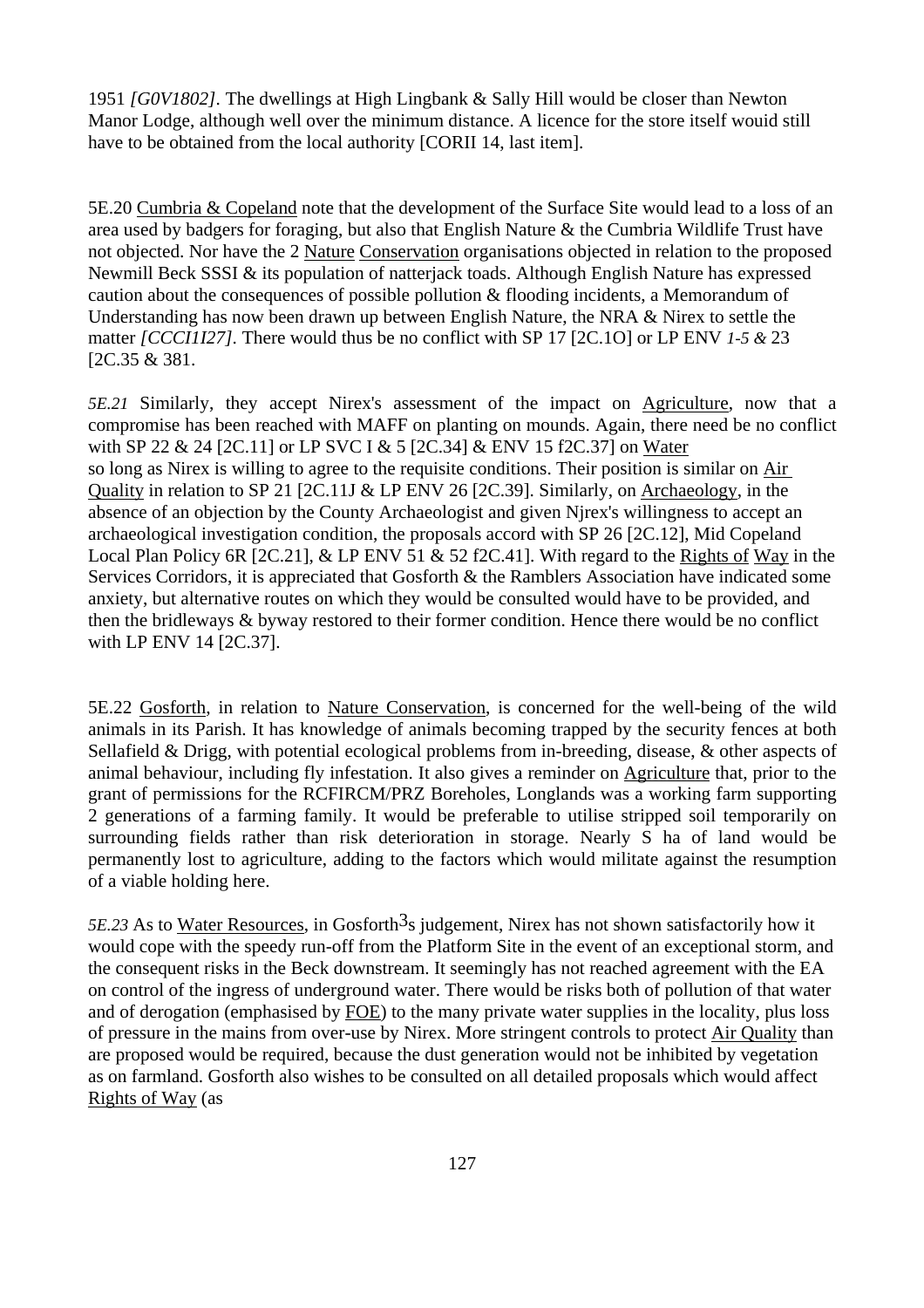1951 *[G0V1802]*. The dwellings at High Lingbank & Sally Hill would be closer than Newton Manor Lodge, although well over the minimum distance. A licence for the store itself wouid still have to be obtained from the local authority [CORII 14, last item].

5E.20 Cumbria & Copeland note that the development of the Surface Site would lead to a loss of an area used by badgers for foraging, but also that English Nature & the Cumbria Wildlife Trust have not objected. Nor have the 2 Nature Conservation organisations objected in relation to the proposed Newmill Beck SSSI & its population of natterjack toads. Although English Nature has expressed caution about the consequences of possible pollution & flooding incidents, a Memorandum of Understanding has now been drawn up between English Nature, the NRA & Nirex to settle the matter *[CCCI1I27]*. There would thus be no conflict with SP 17 [2C.1O] or LP ENV *1-5 &* 23 [2C.35 & 381.

*5E.21* Similarly, they accept Nirex's assessment of the impact on Agriculture, now that a compromise has been reached with MAFF on planting on mounds. Again, there need be no conflict with SP 22 & 24 [2C.11] or LP SVC I & 5 [2C.34] & ENV 15 f2C.37] on Water so long as Nirex is willing to agree to the requisite conditions. Their position is similar on Air Quality in relation to SP 21 [2C.11J & LP ENV 26 [2C.39]. Similarly, on Archaeology, in the absence of an objection by the County Archaeologist and given Njrex's willingness to accept an archaeological investigation condition, the proposals accord with SP 26 [2C.12], Mid Copeland Local Plan Policy 6R [2C.21], & LP ENV 51 & 52 f2C.41]. With regard to the Rights of Way in the Services Corridors, it is appreciated that Gosforth & the Ramblers Association have indicated some anxiety, but alternative routes on which they would be consulted would have to be provided, and then the bridleways & byway restored to their former condition. Hence there would be no conflict with LP ENV 14 [2C.37].

5E.22 Gosforth, in relation to Nature Conservation, is concerned for the well-being of the wild animals in its Parish. It has knowledge of animals becoming trapped by the security fences at both Sellafield & Drigg, with potential ecological problems from in-breeding, disease, & other aspects of animal behaviour, including fly infestation. It also gives a reminder on Agriculture that, prior to the grant of permissions for the RCFIRCM/PRZ Boreholes, Longlands was a working farm supporting 2 generations of a farming family. It would be preferable to utilise stripped soil temporarily on surrounding fields rather than risk deterioration in storage. Nearly S ha of land would be permanently lost to agriculture, adding to the factors which would militate against the resumption of a viable holding here.

*5E.23* As to Water Resources, in Gosforth3s judgement, Nirex has not shown satisfactorily how it would cope with the speedy run-off from the Platform Site in the event of an exceptional storm, and the consequent risks in the Beck downstream. It seemingly has not reached agreement with the EA on control of the ingress of underground water. There would be risks both of pollution of that water and of derogation (emphasised by FOE) to the many private water supplies in the locality, plus loss of pressure in the mains from over-use by Nirex. More stringent controls to protect Air Quality than are proposed would be required, because the dust generation would not be inhibited by vegetation as on farmland. Gosforth also wishes to be consulted on all detailed proposals which would affect Rights of Way (as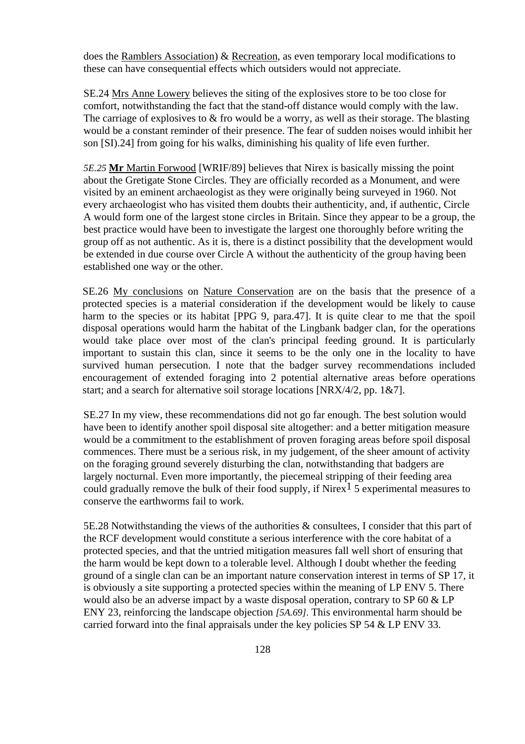does the Ramblers Association) & Recreation, as even temporary local modifications to these can have consequential effects which outsiders would not appreciate.

SE.24 Mrs Anne Lowery believes the siting of the explosives store to be too close for comfort, notwithstanding the fact that the stand-off distance would comply with the law. The carriage of explosives to & fro would be a worry, as well as their storage. The blasting would be a constant reminder of their presence. The fear of sudden noises would inhibit her son [SI).24] from going for his walks, diminishing his quality of life even further.

*5E.25* **Mr** Martin Forwood [WRIF/89] believes that Nirex is basically missing the point about the Gretigate Stone Circles. They are officially recorded as a Monument, and were visited by an eminent archaeologist as they were originally being surveyed in 1960. Not every archaeologist who has visited them doubts their authenticity, and, if authentic, Circle A would form one of the largest stone circles in Britain. Since they appear to be a group, the best practice would have been to investigate the largest one thoroughly before writing the group off as not authentic. As it is, there is a distinct possibility that the development would be extended in due course over Circle A without the authenticity of the group having been established one way or the other.

SE.26 My conclusions on Nature Conservation are on the basis that the presence of a protected species is a material consideration if the development would be likely to cause harm to the species or its habitat [PPG 9, para.47]. It is quite clear to me that the spoil disposal operations would harm the habitat of the Lingbank badger clan, for the operations would take place over most of the clan's principal feeding ground. It is particularly important to sustain this clan, since it seems to be the only one in the locality to have survived human persecution. I note that the badger survey recommendations included encouragement of extended foraging into 2 potential alternative areas before operations start; and a search for alternative soil storage locations [NRX/4/2, pp. 1&7].

SE.27 In my view, these recommendations did not go far enough. The best solution would have been to identify another spoil disposal site altogether: and a better mitigation measure would be a commitment to the establishment of proven foraging areas before spoil disposal commences. There must be a serious risk, in my judgement, of the sheer amount of activity on the foraging ground severely disturbing the clan, notwithstanding that badgers are largely nocturnal. Even more importantly, the piecemeal stripping of their feeding area could gradually remove the bulk of their food supply, if Nirex1 5 experimental measures to conserve the earthworms fail to work.

5E.28 Notwithstanding the views of the authorities & consultees, I consider that this part of the RCF development would constitute a serious interference with the core habitat of a protected species, and that the untried mitigation measures fall well short of ensuring that the harm would be kept down to a tolerable level. Although I doubt whether the feeding ground of a single clan can be an important nature conservation interest in terms of SP 17, it is obviously a site supporting a protected species within the meaning of LP ENV 5. There would also be an adverse impact by a waste disposal operation, contrary to SP 60 & LP ENY 23, reinforcing the landscape objection *[5A.69]*. This environmental harm should be carried forward into the final appraisals under the key policies SP 54 & LP ENV 33.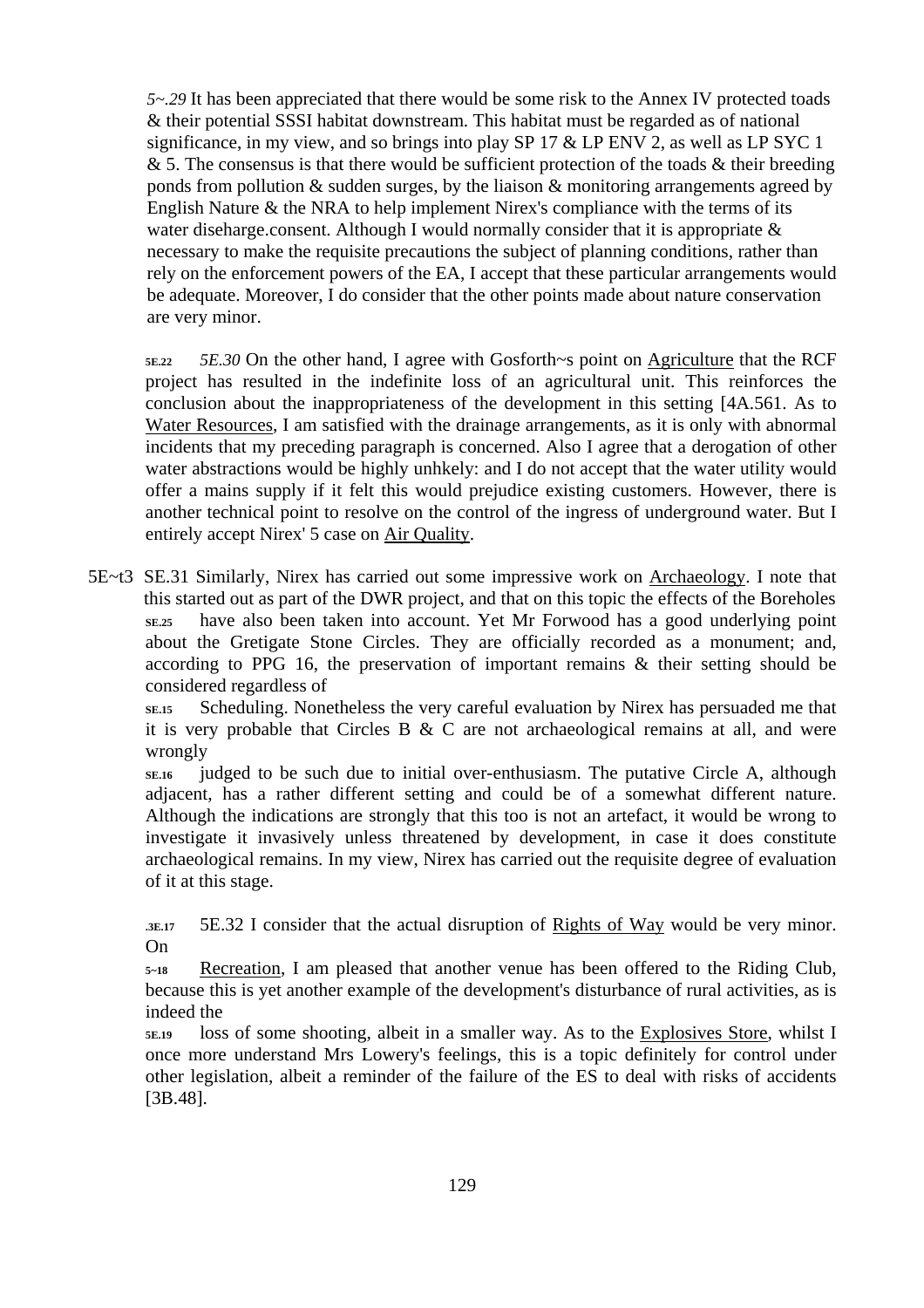*5~.29* It has been appreciated that there would be some risk to the Annex IV protected toads & their potential SSSI habitat downstream. This habitat must be regarded as of national significance, in my view, and so brings into play SP 17 & LP ENV 2, as well as LP SYC 1 & 5. The consensus is that there would be sufficient protection of the toads & their breeding ponds from pollution & sudden surges, by the liaison & monitoring arrangements agreed by English Nature & the NRA to help implement Nirex's compliance with the terms of its water diseharge.consent. Although I would normally consider that it is appropriate & necessary to make the requisite precautions the subject of planning conditions, rather than rely on the enforcement powers of the EA, I accept that these particular arrangements would be adequate. Moreover, I do consider that the other points made about nature conservation are very minor.

5E.22 *5E.30* On the other hand, I agree with Gosforth~s point on Agriculture that the RCF project has resulted in the indefinite loss of an agricultural unit. This reinforces the conclusion about the inappropriateness of the development in this setting [4A.561. As to Water Resources, I am satisfied with the drainage arrangements, as it is only with abnormal incidents that my preceding paragraph is concerned. Also I agree that a derogation of other water abstractions would be highly unhkely: and I do not accept that the water utility would offer a mains supply if it felt this would prejudice existing customers. However, there is another technical point to resolve on the control of the ingress of underground water. But I entirely accept Nirex' 5 case on Air Quality.

5E~t3 SE.31 Similarly, Nirex has carried out some impressive work on Archaeology. I note that this started out as part of the DWR project, and that on this topic the effects of the Boreholes SE.25 have also been taken into account. Yet Mr Forwood has a good underlying point about the Gretigate Stone Circles. They are officially recorded as a monument; and, according to PPG 16, the preservation of important remains & their setting should be considered regardless of SE.15 Scheduling. Nonetheless the very careful evaluation by Nirex has persuaded me that it is very probable that Circles B & C are not archaeological remains at all, and were wrongly SE.16 judged to be such due to initial over-enthusiasm. The putative Circle A, although adjacent, has a rather different setting and could be of a somewhat different nature. Although the indications are strongly that this too is not an artefact, it would be wrong to investigate it invasively unless threatened by development, in case it does constitute archaeological remains. In my view, Nirex has carried out the requisite degree of evaluation of it at this stage.

.3E.17 5E.32 I consider that the actual disruption of Rights of Way would be very minor. On 5~18 Recreation, I am pleased that another venue has been offered to the Riding Club, because this is yet another example of the development's disturbance of rural activities, as is indeed the 5E.19 loss of some shooting, albeit in a smaller way. As to the Explosives Store, whilst I once more understand Mrs Lowery's feelings, this is a topic definitely for control under other legislation, albeit a reminder of the failure of the ES to deal with risks of accidents [3B.48].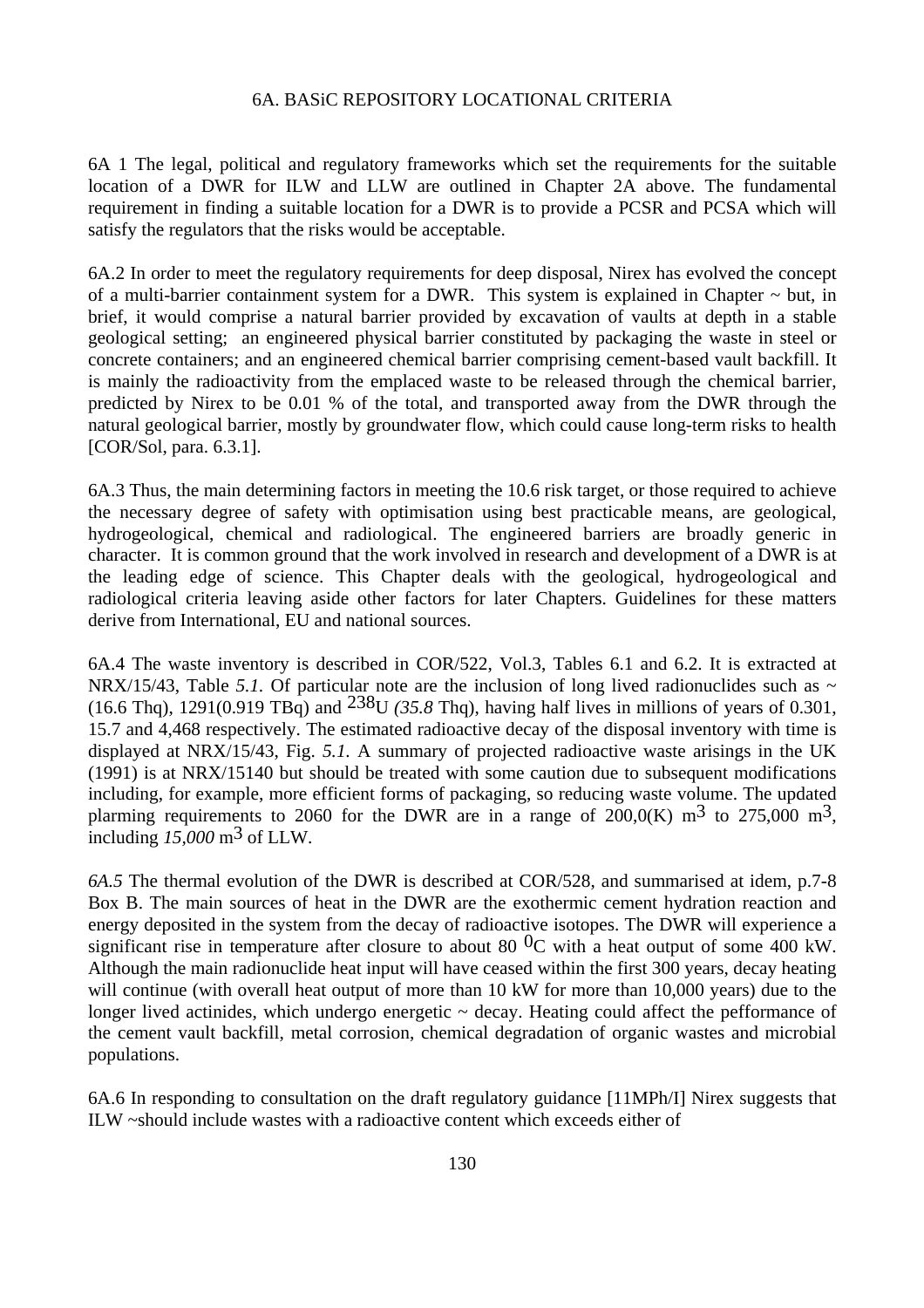## 6A. BASiC REPOSITORY LOCATIONAL CRITERIA

6A 1 The legal, political and regulatory frameworks which set the requirements for the suitable location of a DWR for ILW and LLW are outlined in Chapter 2A above. The fundamental requirement in finding a suitable location for a DWR is to provide a PCSR and PCSA which will satisfy the regulators that the risks would be acceptable.

6A.2 In order to meet the regulatory requirements for deep disposal, Nirex has evolved the concept of a multi-barrier containment system for a DWR. This system is explained in Chapter ~ but, in brief, it would comprise a natural barrier provided by excavation of vaults at depth in a stable geological setting; an engineered physical barrier constituted by packaging the waste in steel or concrete containers; and an engineered chemical barrier comprising cement-based vault backfill. It is mainly the radioactivity from the emplaced waste to be released through the chemical barrier, predicted by Nirex to be 0.01 % of the total, and transported away from the DWR through the natural geological barrier, mostly by groundwater flow, which could cause long-term risks to health [COR/Sol, para. 6.3.1].

6A.3 Thus, the main determining factors in meeting the 10.6 risk target, or those required to achieve the necessary degree of safety with optimisation using best practicable means, are geological, hydrogeological, chemical and radiological. The engineered barriers are broadly generic in character. It is common ground that the work involved in research and development of a DWR is at the leading edge of science. This Chapter deals with the geological, hydrogeological and radiological criteria leaving aside other factors for later Chapters. Guidelines for these matters derive from International, EU and national sources.

6A.4 The waste inventory is described in COR/522, Vol.3, Tables 6.1 and 6.2. It is extracted at NRX/15/43, Table *5.1.* Of particular note are the inclusion of long lived radionuclides such as ~ (16.6 Thq), 1291(0.919 TBq) and $^{238}$U *(35.8* Thq), having half lives in millions of years of 0.301, 15.7 and 4,468 respectively. The estimated radioactive decay of the disposal inventory with time is displayed at NRX/15/43, Fig. *5.1.* A summary of projected radioactive waste arisings in the UK (1991) is at NRX/15140 but should be treated with some caution due to subsequent modifications including, for example, more efficient forms of packaging, so reducing waste volume. The updated plarming requirements to 2060 for the DWR are in a range of 200,0(K) m$^3$ to 275,000 m$^3$, including *15,000* m$^3$ of LLW.

*6A.5* The thermal evolution of the DWR is described at COR/528, and summarised at idem, p.7-8 Box B. The main sources of heat in the DWR are the exothermic cement hydration reaction and energy deposited in the system from the decay of radioactive isotopes. The DWR will experience a significant rise in temperature after closure to about 80 $^0$C with a heat output of some 400 kW. Although the main radionuclide heat input will have ceased within the first 300 years, decay heating will continue (with overall heat output of more than 10 kW for more than 10,000 years) due to the longer lived actinides, which undergo energetic ~ decay. Heating could affect the pefformance of the cement vault backfill, metal corrosion, chemical degradation of organic wastes and microbial populations.

6A.6 In responding to consultation on the draft regulatory guidance [11MPh/I] Nirex suggests that ILW ~should include wastes with a radioactive content which exceeds either of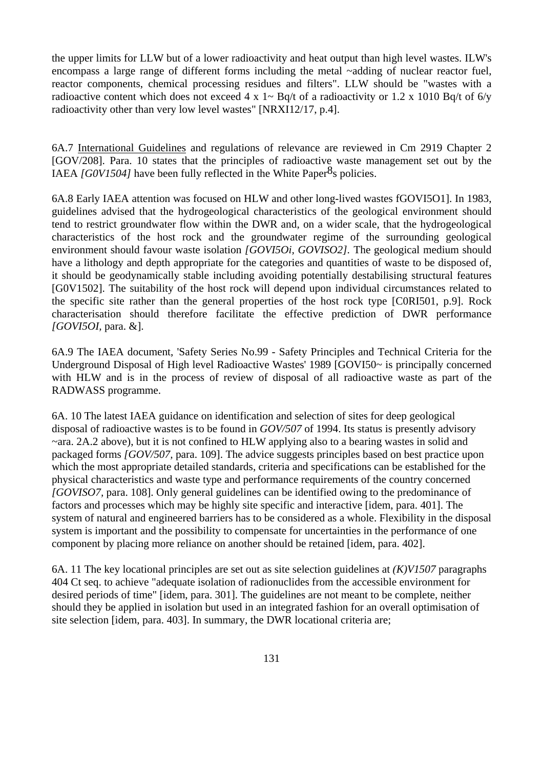the upper limits for LLW but of a lower radioactivity and heat output than high level wastes. ILW's encompass a large range of different forms including the metal ~adding of nuclear reactor fuel, reactor components, chemical processing residues and filters". LLW should be "wastes with a radioactive content which does not exceed 4 x 1~ Bq/t of a radioactivity or 1.2 x 1010 Bq/t of 6/y radioactivity other than very low level wastes" [NRXI12/17, p.4].

6A.7 International Guidelines and regulations of relevance are reviewed in Cm 2919 Chapter 2 [GOV/208]. Para. 10 states that the principles of radioactive waste management set out by the IAEA *[G0V1504]* have been fully reflected in the White Paper8s policies.

6A.8 Early IAEA attention was focused on HLW and other long-lived wastes fGOVI5O1]. In 1983, guidelines advised that the hydrogeological characteristics of the geological environment should tend to restrict groundwater flow within the DWR and, on a wider scale, that the hydrogeological characteristics of the host rock and the groundwater regime of the surrounding geological environment should favour waste isolation *[GOVI5Oi, GOVISO2]*. The geological medium should have a lithology and depth appropriate for the categories and quantities of waste to be disposed of, it should be geodynamically stable including avoiding potentially destabilising structural features [G0V1502]. The suitability of the host rock will depend upon individual circumstances related to the specific site rather than the general properties of the host rock type [C0RI501, p.9]. Rock characterisation should therefore facilitate the effective prediction of DWR performance *[GOVI5OI*, para. &].

6A.9 The IAEA document, 'Safety Series No.99 - Safety Principles and Technical Criteria for the Underground Disposal of High level Radioactive Wastes' 1989 [GOVI50~ is principally concerned with HLW and is in the process of review of disposal of all radioactive waste as part of the RADWASS programme.

6A. 10 The latest IAEA guidance on identification and selection of sites for deep geological disposal of radioactive wastes is to be found in *GOV/507* of 1994. Its status is presently advisory ~ara. 2A.2 above), but it is not confined to HLW applying also to a bearing wastes in solid and packaged forms *[GOV/507*, para. 109]. The advice suggests principles based on best practice upon which the most appropriate detailed standards, criteria and specifications can be established for the physical characteristics and waste type and performance requirements of the country concerned *[GOVISO7*, para. 108]. Only general guidelines can be identified owing to the predominance of factors and processes which may be highly site specific and interactive [idem, para. 401]. The system of natural and engineered barriers has to be considered as a whole. Flexibility in the disposal system is important and the possibility to compensate for uncertainties in the performance of one component by placing more reliance on another should be retained [idem, para. 402].

6A. 11 The key locational principles are set out as site selection guidelines at *(K)V1507* paragraphs 404 Ct seq. to achieve "adequate isolation of radionuclides from the accessible environment for desired periods of time" [idem, para. 301]. The guidelines are not meant to be complete, neither should they be applied in isolation but used in an integrated fashion for an overall optimisation of site selection [idem, para. 403]. In summary, the DWR locational criteria are;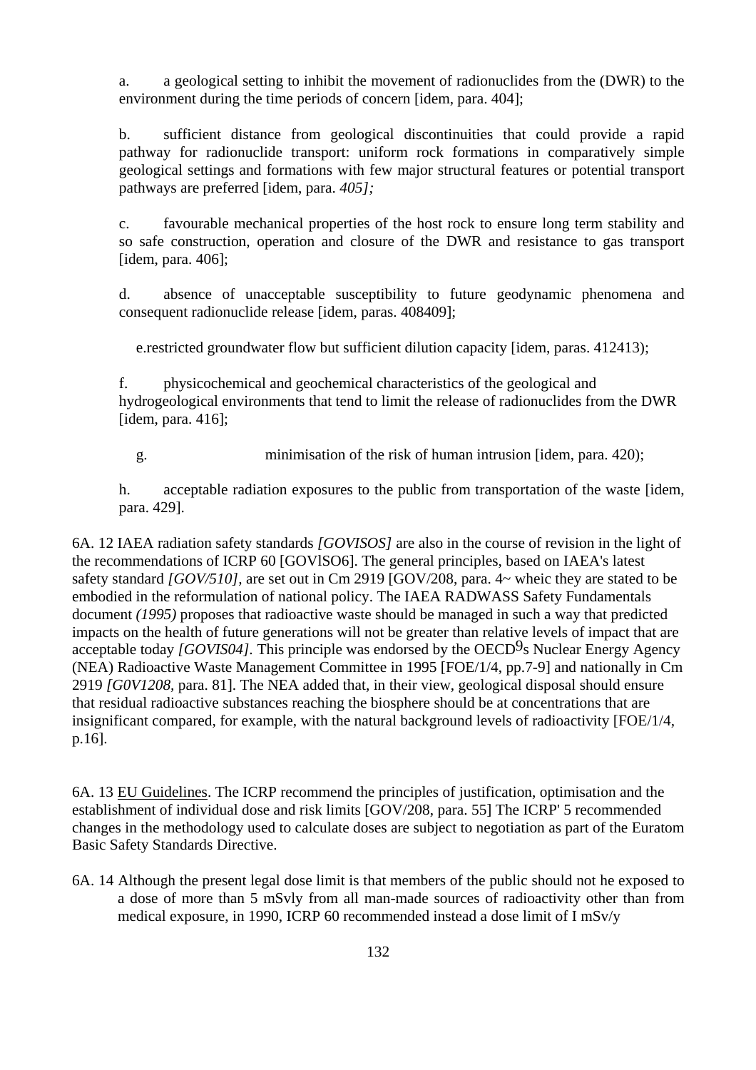a. a geological setting to inhibit the movement of radionuclides from the (DWR) to the environment during the time periods of concern [idem, para. 404];

b. sufficient distance from geological discontinuities that could provide a rapid pathway for radionuclide transport: uniform rock formations in comparatively simple geological settings and formations with few major structural features or potential transport pathways are preferred [idem, para. *405];*

c. favourable mechanical properties of the host rock to ensure long term stability and so safe construction, operation and closure of the DWR and resistance to gas transport [idem, para. 406];

d. absence of unacceptable susceptibility to future geodynamic phenomena and consequent radionuclide release [idem, paras. 408409];

e.restricted groundwater flow but sufficient dilution capacity [idem, paras. 412413);

f. physicochemical and geochemical characteristics of the geological and hydrogeological environments that tend to limit the release of radionuclides from the DWR [idem, para. 416];

g. minimisation of the risk of human intrusion [idem, para. 420);

h. acceptable radiation exposures to the public from transportation of the waste [idem, para. 429].

6A. 12 IAEA radiation safety standards *[GOVISOS]* are also in the course of revision in the light of the recommendations of ICRP 60 [GOVlSO6]. The general principles, based on IAEA's latest safety standard *[GOV/510],* are set out in Cm 2919 [GOV/208, para. 4~ wheic they are stated to be embodied in the reformulation of national policy. The IAEA RADWASS Safety Fundamentals document *(1995)* proposes that radioactive waste should be managed in such a way that predicted impacts on the health of future generations will not be greater than relative levels of impact that are acceptable today *[GOVIS04]*. This principle was endorsed by the OECD9s Nuclear Energy Agency (NEA) Radioactive Waste Management Committee in 1995 [FOE/1/4, pp.7-9] and nationally in Cm 2919 *[G0V1208*, para. 81]. The NEA added that, in their view, geological disposal should ensure that residual radioactive substances reaching the biosphere should be at concentrations that are insignificant compared, for example, with the natural background levels of radioactivity [FOE/1/4, p.16].

6A. 13 EU Guidelines. The ICRP recommend the principles of justification, optimisation and the establishment of individual dose and risk limits [GOV/208, para. 55] The ICRP' 5 recommended changes in the methodology used to calculate doses are subject to negotiation as part of the Euratom Basic Safety Standards Directive.

6A. 14 Although the present legal dose limit is that members of the public should not he exposed to a dose of more than 5 mSvly from all man-made sources of radioactivity other than from medical exposure, in 1990, ICRP 60 recommended instead a dose limit of I mSv/y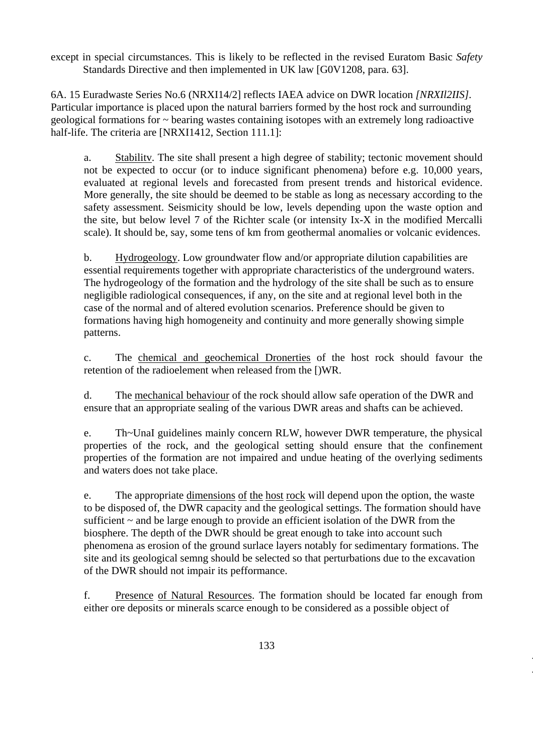except in special circumstances. This is likely to be reflected in the revised Euratom Basic *Safety* Standards Directive and then implemented in UK law [G0V1208, para. 63].

6A. 15 Euradwaste Series No.6 (NRXI14/2] reflects IAEA advice on DWR location *[NRXIl2IIS]*. Particular importance is placed upon the natural barriers formed by the host rock and surrounding geological formations for ~ bearing wastes containing isotopes with an extremely long radioactive half-life. The criteria are [NRXI1412, Section 111.1]:

a. Stabilitv. The site shall present a high degree of stability; tectonic movement should not be expected to occur (or to induce significant phenomena) before e.g. 10,000 years, evaluated at regional levels and forecasted from present trends and historical evidence. More generally, the site should be deemed to be stable as long as necessary according to the safety assessment. Seismicity should be low, levels depending upon the waste option and the site, but below level 7 of the Richter scale (or intensity Ix-X in the modified Mercalli scale). It should be, say, some tens of km from geothermal anomalies or volcanic evidences.

b. Hydrogeology. Low groundwater flow and/or appropriate dilution capabilities are essential requirements together with appropriate characteristics of the underground waters. The hydrogeology of the formation and the hydrology of the site shall be such as to ensure negligible radiological consequences, if any, on the site and at regional level both in the case of the normal and of altered evolution scenarios. Preference should be given to formations having high homogeneity and continuity and more generally showing simple patterns.

c. The chemical and geochemical Dronerties of the host rock should favour the retention of the radioelement when released from the [)WR.

d. The mechanical behaviour of the rock should allow safe operation of the DWR and ensure that an appropriate sealing of the various DWR areas and shafts can be achieved.

e. Th~UnaI guidelines mainly concern RLW, however DWR temperature, the physical properties of the rock, and the geological setting should ensure that the confinement properties of the formation are not impaired and undue heating of the overlying sediments and waters does not take place.

e. The appropriate dimensions of the host rock will depend upon the option, the waste to be disposed of, the DWR capacity and the geological settings. The formation should have sufficient ~ and be large enough to provide an efficient isolation of the DWR from the biosphere. The depth of the DWR should be great enough to take into account such phenomena as erosion of the ground surlace layers notably for sedimentary formations. The site and its geological semng should be selected so that perturbations due to the excavation of the DWR should not impair its pefformance.

f. Presence of Natural Resources. The formation should be located far enough from either ore deposits or minerals scarce enough to be considered as a possible object of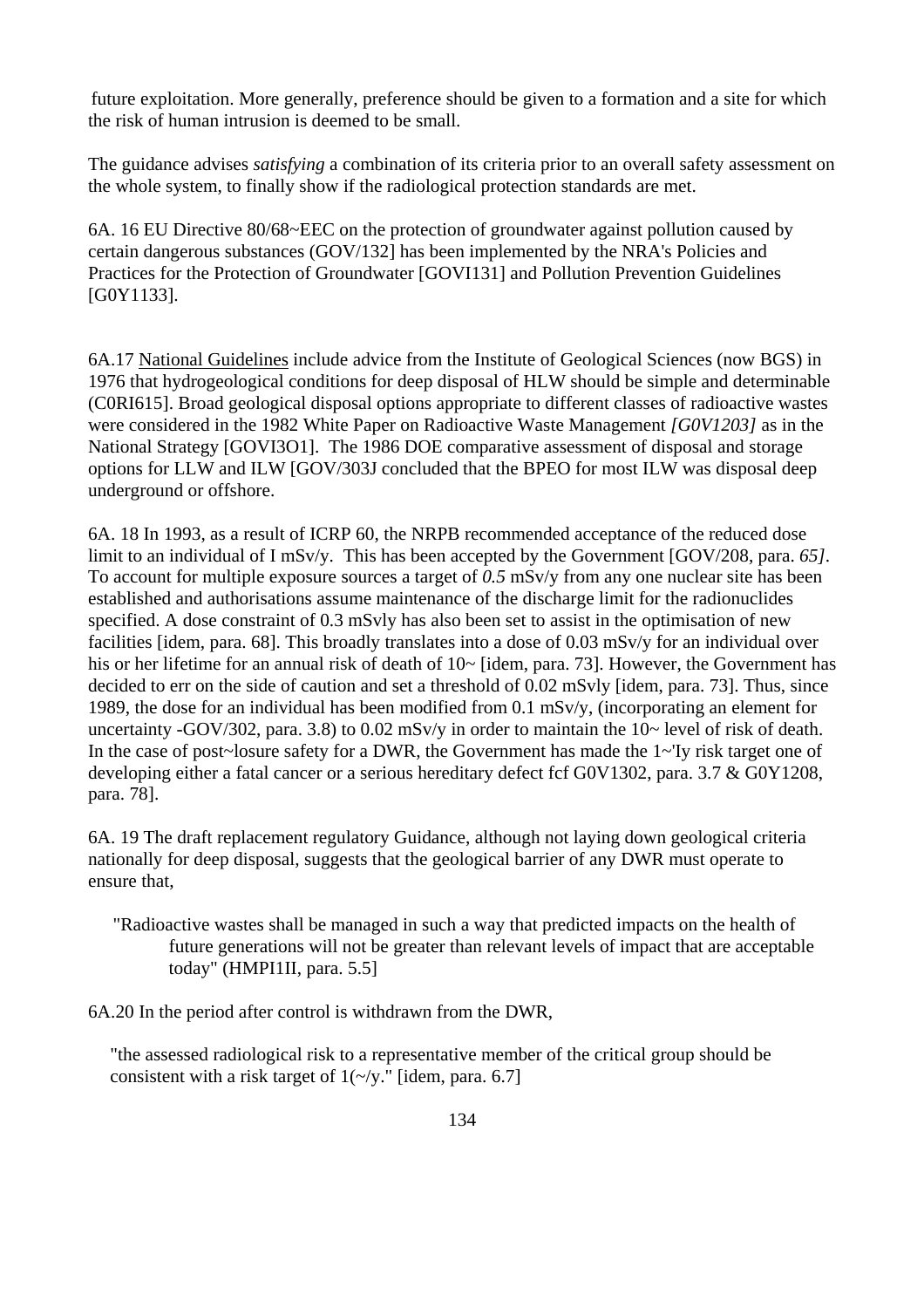future exploitation. More generally, preference should be given to a formation and a site for which the risk of human intrusion is deemed to be small.

The guidance advises *satisfying* a combination of its criteria prior to an overall safety assessment on the whole system, to finally show if the radiological protection standards are met.

6A. 16 EU Directive 80/68~EEC on the protection of groundwater against pollution caused by certain dangerous substances (GOV/132] has been implemented by the NRA's Policies and Practices for the Protection of Groundwater [GOVI131] and Pollution Prevention Guidelines [G0Y1133].

6A.17 <u>National Guidelines</u> include advice from the Institute of Geological Sciences (now BGS) in 1976 that hydrogeological conditions for deep disposal of HLW should be simple and determinable (C0RI615]. Broad geological disposal options appropriate to different classes of radioactive wastes were considered in the 1982 White Paper on Radioactive Waste Management *[G0V1203]* as in the National Strategy [GOVI3O1]. The 1986 DOE comparative assessment of disposal and storage options for LLW and ILW [GOV/303J concluded that the BPEO for most ILW was disposal deep underground or offshore.

6A. 18 In 1993, as a result of ICRP 60, the NRPB recommended acceptance of the reduced dose limit to an individual of I mSv/y. This has been accepted by the Government [GOV/208, para. *65]*. To account for multiple exposure sources a target of *0.5* mSv/y from any one nuclear site has been established and authorisations assume maintenance of the discharge limit for the radionuclides specified. A dose constraint of 0.3 mSvly has also been set to assist in the optimisation of new facilities [idem, para. 68]. This broadly translates into a dose of 0.03 mSv/y for an individual over his or her lifetime for an annual risk of death of 10~ [idem, para. 73]. However, the Government has decided to err on the side of caution and set a threshold of 0.02 mSvly [idem, para. 73]. Thus, since 1989, the dose for an individual has been modified from 0.1 mSv/y, (incorporating an element for uncertainty -GOV/302, para. 3.8) to 0.02 mSv/y in order to maintain the 10~ level of risk of death. In the case of post~losure safety for a DWR, the Government has made the 1~'Iy risk target one of developing either a fatal cancer or a serious hereditary defect fcf G0V1302, para. 3.7 & G0Y1208, para. 78].

6A. 19 The draft replacement regulatory Guidance, although not laying down geological criteria nationally for deep disposal, suggests that the geological barrier of any DWR must operate to ensure that,

> "Radioactive wastes shall be managed in such a way that predicted impacts on the health of future generations will not be greater than relevant levels of impact that are acceptable today" (HMPI1II, para. 5.5]

6A.20 In the period after control is withdrawn from the DWR,

> "the assessed radiological risk to a representative member of the critical group should be consistent with a risk target of 1(~/y." [idem, para. 6.7]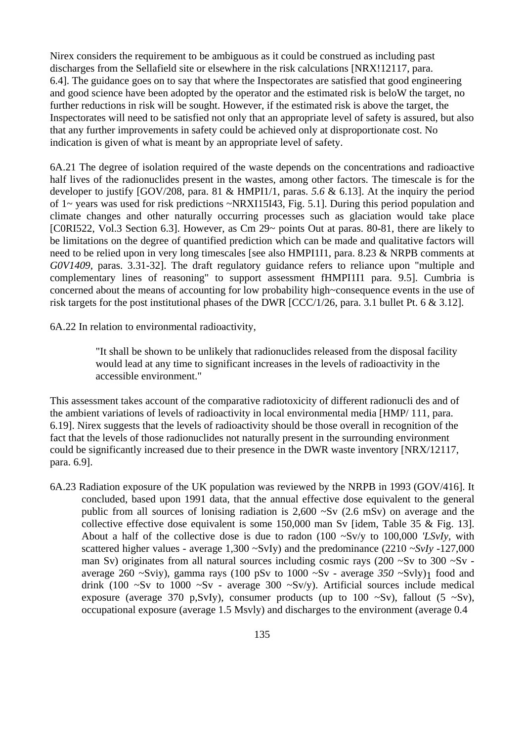Nirex considers the requirement to be ambiguous as it could be construed as including past discharges from the Sellafield site or elsewhere in the risk calculations [NRX!12117, para. 6.4]. The guidance goes on to say that where the Inspectorates are satisfied that good engineering and good science have been adopted by the operator and the estimated risk is beloW the target, no further reductions in risk will be sought. However, if the estimated risk is above the target, the Inspectorates will need to be satisfied not only that an appropriate level of safety is assured, but also that any further improvements in safety could be achieved only at disproportionate cost. No indication is given of what is meant by an appropriate level of safety.

6A.21 The degree of isolation required of the waste depends on the concentrations and radioactive half lives of the radionuclides present in the wastes, among other factors. The timescale is for the developer to justify [GOV/208, para. 81 & HMPI1/1, paras. *5.6* & 6.13]. At the inquiry the period of 1~ years was used for risk predictions ~NRXI15I43, Fig. 5.1]. During this period population and climate changes and other naturally occurring processes such as glaciation would take place [C0RI522, Vol.3 Section 6.3]. However, as Cm 29~ points Out at paras. 80-81, there are likely to be limitations on the degree of quantified prediction which can be made and qualitative factors will need to be relied upon in very long timescales [see also HMPI1I1, para. 8.23 & NRPB comments at *G0V1409*, paras. 3.31-32]. The draft regulatory guidance refers to reliance upon "multiple and complementary lines of reasoning" to support assessment fHMPI1I1 para. 9.5]. Cumbria is concerned about the means of accounting for low probability high~consequence events in the use of risk targets for the post institutional phases of the DWR [CCC/1/26, para. 3.1 bullet Pt. 6 & 3.12].

6A.22 In relation to environmental radioactivity,

> "It shall be shown to be unlikely that radionuclides released from the disposal facility would lead at any time to significant increases in the levels of radioactivity in the accessible environment."

This assessment takes account of the comparative radiotoxicity of different radionucli des and of the ambient variations of levels of radioactivity in local environmental media [HMP/ 111, para. 6.19]. Nirex suggests that the levels of radioactivity should be those overall in recognition of the fact that the levels of those radionuclides not naturally present in the surrounding environment could be significantly increased due to their presence in the DWR waste inventory [NRX/12117, para. 6.9].

6A.23 Radiation exposure of the UK population was reviewed by the NRPB in 1993 (GOV/416]. It concluded, based upon 1991 data, that the annual effective dose equivalent to the general public from all sources of lonising radiation is 2,600 ~Sv (2.6 mSv) on average and the collective effective dose equivalent is some 150,000 man Sv [idem, Table 35 & Fig. 13]. About a half of the collective dose is due to radon (100 ~Sv/y to 100,000 *'LSvIy*, with scattered higher values - average 1,300 ~SvIy) and the predominance (2210 ~*SvIy* -127,000 man Sv) originates from all natural sources including cosmic rays (200 ~Sv to 300 ~Sv - average 260 ~Sviy), gamma rays (100 pSv to 1000 ~Sv - average *350* ~Svly)$_1$ food and drink (100 ~Sv to 1000 ~Sv - average 300 ~Sv/y). Artificial sources include medical exposure (average 370 p,SvIy), consumer products (up to 100 ~Sv), fallout (5 ~Sv), occupational exposure (average 1.5 Msvly) and discharges to the environment (average 0.4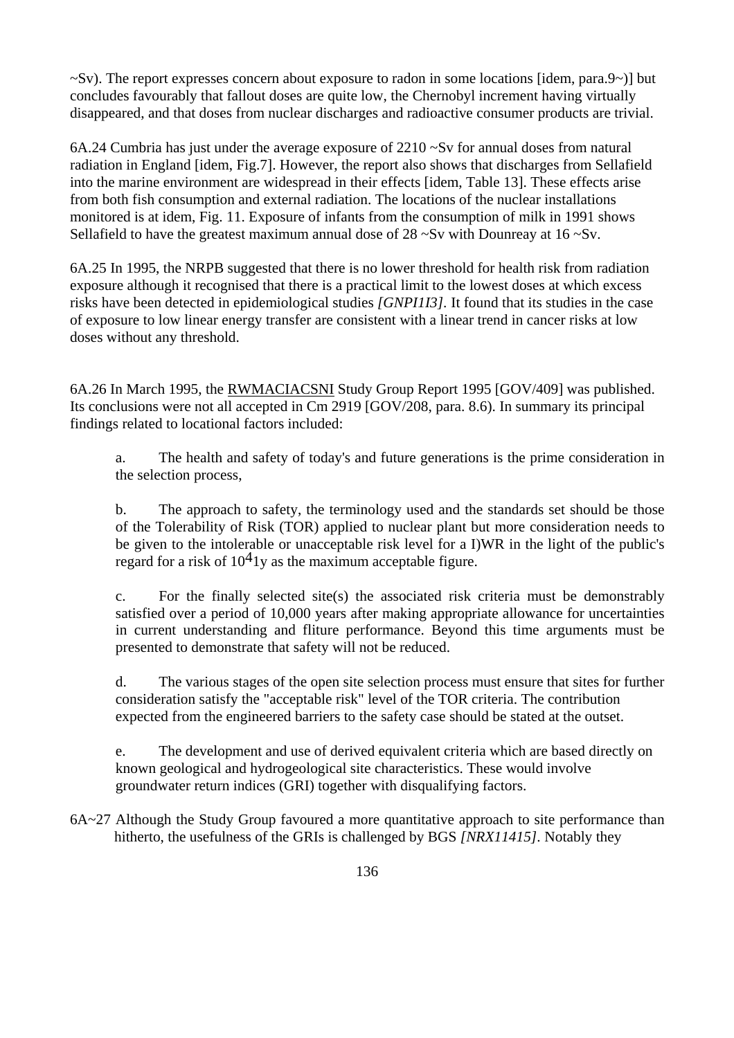~Sv). The report expresses concern about exposure to radon in some locations [idem, para.9~)] but concludes favourably that fallout doses are quite low, the Chernobyl increment having virtually disappeared, and that doses from nuclear discharges and radioactive consumer products are trivial.

6A.24 Cumbria has just under the average exposure of 2210 ~Sv for annual doses from natural radiation in England [idem, Fig.7]. However, the report also shows that discharges from Sellafield into the marine environment are widespread in their effects [idem, Table 13]. These effects arise from both fish consumption and external radiation. The locations of the nuclear installations monitored is at idem, Fig. 11. Exposure of infants from the consumption of milk in 1991 shows Sellafield to have the greatest maximum annual dose of 28 ~Sv with Dounreay at 16 ~Sv.

6A.25 In 1995, the NRPB suggested that there is no lower threshold for health risk from radiation exposure although it recognised that there is a practical limit to the lowest doses at which excess risks have been detected in epidemiological studies *[GNPI1I3]*. It found that its studies in the case of exposure to low linear energy transfer are consistent with a linear trend in cancer risks at low doses without any threshold.

6A.26 In March 1995, the RWMACIACSNI Study Group Report 1995 [GOV/409] was published. Its conclusions were not all accepted in Cm 2919 [GOV/208, para. 8.6). In summary its principal findings related to locational factors included:

a. The health and safety of today's and future generations is the prime consideration in the selection process,

b. The approach to safety, the terminology used and the standards set should be those of the Tolerability of Risk (TOR) applied to nuclear plant but more consideration needs to be given to the intolerable or unacceptable risk level for a I)WR in the light of the public's regard for a risk of $10^{4}$1y as the maximum acceptable figure.

c. For the finally selected site(s) the associated risk criteria must be demonstrably satisfied over a period of 10,000 years after making appropriate allowance for uncertainties in current understanding and fliture performance. Beyond this time arguments must be presented to demonstrate that safety will not be reduced.

d. The various stages of the open site selection process must ensure that sites for further consideration satisfy the "acceptable risk" level of the TOR criteria. The contribution expected from the engineered barriers to the safety case should be stated at the outset.

e. The development and use of derived equivalent criteria which are based directly on known geological and hydrogeological site characteristics. These would involve groundwater return indices (GRI) together with disqualifying factors.

6A~27 Although the Study Group favoured a more quantitative approach to site performance than hitherto, the usefulness of the GRIs is challenged by BGS *[NRX11415]*. Notably they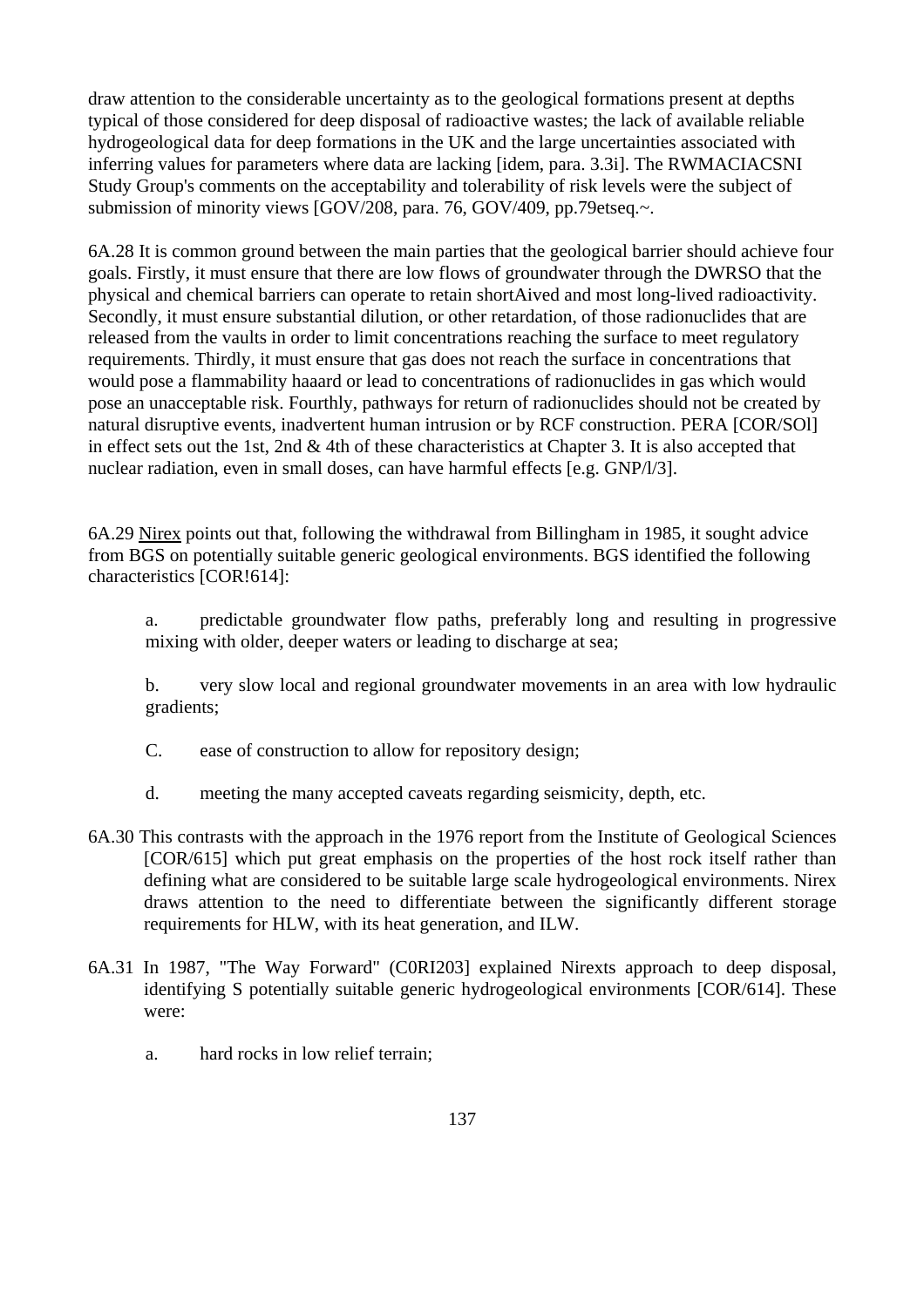draw attention to the considerable uncertainty as to the geological formations present at depths typical of those considered for deep disposal of radioactive wastes; the lack of available reliable hydrogeological data for deep formations in the UK and the large uncertainties associated with inferring values for parameters where data are lacking [idem, para. 3.3i]. The RWMACIACSNI Study Group's comments on the acceptability and tolerability of risk levels were the subject of submission of minority views [GOV/208, para. 76, GOV/409, pp.79etseq.~.

6A.28 It is common ground between the main parties that the geological barrier should achieve four goals. Firstly, it must ensure that there are low flows of groundwater through the DWRSO that the physical and chemical barriers can operate to retain shortAived and most long-lived radioactivity. Secondly, it must ensure substantial dilution, or other retardation, of those radionuclides that are released from the vaults in order to limit concentrations reaching the surface to meet regulatory requirements. Thirdly, it must ensure that gas does not reach the surface in concentrations that would pose a flammability haaard or lead to concentrations of radionuclides in gas which would pose an unacceptable risk. Fourthly, pathways for return of radionuclides should not be created by natural disruptive events, inadvertent human intrusion or by RCF construction. PERA [COR/SOl] in effect sets out the 1st, 2nd & 4th of these characteristics at Chapter 3. It is also accepted that nuclear radiation, even in small doses, can have harmful effects [e.g. GNP/l/3].

6A.29 <u>Nirex</u> points out that, following the withdrawal from Billingham in 1985, it sought advice from BGS on potentially suitable generic geological environments. BGS identified the following characteristics [COR!614]:

a. predictable groundwater flow paths, preferably long and resulting in progressive mixing with older, deeper waters or leading to discharge at sea;

b. very slow local and regional groundwater movements in an area with low hydraulic gradients;

C. ease of construction to allow for repository design;

d. meeting the many accepted caveats regarding seismicity, depth, etc.

6A.30 This contrasts with the approach in the 1976 report from the Institute of Geological Sciences [COR/615] which put great emphasis on the properties of the host rock itself rather than defining what are considered to be suitable large scale hydrogeological environments. Nirex draws attention to the need to differentiate between the significantly different storage requirements for HLW, with its heat generation, and ILW.

6A.31 In 1987, "The Way Forward" (C0RI203] explained Nirexts approach to deep disposal, identifying S potentially suitable generic hydrogeological environments [COR/614]. These were:

a. hard rocks in low relief terrain;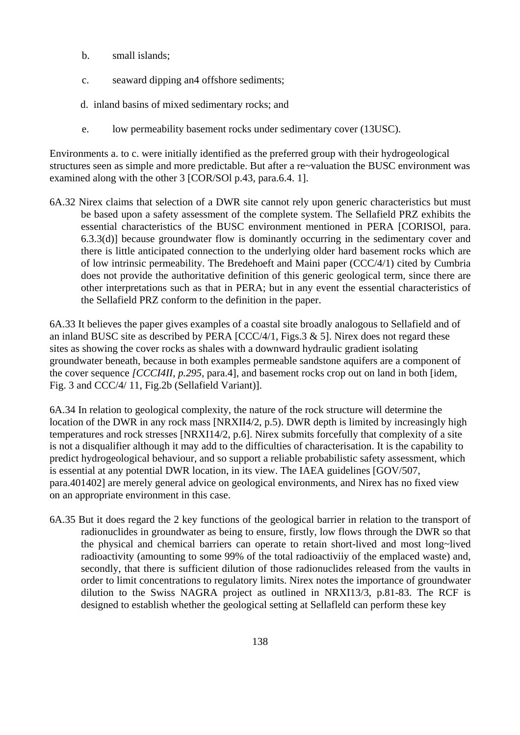b. small islands;

c. seaward dipping an4 offshore sediments;

d. inland basins of mixed sedimentary rocks; and

e. low permeability basement rocks under sedimentary cover (13USC).

Environments a. to c. were initially identified as the preferred group with their hydrogeological structures seen as simple and more predictable. But after a re~valuation the BUSC environment was examined along with the other 3 [COR/SOl p.43, para.6.4. 1].

6A.32 Nirex claims that selection of a DWR site cannot rely upon generic characteristics but must be based upon a safety assessment of the complete system. The Sellafield PRZ exhibits the essential characteristics of the BUSC environment mentioned in PERA [CORISOl, para. 6.3.3(d)] because groundwater flow is dominantly occurring in the sedimentary cover and there is little anticipated connection to the underlying older hard basement rocks which are of low intrinsic permeability. The Bredehoeft and Maini paper (CCC/4/1) cited by Cumbria does not provide the authoritative definition of this generic geological term, since there are other interpretations such as that in PERA; but in any event the essential characteristics of the Sellafield PRZ conform to the definition in the paper.

6A.33 It believes the paper gives examples of a coastal site broadly analogous to Sellafield and of an inland BUSC site as described by PERA [CCC/4/1, Figs.3 & 5]. Nirex does not regard these sites as showing the cover rocks as shales with a downward hydraulic gradient isolating groundwater beneath, because in both examples permeable sandstone aquifers are a component of the cover sequence *[CCCI4II, p.295,* para.4], and basement rocks crop out on land in both [idem, Fig. 3 and CCC/4/ 11, Fig.2b (Sellafield Variant)].

6A.34 In relation to geological complexity, the nature of the rock structure will determine the location of the DWR in any rock mass [NRXII4/2, p.5). DWR depth is limited by increasingly high temperatures and rock stresses [NRXI14/2, p.6]. Nirex submits forcefully that complexity of a site is not a disqualifier although it may add to the difficulties of characterisation. It is the capability to predict hydrogeological behaviour, and so support a reliable probabilistic safety assessment, which is essential at any potential DWR location, in its view. The IAEA guidelines [GOV/507, para.401402] are merely general advice on geological environments, and Nirex has no fixed view on an appropriate environment in this case.

6A.35 But it does regard the 2 key functions of the geological barrier in relation to the transport of radionuclides in groundwater as being to ensure, firstly, low flows through the DWR so that the physical and chemical barriers can operate to retain short-lived and most long~lived radioactivity (amounting to some 99% of the total radioactiviiy of the emplaced waste) and, secondly, that there is sufficient dilution of those radionuclides released from the vaults in order to limit concentrations to regulatory limits. Nirex notes the importance of groundwater dilution to the Swiss NAGRA project as outlined in NRXI13/3, p.81-83. The RCF is designed to establish whether the geological setting at Sellafleld can perform these key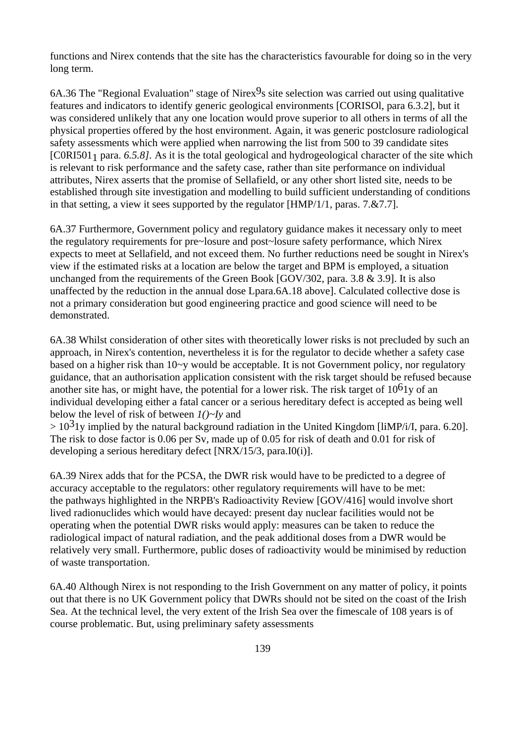functions and Nirex contends that the site has the characteristics favourable for doing so in the very long term.

6A.36 The "Regional Evaluation" stage of Nirex9s site selection was carried out using qualitative features and indicators to identify generic geological environments [CORISOl, para 6.3.2], but it was considered unlikely that any one location would prove superior to all others in terms of all the physical properties offered by the host environment. Again, it was generic postclosure radiological safety assessments which were applied when narrowing the list from 500 to 39 candidate sites [C0RI501$_1$ para. *6.5.8]*. As it is the total geological and hydrogeological character of the site which is relevant to risk performance and the safety case, rather than site performance on individual attributes, Nirex asserts that the promise of Sellafield, or any other short listed site, needs to be established through site investigation and modelling to build sufficient understanding of conditions in that setting, a view it sees supported by the regulator [HMP/1/1, paras. 7.&7.7].

6A.37 Furthermore, Government policy and regulatory guidance makes it necessary only to meet the regulatory requirements for pre~losure and post~losure safety performance, which Nirex expects to meet at Sellafield, and not exceed them. No further reductions need be sought in Nirex's view if the estimated risks at a location are below the target and BPM is employed, a situation unchanged from the requirements of the Green Book [GOV/302, para. 3.8 & 3.9]. It is also unaffected by the reduction in the annual dose Lpara.6A.18 above]. Calculated collective dose is not a primary consideration but good engineering practice and good science will need to be demonstrated.

6A.38 Whilst consideration of other sites with theoretically lower risks is not precluded by such an approach, in Nirex's contention, nevertheless it is for the regulator to decide whether a safety case based on a higher risk than 10~y would be acceptable. It is not Government policy, nor regulatory guidance, that an authorisation application consistent with the risk target should be refused because another site has, or might have, the potential for a lower risk. The risk target of $10^{6}$1y of an individual developing either a fatal cancer or a serious hereditary defect is accepted as being well below the level of risk of between *1()~Iy* and
> $10^{3}$1y implied by the natural background radiation in the United Kingdom [liMP/i/I, para. 6.20]. The risk to dose factor is 0.06 per Sv, made up of 0.05 for risk of death and 0.01 for risk of developing a serious hereditary defect [NRX/15/3, para.I0(i)].

6A.39 Nirex adds that for the PCSA, the DWR risk would have to be predicted to a degree of accuracy acceptable to the regulators: other regulatory requirements will have to be met: the pathways highlighted in the NRPB's Radioactivity Review [GOV/416] would involve short lived radionuclides which would have decayed: present day nuclear facilities would not be operating when the potential DWR risks would apply: measures can be taken to reduce the radiological impact of natural radiation, and the peak additional doses from a DWR would be relatively very small. Furthermore, public doses of radioactivity would be minimised by reduction of waste transportation.

6A.40 Although Nirex is not responding to the Irish Government on any matter of policy, it points out that there is no UK Government policy that DWRs should not be sited on the coast of the Irish Sea. At the technical level, the very extent of the Irish Sea over the fimescale of 108 years is of course problematic. But, using preliminary safety assessments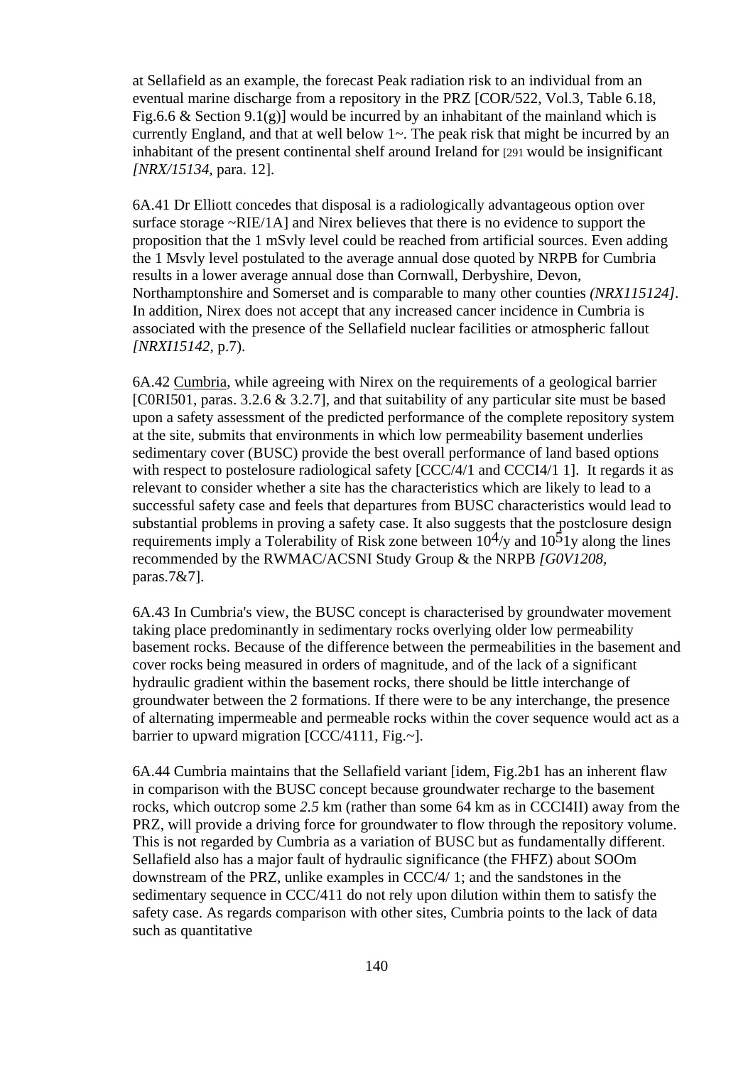at Sellafield as an example, the forecast Peak radiation risk to an individual from an eventual marine discharge from a repository in the PRZ [COR/522, Vol.3, Table 6.18, Fig.6.6 & Section 9.1(g)] would be incurred by an inhabitant of the mainland which is currently England, and that at well below 1~. The peak risk that might be incurred by an inhabitant of the present continental shelf around Ireland for [291 would be insignificant *[NRX/15134,* para. 12].

6A.41 Dr Elliott concedes that disposal is a radiologically advantageous option over surface storage ~RIE/1A] and Nirex believes that there is no evidence to support the proposition that the 1 mSvly level could be reached from artificial sources. Even adding the 1 Msvly level postulated to the average annual dose quoted by NRPB for Cumbria results in a lower average annual dose than Cornwall, Derbyshire, Devon, Northamptonshire and Somerset and is comparable to many other counties *(NRX115124]*. In addition, Nirex does not accept that any increased cancer incidence in Cumbria is associated with the presence of the Sellafield nuclear facilities or atmospheric fallout *[NRXI15142,* p.7).

6A.42 Cumbria, while agreeing with Nirex on the requirements of a geological barrier [C0RI501, paras. 3.2.6 & 3.2.7], and that suitability of any particular site must be based upon a safety assessment of the predicted performance of the complete repository system at the site, submits that environments in which low permeability basement underlies sedimentary cover (BUSC) provide the best overall performance of land based options with respect to postelosure radiological safety [CCC/4/1 and CCCI4/1 1]. It regards it as relevant to consider whether a site has the characteristics which are likely to lead to a successful safety case and feels that departures from BUSC characteristics would lead to substantial problems in proving a safety case. It also suggests that the postclosure design requirements imply a Tolerability of Risk zone between $10^4$/y and $10^5$1y along the lines recommended by the RWMAC/ACSNI Study Group & the NRPB *[G0V1208,* paras.7&7].

6A.43 In Cumbria's view, the BUSC concept is characterised by groundwater movement taking place predominantly in sedimentary rocks overlying older low permeability basement rocks. Because of the difference between the permeabilities in the basement and cover rocks being measured in orders of magnitude, and of the lack of a significant hydraulic gradient within the basement rocks, there should be little interchange of groundwater between the 2 formations. If there were to be any interchange, the presence of alternating impermeable and permeable rocks within the cover sequence would act as a barrier to upward migration [CCC/4111, Fig.~].

6A.44 Cumbria maintains that the Sellafield variant [idem, Fig.2b1 has an inherent flaw in comparison with the BUSC concept because groundwater recharge to the basement rocks, which outcrop some *2.5* km (rather than some 64 km as in CCCI4II) away from the PRZ, will provide a driving force for groundwater to flow through the repository volume. This is not regarded by Cumbria as a variation of BUSC but as fundamentally different. Sellafield also has a major fault of hydraulic significance (the FHFZ) about SOOm downstream of the PRZ, unlike examples in CCC/4/ 1; and the sandstones in the sedimentary sequence in CCC/411 do not rely upon dilution within them to satisfy the safety case. As regards comparison with other sites, Cumbria points to the lack of data such as quantitative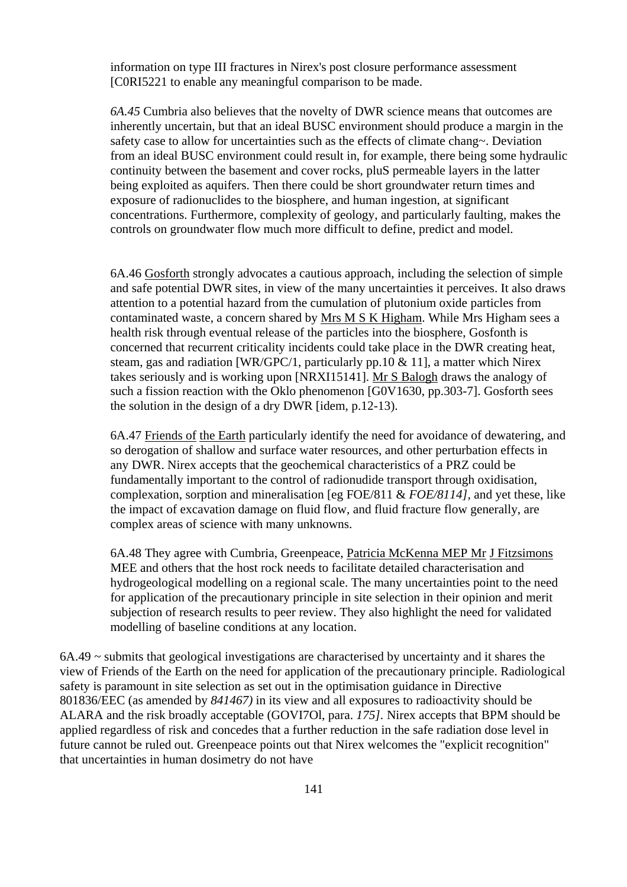information on type III fractures in Nirex's post closure performance assessment [C0RI5221 to enable any meaningful comparison to be made.

*6A.45* Cumbria also believes that the novelty of DWR science means that outcomes are inherently uncertain, but that an ideal BUSC environment should produce a margin in the safety case to allow for uncertainties such as the effects of climate chang~. Deviation from an ideal BUSC environment could result in, for example, there being some hydraulic continuity between the basement and cover rocks, pluS permeable layers in the latter being exploited as aquifers. Then there could be short groundwater return times and exposure of radionuclides to the biosphere, and human ingestion, at significant concentrations. Furthermore, complexity of geology, and particularly faulting, makes the controls on groundwater flow much more difficult to define, predict and model.

6A.46 Gosforth strongly advocates a cautious approach, including the selection of simple and safe potential DWR sites, in view of the many uncertainties it perceives. It also draws attention to a potential hazard from the cumulation of plutonium oxide particles from contaminated waste, a concern shared by Mrs M S K Higham. While Mrs Higham sees a health risk through eventual release of the particles into the biosphere, Gosfonth is concerned that recurrent criticality incidents could take place in the DWR creating heat, steam, gas and radiation [WR/GPC/1, particularly pp.10 & 11], a matter which Nirex takes seriously and is working upon [NRXI15141]. Mr S Balogh draws the analogy of such a fission reaction with the Oklo phenomenon [G0V1630, pp.303-7]. Gosforth sees the solution in the design of a dry DWR [idem, p.12-13).

6A.47 Friends of the Earth particularly identify the need for avoidance of dewatering, and so derogation of shallow and surface water resources, and other perturbation effects in any DWR. Nirex accepts that the geochemical characteristics of a PRZ could be fundamentally important to the control of radionudide transport through oxidisation, complexation, sorption and mineralisation [eg FOE/811 & *FOE/8114]*, and yet these, like the impact of excavation damage on fluid flow, and fluid fracture flow generally, are complex areas of science with many unknowns.

6A.48 They agree with Cumbria, Greenpeace, Patricia McKenna MEP Mr J Fitzsimons MEE and others that the host rock needs to facilitate detailed characterisation and hydrogeological modelling on a regional scale. The many uncertainties point to the need for application of the precautionary principle in site selection in their opinion and merit subjection of research results to peer review. They also highlight the need for validated modelling of baseline conditions at any location.

6A.49 ~ submits that geological investigations are characterised by uncertainty and it shares the view of Friends of the Earth on the need for application of the precautionary principle. Radiological safety is paramount in site selection as set out in the optimisation guidance in Directive 801836/EEC (as amended by *841467)* in its view and all exposures to radioactivity should be ALARA and the risk broadly acceptable (GOVI7Ol, para. *175]*. Nirex accepts that BPM should be applied regardless of risk and concedes that a further reduction in the safe radiation dose level in future cannot be ruled out. Greenpeace points out that Nirex welcomes the "explicit recognition" that uncertainties in human dosimetry do not have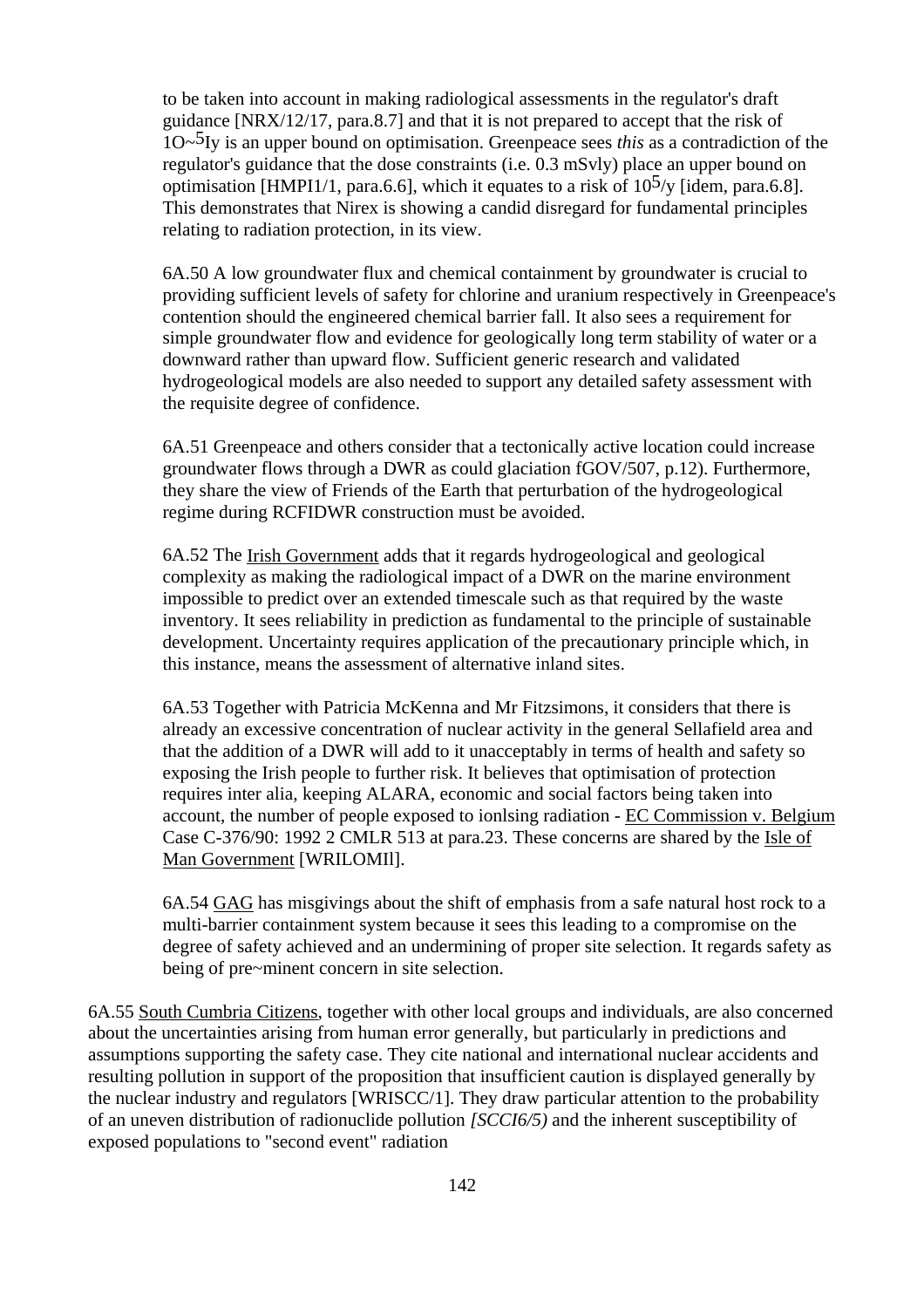to be taken into account in making radiological assessments in the regulator's draft guidance [NRX/12/17, para.8.7] and that it is not prepared to accept that the risk of 1O~5Iy is an upper bound on optimisation. Greenpeace sees *this* as a contradiction of the regulator's guidance that the dose constraints (i.e. 0.3 mSvly) place an upper bound on optimisation [HMPI1/1, para.6.6], which it equates to a risk of $10^5$/y [idem, para.6.8]. This demonstrates that Nirex is showing a candid disregard for fundamental principles relating to radiation protection, in its view.

6A.50 A low groundwater flux and chemical containment by groundwater is crucial to providing sufficient levels of safety for chlorine and uranium respectively in Greenpeace's contention should the engineered chemical barrier fall. It also sees a requirement for simple groundwater flow and evidence for geologically long term stability of water or a downward rather than upward flow. Sufficient generic research and validated hydrogeological models are also needed to support any detailed safety assessment with the requisite degree of confidence.

6A.51 Greenpeace and others consider that a tectonically active location could increase groundwater flows through a DWR as could glaciation fGOV/507, p.12). Furthermore, they share the view of Friends of the Earth that perturbation of the hydrogeological regime during RCFIDWR construction must be avoided.

6A.52 The Irish Government adds that it regards hydrogeological and geological complexity as making the radiological impact of a DWR on the marine environment impossible to predict over an extended timescale such as that required by the waste inventory. It sees reliability in prediction as fundamental to the principle of sustainable development. Uncertainty requires application of the precautionary principle which, in this instance, means the assessment of alternative inland sites.

6A.53 Together with Patricia McKenna and Mr Fitzsimons, it considers that there is already an excessive concentration of nuclear activity in the general Sellafield area and that the addition of a DWR will add to it unacceptably in terms of health and safety so exposing the Irish people to further risk. It believes that optimisation of protection requires inter alia, keeping ALARA, economic and social factors being taken into account, the number of people exposed to ionlsing radiation - EC Commission v. Belgium Case C-376/90: 1992 2 CMLR 513 at para.23. These concerns are shared by the Isle of Man Government [WRILOMIl].

6A.54 GAG has misgivings about the shift of emphasis from a safe natural host rock to a multi-barrier containment system because it sees this leading to a compromise on the degree of safety achieved and an undermining of proper site selection. It regards safety as being of pre~minent concern in site selection.

6A.55 South Cumbria Citizens, together with other local groups and individuals, are also concerned about the uncertainties arising from human error generally, but particularly in predictions and assumptions supporting the safety case. They cite national and international nuclear accidents and resulting pollution in support of the proposition that insufficient caution is displayed generally by the nuclear industry and regulators [WRISCC/1]. They draw particular attention to the probability of an uneven distribution of radionuclide pollution *[SCCI6/5)* and the inherent susceptibility of exposed populations to "second event" radiation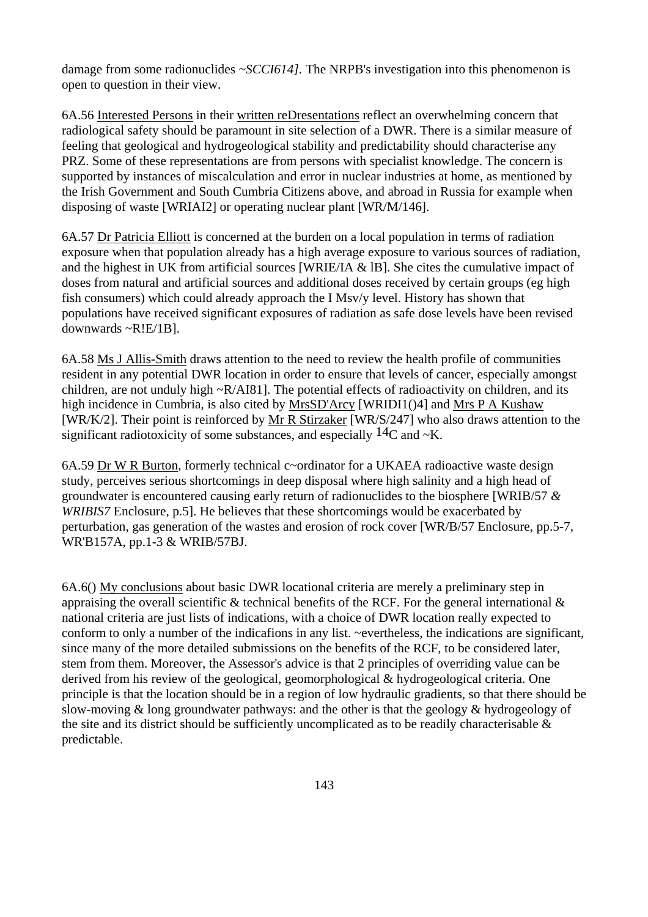damage from some radionuclides ~*SCCI614].* The NRPB's investigation into this phenomenon is open to question in their view.

6A.56 Interested Persons in their written reDresentations reflect an overwhelming concern that radiological safety should be paramount in site selection of a DWR. There is a similar measure of feeling that geological and hydrogeological stability and predictability should characterise any PRZ. Some of these representations are from persons with specialist knowledge. The concern is supported by instances of miscalculation and error in nuclear industries at home, as mentioned by the Irish Government and South Cumbria Citizens above, and abroad in Russia for example when disposing of waste [WRIAI2] or operating nuclear plant [WR/M/146].

6A.57 Dr Patricia Elliott is concerned at the burden on a local population in terms of radiation exposure when that population already has a high average exposure to various sources of radiation, and the highest in UK from artificial sources [WRIE/IA & lB]. She cites the cumulative impact of doses from natural and artificial sources and additional doses received by certain groups (eg high fish consumers) which could already approach the I Msv/y level. History has shown that populations have received significant exposures of radiation as safe dose levels have been revised downwards ~R!E/1B].

6A.58 Ms J Allis-Smith draws attention to the need to review the health profile of communities resident in any potential DWR location in order to ensure that levels of cancer, especially amongst children, are not unduly high ~R/AI81]. The potential effects of radioactivity on children, and its high incidence in Cumbria, is also cited by MrsSD'Arcy [WRIDI1()4] and Mrs P A Kushaw [WR/K/2]. Their point is reinforced by Mr R Stirzaker [WR/S/247] who also draws attention to the significant radiotoxicity of some substances, and especially $^{14}C$ and ~K.

6A.59 Dr W R Burton, formerly technical c~ordinator for a UKAEA radioactive waste design study, perceives serious shortcomings in deep disposal where high salinity and a high head of groundwater is encountered causing early return of radionuclides to the biosphere [WRIB/57 *& WRIBIS7* Enclosure, p.5]. He believes that these shortcomings would be exacerbated by perturbation, gas generation of the wastes and erosion of rock cover [WR/B/57 Enclosure, pp.5-7, WR'B157A, pp.1-3 & WRIB/57BJ.

6A.6() My conclusions about basic DWR locational criteria are merely a preliminary step in appraising the overall scientific & technical benefits of the RCF. For the general international & national criteria are just lists of indications, with a choice of DWR location really expected to conform to only a number of the indicafions in any list. ~evertheless, the indications are significant, since many of the more detailed submissions on the benefits of the RCF, to be considered later, stem from them. Moreover, the Assessor's advice is that 2 principles of overriding value can be derived from his review of the geological, geomorphological & hydrogeological criteria. One principle is that the location should be in a region of low hydraulic gradients, so that there should be slow-moving & long groundwater pathways: and the other is that the geology & hydrogeology of the site and its district should be sufficiently uncomplicated as to be readily characterisable & predictable.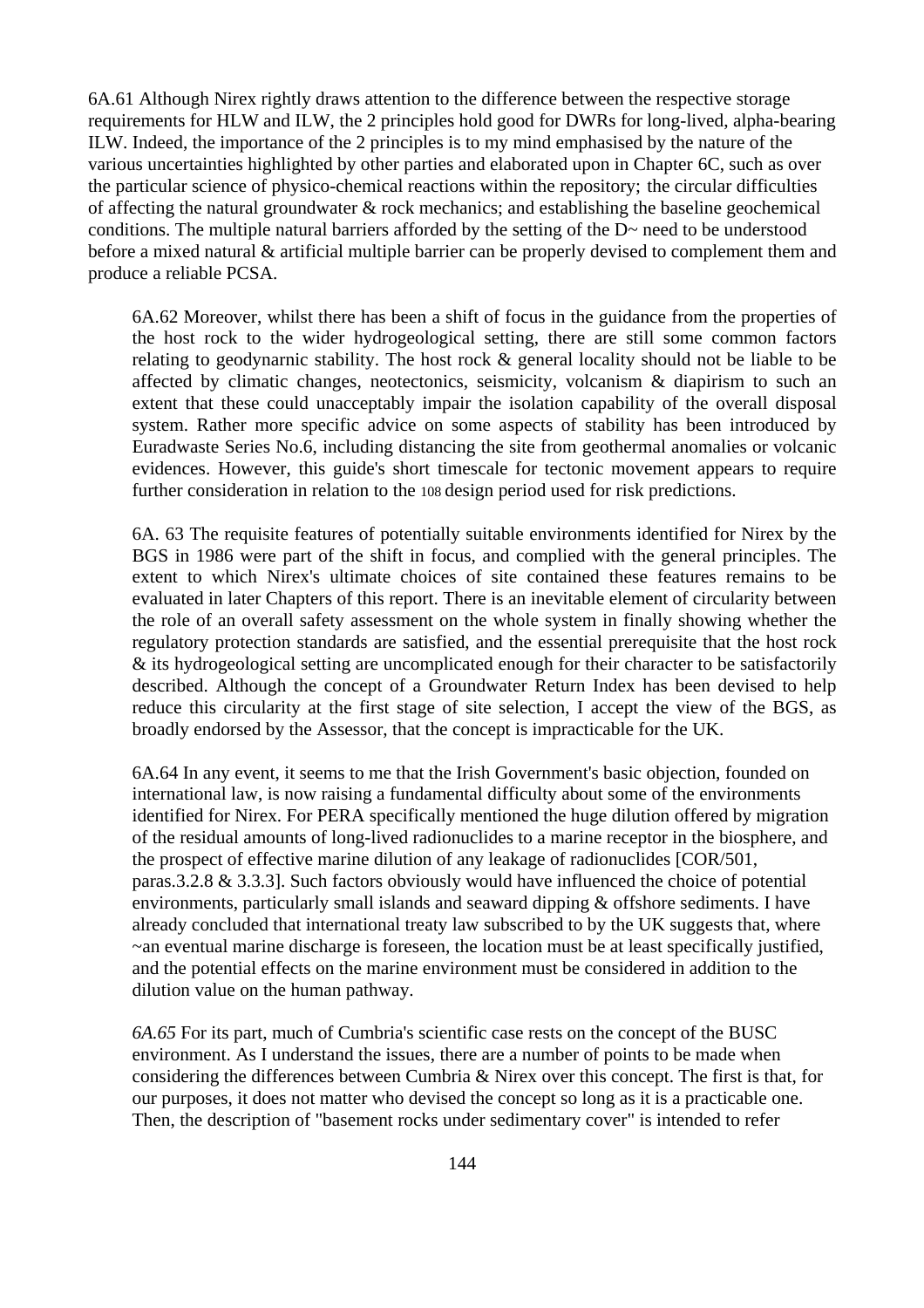6A.61 Although Nirex rightly draws attention to the difference between the respective storage requirements for HLW and ILW, the 2 principles hold good for DWRs for long-lived, alpha-bearing ILW. Indeed, the importance of the 2 principles is to my mind emphasised by the nature of the various uncertainties highlighted by other parties and elaborated upon in Chapter 6C, such as over the particular science of physico-chemical reactions within the repository; the circular difficulties of affecting the natural groundwater & rock mechanics; and establishing the baseline geochemical conditions. The multiple natural barriers afforded by the setting of the D~ need to be understood before a mixed natural & artificial multiple barrier can be properly devised to complement them and produce a reliable PCSA.

6A.62 Moreover, whilst there has been a shift of focus in the guidance from the properties of the host rock to the wider hydrogeological setting, there are still some common factors relating to geodynarnic stability. The host rock & general locality should not be liable to be affected by climatic changes, neotectonics, seismicity, volcanism & diapirism to such an extent that these could unacceptably impair the isolation capability of the overall disposal system. Rather more specific advice on some aspects of stability has been introduced by Euradwaste Series No.6, including distancing the site from geothermal anomalies or volcanic evidences. However, this guide's short timescale for tectonic movement appears to require further consideration in relation to the 108 design period used for risk predictions.

6A. 63 The requisite features of potentially suitable environments identified for Nirex by the BGS in 1986 were part of the shift in focus, and complied with the general principles. The extent to which Nirex's ultimate choices of site contained these features remains to be evaluated in later Chapters of this report. There is an inevitable element of circularity between the role of an overall safety assessment on the whole system in finally showing whether the regulatory protection standards are satisfied, and the essential prerequisite that the host rock & its hydrogeological setting are uncomplicated enough for their character to be satisfactorily described. Although the concept of a Groundwater Return Index has been devised to help reduce this circularity at the first stage of site selection, I accept the view of the BGS, as broadly endorsed by the Assessor, that the concept is impracticable for the UK.

6A.64 In any event, it seems to me that the Irish Government's basic objection, founded on international law, is now raising a fundamental difficulty about some of the environments identified for Nirex. For PERA specifically mentioned the huge dilution offered by migration of the residual amounts of long-lived radionuclides to a marine receptor in the biosphere, and the prospect of effective marine dilution of any leakage of radionuclides [COR/501, paras.3.2.8 & 3.3.3]. Such factors obviously would have influenced the choice of potential environments, particularly small islands and seaward dipping & offshore sediments. I have already concluded that international treaty law subscribed to by the UK suggests that, where ~an eventual marine discharge is foreseen, the location must be at least specifically justified, and the potential effects on the marine environment must be considered in addition to the dilution value on the human pathway.

*6A.65* For its part, much of Cumbria's scientific case rests on the concept of the BUSC environment. As I understand the issues, there are a number of points to be made when considering the differences between Cumbria & Nirex over this concept. The first is that, for our purposes, it does not matter who devised the concept so long as it is a practicable one. Then, the description of "basement rocks under sedimentary cover" is intended to refer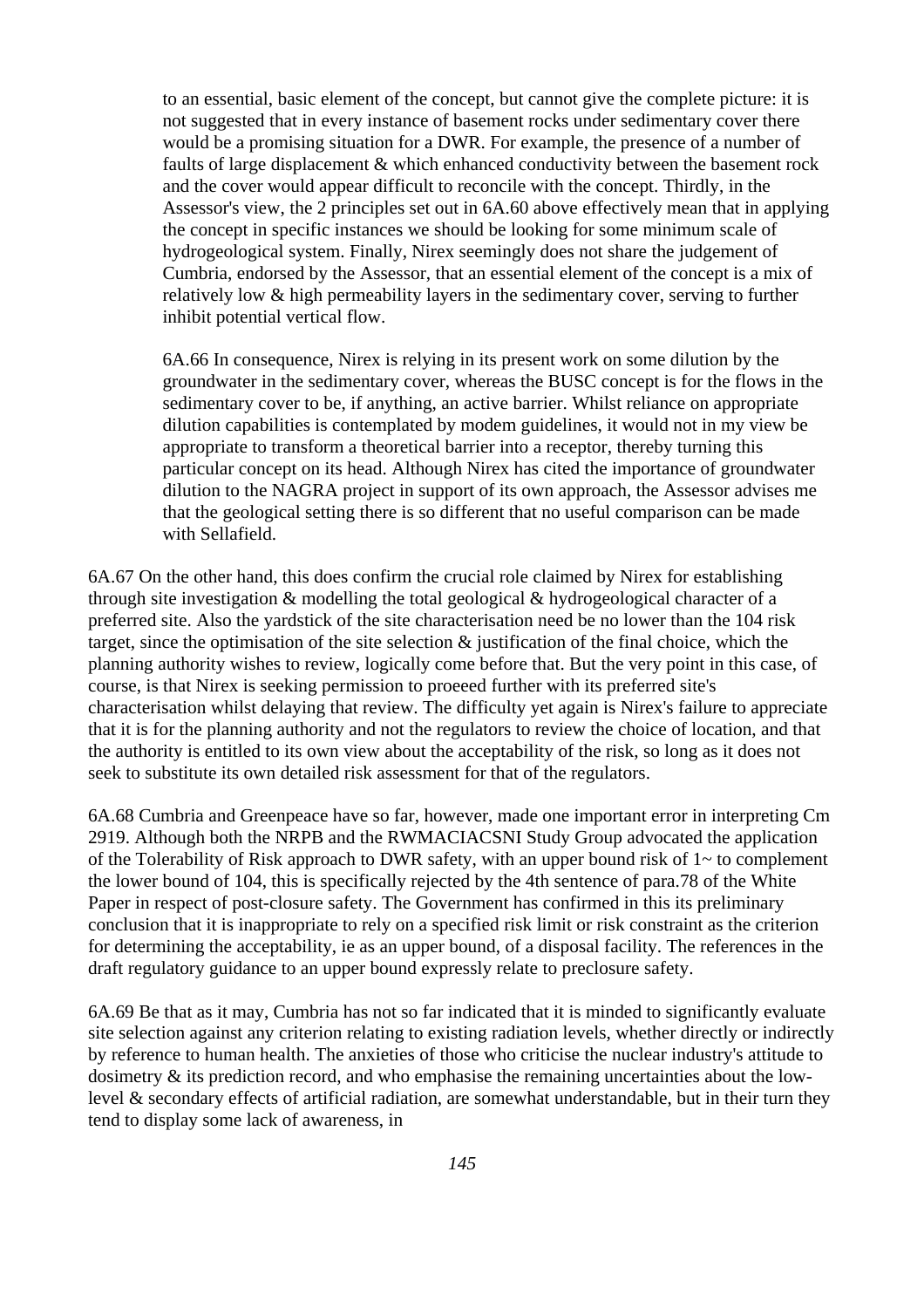to an essential, basic element of the concept, but cannot give the complete picture: it is not suggested that in every instance of basement rocks under sedimentary cover there would be a promising situation for a DWR. For example, the presence of a number of faults of large displacement & which enhanced conductivity between the basement rock and the cover would appear difficult to reconcile with the concept. Thirdly, in the Assessor's view, the 2 principles set out in 6A.60 above effectively mean that in applying the concept in specific instances we should be looking for some minimum scale of hydrogeological system. Finally, Nirex seemingly does not share the judgement of Cumbria, endorsed by the Assessor, that an essential element of the concept is a mix of relatively low & high permeability layers in the sedimentary cover, serving to further inhibit potential vertical flow.

6A.66 In consequence, Nirex is relying in its present work on some dilution by the groundwater in the sedimentary cover, whereas the BUSC concept is for the flows in the sedimentary cover to be, if anything, an active barrier. Whilst reliance on appropriate dilution capabilities is contemplated by modem guidelines, it would not in my view be appropriate to transform a theoretical barrier into a receptor, thereby turning this particular concept on its head. Although Nirex has cited the importance of groundwater dilution to the NAGRA project in support of its own approach, the Assessor advises me that the geological setting there is so different that no useful comparison can be made with Sellafield.

6A.67 On the other hand, this does confirm the crucial role claimed by Nirex for establishing through site investigation & modelling the total geological & hydrogeological character of a preferred site. Also the yardstick of the site characterisation need be no lower than the 104 risk target, since the optimisation of the site selection & justification of the final choice, which the planning authority wishes to review, logically come before that. But the very point in this case, of course, is that Nirex is seeking permission to proeeed further with its preferred site's characterisation whilst delaying that review. The difficulty yet again is Nirex's failure to appreciate that it is for the planning authority and not the regulators to review the choice of location, and that the authority is entitled to its own view about the acceptability of the risk, so long as it does not seek to substitute its own detailed risk assessment for that of the regulators.

6A.68 Cumbria and Greenpeace have so far, however, made one important error in interpreting Cm 2919. Although both the NRPB and the RWMACIACSNI Study Group advocated the application of the Tolerability of Risk approach to DWR safety, with an upper bound risk of 1~ to complement the lower bound of 104, this is specifically rejected by the 4th sentence of para.78 of the White Paper in respect of post-closure safety. The Government has confirmed in this its preliminary conclusion that it is inappropriate to rely on a specified risk limit or risk constraint as the criterion for determining the acceptability, ie as an upper bound, of a disposal facility. The references in the draft regulatory guidance to an upper bound expressly relate to preclosure safety.

6A.69 Be that as it may, Cumbria has not so far indicated that it is minded to significantly evaluate site selection against any criterion relating to existing radiation levels, whether directly or indirectly by reference to human health. The anxieties of those who criticise the nuclear industry's attitude to dosimetry & its prediction record, and who emphasise the remaining uncertainties about the low-level & secondary effects of artificial radiation, are somewhat understandable, but in their turn they tend to display some lack of awareness, in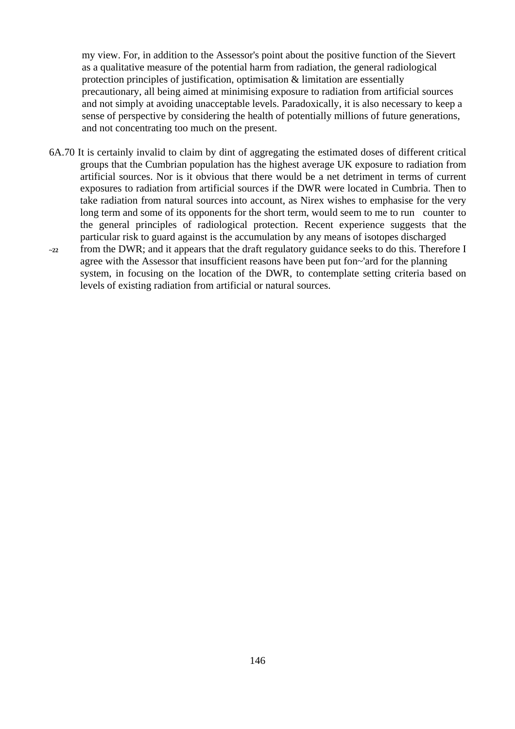my view. For, in addition to the Assessor's point about the positive function of the Sievert as a qualitative measure of the potential harm from radiation, the general radiological protection principles of justification, optimisation & limitation are essentially precautionary, all being aimed at minimising exposure to radiation from artificial sources and not simply at avoiding unacceptable levels. Paradoxically, it is also necessary to keep a sense of perspective by considering the health of potentially millions of future generations, and not concentrating too much on the present.

6A.70 It is certainly invalid to claim by dint of aggregating the estimated doses of different critical groups that the Cumbrian population has the highest average UK exposure to radiation from artificial sources. Nor is it obvious that there would be a net detriment in terms of current exposures to radiation from artificial sources if the DWR were located in Cumbria. Then to take radiation from natural sources into account, as Nirex wishes to emphasise for the very long term and some of its opponents for the short term, would seem to me to run counter to the general principles of radiological protection. Recent experience suggests that the particular risk to guard against is the accumulation by any means of isotopes discharged ~22 from the DWR; and it appears that the draft regulatory guidance seeks to do this. Therefore I agree with the Assessor that insufficient reasons have been put fon~'ard for the planning system, in focusing on the location of the DWR, to contemplate setting criteria based on levels of existing radiation from artificial or natural sources.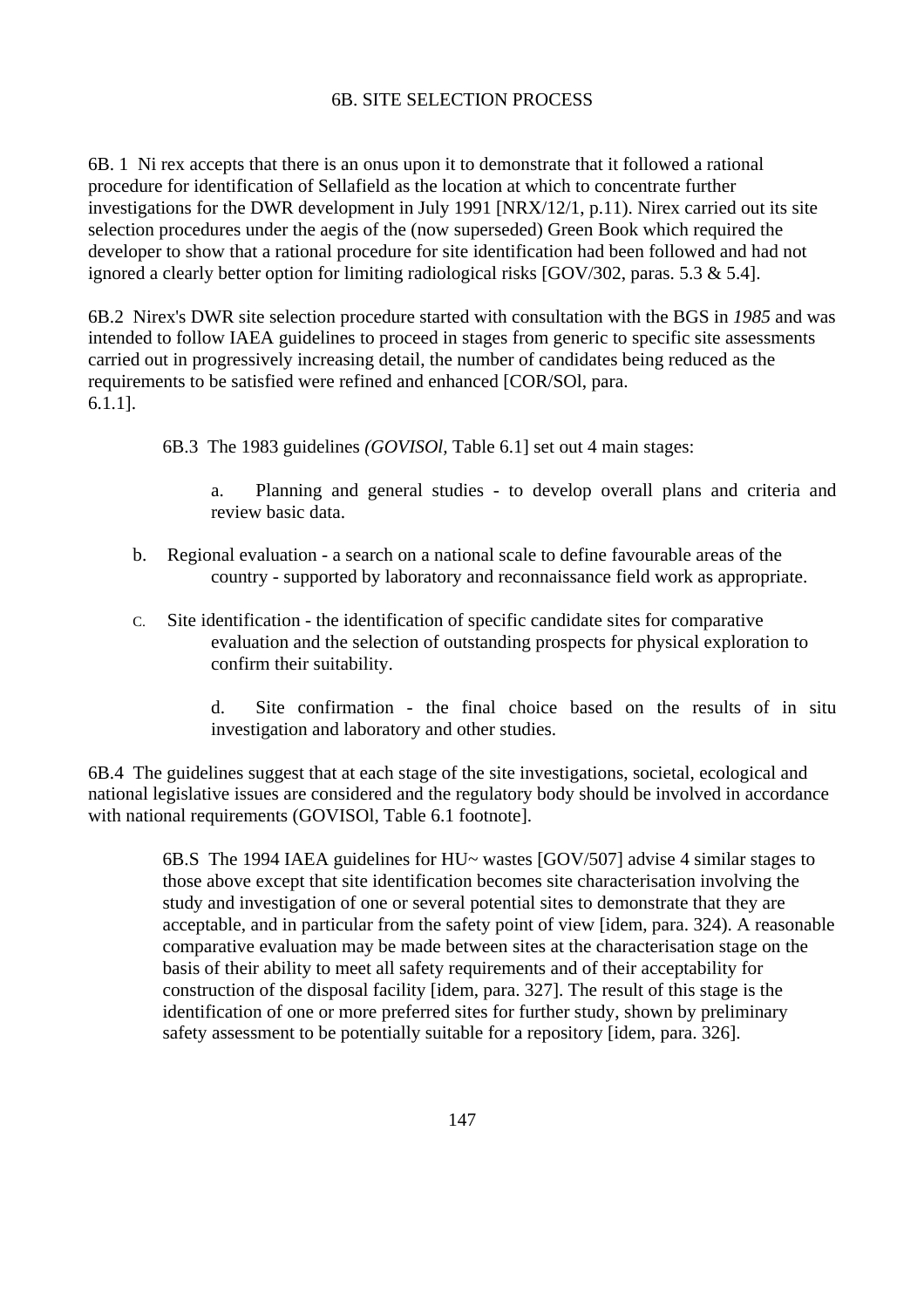## 6B. SITE SELECTION PROCESS

6B. 1 Ni rex accepts that there is an onus upon it to demonstrate that it followed a rational procedure for identification of Sellafield as the location at which to concentrate further investigations for the DWR development in July 1991 [NRX/12/1, p.11). Nirex carried out its site selection procedures under the aegis of the (now superseded) Green Book which required the developer to show that a rational procedure for site identification had been followed and had not ignored a clearly better option for limiting radiological risks [GOV/302, paras. 5.3 & 5.4].

6B.2 Nirex's DWR site selection procedure started with consultation with the BGS in *1985* and was intended to follow IAEA guidelines to proceed in stages from generic to specific site assessments carried out in progressively increasing detail, the number of candidates being reduced as the requirements to be satisfied were refined and enhanced [COR/SOl, para. 6.1.1].

6B.3 The 1983 guidelines *(GOVISOl,* Table 6.1] set out 4 main stages:

a. Planning and general studies - to develop overall plans and criteria and review basic data.

b. Regional evaluation - a search on a national scale to define favourable areas of the country - supported by laboratory and reconnaissance field work as appropriate.

c. Site identification - the identification of specific candidate sites for comparative evaluation and the selection of outstanding prospects for physical exploration to confirm their suitability.

d. Site confirmation - the final choice based on the results of in situ investigation and laboratory and other studies.

6B.4 The guidelines suggest that at each stage of the site investigations, societal, ecological and national legislative issues are considered and the regulatory body should be involved in accordance with national requirements (GOVISOl, Table 6.1 footnote].

6B.S The 1994 IAEA guidelines for HU~ wastes [GOV/507] advise 4 similar stages to those above except that site identification becomes site characterisation involving the study and investigation of one or several potential sites to demonstrate that they are acceptable, and in particular from the safety point of view [idem, para. 324). A reasonable comparative evaluation may be made between sites at the characterisation stage on the basis of their ability to meet all safety requirements and of their acceptability for construction of the disposal facility [idem, para. 327]. The result of this stage is the identification of one or more preferred sites for further study, shown by preliminary safety assessment to be potentially suitable for a repository [idem, para. 326].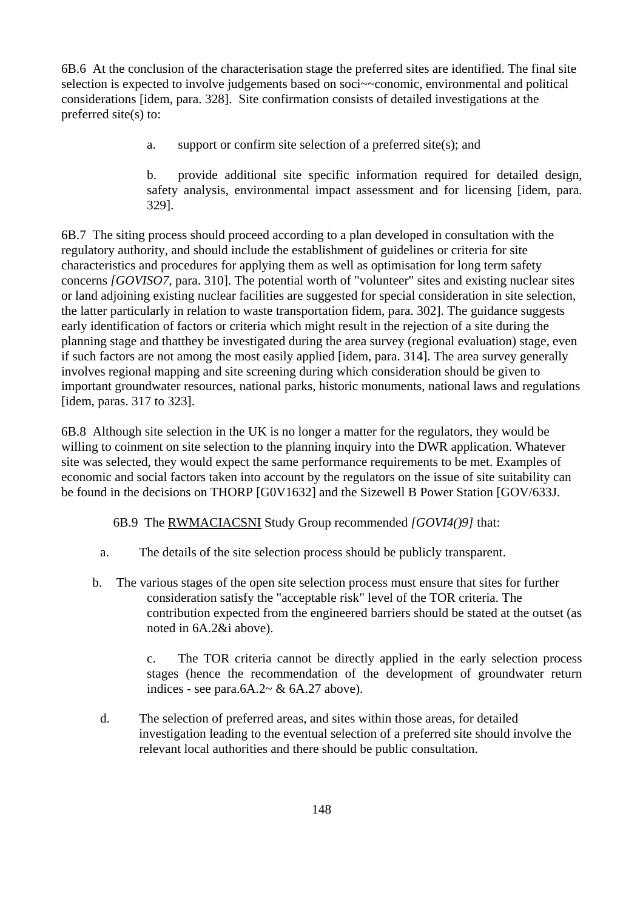6B.6 At the conclusion of the characterisation stage the preferred sites are identified. The final site selection is expected to involve judgements based on soci~~conomic, environmental and political considerations [idem, para. 328]. Site confirmation consists of detailed investigations at the preferred site(s) to:

a. support or confirm site selection of a preferred site(s); and

b. provide additional site specific information required for detailed design, safety analysis, environmental impact assessment and for licensing [idem, para. 329].

6B.7 The siting process should proceed according to a plan developed in consultation with the regulatory authority, and should include the establishment of guidelines or criteria for site characteristics and procedures for applying them as well as optimisation for long term safety concerns *[GOVISO7,* para. 310]. The potential worth of "volunteer" sites and existing nuclear sites or land adjoining existing nuclear facilities are suggested for special consideration in site selection, the latter particularly in relation to waste transportation fidem, para. 302]. The guidance suggests early identification of factors or criteria which might result in the rejection of a site during the planning stage and thatthey be investigated during the area survey (regional evaluation) stage, even if such factors are not among the most easily applied [idem, para. 314]. The area survey generally involves regional mapping and site screening during which consideration should be given to important groundwater resources, national parks, historic monuments, national laws and regulations [idem, paras. 317 to 323].

6B.8 Although site selection in the UK is no longer a matter for the regulators, they would be willing to coinment on site selection to the planning inquiry into the DWR application. Whatever site was selected, they would expect the same performance requirements to be met. Examples of economic and social factors taken into account by the regulators on the issue of site suitability can be found in the decisions on THORP [G0V1632] and the Sizewell B Power Station [GOV/633J.

6B.9 The RWMACIACSNI Study Group recommended *[GOVI4()9]* that:

a. The details of the site selection process should be publicly transparent.

b. The various stages of the open site selection process must ensure that sites for further consideration satisfy the "acceptable risk" level of the TOR criteria. The contribution expected from the engineered barriers should be stated at the outset (as noted in 6A.2&i above).

c. The TOR criteria cannot be directly applied in the early selection process stages (hence the recommendation of the development of groundwater return indices - see para.6A.2~ & 6A.27 above).

d. The selection of preferred areas, and sites within those areas, for detailed investigation leading to the eventual selection of a preferred site should involve the relevant local authorities and there should be public consultation.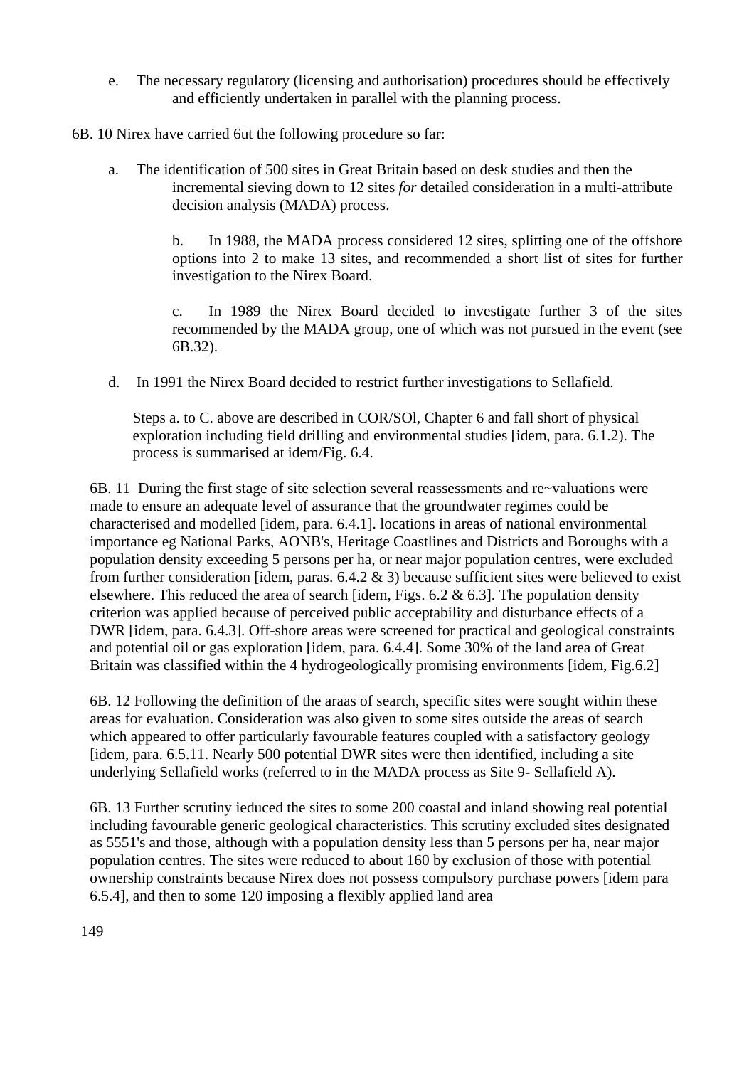e. The necessary regulatory (licensing and authorisation) procedures should be effectively and efficiently undertaken in parallel with the planning process.

6B. 10 Nirex have carried 6ut the following procedure so far:

a. The identification of 500 sites in Great Britain based on desk studies and then the incremental sieving down to 12 sites *for* detailed consideration in a multi-attribute decision analysis (MADA) process.

b. In 1988, the MADA process considered 12 sites, splitting one of the offshore options into 2 to make 13 sites, and recommended a short list of sites for further investigation to the Nirex Board.

c. In 1989 the Nirex Board decided to investigate further 3 of the sites recommended by the MADA group, one of which was not pursued in the event (see 6B.32).

d. In 1991 the Nirex Board decided to restrict further investigations to Sellafield.

Steps a. to C. above are described in COR/SOl, Chapter 6 and fall short of physical exploration including field drilling and environmental studies [idem, para. 6.1.2). The process is summarised at idem/Fig. 6.4.

6B. 11 During the first stage of site selection several reassessments and re~valuations were made to ensure an adequate level of assurance that the groundwater regimes could be characterised and modelled [idem, para. 6.4.1]. locations in areas of national environmental importance eg National Parks, AONB's, Heritage Coastlines and Districts and Boroughs with a population density exceeding 5 persons per ha, or near major population centres, were excluded from further consideration [idem, paras. 6.4.2 & 3) because sufficient sites were believed to exist elsewhere. This reduced the area of search [idem, Figs. 6.2 & 6.3]. The population density criterion was applied because of perceived public acceptability and disturbance effects of a DWR [idem, para. 6.4.3]. Off-shore areas were screened for practical and geological constraints and potential oil or gas exploration [idem, para. 6.4.4]. Some 30% of the land area of Great Britain was classified within the 4 hydrogeologically promising environments [idem, Fig.6.2]

6B. 12 Following the definition of the araas of search, specific sites were sought within these areas for evaluation. Consideration was also given to some sites outside the areas of search which appeared to offer particularly favourable features coupled with a satisfactory geology [idem, para. 6.5.11. Nearly 500 potential DWR sites were then identified, including a site underlying Sellafield works (referred to in the MADA process as Site 9- Sellafield A).

6B. 13 Further scrutiny ieduced the sites to some 200 coastal and inland showing real potential including favourable generic geological characteristics. This scrutiny excluded sites designated as 5551's and those, although with a population density less than 5 persons per ha, near major population centres. The sites were reduced to about 160 by exclusion of those with potential ownership constraints because Nirex does not possess compulsory purchase powers [idem para 6.5.4], and then to some 120 imposing a flexibly applied land area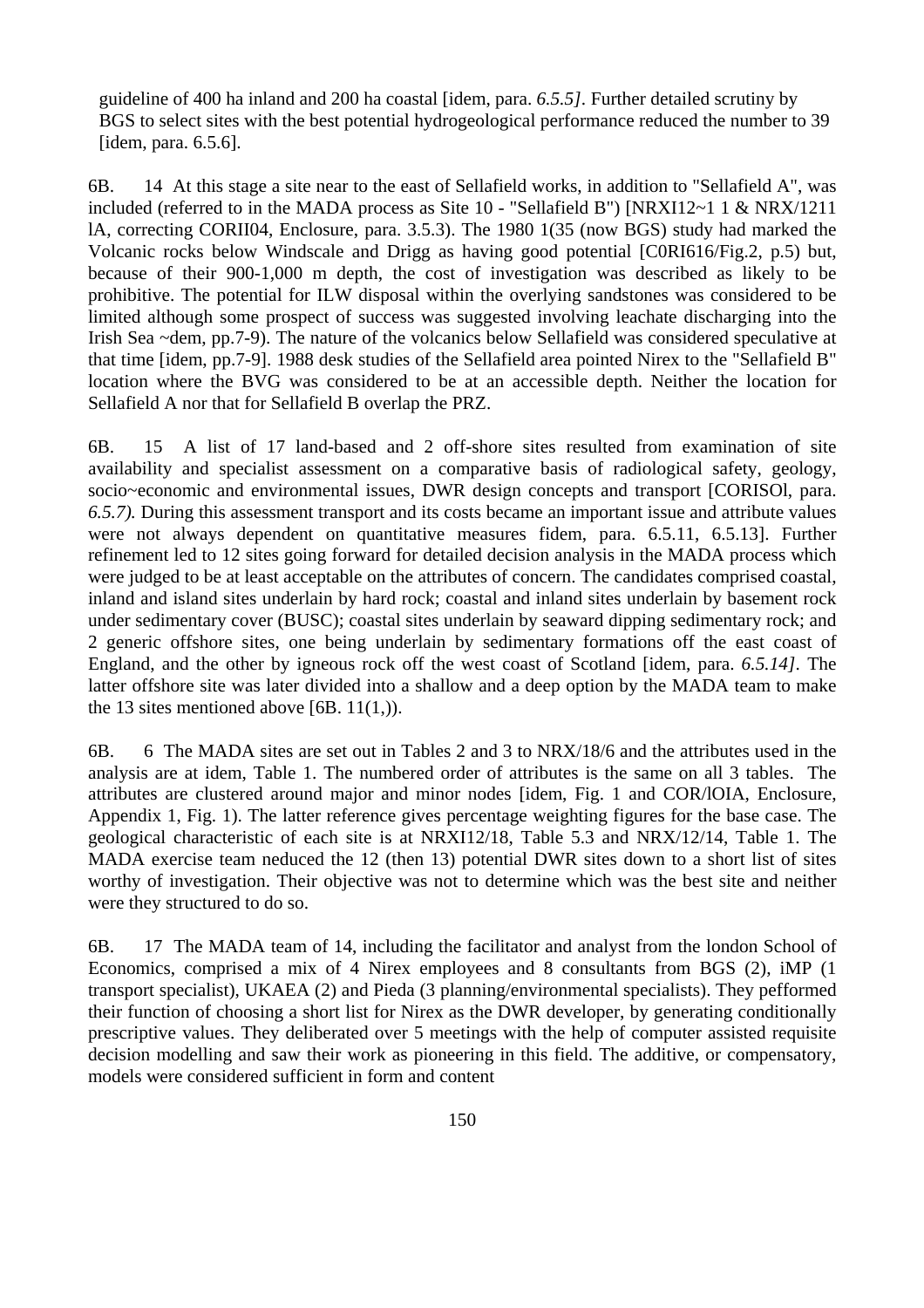guideline of 400 ha inland and 200 ha coastal [idem, para. *6.5.5]*. Further detailed scrutiny by BGS to select sites with the best potential hydrogeological performance reduced the number to 39 [idem, para. 6.5.6].

6B. 14 At this stage a site near to the east of Sellafield works, in addition to "Sellafield A", was included (referred to in the MADA process as Site 10 - "Sellafield B") [NRXI12~1 1 & NRX/1211 lA, correcting CORII04, Enclosure, para. 3.5.3). The 1980 1(35 (now BGS) study had marked the Volcanic rocks below Windscale and Drigg as having good potential [C0RI616/Fig.2, p.5) but, because of their 900-1,000 m depth, the cost of investigation was described as likely to be prohibitive. The potential for ILW disposal within the overlying sandstones was considered to be limited although some prospect of success was suggested involving leachate discharging into the Irish Sea ~dem, pp.7-9). The nature of the volcanics below Sellafield was considered speculative at that time [idem, pp.7-9]. 1988 desk studies of the Sellafield area pointed Nirex to the "Sellafield B" location where the BVG was considered to be at an accessible depth. Neither the location for Sellafield A nor that for Sellafield B overlap the PRZ.

6B. 15 A list of 17 land-based and 2 off-shore sites resulted from examination of site availability and specialist assessment on a comparative basis of radiological safety, geology, socio~economic and environmental issues, DWR design concepts and transport [CORISOl, para. *6.5.7).* During this assessment transport and its costs became an important issue and attribute values were not always dependent on quantitative measures fidem, para. 6.5.11, 6.5.13]. Further refinement led to 12 sites going forward for detailed decision analysis in the MADA process which were judged to be at least acceptable on the attributes of concern. The candidates comprised coastal, inland and island sites underlain by hard rock; coastal and inland sites underlain by basement rock under sedimentary cover (BUSC); coastal sites underlain by seaward dipping sedimentary rock; and 2 generic offshore sites, one being underlain by sedimentary formations off the east coast of England, and the other by igneous rock off the west coast of Scotland [idem, para. *6.5.14]*. The latter offshore site was later divided into a shallow and a deep option by the MADA team to make the 13 sites mentioned above [6B. 11(1,)).

6B. 6 The MADA sites are set out in Tables 2 and 3 to NRX/18/6 and the attributes used in the analysis are at idem, Table 1. The numbered order of attributes is the same on all 3 tables. The attributes are clustered around major and minor nodes [idem, Fig. 1 and COR/lOIA, Enclosure, Appendix 1, Fig. 1). The latter reference gives percentage weighting figures for the base case. The geological characteristic of each site is at NRXI12/18, Table 5.3 and NRX/12/14, Table 1. The MADA exercise team neduced the 12 (then 13) potential DWR sites down to a short list of sites worthy of investigation. Their objective was not to determine which was the best site and neither were they structured to do so.

6B. 17 The MADA team of 14, including the facilitator and analyst from the london School of Economics, comprised a mix of 4 Nirex employees and 8 consultants from BGS (2), iMP (1 transport specialist), UKAEA (2) and Pieda (3 planning/environmental specialists). They pefformed their function of choosing a short list for Nirex as the DWR developer, by generating conditionally prescriptive values. They deliberated over 5 meetings with the help of computer assisted requisite decision modelling and saw their work as pioneering in this field. The additive, or compensatory, models were considered sufficient in form and content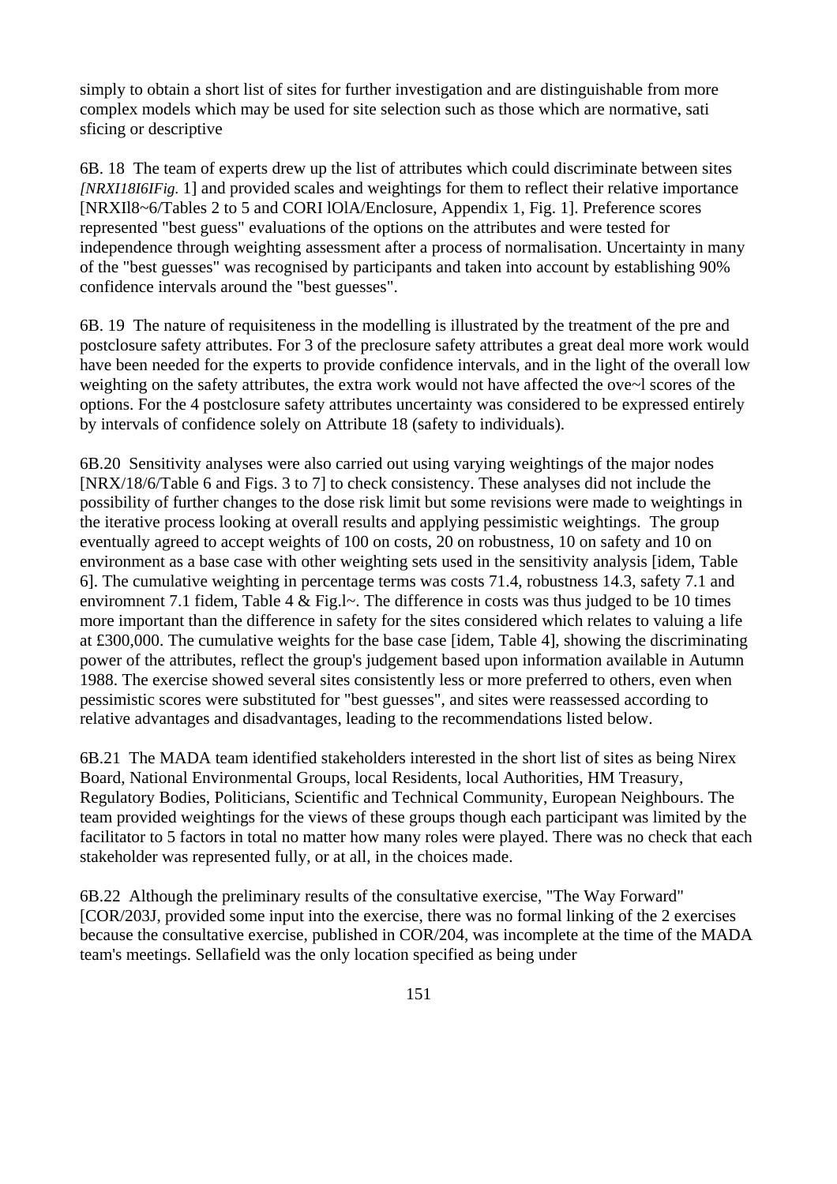simply to obtain a short list of sites for further investigation and are distinguishable from more complex models which may be used for site selection such as those which are normative, sati sficing or descriptive

6B. 18 The team of experts drew up the list of attributes which could discriminate between sites *[NRXI18I6IFig.* 1] and provided scales and weightings for them to reflect their relative importance [NRXIl8~6/Tables 2 to 5 and CORI lOlA/Enclosure, Appendix 1, Fig. 1]. Preference scores represented "best guess" evaluations of the options on the attributes and were tested for independence through weighting assessment after a process of normalisation. Uncertainty in many of the "best guesses" was recognised by participants and taken into account by establishing 90% confidence intervals around the "best guesses".

6B. 19 The nature of requisiteness in the modelling is illustrated by the treatment of the pre and postclosure safety attributes. For 3 of the preclosure safety attributes a great deal more work would have been needed for the experts to provide confidence intervals, and in the light of the overall low weighting on the safety attributes, the extra work would not have affected the ove~l scores of the options. For the 4 postclosure safety attributes uncertainty was considered to be expressed entirely by intervals of confidence solely on Attribute 18 (safety to individuals).

6B.20 Sensitivity analyses were also carried out using varying weightings of the major nodes [NRX/18/6/Table 6 and Figs. 3 to 7] to check consistency. These analyses did not include the possibility of further changes to the dose risk limit but some revisions were made to weightings in the iterative process looking at overall results and applying pessimistic weightings. The group eventually agreed to accept weights of 100 on costs, 20 on robustness, 10 on safety and 10 on environment as a base case with other weighting sets used in the sensitivity analysis [idem, Table 6]. The cumulative weighting in percentage terms was costs 71.4, robustness 14.3, safety 7.1 and enviromnent 7.1 fidem, Table 4 & Fig.l~. The difference in costs was thus judged to be 10 times more important than the difference in safety for the sites considered which relates to valuing a life at £300,000. The cumulative weights for the base case [idem, Table 4], showing the discriminating power of the attributes, reflect the group's judgement based upon information available in Autumn 1988. The exercise showed several sites consistently less or more preferred to others, even when pessimistic scores were substituted for "best guesses", and sites were reassessed according to relative advantages and disadvantages, leading to the recommendations listed below.

6B.21 The MADA team identified stakeholders interested in the short list of sites as being Nirex Board, National Environmental Groups, local Residents, local Authorities, HM Treasury, Regulatory Bodies, Politicians, Scientific and Technical Community, European Neighbours. The team provided weightings for the views of these groups though each participant was limited by the facilitator to 5 factors in total no matter how many roles were played. There was no check that each stakeholder was represented fully, or at all, in the choices made.

6B.22 Although the preliminary results of the consultative exercise, "The Way Forward" [COR/203J, provided some input into the exercise, there was no formal linking of the 2 exercises because the consultative exercise, published in COR/204, was incomplete at the time of the MADA team's meetings. Sellafield was the only location specified as being under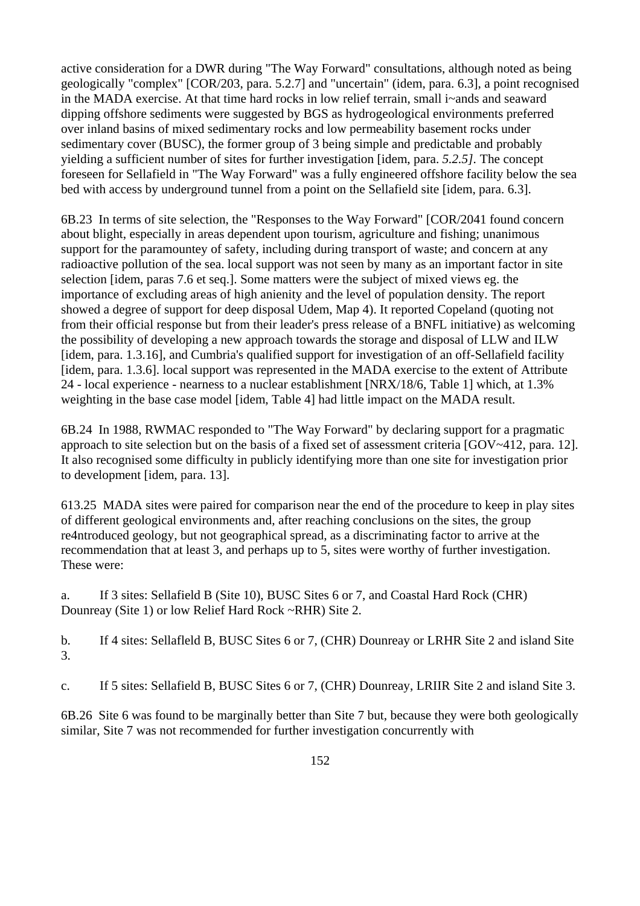active consideration for a DWR during "The Way Forward" consultations, although noted as being geologically "complex" [COR/203, para. 5.2.7] and "uncertain" (idem, para. 6.3], a point recognised in the MADA exercise. At that time hard rocks in low relief terrain, small i~ands and seaward dipping offshore sediments were suggested by BGS as hydrogeological environments preferred over inland basins of mixed sedimentary rocks and low permeability basement rocks under sedimentary cover (BUSC), the former group of 3 being simple and predictable and probably yielding a sufficient number of sites for further investigation [idem, para. *5.2.5]*. The concept foreseen for Sellafield in "The Way Forward" was a fully engineered offshore facility below the sea bed with access by underground tunnel from a point on the Sellafield site [idem, para. 6.3].

6B.23 In terms of site selection, the "Responses to the Way Forward" [COR/2041 found concern about blight, especially in areas dependent upon tourism, agriculture and fishing; unanimous support for the paramountey of safety, including during transport of waste; and concern at any radioactive pollution of the sea. local support was not seen by many as an important factor in site selection [idem, paras 7.6 et seq.]. Some matters were the subject of mixed views eg. the importance of excluding areas of high anienity and the level of population density. The report showed a degree of support for deep disposal Udem, Map 4). It reported Copeland (quoting not from their official response but from their leader's press release of a BNFL initiative) as welcoming the possibility of developing a new approach towards the storage and disposal of LLW and ILW [idem, para. 1.3.16], and Cumbria's qualified support for investigation of an off-Sellafield facility [idem, para. 1.3.6]. local support was represented in the MADA exercise to the extent of Attribute 24 - local experience - nearness to a nuclear establishment [NRX/18/6, Table 1] which, at 1.3% weighting in the base case model [idem, Table 4] had little impact on the MADA result.

6B.24 In 1988, RWMAC responded to "The Way Forward" by declaring support for a pragmatic approach to site selection but on the basis of a fixed set of assessment criteria [GOV~412, para. 12]. It also recognised some difficulty in publicly identifying more than one site for investigation prior to development [idem, para. 13].

613.25 MADA sites were paired for comparison near the end of the procedure to keep in play sites of different geological environments and, after reaching conclusions on the sites, the group re4ntroduced geology, but not geographical spread, as a discriminating factor to arrive at the recommendation that at least 3, and perhaps up to 5, sites were worthy of further investigation. These were:

a. If 3 sites: Sellafield B (Site 10), BUSC Sites 6 or 7, and Coastal Hard Rock (CHR) Dounreay (Site 1) or low Relief Hard Rock ~RHR) Site 2.

b. If 4 sites: Sellafleld B, BUSC Sites 6 or 7, (CHR) Dounreay or LRHR Site 2 and island Site 3.

c. If 5 sites: Sellafield B, BUSC Sites 6 or 7, (CHR) Dounreay, LRIIR Site 2 and island Site 3.

6B.26 Site 6 was found to be marginally better than Site 7 but, because they were both geologically similar, Site 7 was not recommended for further investigation concurrently with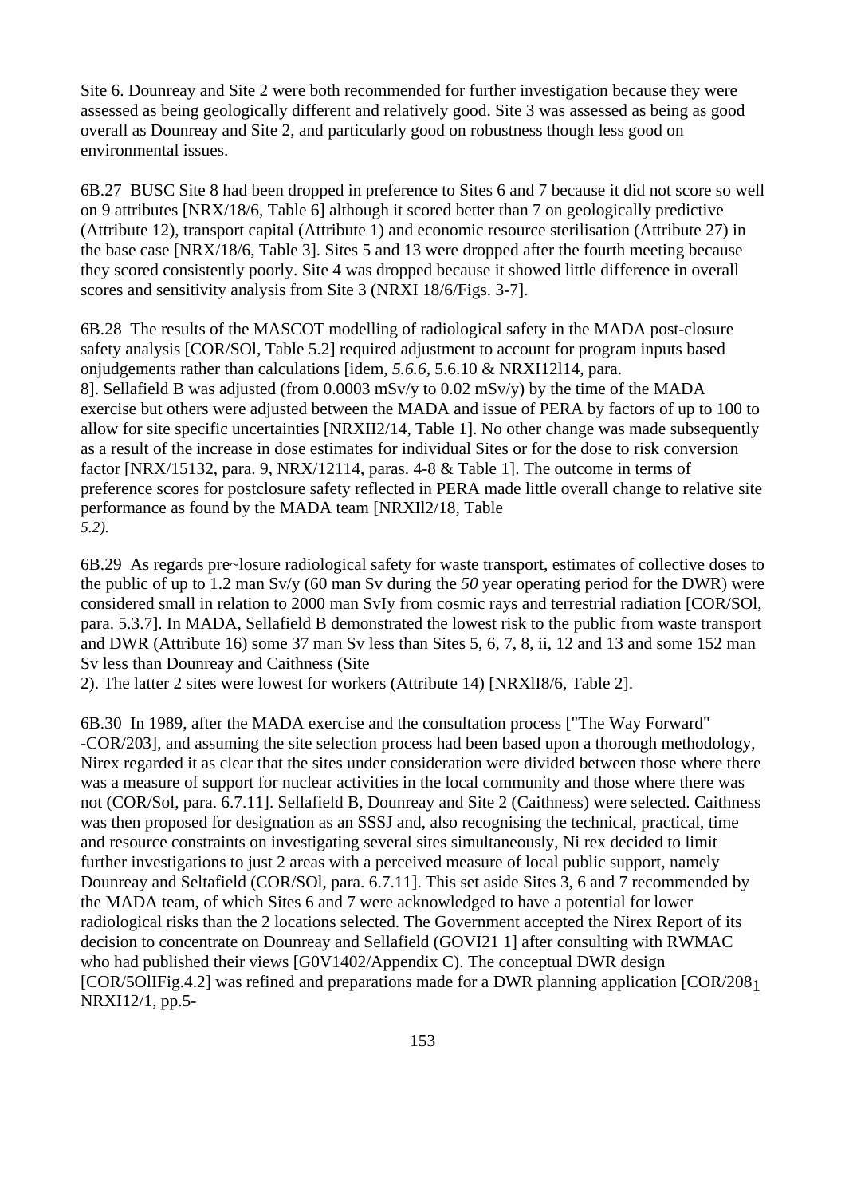Site 6. Dounreay and Site 2 were both recommended for further investigation because they were assessed as being geologically different and relatively good. Site 3 was assessed as being as good overall as Dounreay and Site 2, and particularly good on robustness though less good on environmental issues.

6B.27 BUSC Site 8 had been dropped in preference to Sites 6 and 7 because it did not score so well on 9 attributes [NRX/18/6, Table 6] although it scored better than 7 on geologically predictive (Attribute 12), transport capital (Attribute 1) and economic resource sterilisation (Attribute 27) in the base case [NRX/18/6, Table 3]. Sites 5 and 13 were dropped after the fourth meeting because they scored consistently poorly. Site 4 was dropped because it showed little difference in overall scores and sensitivity analysis from Site 3 (NRXI 18/6/Figs. 3-7].

6B.28 The results of the MASCOT modelling of radiological safety in the MADA post-closure safety analysis [COR/SOl, Table 5.2] required adjustment to account for program inputs based onjudgements rather than calculations [idem, *5.6.6*, 5.6.10 & NRXI12l14, para. 8]. Sellafield B was adjusted (from 0.0003 mSv/y to 0.02 mSv/y) by the time of the MADA exercise but others were adjusted between the MADA and issue of PERA by factors of up to 100 to allow for site specific uncertainties [NRXII2/14, Table 1]. No other change was made subsequently as a result of the increase in dose estimates for individual Sites or for the dose to risk conversion factor [NRX/15132, para. 9, NRX/12114, paras. 4-8 & Table 1]. The outcome in terms of preference scores for postclosure safety reflected in PERA made little overall change to relative site performance as found by the MADA team [NRXIl2/18, Table *5.2).*

6B.29 As regards pre~losure radiological safety for waste transport, estimates of collective doses to the public of up to 1.2 man Sv/y (60 man Sv during the *50* year operating period for the DWR) were considered small in relation to 2000 man SvIy from cosmic rays and terrestrial radiation [COR/SOl, para. 5.3.7]. In MADA, Sellafield B demonstrated the lowest risk to the public from waste transport and DWR (Attribute 16) some 37 man Sv less than Sites 5, 6, 7, 8, ii, 12 and 13 and some 152 man Sv less than Dounreay and Caithness (Site 2). The latter 2 sites were lowest for workers (Attribute 14) [NRXlI8/6, Table 2].

6B.30 In 1989, after the MADA exercise and the consultation process ["The Way Forward" -COR/203], and assuming the site selection process had been based upon a thorough methodology, Nirex regarded it as clear that the sites under consideration were divided between those where there was a measure of support for nuclear activities in the local community and those where there was not (COR/Sol, para. 6.7.11]. Sellafield B, Dounreay and Site 2 (Caithness) were selected. Caithness was then proposed for designation as an SSSJ and, also recognising the technical, practical, time and resource constraints on investigating several sites simultaneously, Ni rex decided to limit further investigations to just 2 areas with a perceived measure of local public support, namely Dounreay and Seltafield (COR/SOl, para. 6.7.11]. This set aside Sites 3, 6 and 7 recommended by the MADA team, of which Sites 6 and 7 were acknowledged to have a potential for lower radiological risks than the 2 locations selected. The Government accepted the Nirex Report of its decision to concentrate on Dounreay and Sellafield (GOVI21 1] after consulting with RWMAC who had published their views [G0V1402/Appendix C). The conceptual DWR design [COR/5OlIFig.4.2] was refined and preparations made for a DWR planning application [COR/208, NRXI12/1, pp.5-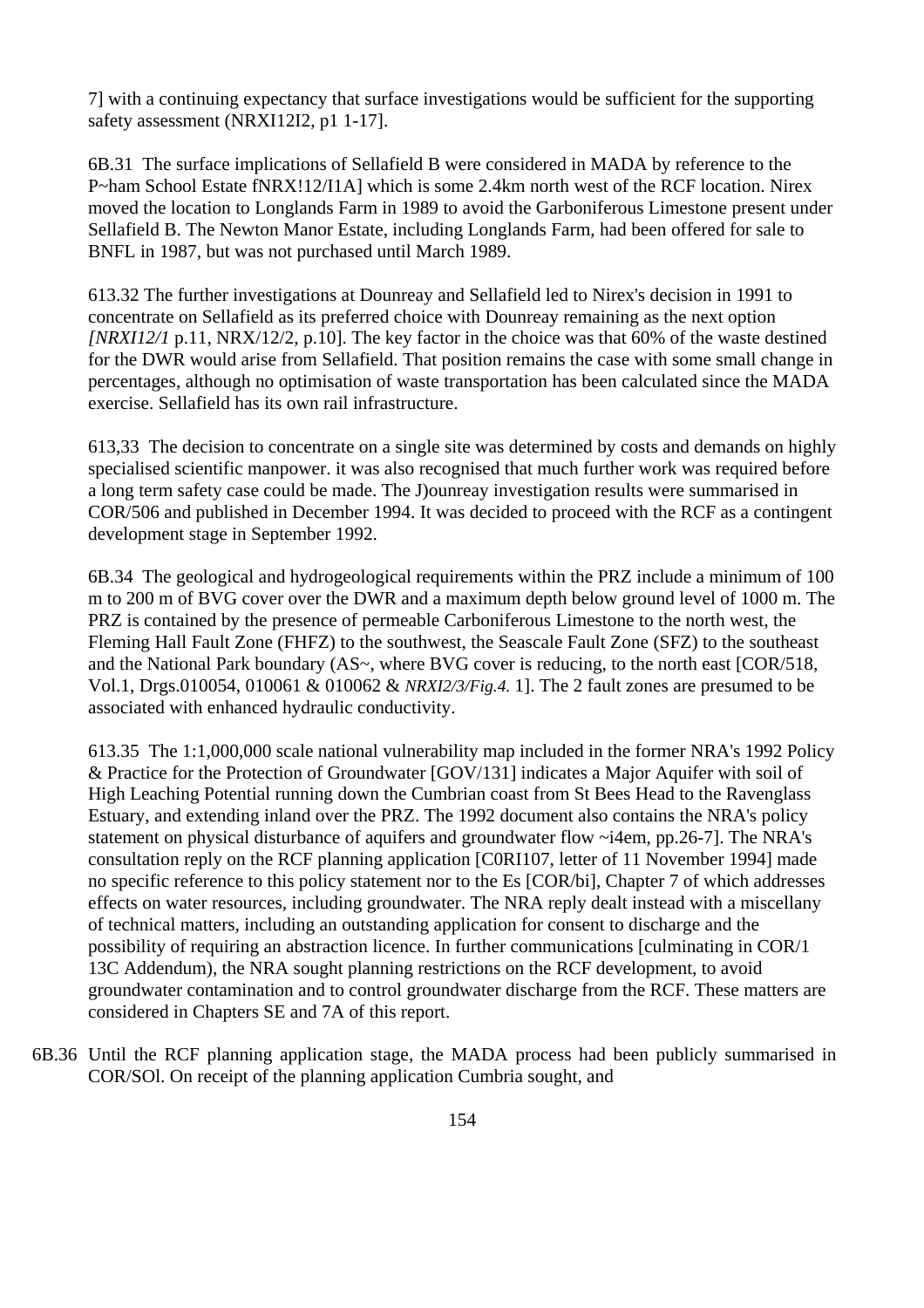7] with a continuing expectancy that surface investigations would be sufficient for the supporting safety assessment (NRXI12I2, p1 1-17].

6B.31 The surface implications of Sellafield B were considered in MADA by reference to the P~ham School Estate fNRX!12/I1A] which is some 2.4km north west of the RCF location. Nirex moved the location to Longlands Farm in 1989 to avoid the Garboniferous Limestone present under Sellafield B. The Newton Manor Estate, including Longlands Farm, had been offered for sale to BNFL in 1987, but was not purchased until March 1989.

613.32 The further investigations at Dounreay and Sellafield led to Nirex's decision in 1991 to concentrate on Sellafield as its preferred choice with Dounreay remaining as the next option *[NRXI12/1* p.11, NRX/12/2, p.10]. The key factor in the choice was that 60% of the waste destined for the DWR would arise from Sellafield. That position remains the case with some small change in percentages, although no optimisation of waste transportation has been calculated since the MADA exercise. Sellafield has its own rail infrastructure.

613,33 The decision to concentrate on a single site was determined by costs and demands on highly specialised scientific manpower. it was also recognised that much further work was required before a long term safety case could be made. The J)ounreay investigation results were summarised in COR/506 and published in December 1994. It was decided to proceed with the RCF as a contingent development stage in September 1992.

6B.34 The geological and hydrogeological requirements within the PRZ include a minimum of 100 m to 200 m of BVG cover over the DWR and a maximum depth below ground level of 1000 m. The PRZ is contained by the presence of permeable Carboniferous Limestone to the north west, the Fleming Hall Fault Zone (FHFZ) to the southwest, the Seascale Fault Zone (SFZ) to the southeast and the National Park boundary (AS~, where BVG cover is reducing, to the north east [COR/518, Vol.1, Drgs.010054, 010061 & 010062 & *NRXI2/3/Fig.4.* 1]. The 2 fault zones are presumed to be associated with enhanced hydraulic conductivity.

613.35 The 1:1,000,000 scale national vulnerability map included in the former NRA's 1992 Policy & Practice for the Protection of Groundwater [GOV/131] indicates a Major Aquifer with soil of High Leaching Potential running down the Cumbrian coast from St Bees Head to the Ravenglass Estuary, and extending inland over the PRZ. The 1992 document also contains the NRA's policy statement on physical disturbance of aquifers and groundwater flow ~i4em, pp.26-7]. The NRA's consultation reply on the RCF planning application [C0RI107, letter of 11 November 1994] made no specific reference to this policy statement nor to the Es [COR/bi], Chapter 7 of which addresses effects on water resources, including groundwater. The NRA reply dealt instead with a miscellany of technical matters, including an outstanding application for consent to discharge and the possibility of requiring an abstraction licence. In further communications [culminating in COR/1 13C Addendum), the NRA sought planning restrictions on the RCF development, to avoid groundwater contamination and to control groundwater discharge from the RCF. These matters are considered in Chapters SE and 7A of this report.

6B.36 Until the RCF planning application stage, the MADA process had been publicly summarised in COR/SOl. On receipt of the planning application Cumbria sought, and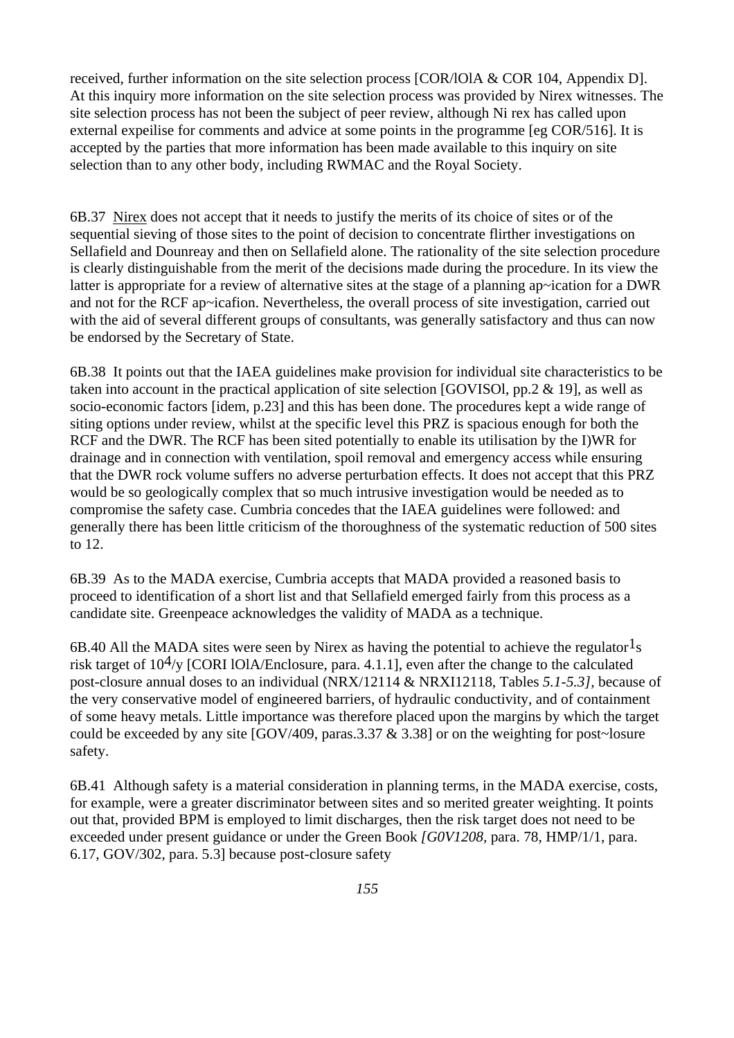received, further information on the site selection process [COR/lOlA & COR 104, Appendix D]. At this inquiry more information on the site selection process was provided by Nirex witnesses. The site selection process has not been the subject of peer review, although Ni rex has called upon external expeilise for comments and advice at some points in the programme [eg COR/516]. It is accepted by the parties that more information has been made available to this inquiry on site selection than to any other body, including RWMAC and the Royal Society.

6B.37 Nirex does not accept that it needs to justify the merits of its choice of sites or of the sequential sieving of those sites to the point of decision to concentrate flirther investigations on Sellafield and Dounreay and then on Sellafield alone. The rationality of the site selection procedure is clearly distinguishable from the merit of the decisions made during the procedure. In its view the latter is appropriate for a review of alternative sites at the stage of a planning ap~ication for a DWR and not for the RCF ap~icafion. Nevertheless, the overall process of site investigation, carried out with the aid of several different groups of consultants, was generally satisfactory and thus can now be endorsed by the Secretary of State.

6B.38 It points out that the IAEA guidelines make provision for individual site characteristics to be taken into account in the practical application of site selection [GOVISOl, pp.2 & 19], as well as socio-economic factors [idem, p.23] and this has been done. The procedures kept a wide range of siting options under review, whilst at the specific level this PRZ is spacious enough for both the RCF and the DWR. The RCF has been sited potentially to enable its utilisation by the I)WR for drainage and in connection with ventilation, spoil removal and emergency access while ensuring that the DWR rock volume suffers no adverse perturbation effects. It does not accept that this PRZ would be so geologically complex that so much intrusive investigation would be needed as to compromise the safety case. Cumbria concedes that the IAEA guidelines were followed: and generally there has been little criticism of the thoroughness of the systematic reduction of 500 sites to 12.

6B.39 As to the MADA exercise, Cumbria accepts that MADA provided a reasoned basis to proceed to identification of a short list and that Sellafield emerged fairly from this process as a candidate site. Greenpeace acknowledges the validity of MADA as a technique.

6B.40 All the MADA sites were seen by Nirex as having the potential to achieve the regulator1s risk target of $10^4$/y [CORI lOlA/Enclosure, para. 4.1.1], even after the change to the calculated post-closure annual doses to an individual (NRX/12114 & NRXI12118, Tables *5.1-5.3]*, because of the very conservative model of engineered barriers, of hydraulic conductivity, and of containment of some heavy metals. Little importance was therefore placed upon the margins by which the target could be exceeded by any site [GOV/409, paras.3.37 & 3.38] or on the weighting for post~losure safety.

6B.41 Although safety is a material consideration in planning terms, in the MADA exercise, costs, for example, were a greater discriminator between sites and so merited greater weighting. It points out that, provided BPM is employed to limit discharges, then the risk target does not need to be exceeded under present guidance or under the Green Book *[G0V1208*, para. 78, HMP/1/1, para. 6.17, GOV/302, para. 5.3] because post-closure safety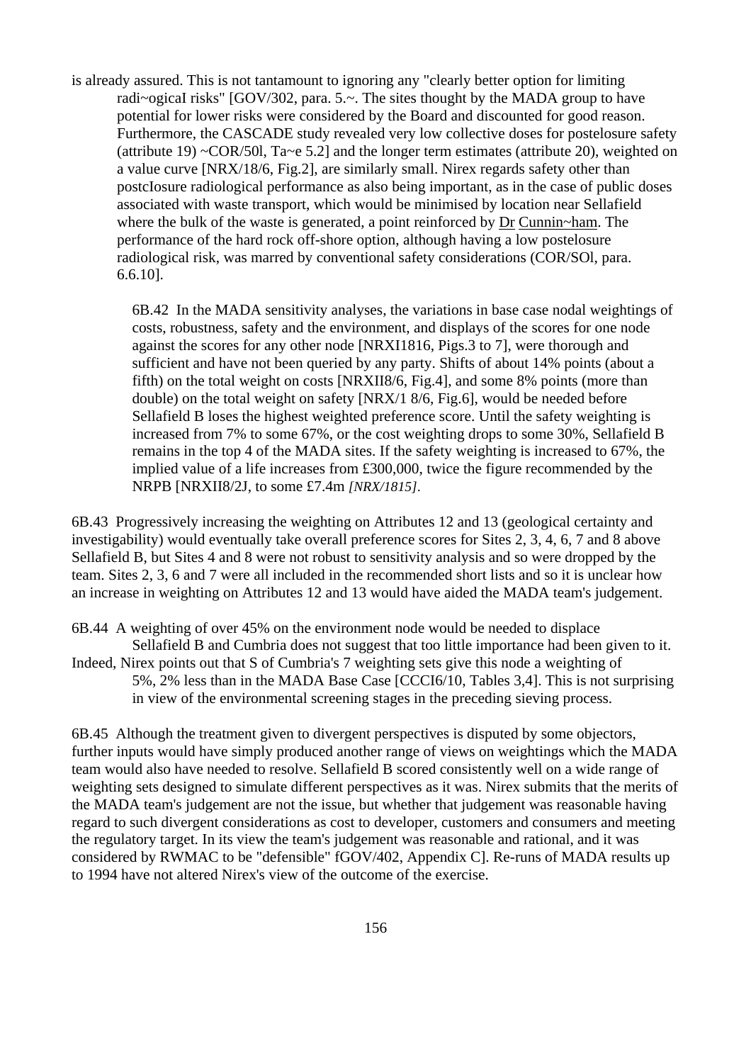is already assured. This is not tantamount to ignoring any "clearly better option for limiting radi~ogicaI risks" [GOV/302, para. 5.~. The sites thought by the MADA group to have potential for lower risks were considered by the Board and discounted for good reason. Furthermore, the CASCADE study revealed very low collective doses for postelosure safety (attribute 19) ~COR/50l, Ta~e 5.2] and the longer term estimates (attribute 20), weighted on a value curve [NRX/18/6, Fig.2], are similarly small. Nirex regards safety other than postcIosure radiological performance as also being important, as in the case of public doses associated with waste transport, which would be minimised by location near Sellafield where the bulk of the waste is generated, a point reinforced by Dr Cunnin~ham. The performance of the hard rock off-shore option, although having a low postelosure radiological risk, was marred by conventional safety considerations (COR/SOl, para. 6.6.10].

6B.42 In the MADA sensitivity analyses, the variations in base case nodal weightings of costs, robustness, safety and the environment, and displays of the scores for one node against the scores for any other node [NRXI1816, Pigs.3 to 7], were thorough and sufficient and have not been queried by any party. Shifts of about 14% points (about a fifth) on the total weight on costs [NRXII8/6, Fig.4], and some 8% points (more than double) on the total weight on safety [NRX/1 8/6, Fig.6], would be needed before Sellafield B loses the highest weighted preference score. Until the safety weighting is increased from 7% to some 67%, or the cost weighting drops to some 30%, Sellafield B remains in the top 4 of the MADA sites. If the safety weighting is increased to 67%, the implied value of a life increases from £300,000, twice the figure recommended by the NRPB [NRXII8/2J, to some £7.4m *[NRX/1815]*.

6B.43 Progressively increasing the weighting on Attributes 12 and 13 (geological certainty and investigability) would eventually take overall preference scores for Sites 2, 3, 4, 6, 7 and 8 above Sellafield B, but Sites 4 and 8 were not robust to sensitivity analysis and so were dropped by the team. Sites 2, 3, 6 and 7 were all included in the recommended short lists and so it is unclear how an increase in weighting on Attributes 12 and 13 would have aided the MADA team's judgement.

6B.44 A weighting of over 45% on the environment node would be needed to displace Sellafield B and Cumbria does not suggest that too little importance had been given to it. Indeed, Nirex points out that S of Cumbria's 7 weighting sets give this node a weighting of 5%, 2% less than in the MADA Base Case [CCCI6/10, Tables 3,4]. This is not surprising in view of the environmental screening stages in the preceding sieving process.

6B.45 Although the treatment given to divergent perspectives is disputed by some objectors, further inputs would have simply produced another range of views on weightings which the MADA team would also have needed to resolve. Sellafield B scored consistently well on a wide range of weighting sets designed to simulate different perspectives as it was. Nirex submits that the merits of the MADA team's judgement are not the issue, but whether that judgement was reasonable having regard to such divergent considerations as cost to developer, customers and consumers and meeting the regulatory target. In its view the team's judgement was reasonable and rational, and it was considered by RWMAC to be "defensible" fGOV/402, Appendix C]. Re-runs of MADA results up to 1994 have not altered Nirex's view of the outcome of the exercise.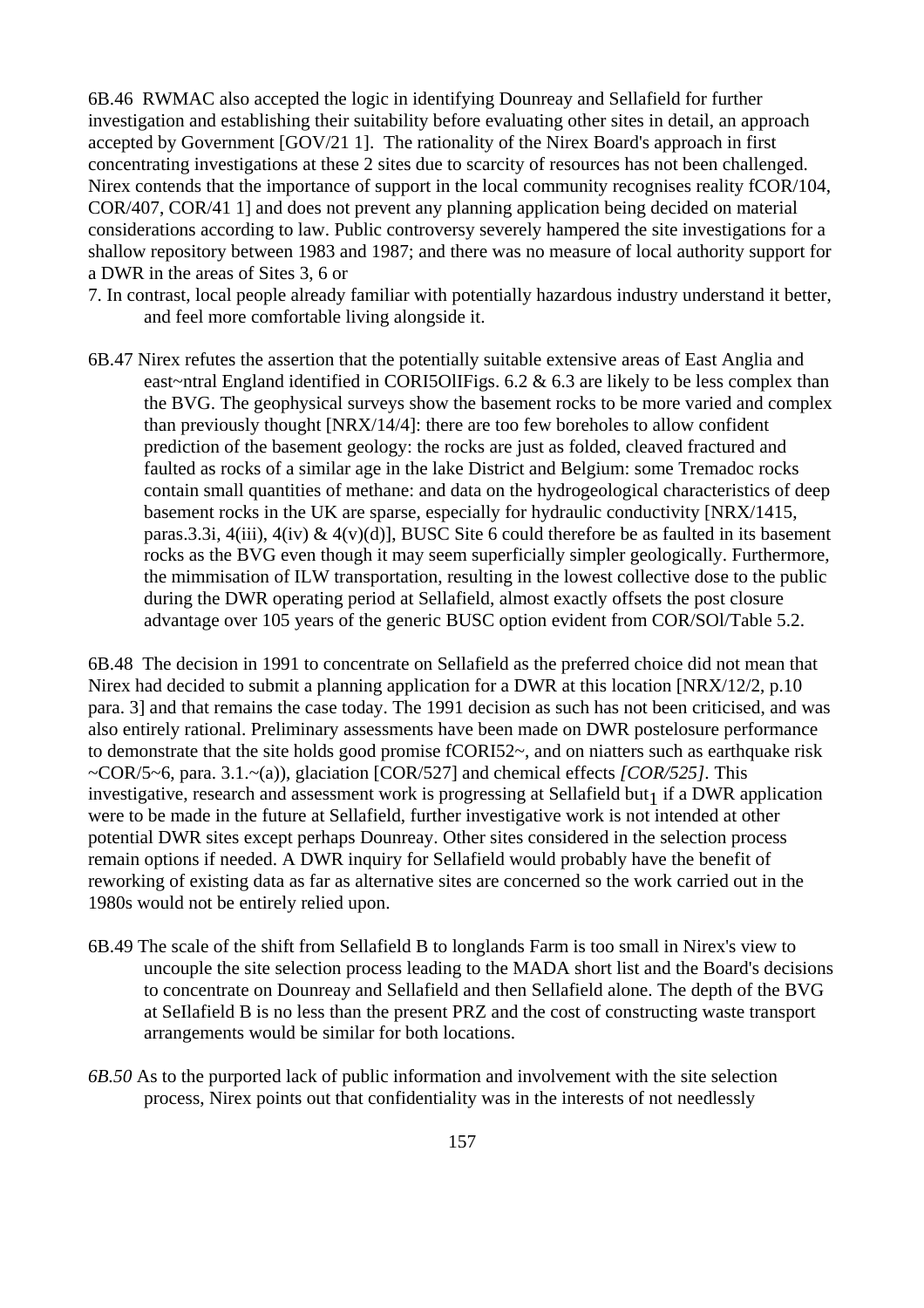6B.46 RWMAC also accepted the logic in identifying Dounreay and Sellafield for further investigation and establishing their suitability before evaluating other sites in detail, an approach accepted by Government [GOV/21 1]. The rationality of the Nirex Board's approach in first concentrating investigations at these 2 sites due to scarcity of resources has not been challenged. Nirex contends that the importance of support in the local community recognises reality fCOR/104, COR/407, COR/41 1] and does not prevent any planning application being decided on material considerations according to law. Public controversy severely hampered the site investigations for a shallow repository between 1983 and 1987; and there was no measure of local authority support for a DWR in the areas of Sites 3, 6 or

7. In contrast, local people already familiar with potentially hazardous industry understand it better, and feel more comfortable living alongside it.

6B.47 Nirex refutes the assertion that the potentially suitable extensive areas of East Anglia and east~ntral England identified in CORI5OlIFigs. 6.2 & 6.3 are likely to be less complex than the BVG. The geophysical surveys show the basement rocks to be more varied and complex than previously thought [NRX/14/4]: there are too few boreholes to allow confident prediction of the basement geology: the rocks are just as folded, cleaved fractured and faulted as rocks of a similar age in the lake District and Belgium: some Tremadoc rocks contain small quantities of methane: and data on the hydrogeological characteristics of deep basement rocks in the UK are sparse, especially for hydraulic conductivity [NRX/1415, paras.3.3i, 4(iii), 4(iv) & 4(v)(d)], BUSC Site 6 could therefore be as faulted in its basement rocks as the BVG even though it may seem superficially simpler geologically. Furthermore, the mimmisation of ILW transportation, resulting in the lowest collective dose to the public during the DWR operating period at Sellafield, almost exactly offsets the post closure advantage over 105 years of the generic BUSC option evident from COR/SOl/Table 5.2.

6B.48 The decision in 1991 to concentrate on Sellafield as the preferred choice did not mean that Nirex had decided to submit a planning application for a DWR at this location [NRX/12/2, p.10 para. 3] and that remains the case today. The 1991 decision as such has not been criticised, and was also entirely rational. Preliminary assessments have been made on DWR postelosure performance to demonstrate that the site holds good promise fCORI52~, and on niatters such as earthquake risk ~COR/5~6, para. 3.1.~(a)), glaciation [COR/527] and chemical effects *[COR/525]*. This investigative, research and assessment work is progressing at Sellafield but$_1$ if a DWR application were to be made in the future at Sellafield, further investigative work is not intended at other potential DWR sites except perhaps Dounreay. Other sites considered in the selection process remain options if needed. A DWR inquiry for Sellafield would probably have the benefit of reworking of existing data as far as alternative sites are concerned so the work carried out in the 1980s would not be entirely relied upon.

6B.49 The scale of the shift from Sellafield B to longlands Farm is too small in Nirex's view to uncouple the site selection process leading to the MADA short list and the Board's decisions to concentrate on Dounreay and Sellafield and then Sellafield alone. The depth of the BVG at SeIlafield B is no less than the present PRZ and the cost of constructing waste transport arrangements would be similar for both locations.

*6B.50* As to the purported lack of public information and involvement with the site selection process, Nirex points out that confidentiality was in the interests of not needlessly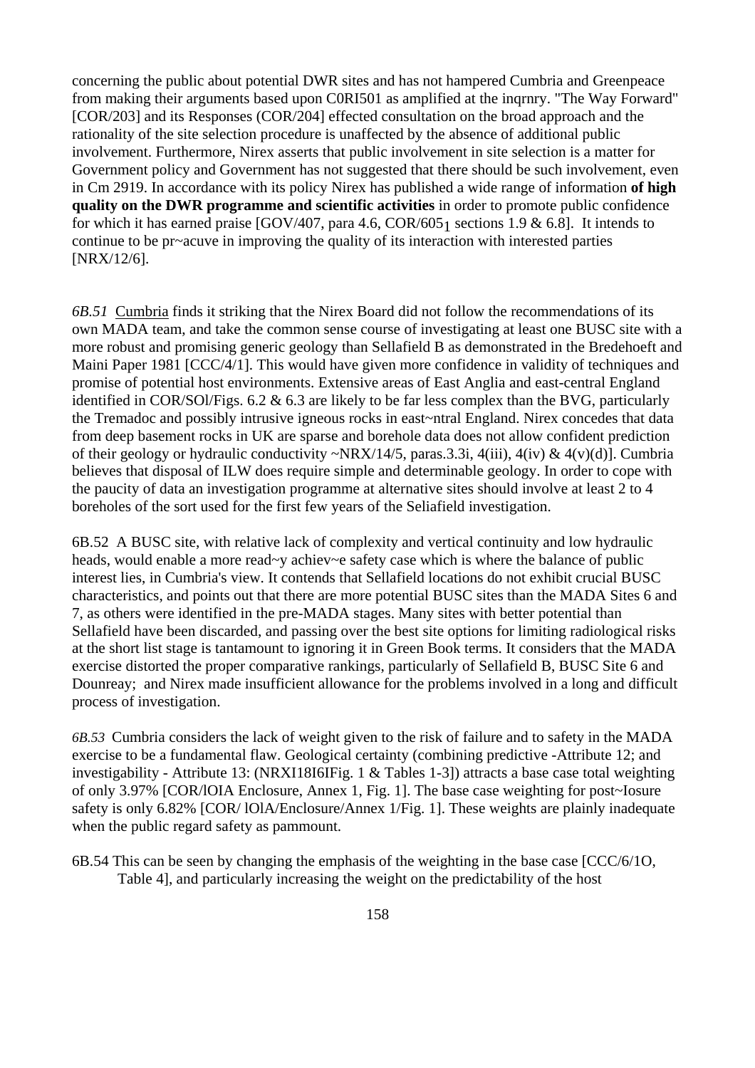concerning the public about potential DWR sites and has not hampered Cumbria and Greenpeace from making their arguments based upon C0RI501 as amplified at the inqrnry. "The Way Forward" [COR/203] and its Responses (COR/204] effected consultation on the broad approach and the rationality of the site selection procedure is unaffected by the absence of additional public involvement. Furthermore, Nirex asserts that public involvement in site selection is a matter for Government policy and Government has not suggested that there should be such involvement, even in Cm 2919. In accordance with its policy Nirex has published a wide range of information **of high quality on the DWR programme and scientific activities** in order to promote public confidence for which it has earned praise [GOV/407, para 4.6, COR/605$_1$ sections 1.9 & 6.8]. It intends to continue to be pr~acuve in improving the quality of its interaction with interested parties [NRX/12/6].

*6B.51* Cumbria finds it striking that the Nirex Board did not follow the recommendations of its own MADA team, and take the common sense course of investigating at least one BUSC site with a more robust and promising generic geology than Sellafield B as demonstrated in the Bredehoeft and Maini Paper 1981 [CCC/4/1]. This would have given more confidence in validity of techniques and promise of potential host environments. Extensive areas of East Anglia and east-central England identified in COR/SOl/Figs. 6.2 & 6.3 are likely to be far less complex than the BVG, particularly the Tremadoc and possibly intrusive igneous rocks in east~ntral England. Nirex concedes that data from deep basement rocks in UK are sparse and borehole data does not allow confident prediction of their geology or hydraulic conductivity ~NRX/14/5, paras.3.3i, 4(iii), 4(iv) & 4(v)(d)]. Cumbria believes that disposal of ILW does require simple and determinable geology. In order to cope with the paucity of data an investigation programme at alternative sites should involve at least 2 to 4 boreholes of the sort used for the first few years of the Seliafield investigation.

6B.52 A BUSC site, with relative lack of complexity and vertical continuity and low hydraulic heads, would enable a more read~y achiev~e safety case which is where the balance of public interest lies, in Cumbria's view. It contends that Sellafield locations do not exhibit crucial BUSC characteristics, and points out that there are more potential BUSC sites than the MADA Sites 6 and 7, as others were identified in the pre-MADA stages. Many sites with better potential than Sellafield have been discarded, and passing over the best site options for limiting radiological risks at the short list stage is tantamount to ignoring it in Green Book terms. It considers that the MADA exercise distorted the proper comparative rankings, particularly of Sellafield B, BUSC Site 6 and Dounreay; and Nirex made insufficient allowance for the problems involved in a long and difficult process of investigation.

*6B.53* Cumbria considers the lack of weight given to the risk of failure and to safety in the MADA exercise to be a fundamental flaw. Geological certainty (combining predictive -Attribute 12; and investigability - Attribute 13: (NRXI18I6IFig. 1 & Tables 1-3]) attracts a base case total weighting of only 3.97% [COR/lOIA Enclosure, Annex 1, Fig. 1]. The base case weighting for post~Iosure safety is only 6.82% [COR/ lOlA/Enclosure/Annex 1/Fig. 1]. These weights are plainly inadequate when the public regard safety as pammount.

6B.54 This can be seen by changing the emphasis of the weighting in the base case [CCC/6/1O, Table 4], and particularly increasing the weight on the predictability of the host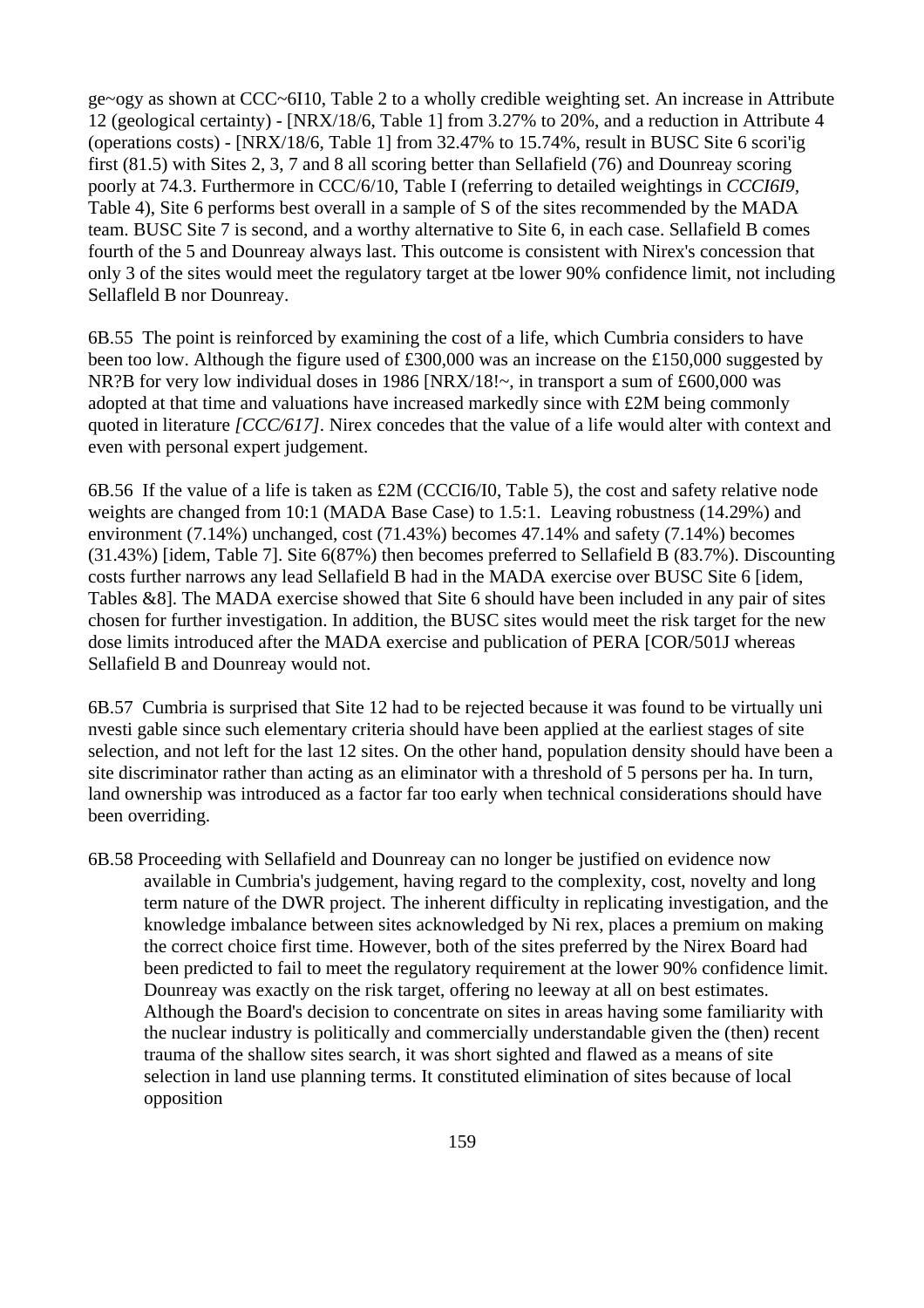ge~ogy as shown at CCC~6I10, Table 2 to a wholly credible weighting set. An increase in Attribute 12 (geological certainty) - [NRX/18/6, Table 1] from 3.27% to 20%, and a reduction in Attribute 4 (operations costs) - [NRX/18/6, Table 1] from 32.47% to 15.74%, result in BUSC Site 6 scori'ig first (81.5) with Sites 2, 3, 7 and 8 all scoring better than Sellafield (76) and Dounreay scoring poorly at 74.3. Furthermore in CCC/6/10, Table I (referring to detailed weightings in *CCCI6I9*, Table 4), Site 6 performs best overall in a sample of S of the sites recommended by the MADA team. BUSC Site 7 is second, and a worthy alternative to Site 6, in each case. Sellafield B comes fourth of the 5 and Dounreay always last. This outcome is consistent with Nirex's concession that only 3 of the sites would meet the regulatory target at tbe lower 90% confidence limit, not including Sellafleld B nor Dounreay.

6B.55 The point is reinforced by examining the cost of a life, which Cumbria considers to have been too low. Although the figure used of £300,000 was an increase on the £150,000 suggested by NR?B for very low individual doses in 1986 [NRX/18!~, in transport a sum of £600,000 was adopted at that time and valuations have increased markedly since with £2M being commonly quoted in literature *[CCC/617]*. Nirex concedes that the value of a life would alter with context and even with personal expert judgement.

6B.56 If the value of a life is taken as £2M (CCCI6/I0, Table 5), the cost and safety relative node weights are changed from 10:1 (MADA Base Case) to 1.5:1. Leaving robustness (14.29%) and environment (7.14%) unchanged, cost (71.43%) becomes 47.14% and safety (7.14%) becomes (31.43%) [idem, Table 7]. Site 6(87%) then becomes preferred to Sellafield B (83.7%). Discounting costs further narrows any lead Sellafield B had in the MADA exercise over BUSC Site 6 [idem, Tables &8]. The MADA exercise showed that Site 6 should have been included in any pair of sites chosen for further investigation. In addition, the BUSC sites would meet the risk target for the new dose limits introduced after the MADA exercise and publication of PERA [COR/501J whereas Sellafield B and Dounreay would not.

6B.57 Cumbria is surprised that Site 12 had to be rejected because it was found to be virtually uni nvesti gable since such elementary criteria should have been applied at the earliest stages of site selection, and not left for the last 12 sites. On the other hand, population density should have been a site discriminator rather than acting as an eliminator with a threshold of 5 persons per ha. In turn, land ownership was introduced as a factor far too early when technical considerations should have been overriding.

6B.58 Proceeding with Sellafield and Dounreay can no longer be justified on evidence now available in Cumbria's judgement, having regard to the complexity, cost, novelty and long term nature of the DWR project. The inherent difficulty in replicating investigation, and the knowledge imbalance between sites acknowledged by Ni rex, places a premium on making the correct choice first time. However, both of the sites preferred by the Nirex Board had been predicted to fail to meet the regulatory requirement at the lower 90% confidence limit. Dounreay was exactly on the risk target, offering no leeway at all on best estimates. Although the Board's decision to concentrate on sites in areas having some familiarity with the nuclear industry is politically and commercially understandable given the (then) recent trauma of the shallow sites search, it was short sighted and flawed as a means of site selection in land use planning terms. It constituted elimination of sites because of local opposition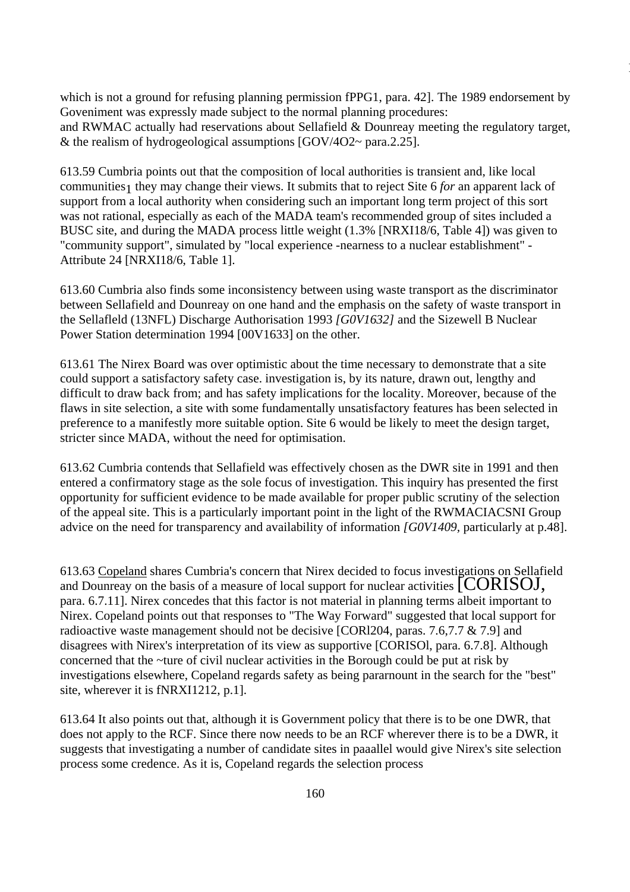which is not a ground for refusing planning permission fPPG1, para. 42]. The 1989 endorsement by Goveniment was expressly made subject to the normal planning procedures:
and RWMAC actually had reservations about Sellafield & Dounreay meeting the regulatory target, & the realism of hydrogeological assumptions [GOV/4O2~ para.2.25].

613.59 Cumbria points out that the composition of local authorities is transient and, like local communities1 they may change their views. It submits that to reject Site 6 *for* an apparent lack of support from a local authority when considering such an important long term project of this sort was not rational, especially as each of the MADA team's recommended group of sites included a BUSC site, and during the MADA process little weight (1.3% [NRXI18/6, Table 4]) was given to "community support", simulated by "local experience -nearness to a nuclear establishment" - Attribute 24 [NRXI18/6, Table 1].

613.60 Cumbria also finds some inconsistency between using waste transport as the discriminator between Sellafield and Dounreay on one hand and the emphasis on the safety of waste transport in the Sellafleld (13NFL) Discharge Authorisation 1993 *[G0V1632]* and the Sizewell B Nuclear Power Station determination 1994 [00V1633] on the other.

613.61 The Nirex Board was over optimistic about the time necessary to demonstrate that a site could support a satisfactory safety case. investigation is, by its nature, drawn out, lengthy and difficult to draw back from; and has safety implications for the locality. Moreover, because of the flaws in site selection, a site with some fundamentally unsatisfactory features has been selected in preference to a manifestly more suitable option. Site 6 would be likely to meet the design target, stricter since MADA, without the need for optimisation.

613.62 Cumbria contends that Sellafield was effectively chosen as the DWR site in 1991 and then entered a confirmatory stage as the sole focus of investigation. This inquiry has presented the first opportunity for sufficient evidence to be made available for proper public scrutiny of the selection of the appeal site. This is a particularly important point in the light of the RWMACIACSNI Group advice on the need for transparency and availability of information *[G0V1409*, particularly at p.48].

613.63 Copeland shares Cumbria's concern that Nirex decided to focus investigations on Sellafield and Dounreay on the basis of a measure of local support for nuclear activities [CORISOJ, para. 6.7.11]. Nirex concedes that this factor is not material in planning terms albeit important to Nirex. Copeland points out that responses to "The Way Forward" suggested that local support for radioactive waste management should not be decisive [CORl204, paras. 7.6,7.7 & 7.9] and disagrees with Nirex's interpretation of its view as supportive [CORISOl, para. 6.7.8]. Although concerned that the ~ture of civil nuclear activities in the Borough could be put at risk by investigations elsewhere, Copeland regards safety as being pararnount in the search for the "best" site, wherever it is fNRXI1212, p.1].

613.64 It also points out that, although it is Government policy that there is to be one DWR, that does not apply to the RCF. Since there now needs to be an RCF wherever there is to be a DWR, it suggests that investigating a number of candidate sites in paaallel would give Nirex's site selection process some credence. As it is, Copeland regards the selection process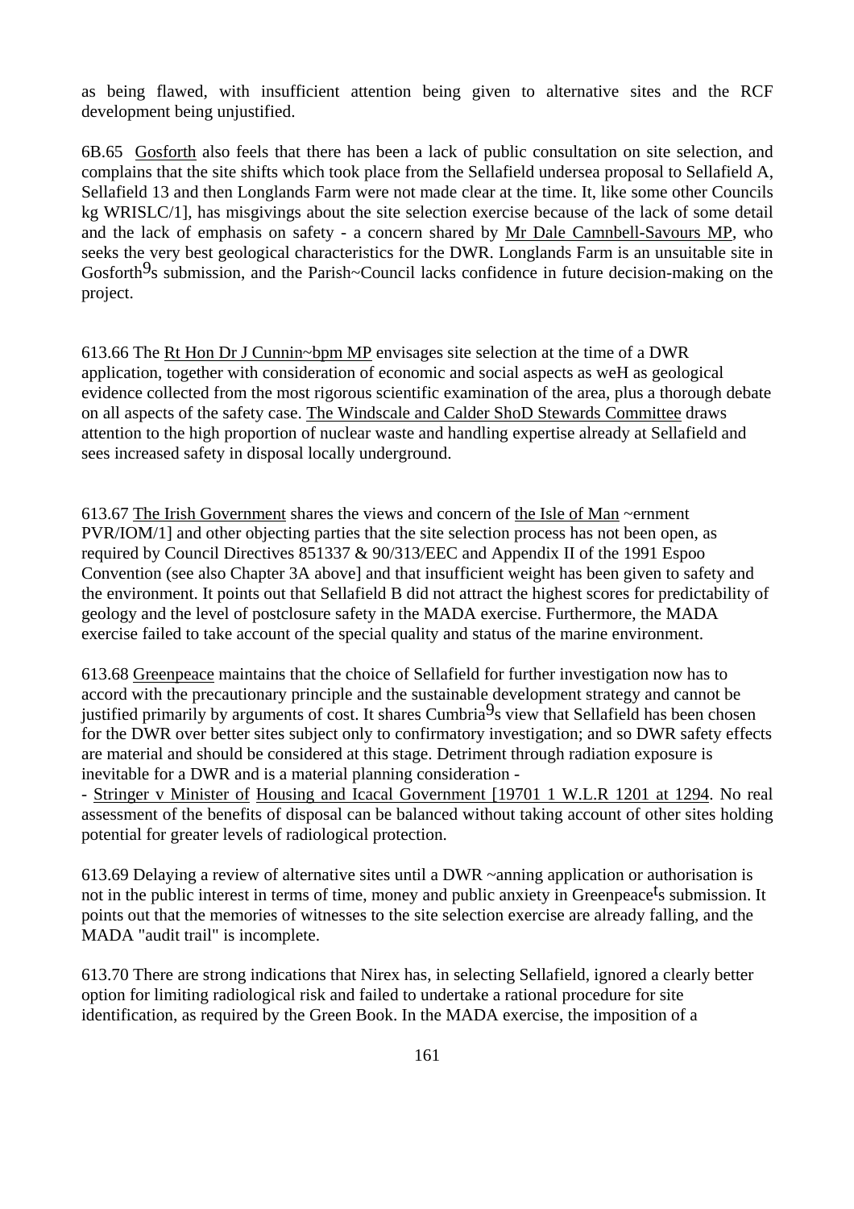as being flawed, with insufficient attention being given to alternative sites and the RCF development being unjustified.

6B.65 Gosforth also feels that there has been a lack of public consultation on site selection, and complains that the site shifts which took place from the Sellafield undersea proposal to Sellafield A, Sellafield 13 and then Longlands Farm were not made clear at the time. It, like some other Councils kg WRISLC/1], has misgivings about the site selection exercise because of the lack of some detail and the lack of emphasis on safety - a concern shared by Mr Dale Camnbell-Savours MP, who seeks the very best geological characteristics for the DWR. Longlands Farm is an unsuitable site in Gosforth9s submission, and the Parish~Council lacks confidence in future decision-making on the project.

613.66 The Rt Hon Dr J Cunnin~bpm MP envisages site selection at the time of a DWR application, together with consideration of economic and social aspects as weH as geological evidence collected from the most rigorous scientific examination of the area, plus a thorough debate on all aspects of the safety case. The Windscale and Calder ShoD Stewards Committee draws attention to the high proportion of nuclear waste and handling expertise already at Sellafield and sees increased safety in disposal locally underground.

613.67 The Irish Government shares the views and concern of the Isle of Man ~ernment PVR/IOM/1] and other objecting parties that the site selection process has not been open, as required by Council Directives 851337 & 90/313/EEC and Appendix II of the 1991 Espoo Convention (see also Chapter 3A above] and that insufficient weight has been given to safety and the environment. It points out that Sellafield B did not attract the highest scores for predictability of geology and the level of postclosure safety in the MADA exercise. Furthermore, the MADA exercise failed to take account of the special quality and status of the marine environment.

613.68 Greenpeace maintains that the choice of Sellafield for further investigation now has to accord with the precautionary principle and the sustainable development strategy and cannot be justified primarily by arguments of cost. It shares Cumbria9s view that Sellafield has been chosen for the DWR over better sites subject only to confirmatory investigation; and so DWR safety effects are material and should be considered at this stage. Detriment through radiation exposure is inevitable for a DWR and is a material planning consideration - 
- Stringer v Minister of Housing and Icacal Government [19701 1 W.L.R 1201 at 1294. No real assessment of the benefits of disposal can be balanced without taking account of other sites holding potential for greater levels of radiological protection.

613.69 Delaying a review of alternative sites until a DWR ~anning application or authorisation is not in the public interest in terms of time, money and public anxiety in Greenpeacets submission. It points out that the memories of witnesses to the site selection exercise are already falling, and the MADA "audit trail" is incomplete.

613.70 There are strong indications that Nirex has, in selecting Sellafield, ignored a clearly better option for limiting radiological risk and failed to undertake a rational procedure for site identification, as required by the Green Book. In the MADA exercise, the imposition of a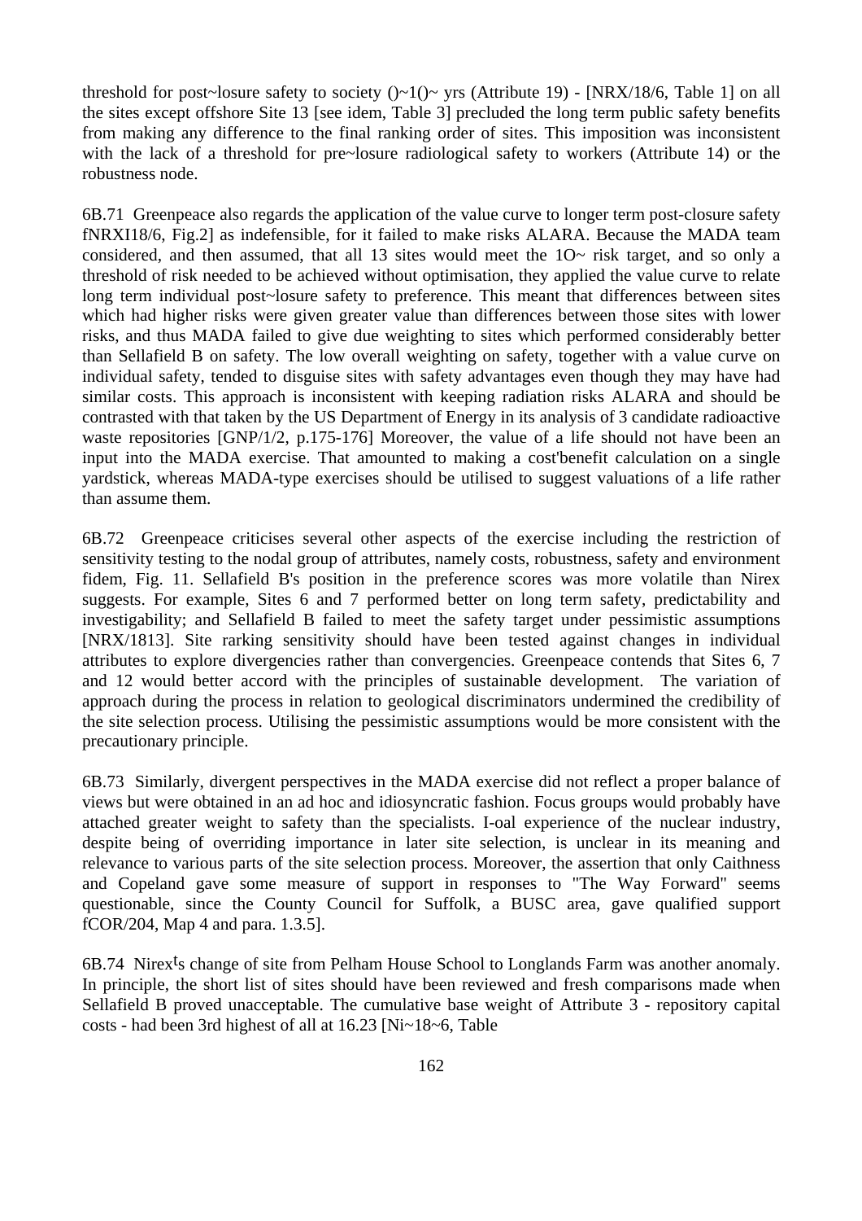threshold for post~losure safety to society ()~1()~ yrs (Attribute 19) - [NRX/18/6, Table 1] on all the sites except offshore Site 13 [see idem, Table 3] precluded the long term public safety benefits from making any difference to the final ranking order of sites. This imposition was inconsistent with the lack of a threshold for pre~losure radiological safety to workers (Attribute 14) or the robustness node.

6B.71 Greenpeace also regards the application of the value curve to longer term post-closure safety fNRXI18/6, Fig.2] as indefensible, for it failed to make risks ALARA. Because the MADA team considered, and then assumed, that all 13 sites would meet the 1O~ risk target, and so only a threshold of risk needed to be achieved without optimisation, they applied the value curve to relate long term individual post~losure safety to preference. This meant that differences between sites which had higher risks were given greater value than differences between those sites with lower risks, and thus MADA failed to give due weighting to sites which performed considerably better than Sellafield B on safety. The low overall weighting on safety, together with a value curve on individual safety, tended to disguise sites with safety advantages even though they may have had similar costs. This approach is inconsistent with keeping radiation risks ALARA and should be contrasted with that taken by the US Department of Energy in its analysis of 3 candidate radioactive waste repositories [GNP/1/2, p.175-176] Moreover, the value of a life should not have been an input into the MADA exercise. That amounted to making a cost'benefit calculation on a single yardstick, whereas MADA-type exercises should be utilised to suggest valuations of a life rather than assume them.

6B.72 Greenpeace criticises several other aspects of the exercise including the restriction of sensitivity testing to the nodal group of attributes, namely costs, robustness, safety and environment fidem, Fig. 11. Sellafield B's position in the preference scores was more volatile than Nirex suggests. For example, Sites 6 and 7 performed better on long term safety, predictability and investigability; and Sellafield B failed to meet the safety target under pessimistic assumptions [NRX/1813]. Site rarking sensitivity should have been tested against changes in individual attributes to explore divergencies rather than convergencies. Greenpeace contends that Sites 6, 7 and 12 would better accord with the principles of sustainable development. The variation of approach during the process in relation to geological discriminators undermined the credibility of the site selection process. Utilising the pessimistic assumptions would be more consistent with the precautionary principle.

6B.73 Similarly, divergent perspectives in the MADA exercise did not reflect a proper balance of views but were obtained in an ad hoc and idiosyncratic fashion. Focus groups would probably have attached greater weight to safety than the specialists. I-oal experience of the nuclear industry, despite being of overriding importance in later site selection, is unclear in its meaning and relevance to various parts of the site selection process. Moreover, the assertion that only Caithness and Copeland gave some measure of support in responses to "The Way Forward" seems questionable, since the County Council for Suffolk, a BUSC area, gave qualified support fCOR/204, Map 4 and para. 1.3.5].

6B.74 Nirex[t]s change of site from Pelham House School to Longlands Farm was another anomaly. In principle, the short list of sites should have been reviewed and fresh comparisons made when Sellafield B proved unacceptable. The cumulative base weight of Attribute 3 - repository capital costs - had been 3rd highest of all at 16.23 [Ni~18~6, Table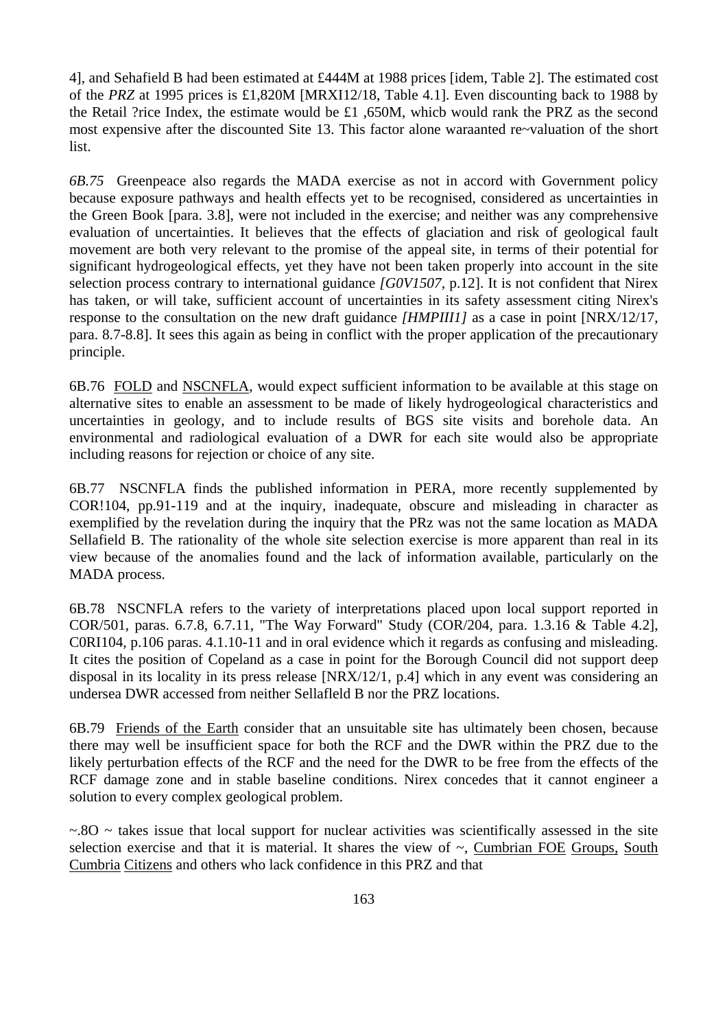4], and Sehafield B had been estimated at £444M at 1988 prices [idem, Table 2]. The estimated cost of the *PRZ* at 1995 prices is £1,820M [MRXI12/18, Table 4.1]. Even discounting back to 1988 by the Retail ?rice Index, the estimate would be £1 ,650M, whicb would rank the PRZ as the second most expensive after the discounted Site 13. This factor alone waraanted re~valuation of the short list.

*6B.75* Greenpeace also regards the MADA exercise as not in accord with Government policy because exposure pathways and health effects yet to be recognised, considered as uncertainties in the Green Book [para. 3.8], were not included in the exercise; and neither was any comprehensive evaluation of uncertainties. It believes that the effects of glaciation and risk of geological fault movement are both very relevant to the promise of the appeal site, in terms of their potential for significant hydrogeological effects, yet they have not been taken properly into account in the site selection process contrary to international guidance *[G0V1507*, p.12]. It is not confident that Nirex has taken, or will take, sufficient account of uncertainties in its safety assessment citing Nirex's response to the consultation on the new draft guidance *[HMPIII1]* as a case in point [NRX/12/17, para. 8.7-8.8]. It sees this again as being in conflict with the proper application of the precautionary principle.

6B.76 FOLD and NSCNFLA, would expect sufficient information to be available at this stage on alternative sites to enable an assessment to be made of likely hydrogeological characteristics and uncertainties in geology, and to include results of BGS site visits and borehole data. An environmental and radiological evaluation of a DWR for each site would also be appropriate including reasons for rejection or choice of any site.

6B.77 NSCNFLA finds the published information in PERA, more recently supplemented by COR!104, pp.91-119 and at the inquiry, inadequate, obscure and misleading in character as exemplified by the revelation during the inquiry that the PRz was not the same location as MADA Sellafield B. The rationality of the whole site selection exercise is more apparent than real in its view because of the anomalies found and the lack of information available, particularly on the MADA process.

6B.78 NSCNFLA refers to the variety of interpretations placed upon local support reported in COR/501, paras. 6.7.8, 6.7.11, "The Way Forward" Study (COR/204, para. 1.3.16 & Table 4.2], C0RI104, p.106 paras. 4.1.10-11 and in oral evidence which it regards as confusing and misleading. It cites the position of Copeland as a case in point for the Borough Council did not support deep disposal in its locality in its press release [NRX/12/1, p.4] which in any event was considering an undersea DWR accessed from neither Sellafleld B nor the PRZ locations.

6B.79 Friends of the Earth consider that an unsuitable site has ultimately been chosen, because there may well be insufficient space for both the RCF and the DWR within the PRZ due to the likely perturbation effects of the RCF and the need for the DWR to be free from the effects of the RCF damage zone and in stable baseline conditions. Nirex concedes that it cannot engineer a solution to every complex geological problem.

~.8O ~ takes issue that local support for nuclear activities was scientifically assessed in the site selection exercise and that it is material. It shares the view of ~, Cumbrian FOE Groups, South Cumbria Citizens and others who lack confidence in this PRZ and that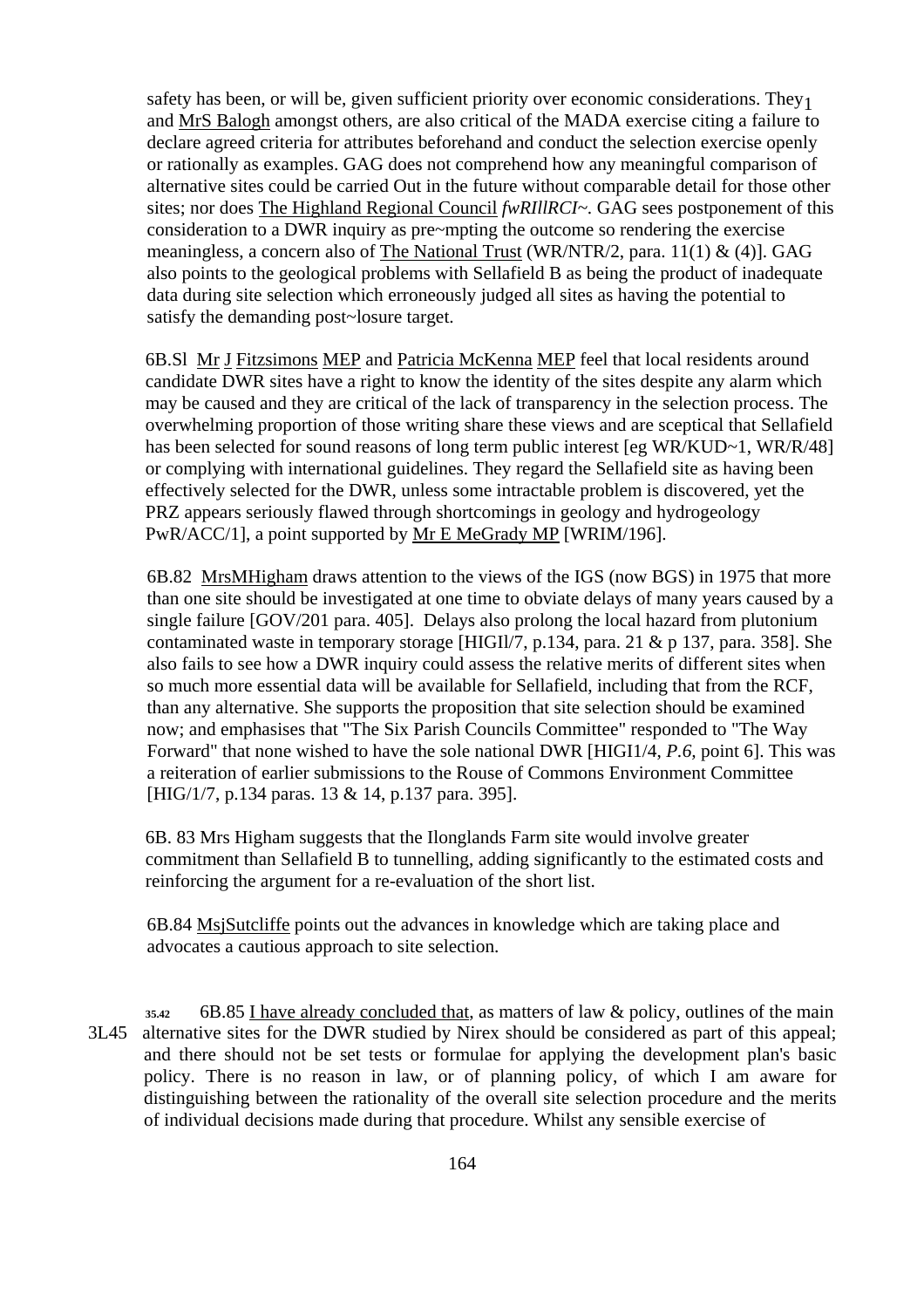safety has been, or will be, given sufficient priority over economic considerations. They[1] and MrS Balogh amongst others, are also critical of the MADA exercise citing a failure to declare agreed criteria for attributes beforehand and conduct the selection exercise openly or rationally as examples. GAG does not comprehend how any meaningful comparison of alternative sites could be carried Out in the future without comparable detail for those other sites; nor does The Highland Regional Council *fwRIllRCI~*. GAG sees postponement of this consideration to a DWR inquiry as pre~mpting the outcome so rendering the exercise meaningless, a concern also of The National Trust (WR/NTR/2, para. 11(1) & (4)]. GAG also points to the geological problems with Sellafield B as being the product of inadequate data during site selection which erroneously judged all sites as having the potential to satisfy the demanding post~losure target.

6B.Sl Mr J Fitzsimons MEP and Patricia McKenna MEP feel that local residents around candidate DWR sites have a right to know the identity of the sites despite any alarm which may be caused and they are critical of the lack of transparency in the selection process. The overwhelming proportion of those writing share these views and are sceptical that Sellafield has been selected for sound reasons of long term public interest [eg WR/KUD~1, WR/R/48] or complying with international guidelines. They regard the Sellafield site as having been effectively selected for the DWR, unless some intractable problem is discovered, yet the PRZ appears seriously flawed through shortcomings in geology and hydrogeology PwR/ACC/1], a point supported by Mr E MeGrady MP [WRIM/196].

6B.82 MrsMHigham draws attention to the views of the IGS (now BGS) in 1975 that more than one site should be investigated at one time to obviate delays of many years caused by a single failure [GOV/201 para. 405]. Delays also prolong the local hazard from plutonium contaminated waste in temporary storage [HIGIl/7, p.134, para. 21 & p 137, para. 358]. She also fails to see how a DWR inquiry could assess the relative merits of different sites when so much more essential data will be available for Sellafield, including that from the RCF, than any alternative. She supports the proposition that site selection should be examined now; and emphasises that "The Six Parish Councils Committee" responded to "The Way Forward" that none wished to have the sole national DWR [HIGI1/4, *P.6*, point 6]. This was a reiteration of earlier submissions to the Rouse of Commons Environment Committee [HIG/1/7, p.134 paras. 13 & 14, p.137 para. 395].

6B. 83 Mrs Higham suggests that the Ilonglands Farm site would involve greater commitment than Sellafield B to tunnelling, adding significantly to the estimated costs and reinforcing the argument for a re-evaluation of the short list.

6B.84 MsjSutcliffe points out the advances in knowledge which are taking place and advocates a cautious approach to site selection.

35.42 3L45 6B.85 I have already concluded that, as matters of law & policy, outlines of the main alternative sites for the DWR studied by Nirex should be considered as part of this appeal; and there should not be set tests or formulae for applying the development plan's basic policy. There is no reason in law, or of planning policy, of which I am aware for distinguishing between the rationality of the overall site selection procedure and the merits of individual decisions made during that procedure. Whilst any sensible exercise of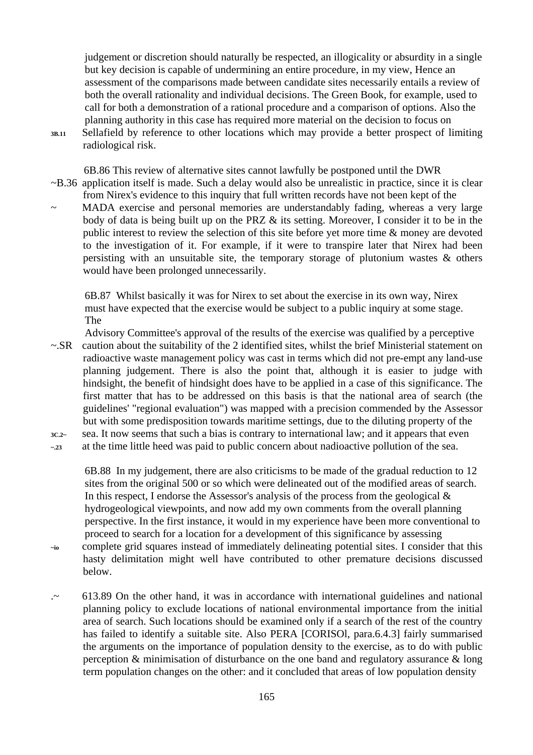judgement or discretion should naturally be respected, an illogicality or absurdity in a single but key decision is capable of undermining an entire procedure, in my view, Hence an assessment of the comparisons made between candidate sites necessarily entails a review of both the overall rationality and individual decisions. The Green Book, for example, used to call for both a demonstration of a rational procedure and a comparison of options. Also the planning authority in this case has required more material on the decision to focus on

3B.11 Sellafield by reference to other locations which may provide a better prospect of limiting radiological risk.

6B.86 This review of alternative sites cannot lawfully be postponed until the DWR

~B.36 application itself is made. Such a delay would also be unrealistic in practice, since it is clear from Nirex's evidence to this inquiry that full written records have not been kept of the

~ MADA exercise and personal memories are understandably fading, whereas a very large body of data is being built up on the PRZ & its setting. Moreover, I consider it to be in the public interest to review the selection of this site before yet more time & money are devoted to the investigation of it. For example, if it were to transpire later that Nirex had been persisting with an unsuitable site, the temporary storage of plutonium wastes & others would have been prolonged unnecessarily.

6B.87 Whilst basically it was for Nirex to set about the exercise in its own way, Nirex must have expected that the exercise would be subject to a public inquiry at some stage. The

Advisory Committee's approval of the results of the exercise was qualified by a perceptive

~.SR caution about the suitability of the 2 identified sites, whilst the brief Ministerial statement on radioactive waste management policy was cast in terms which did not pre-empt any land-use planning judgement. There is also the point that, although it is easier to judge with hindsight, the benefit of hindsight does have to be applied in a case of this significance. The first matter that has to be addressed on this basis is that the national area of search (the guidelines' "regional evaluation") was mapped with a precision commended by the Assessor but with some predisposition towards maritime settings, due to the diluting property of the

3C.2~ sea. It now seems that such a bias is contrary to international law; and it appears that even

~.23 at the time little heed was paid to public concern about nadioactive pollution of the sea.

6B.88 In my judgement, there are also criticisms to be made of the gradual reduction to 12 sites from the original 500 or so which were delineated out of the modified areas of search. In this respect, I endorse the Assessor's analysis of the process from the geological & hydrogeological viewpoints, and now add my own comments from the overall planning perspective. In the first instance, it would in my experience have been more conventional to proceed to search for a location for a development of this significance by assessing

~io complete grid squares instead of immediately delineating potential sites. I consider that this hasty delimitation might well have contributed to other premature decisions discussed below.

.~ 613.89 On the other hand, it was in accordance with international guidelines and national planning policy to exclude locations of national environmental importance from the initial area of search. Such locations should be examined only if a search of the rest of the country has failed to identify a suitable site. Also PERA [CORISOl, para.6.4.3] fairly summarised the arguments on the importance of population density to the exercise, as to do with public perception & minimisation of disturbance on the one band and regulatory assurance & long term population changes on the other: and it concluded that areas of low population density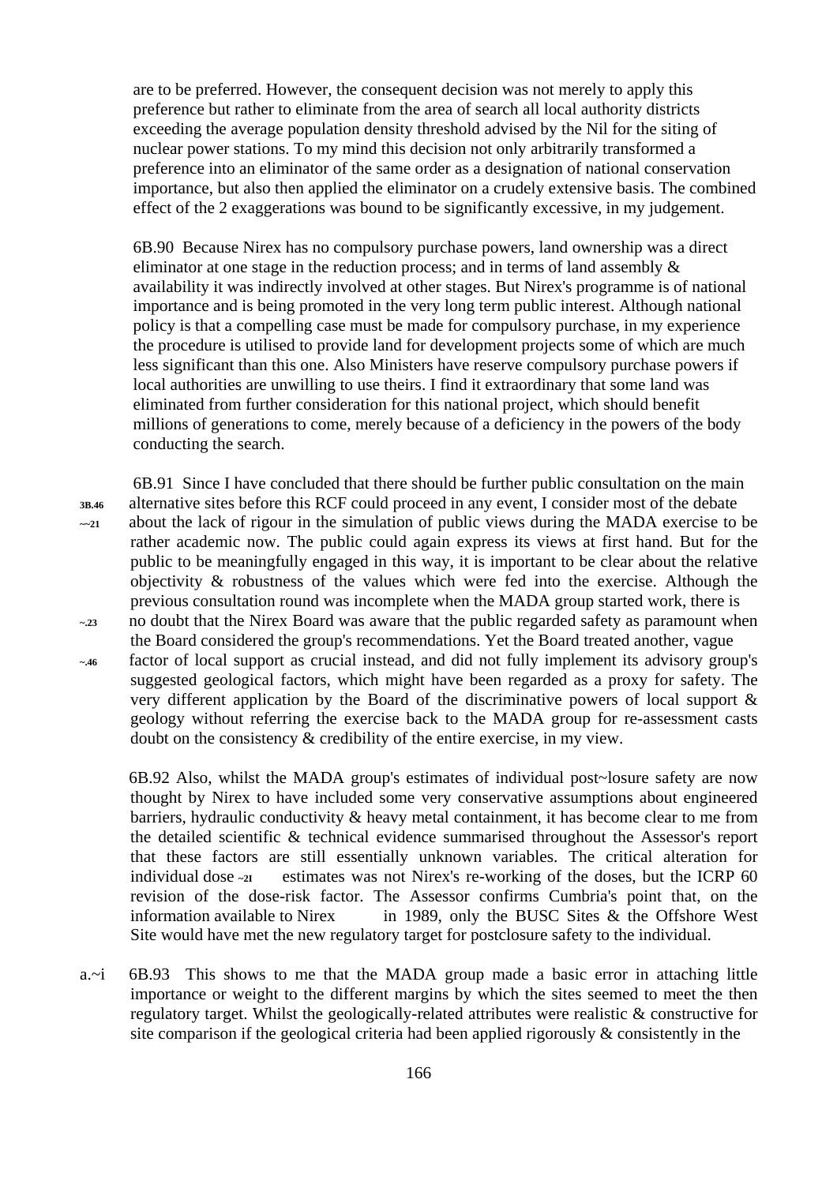are to be preferred. However, the consequent decision was not merely to apply this preference but rather to eliminate from the area of search all local authority districts exceeding the average population density threshold advised by the Nil for the siting of nuclear power stations. To my mind this decision not only arbitrarily transformed a preference into an eliminator of the same order as a designation of national conservation importance, but also then applied the eliminator on a crudely extensive basis. The combined effect of the 2 exaggerations was bound to be significantly excessive, in my judgement.

6B.90 Because Nirex has no compulsory purchase powers, land ownership was a direct eliminator at one stage in the reduction process; and in terms of land assembly & availability it was indirectly involved at other stages. But Nirex's programme is of national importance and is being promoted in the very long term public interest. Although national policy is that a compelling case must be made for compulsory purchase, in my experience the procedure is utilised to provide land for development projects some of which are much less significant than this one. Also Ministers have reserve compulsory purchase powers if local authorities are unwilling to use theirs. I find it extraordinary that some land was eliminated from further consideration for this national project, which should benefit millions of generations to come, merely because of a deficiency in the powers of the body conducting the search.

3B.46 ~~21 6B.91 Since I have concluded that there should be further public consultation on the main alternative sites before this RCF could proceed in any event, I consider most of the debate about the lack of rigour in the simulation of public views during the MADA exercise to be rather academic now. The public could again express its views at first hand. But for the public to be meaningfully engaged in this way, it is important to be clear about the relative objectivity & robustness of the values which were fed into the exercise. Although the previous consultation round was incomplete when the MADA group started work, there is ~.23 no doubt that the Nirex Board was aware that the public regarded safety as paramount when the Board considered the group's recommendations. Yet the Board treated another, vague ~.46 factor of local support as crucial instead, and did not fully implement its advisory group's suggested geological factors, which might have been regarded as a proxy for safety. The very different application by the Board of the discriminative powers of local support & geology without referring the exercise back to the MADA group for re-assessment casts doubt on the consistency & credibility of the entire exercise, in my view.

6B.92 Also, whilst the MADA group's estimates of individual post~losure safety are now thought by Nirex to have included some very conservative assumptions about engineered barriers, hydraulic conductivity & heavy metal containment, it has become clear to me from the detailed scientific & technical evidence summarised throughout the Assessor's report that these factors are still essentially unknown variables. The critical alteration for individual dose ~21 estimates was not Nirex's re-working of the doses, but the ICRP 60 revision of the dose-risk factor. The Assessor confirms Cumbria's point that, on the information available to Nirex in 1989, only the BUSC Sites & the Offshore West Site would have met the new regulatory target for postclosure safety to the individual.

a.~i 6B.93 This shows to me that the MADA group made a basic error in attaching little importance or weight to the different margins by which the sites seemed to meet the then regulatory target. Whilst the geologically-related attributes were realistic & constructive for site comparison if the geological criteria had been applied rigorously & consistently in the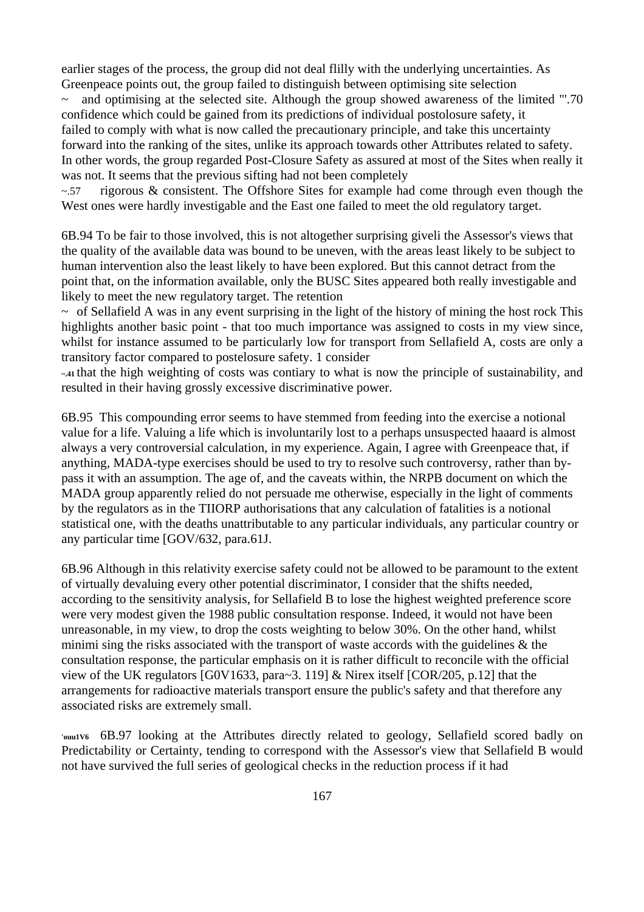earlier stages of the process, the group did not deal flilly with the underlying uncertainties. As Greenpeace points out, the group failed to distinguish between optimising site selection ~ and optimising at the selected site. Although the group showed awareness of the limited "'.70 confidence which could be gained from its predictions of individual postolosure safety, it failed to comply with what is now called the precautionary principle, and take this uncertainty forward into the ranking of the sites, unlike its approach towards other Attributes related to safety. In other words, the group regarded Post-Closure Safety as assured at most of the Sites when really it was not. It seems that the previous sifting had not been completely ~.57 rigorous & consistent. The Offshore Sites for example had come through even though the West ones were hardly investigable and the East one failed to meet the old regulatory target.

6B.94 To be fair to those involved, this is not altogether surprising giveli the Assessor's views that the quality of the available data was bound to be uneven, with the areas least likely to be subject to human intervention also the least likely to have been explored. But this cannot detract from the point that, on the information available, only the BUSC Sites appeared both really investigable and likely to meet the new regulatory target. The retention ~ of Sellafield A was in any event surprising in the light of the history of mining the host rock This highlights another basic point - that too much importance was assigned to costs in my view since, whilst for instance assumed to be particularly low for transport from Sellafield A, costs are only a transitory factor compared to postelosure safety. 1 consider ~.41 that the high weighting of costs was contiary to what is now the principle of sustainability, and resulted in their having grossly excessive discriminative power.

6B.95 This compounding error seems to have stemmed from feeding into the exercise a notional value for a life. Valuing a life which is involuntarily lost to a perhaps unsuspected haaard is almost always a very controversial calculation, in my experience. Again, I agree with Greenpeace that, if anything, MADA-type exercises should be used to try to resolve such controversy, rather than by-pass it with an assumption. The age of, and the caveats within, the NRPB document on which the MADA group apparently relied do not persuade me otherwise, especially in the light of comments by the regulators as in the TIIORP authorisations that any calculation of fatalities is a notional statistical one, with the deaths unattributable to any particular individuals, any particular country or any particular time [GOV/632, para.61J.

6B.96 Although in this relativity exercise safety could not be allowed to be paramount to the extent of virtually devaluing every other potential discriminator, I consider that the shifts needed, according to the sensitivity analysis, for Sellafield B to lose the highest weighted preference score were very modest given the 1988 public consultation response. Indeed, it would not have been unreasonable, in my view, to drop the costs weighting to below 30%. On the other hand, whilst minimi sing the risks associated with the transport of waste accords with the guidelines & the consultation response, the particular emphasis on it is rather difficult to reconcile with the official view of the UK regulators [G0V1633, para~3. 119] & Nirex itself [COR/205, p.12] that the arrangements for radioactive materials transport ensure the public's safety and that therefore any associated risks are extremely small.

'ouu1V6 6B.97 looking at the Attributes directly related to geology, Sellafield scored badly on Predictability or Certainty, tending to correspond with the Assessor's view that Sellafield B would not have survived the full series of geological checks in the reduction process if it had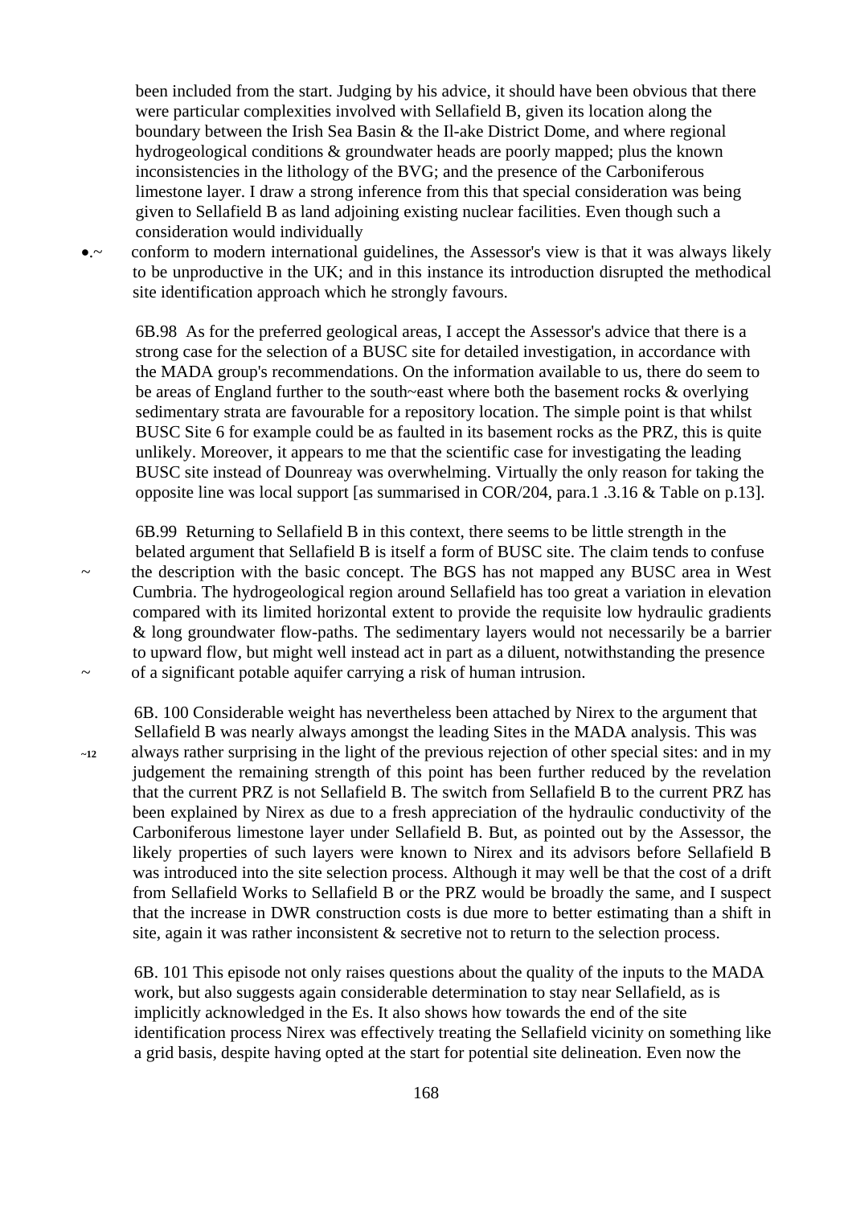been included from the start. Judging by his advice, it should have been obvious that there were particular complexities involved with Sellafield B, given its location along the boundary between the Irish Sea Basin & the Il-ake District Dome, and where regional hydrogeological conditions & groundwater heads are poorly mapped; plus the known inconsistencies in the lithology of the BVG; and the presence of the Carboniferous limestone layer. I draw a strong inference from this that special consideration was being given to Sellafield B as land adjoining existing nuclear facilities. Even though such a consideration would individually

•.~ conform to modern international guidelines, the Assessor's view is that it was always likely to be unproductive in the UK; and in this instance its introduction disrupted the methodical site identification approach which he strongly favours.

6B.98 As for the preferred geological areas, I accept the Assessor's advice that there is a strong case for the selection of a BUSC site for detailed investigation, in accordance with the MADA group's recommendations. On the information available to us, there do seem to be areas of England further to the south~east where both the basement rocks & overlying sedimentary strata are favourable for a repository location. The simple point is that whilst BUSC Site 6 for example could be as faulted in its basement rocks as the PRZ, this is quite unlikely. Moreover, it appears to me that the scientific case for investigating the leading BUSC site instead of Dounreay was overwhelming. Virtually the only reason for taking the opposite line was local support [as summarised in COR/204, para.1 .3.16 & Table on p.13].

6B.99 Returning to Sellafield B in this context, there seems to be little strength in the belated argument that Sellafield B is itself a form of BUSC site. The claim tends to confuse

~ the description with the basic concept. The BGS has not mapped any BUSC area in West Cumbria. The hydrogeological region around Sellafield has too great a variation in elevation compared with its limited horizontal extent to provide the requisite low hydraulic gradients & long groundwater flow-paths. The sedimentary layers would not necessarily be a barrier to upward flow, but might well instead act in part as a diluent, notwithstanding the presence

~ of a significant potable aquifer carrying a risk of human intrusion.

6B. 100 Considerable weight has nevertheless been attached by Nirex to the argument that Sellafield B was nearly always amongst the leading Sites in the MADA analysis. This was

~12 always rather surprising in the light of the previous rejection of other special sites: and in my judgement the remaining strength of this point has been further reduced by the revelation that the current PRZ is not Sellafield B. The switch from Sellafield B to the current PRZ has been explained by Nirex as due to a fresh appreciation of the hydraulic conductivity of the Carboniferous limestone layer under Sellafield B. But, as pointed out by the Assessor, the likely properties of such layers were known to Nirex and its advisors before Sellafield B was introduced into the site selection process. Although it may well be that the cost of a drift from Sellafield Works to Sellafield B or the PRZ would be broadly the same, and I suspect that the increase in DWR construction costs is due more to better estimating than a shift in site, again it was rather inconsistent & secretive not to return to the selection process.

6B. 101 This episode not only raises questions about the quality of the inputs to the MADA work, but also suggests again considerable determination to stay near Sellafield, as is implicitly acknowledged in the Es. It also shows how towards the end of the site identification process Nirex was effectively treating the Sellafield vicinity on something like a grid basis, despite having opted at the start for potential site delineation. Even now the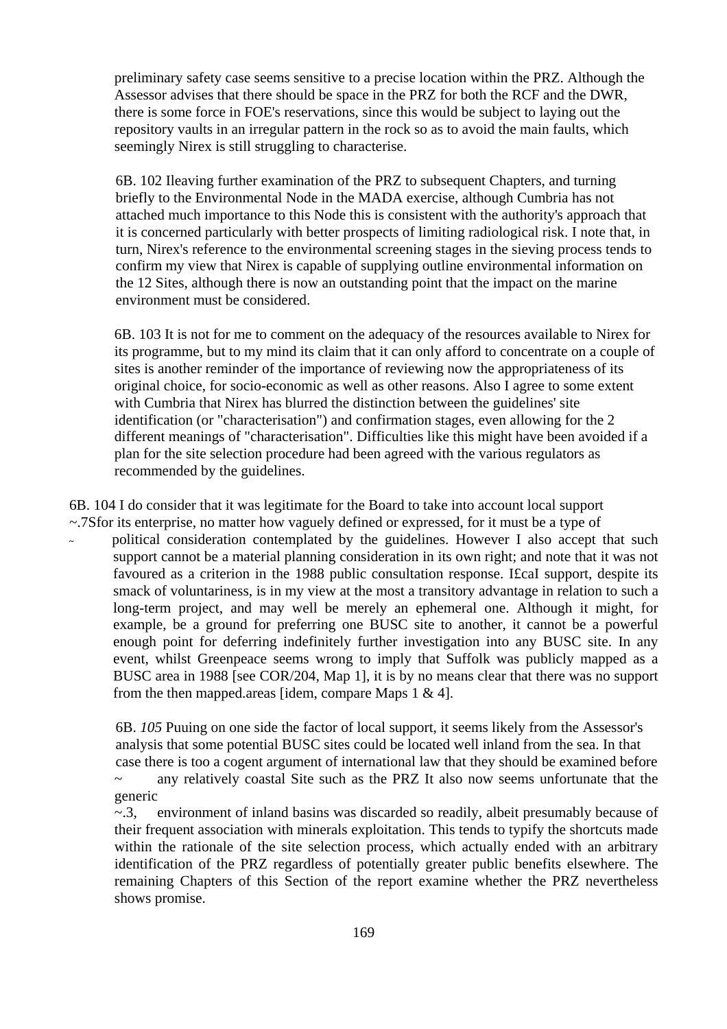preliminary safety case seems sensitive to a precise location within the PRZ. Although the Assessor advises that there should be space in the PRZ for both the RCF and the DWR, there is some force in FOE's reservations, since this would be subject to laying out the repository vaults in an irregular pattern in the rock so as to avoid the main faults, which seemingly Nirex is still struggling to characterise.

6B. 102 Ileaving further examination of the PRZ to subsequent Chapters, and turning briefly to the Environmental Node in the MADA exercise, although Cumbria has not attached much importance to this Node this is consistent with the authority's approach that it is concerned particularly with better prospects of limiting radiological risk. I note that, in turn, Nirex's reference to the environmental screening stages in the sieving process tends to confirm my view that Nirex is capable of supplying outline environmental information on the 12 Sites, although there is now an outstanding point that the impact on the marine environment must be considered.

6B. 103 It is not for me to comment on the adequacy of the resources available to Nirex for its programme, but to my mind its claim that it can only afford to concentrate on a couple of sites is another reminder of the importance of reviewing now the appropriateness of its original choice, for socio-economic as well as other reasons. Also I agree to some extent with Cumbria that Nirex has blurred the distinction between the guidelines' site identification (or "characterisation") and confirmation stages, even allowing for the 2 different meanings of "characterisation". Difficulties like this might have been avoided if a plan for the site selection procedure had been agreed with the various regulators as recommended by the guidelines.

6B. 104 I do consider that it was legitimate for the Board to take into account local support ~.7Sfor its enterprise, no matter how vaguely defined or expressed, for it must be a type of political consideration contemplated by the guidelines. However I also accept that such support cannot be a material planning consideration in its own right; and note that it was not favoured as a criterion in the 1988 public consultation response. I£caI support, despite its smack of voluntariness, is in my view at the most a transitory advantage in relation to such a long-term project, and may well be merely an ephemeral one. Although it might, for example, be a ground for preferring one BUSC site to another, it cannot be a powerful enough point for deferring indefinitely further investigation into any BUSC site. In any event, whilst Greenpeace seems wrong to imply that Suffolk was publicly mapped as a BUSC area in 1988 [see COR/204, Map 1], it is by no means clear that there was no support from the then mapped.areas [idem, compare Maps 1 & 4].

6B. *105* Puuing on one side the factor of local support, it seems likely from the Assessor's analysis that some potential BUSC sites could be located well inland from the sea. In that case there is too a cogent argument of international law that they should be examined before any relatively coastal Site such as the PRZ It also now seems unfortunate that the generic environment of inland basins was discarded so readily, albeit presumably because of their frequent association with minerals exploitation. This tends to typify the shortcuts made within the rationale of the site selection process, which actually ended with an arbitrary identification of the PRZ regardless of potentially greater public benefits elsewhere. The remaining Chapters of this Section of the report examine whether the PRZ nevertheless shows promise.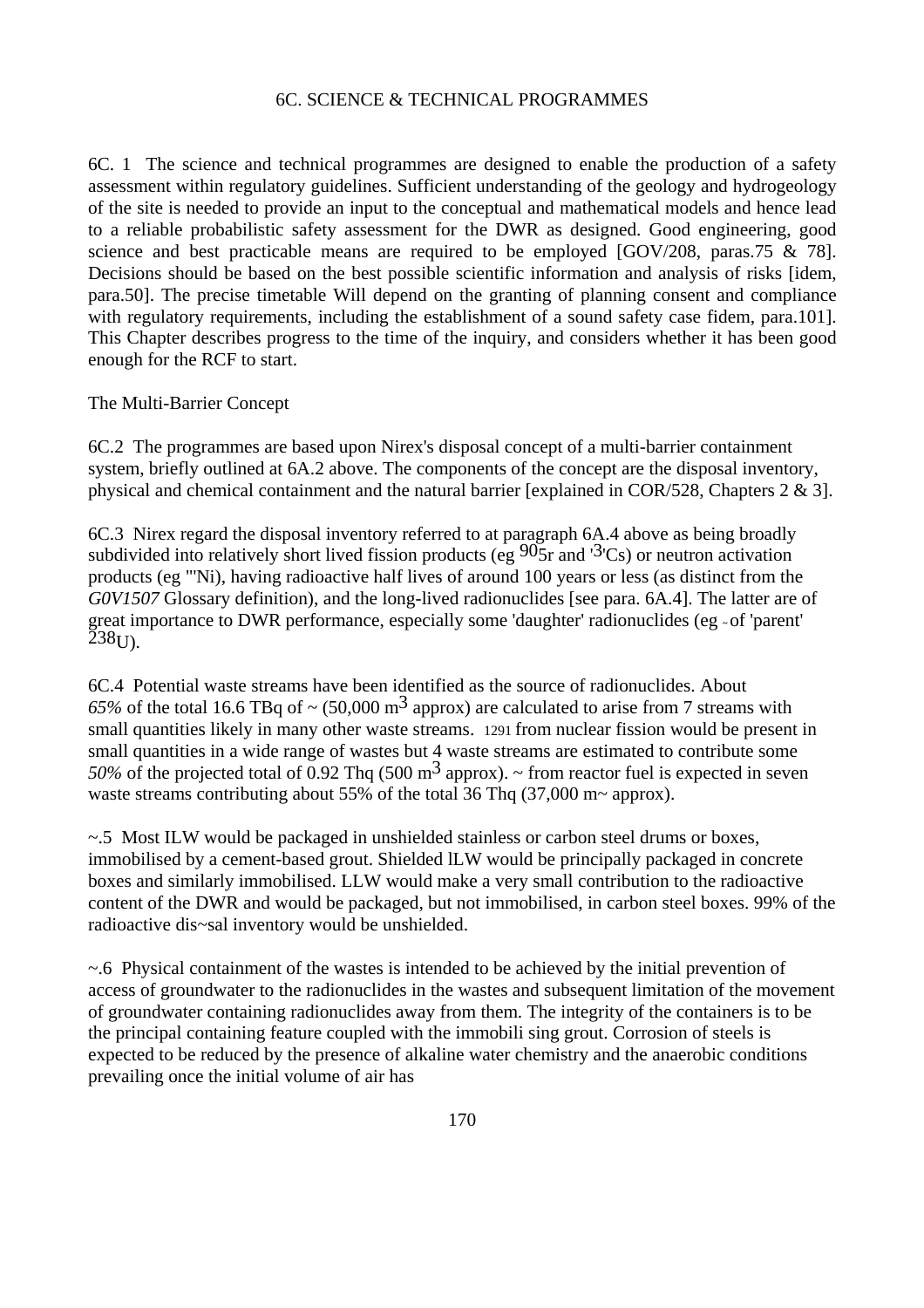## 6C. SCIENCE & TECHNICAL PROGRAMMES

6C. 1 The science and technical programmes are designed to enable the production of a safety assessment within regulatory guidelines. Sufficient understanding of the geology and hydrogeology of the site is needed to provide an input to the conceptual and mathematical models and hence lead to a reliable probabilistic safety assessment for the DWR as designed. Good engineering, good science and best practicable means are required to be employed [GOV/208, paras.75 & 78]. Decisions should be based on the best possible scientific information and analysis of risks [idem, para.50]. The precise timetable Will depend on the granting of planning consent and compliance with regulatory requirements, including the establishment of a sound safety case fidem, para.101]. This Chapter describes progress to the time of the inquiry, and considers whether it has been good enough for the RCF to start.

### The Multi-Barrier Concept

6C.2 The programmes are based upon Nirex's disposal concept of a multi-barrier containment system, briefly outlined at 6A.2 above. The components of the concept are the disposal inventory, physical and chemical containment and the natural barrier [explained in COR/528, Chapters 2 & 3].

6C.3 Nirex regard the disposal inventory referred to at paragraph 6A.4 above as being broadly subdivided into relatively short lived fission products (eg $^{90}$5r and '$^{3}$'Cs) or neutron activation products (eg "'Ni), having radioactive half lives of around 100 years or less (as distinct from the *G0V1507* Glossary definition), and the long-lived radionuclides [see para. 6A.4]. The latter are of great importance to DWR performance, especially some 'daughter' radionuclides (eg ~ of 'parent' $^{238}$U).

6C.4 Potential waste streams have been identified as the source of radionuclides. About *65%* of the total 16.6 TBq of ~ (50,000 m$^{3}$ approx) are calculated to arise from 7 streams with small quantities likely in many other waste streams. 1291 from nuclear fission would be present in small quantities in a wide range of wastes but 4 waste streams are estimated to contribute some *50%* of the projected total of 0.92 Thq (500 m$^{3}$ approx). ~ from reactor fuel is expected in seven waste streams contributing about 55% of the total 36 Thq (37,000 m~ approx).

~.5 Most ILW would be packaged in unshielded stainless or carbon steel drums or boxes, immobilised by a cement-based grout. Shielded lLW would be principally packaged in concrete boxes and similarly immobilised. LLW would make a very small contribution to the radioactive content of the DWR and would be packaged, but not immobilised, in carbon steel boxes. 99% of the radioactive dis~sal inventory would be unshielded.

~.6 Physical containment of the wastes is intended to be achieved by the initial prevention of access of groundwater to the radionuclides in the wastes and subsequent limitation of the movement of groundwater containing radionuclides away from them. The integrity of the containers is to be the principal containing feature coupled with the immobili sing grout. Corrosion of steels is expected to be reduced by the presence of alkaline water chemistry and the anaerobic conditions prevailing once the initial volume of air has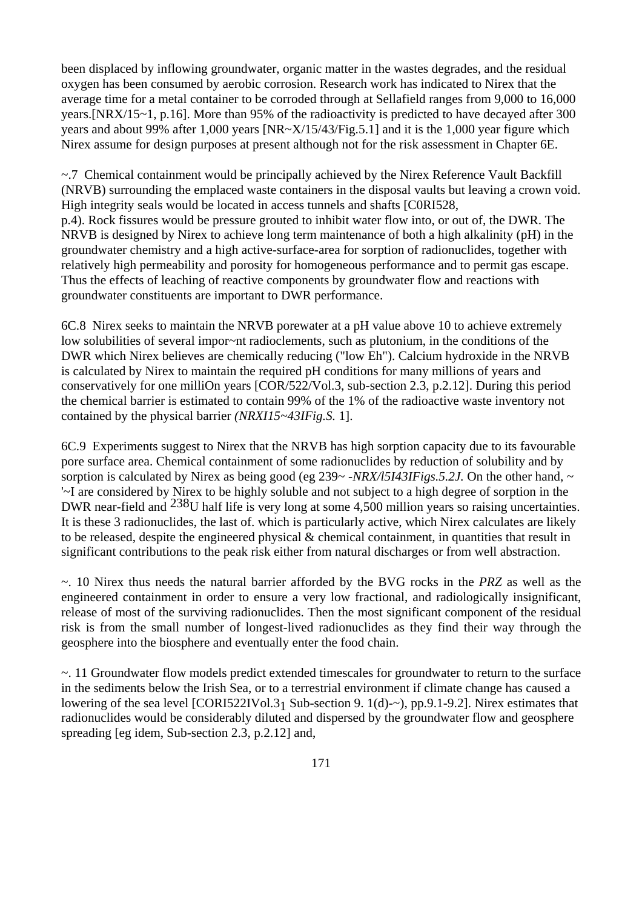been displaced by inflowing groundwater, organic matter in the wastes degrades, and the residual oxygen has been consumed by aerobic corrosion. Research work has indicated to Nirex that the average time for a metal container to be corroded through at Sellafield ranges from 9,000 to 16,000 years.[NRX/15~1, p.16]. More than 95% of the radioactivity is predicted to have decayed after 300 years and about 99% after 1,000 years [NR~X/15/43/Fig.5.1] and it is the 1,000 year figure which Nirex assume for design purposes at present although not for the risk assessment in Chapter 6E.

~.7 Chemical containment would be principally achieved by the Nirex Reference Vault Backfill (NRVB) surrounding the emplaced waste containers in the disposal vaults but leaving a crown void. High integrity seals would be located in access tunnels and shafts [C0RI528, p.4). Rock fissures would be pressure grouted to inhibit water flow into, or out of, the DWR. The NRVB is designed by Nirex to achieve long term maintenance of both a high alkalinity (pH) in the groundwater chemistry and a high active-surface-area for sorption of radionuclides, together with relatively high permeability and porosity for homogeneous performance and to permit gas escape. Thus the effects of leaching of reactive components by groundwater flow and reactions with groundwater constituents are important to DWR performance.

6C.8 Nirex seeks to maintain the NRVB porewater at a pH value above 10 to achieve extremely low solubilities of several impor~nt radioclements, such as plutonium, in the conditions of the DWR which Nirex believes are chemically reducing ("low Eh"). Calcium hydroxide in the NRVB is calculated by Nirex to maintain the required pH conditions for many millions of years and conservatively for one milliOn years [COR/522/Vol.3, sub-section 2.3, p.2.12]. During this period the chemical barrier is estimated to contain 99% of the 1% of the radioactive waste inventory not contained by the physical barrier *(NRXI15~43IFig.S.* 1].

6C.9 Experiments suggest to Nirex that the NRVB has high sorption capacity due to its favourable pore surface area. Chemical containment of some radionuclides by reduction of solubility and by sorption is calculated by Nirex as being good (eg 239~ -*NRX/l5I43IFigs.5.2J.* On the other hand, ~ '~I are considered by Nirex to be highly soluble and not subject to a high degree of sorption in the DWR near-field and $^{238}U$ half life is very long at some 4,500 million years so raising uncertainties. It is these 3 radionuclides, the last of. which is particularly active, which Nirex calculates are likely to be released, despite the engineered physical & chemical containment, in quantities that result in significant contributions to the peak risk either from natural discharges or from well abstraction.

~. 10 Nirex thus needs the natural barrier afforded by the BVG rocks in the *PRZ* as well as the engineered containment in order to ensure a very low fractional, and radiologically insignificant, release of most of the surviving radionuclides. Then the most significant component of the residual risk is from the small number of longest-lived radionuclides as they find their way through the geosphere into the biosphere and eventually enter the food chain.

~. 11 Groundwater flow models predict extended timescales for groundwater to return to the surface in the sediments below the Irish Sea, or to a terrestrial environment if climate change has caused a lowering of the sea level [CORI522IVol.$3_1$ Sub-section 9. 1(d)-~), pp.9.1-9.2]. Nirex estimates that radionuclides would be considerably diluted and dispersed by the groundwater flow and geosphere spreading [eg idem, Sub-section 2.3, p.2.12] and,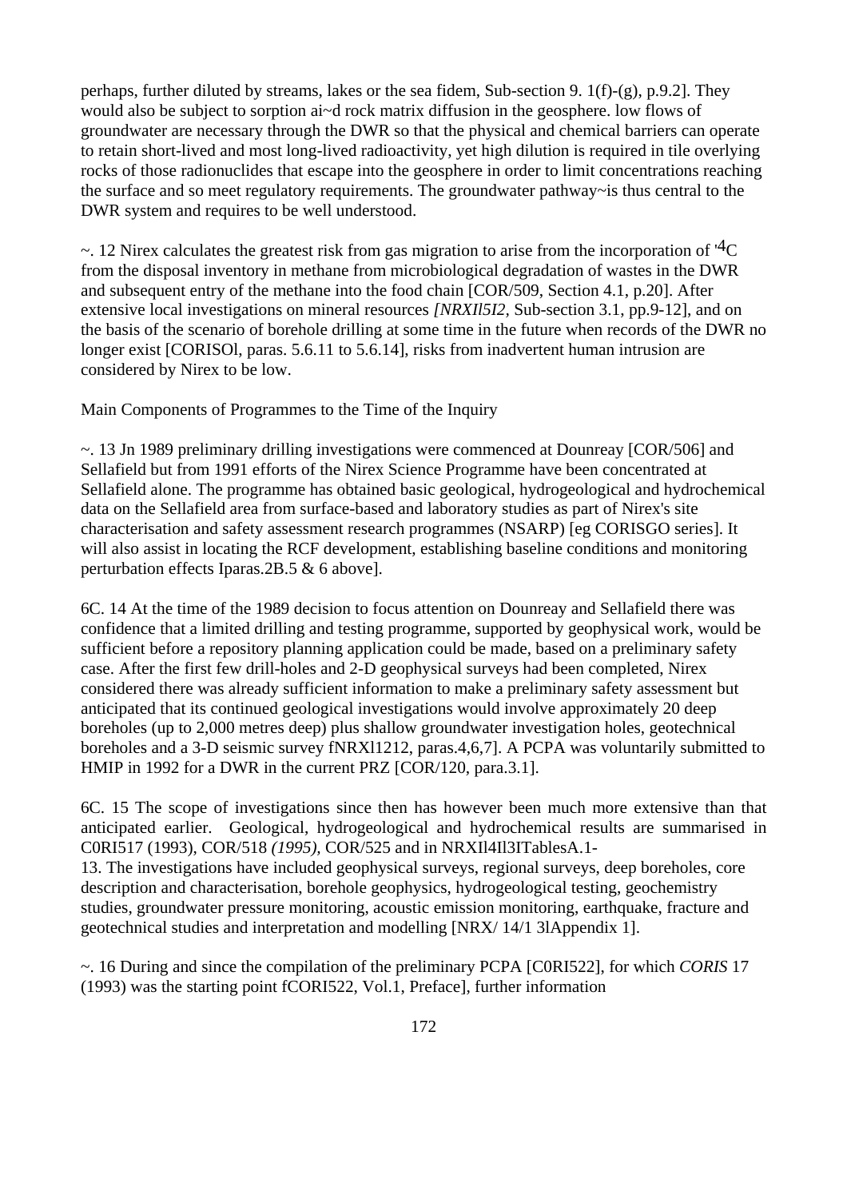perhaps, further diluted by streams, lakes or the sea fidem, Sub-section 9. 1(f)-(g), p.9.2]. They would also be subject to sorption ai~d rock matrix diffusion in the geosphere. low flows of groundwater are necessary through the DWR so that the physical and chemical barriers can operate to retain short-lived and most long-lived radioactivity, yet high dilution is required in tile overlying rocks of those radionuclides that escape into the geosphere in order to limit concentrations reaching the surface and so meet regulatory requirements. The groundwater pathway~is thus central to the DWR system and requires to be well understood.

~. 12 Nirex calculates the greatest risk from gas migration to arise from the incorporation of '$^{4}$C from the disposal inventory in methane from microbiological degradation of wastes in the DWR and subsequent entry of the methane into the food chain [COR/509, Section 4.1, p.20]. After extensive local investigations on mineral resources *[NRXIl5I2,* Sub-section 3.1, pp.9-12], and on the basis of the scenario of borehole drilling at some time in the future when records of the DWR no longer exist [CORISOl, paras. 5.6.11 to 5.6.14], risks from inadvertent human intrusion are considered by Nirex to be low.

Main Components of Programmes to the Time of the Inquiry

~. 13 Jn 1989 preliminary drilling investigations were commenced at Dounreay [COR/506] and Sellafield but from 1991 efforts of the Nirex Science Programme have been concentrated at Sellafield alone. The programme has obtained basic geological, hydrogeological and hydrochemical data on the Sellafield area from surface-based and laboratory studies as part of Nirex's site characterisation and safety assessment research programmes (NSARP) [eg CORISGO series]. It will also assist in locating the RCF development, establishing baseline conditions and monitoring perturbation effects Iparas.2B.5 & 6 above].

6C. 14 At the time of the 1989 decision to focus attention on Dounreay and Sellafield there was confidence that a limited drilling and testing programme, supported by geophysical work, would be sufficient before a repository planning application could be made, based on a preliminary safety case. After the first few drill-holes and 2-D geophysical surveys had been completed, Nirex considered there was already sufficient information to make a preliminary safety assessment but anticipated that its continued geological investigations would involve approximately 20 deep boreholes (up to 2,000 metres deep) plus shallow groundwater investigation holes, geotechnical boreholes and a 3-D seismic survey fNRXl1212, paras.4,6,7]. A PCPA was voluntarily submitted to HMIP in 1992 for a DWR in the current PRZ [COR/120, para.3.1].

6C. 15 The scope of investigations since then has however been much more extensive than that anticipated earlier. Geological, hydrogeological and hydrochemical results are summarised in C0RI517 (1993), COR/518 *(1995),* COR/525 and in NRXIl4Il3ITablesA.1-
13. The investigations have included geophysical surveys, regional surveys, deep boreholes, core description and characterisation, borehole geophysics, hydrogeological testing, geochemistry studies, groundwater pressure monitoring, acoustic emission monitoring, earthquake, fracture and geotechnical studies and interpretation and modelling [NRX/ 14/1 3lAppendix 1].

~. 16 During and since the compilation of the preliminary PCPA [C0RI522], for which *CORIS* 17 (1993) was the starting point fCORI522, Vol.1, Preface], further information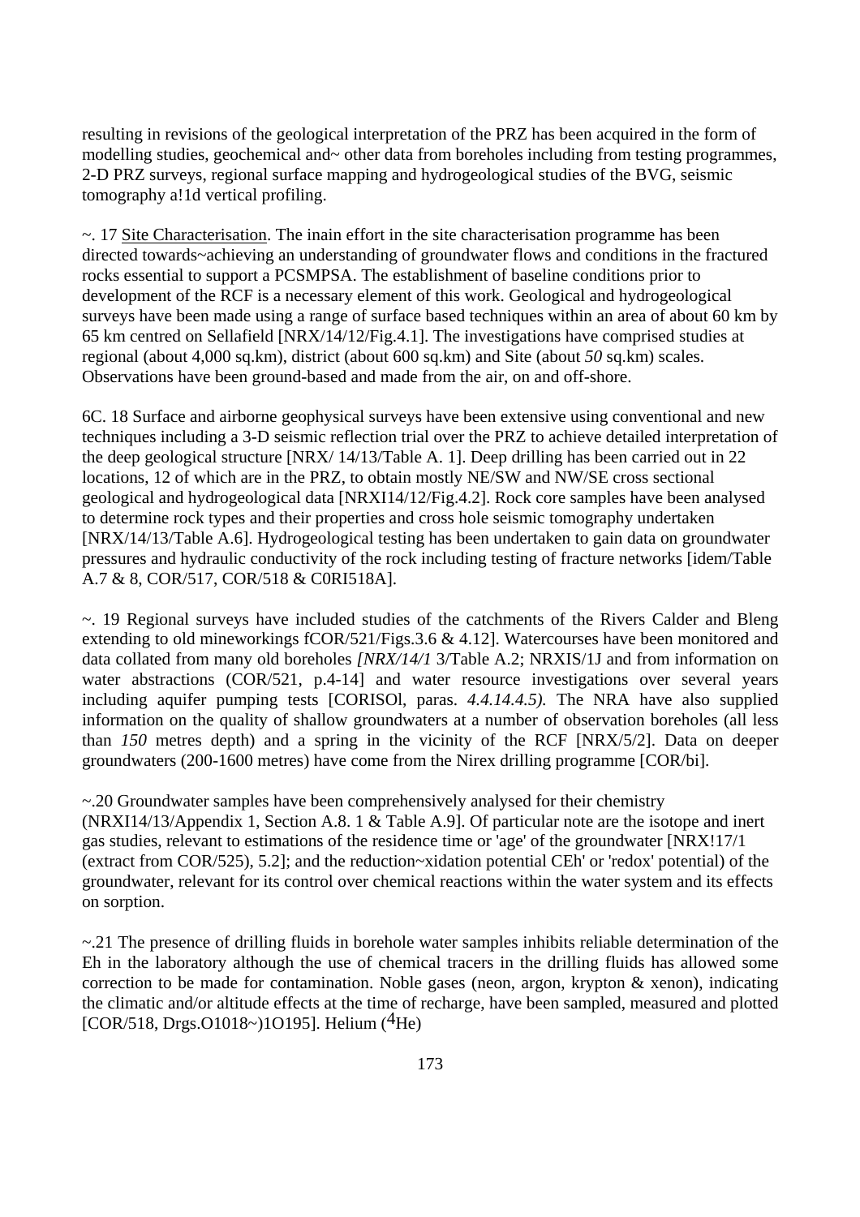resulting in revisions of the geological interpretation of the PRZ has been acquired in the form of modelling studies, geochemical and~ other data from boreholes including from testing programmes, 2-D PRZ surveys, regional surface mapping and hydrogeological studies of the BVG, seismic tomography a!1d vertical profiling.

~. 17 Site Characterisation. The inain effort in the site characterisation programme has been directed towards~achieving an understanding of groundwater flows and conditions in the fractured rocks essential to support a PCSMPSA. The establishment of baseline conditions prior to development of the RCF is a necessary element of this work. Geological and hydrogeological surveys have been made using a range of surface based techniques within an area of about 60 km by 65 km centred on Sellafield [NRX/14/12/Fig.4.1]. The investigations have comprised studies at regional (about 4,000 sq.km), district (about 600 sq.km) and Site (about *50* sq.km) scales. Observations have been ground-based and made from the air, on and off-shore.

6C. 18 Surface and airborne geophysical surveys have been extensive using conventional and new techniques including a 3-D seismic reflection trial over the PRZ to achieve detailed interpretation of the deep geological structure [NRX/ 14/13/Table A. 1]. Deep drilling has been carried out in 22 locations, 12 of which are in the PRZ, to obtain mostly NE/SW and NW/SE cross sectional geological and hydrogeological data [NRXI14/12/Fig.4.2]. Rock core samples have been analysed to determine rock types and their properties and cross hole seismic tomography undertaken [NRX/14/13/Table A.6]. Hydrogeological testing has been undertaken to gain data on groundwater pressures and hydraulic conductivity of the rock including testing of fracture networks [idem/Table A.7 & 8, COR/517, COR/518 & C0RI518A].

~. 19 Regional surveys have included studies of the catchments of the Rivers Calder and Bleng extending to old mineworkings fCOR/521/Figs.3.6 & 4.12]. Watercourses have been monitored and data collated from many old boreholes *[NRX/14/1* 3/Table A.2; NRXIS/1J and from information on water abstractions (COR/521, p.4-14] and water resource investigations over several years including aquifer pumping tests [CORISOl, paras. *4.4.14.4.5).* The NRA have also supplied information on the quality of shallow groundwaters at a number of observation boreholes (all less than *150* metres depth) and a spring in the vicinity of the RCF [NRX/5/2]. Data on deeper groundwaters (200-1600 metres) have come from the Nirex drilling programme [COR/bi].

~.20 Groundwater samples have been comprehensively analysed for their chemistry (NRXI14/13/Appendix 1, Section A.8. 1 & Table A.9]. Of particular note are the isotope and inert gas studies, relevant to estimations of the residence time or 'age' of the groundwater [NRX!17/1 (extract from COR/525), 5.2]; and the reduction~xidation potential CEh' or 'redox' potential) of the groundwater, relevant for its control over chemical reactions within the water system and its effects on sorption.

~.21 The presence of drilling fluids in borehole water samples inhibits reliable determination of the Eh in the laboratory although the use of chemical tracers in the drilling fluids has allowed some correction to be made for contamination. Noble gases (neon, argon, krypton & xenon), indicating the climatic and/or altitude effects at the time of recharge, have been sampled, measured and plotted [COR/518, Drgs.O1018~)1O195]. Helium ($^{4}He$)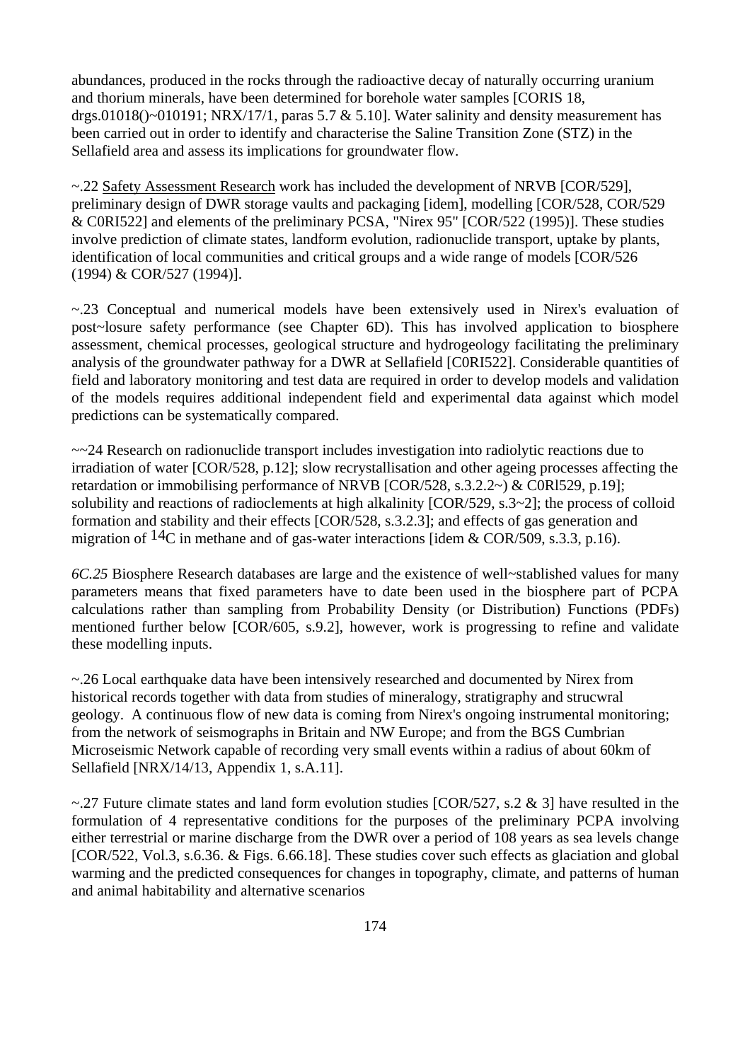abundances, produced in the rocks through the radioactive decay of naturally occurring uranium and thorium minerals, have been determined for borehole water samples [CORIS 18, drgs.01018()~010191; NRX/17/1, paras 5.7 & 5.10]. Water salinity and density measurement has been carried out in order to identify and characterise the Saline Transition Zone (STZ) in the Sellafield area and assess its implications for groundwater flow.

~.22 Safety Assessment Research work has included the development of NRVB [COR/529], preliminary design of DWR storage vaults and packaging [idem], modelling [COR/528, COR/529 & C0RI522] and elements of the preliminary PCSA, "Nirex 95" [COR/522 (1995)]. These studies involve prediction of climate states, landform evolution, radionuclide transport, uptake by plants, identification of local communities and critical groups and a wide range of models [COR/526 (1994) & COR/527 (1994)].

~.23 Conceptual and numerical models have been extensively used in Nirex's evaluation of post~losure safety performance (see Chapter 6D). This has involved application to biosphere assessment, chemical processes, geological structure and hydrogeology facilitating the preliminary analysis of the groundwater pathway for a DWR at Sellafield [C0RI522]. Considerable quantities of field and laboratory monitoring and test data are required in order to develop models and validation of the models requires additional independent field and experimental data against which model predictions can be systematically compared.

~~24 Research on radionuclide transport includes investigation into radiolytic reactions due to irradiation of water [COR/528, p.12]; slow recrystallisation and other ageing processes affecting the retardation or immobilising performance of NRVB [COR/528, s.3.2.2~) & C0Rl529, p.19]; solubility and reactions of radioclements at high alkalinity [COR/529, s.3~2]; the process of colloid formation and stability and their effects [COR/528, s.3.2.3]; and effects of gas generation and migration of $^{14}$C in methane and of gas-water interactions [idem & COR/509, s.3.3, p.16).

*6C.25* Biosphere Research databases are large and the existence of well~stablished values for many parameters means that fixed parameters have to date been used in the biosphere part of PCPA calculations rather than sampling from Probability Density (or Distribution) Functions (PDFs) mentioned further below [COR/605, s.9.2], however, work is progressing to refine and validate these modelling inputs.

~.26 Local earthquake data have been intensively researched and documented by Nirex from historical records together with data from studies of mineralogy, stratigraphy and strucwral geology. A continuous flow of new data is coming from Nirex's ongoing instrumental monitoring; from the network of seismographs in Britain and NW Europe; and from the BGS Cumbrian Microseismic Network capable of recording very small events within a radius of about 60km of Sellafield [NRX/14/13, Appendix 1, s.A.11].

~.27 Future climate states and land form evolution studies [COR/527, s.2 & 3] have resulted in the formulation of 4 representative conditions for the purposes of the preliminary PCPA involving either terrestrial or marine discharge from the DWR over a period of 108 years as sea levels change [COR/522, Vol.3, s.6.36. & Figs. 6.66.18]. These studies cover such effects as glaciation and global warming and the predicted consequences for changes in topography, climate, and patterns of human and animal habitability and alternative scenarios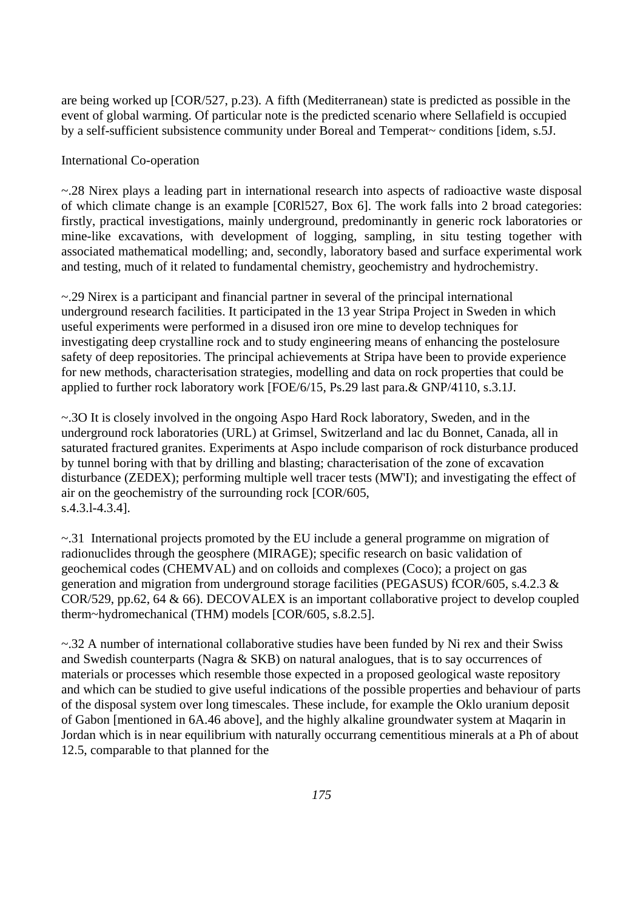are being worked up [COR/527, p.23). A fifth (Mediterranean) state is predicted as possible in the event of global warming. Of particular note is the predicted scenario where Sellafield is occupied by a self-sufficient subsistence community under Boreal and Temperat~ conditions [idem, s.5J.

International Co-operation

~.28 Nirex plays a leading part in international research into aspects of radioactive waste disposal of which climate change is an example [C0Rl527, Box 6]. The work falls into 2 broad categories: firstly, practical investigations, mainly underground, predominantly in generic rock laboratories or mine-like excavations, with development of logging, sampling, in situ testing together with associated mathematical modelling; and, secondly, laboratory based and surface experimental work and testing, much of it related to fundamental chemistry, geochemistry and hydrochemistry.

~.29 Nirex is a participant and financial partner in several of the principal international underground research facilities. It participated in the 13 year Stripa Project in Sweden in which useful experiments were performed in a disused iron ore mine to develop techniques for investigating deep crystalline rock and to study engineering means of enhancing the postelosure safety of deep repositories. The principal achievements at Stripa have been to provide experience for new methods, characterisation strategies, modelling and data on rock properties that could be applied to further rock laboratory work [FOE/6/15, Ps.29 last para.& GNP/4110, s.3.1J.

~.3O It is closely involved in the ongoing Aspo Hard Rock laboratory, Sweden, and in the underground rock laboratories (URL) at Grimsel, Switzerland and lac du Bonnet, Canada, all in saturated fractured granites. Experiments at Aspo include comparison of rock disturbance produced by tunnel boring with that by drilling and blasting; characterisation of the zone of excavation disturbance (ZEDEX); performing multiple well tracer tests (MW'I); and investigating the effect of air on the geochemistry of the surrounding rock [COR/605,
s.4.3.l-4.3.4].

~.31 International projects promoted by the EU include a general programme on migration of radionuclides through the geosphere (MIRAGE); specific research on basic validation of geochemical codes (CHEMVAL) and on colloids and complexes (Coco); a project on gas generation and migration from underground storage facilities (PEGASUS) fCOR/605, s.4.2.3 & COR/529, pp.62, 64 & 66). DECOVALEX is an important collaborative project to develop coupled therm~hydromechanical (THM) models [COR/605, s.8.2.5].

~.32 A number of international collaborative studies have been funded by Ni rex and their Swiss and Swedish counterparts (Nagra & SKB) on natural analogues, that is to say occurrences of materials or processes which resemble those expected in a proposed geological waste repository and which can be studied to give useful indications of the possible properties and behaviour of parts of the disposal system over long timescales. These include, for example the Oklo uranium deposit of Gabon [mentioned in 6A.46 above], and the highly alkaline groundwater system at Maqarin in Jordan which is in near equilibrium with naturally occurrang cementitious minerals at a Ph of about 12.5, comparable to that planned for the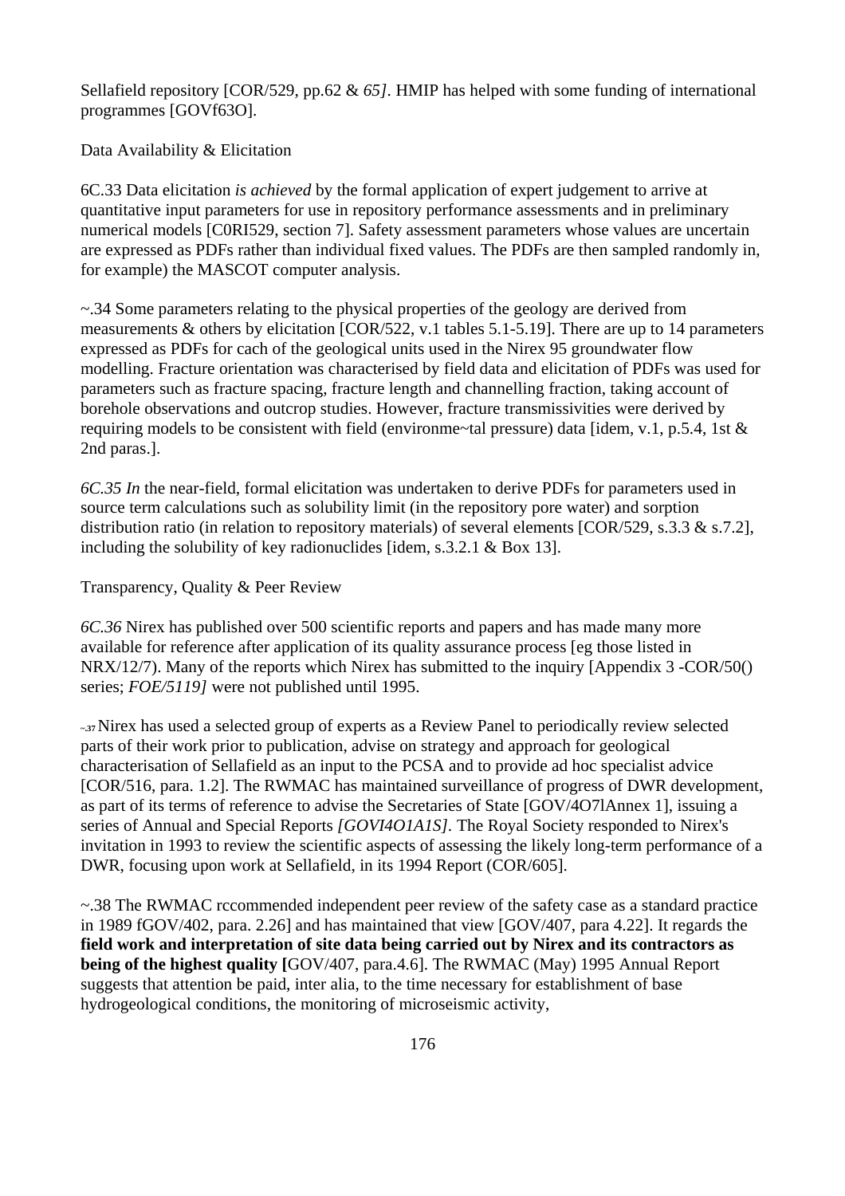Sellafield repository [COR/529, pp.62 & *65]*. HMIP has helped with some funding of international programmes [GOVf63O].

Data Availability & Elicitation

6C.33 Data elicitation *is achieved* by the formal application of expert judgement to arrive at quantitative input parameters for use in repository performance assessments and in preliminary numerical models [C0RI529, section 7]. Safety assessment parameters whose values are uncertain are expressed as PDFs rather than individual fixed values. The PDFs are then sampled randomly in, for example) the MASCOT computer analysis.

~.34 Some parameters relating to the physical properties of the geology are derived from measurements & others by elicitation [COR/522, v.1 tables 5.1-5.19]. There are up to 14 parameters expressed as PDFs for cach of the geological units used in the Nirex 95 groundwater flow modelling. Fracture orientation was characterised by field data and elicitation of PDFs was used for parameters such as fracture spacing, fracture length and channelling fraction, taking account of borehole observations and outcrop studies. However, fracture transmissivities were derived by requiring models to be consistent with field (environme~tal pressure) data [idem, v.1, p.5.4, 1st & 2nd paras.].

*6C.35 In* the near-field, formal elicitation was undertaken to derive PDFs for parameters used in source term calculations such as solubility limit (in the repository pore water) and sorption distribution ratio (in relation to repository materials) of several elements [COR/529, s.3.3 & s.7.2], including the solubility of key radionuclides [idem, s.3.2.1 & Box 13].

Transparency, Quality & Peer Review

*6C.36* Nirex has published over 500 scientific reports and papers and has made many more available for reference after application of its quality assurance process [eg those listed in NRX/12/7). Many of the reports which Nirex has submitted to the inquiry [Appendix 3 -COR/50() series; *FOE/5119]* were not published until 1995.

~.37 Nirex has used a selected group of experts as a Review Panel to periodically review selected parts of their work prior to publication, advise on strategy and approach for geological characterisation of Sellafield as an input to the PCSA and to provide ad hoc specialist advice [COR/516, para. 1.2]. The RWMAC has maintained surveillance of progress of DWR development, as part of its terms of reference to advise the Secretaries of State [GOV/4O7lAnnex 1], issuing a series of Annual and Special Reports *[GOVI4O1A1S]*. The Royal Society responded to Nirex's invitation in 1993 to review the scientific aspects of assessing the likely long-term performance of a DWR, focusing upon work at Sellafield, in its 1994 Report (COR/605].

~.38 The RWMAC rccommended independent peer review of the safety case as a standard practice in 1989 fGOV/402, para. 2.26] and has maintained that view [GOV/407, para 4.22]. It regards the **field work and interpretation of site data being carried out by Nirex and its contractors as being of the highest quality [**GOV/407, para.4.6]. The RWMAC (May) 1995 Annual Report suggests that attention be paid, inter alia, to the time necessary for establishment of base hydrogeological conditions, the monitoring of microseismic activity,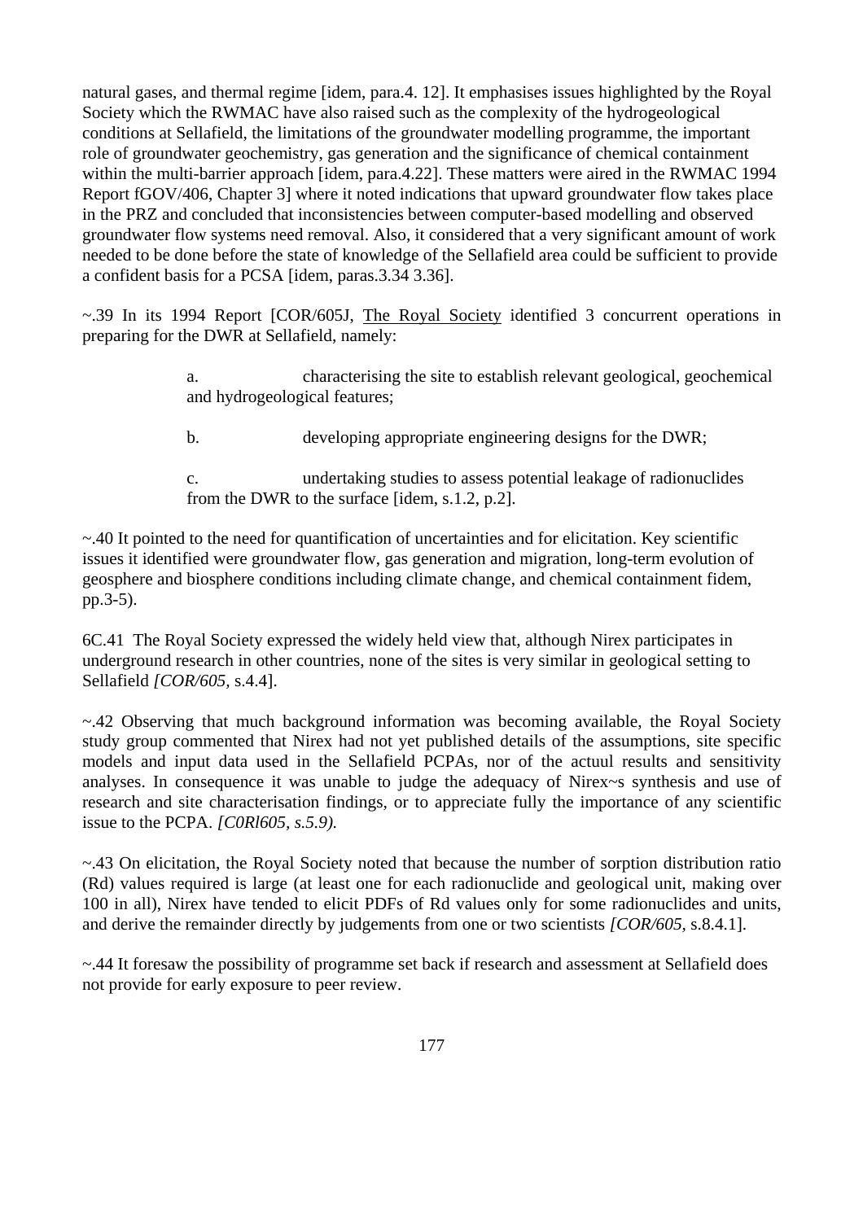natural gases, and thermal regime [idem, para.4. 12]. It emphasises issues highlighted by the Royal Society which the RWMAC have also raised such as the complexity of the hydrogeological conditions at Sellafield, the limitations of the groundwater modelling programme, the important role of groundwater geochemistry, gas generation and the significance of chemical containment within the multi-barrier approach [idem, para.4.22]. These matters were aired in the RWMAC 1994 Report fGOV/406, Chapter 3] where it noted indications that upward groundwater flow takes place in the PRZ and concluded that inconsistencies between computer-based modelling and observed groundwater flow systems need removal. Also, it considered that a very significant amount of work needed to be done before the state of knowledge of the Sellafield area could be sufficient to provide a confident basis for a PCSA [idem, paras.3.34 3.36].

~.39 In its 1994 Report [COR/605J, The Royal Society identified 3 concurrent operations in preparing for the DWR at Sellafield, namely:

a. characterising the site to establish relevant geological, geochemical and hydrogeological features;

b. developing appropriate engineering designs for the DWR;

c. undertaking studies to assess potential leakage of radionuclides from the DWR to the surface [idem, s.1.2, p.2].

~.40 It pointed to the need for quantification of uncertainties and for elicitation. Key scientific issues it identified were groundwater flow, gas generation and migration, long-term evolution of geosphere and biosphere conditions including climate change, and chemical containment fidem, pp.3-5).

6C.41 The Royal Society expressed the widely held view that, although Nirex participates in underground research in other countries, none of the sites is very similar in geological setting to Sellafield *[COR/605,* s.4.4].

~.42 Observing that much background information was becoming available, the Royal Society study group commented that Nirex had not yet published details of the assumptions, site specific models and input data used in the Sellafield PCPAs, nor of the actuul results and sensitivity analyses. In consequence it was unable to judge the adequacy of Nirex~s synthesis and use of research and site characterisation findings, or to appreciate fully the importance of any scientific issue to the PCPA. *[C0Rl605, s.5.9).*

~.43 On elicitation, the Royal Society noted that because the number of sorption distribution ratio (Rd) values required is large (at least one for each radionuclide and geological unit, making over 100 in all), Nirex have tended to elicit PDFs of Rd values only for some radionuclides and units, and derive the remainder directly by judgements from one or two scientists *[COR/605,* s.8.4.1].

~.44 It foresaw the possibility of programme set back if research and assessment at Sellafield does not provide for early exposure to peer review.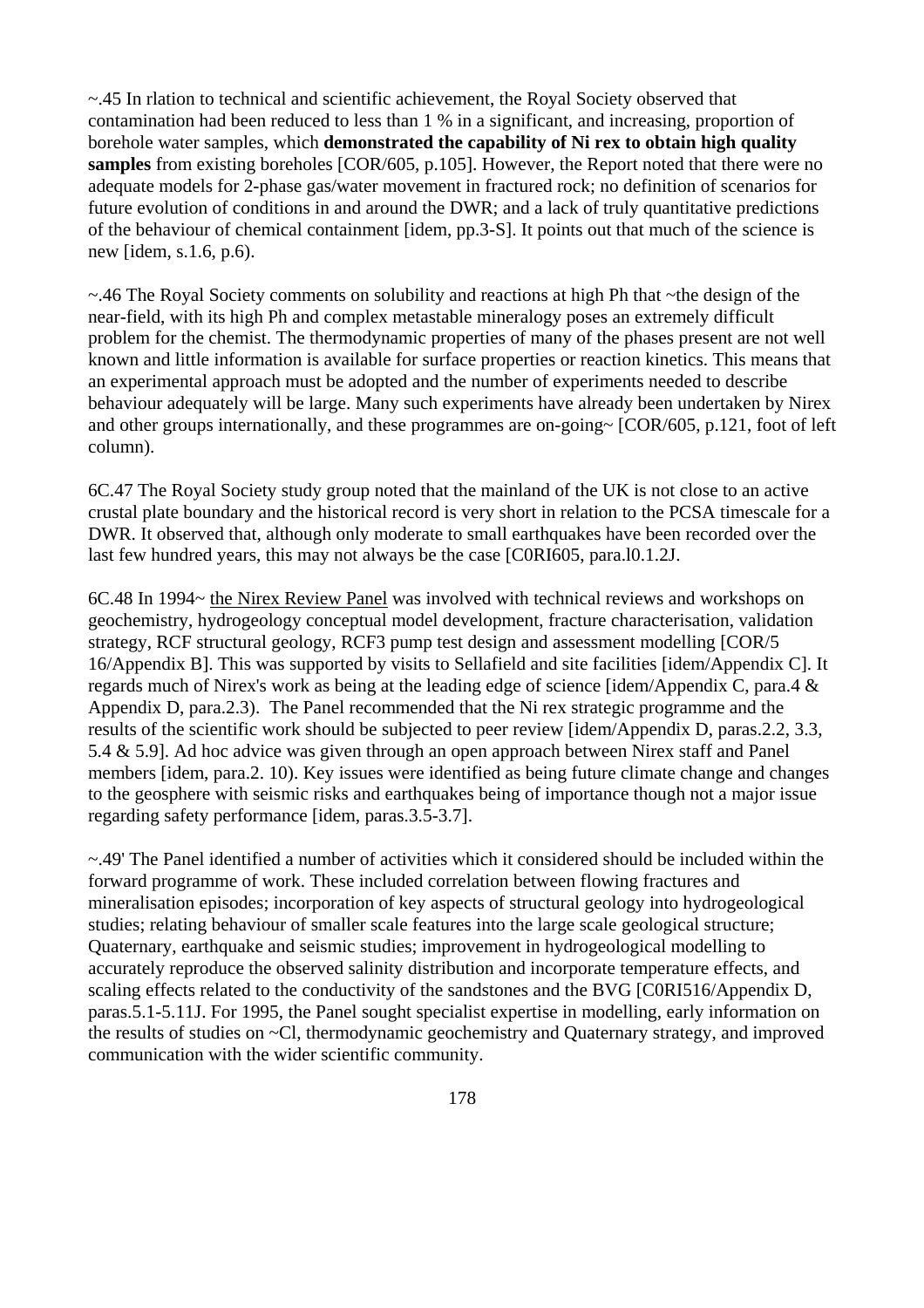~.45 In rlation to technical and scientific achievement, the Royal Society observed that contamination had been reduced to less than 1 % in a significant, and increasing, proportion of borehole water samples, which **demonstrated the capability of Ni rex to obtain high quality samples** from existing boreholes [COR/605, p.105]. However, the Report noted that there were no adequate models for 2-phase gas/water movement in fractured rock; no definition of scenarios for future evolution of conditions in and around the DWR; and a lack of truly quantitative predictions of the behaviour of chemical containment [idem, pp.3-S]. It points out that much of the science is new [idem, s.1.6, p.6).

~.46 The Royal Society comments on solubility and reactions at high Ph that ~the design of the near-field, with its high Ph and complex metastable mineralogy poses an extremely difficult problem for the chemist. The thermodynamic properties of many of the phases present are not well known and little information is available for surface properties or reaction kinetics. This means that an experimental approach must be adopted and the number of experiments needed to describe behaviour adequately will be large. Many such experiments have already been undertaken by Nirex and other groups internationally, and these programmes are on-going~ [COR/605, p.121, foot of left column).

6C.47 The Royal Society study group noted that the mainland of the UK is not close to an active crustal plate boundary and the historical record is very short in relation to the PCSA timescale for a DWR. It observed that, although only moderate to small earthquakes have been recorded over the last few hundred years, this may not always be the case [C0RI605, para.l0.1.2J.

6C.48 In 1994~ the Nirex Review Panel was involved with technical reviews and workshops on geochemistry, hydrogeology conceptual model development, fracture characterisation, validation strategy, RCF structural geology, RCF3 pump test design and assessment modelling [COR/5 16/Appendix B]. This was supported by visits to Sellafield and site facilities [idem/Appendix C]. It regards much of Nirex's work as being at the leading edge of science [idem/Appendix C, para.4 & Appendix D, para.2.3). The Panel recommended that the Ni rex strategic programme and the results of the scientific work should be subjected to peer review [idem/Appendix D, paras.2.2, 3.3, 5.4 & 5.9]. Ad hoc advice was given through an open approach between Nirex staff and Panel members [idem, para.2. 10). Key issues were identified as being future climate change and changes to the geosphere with seismic risks and earthquakes being of importance though not a major issue regarding safety performance [idem, paras.3.5-3.7].

~.49' The Panel identified a number of activities which it considered should be included within the forward programme of work. These included correlation between flowing fractures and mineralisation episodes; incorporation of key aspects of structural geology into hydrogeological studies; relating behaviour of smaller scale features into the large scale geological structure; Quaternary, earthquake and seismic studies; improvement in hydrogeological modelling to accurately reproduce the observed salinity distribution and incorporate temperature effects, and scaling effects related to the conductivity of the sandstones and the BVG [C0RI516/Appendix D, paras.5.1-5.11J. For 1995, the Panel sought specialist expertise in modelling, early information on the results of studies on ~Cl, thermodynamic geochemistry and Quaternary strategy, and improved communication with the wider scientific community.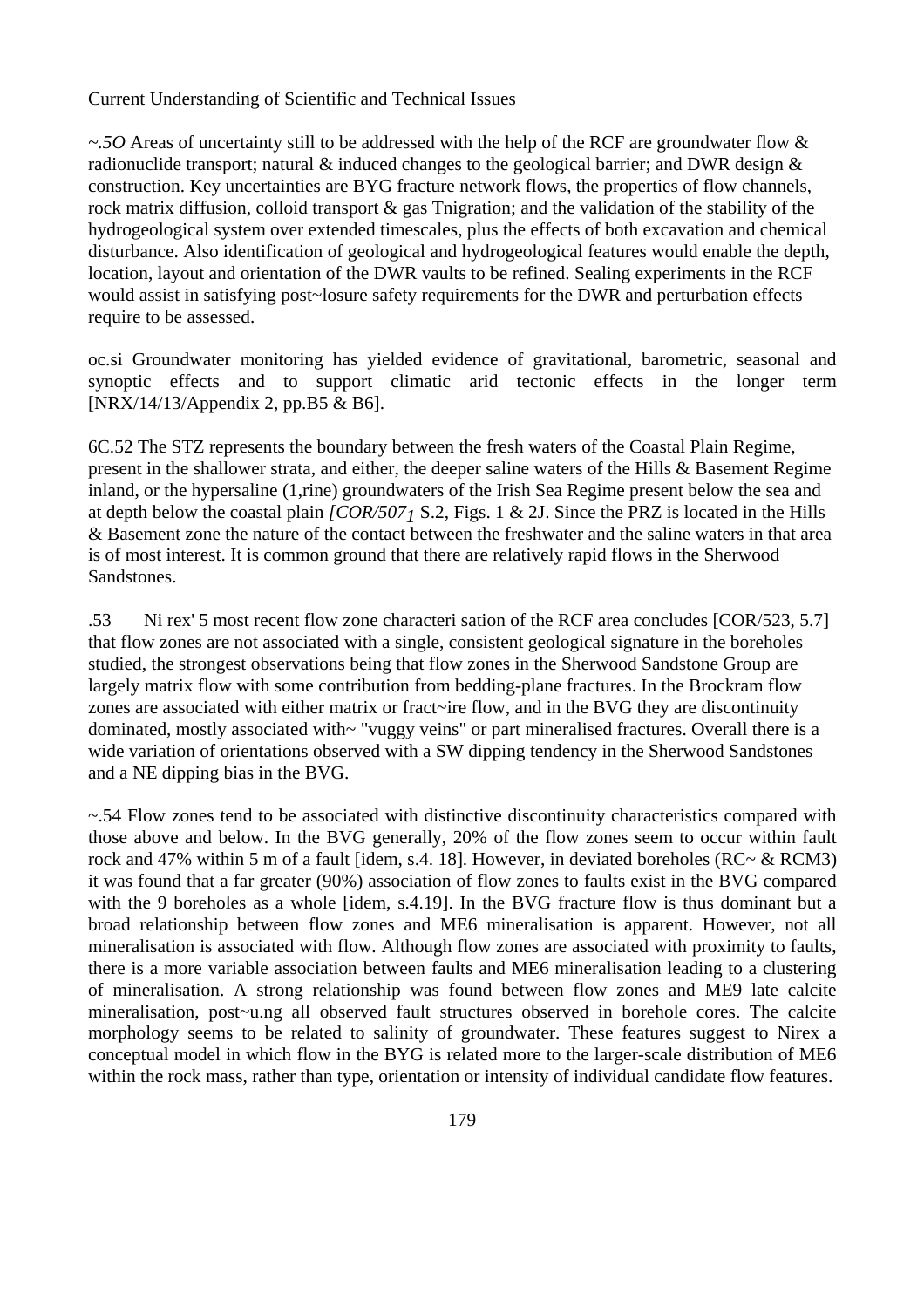Current Understanding of Scientific and Technical Issues

~.5O Areas of uncertainty still to be addressed with the help of the RCF are groundwater flow & radionuclide transport; natural & induced changes to the geological barrier; and DWR design & construction. Key uncertainties are BYG fracture network flows, the properties of flow channels, rock matrix diffusion, colloid transport & gas Tnigration; and the validation of the stability of the hydrogeological system over extended timescales, plus the effects of both excavation and chemical disturbance. Also identification of geological and hydrogeological features would enable the depth, location, layout and orientation of the DWR vaults to be refined. Sealing experiments in the RCF would assist in satisfying post~losure safety requirements for the DWR and perturbation effects require to be assessed.

oc.si Groundwater monitoring has yielded evidence of gravitational, barometric, seasonal and synoptic effects and to support climatic arid tectonic effects in the longer term [NRX/14/13/Appendix 2, pp.B5 & B6].

6C.52 The STZ represents the boundary between the fresh waters of the Coastal Plain Regime, present in the shallower strata, and either, the deeper saline waters of the Hills & Basement Regime inland, or the hypersaline (1,rine) groundwaters of the Irish Sea Regime present below the sea and at depth below the coastal plain *[COR/507₁* S.2, Figs. 1 & 2J. Since the PRZ is located in the Hills & Basement zone the nature of the contact between the freshwater and the saline waters in that area is of most interest. It is common ground that there are relatively rapid flows in the Sherwood Sandstones.

.53 Ni rex' 5 most recent flow zone characteri sation of the RCF area concludes [COR/523, 5.7] that flow zones are not associated with a single, consistent geological signature in the boreholes studied, the strongest observations being that flow zones in the Sherwood Sandstone Group are largely matrix flow with some contribution from bedding-plane fractures. In the Brockram flow zones are associated with either matrix or fract~ire flow, and in the BVG they are discontinuity dominated, mostly associated with~ "vuggy veins" or part mineralised fractures. Overall there is a wide variation of orientations observed with a SW dipping tendency in the Sherwood Sandstones and a NE dipping bias in the BVG.

~.54 Flow zones tend to be associated with distinctive discontinuity characteristics compared with those above and below. In the BVG generally, 20% of the flow zones seem to occur within fault rock and 47% within 5 m of a fault [idem, s.4. 18]. However, in deviated boreholes (RC~ & RCM3) it was found that a far greater (90%) association of flow zones to faults exist in the BVG compared with the 9 boreholes as a whole [idem, s.4.19]. In the BVG fracture flow is thus dominant but a broad relationship between flow zones and ME6 mineralisation is apparent. However, not all mineralisation is associated with flow. Although flow zones are associated with proximity to faults, there is a more variable association between faults and ME6 mineralisation leading to a clustering of mineralisation. A strong relationship was found between flow zones and ME9 late calcite mineralisation, post~u.ng all observed fault structures observed in borehole cores. The calcite morphology seems to be related to salinity of groundwater. These features suggest to Nirex a conceptual model in which flow in the BYG is related more to the larger-scale distribution of ME6 within the rock mass, rather than type, orientation or intensity of individual candidate flow features.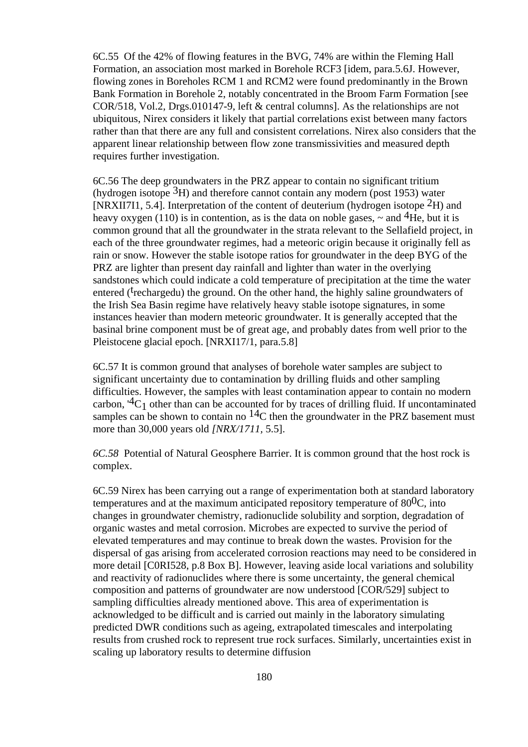6C.55 Of the 42% of flowing features in the BVG, 74% are within the Fleming Hall Formation, an association most marked in Borehole RCF3 [idem, para.5.6J. However, flowing zones in Boreholes RCM 1 and RCM2 were found predominantly in the Brown Bank Formation in Borehole 2, notably concentrated in the Broom Farm Formation [see COR/518, Vol.2, Drgs.010147-9, left & central columns]. As the relationships are not ubiquitous, Nirex considers it likely that partial correlations exist between many factors rather than that there are any full and consistent correlations. Nirex also considers that the apparent linear relationship between flow zone transmissivities and measured depth requires further investigation.

6C.56 The deep groundwaters in the PRZ appear to contain no significant tritium (hydrogen isotope $^{3}$H) and therefore cannot contain any modern (post 1953) water [NRXII7I1, 5.4]. Interpretation of the content of deuterium (hydrogen isotope $^{2}$H) and heavy oxygen (110) is in contention, as is the data on noble gases, ~ and $^{4}$He, but it is common ground that all the groundwater in the strata relevant to the Sellafield project, in each of the three groundwater regimes, had a meteoric origin because it originally fell as rain or snow. However the stable isotope ratios for groundwater in the deep BYG of the PRZ are lighter than present day rainfall and lighter than water in the overlying sandstones which could indicate a cold temperature of precipitation at the time the water entered ($^{t}$rechargedu) the ground. On the other hand, the highly saline groundwaters of the Irish Sea Basin regime have relatively heavy stable isotope signatures, in some instances heavier than modern meteoric groundwater. It is generally accepted that the basinal brine component must be of great age, and probably dates from well prior to the Pleistocene glacial epoch. [NRXI17/1, para.5.8]

6C.57 It is common ground that analyses of borehole water samples are subject to significant uncertainty due to contamination by drilling fluids and other sampling difficulties. However, the samples with least contamination appear to contain no modern carbon, '$^{4}$C$_{1}$ other than can be accounted for by traces of drilling fluid. If uncontaminated samples can be shown to contain no $^{14}$C then the groundwater in the PRZ basement must more than 30,000 years old *[NRX/1711*, 5.5].

*6C.58* Potential of Natural Geosphere Barrier. It is common ground that the host rock is complex.

6C.59 Nirex has been carrying out a range of experimentation both at standard laboratory temperatures and at the maximum anticipated repository temperature of 80$^{0}$C, into changes in groundwater chemistry, radionuclide solubility and sorption, degradation of organic wastes and metal corrosion. Microbes are expected to survive the period of elevated temperatures and may continue to break down the wastes. Provision for the dispersal of gas arising from accelerated corrosion reactions may need to be considered in more detail [C0RI528, p.8 Box B]. However, leaving aside local variations and solubility and reactivity of radionuclides where there is some uncertainty, the general chemical composition and patterns of groundwater are now understood [COR/529] subject to sampling difficulties already mentioned above. This area of experimentation is acknowledged to be difficult and is carried out mainly in the laboratory simulating predicted DWR conditions such as ageing, extrapolated timescales and interpolating results from crushed rock to represent true rock surfaces. Similarly, uncertainties exist in scaling up laboratory results to determine diffusion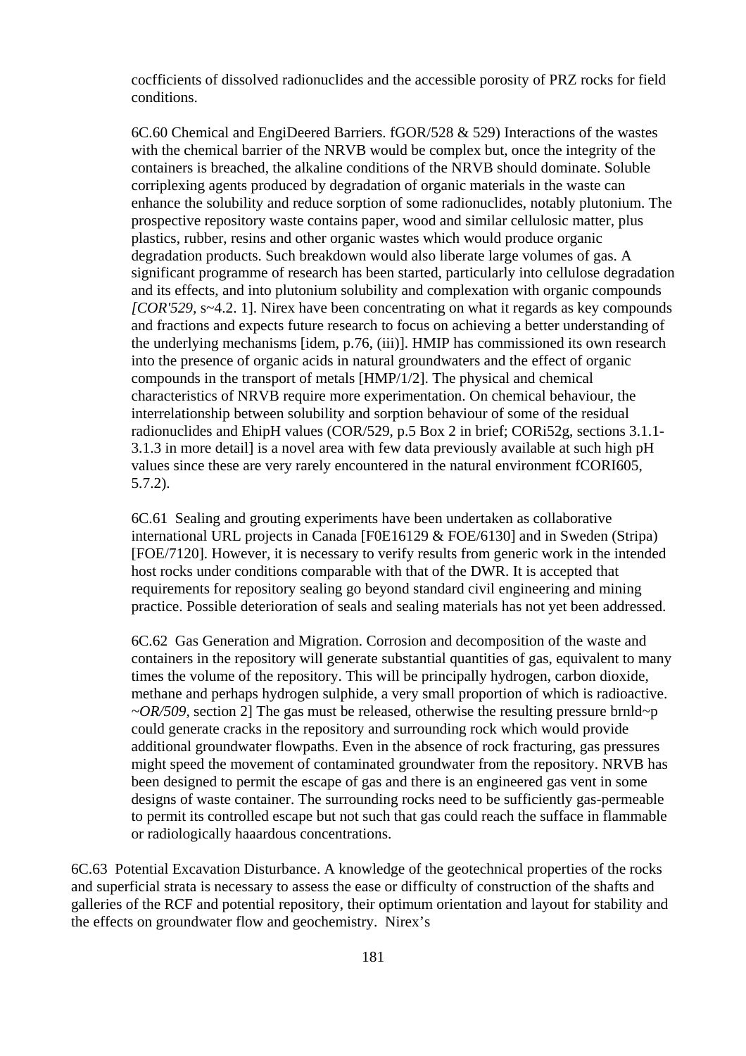cocfficients of dissolved radionuclides and the accessible porosity of PRZ rocks for field conditions.

6C.60 Chemical and EngiDeered Barriers. fGOR/528 & 529) Interactions of the wastes with the chemical barrier of the NRVB would be complex but, once the integrity of the containers is breached, the alkaline conditions of the NRVB should dominate. Soluble corriplexing agents produced by degradation of organic materials in the waste can enhance the solubility and reduce sorption of some radionuclides, notably plutonium. The prospective repository waste contains paper, wood and similar cellulosic matter, plus plastics, rubber, resins and other organic wastes which would produce organic degradation products. Such breakdown would also liberate large volumes of gas. A significant programme of research has been started, particularly into cellulose degradation and its effects, and into plutonium solubility and complexation with organic compounds *[COR'529,* s~4.2. 1]. Nirex have been concentrating on what it regards as key compounds and fractions and expects future research to focus on achieving a better understanding of the underlying mechanisms [idem, p.76, (iii)]. HMIP has commissioned its own research into the presence of organic acids in natural groundwaters and the effect of organic compounds in the transport of metals [HMP/1/2]. The physical and chemical characteristics of NRVB require more experimentation. On chemical behaviour, the interrelationship between solubility and sorption behaviour of some of the residual radionuclides and EhipH values (COR/529, p.5 Box 2 in brief; CORi52g, sections 3.1.1-3.1.3 in more detail] is a novel area with few data previously available at such high pH values since these are very rarely encountered in the natural environment fCORI605, 5.7.2).

6C.61 Sealing and grouting experiments have been undertaken as collaborative international URL projects in Canada [F0E16129 & FOE/6130] and in Sweden (Stripa) [FOE/7120]. However, it is necessary to verify results from generic work in the intended host rocks under conditions comparable with that of the DWR. It is accepted that requirements for repository sealing go beyond standard civil engineering and mining practice. Possible deterioration of seals and sealing materials has not yet been addressed.

6C.62 Gas Generation and Migration. Corrosion and decomposition of the waste and containers in the repository will generate substantial quantities of gas, equivalent to many times the volume of the repository. This will be principally hydrogen, carbon dioxide, methane and perhaps hydrogen sulphide, a very small proportion of which is radioactive. *~OR/509*, section 2] The gas must be released, otherwise the resulting pressure brnld~p could generate cracks in the repository and surrounding rock which would provide additional groundwater flowpaths. Even in the absence of rock fracturing, gas pressures might speed the movement of contaminated groundwater from the repository. NRVB has been designed to permit the escape of gas and there is an engineered gas vent in some designs of waste container. The surrounding rocks need to be sufficiently gas-permeable to permit its controlled escape but not such that gas could reach the sufface in flammable or radiologically haaardous concentrations.

6C.63 Potential Excavation Disturbance. A knowledge of the geotechnical properties of the rocks and superficial strata is necessary to assess the ease or difficulty of construction of the shafts and galleries of the RCF and potential repository, their optimum orientation and layout for stability and the effects on groundwater flow and geochemistry. Nirex's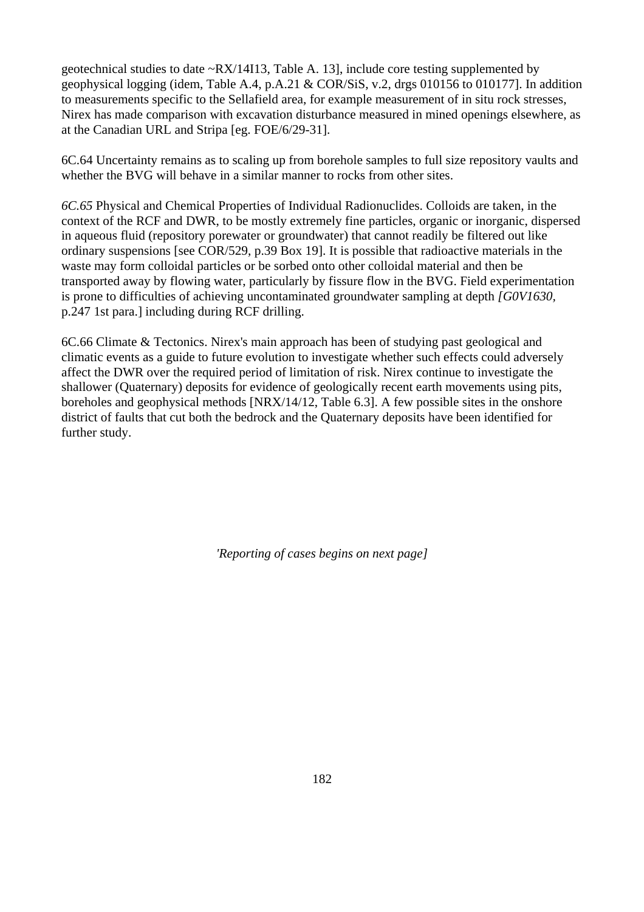geotechnical studies to date ~RX/14I13, Table A. 13], include core testing supplemented by geophysical logging (idem, Table A.4, p.A.21 & COR/SiS, v.2, drgs 010156 to 010177]. In addition to measurements specific to the Sellafield area, for example measurement of in situ rock stresses, Nirex has made comparison with excavation disturbance measured in mined openings elsewhere, as at the Canadian URL and Stripa [eg. FOE/6/29-31].

6C.64 Uncertainty remains as to scaling up from borehole samples to full size repository vaults and whether the BVG will behave in a similar manner to rocks from other sites.

*6C.65* Physical and Chemical Properties of Individual Radionuclides. Colloids are taken, in the context of the RCF and DWR, to be mostly extremely fine particles, organic or inorganic, dispersed in aqueous fluid (repository porewater or groundwater) that cannot readily be filtered out like ordinary suspensions [see COR/529, p.39 Box 19]. It is possible that radioactive materials in the waste may form colloidal particles or be sorbed onto other colloidal material and then be transported away by flowing water, particularly by fissure flow in the BVG. Field experimentation is prone to difficulties of achieving uncontaminated groundwater sampling at depth *[G0V1630,* p.247 1st para.] including during RCF drilling.

6C.66 Climate & Tectonics. Nirex's main approach has been of studying past geological and climatic events as a guide to future evolution to investigate whether such effects could adversely affect the DWR over the required period of limitation of risk. Nirex continue to investigate the shallower (Quaternary) deposits for evidence of geologically recent earth movements using pits, boreholes and geophysical methods [NRX/14/12, Table 6.3]. A few possible sites in the onshore district of faults that cut both the bedrock and the Quaternary deposits have been identified for further study.

*'Reporting of cases begins on next page]*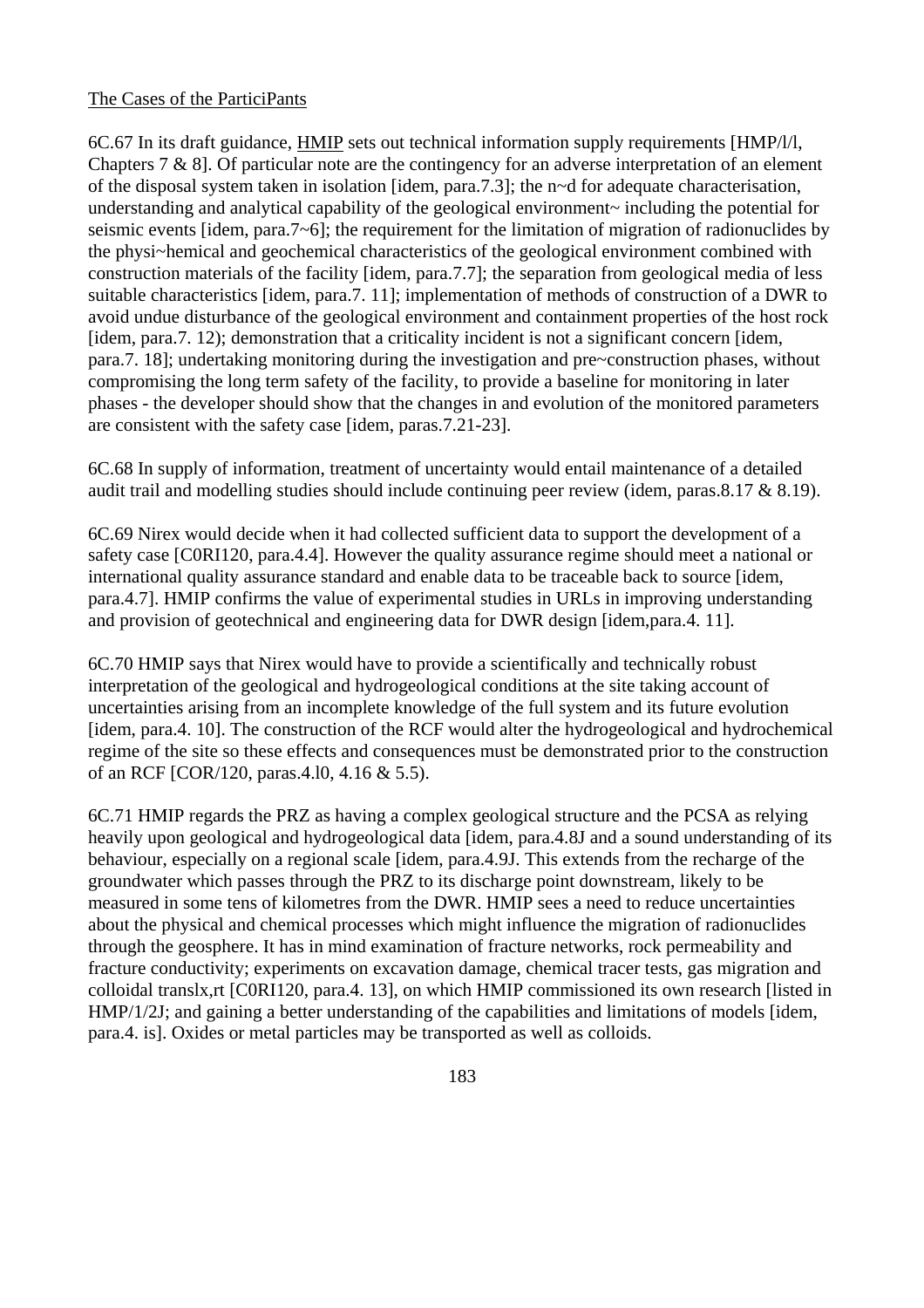The Cases of the ParticiPants

6C.67 In its draft guidance, HMIP sets out technical information supply requirements [HMP/l/l, Chapters 7 & 8]. Of particular note are the contingency for an adverse interpretation of an element of the disposal system taken in isolation [idem, para.7.3]; the n~d for adequate characterisation, understanding and analytical capability of the geological environment~ including the potential for seismic events [idem, para.7~6]; the requirement for the limitation of migration of radionuclides by the physi~hemical and geochemical characteristics of the geological environment combined with construction materials of the facility [idem, para.7.7]; the separation from geological media of less suitable characteristics [idem, para.7. 11]; implementation of methods of construction of a DWR to avoid undue disturbance of the geological environment and containment properties of the host rock [idem, para.7. 12); demonstration that a criticality incident is not a significant concern [idem, para.7. 18]; undertaking monitoring during the investigation and pre~construction phases, without compromising the long term safety of the facility, to provide a baseline for monitoring in later phases - the developer should show that the changes in and evolution of the monitored parameters are consistent with the safety case [idem, paras.7.21-23].

6C.68 In supply of information, treatment of uncertainty would entail maintenance of a detailed audit trail and modelling studies should include continuing peer review (idem, paras.8.17 & 8.19).

6C.69 Nirex would decide when it had collected sufficient data to support the development of a safety case [C0RI120, para.4.4]. However the quality assurance regime should meet a national or international quality assurance standard and enable data to be traceable back to source [idem, para.4.7]. HMIP confirms the value of experimental studies in URLs in improving understanding and provision of geotechnical and engineering data for DWR design [idem,para.4. 11].

6C.70 HMIP says that Nirex would have to provide a scientifically and technically robust interpretation of the geological and hydrogeological conditions at the site taking account of uncertainties arising from an incomplete knowledge of the full system and its future evolution [idem, para.4. 10]. The construction of the RCF would alter the hydrogeological and hydrochemical regime of the site so these effects and consequences must be demonstrated prior to the construction of an RCF [COR/120, paras.4.l0, 4.16 & 5.5).

6C.71 HMIP regards the PRZ as having a complex geological structure and the PCSA as relying heavily upon geological and hydrogeological data [idem, para.4.8J and a sound understanding of its behaviour, especially on a regional scale [idem, para.4.9J. This extends from the recharge of the groundwater which passes through the PRZ to its discharge point downstream, likely to be measured in some tens of kilometres from the DWR. HMIP sees a need to reduce uncertainties about the physical and chemical processes which might influence the migration of radionuclides through the geosphere. It has in mind examination of fracture networks, rock permeability and fracture conductivity; experiments on excavation damage, chemical tracer tests, gas migration and colloidal translx,rt [C0RI120, para.4. 13], on which HMIP commissioned its own research [listed in HMP/1/2J; and gaining a better understanding of the capabilities and limitations of models [idem, para.4. is]. Oxides or metal particles may be transported as well as colloids.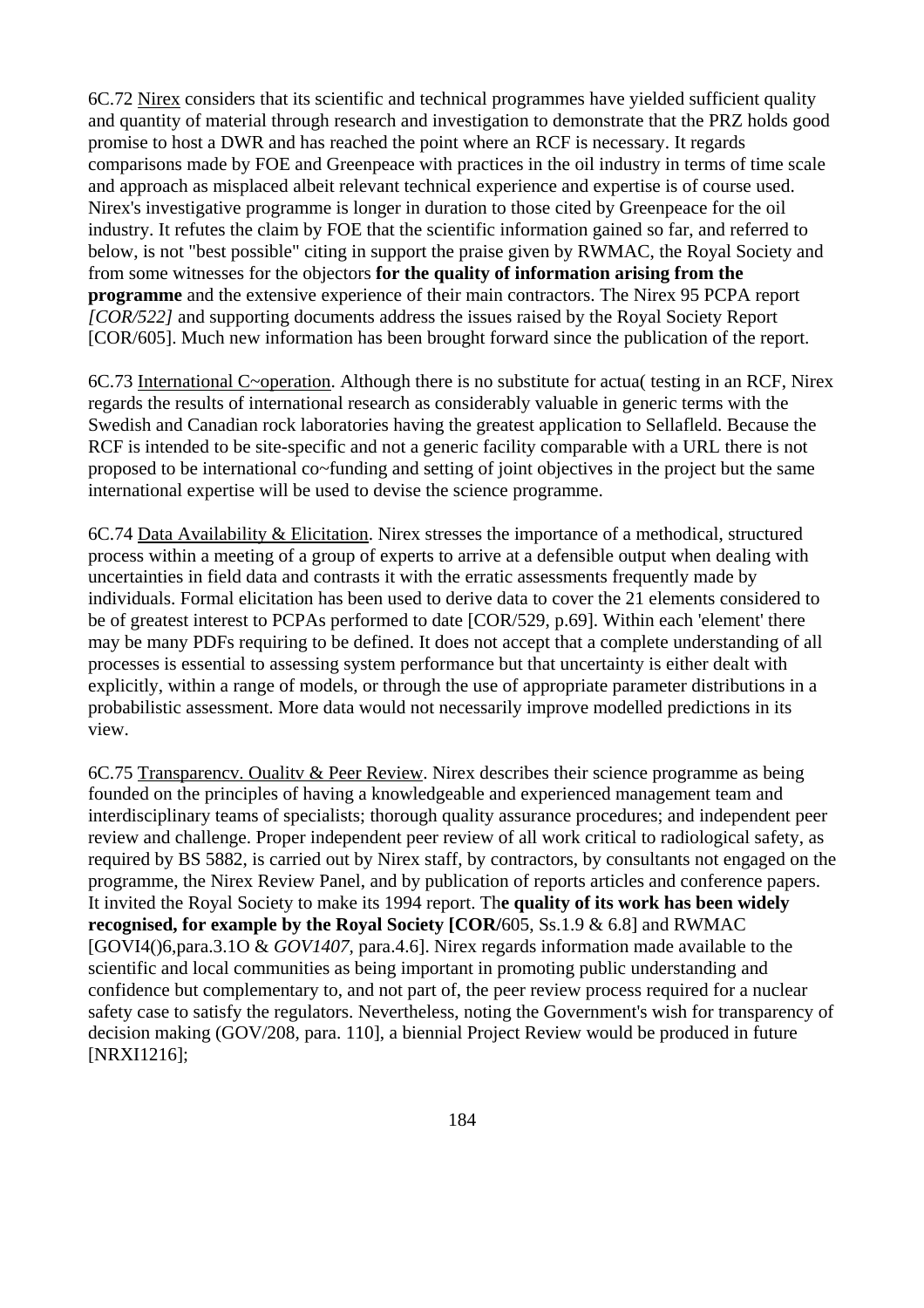6C.72 Nirex considers that its scientific and technical programmes have yielded sufficient quality and quantity of material through research and investigation to demonstrate that the PRZ holds good promise to host a DWR and has reached the point where an RCF is necessary. It regards comparisons made by FOE and Greenpeace with practices in the oil industry in terms of time scale and approach as misplaced albeit relevant technical experience and expertise is of course used. Nirex's investigative programme is longer in duration to those cited by Greenpeace for the oil industry. It refutes the claim by FOE that the scientific information gained so far, and referred to below, is not "best possible" citing in support the praise given by RWMAC, the Royal Society and from some witnesses for the objectors **for the quality of information arising from the programme** and the extensive experience of their main contractors. The Nirex 95 PCPA report *[COR/522]* and supporting documents address the issues raised by the Royal Society Report [COR/605]. Much new information has been brought forward since the publication of the report.

6C.73 International C~operation. Although there is no substitute for actua( testing in an RCF, Nirex regards the results of international research as considerably valuable in generic terms with the Swedish and Canadian rock laboratories having the greatest application to Sellafleld. Because the RCF is intended to be site-specific and not a generic facility comparable with a URL there is not proposed to be international co~funding and setting of joint objectives in the project but the same international expertise will be used to devise the science programme.

6C.74 Data Availability & Elicitation. Nirex stresses the importance of a methodical, structured process within a meeting of a group of experts to arrive at a defensible output when dealing with uncertainties in field data and contrasts it with the erratic assessments frequently made by individuals. Formal elicitation has been used to derive data to cover the 21 elements considered to be of greatest interest to PCPAs performed to date [COR/529, p.69]. Within each 'element' there may be many PDFs requiring to be defined. It does not accept that a complete understanding of all processes is essential to assessing system performance but that uncertainty is either dealt with explicitly, within a range of models, or through the use of appropriate parameter distributions in a probabilistic assessment. More data would not necessarily improve modelled predictions in its view.

6C.75 Transparencv. Oualitv & Peer Review. Nirex describes their science programme as being founded on the principles of having a knowledgeable and experienced management team and interdisciplinary teams of specialists; thorough quality assurance procedures; and independent peer review and challenge. Proper independent peer review of all work critical to radiological safety, as required by BS 5882, is carried out by Nirex staff, by contractors, by consultants not engaged on the programme, the Nirex Review Panel, and by publication of reports articles and conference papers. It invited the Royal Society to make its 1994 report. Th**e quality of its work has been widely recognised, for example by the Royal Society [COR/**605, Ss.1.9 & 6.8] and RWMAC [GOVI4()6,para.3.1O & *GOV1407,* para.4.6]. Nirex regards information made available to the scientific and local communities as being important in promoting public understanding and confidence but complementary to, and not part of, the peer review process required for a nuclear safety case to satisfy the regulators. Nevertheless, noting the Government's wish for transparency of decision making (GOV/208, para. 110], a biennial Project Review would be produced in future [NRXI1216];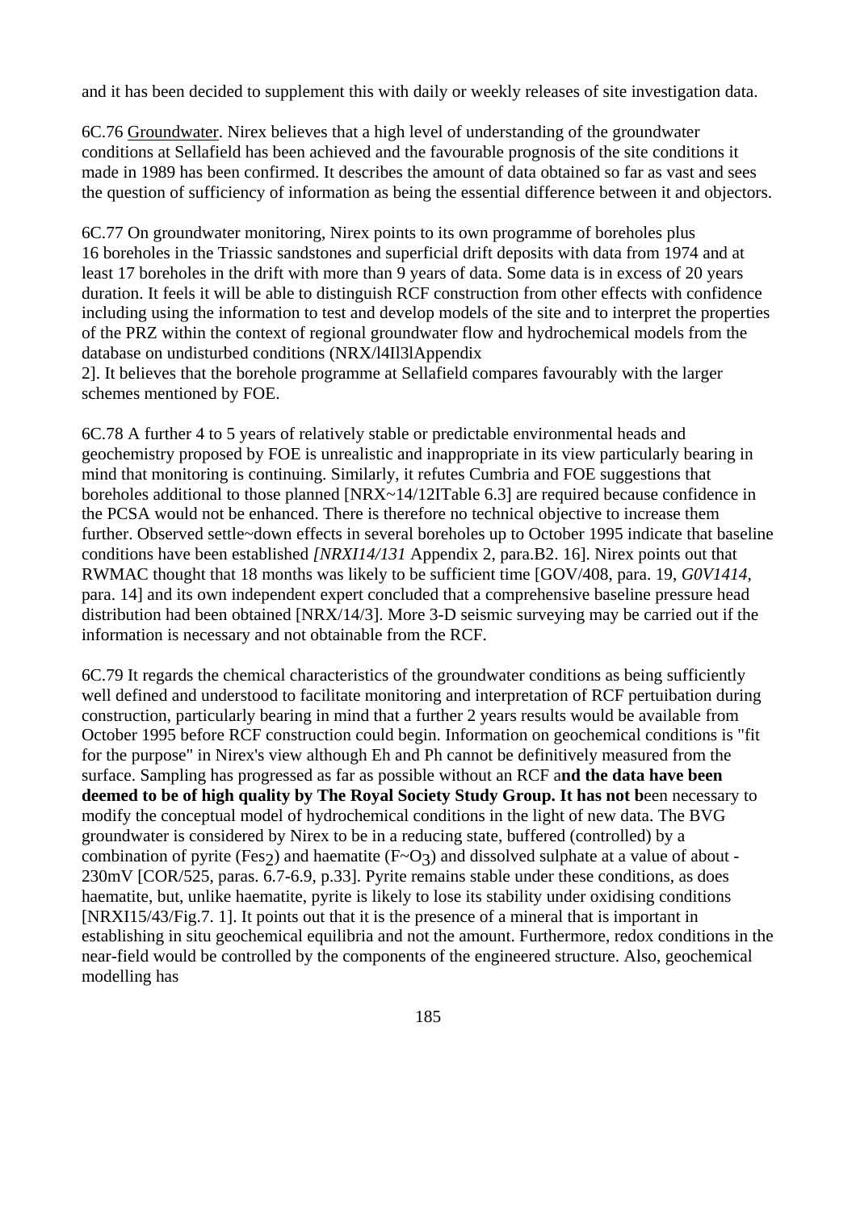and it has been decided to supplement this with daily or weekly releases of site investigation data.

6C.76 Groundwater. Nirex believes that a high level of understanding of the groundwater conditions at Sellafield has been achieved and the favourable prognosis of the site conditions it made in 1989 has been confirmed. It describes the amount of data obtained so far as vast and sees the question of sufficiency of information as being the essential difference between it and objectors.

6C.77 On groundwater monitoring, Nirex points to its own programme of boreholes plus 16 boreholes in the Triassic sandstones and superficial drift deposits with data from 1974 and at least 17 boreholes in the drift with more than 9 years of data. Some data is in excess of 20 years duration. It feels it will be able to distinguish RCF construction from other effects with confidence including using the information to test and develop models of the site and to interpret the properties of the PRZ within the context of regional groundwater flow and hydrochemical models from the database on undisturbed conditions (NRX/l4Il3lAppendix 2]. It believes that the borehole programme at Sellafield compares favourably with the larger schemes mentioned by FOE.

6C.78 A further 4 to 5 years of relatively stable or predictable environmental heads and geochemistry proposed by FOE is unrealistic and inappropriate in its view particularly bearing in mind that monitoring is continuing. Similarly, it refutes Cumbria and FOE suggestions that boreholes additional to those planned [NRX~14/12ITable 6.3] are required because confidence in the PCSA would not be enhanced. There is therefore no technical objective to increase them further. Observed settle~down effects in several boreholes up to October 1995 indicate that baseline conditions have been established *[NRXI14/131* Appendix 2, para.B2. 16]. Nirex points out that RWMAC thought that 18 months was likely to be sufficient time [GOV/408, para. 19, *G0V1414*, para. 14] and its own independent expert concluded that a comprehensive baseline pressure head distribution had been obtained [NRX/14/3]. More 3-D seismic surveying may be carried out if the information is necessary and not obtainable from the RCF.

6C.79 It regards the chemical characteristics of the groundwater conditions as being sufficiently well defined and understood to facilitate monitoring and interpretation of RCF pertuibation during construction, particularly bearing in mind that a further 2 years results would be available from October 1995 before RCF construction could begin. Information on geochemical conditions is "fit for the purpose" in Nirex's view although Eh and Ph cannot be definitively measured from the surface. Sampling has progressed as far as possible without an RCF a**nd the data have been deemed to be of high quality by The Royal Society Study Group. It has not b**een necessary to modify the conceptual model of hydrochemical conditions in the light of new data. The BVG groundwater is considered by Nirex to be in a reducing state, buffered (controlled) by a combination of pyrite ($Fes_2$) and haematite ($F{\sim}O_3$) and dissolved sulphate at a value of about -230mV [COR/525, paras. 6.7-6.9, p.33]. Pyrite remains stable under these conditions, as does haematite, but, unlike haematite, pyrite is likely to lose its stability under oxidising conditions [NRXI15/43/Fig.7. 1]. It points out that it is the presence of a mineral that is important in establishing in situ geochemical equilibria and not the amount. Furthermore, redox conditions in the near-field would be controlled by the components of the engineered structure. Also, geochemical modelling has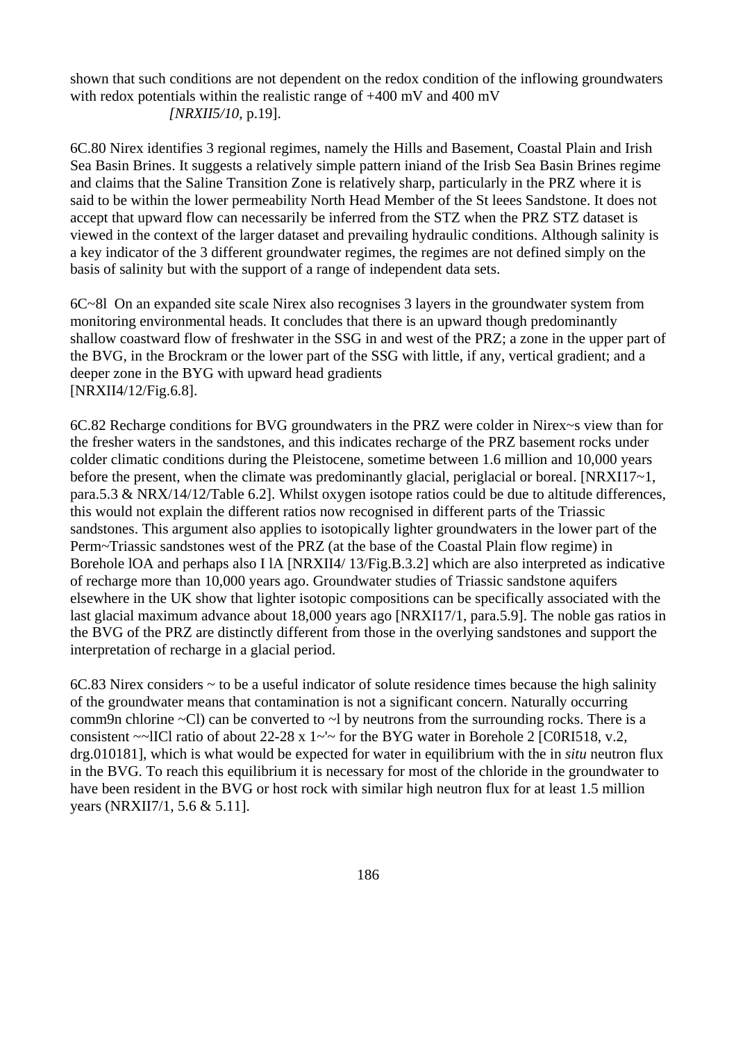shown that such conditions are not dependent on the redox condition of the inflowing groundwaters with redox potentials within the realistic range of +400 mV and 400 mV *[NRXII5/10*, p.19].

6C.80 Nirex identifies 3 regional regimes, namely the Hills and Basement, Coastal Plain and Irish Sea Basin Brines. It suggests a relatively simple pattern iniand of the Irisb Sea Basin Brines regime and claims that the Saline Transition Zone is relatively sharp, particularly in the PRZ where it is said to be within the lower permeability North Head Member of the St leees Sandstone. It does not accept that upward flow can necessarily be inferred from the STZ when the PRZ STZ dataset is viewed in the context of the larger dataset and prevailing hydraulic conditions. Although salinity is a key indicator of the 3 different groundwater regimes, the regimes are not defined simply on the basis of salinity but with the support of a range of independent data sets.

6C~8l On an expanded site scale Nirex also recognises 3 layers in the groundwater system from monitoring environmental heads. It concludes that there is an upward though predominantly shallow coastward flow of freshwater in the SSG in and west of the PRZ; a zone in the upper part of the BVG, in the Brockram or the lower part of the SSG with little, if any, vertical gradient; and a deeper zone in the BYG with upward head gradients [NRXII4/12/Fig.6.8].

6C.82 Recharge conditions for BVG groundwaters in the PRZ were colder in Nirex~s view than for the fresher waters in the sandstones, and this indicates recharge of the PRZ basement rocks under colder climatic conditions during the Pleistocene, sometime between 1.6 million and 10,000 years before the present, when the climate was predominantly glacial, periglacial or boreal. [NRXI17~1, para.5.3 & NRX/14/12/Table 6.2]. Whilst oxygen isotope ratios could be due to altitude differences, this would not explain the different ratios now recognised in different parts of the Triassic sandstones. This argument also applies to isotopically lighter groundwaters in the lower part of the Perm~Triassic sandstones west of the PRZ (at the base of the Coastal Plain flow regime) in Borehole lOA and perhaps also I lA [NRXII4/ 13/Fig.B.3.2] which are also interpreted as indicative of recharge more than 10,000 years ago. Groundwater studies of Triassic sandstone aquifers elsewhere in the UK show that lighter isotopic compositions can be specifically associated with the last glacial maximum advance about 18,000 years ago [NRXI17/1, para.5.9]. The noble gas ratios in the BVG of the PRZ are distinctly different from those in the overlying sandstones and support the interpretation of recharge in a glacial period.

6C.83 Nirex considers ~ to be a useful indicator of solute residence times because the high salinity of the groundwater means that contamination is not a significant concern. Naturally occurring comm9n chlorine ~Cl) can be converted to ~l by neutrons from the surrounding rocks. There is a consistent ~~lICl ratio of about 22-28 x 1~'~ for the BYG water in Borehole 2 [C0RI518, v.2, drg.010181], which is what would be expected for water in equilibrium with the in *situ* neutron flux in the BVG. To reach this equilibrium it is necessary for most of the chloride in the groundwater to have been resident in the BVG or host rock with similar high neutron flux for at least 1.5 million years (NRXII7/1, 5.6 & 5.11].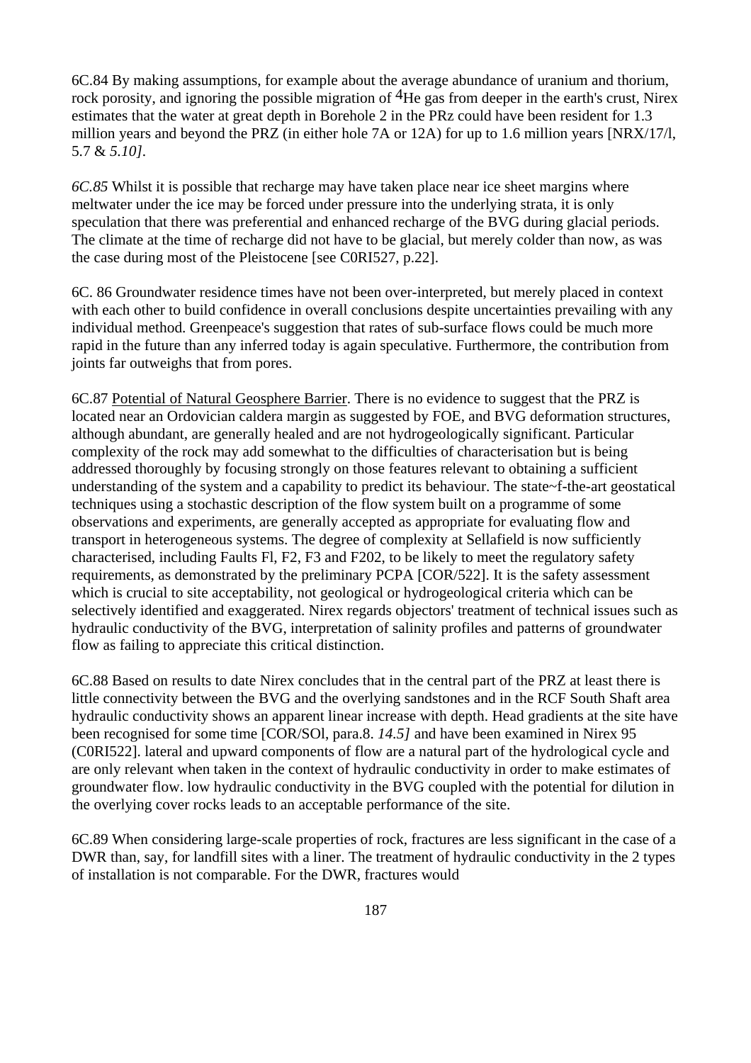6C.84 By making assumptions, for example about the average abundance of uranium and thorium, rock porosity, and ignoring the possible migration of $^4$He gas from deeper in the earth's crust, Nirex estimates that the water at great depth in Borehole 2 in the PRz could have been resident for 1.3 million years and beyond the PRZ (in either hole 7A or 12A) for up to 1.6 million years [NRX/17/l, 5.7 & *5.10]*.

*6C.85* Whilst it is possible that recharge may have taken place near ice sheet margins where meltwater under the ice may be forced under pressure into the underlying strata, it is only speculation that there was preferential and enhanced recharge of the BVG during glacial periods. The climate at the time of recharge did not have to be glacial, but merely colder than now, as was the case during most of the Pleistocene [see C0RI527, p.22].

6C. 86 Groundwater residence times have not been over-interpreted, but merely placed in context with each other to build confidence in overall conclusions despite uncertainties prevailing with any individual method. Greenpeace's suggestion that rates of sub-surface flows could be much more rapid in the future than any inferred today is again speculative. Furthermore, the contribution from joints far outweighs that from pores.

6C.87 <u>Potential of Natural Geosphere Barrier</u>. There is no evidence to suggest that the PRZ is located near an Ordovician caldera margin as suggested by FOE, and BVG deformation structures, although abundant, are generally healed and are not hydrogeologically significant. Particular complexity of the rock may add somewhat to the difficulties of characterisation but is being addressed thoroughly by focusing strongly on those features relevant to obtaining a sufficient understanding of the system and a capability to predict its behaviour. The state~f-the-art geostatical techniques using a stochastic description of the flow system built on a programme of some observations and experiments, are generally accepted as appropriate for evaluating flow and transport in heterogeneous systems. The degree of complexity at Sellafield is now sufficiently characterised, including Faults Fl, F2, F3 and F202, to be likely to meet the regulatory safety requirements, as demonstrated by the preliminary PCPA [COR/522]. It is the safety assessment which is crucial to site acceptability, not geological or hydrogeological criteria which can be selectively identified and exaggerated. Nirex regards objectors' treatment of technical issues such as hydraulic conductivity of the BVG, interpretation of salinity profiles and patterns of groundwater flow as failing to appreciate this critical distinction.

6C.88 Based on results to date Nirex concludes that in the central part of the PRZ at least there is little connectivity between the BVG and the overlying sandstones and in the RCF South Shaft area hydraulic conductivity shows an apparent linear increase with depth. Head gradients at the site have been recognised for some time [COR/SOl, para.8. *14.5]* and have been examined in Nirex 95 (C0RI522]. lateral and upward components of flow are a natural part of the hydrological cycle and are only relevant when taken in the context of hydraulic conductivity in order to make estimates of groundwater flow. low hydraulic conductivity in the BVG coupled with the potential for dilution in the overlying cover rocks leads to an acceptable performance of the site.

6C.89 When considering large-scale properties of rock, fractures are less significant in the case of a DWR than, say, for landfill sites with a liner. The treatment of hydraulic conductivity in the 2 types of installation is not comparable. For the DWR, fractures would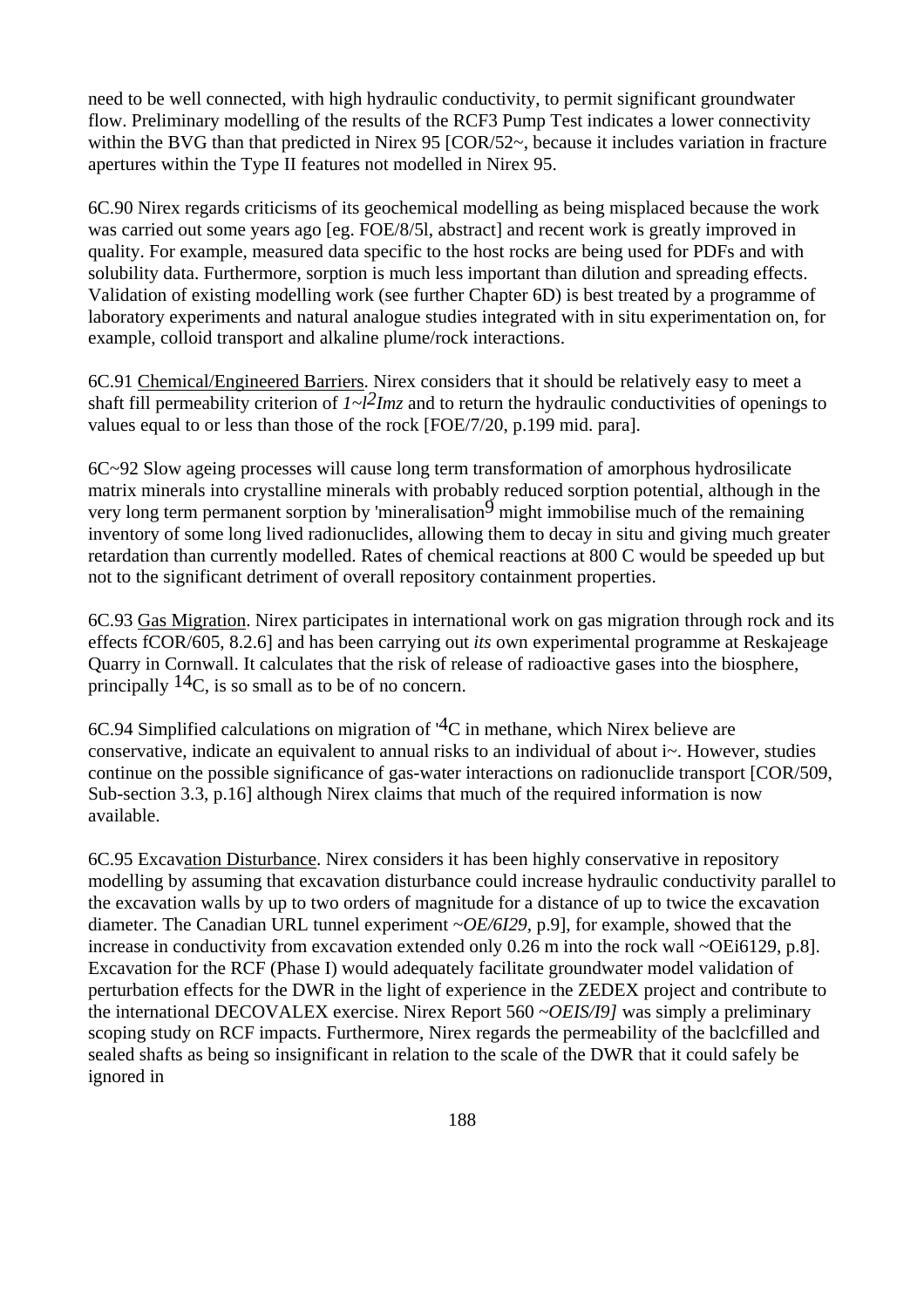need to be well connected, with high hydraulic conductivity, to permit significant groundwater flow. Preliminary modelling of the results of the RCF3 Pump Test indicates a lower connectivity within the BVG than that predicted in Nirex 95 [COR/52~, because it includes variation in fracture apertures within the Type II features not modelled in Nirex 95.

6C.90 Nirex regards criticisms of its geochemical modelling as being misplaced because the work was carried out some years ago [eg. FOE/8/5l, abstract] and recent work is greatly improved in quality. For example, measured data specific to the host rocks are being used for PDFs and with solubility data. Furthermore, sorption is much less important than dilution and spreading effects. Validation of existing modelling work (see further Chapter 6D) is best treated by a programme of laboratory experiments and natural analogue studies integrated with in situ experimentation on, for example, colloid transport and alkaline plume/rock interactions.

6C.91 Chemical/Engineered Barriers. Nirex considers that it should be relatively easy to meet a shaft fill permeability criterion of *1~l$^{2}$Imz* and to return the hydraulic conductivities of openings to values equal to or less than those of the rock [FOE/7/20, p.199 mid. para].

6C~92 Slow ageing processes will cause long term transformation of amorphous hydrosilicate matrix minerals into crystalline minerals with probably reduced sorption potential, although in the very long term permanent sorption by 'mineralisation$^{9}$ might immobilise much of the remaining inventory of some long lived radionuclides, allowing them to decay in situ and giving much greater retardation than currently modelled. Rates of chemical reactions at 800 C would be speeded up but not to the significant detriment of overall repository containment properties.

6C.93 Gas Migration. Nirex participates in international work on gas migration through rock and its effects fCOR/605, 8.2.6] and has been carrying out *its* own experimental programme at Reskajeage Quarry in Cornwall. It calculates that the risk of release of radioactive gases into the biosphere, principally $^{14}$C, is so small as to be of no concern.

6C.94 Simplified calculations on migration of '$^{4}$C in methane, which Nirex believe are conservative, indicate an equivalent to annual risks to an individual of about i~. However, studies continue on the possible significance of gas-water interactions on radionuclide transport [COR/509, Sub-section 3.3, p.16] although Nirex claims that much of the required information is now available.

6C.95 Excavation Disturbance. Nirex considers it has been highly conservative in repository modelling by assuming that excavation disturbance could increase hydraulic conductivity parallel to the excavation walls by up to two orders of magnitude for a distance of up to twice the excavation diameter. The Canadian URL tunnel experiment ~*OE/6I29*, p.9], for example, showed that the increase in conductivity from excavation extended only 0.26 m into the rock wall ~OEi6129, p.8]. Excavation for the RCF (Phase I) would adequately facilitate groundwater model validation of perturbation effects for the DWR in the light of experience in the ZEDEX project and contribute to the international DECOVALEX exercise. Nirex Report 560 ~*OEIS/I9]* was simply a preliminary scoping study on RCF impacts. Furthermore, Nirex regards the permeability of the baclcfilled and sealed shafts as being so insignificant in relation to the scale of the DWR that it could safely be ignored in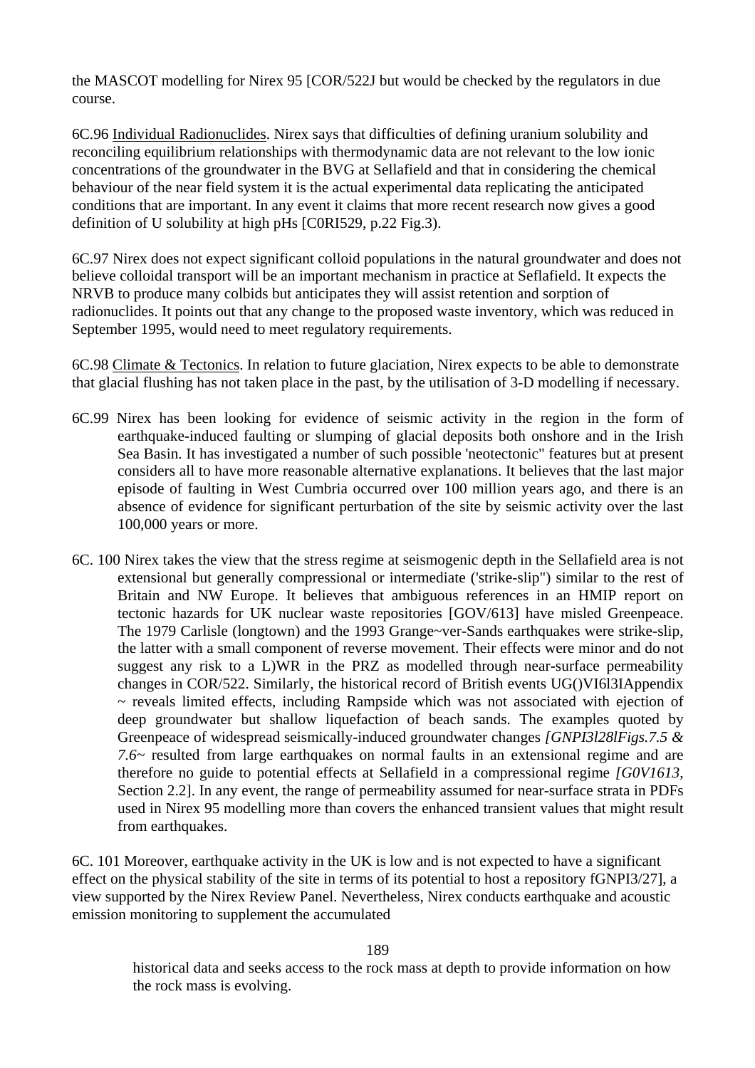the MASCOT modelling for Nirex 95 [COR/522J but would be checked by the regulators in due course.

6C.96 Individual Radionuclides. Nirex says that difficulties of defining uranium solubility and reconciling equilibrium relationships with thermodynamic data are not relevant to the low ionic concentrations of the groundwater in the BVG at Sellafield and that in considering the chemical behaviour of the near field system it is the actual experimental data replicating the anticipated conditions that are important. In any event it claims that more recent research now gives a good definition of U solubility at high pHs [C0RI529, p.22 Fig.3).

6C.97 Nirex does not expect significant colloid populations in the natural groundwater and does not believe colloidal transport will be an important mechanism in practice at Seflafield. It expects the NRVB to produce many colbids but anticipates they will assist retention and sorption of radionuclides. It points out that any change to the proposed waste inventory, which was reduced in September 1995, would need to meet regulatory requirements.

6C.98 Climate & Tectonics. In relation to future glaciation, Nirex expects to be able to demonstrate that glacial flushing has not taken place in the past, by the utilisation of 3-D modelling if necessary.

6C.99 Nirex has been looking for evidence of seismic activity in the region in the form of earthquake-induced faulting or slumping of glacial deposits both onshore and in the Irish Sea Basin. It has investigated a number of such possible 'neotectonic" features but at present considers all to have more reasonable alternative explanations. It believes that the last major episode of faulting in West Cumbria occurred over 100 million years ago, and there is an absence of evidence for significant perturbation of the site by seismic activity over the last 100,000 years or more.

6C. 100 Nirex takes the view that the stress regime at seismogenic depth in the Sellafield area is not extensional but generally compressional or intermediate ('strike-slip") similar to the rest of Britain and NW Europe. It believes that ambiguous references in an HMIP report on tectonic hazards for UK nuclear waste repositories [GOV/613] have misled Greenpeace. The 1979 Carlisle (longtown) and the 1993 Grange~ver-Sands earthquakes were strike-slip, the latter with a small component of reverse movement. Their effects were minor and do not suggest any risk to a L)WR in the PRZ as modelled through near-surface permeability changes in COR/522. Similarly, the historical record of British events UG()VI6l3IAppendix ~ reveals limited effects, including Rampside which was not associated with ejection of deep groundwater but shallow liquefaction of beach sands. The examples quoted by Greenpeace of widespread seismically-induced groundwater changes *[GNPI3l28lFigs.7.5 & 7.6~* resulted from large earthquakes on normal faults in an extensional regime and are therefore no guide to potential effects at Sellafield in a compressional regime *[G0V1613,* Section 2.2]. In any event, the range of permeability assumed for near-surface strata in PDFs used in Nirex 95 modelling more than covers the enhanced transient values that might result from earthquakes.

6C. 101 Moreover, earthquake activity in the UK is low and is not expected to have a significant effect on the physical stability of the site in terms of its potential to host a repository fGNPI3/27], a view supported by the Nirex Review Panel. Nevertheless, Nirex conducts earthquake and acoustic emission monitoring to supplement the accumulated historical data and seeks access to the rock mass at depth to provide information on how the rock mass is evolving.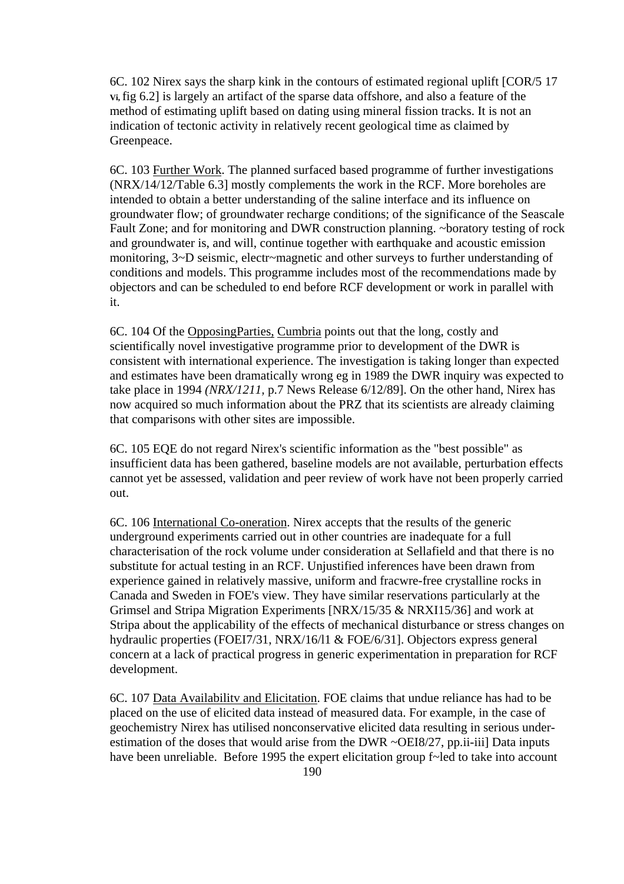6C. 102 Nirex says the sharp kink in the contours of estimated regional uplift [COR/5 17 vi, fig 6.2] is largely an artifact of the sparse data offshore, and also a feature of the method of estimating uplift based on dating using mineral fission tracks. It is not an indication of tectonic activity in relatively recent geological time as claimed by Greenpeace.

6C. 103 Further Work. The planned surfaced based programme of further investigations (NRX/14/12/Table 6.3] mostly complements the work in the RCF. More boreholes are intended to obtain a better understanding of the saline interface and its influence on groundwater flow; of groundwater recharge conditions; of the significance of the Seascale Fault Zone; and for monitoring and DWR construction planning. ~boratory testing of rock and groundwater is, and will, continue together with earthquake and acoustic emission monitoring, 3~D seismic, electr~magnetic and other surveys to further understanding of conditions and models. This programme includes most of the recommendations made by objectors and can be scheduled to end before RCF development or work in parallel with it.

6C. 104 Of the OpposingParties, Cumbria points out that the long, costly and scientifically novel investigative programme prior to development of the DWR is consistent with international experience. The investigation is taking longer than expected and estimates have been dramatically wrong eg in 1989 the DWR inquiry was expected to take place in 1994 *(NRX/1211,* p.7 News Release 6/12/89]. On the other hand, Nirex has now acquired so much information about the PRZ that its scientists are already claiming that comparisons with other sites are impossible.

6C. 105 EQE do not regard Nirex's scientific information as the "best possible" as insufficient data has been gathered, baseline models are not available, perturbation effects cannot yet be assessed, validation and peer review of work have not been properly carried out.

6C. 106 International Co-oneration. Nirex accepts that the results of the generic underground experiments carried out in other countries are inadequate for a full characterisation of the rock volume under consideration at Sellafield and that there is no substitute for actual testing in an RCF. Unjustified inferences have been drawn from experience gained in relatively massive, uniform and fracwre-free crystalline rocks in Canada and Sweden in FOE's view. They have similar reservations particularly at the Grimsel and Stripa Migration Experiments [NRX/15/35 & NRXI15/36] and work at Stripa about the applicability of the effects of mechanical disturbance or stress changes on hydraulic properties (FOEI7/31, NRX/16/l1 & FOE/6/31]. Objectors express general concern at a lack of practical progress in generic experimentation in preparation for RCF development.

6C. 107 Data Availabilitv and Elicitation. FOE claims that undue reliance has had to be placed on the use of elicited data instead of measured data. For example, in the case of geochemistry Nirex has utilised nonconservative elicited data resulting in serious under-estimation of the doses that would arise from the DWR ~OEI8/27, pp.ii-iii] Data inputs have been unreliable. Before 1995 the expert elicitation group f~led to take into account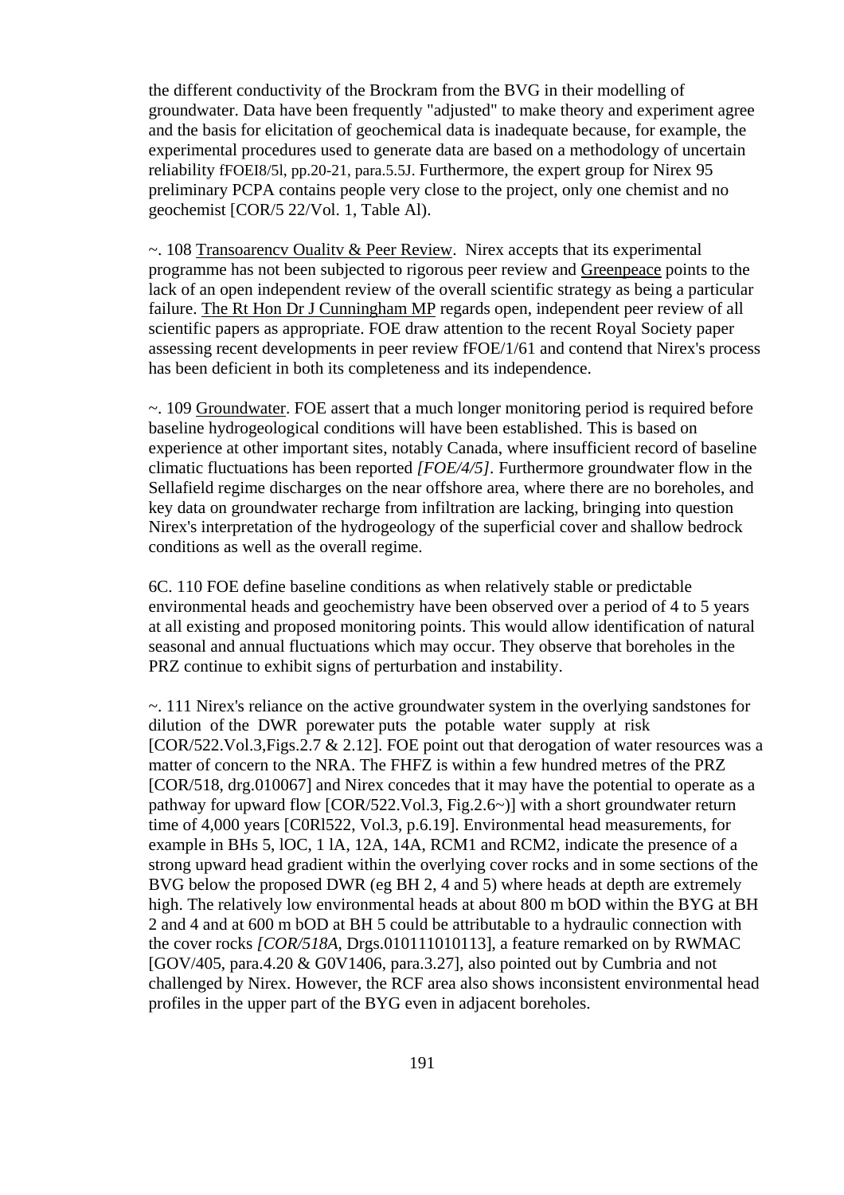the different conductivity of the Brockram from the BVG in their modelling of groundwater. Data have been frequently "adjusted" to make theory and experiment agree and the basis for elicitation of geochemical data is inadequate because, for example, the experimental procedures used to generate data are based on a methodology of uncertain reliability fFOEI8/5l, pp.20-21, para.5.5J. Furthermore, the expert group for Nirex 95 preliminary PCPA contains people very close to the project, only one chemist and no geochemist [COR/5 22/Vol. 1, Table Al).

~. 108 Transoarencv Oualitv & Peer Review. Nirex accepts that its experimental programme has not been subjected to rigorous peer review and Greenpeace points to the lack of an open independent review of the overall scientific strategy as being a particular failure. The Rt Hon Dr J Cunningham MP regards open, independent peer review of all scientific papers as appropriate. FOE draw attention to the recent Royal Society paper assessing recent developments in peer review fFOE/1/61 and contend that Nirex's process has been deficient in both its completeness and its independence.

~. 109 Groundwater. FOE assert that a much longer monitoring period is required before baseline hydrogeological conditions will have been established. This is based on experience at other important sites, notably Canada, where insufficient record of baseline climatic fluctuations has been reported *[FOE/4/5]*. Furthermore groundwater flow in the Sellafield regime discharges on the near offshore area, where there are no boreholes, and key data on groundwater recharge from infiltration are lacking, bringing into question Nirex's interpretation of the hydrogeology of the superficial cover and shallow bedrock conditions as well as the overall regime.

6C. 110 FOE define baseline conditions as when relatively stable or predictable environmental heads and geochemistry have been observed over a period of 4 to 5 years at all existing and proposed monitoring points. This would allow identification of natural seasonal and annual fluctuations which may occur. They observe that boreholes in the PRZ continue to exhibit signs of perturbation and instability.

~. 111 Nirex's reliance on the active groundwater system in the overlying sandstones for dilution of the DWR porewater puts the potable water supply at risk [COR/522.Vol.3,Figs.2.7 & 2.12]. FOE point out that derogation of water resources was a matter of concern to the NRA. The FHFZ is within a few hundred metres of the PRZ [COR/518, drg.010067] and Nirex concedes that it may have the potential to operate as a pathway for upward flow [COR/522.Vol.3, Fig.2.6~)] with a short groundwater return time of 4,000 years [C0Rl522, Vol.3, p.6.19]. Environmental head measurements, for example in BHs 5, lOC, 1 lA, 12A, 14A, RCM1 and RCM2, indicate the presence of a strong upward head gradient within the overlying cover rocks and in some sections of the BVG below the proposed DWR (eg BH 2, 4 and 5) where heads at depth are extremely high. The relatively low environmental heads at about 800 m bOD within the BYG at BH 2 and 4 and at 600 m bOD at BH 5 could be attributable to a hydraulic connection with the cover rocks *[COR/518A,* Drgs.010111010113], a feature remarked on by RWMAC [GOV/405, para.4.20 & G0V1406, para.3.27], also pointed out by Cumbria and not challenged by Nirex. However, the RCF area also shows inconsistent environmental head profiles in the upper part of the BYG even in adjacent boreholes.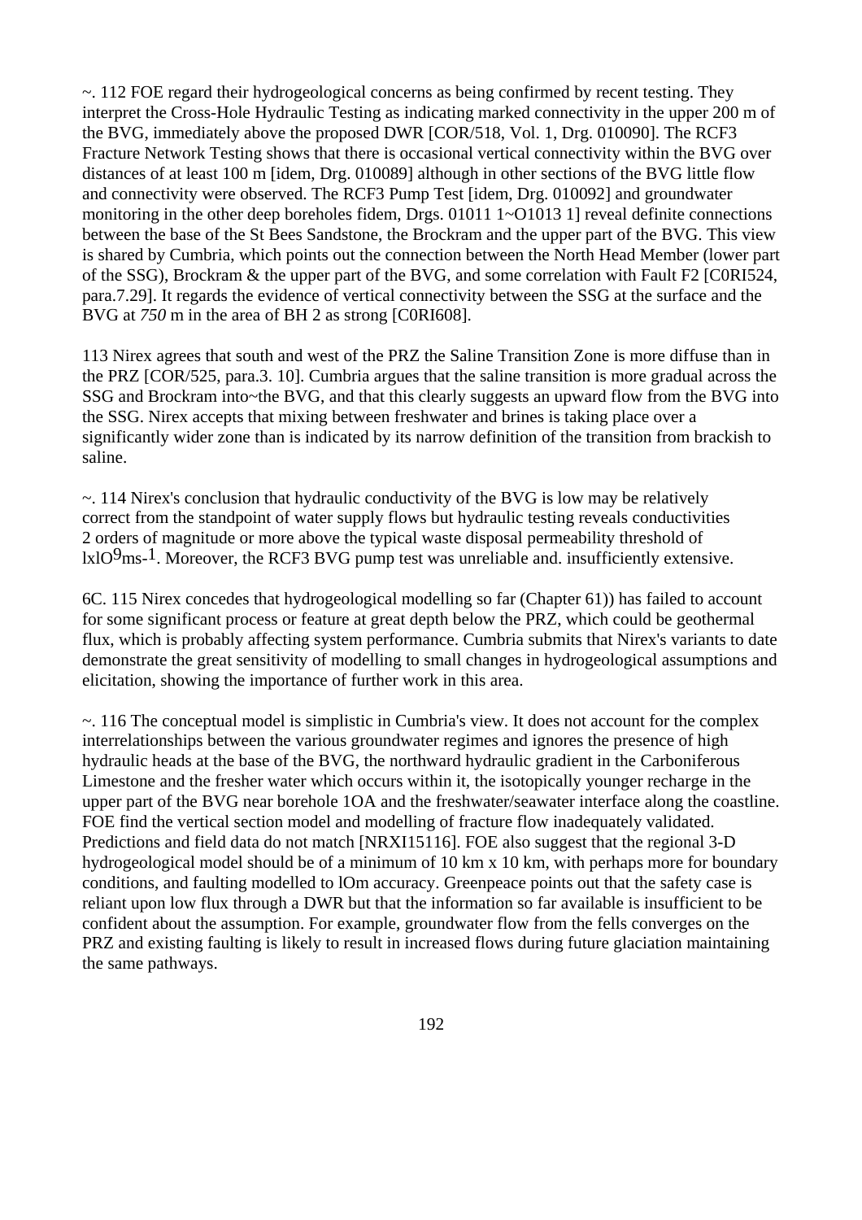~. 112 FOE regard their hydrogeological concerns as being confirmed by recent testing. They interpret the Cross-Hole Hydraulic Testing as indicating marked connectivity in the upper 200 m of the BVG, immediately above the proposed DWR [COR/518, Vol. 1, Drg. 010090]. The RCF3 Fracture Network Testing shows that there is occasional vertical connectivity within the BVG over distances of at least 100 m [idem, Drg. 010089] although in other sections of the BVG little flow and connectivity were observed. The RCF3 Pump Test [idem, Drg. 010092] and groundwater monitoring in the other deep boreholes fidem, Drgs. 01011 1~O1013 1] reveal definite connections between the base of the St Bees Sandstone, the Brockram and the upper part of the BVG. This view is shared by Cumbria, which points out the connection between the North Head Member (lower part of the SSG), Brockram & the upper part of the BVG, and some correlation with Fault F2 [C0RI524, para.7.29]. It regards the evidence of vertical connectivity between the SSG at the surface and the BVG at *750* m in the area of BH 2 as strong [C0RI608].

113 Nirex agrees that south and west of the PRZ the Saline Transition Zone is more diffuse than in the PRZ [COR/525, para.3. 10]. Cumbria argues that the saline transition is more gradual across the SSG and Brockram into~the BVG, and that this clearly suggests an upward flow from the BVG into the SSG. Nirex accepts that mixing between freshwater and brines is taking place over a significantly wider zone than is indicated by its narrow definition of the transition from brackish to saline.

~. 114 Nirex's conclusion that hydraulic conductivity of the BVG is low may be relatively correct from the standpoint of water supply flows but hydraulic testing reveals conductivities 2 orders of magnitude or more above the typical waste disposal permeability threshold of lxlO$^{9}$ms-$^{1}$. Moreover, the RCF3 BVG pump test was unreliable and. insufficiently extensive.

6C. 115 Nirex concedes that hydrogeological modelling so far (Chapter 61)) has failed to account for some significant process or feature at great depth below the PRZ, which could be geothermal flux, which is probably affecting system performance. Cumbria submits that Nirex's variants to date demonstrate the great sensitivity of modelling to small changes in hydrogeological assumptions and elicitation, showing the importance of further work in this area.

~. 116 The conceptual model is simplistic in Cumbria's view. It does not account for the complex interrelationships between the various groundwater regimes and ignores the presence of high hydraulic heads at the base of the BVG, the northward hydraulic gradient in the Carboniferous Limestone and the fresher water which occurs within it, the isotopically younger recharge in the upper part of the BVG near borehole 1OA and the freshwater/seawater interface along the coastline. FOE find the vertical section model and modelling of fracture flow inadequately validated. Predictions and field data do not match [NRXI15116]. FOE also suggest that the regional 3-D hydrogeological model should be of a minimum of 10 km x 10 km, with perhaps more for boundary conditions, and faulting modelled to lOm accuracy. Greenpeace points out that the safety case is reliant upon low flux through a DWR but that the information so far available is insufficient to be confident about the assumption. For example, groundwater flow from the fells converges on the PRZ and existing faulting is likely to result in increased flows during future glaciation maintaining the same pathways.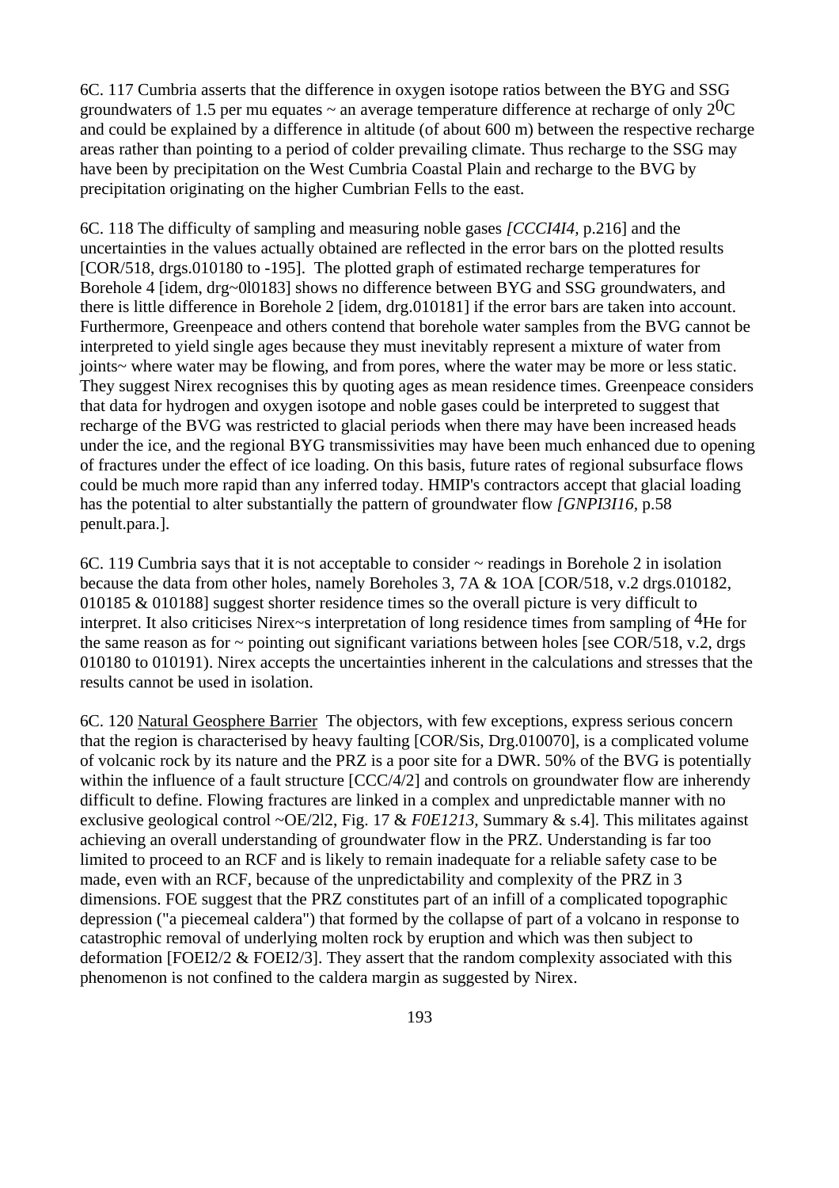6C. 117 Cumbria asserts that the difference in oxygen isotope ratios between the BYG and SSG groundwaters of 1.5 per mu equates ~ an average temperature difference at recharge of only 2$^0$C and could be explained by a difference in altitude (of about 600 m) between the respective recharge areas rather than pointing to a period of colder prevailing climate. Thus recharge to the SSG may have been by precipitation on the West Cumbria Coastal Plain and recharge to the BVG by precipitation originating on the higher Cumbrian Fells to the east.

6C. 118 The difficulty of sampling and measuring noble gases *[CCCI4I4,* p.216] and the uncertainties in the values actually obtained are reflected in the error bars on the plotted results [COR/518, drgs.010180 to -195]. The plotted graph of estimated recharge temperatures for Borehole 4 [idem, drg~0l0183] shows no difference between BYG and SSG groundwaters, and there is little difference in Borehole 2 [idem, drg.010181] if the error bars are taken into account. Furthermore, Greenpeace and others contend that borehole water samples from the BVG cannot be interpreted to yield single ages because they must inevitably represent a mixture of water from joints~ where water may be flowing, and from pores, where the water may be more or less static. They suggest Nirex recognises this by quoting ages as mean residence times. Greenpeace considers that data for hydrogen and oxygen isotope and noble gases could be interpreted to suggest that recharge of the BVG was restricted to glacial periods when there may have been increased heads under the ice, and the regional BYG transmissivities may have been much enhanced due to opening of fractures under the effect of ice loading. On this basis, future rates of regional subsurface flows could be much more rapid than any inferred today. HMIP's contractors accept that glacial loading has the potential to alter substantially the pattern of groundwater flow *[GNPI3I16,* p.58 penult.para.].

6C. 119 Cumbria says that it is not acceptable to consider ~ readings in Borehole 2 in isolation because the data from other holes, namely Boreholes 3, 7A & 1OA [COR/518, v.2 drgs.010182, 010185 & 010188] suggest shorter residence times so the overall picture is very difficult to interpret. It also criticises Nirex~s interpretation of long residence times from sampling of $^4$He for the same reason as for ~ pointing out significant variations between holes [see COR/518, v.2, drgs 010180 to 010191). Nirex accepts the uncertainties inherent in the calculations and stresses that the results cannot be used in isolation.

6C. 120 <u>Natural Geosphere Barrier</u> The objectors, with few exceptions, express serious concern that the region is characterised by heavy faulting [COR/Sis, Drg.010070], is a complicated volume of volcanic rock by its nature and the PRZ is a poor site for a DWR. 50% of the BVG is potentially within the influence of a fault structure [CCC/4/2] and controls on groundwater flow are inherendy difficult to define. Flowing fractures are linked in a complex and unpredictable manner with no exclusive geological control ~OE/2l2, Fig. 17 & *F0E1213,* Summary & s.4]. This militates against achieving an overall understanding of groundwater flow in the PRZ. Understanding is far too limited to proceed to an RCF and is likely to remain inadequate for a reliable safety case to be made, even with an RCF, because of the unpredictability and complexity of the PRZ in 3 dimensions. FOE suggest that the PRZ constitutes part of an infill of a complicated topographic depression ("a piecemeal caldera") that formed by the collapse of part of a volcano in response to catastrophic removal of underlying molten rock by eruption and which was then subject to deformation [FOEI2/2 & FOEI2/3]. They assert that the random complexity associated with this phenomenon is not confined to the caldera margin as suggested by Nirex.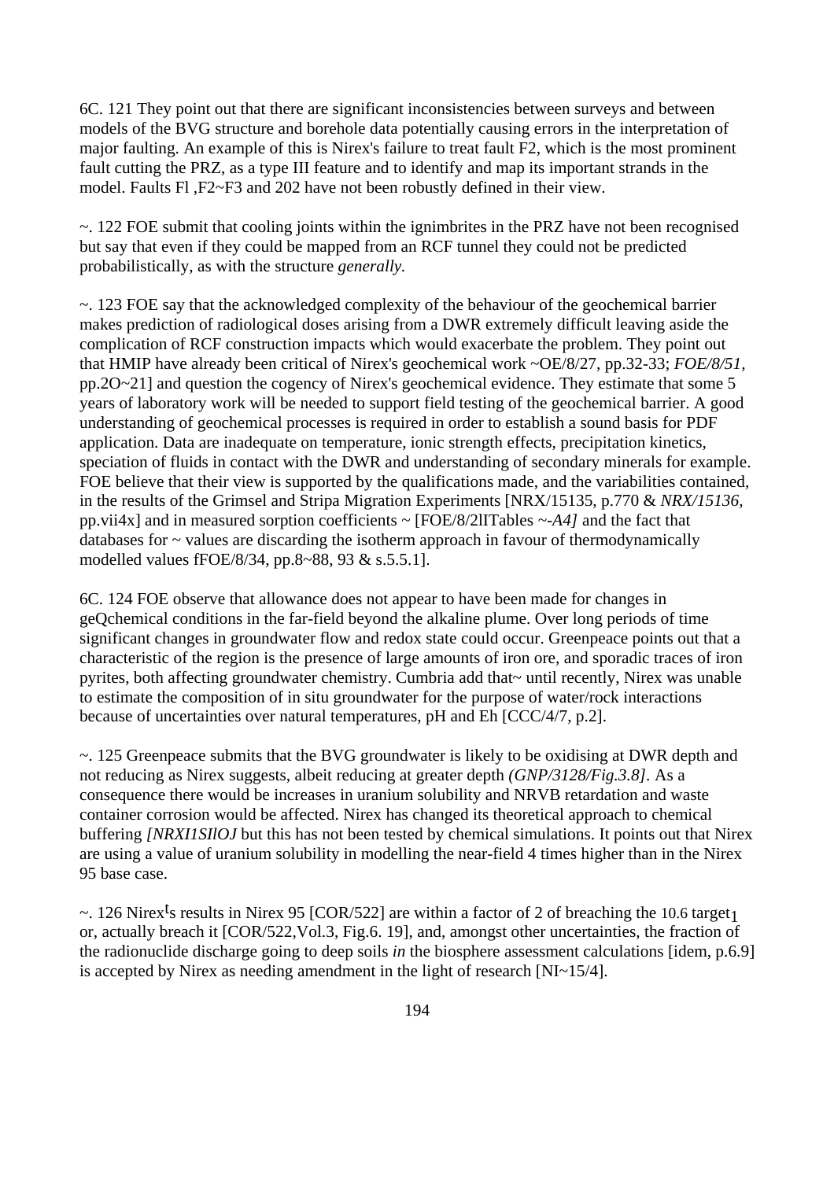6C. 121 They point out that there are significant inconsistencies between surveys and between models of the BVG structure and borehole data potentially causing errors in the interpretation of major faulting. An example of this is Nirex's failure to treat fault F2, which is the most prominent fault cutting the PRZ, as a type III feature and to identify and map its important strands in the model. Faults Fl ,F2~F3 and 202 have not been robustly defined in their view.

~. 122 FOE submit that cooling joints within the ignimbrites in the PRZ have not been recognised but say that even if they could be mapped from an RCF tunnel they could not be predicted probabilistically, as with the structure *generally.*

~. 123 FOE say that the acknowledged complexity of the behaviour of the geochemical barrier makes prediction of radiological doses arising from a DWR extremely difficult leaving aside the complication of RCF construction impacts which would exacerbate the problem. They point out that HMIP have already been critical of Nirex's geochemical work ~OE/8/27, pp.32-33; *FOE/8/51,* pp.2O~21] and question the cogency of Nirex's geochemical evidence. They estimate that some 5 years of laboratory work will be needed to support field testing of the geochemical barrier. A good understanding of geochemical processes is required in order to establish a sound basis for PDF application. Data are inadequate on temperature, ionic strength effects, precipitation kinetics, speciation of fluids in contact with the DWR and understanding of secondary minerals for example. FOE believe that their view is supported by the qualifications made, and the variabilities contained, in the results of the Grimsel and Stripa Migration Experiments [NRX/15135, p.770 & *NRX/15136,* pp.vii4x] and in measured sorption coefficients ~ [FOE/8/2lITables ~-*A4]* and the fact that databases for ~ values are discarding the isotherm approach in favour of thermodynamically modelled values fFOE/8/34, pp.8~88, 93 & s.5.5.1].

6C. 124 FOE observe that allowance does not appear to have been made for changes in geQchemical conditions in the far-field beyond the alkaline plume. Over long periods of time significant changes in groundwater flow and redox state could occur. Greenpeace points out that a characteristic of the region is the presence of large amounts of iron ore, and sporadic traces of iron pyrites, both affecting groundwater chemistry. Cumbria add that~ until recently, Nirex was unable to estimate the composition of in situ groundwater for the purpose of water/rock interactions because of uncertainties over natural temperatures, pH and Eh [CCC/4/7, p.2].

~. 125 Greenpeace submits that the BVG groundwater is likely to be oxidising at DWR depth and not reducing as Nirex suggests, albeit reducing at greater depth *(GNP/3128/Fig.3.8].* As a consequence there would be increases in uranium solubility and NRVB retardation and waste container corrosion would be affected. Nirex has changed its theoretical approach to chemical buffering *[NRXI1SIlOJ* but this has not been tested by chemical simulations. It points out that Nirex are using a value of uranium solubility in modelling the near-field 4 times higher than in the Nirex 95 base case.

~. 126 Nirex's results in Nirex 95 [COR/522] are within a factor of 2 of breaching the 10.6 target1 or, actually breach it [COR/522,Vol.3, Fig.6. 19], and, amongst other uncertainties, the fraction of the radionuclide discharge going to deep soils *in* the biosphere assessment calculations [idem, p.6.9] is accepted by Nirex as needing amendment in the light of research [NI~15/4].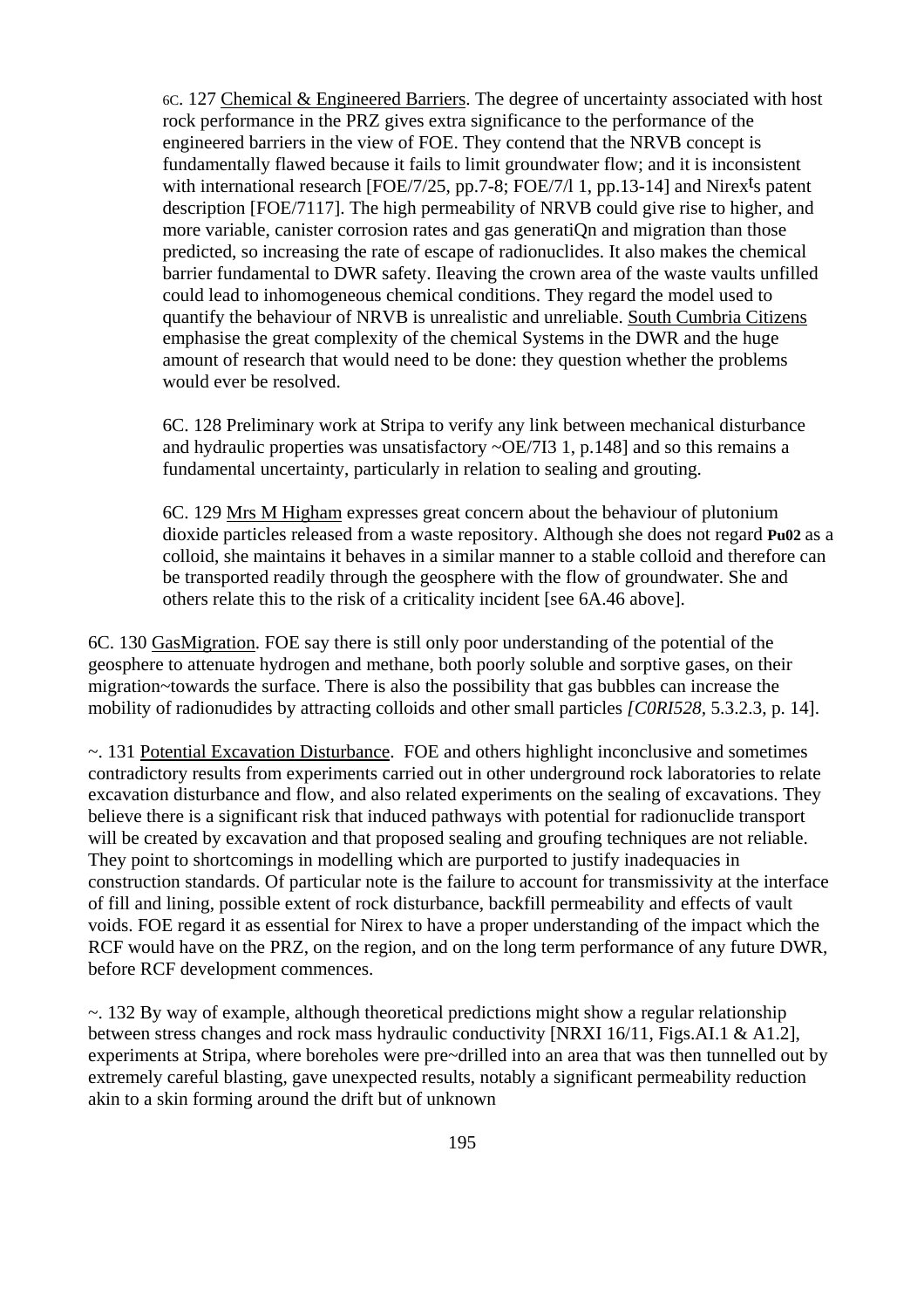6C. 127 Chemical & Engineered Barriers. The degree of uncertainty associated with host rock performance in the PRZ gives extra significance to the performance of the engineered barriers in the view of FOE. They contend that the NRVB concept is fundamentally flawed because it fails to limit groundwater flow; and it is inconsistent with international research [FOE/7/25, pp.7-8; FOE/7/l 1, pp.13-14] and Nirex's patent description [FOE/7117]. The high permeability of NRVB could give rise to higher, and more variable, canister corrosion rates and gas generatiQn and migration than those predicted, so increasing the rate of escape of radionuclides. It also makes the chemical barrier fundamental to DWR safety. Ileaving the crown area of the waste vaults unfilled could lead to inhomogeneous chemical conditions. They regard the model used to quantify the behaviour of NRVB is unrealistic and unreliable. South Cumbria Citizens emphasise the great complexity of the chemical Systems in the DWR and the huge amount of research that would need to be done: they question whether the problems would ever be resolved.

6C. 128 Preliminary work at Stripa to verify any link between mechanical disturbance and hydraulic properties was unsatisfactory ~OE/7I3 1, p.148] and so this remains a fundamental uncertainty, particularly in relation to sealing and grouting.

6C. 129 Mrs M Higham expresses great concern about the behaviour of plutonium dioxide particles released from a waste repository. Although she does not regard **Pu02** as a colloid, she maintains it behaves in a similar manner to a stable colloid and therefore can be transported readily through the geosphere with the flow of groundwater. She and others relate this to the risk of a criticality incident [see 6A.46 above].

6C. 130 GasMigration. FOE say there is still only poor understanding of the potential of the geosphere to attenuate hydrogen and methane, both poorly soluble and sorptive gases, on their migration~towards the surface. There is also the possibility that gas bubbles can increase the mobility of radionudides by attracting colloids and other small particles *[C0RI528,* 5.3.2.3, p. 14].

~. 131 Potential Excavation Disturbance. FOE and others highlight inconclusive and sometimes contradictory results from experiments carried out in other underground rock laboratories to relate excavation disturbance and flow, and also related experiments on the sealing of excavations. They believe there is a significant risk that induced pathways with potential for radionuclide transport will be created by excavation and that proposed sealing and groufing techniques are not reliable. They point to shortcomings in modelling which are purported to justify inadequacies in construction standards. Of particular note is the failure to account for transmissivity at the interface of fill and lining, possible extent of rock disturbance, backfill permeability and effects of vault voids. FOE regard it as essential for Nirex to have a proper understanding of the impact which the RCF would have on the PRZ, on the region, and on the long term performance of any future DWR, before RCF development commences.

~. 132 By way of example, although theoretical predictions might show a regular relationship between stress changes and rock mass hydraulic conductivity [NRXI 16/11, Figs.AI.1 & A1.2], experiments at Stripa, where boreholes were pre~drilled into an area that was then tunnelled out by extremely careful blasting, gave unexpected results, notably a significant permeability reduction akin to a skin forming around the drift but of unknown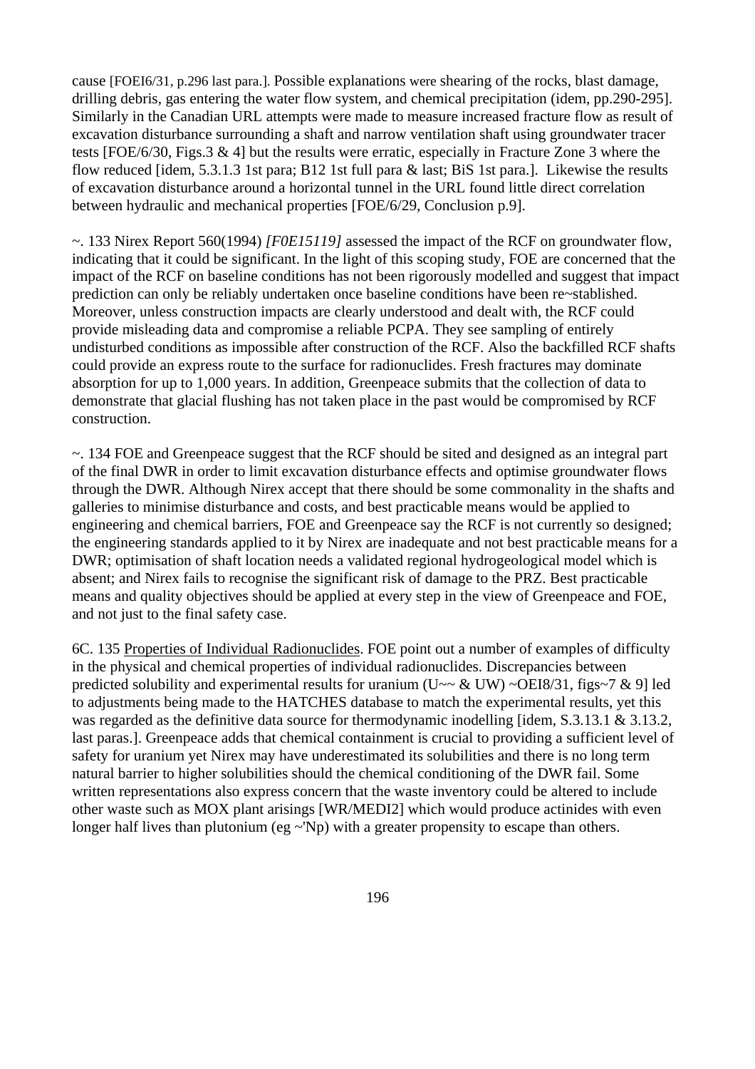cause [FOEI6/31, p.296 last para.]. Possible explanations were shearing of the rocks, blast damage, drilling debris, gas entering the water flow system, and chemical precipitation (idem, pp.290-295]. Similarly in the Canadian URL attempts were made to measure increased fracture flow as result of excavation disturbance surrounding a shaft and narrow ventilation shaft using groundwater tracer tests [FOE/6/30, Figs.3 & 4] but the results were erratic, especially in Fracture Zone 3 where the flow reduced [idem, 5.3.1.3 1st para; B12 1st full para & last; BiS 1st para.]. Likewise the results of excavation disturbance around a horizontal tunnel in the URL found little direct correlation between hydraulic and mechanical properties [FOE/6/29, Conclusion p.9].

~. 133 Nirex Report 560(1994) *[F0E15119]* assessed the impact of the RCF on groundwater flow, indicating that it could be significant. In the light of this scoping study, FOE are concerned that the impact of the RCF on baseline conditions has not been rigorously modelled and suggest that impact prediction can only be reliably undertaken once baseline conditions have been re~stablished. Moreover, unless construction impacts are clearly understood and dealt with, the RCF could provide misleading data and compromise a reliable PCPA. They see sampling of entirely undisturbed conditions as impossible after construction of the RCF. Also the backfilled RCF shafts could provide an express route to the surface for radionuclides. Fresh fractures may dominate absorption for up to 1,000 years. In addition, Greenpeace submits that the collection of data to demonstrate that glacial flushing has not taken place in the past would be compromised by RCF construction.

~. 134 FOE and Greenpeace suggest that the RCF should be sited and designed as an integral part of the final DWR in order to limit excavation disturbance effects and optimise groundwater flows through the DWR. Although Nirex accept that there should be some commonality in the shafts and galleries to minimise disturbance and costs, and best practicable means would be applied to engineering and chemical barriers, FOE and Greenpeace say the RCF is not currently so designed; the engineering standards applied to it by Nirex are inadequate and not best practicable means for a DWR; optimisation of shaft location needs a validated regional hydrogeological model which is absent; and Nirex fails to recognise the significant risk of damage to the PRZ. Best practicable means and quality objectives should be applied at every step in the view of Greenpeace and FOE, and not just to the final safety case.

6C. 135 Properties of Individual Radionuclides. FOE point out a number of examples of difficulty in the physical and chemical properties of individual radionuclides. Discrepancies between predicted solubility and experimental results for uranium (U~~ & UW) ~OEI8/31, figs~7 & 9] led to adjustments being made to the HATCHES database to match the experimental results, yet this was regarded as the definitive data source for thermodynamic inodelling [idem, S.3.13.1 & 3.13.2, last paras.]. Greenpeace adds that chemical containment is crucial to providing a sufficient level of safety for uranium yet Nirex may have underestimated its solubilities and there is no long term natural barrier to higher solubilities should the chemical conditioning of the DWR fail. Some written representations also express concern that the waste inventory could be altered to include other waste such as MOX plant arisings [WR/MEDI2] which would produce actinides with even longer half lives than plutonium (eg ~'Np) with a greater propensity to escape than others.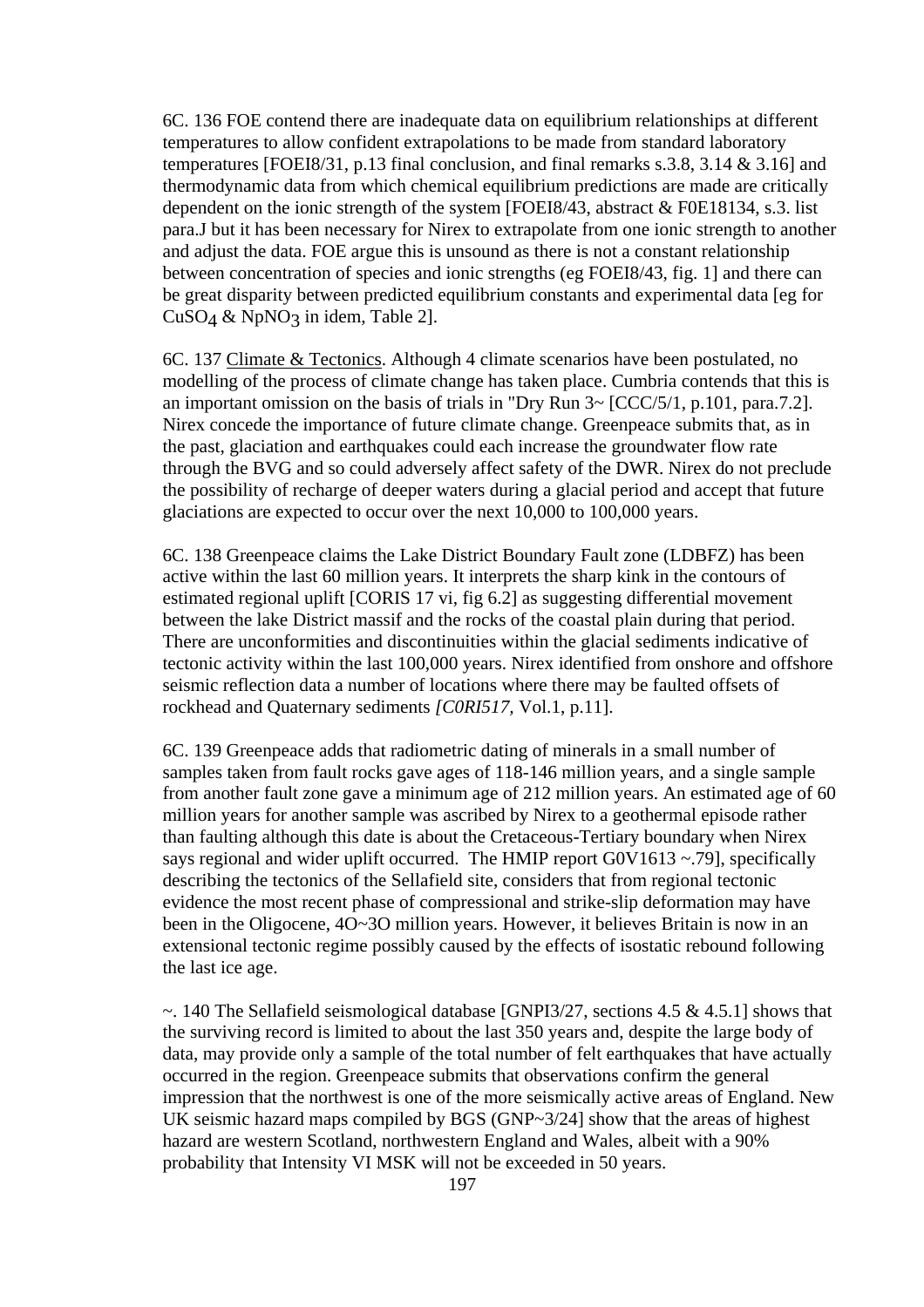6C. 136 FOE contend there are inadequate data on equilibrium relationships at different temperatures to allow confident extrapolations to be made from standard laboratory temperatures [FOEI8/31, p.13 final conclusion, and final remarks s.3.8, 3.14 & 3.16] and thermodynamic data from which chemical equilibrium predictions are made are critically dependent on the ionic strength of the system [FOEI8/43, abstract & F0E18134, s.3. list para.J but it has been necessary for Nirex to extrapolate from one ionic strength to another and adjust the data. FOE argue this is unsound as there is not a constant relationship between concentration of species and ionic strengths (eg FOEI8/43, fig. 1] and there can be great disparity between predicted equilibrium constants and experimental data [eg for $CuSO_4$ & $NpNO_3$ in idem, Table 2].

6C. 137 Climate & Tectonics. Although 4 climate scenarios have been postulated, no modelling of the process of climate change has taken place. Cumbria contends that this is an important omission on the basis of trials in "Dry Run 3~ [CCC/5/1, p.101, para.7.2]. Nirex concede the importance of future climate change. Greenpeace submits that, as in the past, glaciation and earthquakes could each increase the groundwater flow rate through the BVG and so could adversely affect safety of the DWR. Nirex do not preclude the possibility of recharge of deeper waters during a glacial period and accept that future glaciations are expected to occur over the next 10,000 to 100,000 years.

6C. 138 Greenpeace claims the Lake District Boundary Fault zone (LDBFZ) has been active within the last 60 million years. It interprets the sharp kink in the contours of estimated regional uplift [CORIS 17 vi, fig 6.2] as suggesting differential movement between the lake District massif and the rocks of the coastal plain during that period. There are unconformities and discontinuities within the glacial sediments indicative of tectonic activity within the last 100,000 years. Nirex identified from onshore and offshore seismic reflection data a number of locations where there may be faulted offsets of rockhead and Quaternary sediments *[C0RI517*, Vol.1, p.11].

6C. 139 Greenpeace adds that radiometric dating of minerals in a small number of samples taken from fault rocks gave ages of 118-146 million years, and a single sample from another fault zone gave a minimum age of 212 million years. An estimated age of 60 million years for another sample was ascribed by Nirex to a geothermal episode rather than faulting although this date is about the Cretaceous-Tertiary boundary when Nirex says regional and wider uplift occurred. The HMIP report G0V1613 ~.79], specifically describing the tectonics of the Sellafield site, considers that from regional tectonic evidence the most recent phase of compressional and strike-slip deformation may have been in the Oligocene, 4O~3O million years. However, it believes Britain is now in an extensional tectonic regime possibly caused by the effects of isostatic rebound following the last ice age.

~. 140 The Sellafield seismological database [GNPI3/27, sections 4.5 & 4.5.1] shows that the surviving record is limited to about the last 350 years and, despite the large body of data, may provide only a sample of the total number of felt earthquakes that have actually occurred in the region. Greenpeace submits that observations confirm the general impression that the northwest is one of the more seismically active areas of England. New UK seismic hazard maps compiled by BGS (GNP~3/24] show that the areas of highest hazard are western Scotland, northwestern England and Wales, albeit with a 90% probability that Intensity VI MSK will not be exceeded in 50 years.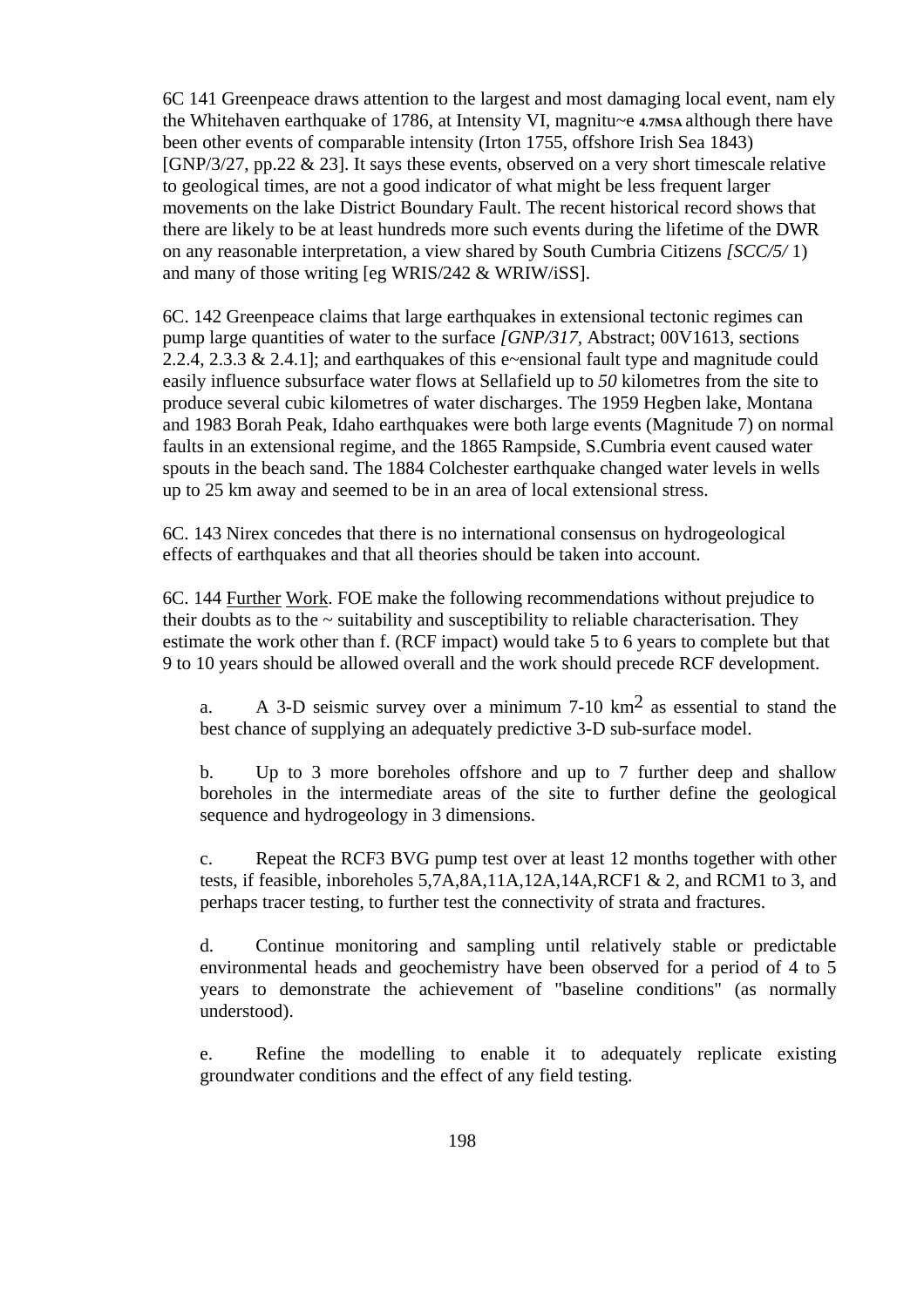6C 141 Greenpeace draws attention to the largest and most damaging local event, nam ely the Whitehaven earthquake of 1786, at Intensity VI, magnitu~e 4.7MSA although there have been other events of comparable intensity (Irton 1755, offshore Irish Sea 1843) [GNP/3/27, pp.22 & 23]. It says these events, observed on a very short timescale relative to geological times, are not a good indicator of what might be less frequent larger movements on the lake District Boundary Fault. The recent historical record shows that there are likely to be at least hundreds more such events during the lifetime of the DWR on any reasonable interpretation, a view shared by South Cumbria Citizens *[SCC/5/* 1) and many of those writing [eg WRIS/242 & WRIW/iSS].

6C. 142 Greenpeace claims that large earthquakes in extensional tectonic regimes can pump large quantities of water to the surface *[GNP/317,* Abstract; 00V1613, sections 2.2.4, 2.3.3 & 2.4.1]; and earthquakes of this e~ensional fault type and magnitude could easily influence subsurface water flows at Sellafield up to *50* kilometres from the site to produce several cubic kilometres of water discharges. The 1959 Hegben lake, Montana and 1983 Borah Peak, Idaho earthquakes were both large events (Magnitude 7) on normal faults in an extensional regime, and the 1865 Rampside, S.Cumbria event caused water spouts in the beach sand. The 1884 Colchester earthquake changed water levels in wells up to 25 km away and seemed to be in an area of local extensional stress.

6C. 143 Nirex concedes that there is no international consensus on hydrogeological effects of earthquakes and that all theories should be taken into account.

6C. 144 Further Work. FOE make the following recommendations without prejudice to their doubts as to the ~ suitability and susceptibility to reliable characterisation. They estimate the work other than f. (RCF impact) would take 5 to 6 years to complete but that 9 to 10 years should be allowed overall and the work should precede RCF development.

a. A 3-D seismic survey over a minimum 7-10 km$^2$ as essential to stand the best chance of supplying an adequately predictive 3-D sub-surface model.

b. Up to 3 more boreholes offshore and up to 7 further deep and shallow boreholes in the intermediate areas of the site to further define the geological sequence and hydrogeology in 3 dimensions.

c. Repeat the RCF3 BVG pump test over at least 12 months together with other tests, if feasible, inboreholes 5,7A,8A,11A,12A,14A,RCF1 & 2, and RCM1 to 3, and perhaps tracer testing, to further test the connectivity of strata and fractures.

d. Continue monitoring and sampling until relatively stable or predictable environmental heads and geochemistry have been observed for a period of 4 to 5 years to demonstrate the achievement of "baseline conditions" (as normally understood).

e. Refine the modelling to enable it to adequately replicate existing groundwater conditions and the effect of any field testing.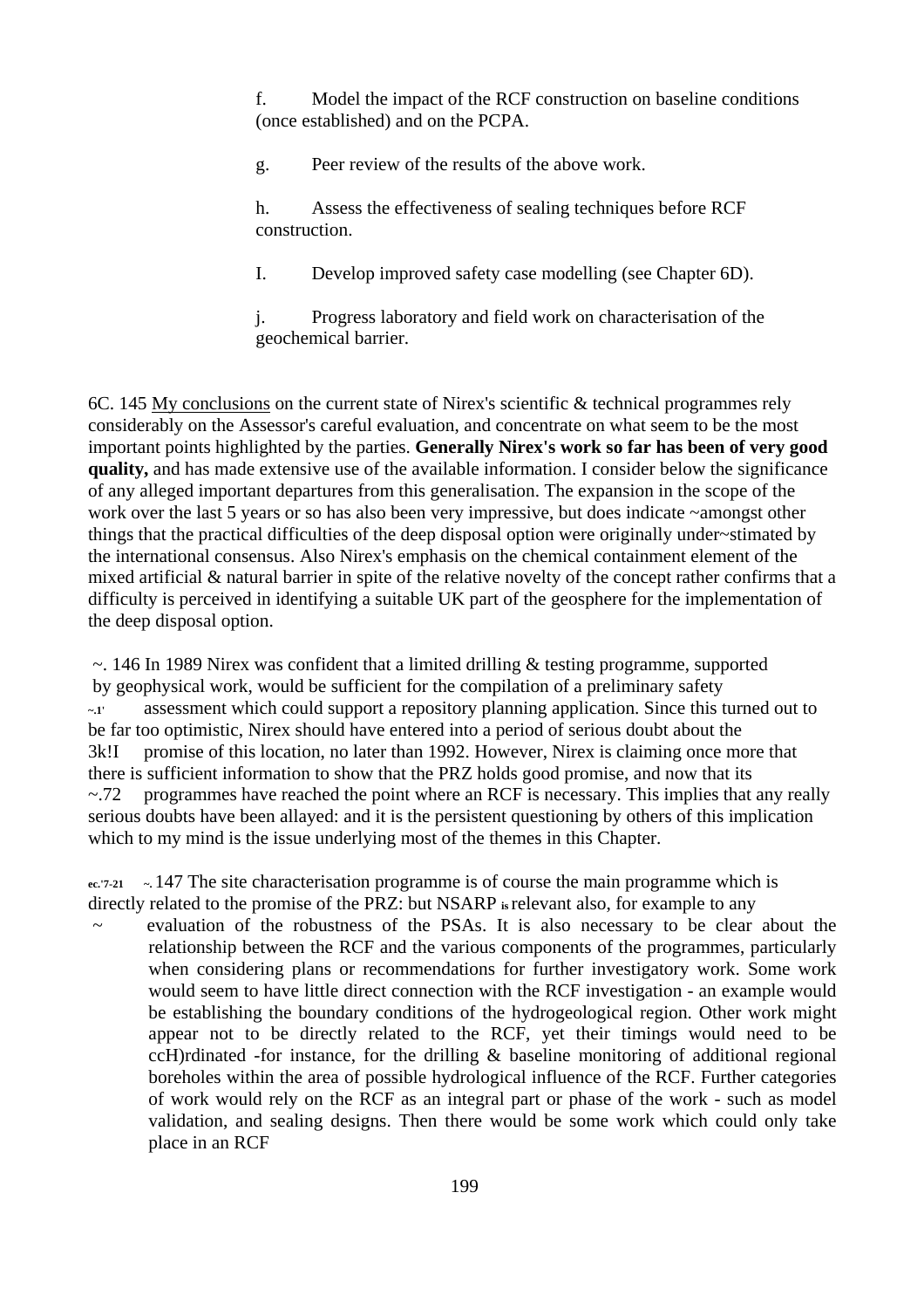f. Model the impact of the RCF construction on baseline conditions (once established) and on the PCPA.

g. Peer review of the results of the above work.

h. Assess the effectiveness of sealing techniques before RCF construction.

I. Develop improved safety case modelling (see Chapter 6D).

j. Progress laboratory and field work on characterisation of the geochemical barrier.

6C. 145 My conclusions on the current state of Nirex's scientific & technical programmes rely considerably on the Assessor's careful evaluation, and concentrate on what seem to be the most important points highlighted by the parties. **Generally Nirex's work so far has been of very good quality,** and has made extensive use of the available information. I consider below the significance of any alleged important departures from this generalisation. The expansion in the scope of the work over the last 5 years or so has also been very impressive, but does indicate ~amongst other things that the practical difficulties of the deep disposal option were originally under~stimated by the international consensus. Also Nirex's emphasis on the chemical containment element of the mixed artificial & natural barrier in spite of the relative novelty of the concept rather confirms that a difficulty is perceived in identifying a suitable UK part of the geosphere for the implementation of the deep disposal option.

~. 146 In 1989 Nirex was confident that a limited drilling & testing programme, supported by geophysical work, would be sufficient for the compilation of a preliminary safety ~.1' assessment which could support a repository planning application. Since this turned out to be far too optimistic, Nirex should have entered into a period of serious doubt about the 3k!I promise of this location, no later than 1992. However, Nirex is claiming once more that there is sufficient information to show that the PRZ holds good promise, and now that its ~.72 programmes have reached the point where an RCF is necessary. This implies that any really serious doubts have been allayed: and it is the persistent questioning by others of this implication which to my mind is the issue underlying most of the themes in this Chapter.

ec.'7-21 ~. 147 The site characterisation programme is of course the main programme which is directly related to the promise of the PRZ: but NSARP is relevant also, for example to any ~ evaluation of the robustness of the PSAs. It is also necessary to be clear about the relationship between the RCF and the various components of the programmes, particularly when considering plans or recommendations for further investigatory work. Some work would seem to have little direct connection with the RCF investigation - an example would be establishing the boundary conditions of the hydrogeological region. Other work might appear not to be directly related to the RCF, yet their timings would need to be ccH)rdinated -for instance, for the drilling & baseline monitoring of additional regional boreholes within the area of possible hydrological influence of the RCF. Further categories of work would rely on the RCF as an integral part or phase of the work - such as model validation, and sealing designs. Then there would be some work which could only take place in an RCF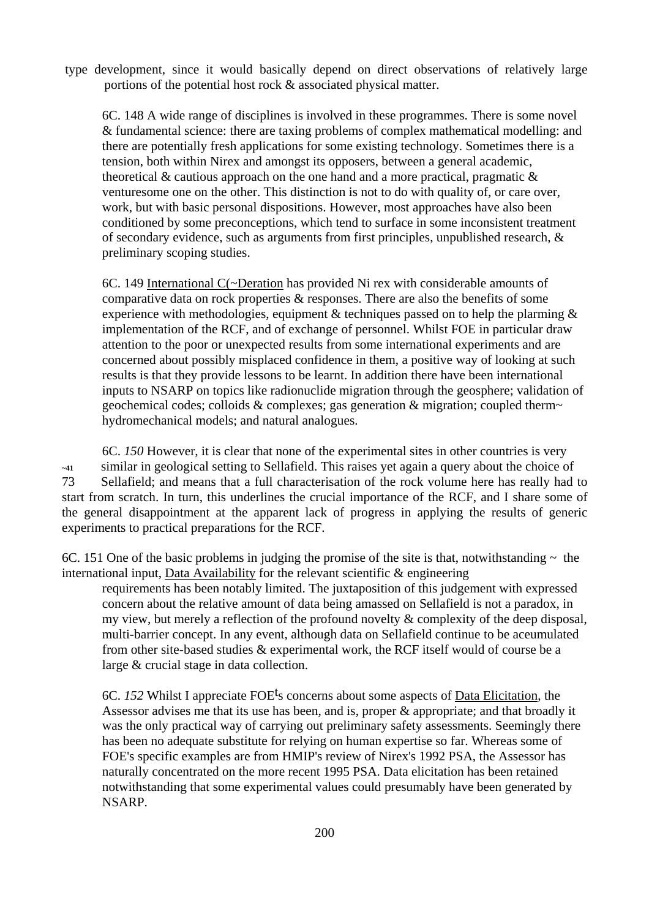type development, since it would basically depend on direct observations of relatively large portions of the potential host rock & associated physical matter.

6C. 148 A wide range of disciplines is involved in these programmes. There is some novel & fundamental science: there are taxing problems of complex mathematical modelling: and there are potentially fresh applications for some existing technology. Sometimes there is a tension, both within Nirex and amongst its opposers, between a general academic, theoretical & cautious approach on the one hand and a more practical, pragmatic & venturesome one on the other. This distinction is not to do with quality of, or care over, work, but with basic personal dispositions. However, most approaches have also been conditioned by some preconceptions, which tend to surface in some inconsistent treatment of secondary evidence, such as arguments from first principles, unpublished research, & preliminary scoping studies.

6C. 149 International C(~Deration has provided Ni rex with considerable amounts of comparative data on rock properties & responses. There are also the benefits of some experience with methodologies, equipment & techniques passed on to help the plarming & implementation of the RCF, and of exchange of personnel. Whilst FOE in particular draw attention to the poor or unexpected results from some international experiments and are concerned about possibly misplaced confidence in them, a positive way of looking at such results is that they provide lessons to be learnt. In addition there have been international inputs to NSARP on topics like radionuclide migration through the geosphere; validation of geochemical codes; colloids & complexes; gas generation & migration; coupled therm~ hydromechanical models; and natural analogues.

6C. *150* However, it is clear that none of the experimental sites in other countries is very similar in geological setting to Sellafield. This raises yet again a query about the choice of Sellafield; and means that a full characterisation of the rock volume here has really had to start from scratch. In turn, this underlines the crucial importance of the RCF, and I share some of the general disappointment at the apparent lack of progress in applying the results of generic experiments to practical preparations for the RCF.

~41
73

6C. 151 One of the basic problems in judging the promise of the site is that, notwithstanding ~ the international input, Data Availability for the relevant scientific & engineering requirements has been notably limited. The juxtaposition of this judgement with expressed concern about the relative amount of data being amassed on Sellafield is not a paradox, in my view, but merely a reflection of the profound novelty & complexity of the deep disposal, multi-barrier concept. In any event, although data on Sellafield continue to be aceumulated from other site-based studies & experimental work, the RCF itself would of course be a large & crucial stage in data collection.

6C. *152* Whilst I appreciate FOE'[t]s concerns about some aspects of Data Elicitation, the Assessor advises me that its use has been, and is, proper & appropriate; and that broadly it was the only practical way of carrying out preliminary safety assessments. Seemingly there has been no adequate substitute for relying on human expertise so far. Whereas some of FOE's specific examples are from HMIP's review of Nirex's 1992 PSA, the Assessor has naturally concentrated on the more recent 1995 PSA. Data elicitation has been retained notwithstanding that some experimental values could presumably have been generated by NSARP.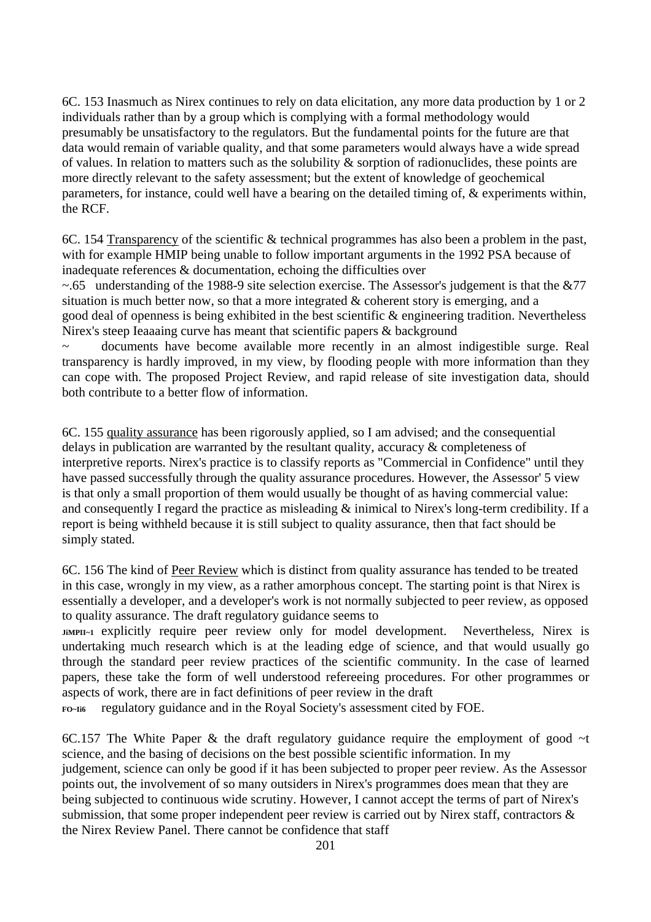6C. 153 Inasmuch as Nirex continues to rely on data elicitation, any more data production by 1 or 2 individuals rather than by a group which is complying with a formal methodology would presumably be unsatisfactory to the regulators. But the fundamental points for the future are that data would remain of variable quality, and that some parameters would always have a wide spread of values. In relation to matters such as the solubility & sorption of radionuclides, these points are more directly relevant to the safety assessment; but the extent of knowledge of geochemical parameters, for instance, could well have a bearing on the detailed timing of, & experiments within, the RCF.

6C. 154 Transparency of the scientific & technical programmes has also been a problem in the past, with for example HMIP being unable to follow important arguments in the 1992 PSA because of inadequate references & documentation, echoing the difficulties over ~.65 understanding of the 1988-9 site selection exercise. The Assessor's judgement is that the &77 situation is much better now, so that a more integrated & coherent story is emerging, and a good deal of openness is being exhibited in the best scientific & engineering tradition. Nevertheless Nirex's steep Ieaaaing curve has meant that scientific papers & background ~ documents have become available more recently in an almost indigestible surge. Real transparency is hardly improved, in my view, by flooding people with more information than they can cope with. The proposed Project Review, and rapid release of site investigation data, should both contribute to a better flow of information.

6C. 155 quality assurance has been rigorously applied, so I am advised; and the consequential delays in publication are warranted by the resultant quality, accuracy & completeness of interpretive reports. Nirex's practice is to classify reports as "Commercial in Confidence" until they have passed successfully through the quality assurance procedures. However, the Assessor' 5 view is that only a small proportion of them would usually be thought of as having commercial value: and consequently I regard the practice as misleading & inimical to Nirex's long-term credibility. If a report is being withheld because it is still subject to quality assurance, then that fact should be simply stated.

6C. 156 The kind of Peer Review which is distinct from quality assurance has tended to be treated in this case, wrongly in my view, as a rather amorphous concept. The starting point is that Nirex is essentially a developer, and a developer's work is not normally subjected to peer review, as opposed to quality assurance. The draft regulatory guidance seems to JiMPII~1 explicitly require peer review only for model development. Nevertheless, Nirex is undertaking much research which is at the leading edge of science, and that would usually go through the standard peer review practices of the scientific community. In the case of learned papers, these take the form of well understood refereeing procedures. For other programmes or aspects of work, there are in fact definitions of peer review in the draft FO~Ii6 regulatory guidance and in the Royal Society's assessment cited by FOE.

6C.157 The White Paper & the draft regulatory guidance require the employment of good ~t science, and the basing of decisions on the best possible scientific information. In my judgement, science can only be good if it has been subjected to proper peer review. As the Assessor points out, the involvement of so many outsiders in Nirex's programmes does mean that they are being subjected to continuous wide scrutiny. However, I cannot accept the terms of part of Nirex's submission, that some proper independent peer review is carried out by Nirex staff, contractors & the Nirex Review Panel. There cannot be confidence that staff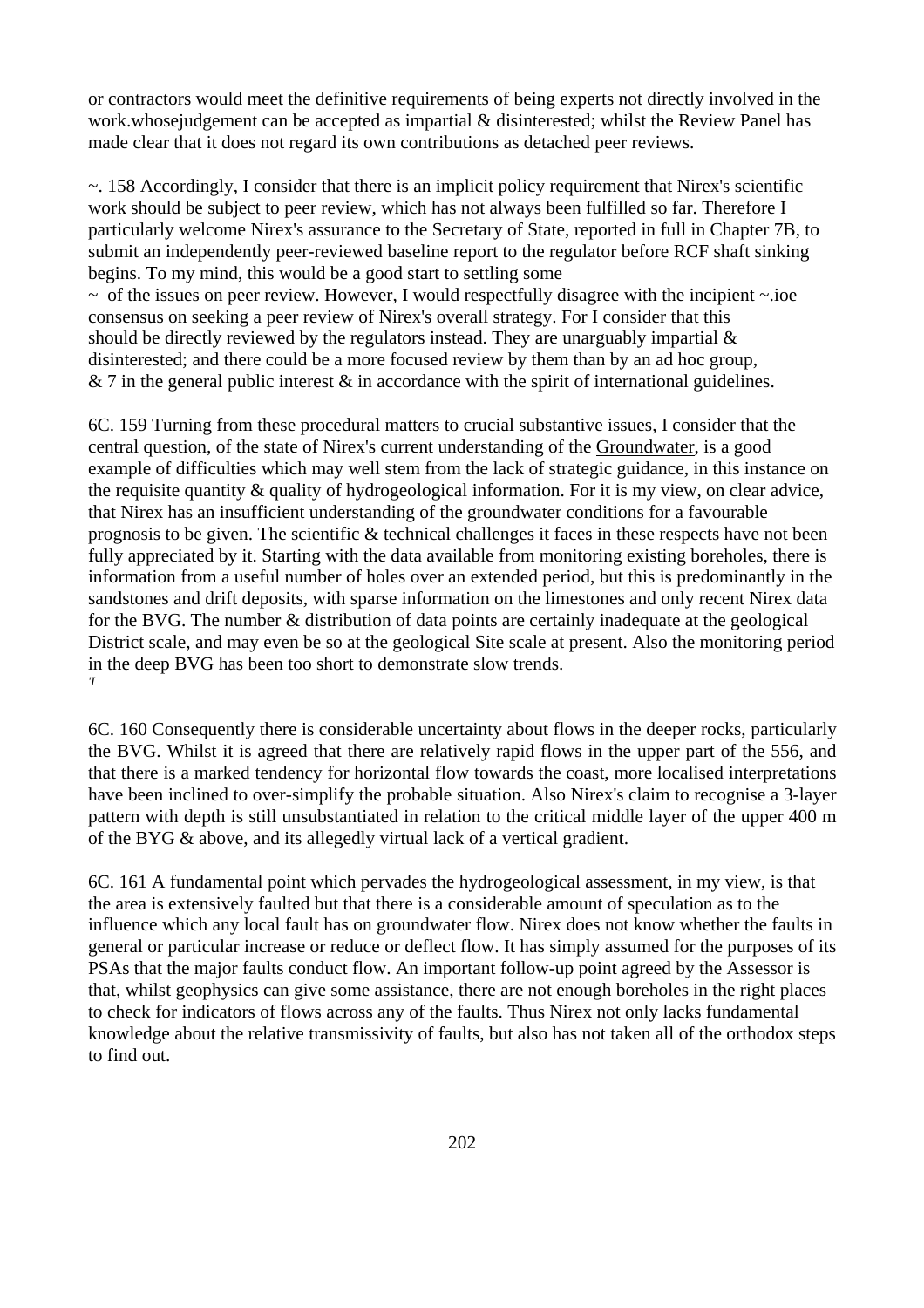or contractors would meet the definitive requirements of being experts not directly involved in the work.whosejudgement can be accepted as impartial & disinterested; whilst the Review Panel has made clear that it does not regard its own contributions as detached peer reviews.

~. 158 Accordingly, I consider that there is an implicit policy requirement that Nirex's scientific work should be subject to peer review, which has not always been fulfilled so far. Therefore I particularly welcome Nirex's assurance to the Secretary of State, reported in full in Chapter 7B, to submit an independently peer-reviewed baseline report to the regulator before RCF shaft sinking begins. To my mind, this would be a good start to settling some ~ of the issues on peer review. However, I would respectfully disagree with the incipient ~.ioe consensus on seeking a peer review of Nirex's overall strategy. For I consider that this should be directly reviewed by the regulators instead. They are unarguably impartial & disinterested; and there could be a more focused review by them than by an ad hoc group, & 7 in the general public interest & in accordance with the spirit of international guidelines.

6C. 159 Turning from these procedural matters to crucial substantive issues, I consider that the central question, of the state of Nirex's current understanding of the <u>Groundwater</u>, is a good example of difficulties which may well stem from the lack of strategic guidance, in this instance on the requisite quantity & quality of hydrogeological information. For it is my view, on clear advice, that Nirex has an insufficient understanding of the groundwater conditions for a favourable prognosis to be given. The scientific & technical challenges it faces in these respects have not been fully appreciated by it. Starting with the data available from monitoring existing boreholes, there is information from a useful number of holes over an extended period, but this is predominantly in the sandstones and drift deposits, with sparse information on the limestones and only recent Nirex data for the BVG. The number & distribution of data points are certainly inadequate at the geological District scale, and may even be so at the geological Site scale at present. Also the monitoring period in the deep BVG has been too short to demonstrate slow trends.

6C. 160 Consequently there is considerable uncertainty about flows in the deeper rocks, particularly the BVG. Whilst it is agreed that there are relatively rapid flows in the upper part of the 556, and that there is a marked tendency for horizontal flow towards the coast, more localised interpretations have been inclined to over-simplify the probable situation. Also Nirex's claim to recognise a 3-layer pattern with depth is still unsubstantiated in relation to the critical middle layer of the upper 400 m of the BYG & above, and its allegedly virtual lack of a vertical gradient.

6C. 161 A fundamental point which pervades the hydrogeological assessment, in my view, is that the area is extensively faulted but that there is a considerable amount of speculation as to the influence which any local fault has on groundwater flow. Nirex does not know whether the faults in general or particular increase or reduce or deflect flow. It has simply assumed for the purposes of its PSAs that the major faults conduct flow. An important follow-up point agreed by the Assessor is that, whilst geophysics can give some assistance, there are not enough boreholes in the right places to check for indicators of flows across any of the faults. Thus Nirex not only lacks fundamental knowledge about the relative transmissivity of faults, but also has not taken all of the orthodox steps to find out.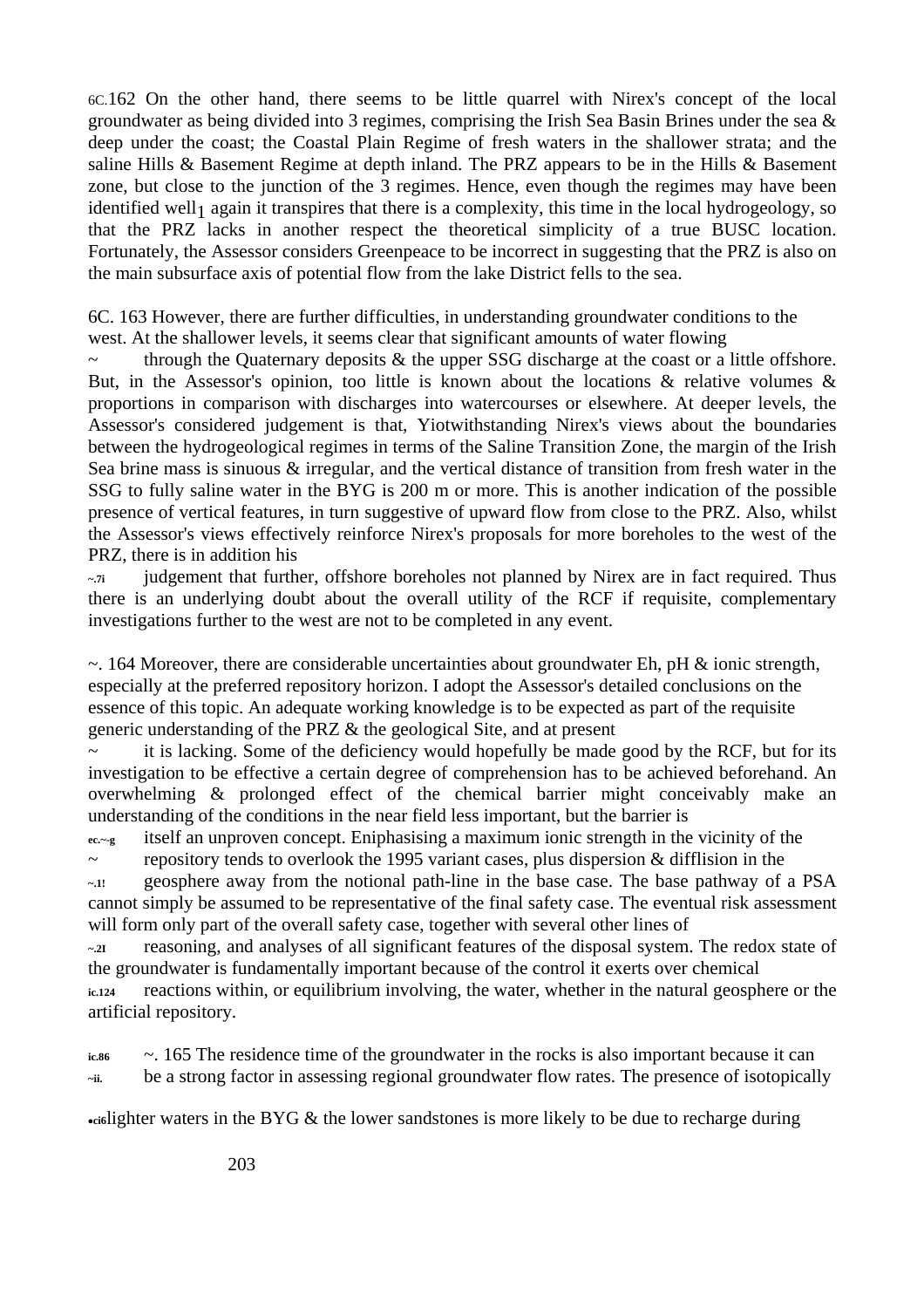6C.162 On the other hand, there seems to be little quarrel with Nirex's concept of the local groundwater as being divided into 3 regimes, comprising the Irish Sea Basin Brines under the sea & deep under the coast; the Coastal Plain Regime of fresh waters in the shallower strata; and the saline Hills & Basement Regime at depth inland. The PRZ appears to be in the Hills & Basement zone, but close to the junction of the 3 regimes. Hence, even though the regimes may have been identified well, again it transpires that there is a complexity, this time in the local hydrogeology, so that the PRZ lacks in another respect the theoretical simplicity of a true BUSC location. Fortunately, the Assessor considers Greenpeace to be incorrect in suggesting that the PRZ is also on the main subsurface axis of potential flow from the lake District fells to the sea.

6C. 163 However, there are further difficulties, in understanding groundwater conditions to the west. At the shallower levels, it seems clear that significant amounts of water flowing through the Quaternary deposits & the upper SSG discharge at the coast or a little offshore. But, in the Assessor's opinion, too little is known about the locations & relative volumes & proportions in comparison with discharges into watercourses or elsewhere. At deeper levels, the Assessor's considered judgement is that, Yiotwithstanding Nirex's views about the boundaries between the hydrogeological regimes in terms of the Saline Transition Zone, the margin of the Irish Sea brine mass is sinuous & irregular, and the vertical distance of transition from fresh water in the SSG to fully saline water in the BYG is 200 m or more. This is another indication of the possible presence of vertical features, in turn suggestive of upward flow from close to the PRZ. Also, whilst the Assessor's views effectively reinforce Nirex's proposals for more boreholes to the west of the PRZ, there is in addition his judgement that further, offshore boreholes not planned by Nirex are in fact required. Thus there is an underlying doubt about the overall utility of the RCF if requisite, complementary investigations further to the west are not to be completed in any event.

6C. 164 Moreover, there are considerable uncertainties about groundwater Eh, pH & ionic strength, especially at the preferred repository horizon. I adopt the Assessor's detailed conclusions on the essence of this topic. An adequate working knowledge is to be expected as part of the requisite generic understanding of the PRZ & the geological Site, and at present it is lacking. Some of the deficiency would hopefully be made good by the RCF, but for its investigation to be effective a certain degree of comprehension has to be achieved beforehand. An overwhelming & prolonged effect of the chemical barrier might conceivably make an understanding of the conditions in the near field less important, but the barrier is itself an unproven concept. Eniphasising a maximum ionic strength in the vicinity of the repository tends to overlook the 1995 variant cases, plus dispersion & diffusion in the geosphere away from the notional path-line in the base case. The base pathway of a PSA cannot simply be assumed to be representative of the final safety case. The eventual risk assessment will form only part of the overall safety case, together with several other lines of reasoning, and analyses of all significant features of the disposal system. The redox state of the groundwater is fundamentally important because of the control it exerts over chemical reactions within, or equilibrium involving, the water, whether in the natural geosphere or the artificial repository.

6C. 165 The residence time of the groundwater in the rocks is also important because it can be a strong factor in assessing regional groundwater flow rates. The presence of isotopically lighter waters in the BYG & the lower sandstones is more likely to be due to recharge during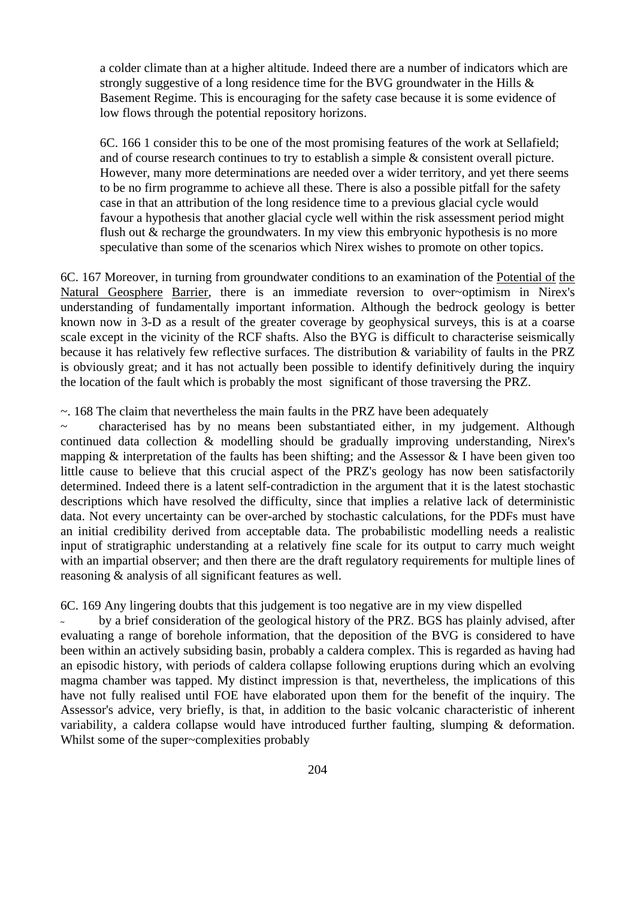a colder climate than at a higher altitude. Indeed there are a number of indicators which are strongly suggestive of a long residence time for the BVG groundwater in the Hills & Basement Regime. This is encouraging for the safety case because it is some evidence of low flows through the potential repository horizons.

6C. 166 1 consider this to be one of the most promising features of the work at Sellafield; and of course research continues to try to establish a simple & consistent overall picture. However, many more determinations are needed over a wider territory, and yet there seems to be no firm programme to achieve all these. There is also a possible pitfall for the safety case in that an attribution of the long residence time to a previous glacial cycle would favour a hypothesis that another glacial cycle well within the risk assessment period might flush out & recharge the groundwaters. In my view this embryonic hypothesis is no more speculative than some of the scenarios which Nirex wishes to promote on other topics.

6C. 167 Moreover, in turning from groundwater conditions to an examination of the Potential of the Natural Geosphere Barrier, there is an immediate reversion to over~optimism in Nirex's understanding of fundamentally important information. Although the bedrock geology is better known now in 3-D as a result of the greater coverage by geophysical surveys, this is at a coarse scale except in the vicinity of the RCF shafts. Also the BYG is difficult to characterise seismically because it has relatively few reflective surfaces. The distribution & variability of faults in the PRZ is obviously great; and it has not actually been possible to identify definitively during the inquiry the location of the fault which is probably the most significant of those traversing the PRZ.

~. 168 The claim that nevertheless the main faults in the PRZ have been adequately ~ characterised has by no means been substantiated either, in my judgement. Although continued data collection & modelling should be gradually improving understanding, Nirex's mapping & interpretation of the faults has been shifting; and the Assessor & I have been given too little cause to believe that this crucial aspect of the PRZ's geology has now been satisfactorily determined. Indeed there is a latent self-contradiction in the argument that it is the latest stochastic descriptions which have resolved the difficulty, since that implies a relative lack of deterministic data. Not every uncertainty can be over-arched by stochastic calculations, for the PDFs must have an initial credibility derived from acceptable data. The probabilistic modelling needs a realistic input of stratigraphic understanding at a relatively fine scale for its output to carry much weight with an impartial observer; and then there are the draft regulatory requirements for multiple lines of reasoning & analysis of all significant features as well.

6C. 169 Any lingering doubts that this judgement is too negative are in my view dispelled ~ by a brief consideration of the geological history of the PRZ. BGS has plainly advised, after evaluating a range of borehole information, that the deposition of the BVG is considered to have been within an actively subsiding basin, probably a caldera complex. This is regarded as having had an episodic history, with periods of caldera collapse following eruptions during which an evolving magma chamber was tapped. My distinct impression is that, nevertheless, the implications of this have not fully realised until FOE have elaborated upon them for the benefit of the inquiry. The Assessor's advice, very briefly, is that, in addition to the basic volcanic characteristic of inherent variability, a caldera collapse would have introduced further faulting, slumping & deformation. Whilst some of the super~complexities probably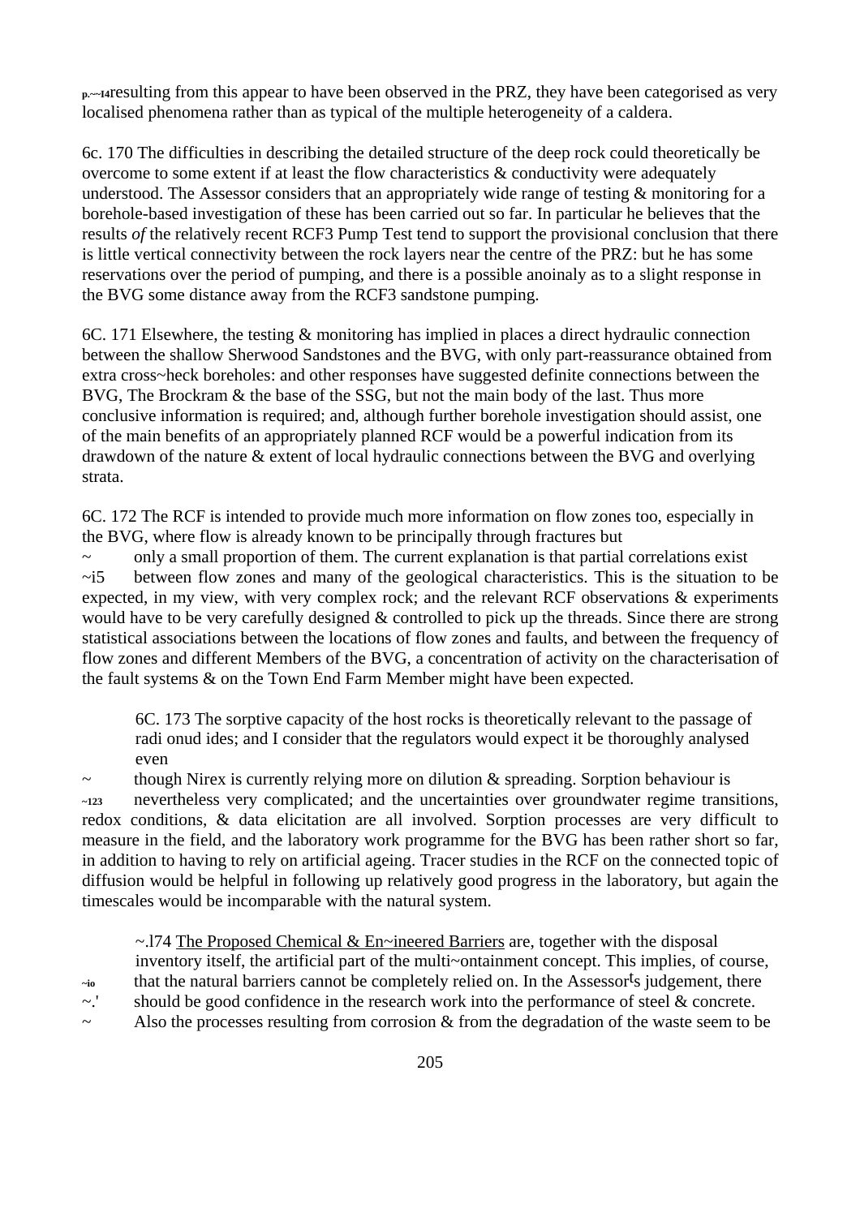p.~~I4resulting from this appear to have been observed in the PRZ, they have been categorised as very localised phenomena rather than as typical of the multiple heterogeneity of a caldera.

6c. 170 The difficulties in describing the detailed structure of the deep rock could theoretically be overcome to some extent if at least the flow characteristics & conductivity were adequately understood. The Assessor considers that an appropriately wide range of testing & monitoring for a borehole-based investigation of these has been carried out so far. In particular he believes that the results *of* the relatively recent RCF3 Pump Test tend to support the provisional conclusion that there is little vertical connectivity between the rock layers near the centre of the PRZ: but he has some reservations over the period of pumping, and there is a possible anoinaly as to a slight response in the BVG some distance away from the RCF3 sandstone pumping.

6C. 171 Elsewhere, the testing & monitoring has implied in places a direct hydraulic connection between the shallow Sherwood Sandstones and the BVG, with only part-reassurance obtained from extra cross~heck boreholes: and other responses have suggested definite connections between the BVG, The Brockram & the base of the SSG, but not the main body of the last. Thus more conclusive information is required; and, although further borehole investigation should assist, one of the main benefits of an appropriately planned RCF would be a powerful indication from its drawdown of the nature & extent of local hydraulic connections between the BVG and overlying strata.

6C. 172 The RCF is intended to provide much more information on flow zones too, especially in the BVG, where flow is already known to be principally through fractures but
~ only a small proportion of them. The current explanation is that partial correlations exist
~i5 between flow zones and many of the geological characteristics. This is the situation to be expected, in my view, with very complex rock; and the relevant RCF observations & experiments would have to be very carefully designed & controlled to pick up the threads. Since there are strong statistical associations between the locations of flow zones and faults, and between the frequency of flow zones and different Members of the BVG, a concentration of activity on the characterisation of the fault systems & on the Town End Farm Member might have been expected.

6C. 173 The sorptive capacity of the host rocks is theoretically relevant to the passage of radi onud ides; and I consider that the regulators would expect it be thoroughly analysed even
~ though Nirex is currently relying more on dilution & spreading. Sorption behaviour is
~123 nevertheless very complicated; and the uncertainties over groundwater regime transitions, redox conditions, & data elicitation are all involved. Sorption processes are very difficult to measure in the field, and the laboratory work programme for the BVG has been rather short so far, in addition to having to rely on artificial ageing. Tracer studies in the RCF on the connected topic of diffusion would be helpful in following up relatively good progress in the laboratory, but again the timescales would be incomparable with the natural system.

~.l74 The Proposed Chemical & En~ineered Barriers are, together with the disposal inventory itself, the artificial part of the multi~ontainment concept. This implies, of course,
~io that the natural barriers cannot be completely relied on. In the Assessor's judgement, there
~.' should be good confidence in the research work into the performance of steel & concrete.
~ Also the processes resulting from corrosion & from the degradation of the waste seem to be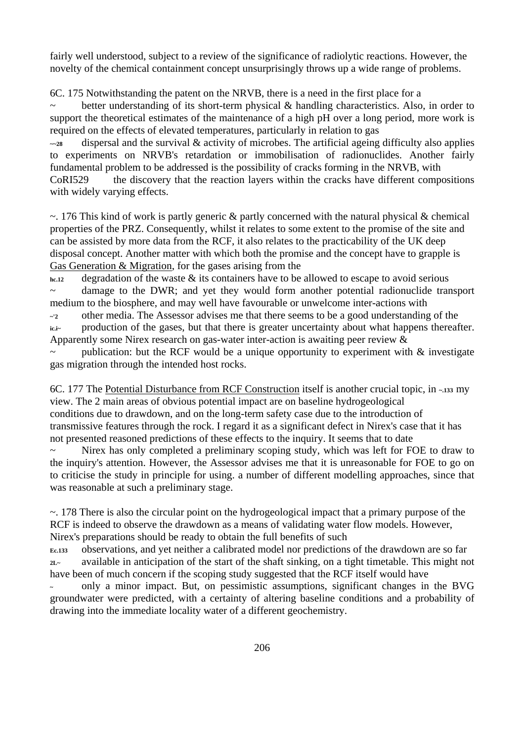fairly well understood, subject to a review of the significance of radiolytic reactions. However, the novelty of the chemical containment concept unsurprisingly throws up a wide range of problems.

6C. 175 Notwithstanding the patent on the NRVB, there is a need in the first place for a ~ better understanding of its short-term physical & handling characteristics. Also, in order to support the theoretical estimates of the maintenance of a high pH over a long period, more work is required on the effects of elevated temperatures, particularly in relation to gas ~~28 dispersal and the survival & activity of microbes. The artificial ageing difficulty also applies to experiments on NRVB's retardation or immobilisation of radionuclides. Another fairly fundamental problem to be addressed is the possibility of cracks forming in the NRVB, with CoRI529 the discovery that the reaction layers within the cracks have different compositions with widely varying effects.

~. 176 This kind of work is partly generic & partly concerned with the natural physical & chemical properties of the PRZ. Consequently, whilst it relates to some extent to the promise of the site and can be assisted by more data from the RCF, it also relates to the practicability of the UK deep disposal concept. Another matter with which both the promise and the concept have to grapple is <u>Gas Generation & Migration</u>, for the gases arising from the hc.12 degradation of the waste & its containers have to be allowed to escape to avoid serious ~ damage to the DWR; and yet they would form another potential radionuclide transport medium to the biosphere, and may well have favourable or unwelcome inter-actions with ~'2 other media. The Assessor advises me that there seems to be a good understanding of the ic.i~ production of the gases, but that there is greater uncertainty about what happens thereafter. Apparently some Nirex research on gas-water inter-action is awaiting peer review & ~ publication: but the RCF would be a unique opportunity to experiment with & investigate gas migration through the intended host rocks.

6C. 177 The <u>Potential Disturbance from RCF Construction</u> itself is another crucial topic, in ~.133 my view. The 2 main areas of obvious potential impact are on baseline hydrogeological conditions due to drawdown, and on the long-term safety case due to the introduction of transmissive features through the rock. I regard it as a significant defect in Nirex's case that it has not presented reasoned predictions of these effects to the inquiry. It seems that to date ~ Nirex has only completed a preliminary scoping study, which was left for FOE to draw to the inquiry's attention. However, the Assessor advises me that it is unreasonable for FOE to go on to criticise the study in principle for using. a number of different modelling approaches, since that was reasonable at such a preliminary stage.

~. 178 There is also the circular point on the hydrogeological impact that a primary purpose of the RCF is indeed to observe the drawdown as a means of validating water flow models. However, Nirex's preparations should be ready to obtain the full benefits of such Ec.133 observations, and yet neither a calibrated model nor predictions of the drawdown are so far 2L~ available in anticipation of the start of the shaft sinking, on a tight timetable. This might not have been of much concern if the scoping study suggested that the RCF itself would have ~ only a minor impact. But, on pessimistic assumptions, significant changes in the BVG groundwater were predicted, with a certainty of altering baseline conditions and a probability of drawing into the immediate locality water of a different geochemistry.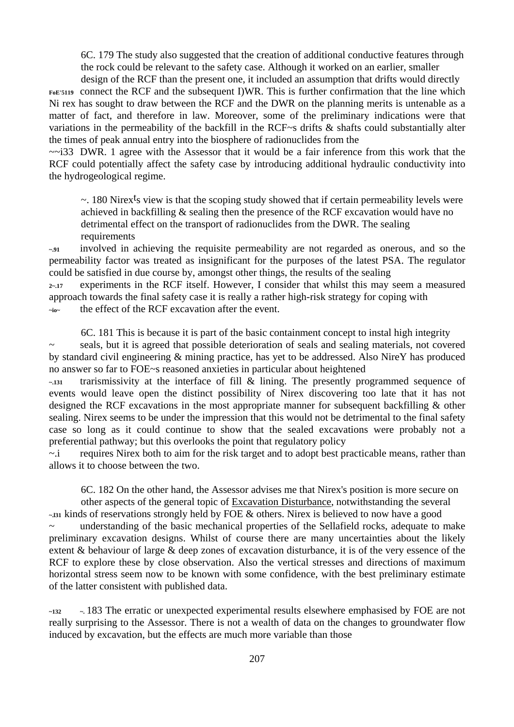6C. 179 The study also suggested that the creation of additional conductive features through the rock could be relevant to the safety case. Although it worked on an earlier, smaller design of the RCF than the present one, it included an assumption that drifts would directly

FoE'5119 connect the RCF and the subsequent I)WR. This is further confirmation that the line which Ni rex has sought to draw between the RCF and the DWR on the planning merits is untenable as a matter of fact, and therefore in law. Moreover, some of the preliminary indications were that variations in the permeability of the backfill in the RCF~s drifts & shafts could substantially alter the times of peak annual entry into the biosphere of radionuclides from the

~~i33 DWR. 1 agree with the Assessor that it would be a fair inference from this work that the RCF could potentially affect the safety case by introducing additional hydraulic conductivity into the hydrogeological regime.

~. 180 Nirex's view is that the scoping study showed that if certain permeability levels were achieved in backfilling & sealing then the presence of the RCF excavation would have no detrimental effect on the transport of radionuclides from the DWR. The sealing requirements

~.91 involved in achieving the requisite permeability are not regarded as onerous, and so the permeability factor was treated as insignificant for the purposes of the latest PSA. The regulator could be satisfied in due course by, amongst other things, the results of the sealing

2~.17 experiments in the RCF itself. However, I consider that whilst this may seem a measured approach towards the final safety case it is really a rather high-risk strategy for coping with

~io~ the effect of the RCF excavation after the event.

6C. 181 This is because it is part of the basic containment concept to instal high integrity

~ seals, but it is agreed that possible deterioration of seals and sealing materials, not covered by standard civil engineering & mining practice, has yet to be addressed. Also NireY has produced no answer so far to FOE~s reasoned anxieties in particular about heightened

~.131 trarismissivity at the interface of fill & lining. The presently programmed sequence of events would leave open the distinct possibility of Nirex discovering too late that it has not designed the RCF excavations in the most appropriate manner for subsequent backfilling & other sealing. Nirex seems to be under the impression that this would not be detrimental to the final safety case so long as it could continue to show that the sealed excavations were probably not a preferential pathway; but this overlooks the point that regulatory policy

~.i requires Nirex both to aim for the risk target and to adopt best practicable means, rather than allows it to choose between the two.

6C. 182 On the other hand, the Assessor advises me that Nirex's position is more secure on other aspects of the general topic of Excavation Disturbance, notwithstanding the several

~.l31 kinds of reservations strongly held by FOE & others. Nirex is believed to now have a good

~ understanding of the basic mechanical properties of the Sellafield rocks, adequate to make preliminary excavation designs. Whilst of course there are many uncertainties about the likely extent & behaviour of large & deep zones of excavation disturbance, it is of the very essence of the RCF to explore these by close observation. Also the vertical stresses and directions of maximum horizontal stress seem now to be known with some confidence, with the best preliminary estimate of the latter consistent with published data.

~132 ~. 183 The erratic or unexpected experimental results elsewhere emphasised by FOE are not really surprising to the Assessor. There is not a wealth of data on the changes to groundwater flow induced by excavation, but the effects are much more variable than those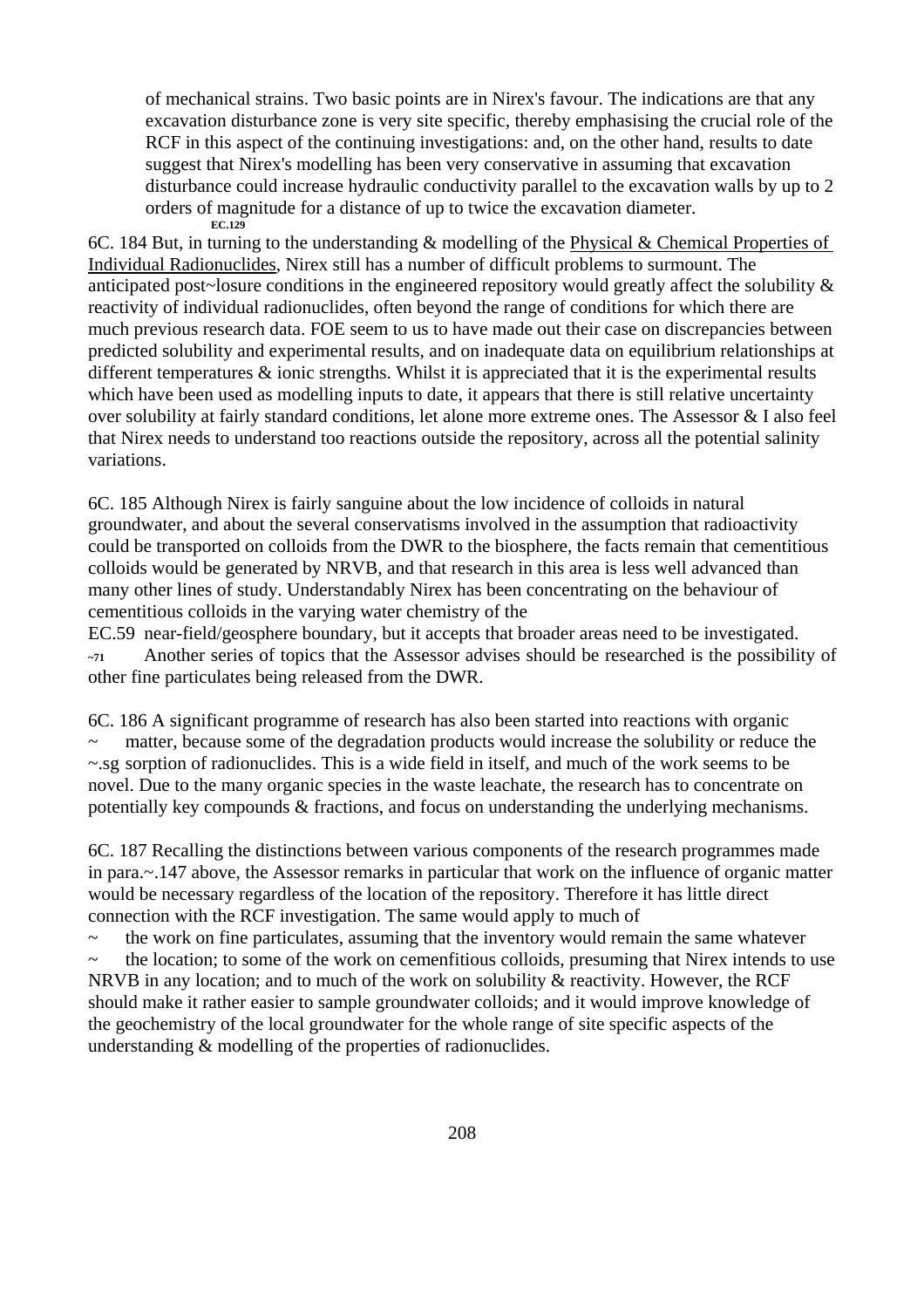of mechanical strains. Two basic points are in Nirex's favour. The indications are that any excavation disturbance zone is very site specific, thereby emphasising the crucial role of the RCF in this aspect of the continuing investigations: and, on the other hand, results to date suggest that Nirex's modelling has been very conservative in assuming that excavation disturbance could increase hydraulic conductivity parallel to the excavation walls by up to 2 orders of magnitude for a distance of up to twice the excavation diameter.

EC.129

6C. 184 But, in turning to the understanding & modelling of the Physical & Chemical Properties of Individual Radionuclides, Nirex still has a number of difficult problems to surmount. The anticipated post~losure conditions in the engineered repository would greatly affect the solubility & reactivity of individual radionuclides, often beyond the range of conditions for which there are much previous research data. FOE seem to us to have made out their case on discrepancies between predicted solubility and experimental results, and on inadequate data on equilibrium relationships at different temperatures & ionic strengths. Whilst it is appreciated that it is the experimental results which have been used as modelling inputs to date, it appears that there is still relative uncertainty over solubility at fairly standard conditions, let alone more extreme ones. The Assessor & I also feel that Nirex needs to understand too reactions outside the repository, across all the potential salinity variations.

6C. 185 Although Nirex is fairly sanguine about the low incidence of colloids in natural groundwater, and about the several conservatisms involved in the assumption that radioactivity could be transported on colloids from the DWR to the biosphere, the facts remain that cementitious colloids would be generated by NRVB, and that research in this area is less well advanced than many other lines of study. Understandably Nirex has been concentrating on the behaviour of cementitious colloids in the varying water chemistry of the

EC.59 near-field/geosphere boundary, but it accepts that broader areas need to be investigated.

~71 Another series of topics that the Assessor advises should be researched is the possibility of other fine particulates being released from the DWR.

6C. 186 A significant programme of research has also been started into reactions with organic ~ matter, because some of the degradation products would increase the solubility or reduce the ~.sg sorption of radionuclides. This is a wide field in itself, and much of the work seems to be novel. Due to the many organic species in the waste leachate, the research has to concentrate on potentially key compounds & fractions, and focus on understanding the underlying mechanisms.

6C. 187 Recalling the distinctions between various components of the research programmes made in para.~.147 above, the Assessor remarks in particular that work on the influence of organic matter would be necessary regardless of the location of the repository. Therefore it has little direct connection with the RCF investigation. The same would apply to much of ~ the work on fine particulates, assuming that the inventory would remain the same whatever ~ the location; to some of the work on cemenfitious colloids, presuming that Nirex intends to use NRVB in any location; and to much of the work on solubility & reactivity. However, the RCF should make it rather easier to sample groundwater colloids; and it would improve knowledge of the geochemistry of the local groundwater for the whole range of site specific aspects of the understanding & modelling of the properties of radionuclides.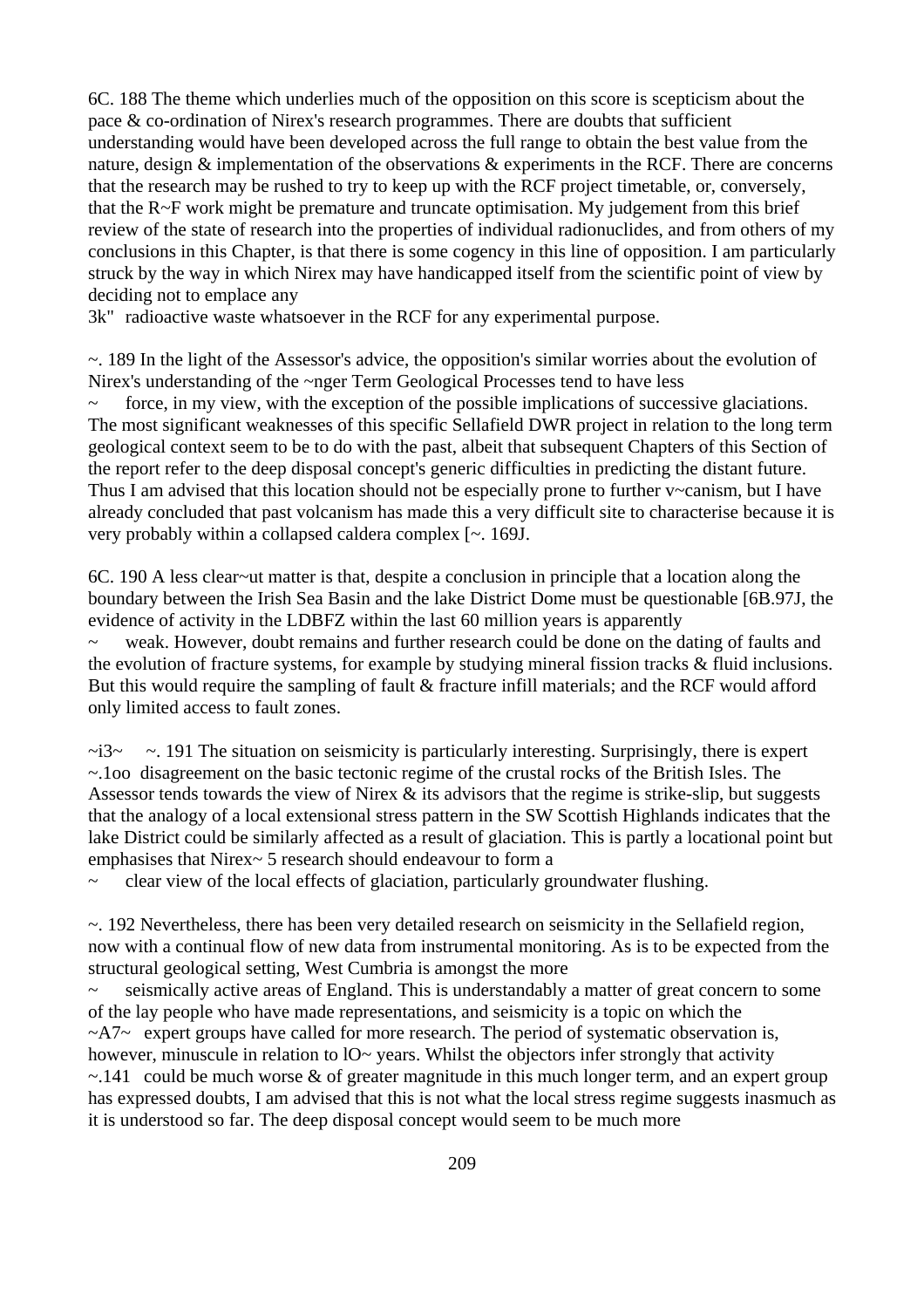6C. 188 The theme which underlies much of the opposition on this score is scepticism about the pace & co-ordination of Nirex's research programmes. There are doubts that sufficient understanding would have been developed across the full range to obtain the best value from the nature, design & implementation of the observations & experiments in the RCF. There are concerns that the research may be rushed to try to keep up with the RCF project timetable, or, conversely, that the R~F work might be premature and truncate optimisation. My judgement from this brief review of the state of research into the properties of individual radionuclides, and from others of my conclusions in this Chapter, is that there is some cogency in this line of opposition. I am particularly struck by the way in which Nirex may have handicapped itself from the scientific point of view by deciding not to emplace any
3k" radioactive waste whatsoever in the RCF for any experimental purpose.

~. 189 In the light of the Assessor's advice, the opposition's similar worries about the evolution of Nirex's understanding of the ~nger Term Geological Processes tend to have less
~ force, in my view, with the exception of the possible implications of successive glaciations. The most significant weaknesses of this specific Sellafield DWR project in relation to the long term geological context seem to be to do with the past, albeit that subsequent Chapters of this Section of the report refer to the deep disposal concept's generic difficulties in predicting the distant future. Thus I am advised that this location should not be especially prone to further v~canism, but I have already concluded that past volcanism has made this a very difficult site to characterise because it is very probably within a collapsed caldera complex [~. 169J.

6C. 190 A less clear~ut matter is that, despite a conclusion in principle that a location along the boundary between the Irish Sea Basin and the lake District Dome must be questionable [6B.97J, the evidence of activity in the LDBFZ within the last 60 million years is apparently
~ weak. However, doubt remains and further research could be done on the dating of faults and the evolution of fracture systems, for example by studying mineral fission tracks & fluid inclusions. But this would require the sampling of fault & fracture infill materials; and the RCF would afford only limited access to fault zones.

~i3~ ~. 191 The situation on seismicity is particularly interesting. Surprisingly, there is expert
~.1oo disagreement on the basic tectonic regime of the crustal rocks of the British Isles. The Assessor tends towards the view of Nirex & its advisors that the regime is strike-slip, but suggests that the analogy of a local extensional stress pattern in the SW Scottish Highlands indicates that the lake District could be similarly affected as a result of glaciation. This is partly a locational point but emphasises that Nirex~ 5 research should endeavour to form a
~ clear view of the local effects of glaciation, particularly groundwater flushing.

~. 192 Nevertheless, there has been very detailed research on seismicity in the Sellafield region, now with a continual flow of new data from instrumental monitoring. As is to be expected from the structural geological setting, West Cumbria is amongst the more
~ seismically active areas of England. This is understandably a matter of great concern to some of the lay people who have made representations, and seismicity is a topic on which the
~A7~ expert groups have called for more research. The period of systematic observation is, however, minuscule in relation to lO~ years. Whilst the objectors infer strongly that activity
~.141 could be much worse & of greater magnitude in this much longer term, and an expert group has expressed doubts, I am advised that this is not what the local stress regime suggests inasmuch as it is understood so far. The deep disposal concept would seem to be much more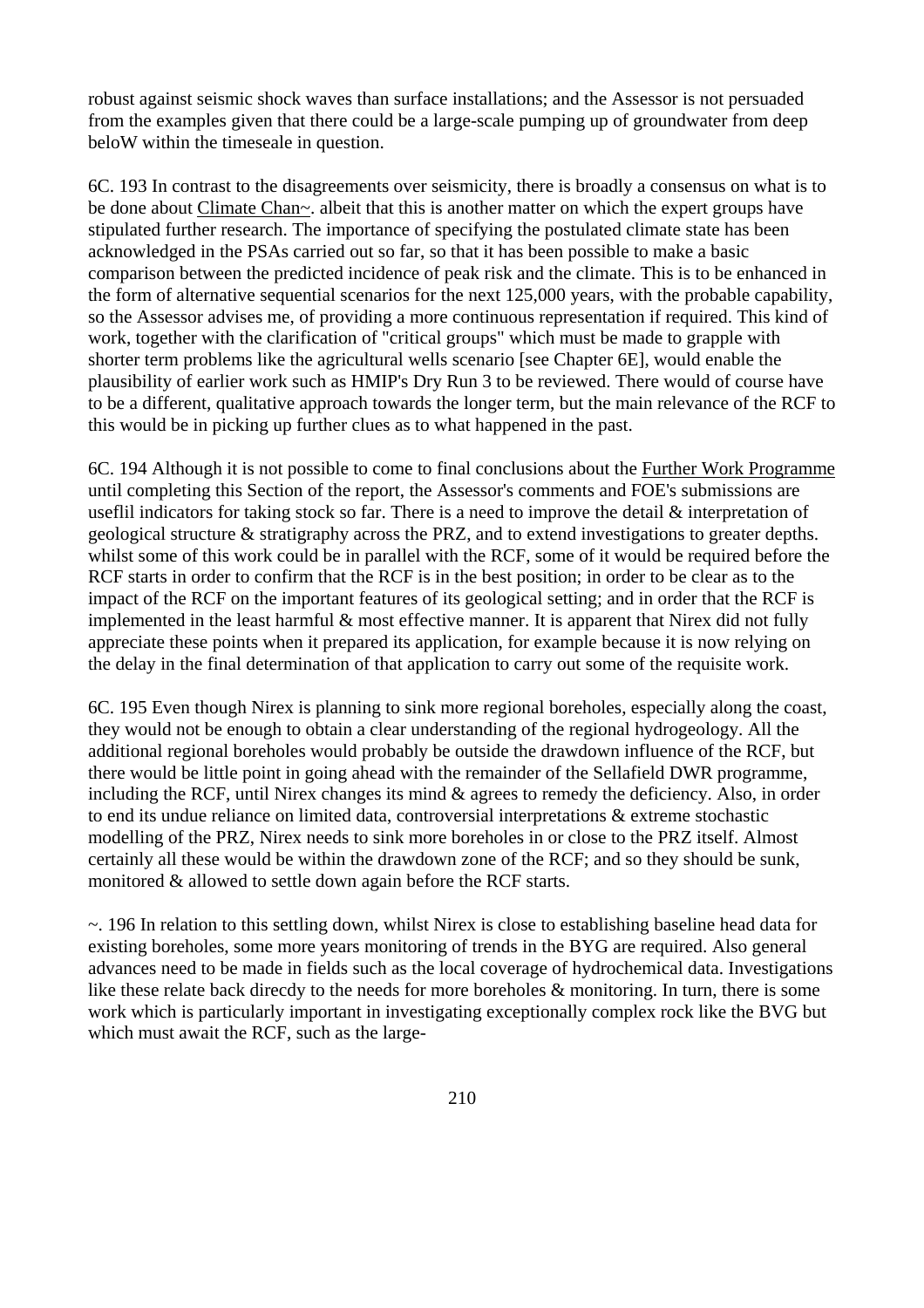robust against seismic shock waves than surface installations; and the Assessor is not persuaded from the examples given that there could be a large-scale pumping up of groundwater from deep beloW within the timeseale in question.

6C. 193 In contrast to the disagreements over seismicity, there is broadly a consensus on what is to be done about <u>Climate Chan~</u>. albeit that this is another matter on which the expert groups have stipulated further research. The importance of specifying the postulated climate state has been acknowledged in the PSAs carried out so far, so that it has been possible to make a basic comparison between the predicted incidence of peak risk and the climate. This is to be enhanced in the form of alternative sequential scenarios for the next 125,000 years, with the probable capability, so the Assessor advises me, of providing a more continuous representation if required. This kind of work, together with the clarification of "critical groups" which must be made to grapple with shorter term problems like the agricultural wells scenario [see Chapter 6E], would enable the plausibility of earlier work such as HMIP's Dry Run 3 to be reviewed. There would of course have to be a different, qualitative approach towards the longer term, but the main relevance of the RCF to this would be in picking up further clues as to what happened in the past.

6C. 194 Although it is not possible to come to final conclusions about the <u>Further Work Programme</u> until completing this Section of the report, the Assessor's comments and FOE's submissions are useflil indicators for taking stock so far. There is a need to improve the detail & interpretation of geological structure & stratigraphy across the PRZ, and to extend investigations to greater depths. whilst some of this work could be in parallel with the RCF, some of it would be required before the RCF starts in order to confirm that the RCF is in the best position; in order to be clear as to the impact of the RCF on the important features of its geological setting; and in order that the RCF is implemented in the least harmful & most effective manner. It is apparent that Nirex did not fully appreciate these points when it prepared its application, for example because it is now relying on the delay in the final determination of that application to carry out some of the requisite work.

6C. 195 Even though Nirex is planning to sink more regional boreholes, especially along the coast, they would not be enough to obtain a clear understanding of the regional hydrogeology. All the additional regional boreholes would probably be outside the drawdown influence of the RCF, but there would be little point in going ahead with the remainder of the Sellafield DWR programme, including the RCF, until Nirex changes its mind & agrees to remedy the deficiency. Also, in order to end its undue reliance on limited data, controversial interpretations & extreme stochastic modelling of the PRZ, Nirex needs to sink more boreholes in or close to the PRZ itself. Almost certainly all these would be within the drawdown zone of the RCF; and so they should be sunk, monitored & allowed to settle down again before the RCF starts.

~. 196 In relation to this settling down, whilst Nirex is close to establishing baseline head data for existing boreholes, some more years monitoring of trends in the BYG are required. Also general advances need to be made in fields such as the local coverage of hydrochemical data. Investigations like these relate back direcdy to the needs for more boreholes & monitoring. In turn, there is some work which is particularly important in investigating exceptionally complex rock like the BVG but which must await the RCF, such as the large-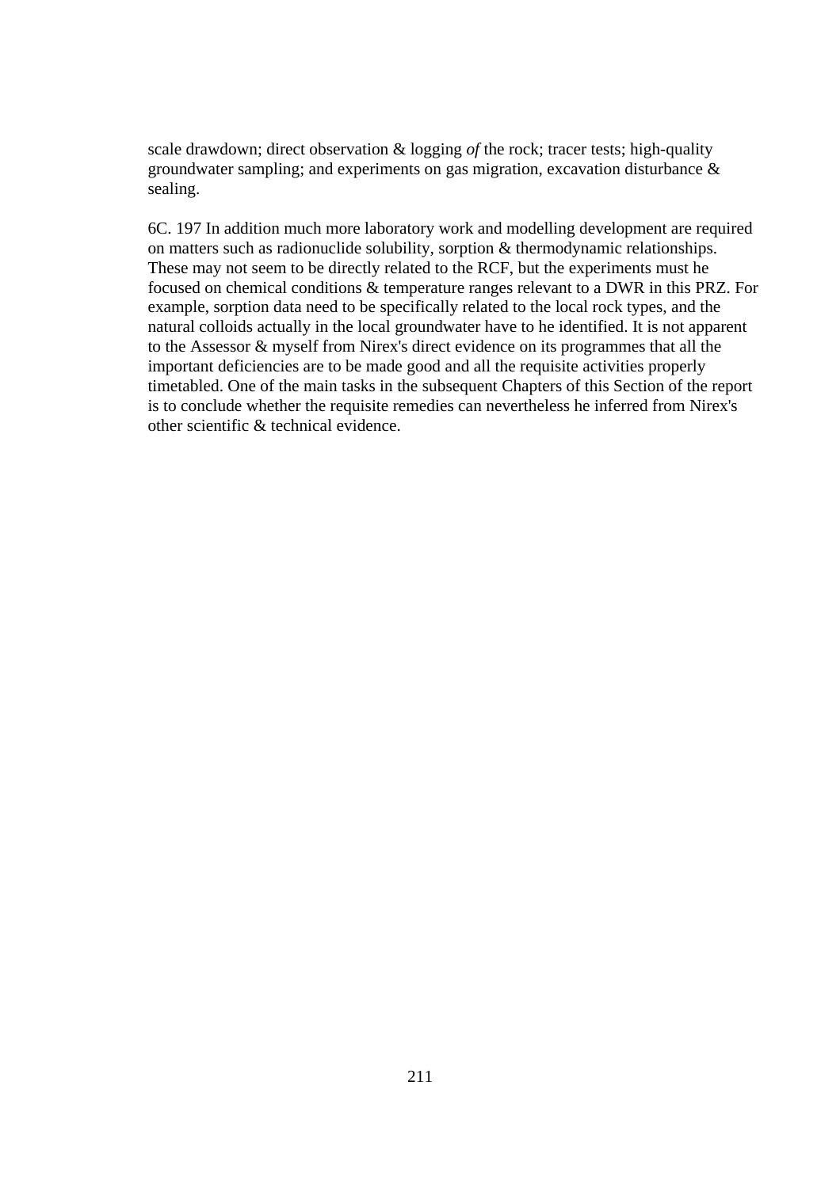scale drawdown; direct observation & logging *of* the rock; tracer tests; high-quality groundwater sampling; and experiments on gas migration, excavation disturbance & sealing.

6C. 197 In addition much more laboratory work and modelling development are required on matters such as radionuclide solubility, sorption & thermodynamic relationships. These may not seem to be directly related to the RCF, but the experiments must he focused on chemical conditions & temperature ranges relevant to a DWR in this PRZ. For example, sorption data need to be specifically related to the local rock types, and the natural colloids actually in the local groundwater have to he identified. It is not apparent to the Assessor & myself from Nirex's direct evidence on its programmes that all the important deficiencies are to be made good and all the requisite activities properly timetabled. One of the main tasks in the subsequent Chapters of this Section of the report is to conclude whether the requisite remedies can nevertheless he inferred from Nirex's other scientific & technical evidence.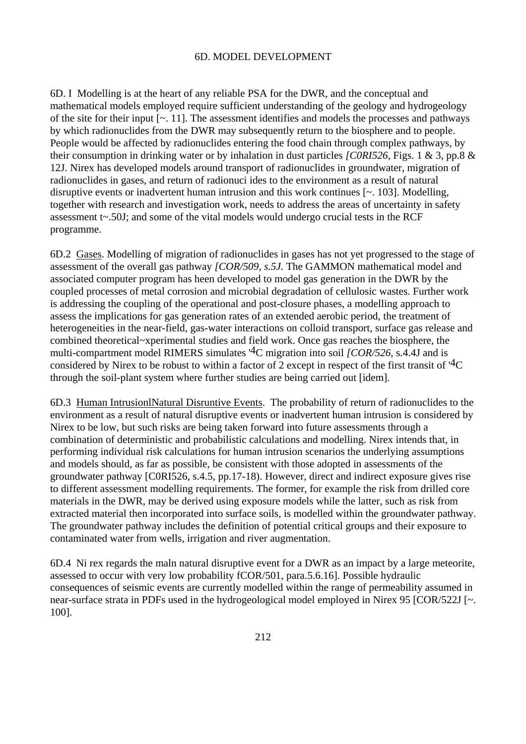# 6D. MODEL DEVELOPMENT

6D. I Modelling is at the heart of any reliable PSA for the DWR, and the conceptual and mathematical models employed require sufficient understanding of the geology and hydrogeology of the site for their input [~. 11]. The assessment identifies and models the processes and pathways by which radionuclides from the DWR may subsequently return to the biosphere and to people. People would be affected by radionuclides entering the food chain through complex pathways, by their consumption in drinking water or by inhalation in dust particles *[C0RI526,* Figs. 1 & 3, pp.8 & 12J. Nirex has developed models around transport of radionuclides in groundwater, migration of radionuclides in gases, and return of radionuci ides to the environment as a result of natural disruptive events or inadvertent human intrusion and this work continues [~. 103]. Modelling, together with research and investigation work, needs to address the areas of uncertainty in safety assessment t~.50J; and some of the vital models would undergo crucial tests in the RCF programme.

6D.2 Gases. Modelling of migration of radionuclides in gases has not yet progressed to the stage of assessment of the overall gas pathway *[COR/509, s.5J.* The GAMMON mathematical model and associated computer program has heen developed to model gas generation in the DWR by the coupled processes of metal corrosion and microbial degradation of cellulosic wastes. Further work is addressing the coupling of the operational and post-closure phases, a modelling approach to assess the implications for gas generation rates of an extended aerobic period, the treatment of heterogeneities in the near-field, gas-water interactions on colloid transport, surface gas release and combined theoretical~xperimental studies and field work. Once gas reaches the biosphere, the multi-compartment model RIMERS simulates '4C migration into soil *[COR/526,* s.4.4J and is considered by Nirex to be robust to within a factor of 2 except in respect of the first transit of '4C through the soil-plant system where further studies are being carried out [idem].

6D.3 Human IntrusionlNatural Disruntive Events. The probability of return of radionuclides to the environment as a result of natural disruptive events or inadvertent human intrusion is considered by Nirex to be low, but such risks are being taken forward into future assessments through a combination of deterministic and probabilistic calculations and modelling. Nirex intends that, in performing individual risk calculations for human intrusion scenarios the underlying assumptions and models should, as far as possible, be consistent with those adopted in assessments of the groundwater pathway [C0RI526, s.4.5, pp.17-18). However, direct and indirect exposure gives rise to different assessment modelling requirements. The former, for example the risk from drilled core materials in the DWR, may be derived using exposure models while the latter, such as risk from extracted material then incorporated into surface soils, is modelled within the groundwater pathway. The groundwater pathway includes the definition of potential critical groups and their exposure to contaminated water from wells, irrigation and river augmentation.

6D.4 Ni rex regards the maln natural disruptive event for a DWR as an impact by a large meteorite, assessed to occur with very low probability fCOR/501, para.5.6.16]. Possible hydraulic consequences of seismic events are currently modelled within the range of permeability assumed in near-surface strata in PDFs used in the hydrogeological model employed in Nirex 95 [COR/522J [~. 100].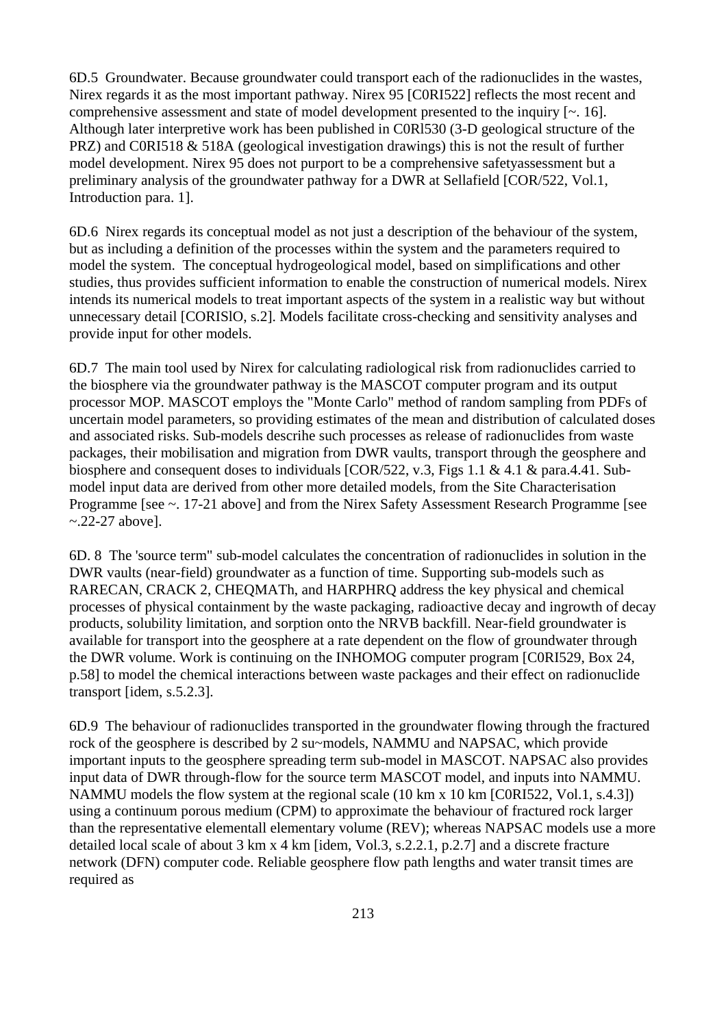6D.5 Groundwater. Because groundwater could transport each of the radionuclides in the wastes, Nirex regards it as the most important pathway. Nirex 95 [C0RI522] reflects the most recent and comprehensive assessment and state of model development presented to the inquiry [~. 16]. Although later interpretive work has been published in C0Rl530 (3-D geological structure of the PRZ) and C0RI518 & 518A (geological investigation drawings) this is not the result of further model development. Nirex 95 does not purport to be a comprehensive safetyassessment but a preliminary analysis of the groundwater pathway for a DWR at Sellafield [COR/522, Vol.1, Introduction para. 1].

6D.6 Nirex regards its conceptual model as not just a description of the behaviour of the system, but as including a definition of the processes within the system and the parameters required to model the system. The conceptual hydrogeological model, based on simplifications and other studies, thus provides sufficient information to enable the construction of numerical models. Nirex intends its numerical models to treat important aspects of the system in a realistic way but without unnecessary detail [CORISlO, s.2]. Models facilitate cross-checking and sensitivity analyses and provide input for other models.

6D.7 The main tool used by Nirex for calculating radiological risk from radionuclides carried to the biosphere via the groundwater pathway is the MASCOT computer program and its output processor MOP. MASCOT employs the "Monte Carlo" method of random sampling from PDFs of uncertain model parameters, so providing estimates of the mean and distribution of calculated doses and associated risks. Sub-models descrihe such processes as release of radionuclides from waste packages, their mobilisation and migration from DWR vaults, transport through the geosphere and biosphere and consequent doses to individuals [COR/522, v.3, Figs 1.1 & 4.1 & para.4.41. Sub-model input data are derived from other more detailed models, from the Site Characterisation Programme [see ~. 17-21 above] and from the Nirex Safety Assessment Research Programme [see ~.22-27 above].

6D. 8 The 'source term" sub-model calculates the concentration of radionuclides in solution in the DWR vaults (near-field) groundwater as a function of time. Supporting sub-models such as RARECAN, CRACK 2, CHEQMATh, and HARPHRQ address the key physical and chemical processes of physical containment by the waste packaging, radioactive decay and ingrowth of decay products, solubility limitation, and sorption onto the NRVB backfill. Near-field groundwater is available for transport into the geosphere at a rate dependent on the flow of groundwater through the DWR volume. Work is continuing on the INHOMOG computer program [C0RI529, Box 24, p.58] to model the chemical interactions between waste packages and their effect on radionuclide transport [idem, s.5.2.3].

6D.9 The behaviour of radionuclides transported in the groundwater flowing through the fractured rock of the geosphere is described by 2 su~models, NAMMU and NAPSAC, which provide important inputs to the geosphere spreading term sub-model in MASCOT. NAPSAC also provides input data of DWR through-flow for the source term MASCOT model, and inputs into NAMMU. NAMMU models the flow system at the regional scale (10 km x 10 km [C0RI522, Vol.1, s.4.3]) using a continuum porous medium (CPM) to approximate the behaviour of fractured rock larger than the representative elementall elementary volume (REV); whereas NAPSAC models use a more detailed local scale of about 3 km x 4 km [idem, Vol.3, s.2.2.1, p.2.7] and a discrete fracture network (DFN) computer code. Reliable geosphere flow path lengths and water transit times are required as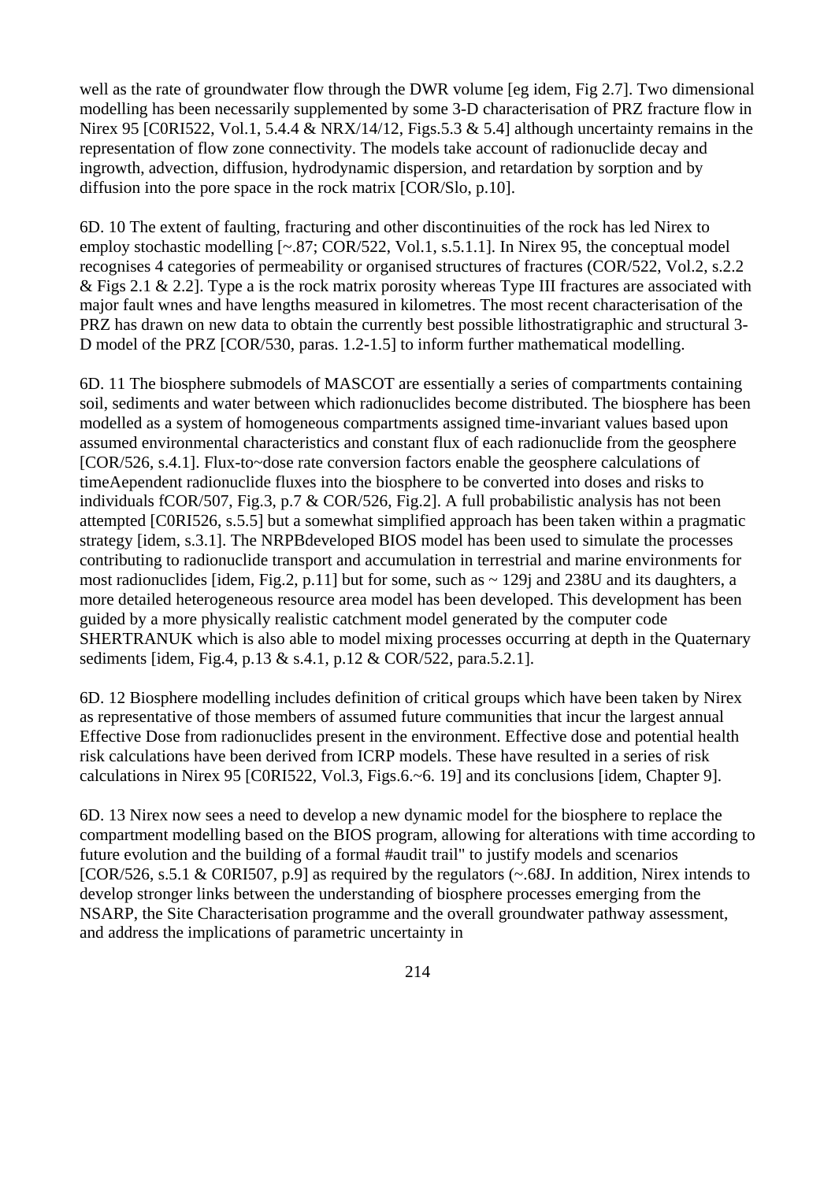well as the rate of groundwater flow through the DWR volume [eg idem, Fig 2.7]. Two dimensional modelling has been necessarily supplemented by some 3-D characterisation of PRZ fracture flow in Nirex 95 [C0RI522, Vol.1, 5.4.4 & NRX/14/12, Figs.5.3 & 5.4] although uncertainty remains in the representation of flow zone connectivity. The models take account of radionuclide decay and ingrowth, advection, diffusion, hydrodynamic dispersion, and retardation by sorption and by diffusion into the pore space in the rock matrix [COR/Slo, p.10].

6D. 10 The extent of faulting, fracturing and other discontinuities of the rock has led Nirex to employ stochastic modelling [~.87; COR/522, Vol.1, s.5.1.1]. In Nirex 95, the conceptual model recognises 4 categories of permeability or organised structures of fractures (COR/522, Vol.2, s.2.2 & Figs 2.1 & 2.2]. Type a is the rock matrix porosity whereas Type III fractures are associated with major fault wnes and have lengths measured in kilometres. The most recent characterisation of the PRZ has drawn on new data to obtain the currently best possible lithostratigraphic and structural 3-D model of the PRZ [COR/530, paras. 1.2-1.5] to inform further mathematical modelling.

6D. 11 The biosphere submodels of MASCOT are essentially a series of compartments containing soil, sediments and water between which radionuclides become distributed. The biosphere has been modelled as a system of homogeneous compartments assigned time-invariant values based upon assumed environmental characteristics and constant flux of each radionuclide from the geosphere [COR/526, s.4.1]. Flux-to~dose rate conversion factors enable the geosphere calculations of timeAependent radionuclide fluxes into the biosphere to be converted into doses and risks to individuals fCOR/507, Fig.3, p.7 & COR/526, Fig.2]. A full probabilistic analysis has not been attempted [C0RI526, s.5.5] but a somewhat simplified approach has been taken within a pragmatic strategy [idem, s.3.1]. The NRPBdeveloped BIOS model has been used to simulate the processes contributing to radionuclide transport and accumulation in terrestrial and marine environments for most radionuclides [idem, Fig.2, p.11] but for some, such as ~ 129j and 238U and its daughters, a more detailed heterogeneous resource area model has been developed. This development has been guided by a more physically realistic catchment model generated by the computer code SHERTRANUK which is also able to model mixing processes occurring at depth in the Quaternary sediments [idem, Fig.4, p.13 & s.4.1, p.12 & COR/522, para.5.2.1].

6D. 12 Biosphere modelling includes definition of critical groups which have been taken by Nirex as representative of those members of assumed future communities that incur the largest annual Effective Dose from radionuclides present in the environment. Effective dose and potential health risk calculations have been derived from ICRP models. These have resulted in a series of risk calculations in Nirex 95 [C0RI522, Vol.3, Figs.6.~6. 19] and its conclusions [idem, Chapter 9].

6D. 13 Nirex now sees a need to develop a new dynamic model for the biosphere to replace the compartment modelling based on the BIOS program, allowing for alterations with time according to future evolution and the building of a formal #audit trail" to justify models and scenarios [COR/526, s.5.1 & C0RI507, p.9] as required by the regulators (~.68J. In addition, Nirex intends to develop stronger links between the understanding of biosphere processes emerging from the NSARP, the Site Characterisation programme and the overall groundwater pathway assessment, and address the implications of parametric uncertainty in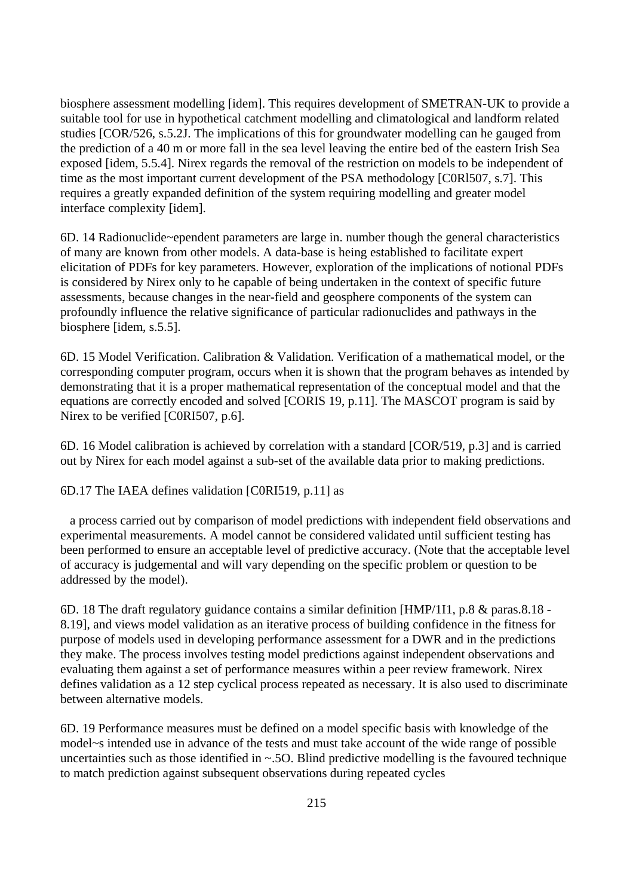biosphere assessment modelling [idem]. This requires development of SMETRAN-UK to provide a suitable tool for use in hypothetical catchment modelling and climatological and landform related studies [COR/526, s.5.2J. The implications of this for groundwater modelling can he gauged from the prediction of a 40 m or more fall in the sea level leaving the entire bed of the eastern Irish Sea exposed [idem, 5.5.4]. Nirex regards the removal of the restriction on models to be independent of time as the most important current development of the PSA methodology [C0Rl507, s.7]. This requires a greatly expanded definition of the system requiring modelling and greater model interface complexity [idem].

6D. 14 Radionuclide~ependent parameters are large in. number though the general characteristics of many are known from other models. A data-base is heing established to facilitate expert elicitation of PDFs for key parameters. However, exploration of the implications of notional PDFs is considered by Nirex only to he capable of being undertaken in the context of specific future assessments, because changes in the near-field and geosphere components of the system can profoundly influence the relative significance of particular radionuclides and pathways in the biosphere [idem, s.5.5].

6D. 15 Model Verification. Calibration & Validation. Verification of a mathematical model, or the corresponding computer program, occurs when it is shown that the program behaves as intended by demonstrating that it is a proper mathematical representation of the conceptual model and that the equations are correctly encoded and solved [CORIS 19, p.11]. The MASCOT program is said by Nirex to be verified [C0RI507, p.6].

6D. 16 Model calibration is achieved by correlation with a standard [COR/519, p.3] and is carried out by Nirex for each model against a sub-set of the available data prior to making predictions.

6D.17 The IAEA defines validation [C0RI519, p.11] as

a process carried out by comparison of model predictions with independent field observations and experimental measurements. A model cannot be considered validated until sufficient testing has been performed to ensure an acceptable level of predictive accuracy. (Note that the acceptable level of accuracy is judgemental and will vary depending on the specific problem or question to be addressed by the model).

6D. 18 The draft regulatory guidance contains a similar definition [HMP/1I1, p.8 & paras.8.18 - 8.19], and views model validation as an iterative process of building confidence in the fitness for purpose of models used in developing performance assessment for a DWR and in the predictions they make. The process involves testing model predictions against independent observations and evaluating them against a set of performance measures within a peer review framework. Nirex defines validation as a 12 step cyclical process repeated as necessary. It is also used to discriminate between alternative models.

6D. 19 Performance measures must be defined on a model specific basis with knowledge of the model~s intended use in advance of the tests and must take account of the wide range of possible uncertainties such as those identified in ~.5O. Blind predictive modelling is the favoured technique to match prediction against subsequent observations during repeated cycles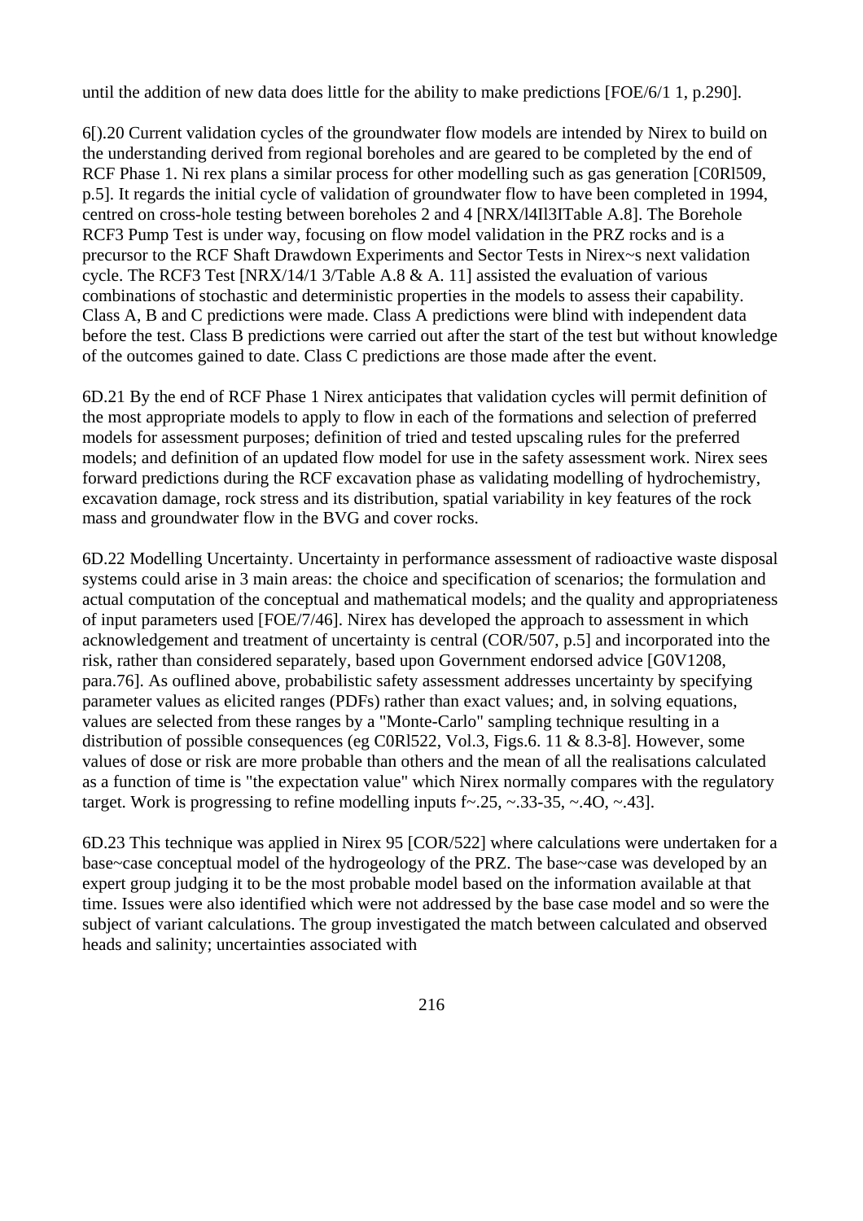until the addition of new data does little for the ability to make predictions [FOE/6/1 1, p.290].

6[).20 Current validation cycles of the groundwater flow models are intended by Nirex to build on the understanding derived from regional boreholes and are geared to be completed by the end of RCF Phase 1. Ni rex plans a similar process for other modelling such as gas generation [C0Rl509, p.5]. It regards the initial cycle of validation of groundwater flow to have been completed in 1994, centred on cross-hole testing between boreholes 2 and 4 [NRX/l4Il3ITable A.8]. The Borehole RCF3 Pump Test is under way, focusing on flow model validation in the PRZ rocks and is a precursor to the RCF Shaft Drawdown Experiments and Sector Tests in Nirex~s next validation cycle. The RCF3 Test [NRX/14/1 3/Table A.8 & A. 11] assisted the evaluation of various combinations of stochastic and deterministic properties in the models to assess their capability. Class A, B and C predictions were made. Class A predictions were blind with independent data before the test. Class B predictions were carried out after the start of the test but without knowledge of the outcomes gained to date. Class C predictions are those made after the event.

6D.21 By the end of RCF Phase 1 Nirex anticipates that validation cycles will permit definition of the most appropriate models to apply to flow in each of the formations and selection of preferred models for assessment purposes; definition of tried and tested upscaling rules for the preferred models; and definition of an updated flow model for use in the safety assessment work. Nirex sees forward predictions during the RCF excavation phase as validating modelling of hydrochemistry, excavation damage, rock stress and its distribution, spatial variability in key features of the rock mass and groundwater flow in the BVG and cover rocks.

6D.22 Modelling Uncertainty. Uncertainty in performance assessment of radioactive waste disposal systems could arise in 3 main areas: the choice and specification of scenarios; the formulation and actual computation of the conceptual and mathematical models; and the quality and appropriateness of input parameters used [FOE/7/46]. Nirex has developed the approach to assessment in which acknowledgement and treatment of uncertainty is central (COR/507, p.5] and incorporated into the risk, rather than considered separately, based upon Government endorsed advice [G0V1208, para.76]. As ouflined above, probabilistic safety assessment addresses uncertainty by specifying parameter values as elicited ranges (PDFs) rather than exact values; and, in solving equations, values are selected from these ranges by a "Monte-Carlo" sampling technique resulting in a distribution of possible consequences (eg C0Rl522, Vol.3, Figs.6. 11 & 8.3-8]. However, some values of dose or risk are more probable than others and the mean of all the realisations calculated as a function of time is "the expectation value" which Nirex normally compares with the regulatory target. Work is progressing to refine modelling inputs f~.25, ~.33-35, ~.4O, ~.43].

6D.23 This technique was applied in Nirex 95 [COR/522] where calculations were undertaken for a base~case conceptual model of the hydrogeology of the PRZ. The base~case was developed by an expert group judging it to be the most probable model based on the information available at that time. Issues were also identified which were not addressed by the base case model and so were the subject of variant calculations. The group investigated the match between calculated and observed heads and salinity; uncertainties associated with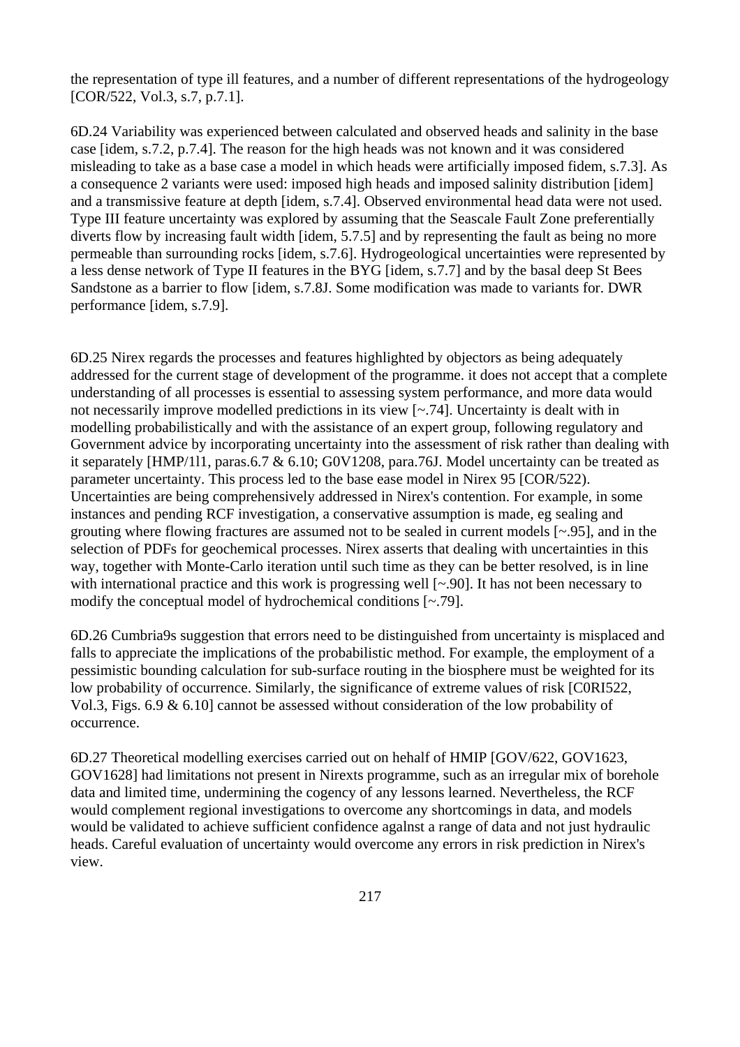the representation of type ill features, and a number of different representations of the hydrogeology [COR/522, Vol.3, s.7, p.7.1].

6D.24 Variability was experienced between calculated and observed heads and salinity in the base case [idem, s.7.2, p.7.4]. The reason for the high heads was not known and it was considered misleading to take as a base case a model in which heads were artificially imposed fidem, s.7.3]. As a consequence 2 variants were used: imposed high heads and imposed salinity distribution [idem] and a transmissive feature at depth [idem, s.7.4]. Observed environmental head data were not used. Type III feature uncertainty was explored by assuming that the Seascale Fault Zone preferentially diverts flow by increasing fault width [idem, 5.7.5] and by representing the fault as being no more permeable than surrounding rocks [idem, s.7.6]. Hydrogeological uncertainties were represented by a less dense network of Type II features in the BYG [idem, s.7.7] and by the basal deep St Bees Sandstone as a barrier to flow [idem, s.7.8J. Some modification was made to variants for. DWR performance [idem, s.7.9].

6D.25 Nirex regards the processes and features highlighted by objectors as being adequately addressed for the current stage of development of the programme. it does not accept that a complete understanding of all processes is essential to assessing system performance, and more data would not necessarily improve modelled predictions in its view [~.74]. Uncertainty is dealt with in modelling probabilistically and with the assistance of an expert group, following regulatory and Government advice by incorporating uncertainty into the assessment of risk rather than dealing with it separately [HMP/1l1, paras.6.7 & 6.10; G0V1208, para.76J. Model uncertainty can be treated as parameter uncertainty. This process led to the base ease model in Nirex 95 [COR/522). Uncertainties are being comprehensively addressed in Nirex's contention. For example, in some instances and pending RCF investigation, a conservative assumption is made, eg sealing and grouting where flowing fractures are assumed not to be sealed in current models [~.95], and in the selection of PDFs for geochemical processes. Nirex asserts that dealing with uncertainties in this way, together with Monte-Carlo iteration until such time as they can be better resolved, is in line with international practice and this work is progressing well [~.90]. It has not been necessary to modify the conceptual model of hydrochemical conditions [~.79].

6D.26 Cumbria9s suggestion that errors need to be distinguished from uncertainty is misplaced and falls to appreciate the implications of the probabilistic method. For example, the employment of a pessimistic bounding calculation for sub-surface routing in the biosphere must be weighted for its low probability of occurrence. Similarly, the significance of extreme values of risk [C0RI522, Vol.3, Figs. 6.9 & 6.10] cannot be assessed without consideration of the low probability of occurrence.

6D.27 Theoretical modelling exercises carried out on hehalf of HMIP [GOV/622, GOV1623, GOV1628] had limitations not present in Nirexts programme, such as an irregular mix of borehole data and limited time, undermining the cogency of any lessons learned. Nevertheless, the RCF would complement regional investigations to overcome any shortcomings in data, and models would be validated to achieve sufficient confidence agalnst a range of data and not just hydraulic heads. Careful evaluation of uncertainty would overcome any errors in risk prediction in Nirex's view.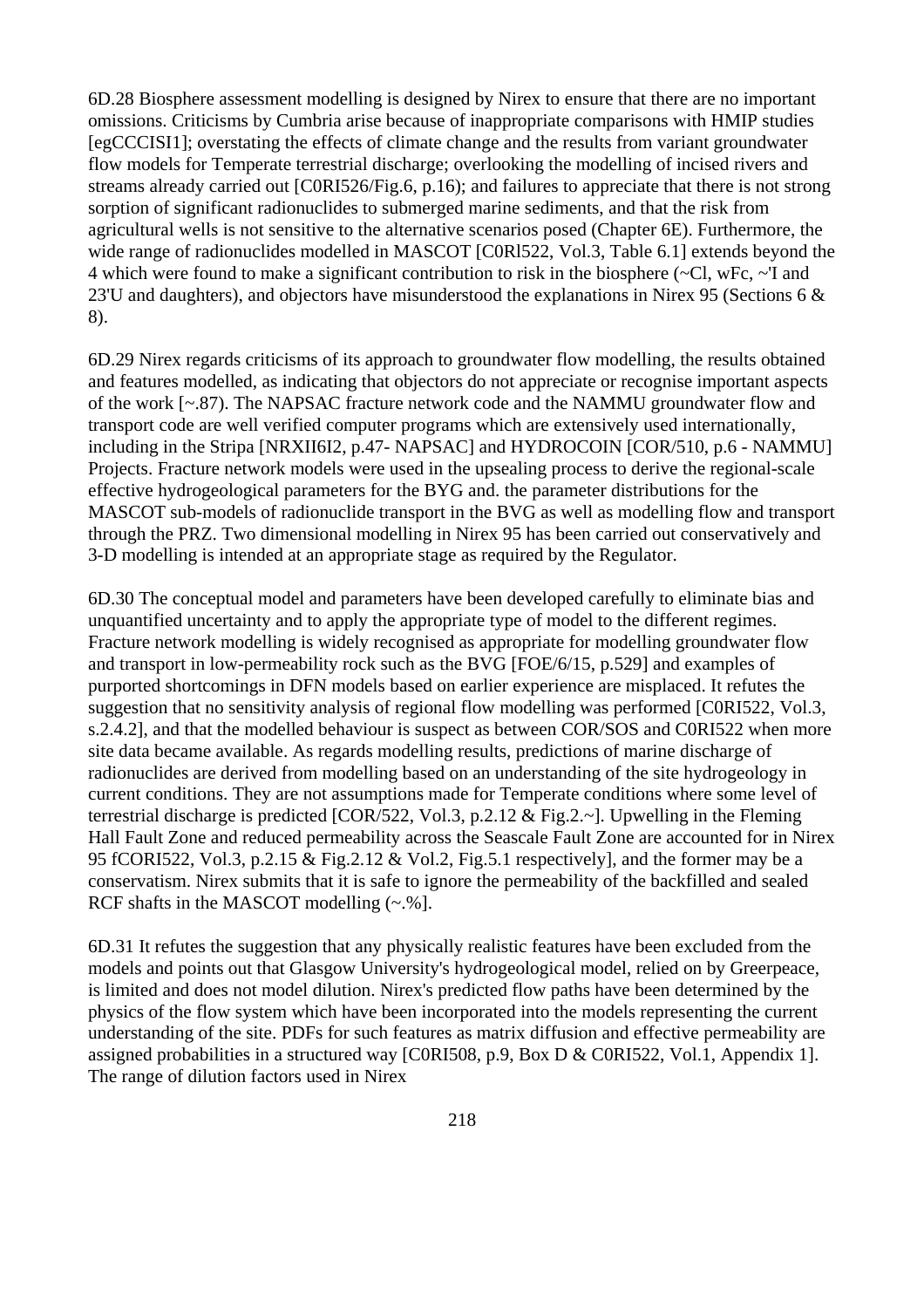6D.28 Biosphere assessment modelling is designed by Nirex to ensure that there are no important omissions. Criticisms by Cumbria arise because of inappropriate comparisons with HMIP studies [egCCCISI1]; overstating the effects of climate change and the results from variant groundwater flow models for Temperate terrestrial discharge; overlooking the modelling of incised rivers and streams already carried out [C0RI526/Fig.6, p.16); and failures to appreciate that there is not strong sorption of significant radionuclides to submerged marine sediments, and that the risk from agricultural wells is not sensitive to the alternative scenarios posed (Chapter 6E). Furthermore, the wide range of radionuclides modelled in MASCOT [C0Rl522, Vol.3, Table 6.1] extends beyond the 4 which were found to make a significant contribution to risk in the biosphere (~Cl, wFc, ~'I and 23'U and daughters), and objectors have misunderstood the explanations in Nirex 95 (Sections 6 & 8).

6D.29 Nirex regards criticisms of its approach to groundwater flow modelling, the results obtained and features modelled, as indicating that objectors do not appreciate or recognise important aspects of the work [~.87). The NAPSAC fracture network code and the NAMMU groundwater flow and transport code are well verified computer programs which are extensively used internationally, including in the Stripa [NRXII6I2, p.47- NAPSAC] and HYDROCOIN [COR/510, p.6 - NAMMU] Projects. Fracture network models were used in the upsealing process to derive the regional-scale effective hydrogeological parameters for the BYG and. the parameter distributions for the MASCOT sub-models of radionuclide transport in the BVG as well as modelling flow and transport through the PRZ. Two dimensional modelling in Nirex 95 has been carried out conservatively and 3-D modelling is intended at an appropriate stage as required by the Regulator.

6D.30 The conceptual model and parameters have been developed carefully to eliminate bias and unquantified uncertainty and to apply the appropriate type of model to the different regimes. Fracture network modelling is widely recognised as appropriate for modelling groundwater flow and transport in low-permeability rock such as the BVG [FOE/6/15, p.529] and examples of purported shortcomings in DFN models based on earlier experience are misplaced. It refutes the suggestion that no sensitivity analysis of regional flow modelling was performed [C0RI522, Vol.3, s.2.4.2], and that the modelled behaviour is suspect as between COR/SOS and C0RI522 when more site data became available. As regards modelling results, predictions of marine discharge of radionuclides are derived from modelling based on an understanding of the site hydrogeology in current conditions. They are not assumptions made for Temperate conditions where some level of terrestrial discharge is predicted [COR/522, Vol.3, p.2.12 & Fig.2.~]. Upwelling in the Fleming Hall Fault Zone and reduced permeability across the Seascale Fault Zone are accounted for in Nirex 95 fCORI522, Vol.3, p.2.15 & Fig.2.12 & Vol.2, Fig.5.1 respectively], and the former may be a conservatism. Nirex submits that it is safe to ignore the permeability of the backfilled and sealed RCF shafts in the MASCOT modelling (~.%].

6D.31 It refutes the suggestion that any physically realistic features have been excluded from the models and points out that Glasgow University's hydrogeological model, relied on by Greerpeace, is limited and does not model dilution. Nirex's predicted flow paths have been determined by the physics of the flow system which have been incorporated into the models representing the current understanding of the site. PDFs for such features as matrix diffusion and effective permeability are assigned probabilities in a structured way [C0RI508, p.9, Box D & C0RI522, Vol.1, Appendix 1]. The range of dilution factors used in Nirex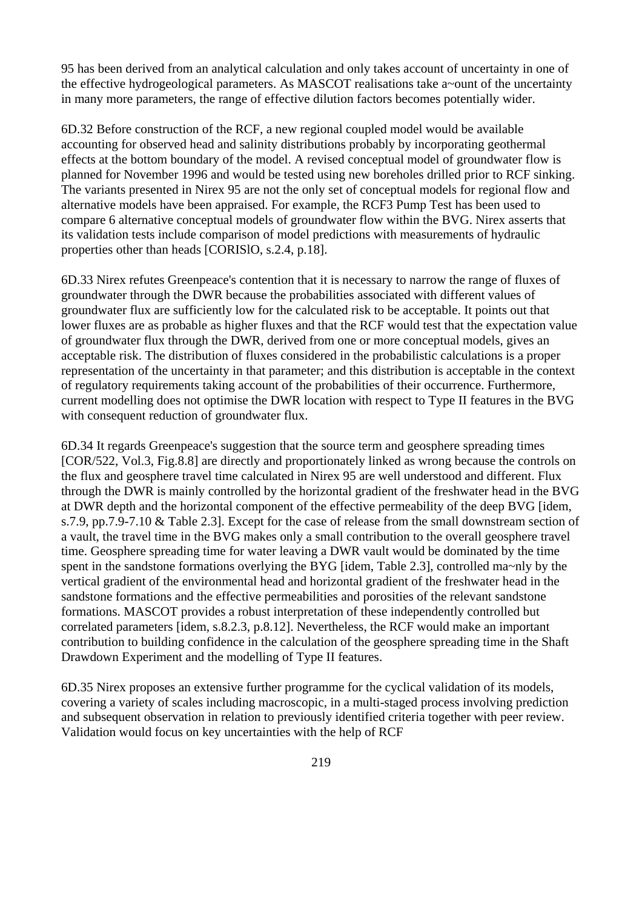95 has been derived from an analytical calculation and only takes account of uncertainty in one of the effective hydrogeological parameters. As MASCOT realisations take a~ount of the uncertainty in many more parameters, the range of effective dilution factors becomes potentially wider.

6D.32 Before construction of the RCF, a new regional coupled model would be available accounting for observed head and salinity distributions probably by incorporating geothermal effects at the bottom boundary of the model. A revised conceptual model of groundwater flow is planned for November 1996 and would be tested using new boreholes drilled prior to RCF sinking. The variants presented in Nirex 95 are not the only set of conceptual models for regional flow and alternative models have been appraised. For example, the RCF3 Pump Test has been used to compare 6 alternative conceptual models of groundwater flow within the BVG. Nirex asserts that its validation tests include comparison of model predictions with measurements of hydraulic properties other than heads [CORISlO, s.2.4, p.18].

6D.33 Nirex refutes Greenpeace's contention that it is necessary to narrow the range of fluxes of groundwater through the DWR because the probabilities associated with different values of groundwater flux are sufficiently low for the calculated risk to be acceptable. It points out that lower fluxes are as probable as higher fluxes and that the RCF would test that the expectation value of groundwater flux through the DWR, derived from one or more conceptual models, gives an acceptable risk. The distribution of fluxes considered in the probabilistic calculations is a proper representation of the uncertainty in that parameter; and this distribution is acceptable in the context of regulatory requirements taking account of the probabilities of their occurrence. Furthermore, current modelling does not optimise the DWR location with respect to Type II features in the BVG with consequent reduction of groundwater flux.

6D.34 It regards Greenpeace's suggestion that the source term and geosphere spreading times [COR/522, Vol.3, Fig.8.8] are directly and proportionately linked as wrong because the controls on the flux and geosphere travel time calculated in Nirex 95 are well understood and different. Flux through the DWR is mainly controlled by the horizontal gradient of the freshwater head in the BVG at DWR depth and the horizontal component of the effective permeability of the deep BVG [idem, s.7.9, pp.7.9-7.10 & Table 2.3]. Except for the case of release from the small downstream section of a vault, the travel time in the BVG makes only a small contribution to the overall geosphere travel time. Geosphere spreading time for water leaving a DWR vault would be dominated by the time spent in the sandstone formations overlying the BYG [idem, Table 2.3], controlled ma~nly by the vertical gradient of the environmental head and horizontal gradient of the freshwater head in the sandstone formations and the effective permeabilities and porosities of the relevant sandstone formations. MASCOT provides a robust interpretation of these independently controlled but correlated parameters [idem, s.8.2.3, p.8.12]. Nevertheless, the RCF would make an important contribution to building confidence in the calculation of the geosphere spreading time in the Shaft Drawdown Experiment and the modelling of Type II features.

6D.35 Nirex proposes an extensive further programme for the cyclical validation of its models, covering a variety of scales including macroscopic, in a multi-staged process involving prediction and subsequent observation in relation to previously identified criteria together with peer review. Validation would focus on key uncertainties with the help of RCF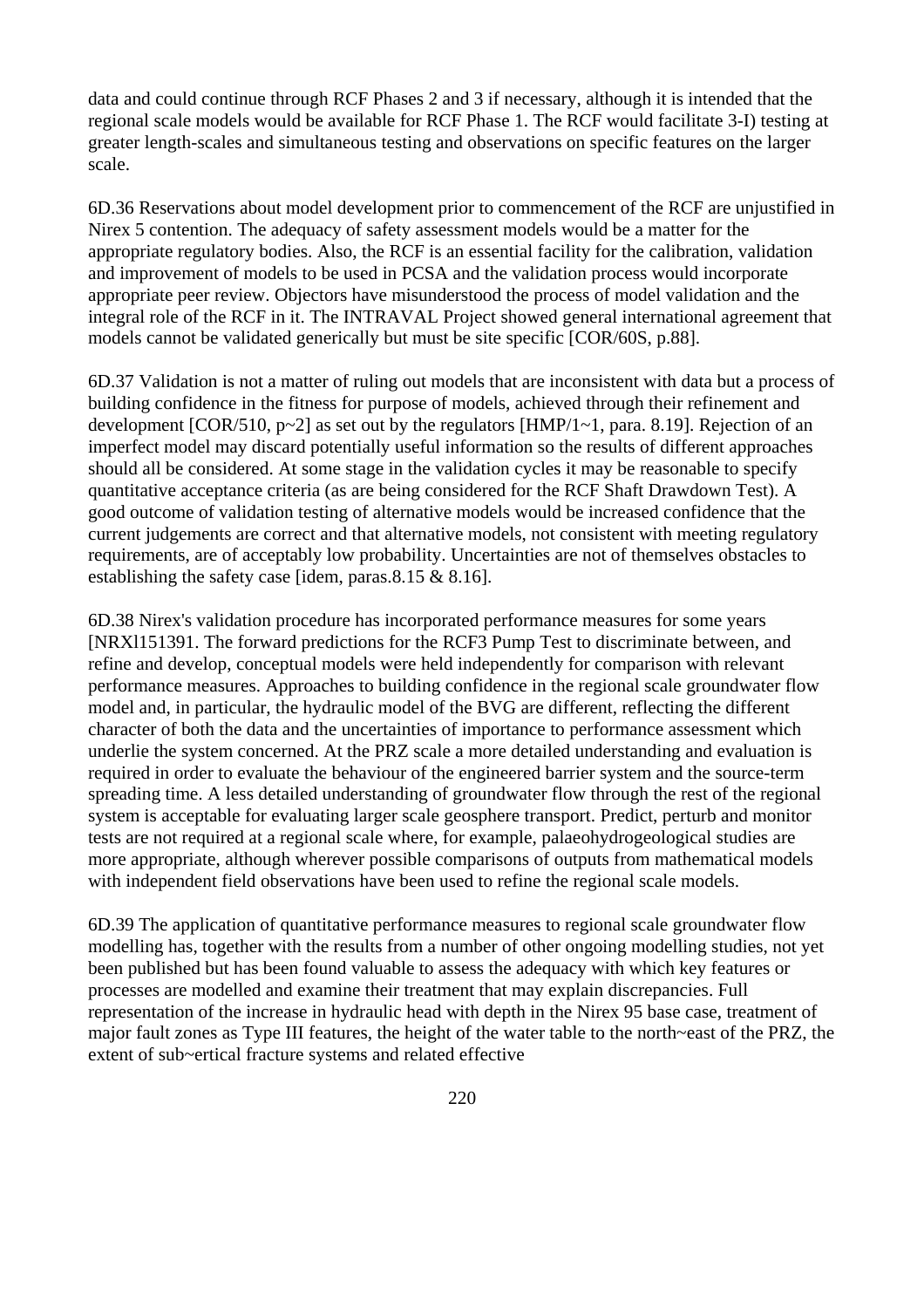data and could continue through RCF Phases 2 and 3 if necessary, although it is intended that the regional scale models would be available for RCF Phase 1. The RCF would facilitate 3-I) testing at greater length-scales and simultaneous testing and observations on specific features on the larger scale.

6D.36 Reservations about model development prior to commencement of the RCF are unjustified in Nirex 5 contention. The adequacy of safety assessment models would be a matter for the appropriate regulatory bodies. Also, the RCF is an essential facility for the calibration, validation and improvement of models to be used in PCSA and the validation process would incorporate appropriate peer review. Objectors have misunderstood the process of model validation and the integral role of the RCF in it. The INTRAVAL Project showed general international agreement that models cannot be validated generically but must be site specific [COR/60S, p.88].

6D.37 Validation is not a matter of ruling out models that are inconsistent with data but a process of building confidence in the fitness for purpose of models, achieved through their refinement and development [COR/510, p~2] as set out by the regulators [HMP/1~1, para. 8.19]. Rejection of an imperfect model may discard potentially useful information so the results of different approaches should all be considered. At some stage in the validation cycles it may be reasonable to specify quantitative acceptance criteria (as are being considered for the RCF Shaft Drawdown Test). A good outcome of validation testing of alternative models would be increased confidence that the current judgements are correct and that alternative models, not consistent with meeting regulatory requirements, are of acceptably low probability. Uncertainties are not of themselves obstacles to establishing the safety case [idem, paras.8.15 & 8.16].

6D.38 Nirex's validation procedure has incorporated performance measures for some years [NRXl151391. The forward predictions for the RCF3 Pump Test to discriminate between, and refine and develop, conceptual models were held independently for comparison with relevant performance measures. Approaches to building confidence in the regional scale groundwater flow model and, in particular, the hydraulic model of the BVG are different, reflecting the different character of both the data and the uncertainties of importance to performance assessment which underlie the system concerned. At the PRZ scale a more detailed understanding and evaluation is required in order to evaluate the behaviour of the engineered barrier system and the source-term spreading time. A less detailed understanding of groundwater flow through the rest of the regional system is acceptable for evaluating larger scale geosphere transport. Predict, perturb and monitor tests are not required at a regional scale where, for example, palaeohydrogeological studies are more appropriate, although wherever possible comparisons of outputs from mathematical models with independent field observations have been used to refine the regional scale models.

6D.39 The application of quantitative performance measures to regional scale groundwater flow modelling has, together with the results from a number of other ongoing modelling studies, not yet been published but has been found valuable to assess the adequacy with which key features or processes are modelled and examine their treatment that may explain discrepancies. Full representation of the increase in hydraulic head with depth in the Nirex 95 base case, treatment of major fault zones as Type III features, the height of the water table to the north~east of the PRZ, the extent of sub~ertical fracture systems and related effective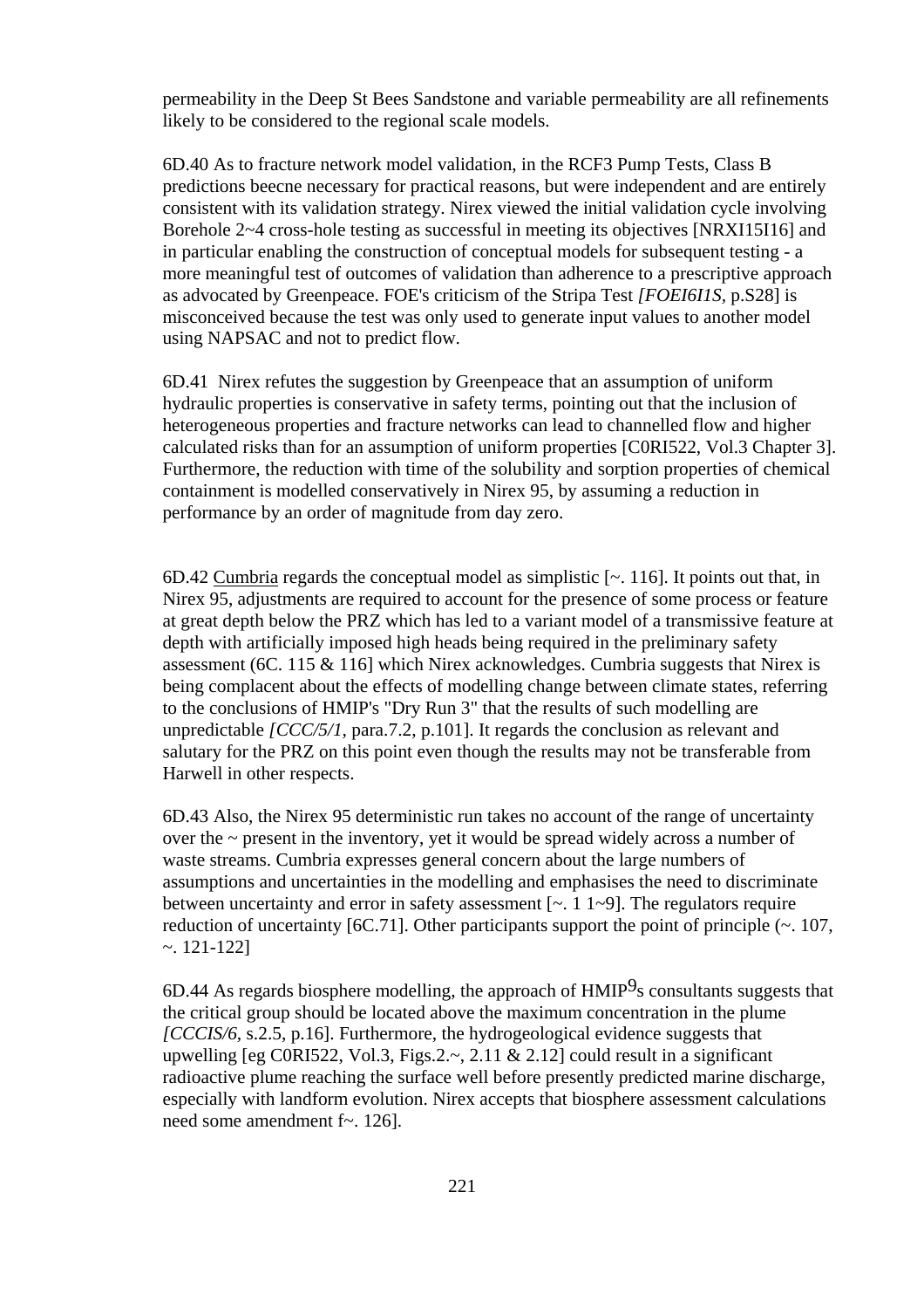permeability in the Deep St Bees Sandstone and variable permeability are all refinements likely to be considered to the regional scale models.

6D.40 As to fracture network model validation, in the RCF3 Pump Tests, Class B predictions beecne necessary for practical reasons, but were independent and are entirely consistent with its validation strategy. Nirex viewed the initial validation cycle involving Borehole 2~4 cross-hole testing as successful in meeting its objectives [NRXI15I16] and in particular enabling the construction of conceptual models for subsequent testing - a more meaningful test of outcomes of validation than adherence to a prescriptive approach as advocated by Greenpeace. FOE's criticism of the Stripa Test *[FOEI6I1S*, p.S28] is misconceived because the test was only used to generate input values to another model using NAPSAC and not to predict flow.

6D.41 Nirex refutes the suggestion by Greenpeace that an assumption of uniform hydraulic properties is conservative in safety terms, pointing out that the inclusion of heterogeneous properties and fracture networks can lead to channelled flow and higher calculated risks than for an assumption of uniform properties [C0RI522, Vol.3 Chapter 3]. Furthermore, the reduction with time of the solubility and sorption properties of chemical containment is modelled conservatively in Nirex 95, by assuming a reduction in performance by an order of magnitude from day zero.

6D.42 <u>Cumbria</u> regards the conceptual model as simplistic [~. 116]. It points out that, in Nirex 95, adjustments are required to account for the presence of some process or feature at great depth below the PRZ which has led to a variant model of a transmissive feature at depth with artificially imposed high heads being required in the preliminary safety assessment (6C. 115 & 116] which Nirex acknowledges. Cumbria suggests that Nirex is being complacent about the effects of modelling change between climate states, referring to the conclusions of HMIP's "Dry Run 3" that the results of such modelling are unpredictable *[CCC/5/1*, para.7.2, p.101]. It regards the conclusion as relevant and salutary for the PRZ on this point even though the results may not be transferable from Harwell in other respects.

6D.43 Also, the Nirex 95 deterministic run takes no account of the range of uncertainty over the ~ present in the inventory, yet it would be spread widely across a number of waste streams. Cumbria expresses general concern about the large numbers of assumptions and uncertainties in the modelling and emphasises the need to discriminate between uncertainty and error in safety assessment [~. 1 1~9]. The regulators require reduction of uncertainty [6C.71]. Other participants support the point of principle (~. 107, ~. 121-122]

6D.44 As regards biosphere modelling, the approach of HMIP9s consultants suggests that the critical group should be located above the maximum concentration in the plume *[CCCIS/6*, s.2.5, p.16]. Furthermore, the hydrogeological evidence suggests that upwelling [eg C0RI522, Vol.3, Figs.2.~, 2.11 & 2.12] could result in a significant radioactive plume reaching the surface well before presently predicted marine discharge, especially with landform evolution. Nirex accepts that biosphere assessment calculations need some amendment f~. 126].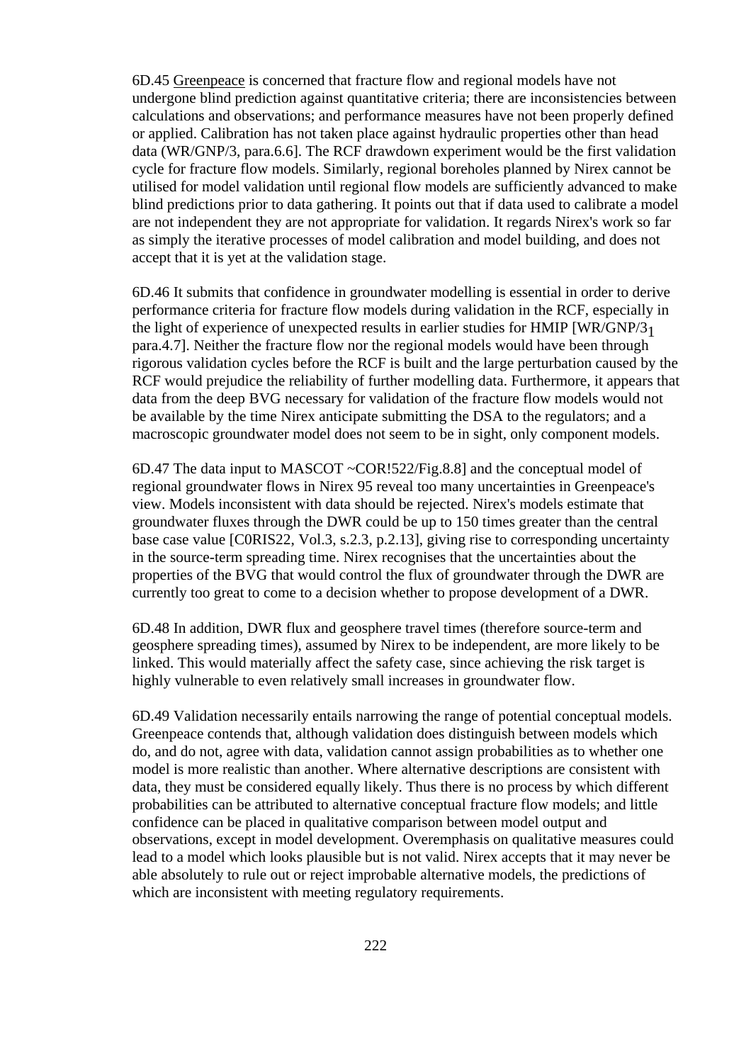6D.45 Greenpeace is concerned that fracture flow and regional models have not undergone blind prediction against quantitative criteria; there are inconsistencies between calculations and observations; and performance measures have not been properly defined or applied. Calibration has not taken place against hydraulic properties other than head data (WR/GNP/3, para.6.6]. The RCF drawdown experiment would be the first validation cycle for fracture flow models. Similarly, regional boreholes planned by Nirex cannot be utilised for model validation until regional flow models are sufficiently advanced to make blind predictions prior to data gathering. It points out that if data used to calibrate a model are not independent they are not appropriate for validation. It regards Nirex's work so far as simply the iterative processes of model calibration and model building, and does not accept that it is yet at the validation stage.

6D.46 It submits that confidence in groundwater modelling is essential in order to derive performance criteria for fracture flow models during validation in the RCF, especially in the light of experience of unexpected results in earlier studies for HMIP [WR/GNP/3$_1$ para.4.7]. Neither the fracture flow nor the regional models would have been through rigorous validation cycles before the RCF is built and the large perturbation caused by the RCF would prejudice the reliability of further modelling data. Furthermore, it appears that data from the deep BVG necessary for validation of the fracture flow models would not be available by the time Nirex anticipate submitting the DSA to the regulators; and a macroscopic groundwater model does not seem to be in sight, only component models.

6D.47 The data input to MASCOT ~COR!522/Fig.8.8] and the conceptual model of regional groundwater flows in Nirex 95 reveal too many uncertainties in Greenpeace's view. Models inconsistent with data should be rejected. Nirex's models estimate that groundwater fluxes through the DWR could be up to 150 times greater than the central base case value [C0RIS22, Vol.3, s.2.3, p.2.13], giving rise to corresponding uncertainty in the source-term spreading time. Nirex recognises that the uncertainties about the properties of the BVG that would control the flux of groundwater through the DWR are currently too great to come to a decision whether to propose development of a DWR.

6D.48 In addition, DWR flux and geosphere travel times (therefore source-term and geosphere spreading times), assumed by Nirex to be independent, are more likely to be linked. This would materially affect the safety case, since achieving the risk target is highly vulnerable to even relatively small increases in groundwater flow.

6D.49 Validation necessarily entails narrowing the range of potential conceptual models. Greenpeace contends that, although validation does distinguish between models which do, and do not, agree with data, validation cannot assign probabilities as to whether one model is more realistic than another. Where alternative descriptions are consistent with data, they must be considered equally likely. Thus there is no process by which different probabilities can be attributed to alternative conceptual fracture flow models; and little confidence can be placed in qualitative comparison between model output and observations, except in model development. Overemphasis on qualitative measures could lead to a model which looks plausible but is not valid. Nirex accepts that it may never be able absolutely to rule out or reject improbable alternative models, the predictions of which are inconsistent with meeting regulatory requirements.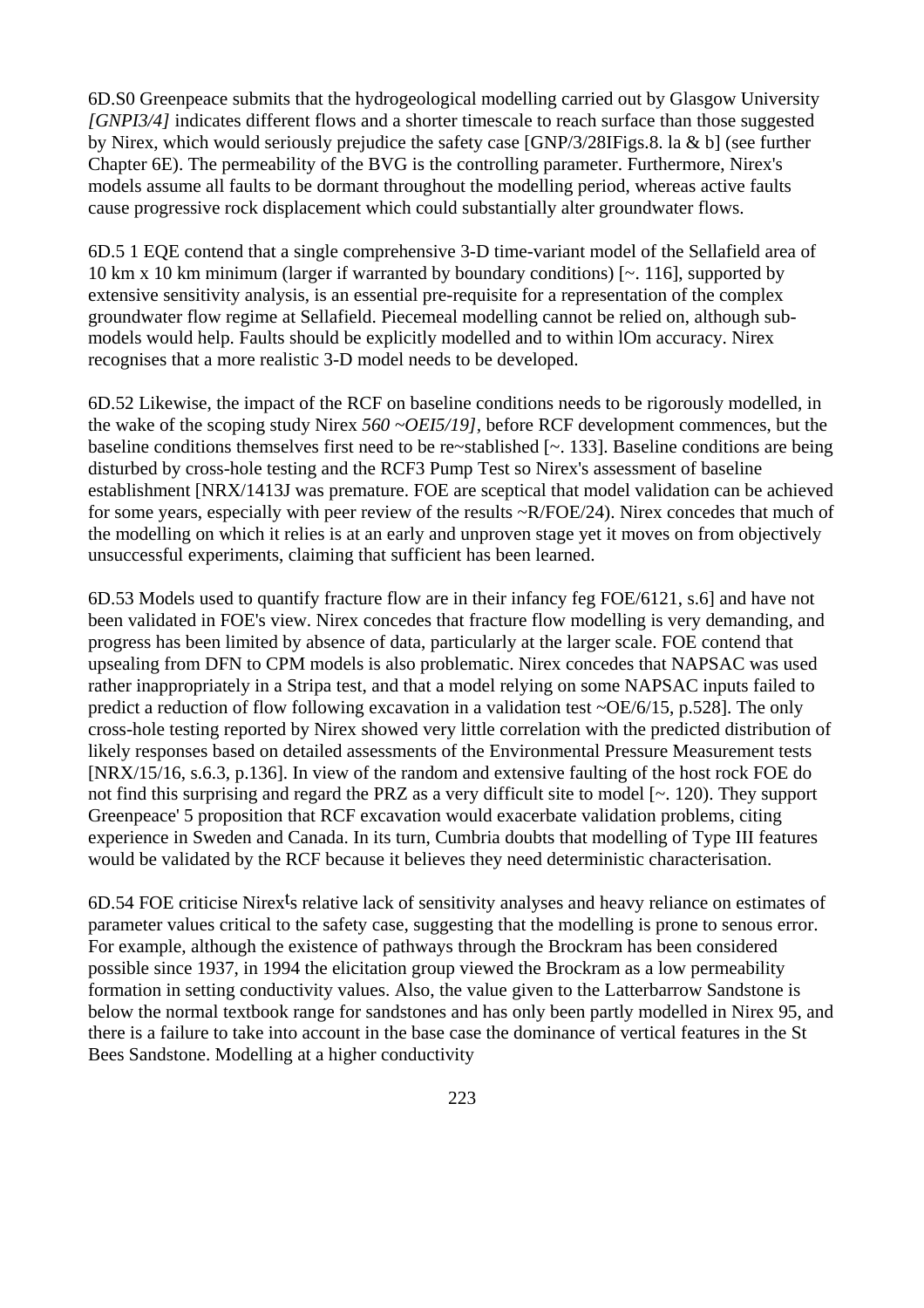6D.S0 Greenpeace submits that the hydrogeological modelling carried out by Glasgow University *[GNPI3/4]* indicates different flows and a shorter timescale to reach surface than those suggested by Nirex, which would seriously prejudice the safety case [GNP/3/28IFigs.8. la & b] (see further Chapter 6E). The permeability of the BVG is the controlling parameter. Furthermore, Nirex's models assume all faults to be dormant throughout the modelling period, whereas active faults cause progressive rock displacement which could substantially alter groundwater flows.

6D.5 1 EQE contend that a single comprehensive 3-D time-variant model of the Sellafield area of 10 km x 10 km minimum (larger if warranted by boundary conditions) [~. 116], supported by extensive sensitivity analysis, is an essential pre-requisite for a representation of the complex groundwater flow regime at Sellafield. Piecemeal modelling cannot be relied on, although sub-models would help. Faults should be explicitly modelled and to within lOm accuracy. Nirex recognises that a more realistic 3-D model needs to be developed.

6D.52 Likewise, the impact of the RCF on baseline conditions needs to be rigorously modelled, in the wake of the scoping study Nirex *560 ~OEI5/19]*, before RCF development commences, but the baseline conditions themselves first need to be re~stablished [~. 133]. Baseline conditions are being disturbed by cross-hole testing and the RCF3 Pump Test so Nirex's assessment of baseline establishment [NRX/1413J was premature. FOE are sceptical that model validation can be achieved for some years, especially with peer review of the results ~R/FOE/24). Nirex concedes that much of the modelling on which it relies is at an early and unproven stage yet it moves on from objectively unsuccessful experiments, claiming that sufficient has been learned.

6D.53 Models used to quantify fracture flow are in their infancy feg FOE/6121, s.6] and have not been validated in FOE's view. Nirex concedes that fracture flow modelling is very demanding, and progress has been limited by absence of data, particularly at the larger scale. FOE contend that upsealing from DFN to CPM models is also problematic. Nirex concedes that NAPSAC was used rather inappropriately in a Stripa test, and that a model relying on some NAPSAC inputs failed to predict a reduction of flow following excavation in a validation test ~OE/6/15, p.528]. The only cross-hole testing reported by Nirex showed very little correlation with the predicted distribution of likely responses based on detailed assessments of the Environmental Pressure Measurement tests [NRX/15/16, s.6.3, p.136]. In view of the random and extensive faulting of the host rock FOE do not find this surprising and regard the PRZ as a very difficult site to model [~. 120). They support Greenpeace' 5 proposition that RCF excavation would exacerbate validation problems, citing experience in Sweden and Canada. In its turn, Cumbria doubts that modelling of Type III features would be validated by the RCF because it believes they need deterministic characterisation.

6D.54 FOE criticise Nirex[t]s relative lack of sensitivity analyses and heavy reliance on estimates of parameter values critical to the safety case, suggesting that the modelling is prone to senous error. For example, although the existence of pathways through the Brockram has been considered possible since 1937, in 1994 the elicitation group viewed the Brockram as a low permeability formation in setting conductivity values. Also, the value given to the Latterbarrow Sandstone is below the normal textbook range for sandstones and has only been partly modelled in Nirex 95, and there is a failure to take into account in the base case the dominance of vertical features in the St Bees Sandstone. Modelling at a higher conductivity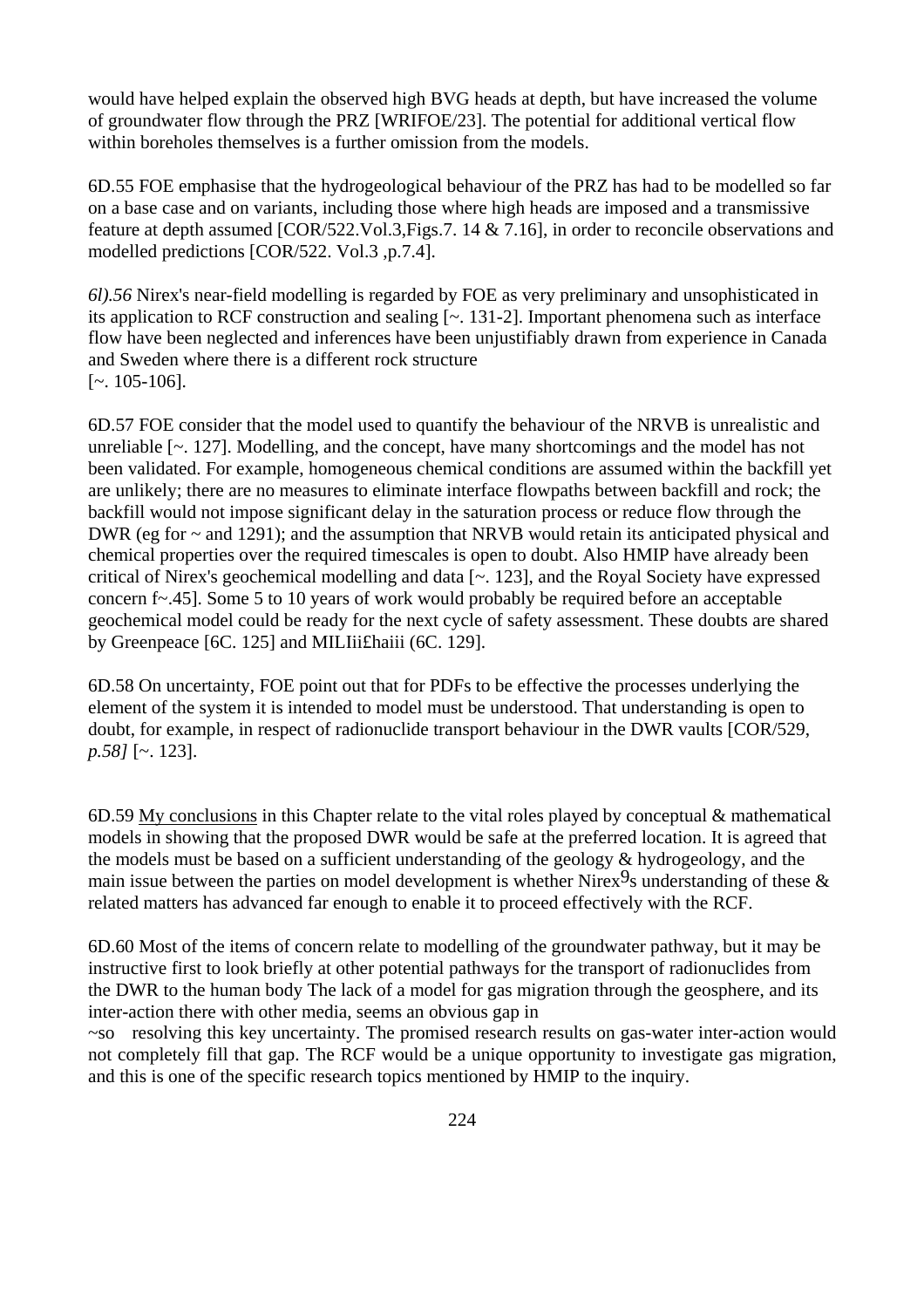would have helped explain the observed high BVG heads at depth, but have increased the volume of groundwater flow through the PRZ [WRIFOE/23]. The potential for additional vertical flow within boreholes themselves is a further omission from the models.

6D.55 FOE emphasise that the hydrogeological behaviour of the PRZ has had to be modelled so far on a base case and on variants, including those where high heads are imposed and a transmissive feature at depth assumed [COR/522.Vol.3,Figs.7. 14 & 7.16], in order to reconcile observations and modelled predictions [COR/522. Vol.3 ,p.7.4].

*6l).56* Nirex's near-field modelling is regarded by FOE as very preliminary and unsophisticated in its application to RCF construction and sealing [~. 131-2]. Important phenomena such as interface flow have been neglected and inferences have been unjustifiably drawn from experience in Canada and Sweden where there is a different rock structure
[~. 105-106].

6D.57 FOE consider that the model used to quantify the behaviour of the NRVB is unrealistic and unreliable [~. 127]. Modelling, and the concept, have many shortcomings and the model has not been validated. For example, homogeneous chemical conditions are assumed within the backfill yet are unlikely; there are no measures to eliminate interface flowpaths between backfill and rock; the backfill would not impose significant delay in the saturation process or reduce flow through the DWR (eg for ~ and 1291); and the assumption that NRVB would retain its anticipated physical and chemical properties over the required timescales is open to doubt. Also HMIP have already been critical of Nirex's geochemical modelling and data [~. 123], and the Royal Society have expressed concern f~.45]. Some 5 to 10 years of work would probably be required before an acceptable geochemical model could be ready for the next cycle of safety assessment. These doubts are shared by Greenpeace [6C. 125] and MILIii£haiii (6C. 129].

6D.58 On uncertainty, FOE point out that for PDFs to be effective the processes underlying the element of the system it is intended to model must be understood. That understanding is open to doubt, for example, in respect of radionuclide transport behaviour in the DWR vaults [COR/529, *p.58]* [~. 123].

6D.59 My conclusions in this Chapter relate to the vital roles played by conceptual & mathematical models in showing that the proposed DWR would be safe at the preferred location. It is agreed that the models must be based on a sufficient understanding of the geology & hydrogeology, and the main issue between the parties on model development is whether Nirex9s understanding of these & related matters has advanced far enough to enable it to proceed effectively with the RCF.

6D.60 Most of the items of concern relate to modelling of the groundwater pathway, but it may be instructive first to look briefly at other potential pathways for the transport of radionuclides from the DWR to the human body The lack of a model for gas migration through the geosphere, and its inter-action there with other media, seems an obvious gap in
~so resolving this key uncertainty. The promised research results on gas-water inter-action would not completely fill that gap. The RCF would be a unique opportunity to investigate gas migration, and this is one of the specific research topics mentioned by HMIP to the inquiry.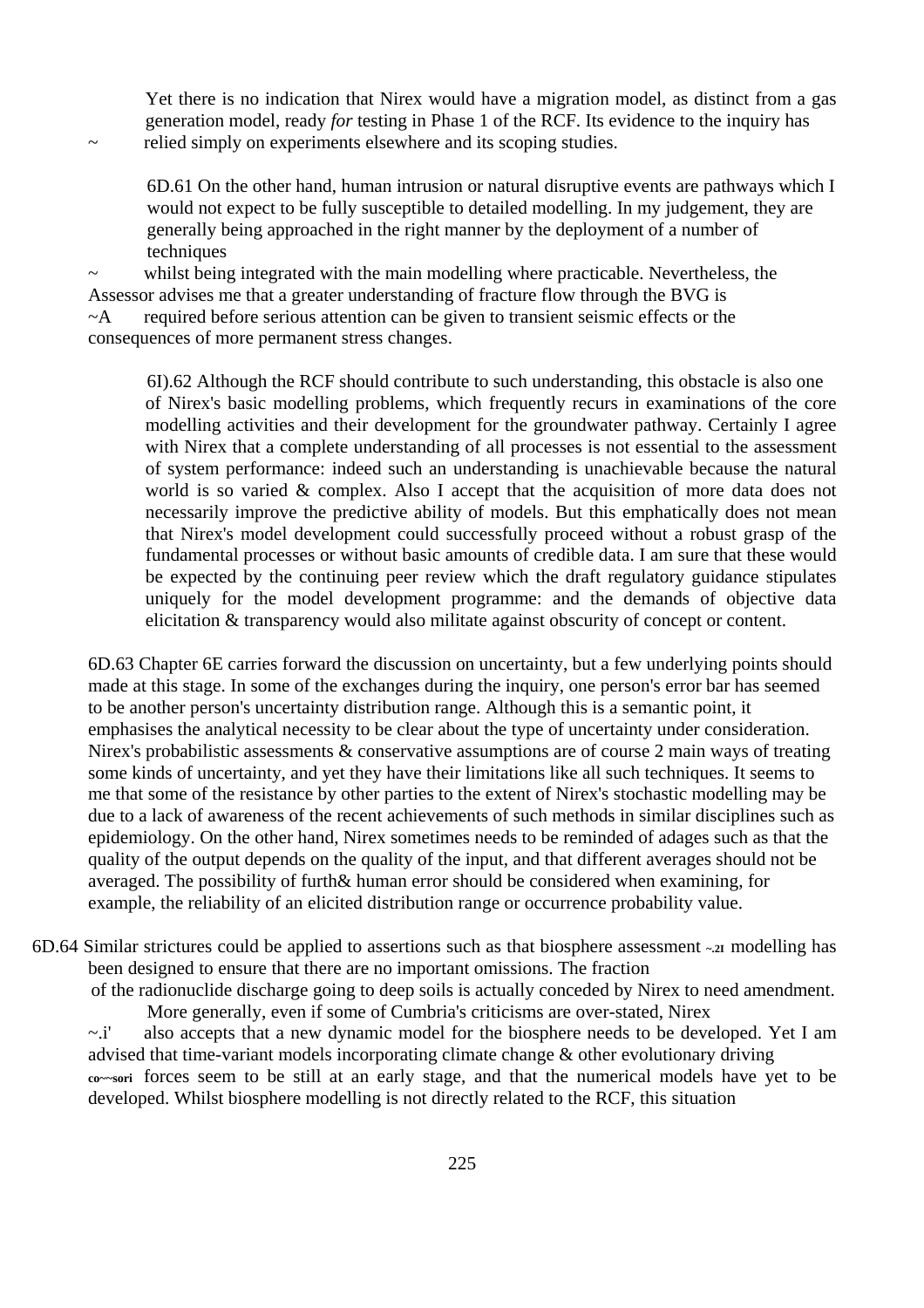Yet there is no indication that Nirex would have a migration model, as distinct from a gas generation model, ready *for* testing in Phase 1 of the RCF. Its evidence to the inquiry has ~ relied simply on experiments elsewhere and its scoping studies.

6D.61 On the other hand, human intrusion or natural disruptive events are pathways which I would not expect to be fully susceptible to detailed modelling. In my judgement, they are generally being approached in the right manner by the deployment of a number of techniques ~ whilst being integrated with the main modelling where practicable. Nevertheless, the Assessor advises me that a greater understanding of fracture flow through the BVG is ~A required before serious attention can be given to transient seismic effects or the consequences of more permanent stress changes.

6I).62 Although the RCF should contribute to such understanding, this obstacle is also one of Nirex's basic modelling problems, which frequently recurs in examinations of the core modelling activities and their development for the groundwater pathway. Certainly I agree with Nirex that a complete understanding of all processes is not essential to the assessment of system performance: indeed such an understanding is unachievable because the natural world is so varied & complex. Also I accept that the acquisition of more data does not necessarily improve the predictive ability of models. But this emphatically does not mean that Nirex's model development could successfully proceed without a robust grasp of the fundamental processes or without basic amounts of credible data. I am sure that these would be expected by the continuing peer review which the draft regulatory guidance stipulates uniquely for the model development programme: and the demands of objective data elicitation & transparency would also militate against obscurity of concept or content.

6D.63 Chapter 6E carries forward the discussion on uncertainty, but a few underlying points should made at this stage. In some of the exchanges during the inquiry, one person's error bar has seemed to be another person's uncertainty distribution range. Although this is a semantic point, it emphasises the analytical necessity to be clear about the type of uncertainty under consideration. Nirex's probabilistic assessments & conservative assumptions are of course 2 main ways of treating some kinds of uncertainty, and yet they have their limitations like all such techniques. It seems to me that some of the resistance by other parties to the extent of Nirex's stochastic modelling may be due to a lack of awareness of the recent achievements of such methods in similar disciplines such as epidemiology. On the other hand, Nirex sometimes needs to be reminded of adages such as that the quality of the output depends on the quality of the input, and that different averages should not be averaged. The possibility of furth& human error should be considered when examining, for example, the reliability of an elicited distribution range or occurrence probability value.

6D.64 Similar strictures could be applied to assertions such as that biosphere assessment ~.2I modelling has been designed to ensure that there are no important omissions. The fraction of the radionuclide discharge going to deep soils is actually conceded by Nirex to need amendment. More generally, even if some of Cumbria's criticisms are over-stated, Nirex ~.i' also accepts that a new dynamic model for the biosphere needs to be developed. Yet I am advised that time-variant models incorporating climate change & other evolutionary driving co~~sori forces seem to be still at an early stage, and that the numerical models have yet to be developed. Whilst biosphere modelling is not directly related to the RCF, this situation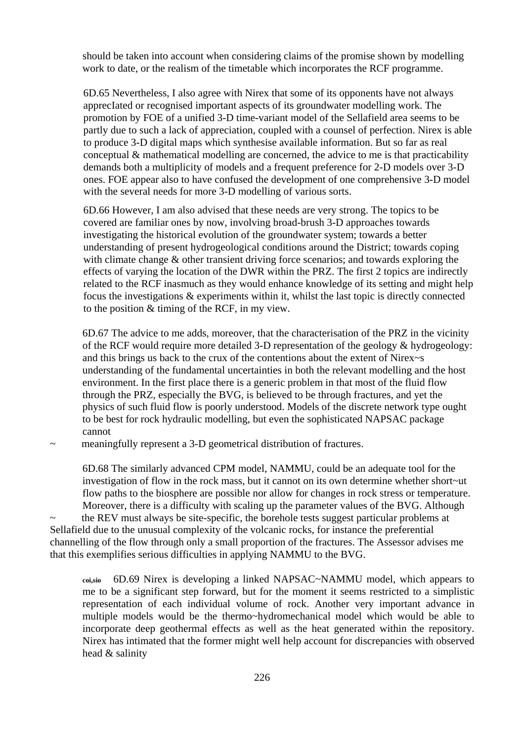should be taken into account when considering claims of the promise shown by modelling work to date, or the realism of the timetable which incorporates the RCF programme.

6D.65 Nevertheless, I also agree with Nirex that some of its opponents have not always apprecIated or recognised important aspects of its groundwater modelling work. The promotion by FOE of a unified 3-D time-variant model of the Sellafield area seems to be partly due to such a lack of appreciation, coupled with a counsel of perfection. Nirex is able to produce 3-D digital maps which synthesise available information. But so far as real conceptual & mathematical modelling are concerned, the advice to me is that practicability demands both a multiplicity of models and a frequent preference for 2-D models over 3-D ones. FOE appear also to have confused the development of one comprehensive 3-D model with the several needs for more 3-D modelling of various sorts.

6D.66 However, I am also advised that these needs are very strong. The topics to be covered are familiar ones by now, involving broad-brush 3-D approaches towards investigating the historical evolution of the groundwater system; towards a better understanding of present hydrogeological conditions around the District; towards coping with climate change & other transient driving force scenarios; and towards exploring the effects of varying the location of the DWR within the PRZ. The first 2 topics are indirectly related to the RCF inasmuch as they would enhance knowledge of its setting and might help focus the investigations & experiments within it, whilst the last topic is directly connected to the position & timing of the RCF, in my view.

6D.67 The advice to me adds, moreover, that the characterisation of the PRZ in the vicinity of the RCF would require more detailed 3-D representation of the geology & hydrogeology: and this brings us back to the crux of the contentions about the extent of Nirex~s understanding of the fundamental uncertainties in both the relevant modelling and the host environment. In the first place there is a generic problem in that most of the fluid flow through the PRZ, especially the BVG, is believed to be through fractures, and yet the physics of such fluid flow is poorly understood. Models of the discrete network type ought to be best for rock hydraulic modelling, but even the sophisticated NAPSAC package cannot meaningfully represent a 3-D geometrical distribution of fractures.

6D.68 The similarly advanced CPM model, NAMMU, could be an adequate tool for the investigation of flow in the rock mass, but it cannot on its own determine whether short~ut flow paths to the biosphere are possible nor allow for changes in rock stress or temperature. Moreover, there is a difficulty with scaling up the parameter values of the BVG. Although the REV must always be site-specific, the borehole tests suggest particular problems at Sellafield due to the unusual complexity of the volcanic rocks, for instance the preferential channelling of the flow through only a small proportion of the fractures. The Assessor advises me that this exemplifies serious difficulties in applying NAMMU to the BVG.

6D.69 Nirex is developing a linked NAPSAC~NAMMU model, which appears to me to be a significant step forward, but for the moment it seems restricted to a simplistic representation of each individual volume of rock. Another very important advance in multiple models would be the thermo~hydromechanical model which would be able to incorporate deep geothermal effects as well as the heat generated within the repository. Nirex has intimated that the former might well help account for discrepancies with observed head & salinity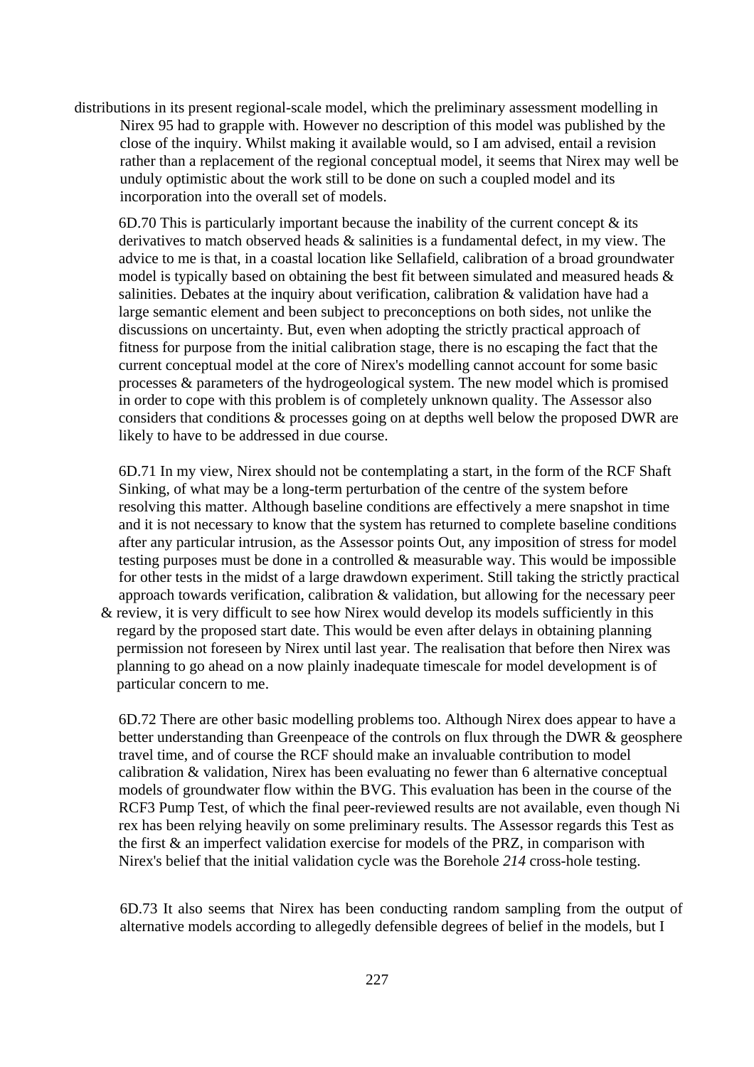distributions in its present regional-scale model, which the preliminary assessment modelling in Nirex 95 had to grapple with. However no description of this model was published by the close of the inquiry. Whilst making it available would, so I am advised, entail a revision rather than a replacement of the regional conceptual model, it seems that Nirex may well be unduly optimistic about the work still to be done on such a coupled model and its incorporation into the overall set of models.

6D.70 This is particularly important because the inability of the current concept & its derivatives to match observed heads & salinities is a fundamental defect, in my view. The advice to me is that, in a coastal location like Sellafield, calibration of a broad groundwater model is typically based on obtaining the best fit between simulated and measured heads & salinities. Debates at the inquiry about verification, calibration & validation have had a large semantic element and been subject to preconceptions on both sides, not unlike the discussions on uncertainty. But, even when adopting the strictly practical approach of fitness for purpose from the initial calibration stage, there is no escaping the fact that the current conceptual model at the core of Nirex's modelling cannot account for some basic processes & parameters of the hydrogeological system. The new model which is promised in order to cope with this problem is of completely unknown quality. The Assessor also considers that conditions & processes going on at depths well below the proposed DWR are likely to have to be addressed in due course.

6D.71 In my view, Nirex should not be contemplating a start, in the form of the RCF Shaft Sinking, of what may be a long-term perturbation of the centre of the system before resolving this matter. Although baseline conditions are effectively a mere snapshot in time and it is not necessary to know that the system has returned to complete baseline conditions after any particular intrusion, as the Assessor points Out, any imposition of stress for model testing purposes must be done in a controlled & measurable way. This would be impossible for other tests in the midst of a large drawdown experiment. Still taking the strictly practical approach towards verification, calibration & validation, but allowing for the necessary peer & review, it is very difficult to see how Nirex would develop its models sufficiently in this regard by the proposed start date. This would be even after delays in obtaining planning permission not foreseen by Nirex until last year. The realisation that before then Nirex was planning to go ahead on a now plainly inadequate timescale for model development is of particular concern to me.

6D.72 There are other basic modelling problems too. Although Nirex does appear to have a better understanding than Greenpeace of the controls on flux through the DWR & geosphere travel time, and of course the RCF should make an invaluable contribution to model calibration & validation, Nirex has been evaluating no fewer than 6 alternative conceptual models of groundwater flow within the BVG. This evaluation has been in the course of the RCF3 Pump Test, of which the final peer-reviewed results are not available, even though Ni rex has been relying heavily on some preliminary results. The Assessor regards this Test as the first & an imperfect validation exercise for models of the PRZ, in comparison with Nirex's belief that the initial validation cycle was the Borehole *214* cross-hole testing.

6D.73 It also seems that Nirex has been conducting random sampling from the output of alternative models according to allegedly defensible degrees of belief in the models, but I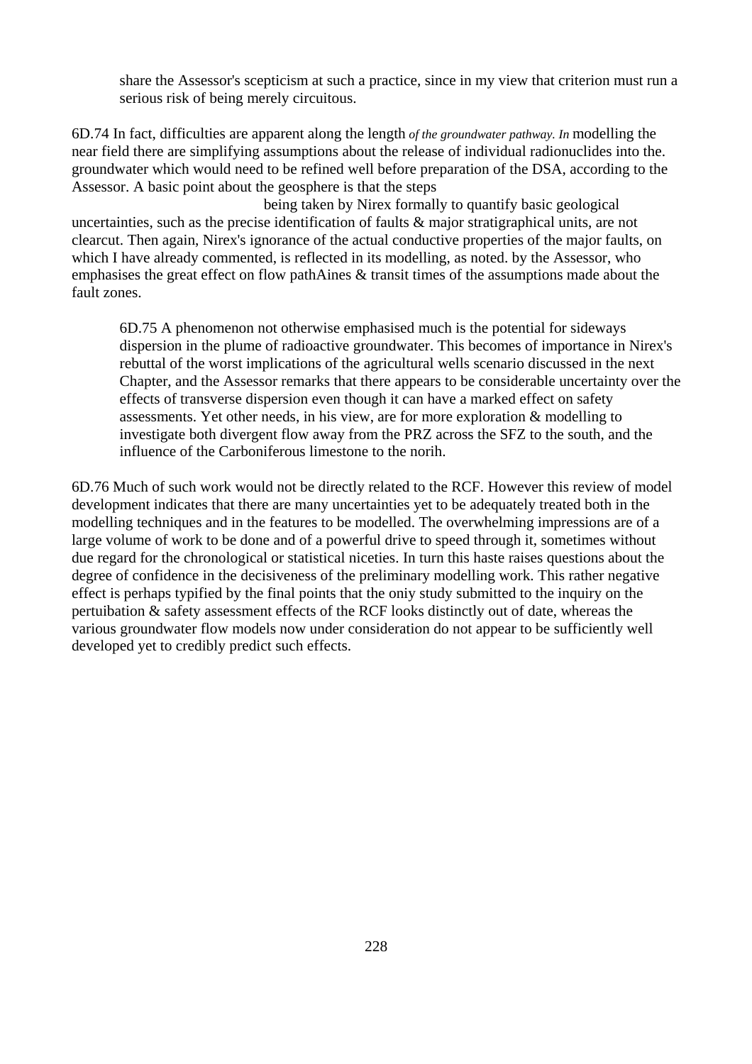share the Assessor's scepticism at such a practice, since in my view that criterion must run a serious risk of being merely circuitous.

6D.74 In fact, difficulties are apparent along the length *of the groundwater pathway. In* modelling the near field there are simplifying assumptions about the release of individual radionuclides into the. groundwater which would need to be refined well before preparation of the DSA, according to the Assessor. A basic point about the geosphere is that the steps being taken by Nirex formally to quantify basic geological uncertainties, such as the precise identification of faults & major stratigraphical units, are not clearcut. Then again, Nirex's ignorance of the actual conductive properties of the major faults, on which I have already commented, is reflected in its modelling, as noted. by the Assessor, who emphasises the great effect on flow pathAines & transit times of the assumptions made about the fault zones.

6D.75 A phenomenon not otherwise emphasised much is the potential for sideways dispersion in the plume of radioactive groundwater. This becomes of importance in Nirex's rebuttal of the worst implications of the agricultural wells scenario discussed in the next Chapter, and the Assessor remarks that there appears to be considerable uncertainty over the effects of transverse dispersion even though it can have a marked effect on safety assessments. Yet other needs, in his view, are for more exploration & modelling to investigate both divergent flow away from the PRZ across the SFZ to the south, and the influence of the Carboniferous limestone to the norih.

6D.76 Much of such work would not be directly related to the RCF. However this review of model development indicates that there are many uncertainties yet to be adequately treated both in the modelling techniques and in the features to be modelled. The overwhelming impressions are of a large volume of work to be done and of a powerful drive to speed through it, sometimes without due regard for the chronological or statistical niceties. In turn this haste raises questions about the degree of confidence in the decisiveness of the preliminary modelling work. This rather negative effect is perhaps typified by the final points that the oniy study submitted to the inquiry on the pertuibation & safety assessment effects of the RCF looks distinctly out of date, whereas the various groundwater flow models now under consideration do not appear to be sufficiently well developed yet to credibly predict such effects.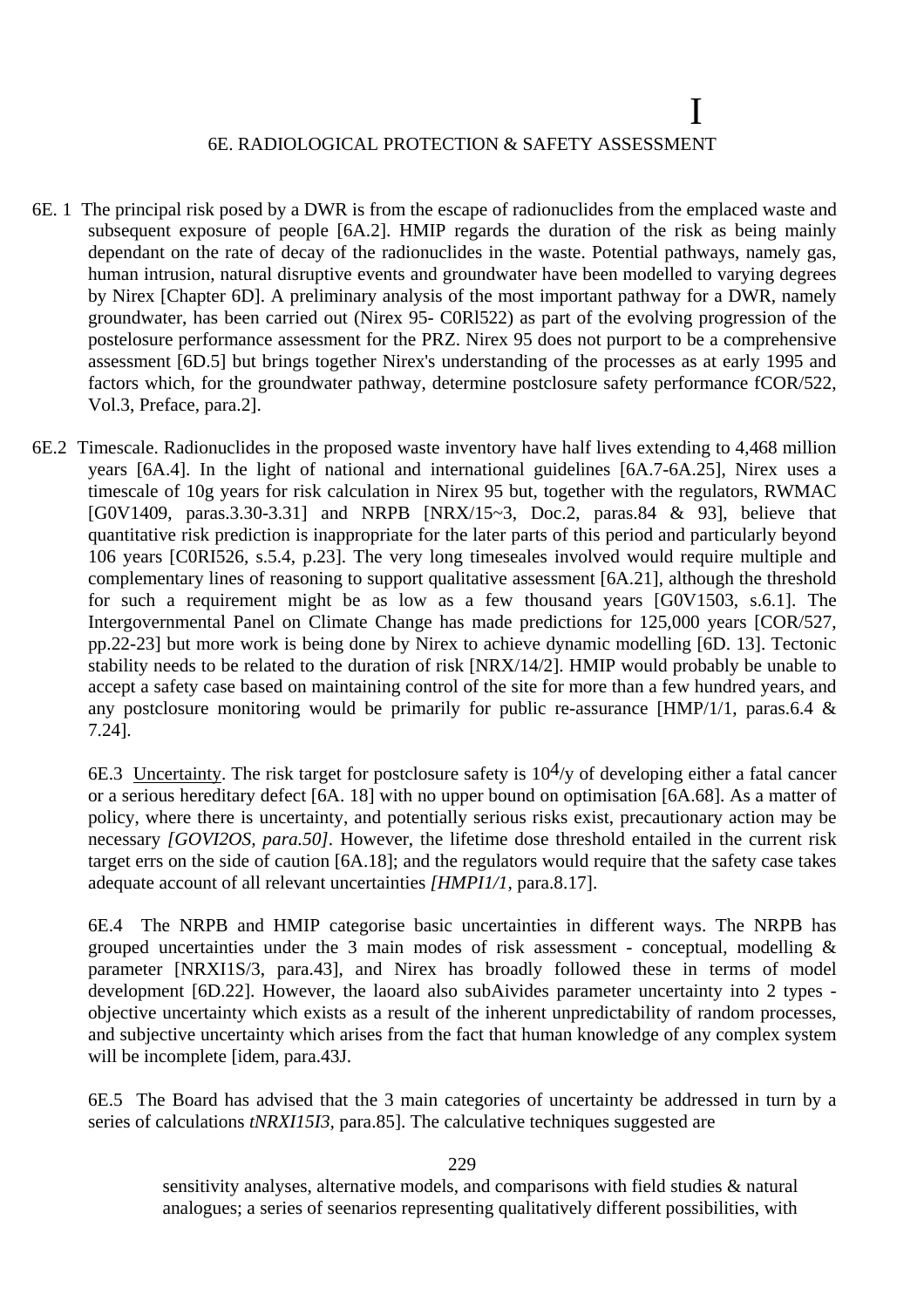I

## 6E. RADIOLOGICAL PROTECTION & SAFETY ASSESSMENT

6E. 1 The principal risk posed by a DWR is from the escape of radionuclides from the emplaced waste and subsequent exposure of people [6A.2]. HMIP regards the duration of the risk as being mainly dependant on the rate of decay of the radionuclides in the waste. Potential pathways, namely gas, human intrusion, natural disruptive events and groundwater have been modelled to varying degrees by Nirex [Chapter 6D]. A preliminary analysis of the most important pathway for a DWR, namely groundwater, has been carried out (Nirex 95- C0Rl522) as part of the evolving progression of the postelosure performance assessment for the PRZ. Nirex 95 does not purport to be a comprehensive assessment [6D.5] but brings together Nirex's understanding of the processes as at early 1995 and factors which, for the groundwater pathway, determine postclosure safety performance fCOR/522, Vol.3, Preface, para.2].

6E.2 Timescale. Radionuclides in the proposed waste inventory have half lives extending to 4,468 million years [6A.4]. In the light of national and international guidelines [6A.7-6A.25], Nirex uses a timescale of 10g years for risk calculation in Nirex 95 but, together with the regulators, RWMAC [G0V1409, paras.3.30-3.31] and NRPB [NRX/15~3, Doc.2, paras.84 & 93], believe that quantitative risk prediction is inappropriate for the later parts of this period and particularly beyond 106 years [C0RI526, s.5.4, p.23]. The very long timeseales involved would require multiple and complementary lines of reasoning to support qualitative assessment [6A.21], although the threshold for such a requirement might be as low as a few thousand years [G0V1503, s.6.1]. The Intergovernmental Panel on Climate Change has made predictions for 125,000 years [COR/527, pp.22-23] but more work is being done by Nirex to achieve dynamic modelling [6D. 13]. Tectonic stability needs to be related to the duration of risk [NRX/14/2]. HMIP would probably be unable to accept a safety case based on maintaining control of the site for more than a few hundred years, and any postclosure monitoring would be primarily for public re-assurance [HMP/1/1, paras.6.4 & 7.24].

6E.3 Uncertainty. The risk target for postclosure safety is $10^4$/y of developing either a fatal cancer or a serious hereditary defect [6A. 18] with no upper bound on optimisation [6A.68]. As a matter of policy, where there is uncertainty, and potentially serious risks exist, precautionary action may be necessary *[GOVI2OS, para.50]*. However, the lifetime dose threshold entailed in the current risk target errs on the side of caution [6A.18]; and the regulators would require that the safety case takes adequate account of all relevant uncertainties *[HMPI1/1*, para.8.17].

6E.4 The NRPB and HMIP categorise basic uncertainties in different ways. The NRPB has grouped uncertainties under the 3 main modes of risk assessment - conceptual, modelling & parameter [NRXI1S/3, para.43], and Nirex has broadly followed these in terms of model development [6D.22]. However, the laoard also subAivides parameter uncertainty into 2 types - objective uncertainty which exists as a result of the inherent unpredictability of random processes, and subjective uncertainty which arises from the fact that human knowledge of any complex system will be incomplete [idem, para.43J.

6E.5 The Board has advised that the 3 main categories of uncertainty be addressed in turn by a series of calculations *tNRXI15I3*, para.85]. The calculative techniques suggested are

sensitivity analyses, alternative models, and comparisons with field studies & natural analogues; a series of seenarios representing qualitatively different possibilities, with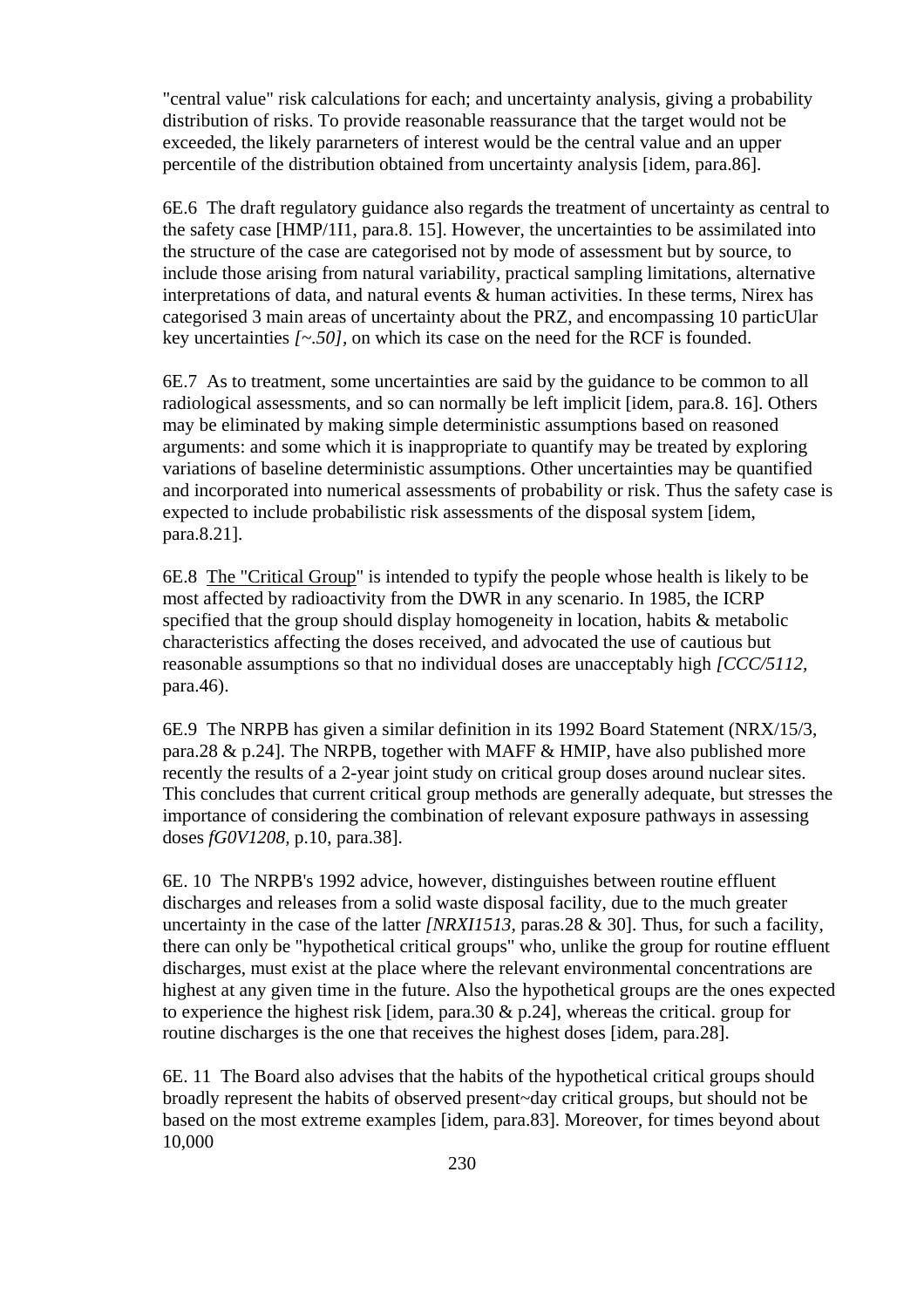"central value" risk calculations for each; and uncertainty analysis, giving a probability distribution of risks. To provide reasonable reassurance that the target would not be exceeded, the likely pararneters of interest would be the central value and an upper percentile of the distribution obtained from uncertainty analysis [idem, para.86].

6E.6 The draft regulatory guidance also regards the treatment of uncertainty as central to the safety case [HMP/1I1, para.8. 15]. However, the uncertainties to be assimilated into the structure of the case are categorised not by mode of assessment but by source, to include those arising from natural variability, practical sampling limitations, alternative interpretations of data, and natural events & human activities. In these terms, Nirex has categorised 3 main areas of uncertainty about the PRZ, and encompassing 10 particUlar key uncertainties *[~.50]*, on which its case on the need for the RCF is founded.

6E.7 As to treatment, some uncertainties are said by the guidance to be common to all radiological assessments, and so can normally be left implicit [idem, para.8. 16]. Others may be eliminated by making simple deterministic assumptions based on reasoned arguments: and some which it is inappropriate to quantify may be treated by exploring variations of baseline deterministic assumptions. Other uncertainties may be quantified and incorporated into numerical assessments of probability or risk. Thus the safety case is expected to include probabilistic risk assessments of the disposal system [idem, para.8.21].

6E.8 The "Critical Group" is intended to typify the people whose health is likely to be most affected by radioactivity from the DWR in any scenario. In 1985, the ICRP specified that the group should display homogeneity in location, habits & metabolic characteristics affecting the doses received, and advocated the use of cautious but reasonable assumptions so that no individual doses are unacceptably high *[CCC/5112*, para.46).

6E.9 The NRPB has given a similar definition in its 1992 Board Statement (NRX/15/3, para.28 & p.24]. The NRPB, together with MAFF & HMIP, have also published more recently the results of a 2-year joint study on critical group doses around nuclear sites. This concludes that current critical group methods are generally adequate, but stresses the importance of considering the combination of relevant exposure pathways in assessing doses *fG0V1208*, p.10, para.38].

6E. 10 The NRPB's 1992 advice, however, distinguishes between routine effluent discharges and releases from a solid waste disposal facility, due to the much greater uncertainty in the case of the latter *[NRXI1513*, paras.28 & 30]. Thus, for such a facility, there can only be "hypothetical critical groups" who, unlike the group for routine effluent discharges, must exist at the place where the relevant environmental concentrations are highest at any given time in the future. Also the hypothetical groups are the ones expected to experience the highest risk [idem, para.30 & p.24], whereas the critical. group for routine discharges is the one that receives the highest doses [idem, para.28].

6E. 11 The Board also advises that the habits of the hypothetical critical groups should broadly represent the habits of observed present~day critical groups, but should not be based on the most extreme examples [idem, para.83]. Moreover, for times beyond about 10,000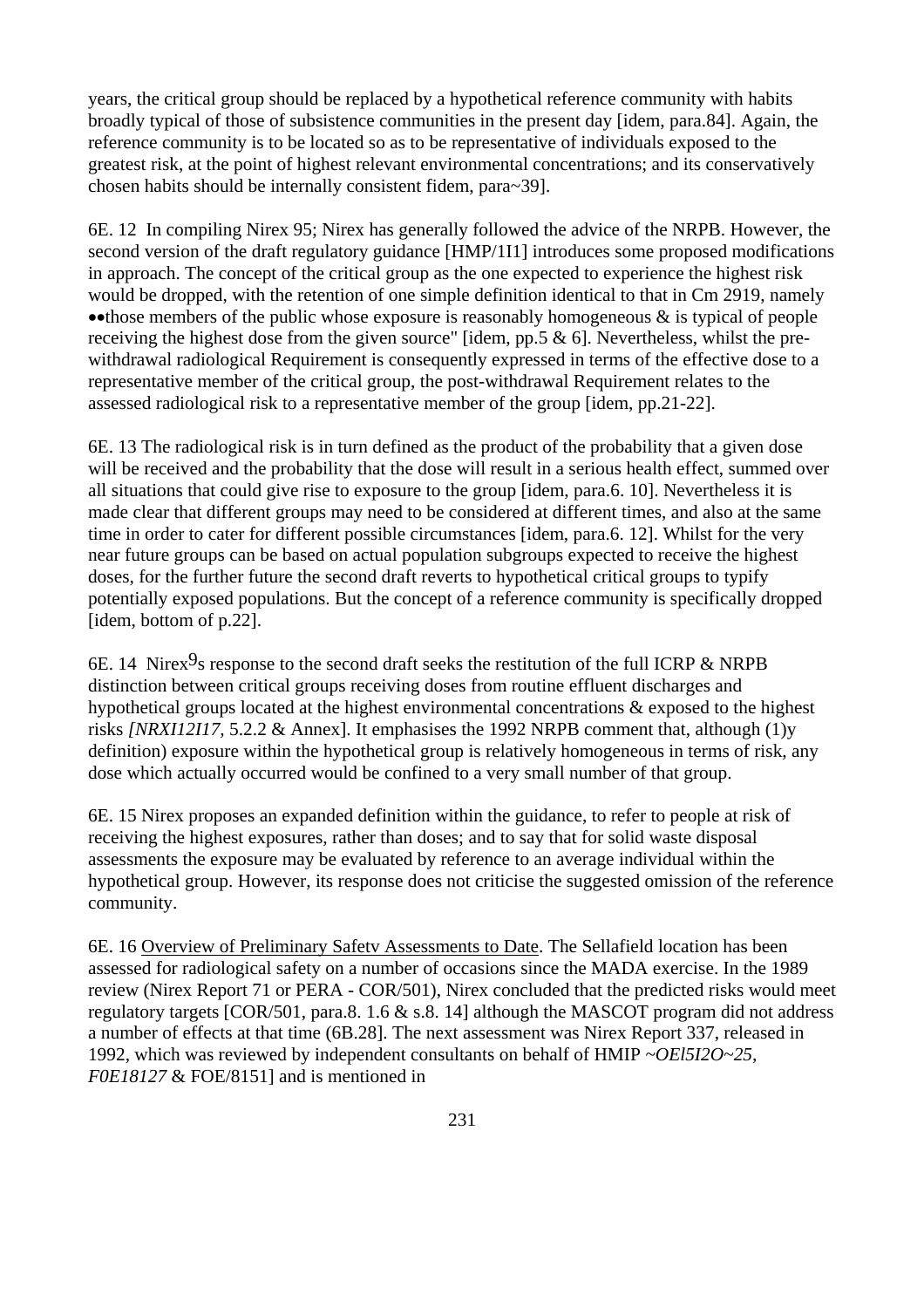years, the critical group should be replaced by a hypothetical reference community with habits broadly typical of those of subsistence communities in the present day [idem, para.84]. Again, the reference community is to be located so as to be representative of individuals exposed to the greatest risk, at the point of highest relevant environmental concentrations; and its conservatively chosen habits should be internally consistent fidem, para~39].

6E. 12 In compiling Nirex 95; Nirex has generally followed the advice of the NRPB. However, the second version of the draft regulatory guidance [HMP/1I1] introduces some proposed modifications in approach. The concept of the critical group as the one expected to experience the highest risk would be dropped, with the retention of one simple definition identical to that in Cm 2919, namely ••those members of the public whose exposure is reasonably homogeneous & is typical of people receiving the highest dose from the given source" [idem, pp.5 & 6]. Nevertheless, whilst the pre-withdrawal radiological Requirement is consequently expressed in terms of the effective dose to a representative member of the critical group, the post-withdrawal Requirement relates to the assessed radiological risk to a representative member of the group [idem, pp.21-22].

6E. 13 The radiological risk is in turn defined as the product of the probability that a given dose will be received and the probability that the dose will result in a serious health effect, summed over all situations that could give rise to exposure to the group [idem, para.6. 10]. Nevertheless it is made clear that different groups may need to be considered at different times, and also at the same time in order to cater for different possible circumstances [idem, para.6. 12]. Whilst for the very near future groups can be based on actual population subgroups expected to receive the highest doses, for the further future the second draft reverts to hypothetical critical groups to typify potentially exposed populations. But the concept of a reference community is specifically dropped [idem, bottom of p.22].

6E. 14 Nirex9s response to the second draft seeks the restitution of the full ICRP & NRPB distinction between critical groups receiving doses from routine effluent discharges and hypothetical groups located at the highest environmental concentrations & exposed to the highest risks *[NRXI12I17,* 5.2.2 & Annex]. It emphasises the 1992 NRPB comment that, although (1)y definition) exposure within the hypothetical group is relatively homogeneous in terms of risk, any dose which actually occurred would be confined to a very small number of that group.

6E. 15 Nirex proposes an expanded definition within the guidance, to refer to people at risk of receiving the highest exposures, rather than doses; and to say that for solid waste disposal assessments the exposure may be evaluated by reference to an average individual within the hypothetical group. However, its response does not criticise the suggested omission of the reference community.

6E. 16 Overview of Preliminary Safetv Assessments to Date. The Sellafield location has been assessed for radiological safety on a number of occasions since the MADA exercise. In the 1989 review (Nirex Report 71 or PERA - COR/501), Nirex concluded that the predicted risks would meet regulatory targets [COR/501, para.8. 1.6 & s.8. 14] although the MASCOT program did not address a number of effects at that time (6B.28]. The next assessment was Nirex Report 337, released in 1992, which was reviewed by independent consultants on behalf of HMIP *~OEl5I2O~25, F0E18127* & FOE/8151] and is mentioned in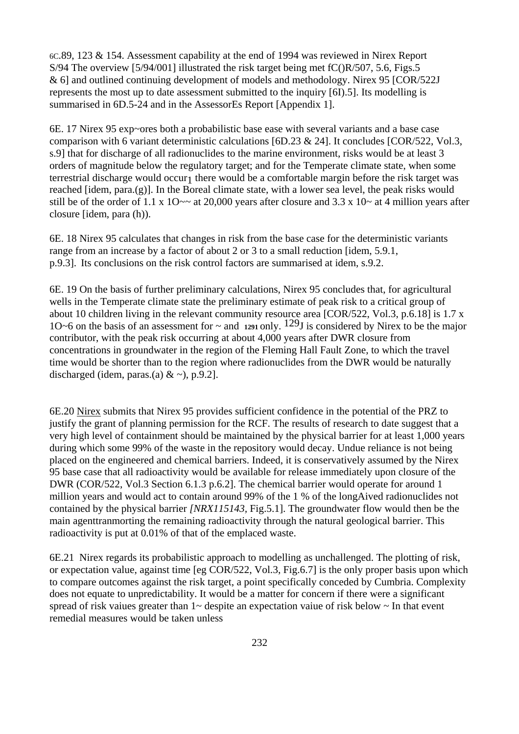6C.89, 123 & 154. Assessment capability at the end of 1994 was reviewed in Nirex Report S/94 The overview [5/94/001] illustrated the risk target being met fC()R/507, 5.6, Figs.5 & 6] and outlined continuing development of models and methodology. Nirex 95 [COR/522J represents the most up to date assessment submitted to the inquiry [6I).5]. Its modelling is summarised in 6D.5-24 and in the AssessorEs Report [Appendix 1].

6E. 17 Nirex 95 exp~ores both a probabilistic base ease with several variants and a base case comparison with 6 variant deterministic calculations [6D.23 & 24]. It concludes [COR/522, Vol.3, s.9] that for discharge of all radionuclides to the marine environment, risks would be at least 3 orders of magnitude below the regulatory target; and for the Temperate climate state, when some terrestrial discharge would occur$_1$ there would be a comfortable margin before the risk target was reached [idem, para.(g)]. In the Boreal climate state, with a lower sea level, the peak risks would still be of the order of 1.1 x 1O~~ at 20,000 years after closure and 3.3 x 10~ at 4 million years after closure [idem, para (h)).

6E. 18 Nirex 95 calculates that changes in risk from the base case for the deterministic variants range from an increase by a factor of about 2 or 3 to a small reduction [idem, 5.9.1, p.9.3]. Its conclusions on the risk control factors are summarised at idem, s.9.2.

6E. 19 On the basis of further preliminary calculations, Nirex 95 concludes that, for agricultural wells in the Temperate climate state the preliminary estimate of peak risk to a critical group of about 10 children living in the relevant community resource area [COR/522, Vol.3, p.6.18] is 1.7 x 1O~6 on the basis of an assessment for ~ and 1291 only. 129J is considered by Nirex to be the major contributor, with the peak risk occurring at about 4,000 years after DWR closure from concentrations in groundwater in the region of the Fleming Hall Fault Zone, to which the travel time would be shorter than to the region where radionuclides from the DWR would be naturally discharged (idem, paras.(a) & ~), p.9.2].

6E.20 Nirex submits that Nirex 95 provides sufficient confidence in the potential of the PRZ to justify the grant of planning permission for the RCF. The results of research to date suggest that a very high level of containment should be maintained by the physical barrier for at least 1,000 years during which some 99% of the waste in the repository would decay. Undue reliance is not being placed on the engineered and chemical barriers. Indeed, it is conservatively assumed by the Nirex 95 base case that all radioactivity would be available for release immediately upon closure of the DWR (COR/522, Vol.3 Section 6.1.3 p.6.2]. The chemical barrier would operate for around 1 million years and would act to contain around 99% of the 1 % of the longAived radionuclides not contained by the physical barrier *[NRX115143*, Fig.5.1]. The groundwater flow would then be the main agenttranmorting the remaining radioactivity through the natural geological barrier. This radioactivity is put at 0.01% of that of the emplaced waste.

6E.21 Nirex regards its probabilistic approach to modelling as unchallenged. The plotting of risk, or expectation value, against time [eg COR/522, Vol.3, Fig.6.7] is the only proper basis upon which to compare outcomes against the risk target, a point specifically conceded by Cumbria. Complexity does not equate to unpredictability. It would be a matter for concern if there were a significant spread of risk vaiues greater than 1~ despite an expectation vaiue of risk below ~ In that event remedial measures would be taken unless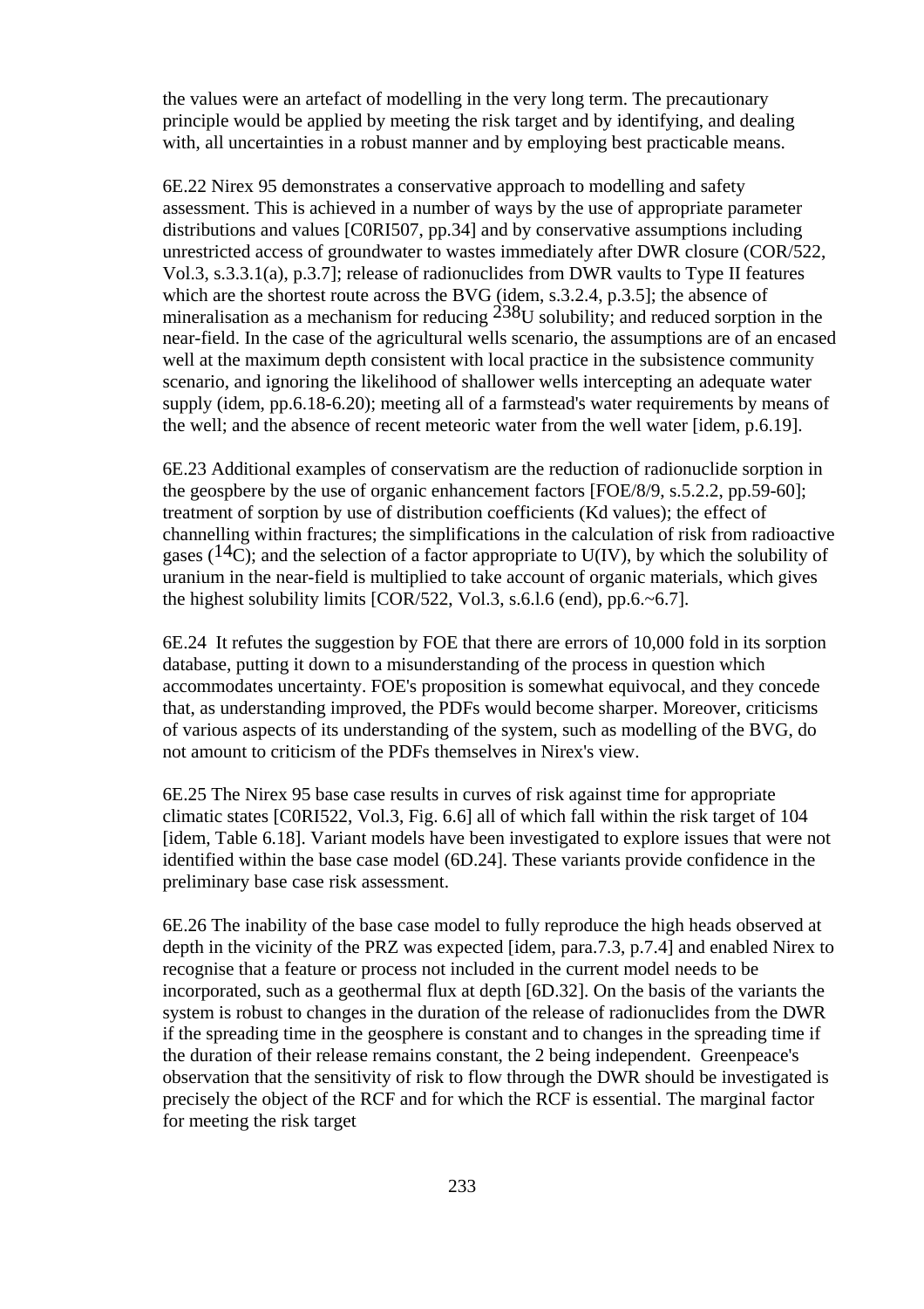the values were an artefact of modelling in the very long term. The precautionary principle would be applied by meeting the risk target and by identifying, and dealing with, all uncertainties in a robust manner and by employing best practicable means.

6E.22 Nirex 95 demonstrates a conservative approach to modelling and safety assessment. This is achieved in a number of ways by the use of appropriate parameter distributions and values [C0RI507, pp.34] and by conservative assumptions including unrestricted access of groundwater to wastes immediately after DWR closure (COR/522, Vol.3, s.3.3.1(a), p.3.7]; release of radionuclides from DWR vaults to Type II features which are the shortest route across the BVG (idem, s.3.2.4, p.3.5]; the absence of mineralisation as a mechanism for reducing $^{238}U$ solubility; and reduced sorption in the near-field. In the case of the agricultural wells scenario, the assumptions are of an encased well at the maximum depth consistent with local practice in the subsistence community scenario, and ignoring the likelihood of shallower wells intercepting an adequate water supply (idem, pp.6.18-6.20); meeting all of a farmstead's water requirements by means of the well; and the absence of recent meteoric water from the well water [idem, p.6.19].

6E.23 Additional examples of conservatism are the reduction of radionuclide sorption in the geospbere by the use of organic enhancement factors [FOE/8/9, s.5.2.2, pp.59-60]; treatment of sorption by use of distribution coefficients (Kd values); the effect of channelling within fractures; the simplifications in the calculation of risk from radioactive gases ($^{14}C$); and the selection of a factor appropriate to U(IV), by which the solubility of uranium in the near-field is multiplied to take account of organic materials, which gives the highest solubility limits [COR/522, Vol.3, s.6.l.6 (end), pp.6.~6.7].

6E.24 It refutes the suggestion by FOE that there are errors of 10,000 fold in its sorption database, putting it down to a misunderstanding of the process in question which accommodates uncertainty. FOE's proposition is somewhat equivocal, and they concede that, as understanding improved, the PDFs would become sharper. Moreover, criticisms of various aspects of its understanding of the system, such as modelling of the BVG, do not amount to criticism of the PDFs themselves in Nirex's view.

6E.25 The Nirex 95 base case results in curves of risk against time for appropriate climatic states [C0RI522, Vol.3, Fig. 6.6] all of which fall within the risk target of 104 [idem, Table 6.18]. Variant models have been investigated to explore issues that were not identified within the base case model (6D.24]. These variants provide confidence in the preliminary base case risk assessment.

6E.26 The inability of the base case model to fully reproduce the high heads observed at depth in the vicinity of the PRZ was expected [idem, para.7.3, p.7.4] and enabled Nirex to recognise that a feature or process not included in the current model needs to be incorporated, such as a geothermal flux at depth [6D.32]. On the basis of the variants the system is robust to changes in the duration of the release of radionuclides from the DWR if the spreading time in the geosphere is constant and to changes in the spreading time if the duration of their release remains constant, the 2 being independent. Greenpeace's observation that the sensitivity of risk to flow through the DWR should be investigated is precisely the object of the RCF and for which the RCF is essential. The marginal factor for meeting the risk target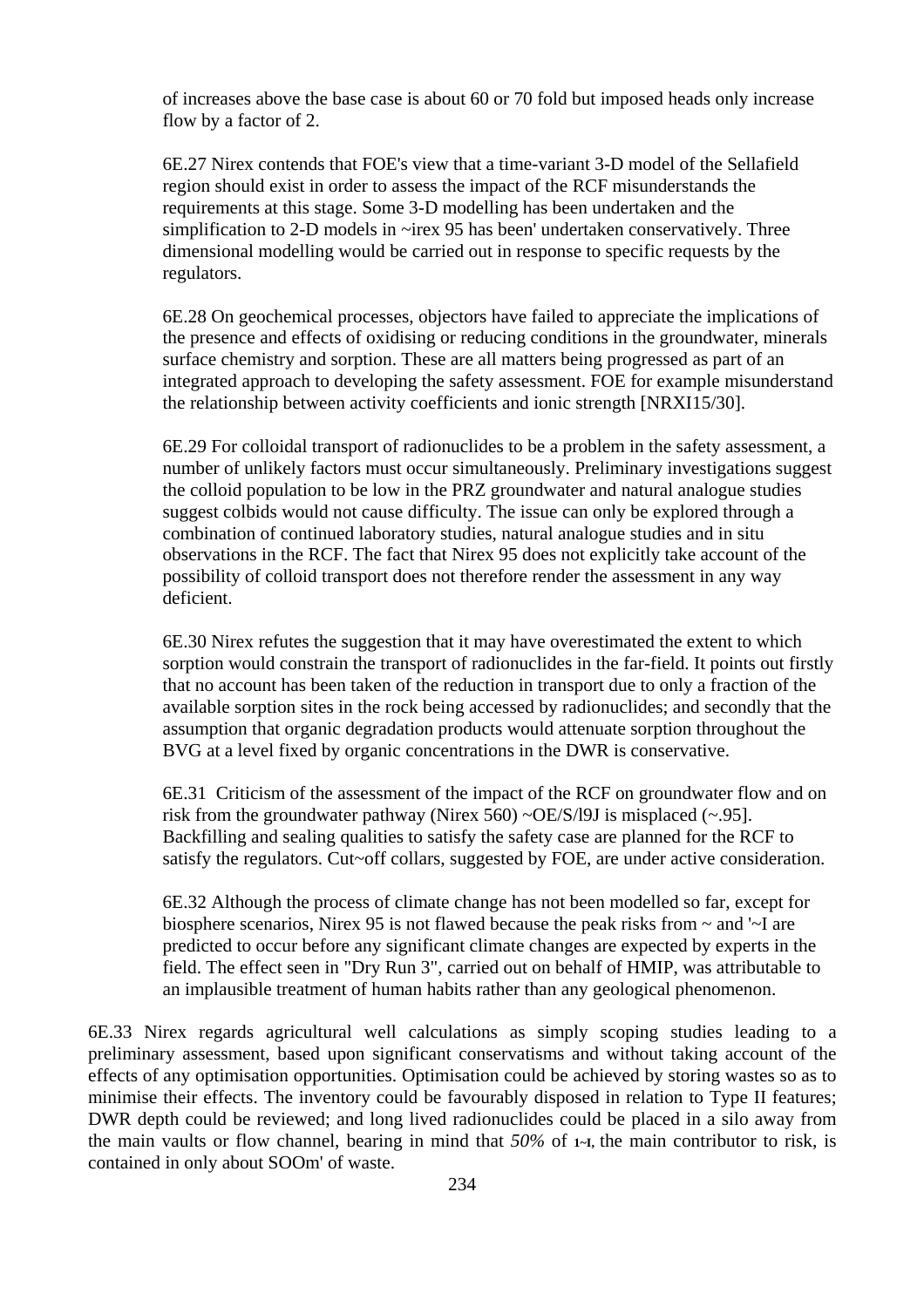of increases above the base case is about 60 or 70 fold but imposed heads only increase flow by a factor of 2.

6E.27 Nirex contends that FOE's view that a time-variant 3-D model of the Sellafield region should exist in order to assess the impact of the RCF misunderstands the requirements at this stage. Some 3-D modelling has been undertaken and the simplification to 2-D models in ~irex 95 has been' undertaken conservatively. Three dimensional modelling would be carried out in response to specific requests by the regulators.

6E.28 On geochemical processes, objectors have failed to appreciate the implications of the presence and effects of oxidising or reducing conditions in the groundwater, minerals surface chemistry and sorption. These are all matters being progressed as part of an integrated approach to developing the safety assessment. FOE for example misunderstand the relationship between activity coefficients and ionic strength [NRXI15/30].

6E.29 For colloidal transport of radionuclides to be a problem in the safety assessment, a number of unlikely factors must occur simultaneously. Preliminary investigations suggest the colloid population to be low in the PRZ groundwater and natural analogue studies suggest colbids would not cause difficulty. The issue can only be explored through a combination of continued laboratory studies, natural analogue studies and in situ observations in the RCF. The fact that Nirex 95 does not explicitly take account of the possibility of colloid transport does not therefore render the assessment in any way deficient.

6E.30 Nirex refutes the suggestion that it may have overestimated the extent to which sorption would constrain the transport of radionuclides in the far-field. It points out firstly that no account has been taken of the reduction in transport due to only a fraction of the available sorption sites in the rock being accessed by radionuclides; and secondly that the assumption that organic degradation products would attenuate sorption throughout the BVG at a level fixed by organic concentrations in the DWR is conservative.

6E.31 Criticism of the assessment of the impact of the RCF on groundwater flow and on risk from the groundwater pathway (Nirex 560) ~OE/S/l9J is misplaced (~.95]. Backfilling and sealing qualities to satisfy the safety case are planned for the RCF to satisfy the regulators. Cut~off collars, suggested by FOE, are under active consideration.

6E.32 Although the process of climate change has not been modelled so far, except for biosphere scenarios, Nirex 95 is not flawed because the peak risks from ~ and '~I are predicted to occur before any significant climate changes are expected by experts in the field. The effect seen in "Dry Run 3", carried out on behalf of HMIP, was attributable to an implausible treatment of human habits rather than any geological phenomenon.

6E.33 Nirex regards agricultural well calculations as simply scoping studies leading to a preliminary assessment, based upon significant conservatisms and without taking account of the effects of any optimisation opportunities. Optimisation could be achieved by storing wastes so as to minimise their effects. The inventory could be favourably disposed in relation to Type II features; DWR depth could be reviewed; and long lived radionuclides could be placed in a silo away from the main vaults or flow channel, bearing in mind that *50%* of 1~I, the main contributor to risk, is contained in only about SOOm' of waste.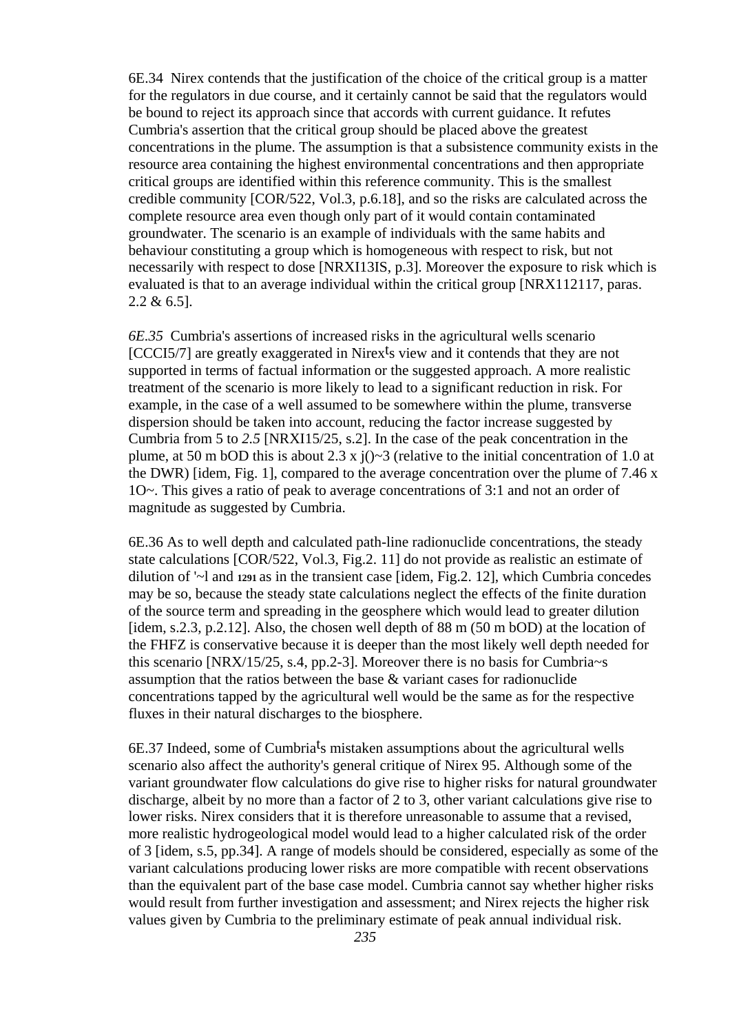6E.34 Nirex contends that the justification of the choice of the critical group is a matter for the regulators in due course, and it certainly cannot be said that the regulators would be bound to reject its approach since that accords with current guidance. It refutes Cumbria's assertion that the critical group should be placed above the greatest concentrations in the plume. The assumption is that a subsistence community exists in the resource area containing the highest environmental concentrations and then appropriate critical groups are identified within this reference community. This is the smallest credible community [COR/522, Vol.3, p.6.18], and so the risks are calculated across the complete resource area even though only part of it would contain contaminated groundwater. The scenario is an example of individuals with the same habits and behaviour constituting a group which is homogeneous with respect to risk, but not necessarily with respect to dose [NRXI13IS, p.3]. Moreover the exposure to risk which is evaluated is that to an average individual within the critical group [NRX112117, paras. 2.2 & 6.5].

*6E.35* Cumbria's assertions of increased risks in the agricultural wells scenario [CCCI5/7] are greatly exaggerated in Nirex's view and it contends that they are not supported in terms of factual information or the suggested approach. A more realistic treatment of the scenario is more likely to lead to a significant reduction in risk. For example, in the case of a well assumed to be somewhere within the plume, transverse dispersion should be taken into account, reducing the factor increase suggested by Cumbria from 5 to *2.5* [NRXI15/25, s.2]. In the case of the peak concentration in the plume, at 50 m bOD this is about 2.3 x j()~3 (relative to the initial concentration of 1.0 at the DWR) [idem, Fig. 1], compared to the average concentration over the plume of 7.46 x 1O~. This gives a ratio of peak to average concentrations of 3:1 and not an order of magnitude as suggested by Cumbria.

6E.36 As to well depth and calculated path-line radionuclide concentrations, the steady state calculations [COR/522, Vol.3, Fig.2. 11] do not provide as realistic an estimate of dilution of '~l and 1291 as in the transient case [idem, Fig.2. 12], which Cumbria concedes may be so, because the steady state calculations neglect the effects of the finite duration of the source term and spreading in the geosphere which would lead to greater dilution [idem, s.2.3, p.2.12]. Also, the chosen well depth of 88 m (50 m bOD) at the location of the FHFZ is conservative because it is deeper than the most likely well depth needed for this scenario [NRX/15/25, s.4, pp.2-3]. Moreover there is no basis for Cumbria~s assumption that the ratios between the base & variant cases for radionuclide concentrations tapped by the agricultural well would be the same as for the respective fluxes in their natural discharges to the biosphere.

6E.37 Indeed, some of Cumbria's mistaken assumptions about the agricultural wells scenario also affect the authority's general critique of Nirex 95. Although some of the variant groundwater flow calculations do give rise to higher risks for natural groundwater discharge, albeit by no more than a factor of 2 to 3, other variant calculations give rise to lower risks. Nirex considers that it is therefore unreasonable to assume that a revised, more realistic hydrogeological model would lead to a higher calculated risk of the order of 3 [idem, s.5, pp.34]. A range of models should be considered, especially as some of the variant calculations producing lower risks are more compatible with recent observations than the equivalent part of the base case model. Cumbria cannot say whether higher risks would result from further investigation and assessment; and Nirex rejects the higher risk values given by Cumbria to the preliminary estimate of peak annual individual risk.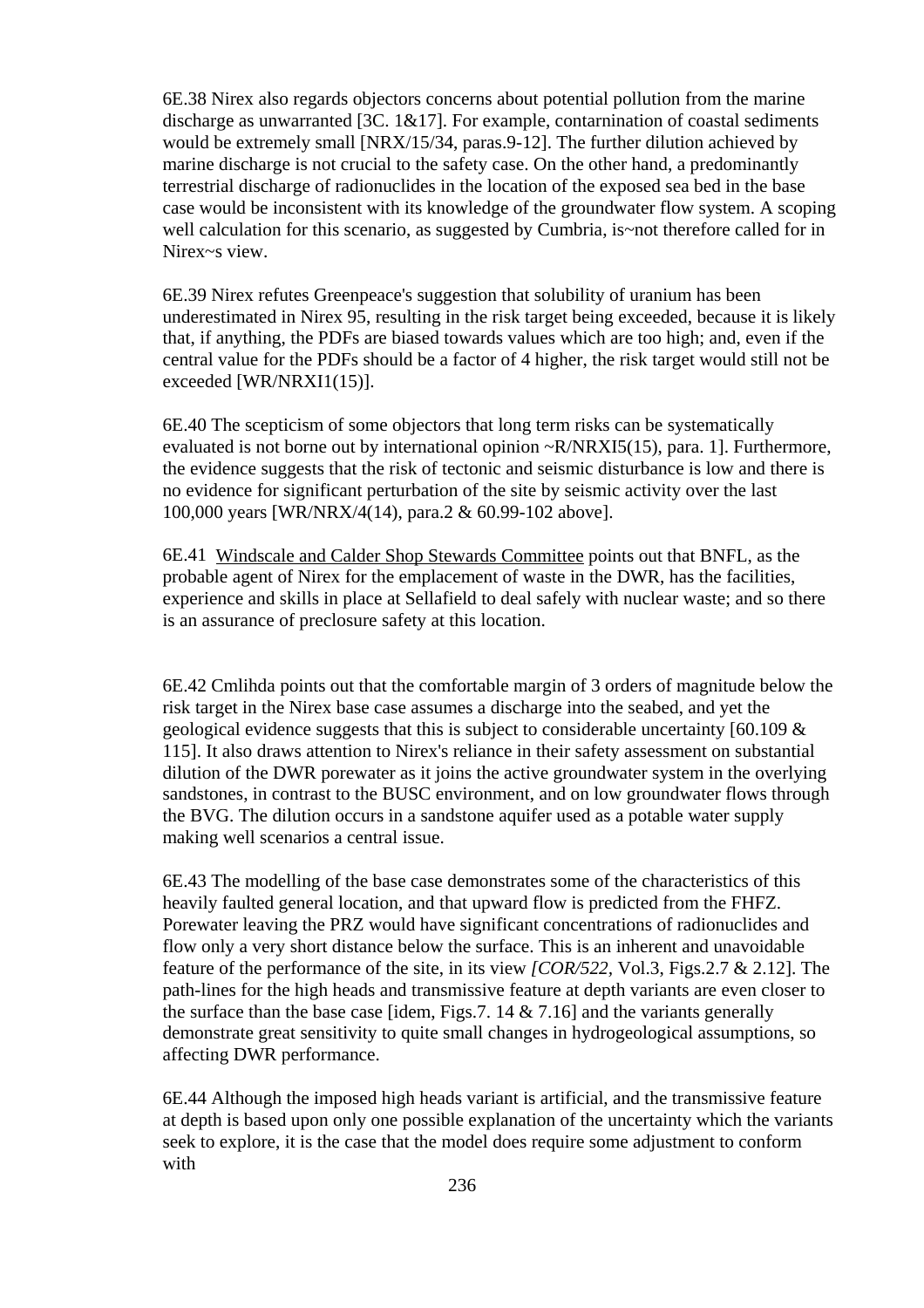6E.38 Nirex also regards objectors concerns about potential pollution from the marine discharge as unwarranted [3C. 1&17]. For example, contarnination of coastal sediments would be extremely small [NRX/15/34, paras.9-12]. The further dilution achieved by marine discharge is not crucial to the safety case. On the other hand, a predominantly terrestrial discharge of radionuclides in the location of the exposed sea bed in the base case would be inconsistent with its knowledge of the groundwater flow system. A scoping well calculation for this scenario, as suggested by Cumbria, is~not therefore called for in Nirex~s view.

6E.39 Nirex refutes Greenpeace's suggestion that solubility of uranium has been underestimated in Nirex 95, resulting in the risk target being exceeded, because it is likely that, if anything, the PDFs are biased towards values which are too high; and, even if the central value for the PDFs should be a factor of 4 higher, the risk target would still not be exceeded [WR/NRXI1(15)].

6E.40 The scepticism of some objectors that long term risks can be systematically evaluated is not borne out by international opinion ~R/NRXI5(15), para. 1]. Furthermore, the evidence suggests that the risk of tectonic and seismic disturbance is low and there is no evidence for significant perturbation of the site by seismic activity over the last 100,000 years [WR/NRX/4(14), para.2 & 60.99-102 above].

6E.41 <u>Windscale and Calder Shop Stewards Committee</u> points out that BNFL, as the probable agent of Nirex for the emplacement of waste in the DWR, has the facilities, experience and skills in place at Sellafield to deal safely with nuclear waste; and so there is an assurance of preclosure safety at this location.

6E.42 Cmlihda points out that the comfortable margin of 3 orders of magnitude below the risk target in the Nirex base case assumes a discharge into the seabed, and yet the geological evidence suggests that this is subject to considerable uncertainty [60.109 & 115]. It also draws attention to Nirex's reliance in their safety assessment on substantial dilution of the DWR porewater as it joins the active groundwater system in the overlying sandstones, in contrast to the BUSC environment, and on low groundwater flows through the BVG. The dilution occurs in a sandstone aquifer used as a potable water supply making well scenarios a central issue.

6E.43 The modelling of the base case demonstrates some of the characteristics of this heavily faulted general location, and that upward flow is predicted from the FHFZ. Porewater leaving the PRZ would have significant concentrations of radionuclides and flow only a very short distance below the surface. This is an inherent and unavoidable feature of the performance of the site, in its view *[COR/522*, Vol.3, Figs.2.7 & 2.12]. The path-lines for the high heads and transmissive feature at depth variants are even closer to the surface than the base case [idem, Figs.7. 14 & 7.16] and the variants generally demonstrate great sensitivity to quite small changes in hydrogeological assumptions, so affecting DWR performance.

6E.44 Although the imposed high heads variant is artificial, and the transmissive feature at depth is based upon only one possible explanation of the uncertainty which the variants seek to explore, it is the case that the model does require some adjustment to conform with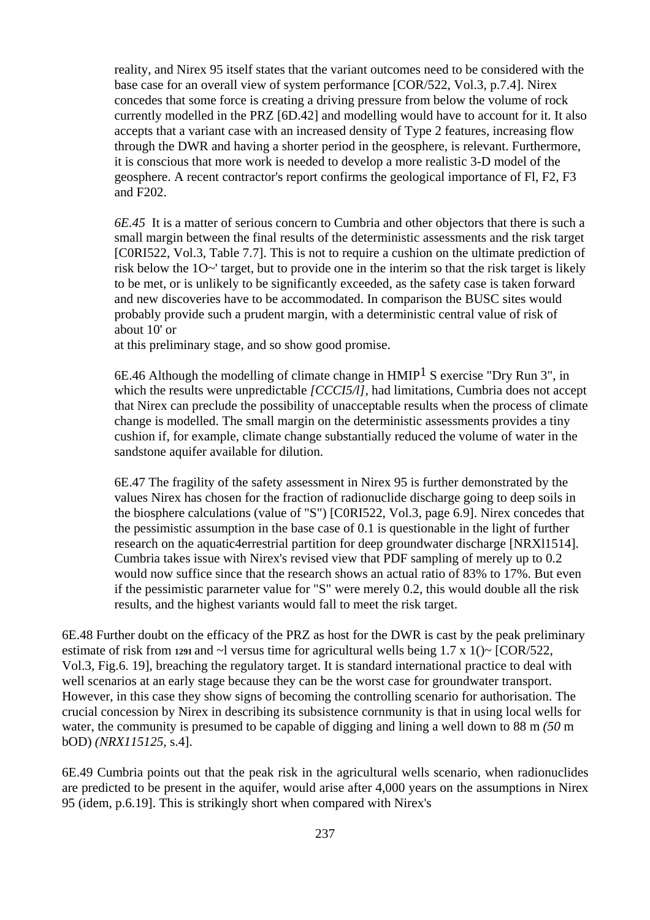reality, and Nirex 95 itself states that the variant outcomes need to be considered with the base case for an overall view of system performance [COR/522, Vol.3, p.7.4]. Nirex concedes that some force is creating a driving pressure from below the volume of rock currently modelled in the PRZ [6D.42] and modelling would have to account for it. It also accepts that a variant case with an increased density of Type 2 features, increasing flow through the DWR and having a shorter period in the geosphere, is relevant. Furthermore, it is conscious that more work is needed to develop a more realistic 3-D model of the geosphere. A recent contractor's report confirms the geological importance of Fl, F2, F3 and F202.

*6E.45* It is a matter of serious concern to Cumbria and other objectors that there is such a small margin between the final results of the deterministic assessments and the risk target [C0RI522, Vol.3, Table 7.7]. This is not to require a cushion on the ultimate prediction of risk below the 1O~' target, but to provide one in the interim so that the risk target is likely to be met, or is unlikely to be significantly exceeded, as the safety case is taken forward and new discoveries have to be accommodated. In comparison the BUSC sites would probably provide such a prudent margin, with a deterministic central value of risk of about 10' or
at this preliminary stage, and so show good promise.

6E.46 Although the modelling of climate change in HMIP[1] S exercise "Dry Run 3", in which the results were unpredictable *[CCCI5/l]*, had limitations, Cumbria does not accept that Nirex can preclude the possibility of unacceptable results when the process of climate change is modelled. The small margin on the deterministic assessments provides a tiny cushion if, for example, climate change substantially reduced the volume of water in the sandstone aquifer available for dilution.

6E.47 The fragility of the safety assessment in Nirex 95 is further demonstrated by the values Nirex has chosen for the fraction of radionuclide discharge going to deep soils in the biosphere calculations (value of "S") [C0RI522, Vol.3, page 6.9]. Nirex concedes that the pessimistic assumption in the base case of 0.1 is questionable in the light of further research on the aquatic4errestrial partition for deep groundwater discharge [NRXl1514]. Cumbria takes issue with Nirex's revised view that PDF sampling of merely up to 0.2 would now suffice since that the research shows an actual ratio of 83% to 17%. But even if the pessimistic pararneter value for "S" were merely 0.2, this would double all the risk results, and the highest variants would fall to meet the risk target.

6E.48 Further doubt on the efficacy of the PRZ as host for the DWR is cast by the peak preliminary estimate of risk from 1291 and ~l versus time for agricultural wells being 1.7 x 1()~ [COR/522, Vol.3, Fig.6. 19], breaching the regulatory target. It is standard international practice to deal with well scenarios at an early stage because they can be the worst case for groundwater transport. However, in this case they show signs of becoming the controlling scenario for authorisation. The crucial concession by Nirex in describing its subsistence cornmunity is that in using local wells for water, the community is presumed to be capable of digging and lining a well down to 88 m *(50* m bOD) *(NRX115125*, s.4].

6E.49 Cumbria points out that the peak risk in the agricultural wells scenario, when radionuclides are predicted to be present in the aquifer, would arise after 4,000 years on the assumptions in Nirex 95 (idem, p.6.19]. This is strikingly short when compared with Nirex's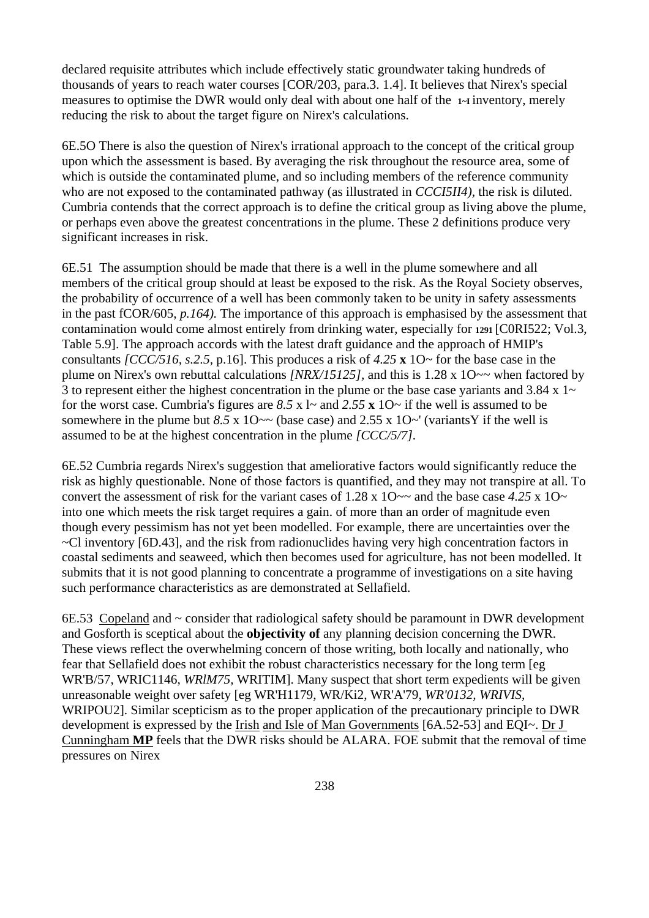declared requisite attributes which include effectively static groundwater taking hundreds of thousands of years to reach water courses [COR/203, para.3. 1.4]. It believes that Nirex's special measures to optimise the DWR would only deal with about one half of the **1~I** inventory, merely reducing the risk to about the target figure on Nirex's calculations.

6E.5O There is also the question of Nirex's irrational approach to the concept of the critical group upon which the assessment is based. By averaging the risk throughout the resource area, some of which is outside the contaminated plume, and so including members of the reference community who are not exposed to the contaminated pathway (as illustrated in *CCCI5II4)*, the risk is diluted. Cumbria contends that the correct approach is to define the critical group as living above the plume, or perhaps even above the greatest concentrations in the plume. These 2 definitions produce very significant increases in risk.

6E.51 The assumption should be made that there is a well in the plume somewhere and all members of the critical group should at least be exposed to the risk. As the Royal Society observes, the probability of occurrence of a well has been commonly taken to be unity in safety assessments in the past fCOR/605, *p.164).* The importance of this approach is emphasised by the assessment that contamination would come almost entirely from drinking water, especially for **1291** [C0RI522; Vol.3, Table 5.9]. The approach accords with the latest draft guidance and the approach of HMIP's consultants *[CCC/516, s.2.5,* p.16]. This produces a risk of *4.25* **x** 1O~ for the base case in the plume on Nirex's own rebuttal calculations *[NRX/15125]*, and this is 1.28 x 1O~~ when factored by 3 to represent either the highest concentration in the plume or the base case yariants and 3.84 x 1~ for the worst case. Cumbria's figures are *8.5* x l~ and *2.55* **x** 1O~ if the well is assumed to be somewhere in the plume but *8.5* x 1O~~ (base case) and 2.55 x 1O~' (variantsY if the well is assumed to be at the highest concentration in the plume *[CCC/5/7]*.

6E.52 Cumbria regards Nirex's suggestion that ameliorative factors would significantly reduce the risk as highly questionable. None of those factors is quantified, and they may not transpire at all. To convert the assessment of risk for the variant cases of 1.28 x 1O~~ and the base case *4.25* x 1O~ into one which meets the risk target requires a gain. of more than an order of magnitude even though every pessimism has not yet been modelled. For example, there are uncertainties over the ~Cl inventory [6D.43], and the risk from radionuclides having very high concentration factors in coastal sediments and seaweed, which then becomes used for agriculture, has not been modelled. It submits that it is not good planning to concentrate a programme of investigations on a site having such performance characteristics as are demonstrated at Sellafield.

6E.53 Copeland and ~ consider that radiological safety should be paramount in DWR development and Gosforth is sceptical about the **objectivity of** any planning decision concerning the DWR. These views reflect the overwhelming concern of those writing, both locally and nationally, who fear that Sellafield does not exhibit the robust characteristics necessary for the long term [eg WR'B/57, WRIC1146, *WRlM75*, WRITIM]. Many suspect that short term expedients will be given unreasonable weight over safety [eg WR'H1179, WR/Ki2, WR'A'79, *WR'0132, WRIVIS,* WRIPOU2]. Similar scepticism as to the proper application of the precautionary principle to DWR development is expressed by the Irish and Isle of Man Governments [6A.52-53] and EQI~. Dr J Cunningham **MP** feels that the DWR risks should be ALARA. FOE submit that the removal of time pressures on Nirex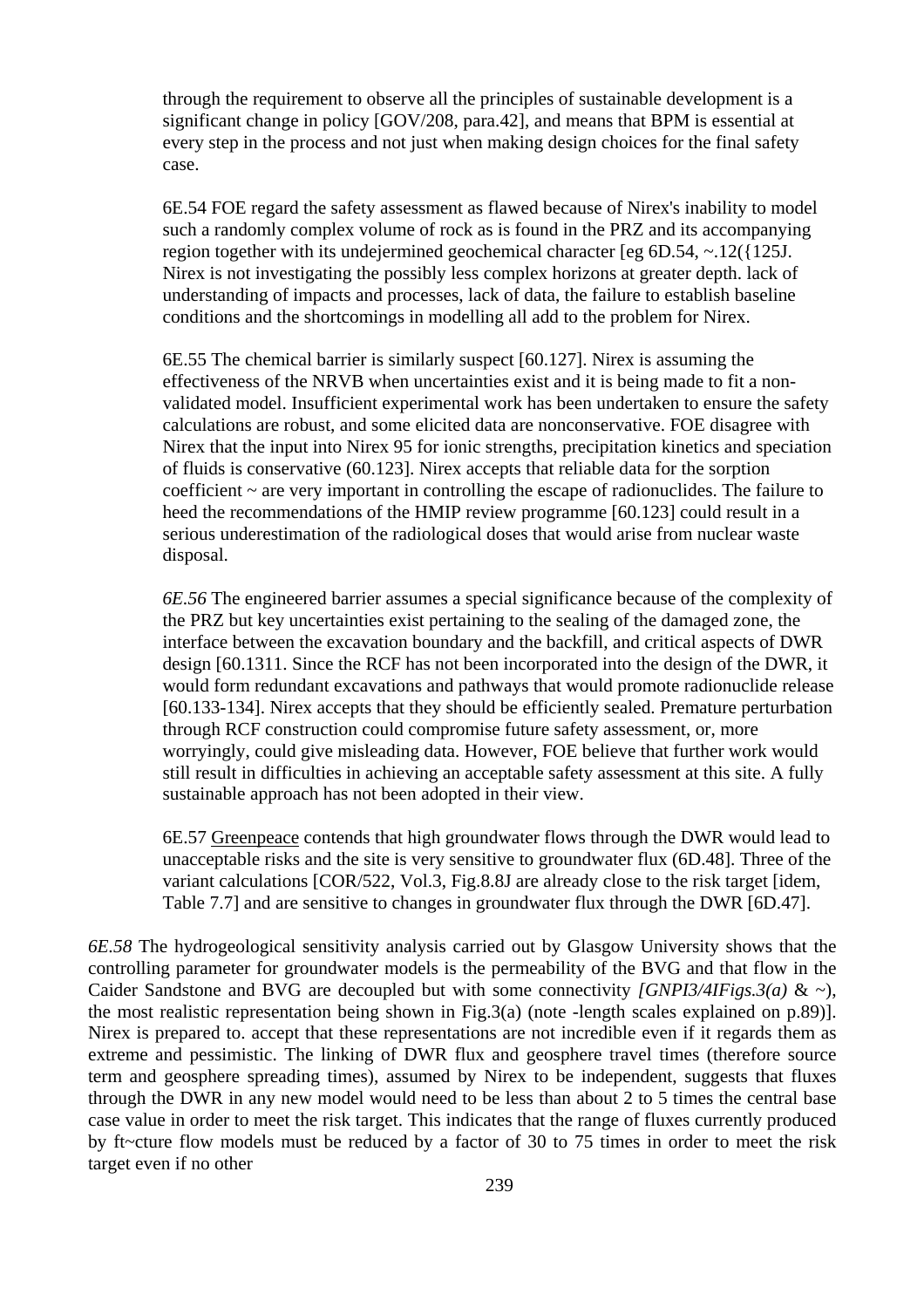through the requirement to observe all the principles of sustainable development is a significant change in policy [GOV/208, para.42], and means that BPM is essential at every step in the process and not just when making design choices for the final safety case.

6E.54 FOE regard the safety assessment as flawed because of Nirex's inability to model such a randomly complex volume of rock as is found in the PRZ and its accompanying region together with its undejermined geochemical character [eg 6D.54, ~.12({125J. Nirex is not investigating the possibly less complex horizons at greater depth. lack of understanding of impacts and processes, lack of data, the failure to establish baseline conditions and the shortcomings in modelling all add to the problem for Nirex.

6E.55 The chemical barrier is similarly suspect [60.127]. Nirex is assuming the effectiveness of the NRVB when uncertainties exist and it is being made to fit a non-validated model. Insufficient experimental work has been undertaken to ensure the safety calculations are robust, and some elicited data are nonconservative. FOE disagree with Nirex that the input into Nirex 95 for ionic strengths, precipitation kinetics and speciation of fluids is conservative (60.123]. Nirex accepts that reliable data for the sorption coefficient ~ are very important in controlling the escape of radionuclides. The failure to heed the recommendations of the HMIP review programme [60.123] could result in a serious underestimation of the radiological doses that would arise from nuclear waste disposal.

*6E.56* The engineered barrier assumes a special significance because of the complexity of the PRZ but key uncertainties exist pertaining to the sealing of the damaged zone, the interface between the excavation boundary and the backfill, and critical aspects of DWR design [60.1311. Since the RCF has not been incorporated into the design of the DWR, it would form redundant excavations and pathways that would promote radionuclide release [60.133-134]. Nirex accepts that they should be efficiently sealed. Premature perturbation through RCF construction could compromise future safety assessment, or, more worryingly, could give misleading data. However, FOE believe that further work would still result in difficulties in achieving an acceptable safety assessment at this site. A fully sustainable approach has not been adopted in their view.

6E.57 <u>Greenpeace</u> contends that high groundwater flows through the DWR would lead to unacceptable risks and the site is very sensitive to groundwater flux (6D.48]. Three of the variant calculations [COR/522, Vol.3, Fig.8.8J are already close to the risk target [idem, Table 7.7] and are sensitive to changes in groundwater flux through the DWR [6D.47].

*6E.58* The hydrogeological sensitivity analysis carried out by Glasgow University shows that the controlling parameter for groundwater models is the permeability of the BVG and that flow in the Caider Sandstone and BVG are decoupled but with some connectivity *[GNPI3/4IFigs.3(a)* & ~), the most realistic representation being shown in Fig.3(a) (note -length scales explained on p.89)]. Nirex is prepared to. accept that these representations are not incredible even if it regards them as extreme and pessimistic. The linking of DWR flux and geosphere travel times (therefore source term and geosphere spreading times), assumed by Nirex to be independent, suggests that fluxes through the DWR in any new model would need to be less than about 2 to 5 times the central base case value in order to meet the risk target. This indicates that the range of fluxes currently produced by ft~cture flow models must be reduced by a factor of 30 to 75 times in order to meet the risk target even if no other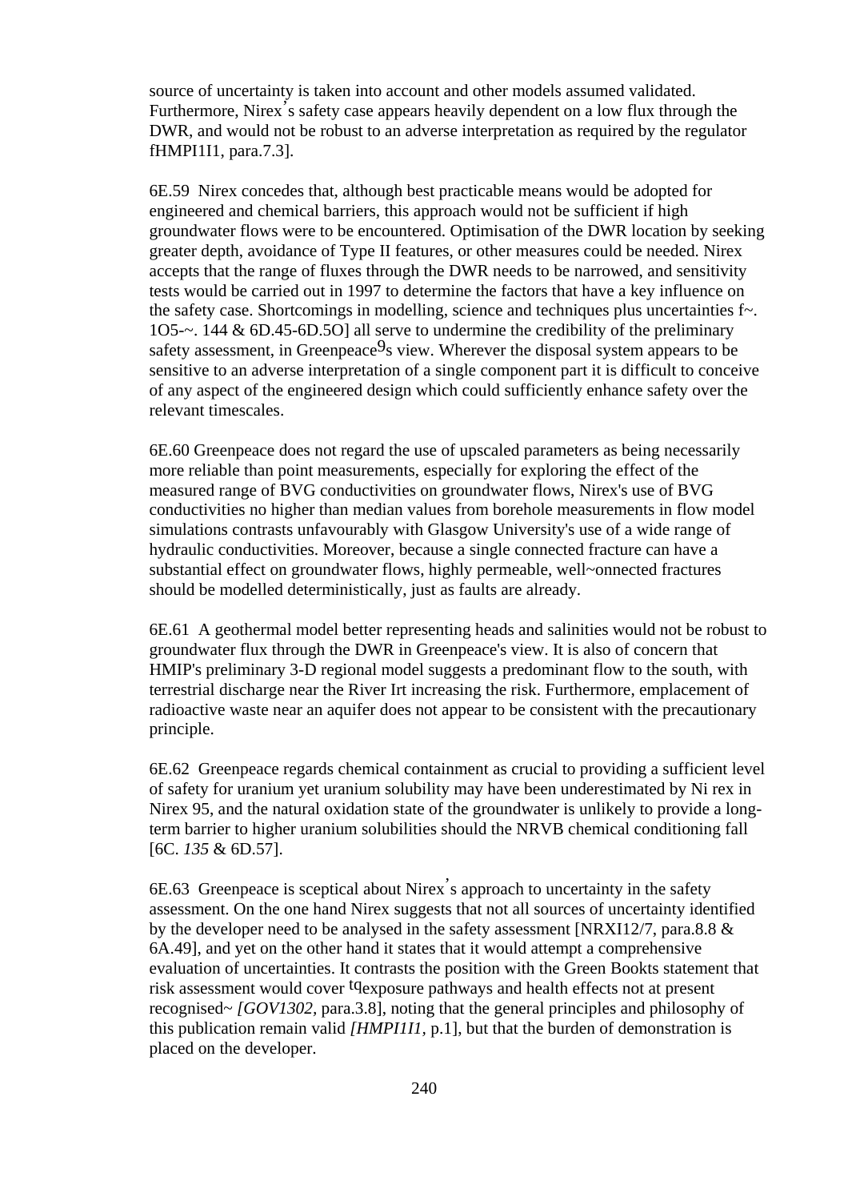source of uncertainty is taken into account and other models assumed validated. Furthermore, Nirex's safety case appears heavily dependent on a low flux through the DWR, and would not be robust to an adverse interpretation as required by the regulator fHMPI1I1, para.7.3].

6E.59 Nirex concedes that, although best practicable means would be adopted for engineered and chemical barriers, this approach would not be sufficient if high groundwater flows were to be encountered. Optimisation of the DWR location by seeking greater depth, avoidance of Type II features, or other measures could be needed. Nirex accepts that the range of fluxes through the DWR needs to be narrowed, and sensitivity tests would be carried out in 1997 to determine the factors that have a key influence on the safety case. Shortcomings in modelling, science and techniques plus uncertainties f~. 1O5-~. 144 & 6D.45-6D.5O] all serve to undermine the credibility of the preliminary safety assessment, in Greenpeace9s view. Wherever the disposal system appears to be sensitive to an adverse interpretation of a single component part it is difficult to conceive of any aspect of the engineered design which could sufficiently enhance safety over the relevant timescales.

6E.60 Greenpeace does not regard the use of upscaled parameters as being necessarily more reliable than point measurements, especially for exploring the effect of the measured range of BVG conductivities on groundwater flows, Nirex's use of BVG conductivities no higher than median values from borehole measurements in flow model simulations contrasts unfavourably with Glasgow University's use of a wide range of hydraulic conductivities. Moreover, because a single connected fracture can have a substantial effect on groundwater flows, highly permeable, well~onnected fractures should be modelled deterministically, just as faults are already.

6E.61 A geothermal model better representing heads and salinities would not be robust to groundwater flux through the DWR in Greenpeace's view. It is also of concern that HMIP's preliminary 3-D regional model suggests a predominant flow to the south, with terrestrial discharge near the River Irt increasing the risk. Furthermore, emplacement of radioactive waste near an aquifer does not appear to be consistent with the precautionary principle.

6E.62 Greenpeace regards chemical containment as crucial to providing a sufficient level of safety for uranium yet uranium solubility may have been underestimated by Ni rex in Nirex 95, and the natural oxidation state of the groundwater is unlikely to provide a long-term barrier to higher uranium solubilities should the NRVB chemical conditioning fall [6C. *135* & 6D.57].

6E.63 Greenpeace is sceptical about Nirex's approach to uncertainty in the safety assessment. On the one hand Nirex suggests that not all sources of uncertainty identified by the developer need to be analysed in the safety assessment [NRXI12/7, para.8.8 & 6A.49], and yet on the other hand it states that it would attempt a comprehensive evaluation of uncertainties. It contrasts the position with the Green Bookts statement that risk assessment would cover tqexposure pathways and health effects not at present recognised~ *[GOV1302,* para.3.8], noting that the general principles and philosophy of this publication remain valid *[HMPI1I1,* p.1], but that the burden of demonstration is placed on the developer.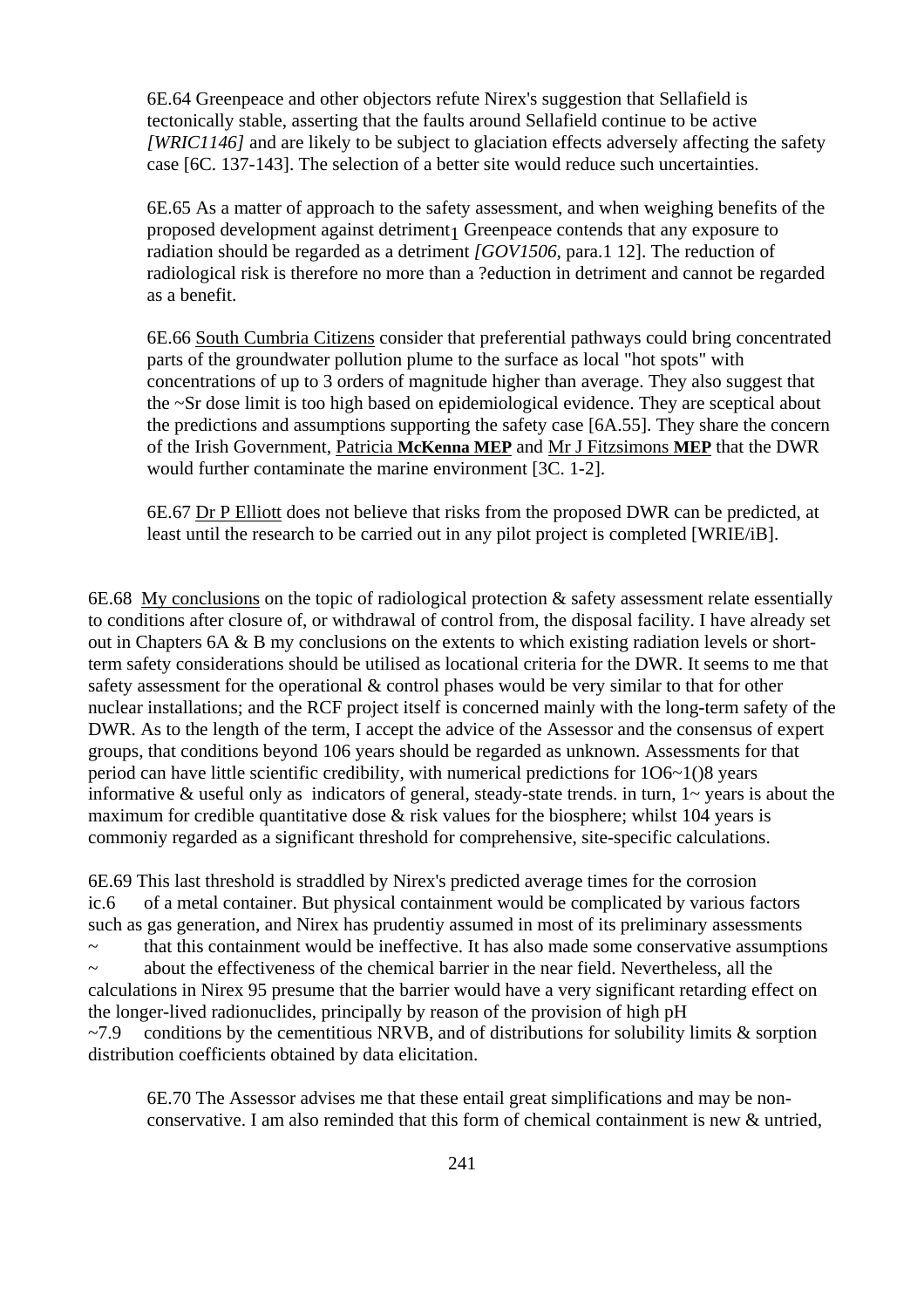6E.64 Greenpeace and other objectors refute Nirex's suggestion that Sellafield is tectonically stable, asserting that the faults around Sellafield continue to be active *[WRIC1146]* and are likely to be subject to glaciation effects adversely affecting the safety case [6C. 137-143]. The selection of a better site would reduce such uncertainties.

6E.65 As a matter of approach to the safety assessment, and when weighing benefits of the proposed development against detriment$_1$ Greenpeace contends that any exposure to radiation should be regarded as a detriment *[GOV1506,* para.1 12]. The reduction of radiological risk is therefore no more than a ?eduction in detriment and cannot be regarded as a benefit.

6E.66 South Cumbria Citizens consider that preferential pathways could bring concentrated parts of the groundwater pollution plume to the surface as local "hot spots" with concentrations of up to 3 orders of magnitude higher than average. They also suggest that the ~Sr dose limit is too high based on epidemiological evidence. They are sceptical about the predictions and assumptions supporting the safety case [6A.55]. They share the concern of the Irish Government, Patricia **McKenna MEP** and Mr J Fitzsimons **MEP** that the DWR would further contaminate the marine environment [3C. 1-2].

6E.67 Dr P Elliott does not believe that risks from the proposed DWR can be predicted, at least until the research to be carried out in any pilot project is completed [WRIE/iB].

6E.68 My conclusions on the topic of radiological protection & safety assessment relate essentially to conditions after closure of, or withdrawal of control from, the disposal facility. I have already set out in Chapters 6A & B my conclusions on the extents to which existing radiation levels or short-term safety considerations should be utilised as locational criteria for the DWR. It seems to me that safety assessment for the operational & control phases would be very similar to that for other nuclear installations; and the RCF project itself is concerned mainly with the long-term safety of the DWR. As to the length of the term, I accept the advice of the Assessor and the consensus of expert groups, that conditions beyond 106 years should be regarded as unknown. Assessments for that period can have little scientific credibility, with numerical predictions for 1O6~1()8 years informative & useful only as indicators of general, steady-state trends. in turn, 1~ years is about the maximum for credible quantitative dose & risk values for the biosphere; whilst 104 years is commoniy regarded as a significant threshold for comprehensive, site-specific calculations.

6E.69 This last threshold is straddled by Nirex's predicted average times for the corrosion ic.6 of a metal container. But physical containment would be complicated by various factors such as gas generation, and Nirex has prudentiy assumed in most of its preliminary assessments ~ that this containment would be ineffective. It has also made some conservative assumptions ~ about the effectiveness of the chemical barrier in the near field. Nevertheless, all the calculations in Nirex 95 presume that the barrier would have a very significant retarding effect on the longer-lived radionuclides, principally by reason of the provision of high pH ~7.9 conditions by the cementitious NRVB, and of distributions for solubility limits & sorption distribution coefficients obtained by data elicitation.

6E.70 The Assessor advises me that these entail great simplifications and may be non-conservative. I am also reminded that this form of chemical containment is new & untried,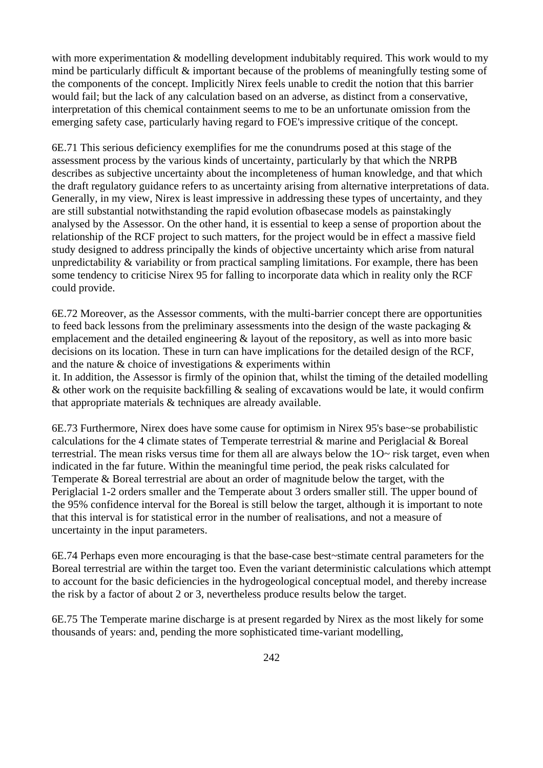with more experimentation & modelling development indubitably required. This work would to my mind be particularly difficult & important because of the problems of meaningfully testing some of the components of the concept. Implicitly Nirex feels unable to credit the notion that this barrier would fail; but the lack of any calculation based on an adverse, as distinct from a conservative, interpretation of this chemical containment seems to me to be an unfortunate omission from the emerging safety case, particularly having regard to FOE's impressive critique of the concept.

6E.71 This serious deficiency exemplifies for me the conundrums posed at this stage of the assessment process by the various kinds of uncertainty, particularly by that which the NRPB describes as subjective uncertainty about the incompleteness of human knowledge, and that which the draft regulatory guidance refers to as uncertainty arising from alternative interpretations of data. Generally, in my view, Nirex is least impressive in addressing these types of uncertainty, and they are still substantial notwithstanding the rapid evolution ofbasecase models as painstakingly analysed by the Assessor. On the other hand, it is essential to keep a sense of proportion about the relationship of the RCF project to such matters, for the project would be in effect a massive field study designed to address principally the kinds of objective uncertainty which arise from natural unpredictability & variability or from practical sampling limitations. For example, there has been some tendency to criticise Nirex 95 for falling to incorporate data which in reality only the RCF could provide.

6E.72 Moreover, as the Assessor comments, with the multi-barrier concept there are opportunities to feed back lessons from the preliminary assessments into the design of the waste packaging & emplacement and the detailed engineering & layout of the repository, as well as into more basic decisions on its location. These in turn can have implications for the detailed design of the RCF, and the nature & choice of investigations & experiments within
it. In addition, the Assessor is firmly of the opinion that, whilst the timing of the detailed modelling & other work on the requisite backfilling & sealing of excavations would be late, it would confirm that appropriate materials & techniques are already available.

6E.73 Furthermore, Nirex does have some cause for optimism in Nirex 95's base~se probabilistic calculations for the 4 climate states of Temperate terrestrial & marine and Periglacial & Boreal terrestrial. The mean risks versus time for them all are always below the 1O~ risk target, even when indicated in the far future. Within the meaningful time period, the peak risks calculated for Temperate & Boreal terrestrial are about an order of magnitude below the target, with the Periglacial 1-2 orders smaller and the Temperate about 3 orders smaller still. The upper bound of the 95% confidence interval for the Boreal is still below the target, although it is important to note that this interval is for statistical error in the number of realisations, and not a measure of uncertainty in the input parameters.

6E.74 Perhaps even more encouraging is that the base-case best~stimate central parameters for the Boreal terrestrial are within the target too. Even the variant deterministic calculations which attempt to account for the basic deficiencies in the hydrogeological conceptual model, and thereby increase the risk by a factor of about 2 or 3, nevertheless produce results below the target.

6E.75 The Temperate marine discharge is at present regarded by Nirex as the most likely for some thousands of years: and, pending the more sophisticated time-variant modelling,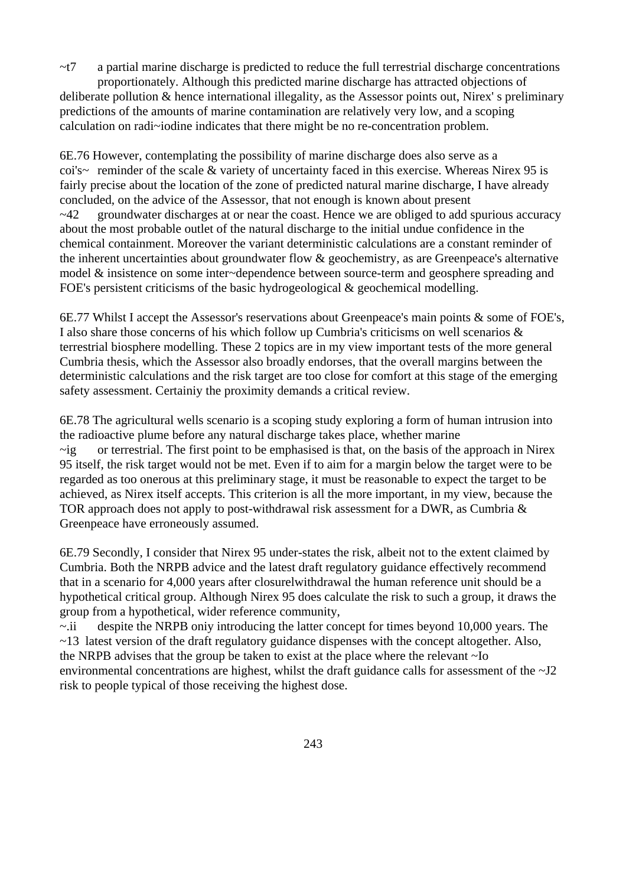~t7 a partial marine discharge is predicted to reduce the full terrestrial discharge concentrations proportionately. Although this predicted marine discharge has attracted objections of deliberate pollution & hence international illegality, as the Assessor points out, Nirex' s preliminary predictions of the amounts of marine contamination are relatively very low, and a scoping calculation on radi~iodine indicates that there might be no re-concentration problem.

6E.76 However, contemplating the possibility of marine discharge does also serve as a coi's~ reminder of the scale & variety of uncertainty faced in this exercise. Whereas Nirex 95 is fairly precise about the location of the zone of predicted natural marine discharge, I have already concluded, on the advice of the Assessor, that not enough is known about present ~42 groundwater discharges at or near the coast. Hence we are obliged to add spurious accuracy about the most probable outlet of the natural discharge to the initial undue confidence in the chemical containment. Moreover the variant deterministic calculations are a constant reminder of the inherent uncertainties about groundwater flow & geochemistry, as are Greenpeace's alternative model & insistence on some inter~dependence between source-term and geosphere spreading and FOE's persistent criticisms of the basic hydrogeological & geochemical modelling.

6E.77 Whilst I accept the Assessor's reservations about Greenpeace's main points & some of FOE's, I also share those concerns of his which follow up Cumbria's criticisms on well scenarios & terrestrial biosphere modelling. These 2 topics are in my view important tests of the more general Cumbria thesis, which the Assessor also broadly endorses, that the overall margins between the deterministic calculations and the risk target are too close for comfort at this stage of the emerging safety assessment. Certainiy the proximity demands a critical review.

6E.78 The agricultural wells scenario is a scoping study exploring a form of human intrusion into the radioactive plume before any natural discharge takes place, whether marine ~ig or terrestrial. The first point to be emphasised is that, on the basis of the approach in Nirex 95 itself, the risk target would not be met. Even if to aim for a margin below the target were to be regarded as too onerous at this preliminary stage, it must be reasonable to expect the target to be achieved, as Nirex itself accepts. This criterion is all the more important, in my view, because the TOR approach does not apply to post-withdrawal risk assessment for a DWR, as Cumbria & Greenpeace have erroneously assumed.

6E.79 Secondly, I consider that Nirex 95 under-states the risk, albeit not to the extent claimed by Cumbria. Both the NRPB advice and the latest draft regulatory guidance effectively recommend that in a scenario for 4,000 years after closurelwithdrawal the human reference unit should be a hypothetical critical group. Although Nirex 95 does calculate the risk to such a group, it draws the group from a hypothetical, wider reference community, ~.ii despite the NRPB oniy introducing the latter concept for times beyond 10,000 years. The ~13 latest version of the draft regulatory guidance dispenses with the concept altogether. Also, the NRPB advises that the group be taken to exist at the place where the relevant ~Io environmental concentrations are highest, whilst the draft guidance calls for assessment of the ~J2 risk to people typical of those receiving the highest dose.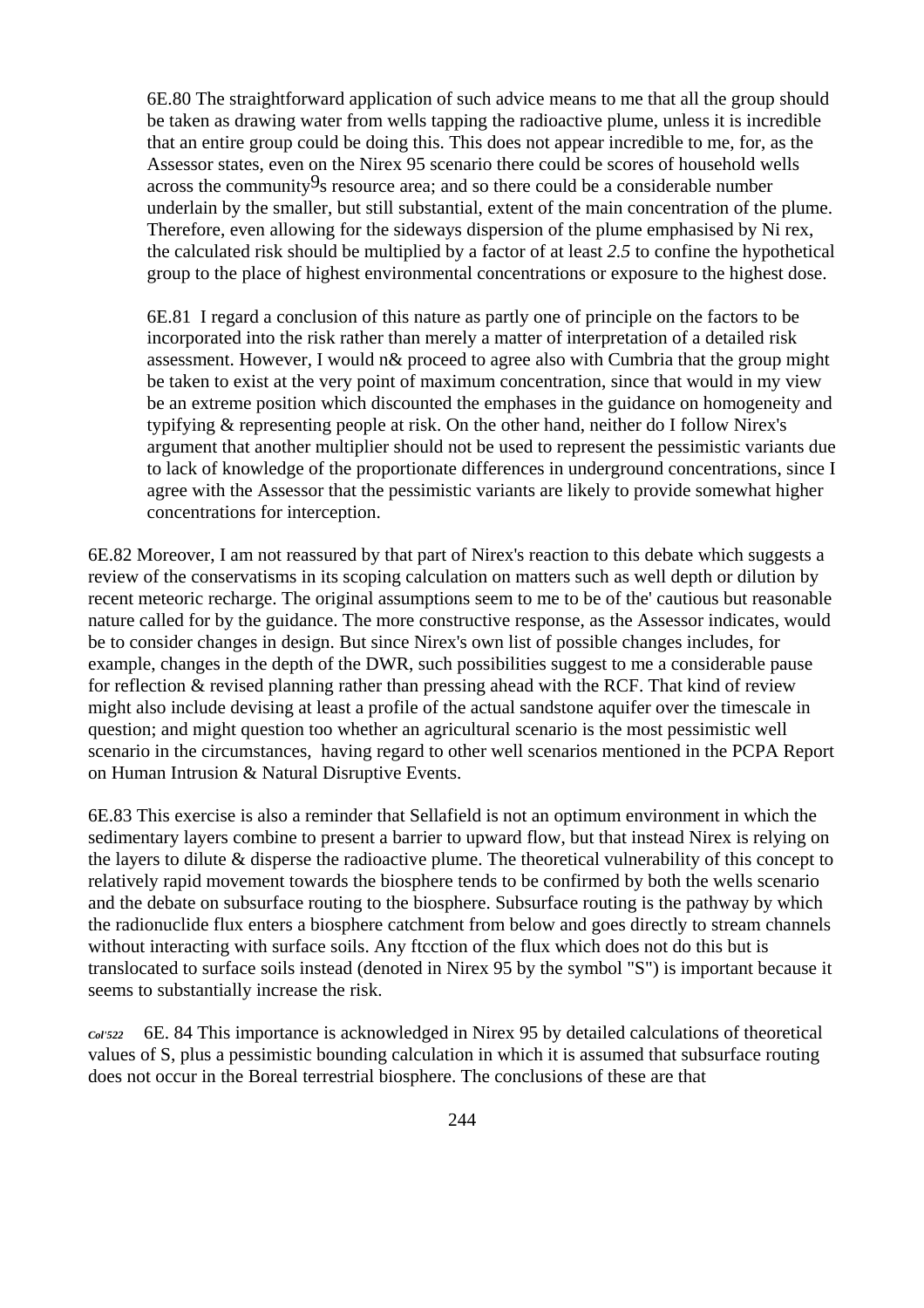6E.80 The straightforward application of such advice means to me that all the group should be taken as drawing water from wells tapping the radioactive plume, unless it is incredible that an entire group could be doing this. This does not appear incredible to me, for, as the Assessor states, even on the Nirex 95 scenario there could be scores of household wells across the community9s resource area; and so there could be a considerable number underlain by the smaller, but still substantial, extent of the main concentration of the plume. Therefore, even allowing for the sideways dispersion of the plume emphasised by Ni rex, the calculated risk should be multiplied by a factor of at least *2.5* to confine the hypothetical group to the place of highest environmental concentrations or exposure to the highest dose.

6E.81 I regard a conclusion of this nature as partly one of principle on the factors to be incorporated into the risk rather than merely a matter of interpretation of a detailed risk assessment. However, I would n& proceed to agree also with Cumbria that the group might be taken to exist at the very point of maximum concentration, since that would in my view be an extreme position which discounted the emphases in the guidance on homogeneity and typifying & representing people at risk. On the other hand, neither do I follow Nirex's argument that another multiplier should not be used to represent the pessimistic variants due to lack of knowledge of the proportionate differences in underground concentrations, since I agree with the Assessor that the pessimistic variants are likely to provide somewhat higher concentrations for interception.

6E.82 Moreover, I am not reassured by that part of Nirex's reaction to this debate which suggests a review of the conservatisms in its scoping calculation on matters such as well depth or dilution by recent meteoric recharge. The original assumptions seem to me to be of the' cautious but reasonable nature called for by the guidance. The more constructive response, as the Assessor indicates, would be to consider changes in design. But since Nirex's own list of possible changes includes, for example, changes in the depth of the DWR, such possibilities suggest to me a considerable pause for reflection & revised planning rather than pressing ahead with the RCF. That kind of review might also include devising at least a profile of the actual sandstone aquifer over the timescale in question; and might question too whether an agricultural scenario is the most pessimistic well scenario in the circumstances, having regard to other well scenarios mentioned in the PCPA Report on Human Intrusion & Natural Disruptive Events.

6E.83 This exercise is also a reminder that Sellafield is not an optimum environment in which the sedimentary layers combine to present a barrier to upward flow, but that instead Nirex is relying on the layers to dilute & disperse the radioactive plume. The theoretical vulnerability of this concept to relatively rapid movement towards the biosphere tends to be confirmed by both the wells scenario and the debate on subsurface routing to the biosphere. Subsurface routing is the pathway by which the radionuclide flux enters a biosphere catchment from below and goes directly to stream channels without interacting with surface soils. Any ftcction of the flux which does not do this but is translocated to surface soils instead (denoted in Nirex 95 by the symbol "S") is important because it seems to substantially increase the risk.

*Col'522* 6E. 84 This importance is acknowledged in Nirex 95 by detailed calculations of theoretical values of S, plus a pessimistic bounding calculation in which it is assumed that subsurface routing does not occur in the Boreal terrestrial biosphere. The conclusions of these are that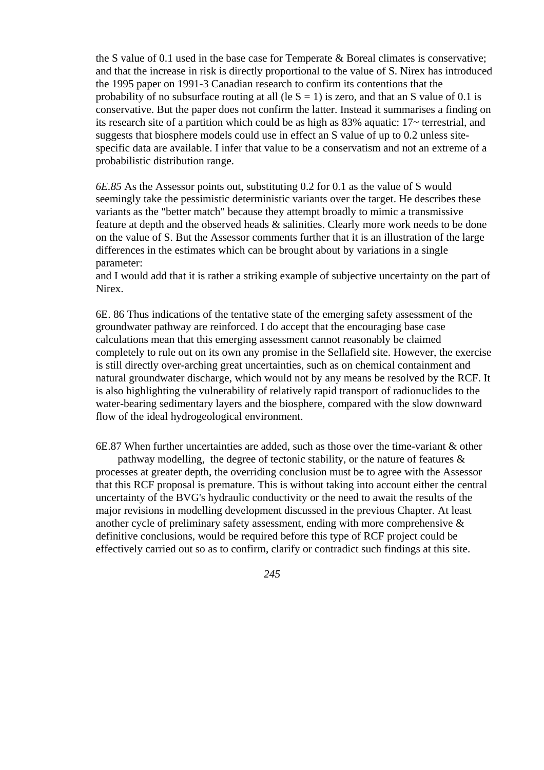the S value of 0.1 used in the base case for Temperate & Boreal climates is conservative; and that the increase in risk is directly proportional to the value of S. Nirex has introduced the 1995 paper on 1991-3 Canadian research to confirm its contentions that the probability of no subsurface routing at all (le S = 1) is zero, and that an S value of 0.1 is conservative. But the paper does not confirm the latter. Instead it summarises a finding on its research site of a partition which could be as high as 83% aquatic: 17~ terrestrial, and suggests that biosphere models could use in effect an S value of up to 0.2 unless site-specific data are available. I infer that value to be a conservatism and not an extreme of a probabilistic distribution range.

*6E.85* As the Assessor points out, substituting 0.2 for 0.1 as the value of S would seemingly take the pessimistic deterministic variants over the target. He describes these variants as the "better match" because they attempt broadly to mimic a transmissive feature at depth and the observed heads & salinities. Clearly more work needs to be done on the value of S. But the Assessor comments further that it is an illustration of the large differences in the estimates which can be brought about by variations in a single parameter:
and I would add that it is rather a striking example of subjective uncertainty on the part of Nirex.

6E. 86 Thus indications of the tentative state of the emerging safety assessment of the groundwater pathway are reinforced. I do accept that the encouraging base case calculations mean that this emerging assessment cannot reasonably be claimed completely to rule out on its own any promise in the Sellafield site. However, the exercise is still directly over-arching great uncertainties, such as on chemical containment and natural groundwater discharge, which would not by any means be resolved by the RCF. It is also highlighting the vulnerability of relatively rapid transport of radionuclides to the water-bearing sedimentary layers and the biosphere, compared with the slow downward flow of the ideal hydrogeological environment.

6E.87 When further uncertainties are added, such as those over the time-variant & other pathway modelling, the degree of tectonic stability, or the nature of features & processes at greater depth, the overriding conclusion must be to agree with the Assessor that this RCF proposal is premature. This is without taking into account either the central uncertainty of the BVG's hydraulic conductivity or the need to await the results of the major revisions in modelling development discussed in the previous Chapter. At least another cycle of preliminary safety assessment, ending with more comprehensive & definitive conclusions, would be required before this type of RCF project could be effectively carried out so as to confirm, clarify or contradict such findings at this site.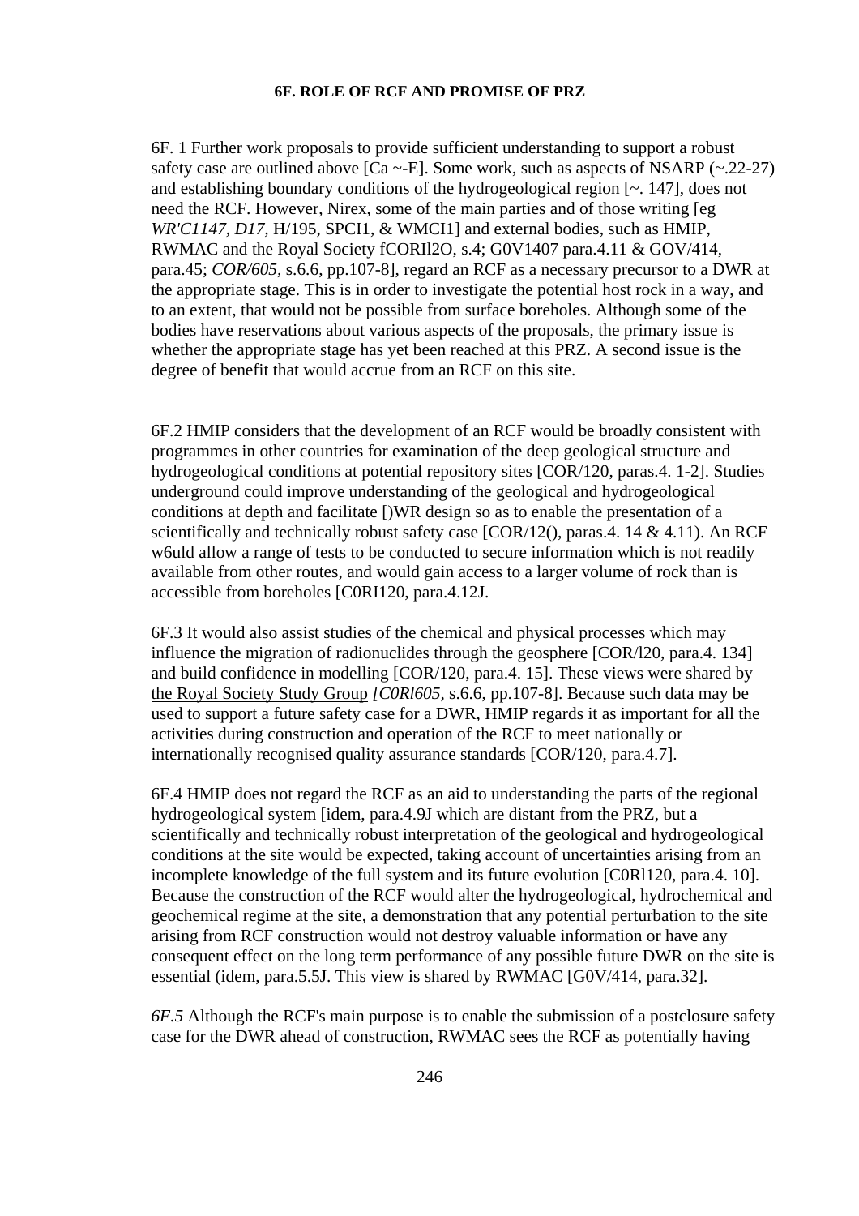**6F. ROLE OF RCF AND PROMISE OF PRZ**

6F. 1 Further work proposals to provide sufficient understanding to support a robust safety case are outlined above [Ca ~-E]. Some work, such as aspects of NSARP (~.22-27) and establishing boundary conditions of the hydrogeological region [~. 147], does not need the RCF. However, Nirex, some of the main parties and of those writing [eg *WR'C1147, D17,* H/195, SPCI1, & WMCI1] and external bodies, such as HMIP, RWMAC and the Royal Society fCORIl2O, s.4; G0V1407 para.4.11 & GOV/414, para.45; *COR/605,* s.6.6, pp.107-8], regard an RCF as a necessary precursor to a DWR at the appropriate stage. This is in order to investigate the potential host rock in a way, and to an extent, that would not be possible from surface boreholes. Although some of the bodies have reservations about various aspects of the proposals, the primary issue is whether the appropriate stage has yet been reached at this PRZ. A second issue is the degree of benefit that would accrue from an RCF on this site.

6F.2 <u>HMIP</u> considers that the development of an RCF would be broadly consistent with programmes in other countries for examination of the deep geological structure and hydrogeological conditions at potential repository sites [COR/120, paras.4. 1-2]. Studies underground could improve understanding of the geological and hydrogeological conditions at depth and facilitate [)WR design so as to enable the presentation of a scientifically and technically robust safety case [COR/12(), paras.4. 14 & 4.11). An RCF w6uld allow a range of tests to be conducted to secure information which is not readily available from other routes, and would gain access to a larger volume of rock than is accessible from boreholes [C0RI120, para.4.12J.

6F.3 It would also assist studies of the chemical and physical processes which may influence the migration of radionuclides through the geosphere [COR/l20, para.4. 134] and build confidence in modelling [COR/120, para.4. 15]. These views were shared by <u>the Royal Society Study Group</u> *[C0Rl605,* s.6.6, pp.107-8]. Because such data may be used to support a future safety case for a DWR, HMIP regards it as important for all the activities during construction and operation of the RCF to meet nationally or internationally recognised quality assurance standards [COR/120, para.4.7].

6F.4 HMIP does not regard the RCF as an aid to understanding the parts of the regional hydrogeological system [idem, para.4.9J which are distant from the PRZ, but a scientifically and technically robust interpretation of the geological and hydrogeological conditions at the site would be expected, taking account of uncertainties arising from an incomplete knowledge of the full system and its future evolution [C0Rl120, para.4. 10]. Because the construction of the RCF would alter the hydrogeological, hydrochemical and geochemical regime at the site, a demonstration that any potential perturbation to the site arising from RCF construction would not destroy valuable information or have any consequent effect on the long term performance of any possible future DWR on the site is essential (idem, para.5.5J. This view is shared by RWMAC [G0V/414, para.32].

*6F.5* Although the RCF's main purpose is to enable the submission of a postclosure safety case for the DWR ahead of construction, RWMAC sees the RCF as potentially having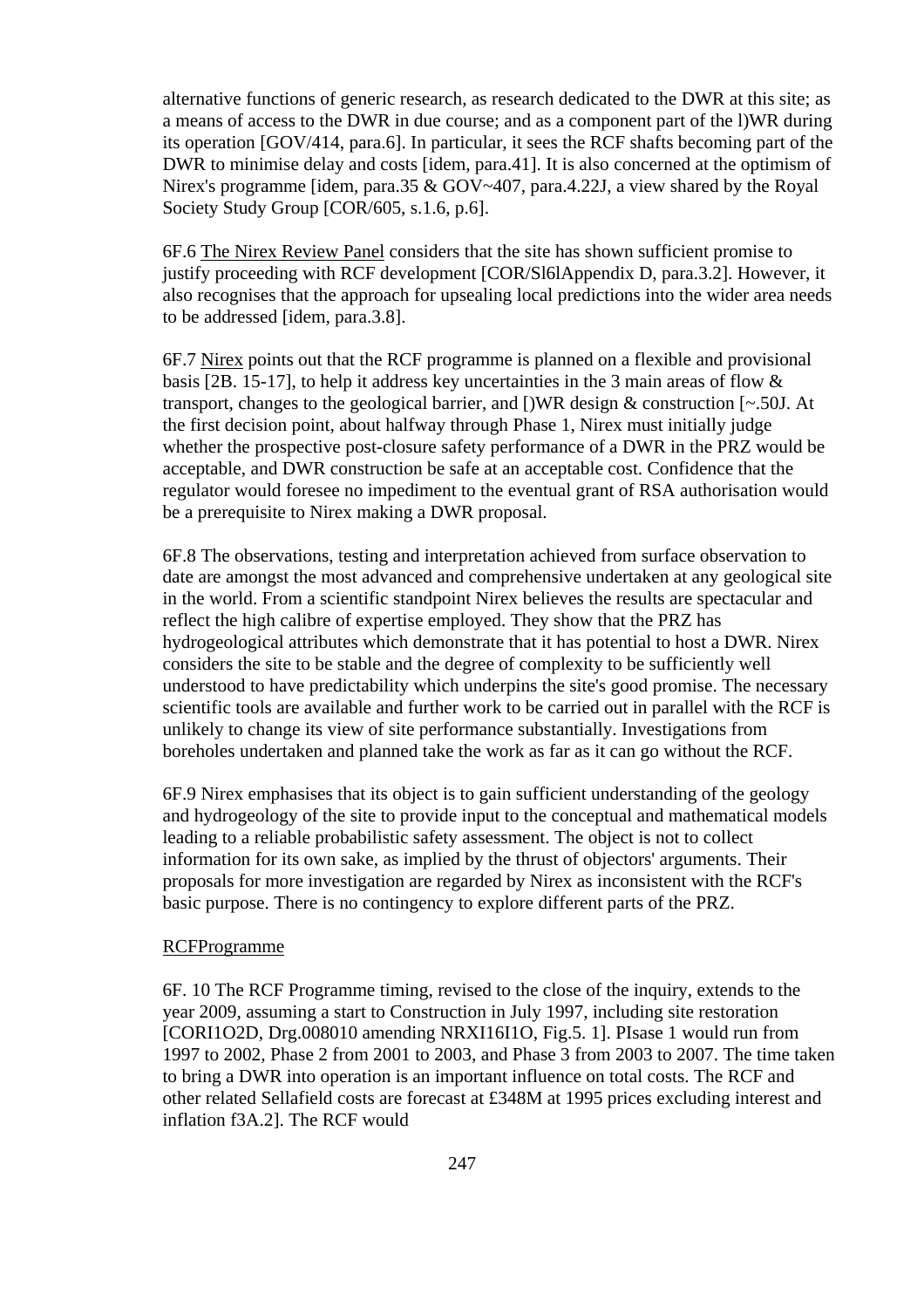alternative functions of generic research, as research dedicated to the DWR at this site; as a means of access to the DWR in due course; and as a component part of the l)WR during its operation [GOV/414, para.6]. In particular, it sees the RCF shafts becoming part of the DWR to minimise delay and costs [idem, para.41]. It is also concerned at the optimism of Nirex's programme [idem, para.35 & GOV~407, para.4.22J, a view shared by the Royal Society Study Group [COR/605, s.1.6, p.6].

6F.6 The Nirex Review Panel considers that the site has shown sufficient promise to justify proceeding with RCF development [COR/Sl6lAppendix D, para.3.2]. However, it also recognises that the approach for upsealing local predictions into the wider area needs to be addressed [idem, para.3.8].

6F.7 Nirex points out that the RCF programme is planned on a flexible and provisional basis [2B. 15-17], to help it address key uncertainties in the 3 main areas of flow & transport, changes to the geological barrier, and [)WR design & construction [~.50J. At the first decision point, about halfway through Phase 1, Nirex must initially judge whether the prospective post-closure safety performance of a DWR in the PRZ would be acceptable, and DWR construction be safe at an acceptable cost. Confidence that the regulator would foresee no impediment to the eventual grant of RSA authorisation would be a prerequisite to Nirex making a DWR proposal.

6F.8 The observations, testing and interpretation achieved from surface observation to date are amongst the most advanced and comprehensive undertaken at any geological site in the world. From a scientific standpoint Nirex believes the results are spectacular and reflect the high calibre of expertise employed. They show that the PRZ has hydrogeological attributes which demonstrate that it has potential to host a DWR. Nirex considers the site to be stable and the degree of complexity to be sufficiently well understood to have predictability which underpins the site's good promise. The necessary scientific tools are available and further work to be carried out in parallel with the RCF is unlikely to change its view of site performance substantially. Investigations from boreholes undertaken and planned take the work as far as it can go without the RCF.

6F.9 Nirex emphasises that its object is to gain sufficient understanding of the geology and hydrogeology of the site to provide input to the conceptual and mathematical models leading to a reliable probabilistic safety assessment. The object is not to collect information for its own sake, as implied by the thrust of objectors' arguments. Their proposals for more investigation are regarded by Nirex as inconsistent with the RCF's basic purpose. There is no contingency to explore different parts of the PRZ.

RCFProgramme

6F. 10 The RCF Programme timing, revised to the close of the inquiry, extends to the year 2009, assuming a start to Construction in July 1997, including site restoration [CORI1O2D, Drg.008010 amending NRXI16I1O, Fig.5. 1]. PIsase 1 would run from 1997 to 2002, Phase 2 from 2001 to 2003, and Phase 3 from 2003 to 2007. The time taken to bring a DWR into operation is an important influence on total costs. The RCF and other related Sellafield costs are forecast at £348M at 1995 prices excluding interest and inflation f3A.2]. The RCF would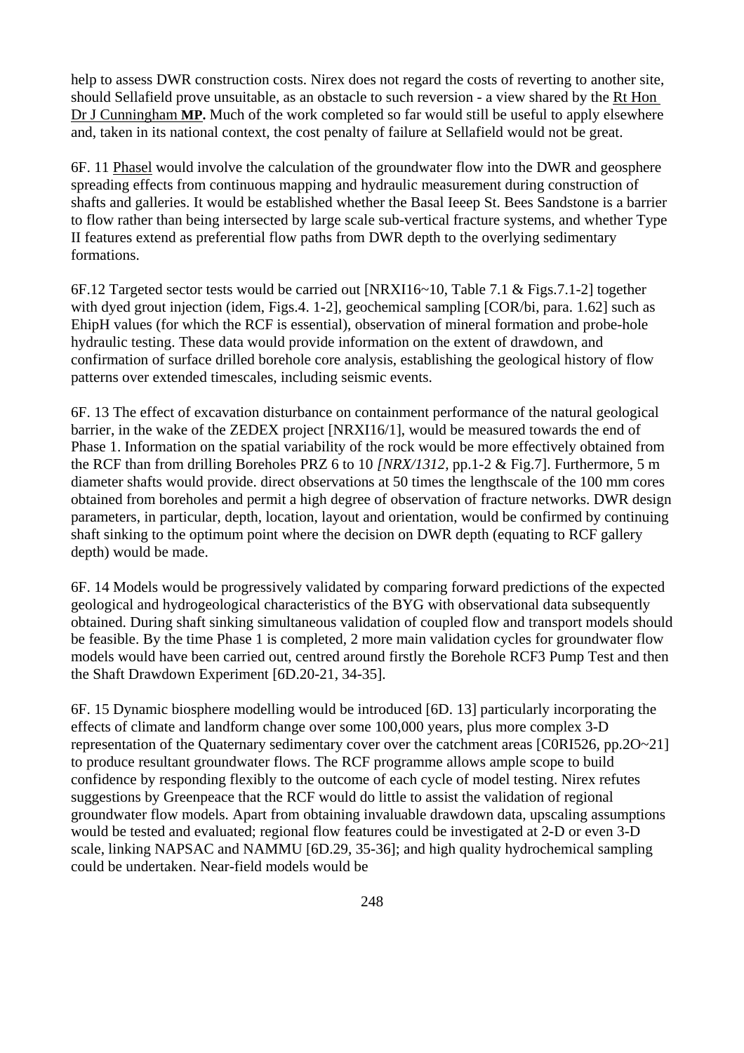help to assess DWR construction costs. Nirex does not regard the costs of reverting to another site, should Sellafield prove unsuitable, as an obstacle to such reversion - a view shared by the Rt Hon Dr J Cunningham **MP.** Much of the work completed so far would still be useful to apply elsewhere and, taken in its national context, the cost penalty of failure at Sellafield would not be great.

6F. 11 Phasel would involve the calculation of the groundwater flow into the DWR and geosphere spreading effects from continuous mapping and hydraulic measurement during construction of shafts and galleries. It would be established whether the Basal Ieeep St. Bees Sandstone is a barrier to flow rather than being intersected by large scale sub-vertical fracture systems, and whether Type II features extend as preferential flow paths from DWR depth to the overlying sedimentary formations.

6F.12 Targeted sector tests would be carried out [NRXI16~10, Table 7.1 & Figs.7.1-2] together with dyed grout injection (idem, Figs.4. 1-2], geochemical sampling [COR/bi, para. 1.62] such as EhipH values (for which the RCF is essential), observation of mineral formation and probe-hole hydraulic testing. These data would provide information on the extent of drawdown, and confirmation of surface drilled borehole core analysis, establishing the geological history of flow patterns over extended timescales, including seismic events.

6F. 13 The effect of excavation disturbance on containment performance of the natural geological barrier, in the wake of the ZEDEX project [NRXI16/1], would be measured towards the end of Phase 1. Information on the spatial variability of the rock would be more effectively obtained from the RCF than from drilling Boreholes PRZ 6 to 10 *[NRX/1312,* pp.1-2 & Fig.7]. Furthermore, 5 m diameter shafts would provide. direct observations at 50 times the lengthscale of the 100 mm cores obtained from boreholes and permit a high degree of observation of fracture networks. DWR design parameters, in particular, depth, location, layout and orientation, would be confirmed by continuing shaft sinking to the optimum point where the decision on DWR depth (equating to RCF gallery depth) would be made.

6F. 14 Models would be progressively validated by comparing forward predictions of the expected geological and hydrogeological characteristics of the BYG with observational data subsequently obtained. During shaft sinking simultaneous validation of coupled flow and transport models should be feasible. By the time Phase 1 is completed, 2 more main validation cycles for groundwater flow models would have been carried out, centred around firstly the Borehole RCF3 Pump Test and then the Shaft Drawdown Experiment [6D.20-21, 34-35].

6F. 15 Dynamic biosphere modelling would be introduced [6D. 13] particularly incorporating the effects of climate and landform change over some 100,000 years, plus more complex 3-D representation of the Quaternary sedimentary cover over the catchment areas [C0RI526, pp.2O~21] to produce resultant groundwater flows. The RCF programme allows ample scope to build confidence by responding flexibly to the outcome of each cycle of model testing. Nirex refutes suggestions by Greenpeace that the RCF would do little to assist the validation of regional groundwater flow models. Apart from obtaining invaluable drawdown data, upscaling assumptions would be tested and evaluated; regional flow features could be investigated at 2-D or even 3-D scale, linking NAPSAC and NAMMU [6D.29, 35-36]; and high quality hydrochemical sampling could be undertaken. Near-field models would be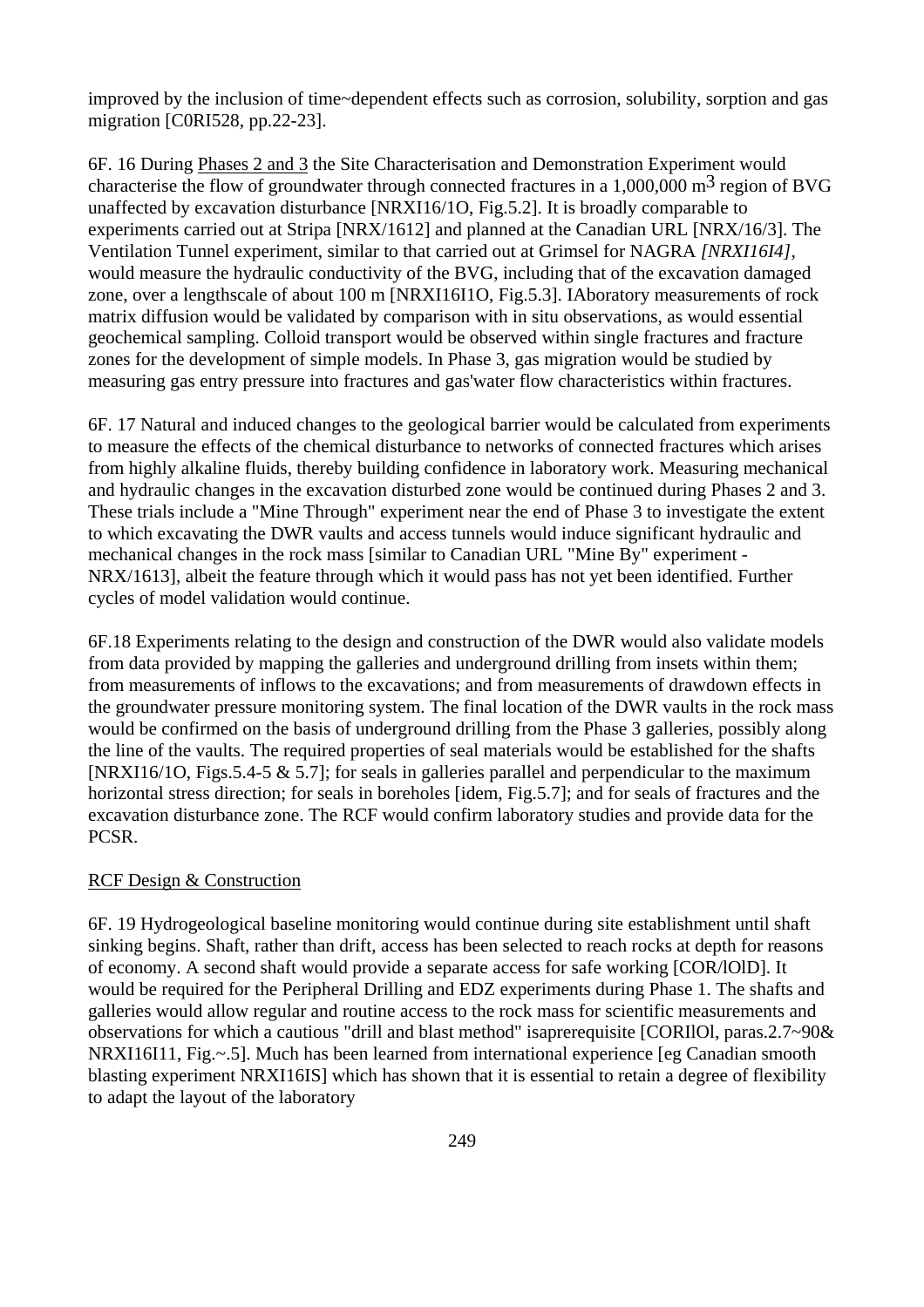improved by the inclusion of time~dependent effects such as corrosion, solubility, sorption and gas migration [C0RI528, pp.22-23].

6F. 16 During Phases 2 and 3 the Site Characterisation and Demonstration Experiment would characterise the flow of groundwater through connected fractures in a 1,000,000 $m^3$ region of BVG unaffected by excavation disturbance [NRXI16/1O, Fig.5.2]. It is broadly comparable to experiments carried out at Stripa [NRX/1612] and planned at the Canadian URL [NRX/16/3]. The Ventilation Tunnel experiment, similar to that carried out at Grimsel for NAGRA *[NRXI16I4]*, would measure the hydraulic conductivity of the BVG, including that of the excavation damaged zone, over a lengthscale of about 100 m [NRXI16I1O, Fig.5.3]. IAboratory measurements of rock matrix diffusion would be validated by comparison with in situ observations, as would essential geochemical sampling. Colloid transport would be observed within single fractures and fracture zones for the development of simple models. In Phase 3, gas migration would be studied by measuring gas entry pressure into fractures and gas'water flow characteristics within fractures.

6F. 17 Natural and induced changes to the geological barrier would be calculated from experiments to measure the effects of the chemical disturbance to networks of connected fractures which arises from highly alkaline fluids, thereby building confidence in laboratory work. Measuring mechanical and hydraulic changes in the excavation disturbed zone would be continued during Phases 2 and 3. These trials include a "Mine Through" experiment near the end of Phase 3 to investigate the extent to which excavating the DWR vaults and access tunnels would induce significant hydraulic and mechanical changes in the rock mass [similar to Canadian URL "Mine By" experiment - NRX/1613], albeit the feature through which it would pass has not yet been identified. Further cycles of model validation would continue.

6F.18 Experiments relating to the design and construction of the DWR would also validate models from data provided by mapping the galleries and underground drilling from insets within them; from measurements of inflows to the excavations; and from measurements of drawdown effects in the groundwater pressure monitoring system. The final location of the DWR vaults in the rock mass would be confirmed on the basis of underground drilling from the Phase 3 galleries, possibly along the line of the vaults. The required properties of seal materials would be established for the shafts [NRXI16/1O, Figs.5.4-5 & 5.7]; for seals in galleries parallel and perpendicular to the maximum horizontal stress direction; for seals in boreholes [idem, Fig.5.7]; and for seals of fractures and the excavation disturbance zone. The RCF would confirm laboratory studies and provide data for the PCSR.

RCF Design & Construction

6F. 19 Hydrogeological baseline monitoring would continue during site establishment until shaft sinking begins. Shaft, rather than drift, access has been selected to reach rocks at depth for reasons of economy. A second shaft would provide a separate access for safe working [COR/lOlD]. It would be required for the Peripheral Drilling and EDZ experiments during Phase 1. The shafts and galleries would allow regular and routine access to the rock mass for scientific measurements and observations for which a cautious "drill and blast method" isaprerequisite [CORIlOl, paras.2.7~90& NRXI16I11, Fig.~.5]. Much has been learned from international experience [eg Canadian smooth blasting experiment NRXI16IS] which has shown that it is essential to retain a degree of flexibility to adapt the layout of the laboratory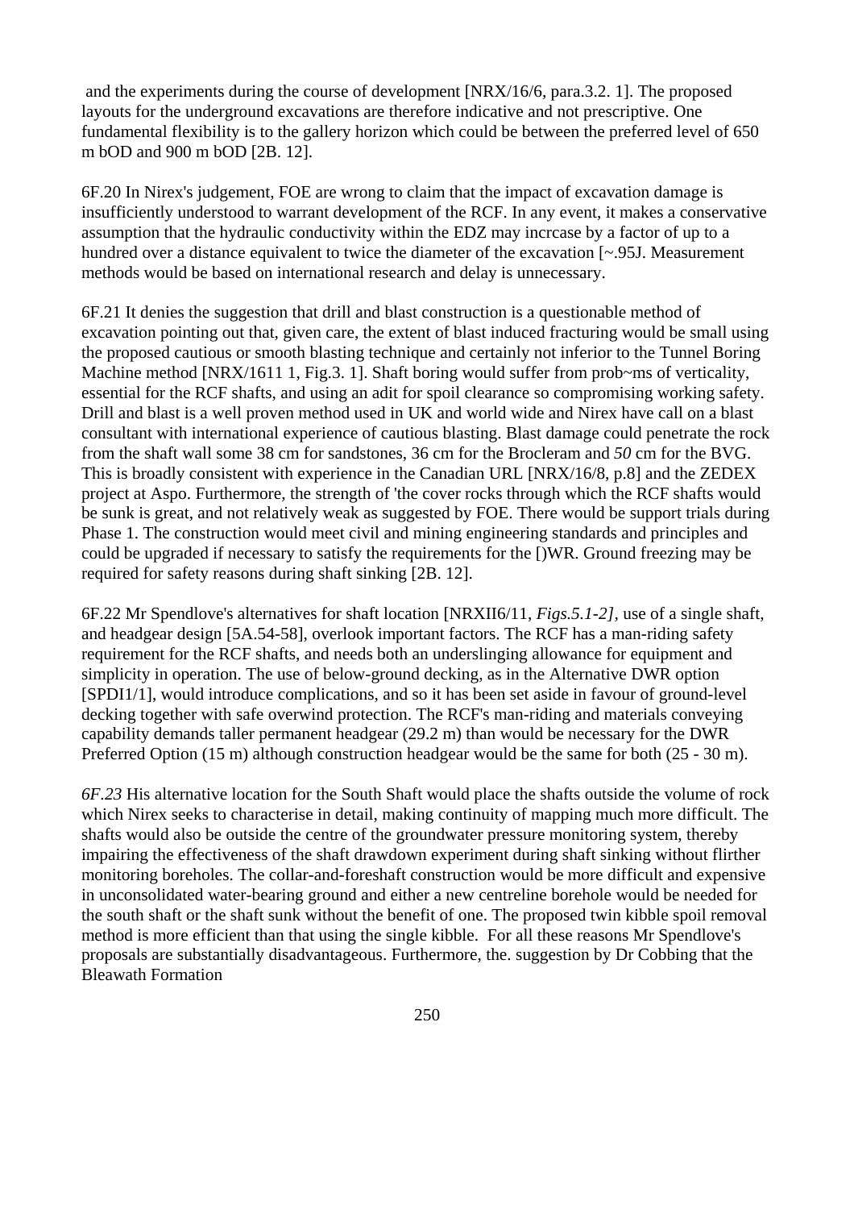and the experiments during the course of development [NRX/16/6, para.3.2. 1]. The proposed layouts for the underground excavations are therefore indicative and not prescriptive. One fundamental flexibility is to the gallery horizon which could be between the preferred level of 650 m bOD and 900 m bOD [2B. 12].

6F.20 In Nirex's judgement, FOE are wrong to claim that the impact of excavation damage is insufficiently understood to warrant development of the RCF. In any event, it makes a conservative assumption that the hydraulic conductivity within the EDZ may incrcase by a factor of up to a hundred over a distance equivalent to twice the diameter of the excavation [~.95J. Measurement methods would be based on international research and delay is unnecessary.

6F.21 It denies the suggestion that drill and blast construction is a questionable method of excavation pointing out that, given care, the extent of blast induced fracturing would be small using the proposed cautious or smooth blasting technique and certainly not inferior to the Tunnel Boring Machine method [NRX/1611 1, Fig.3. 1]. Shaft boring would suffer from prob~ms of verticality, essential for the RCF shafts, and using an adit for spoil clearance so compromising working safety. Drill and blast is a well proven method used in UK and world wide and Nirex have call on a blast consultant with international experience of cautious blasting. Blast damage could penetrate the rock from the shaft wall some 38 cm for sandstones, 36 cm for the Brocleram and *50* cm for the BVG. This is broadly consistent with experience in the Canadian URL [NRX/16/8, p.8] and the ZEDEX project at Aspo. Furthermore, the strength of 'the cover rocks through which the RCF shafts would be sunk is great, and not relatively weak as suggested by FOE. There would be support trials during Phase 1. The construction would meet civil and mining engineering standards and principles and could be upgraded if necessary to satisfy the requirements for the []WR. Ground freezing may be required for safety reasons during shaft sinking [2B. 12].

6F.22 Mr Spendlove's alternatives for shaft location [NRXII6/11, *Figs.5.1-2]*, use of a single shaft, and headgear design [5A.54-58], overlook important factors. The RCF has a man-riding safety requirement for the RCF shafts, and needs both an underslinging allowance for equipment and simplicity in operation. The use of below-ground decking, as in the Alternative DWR option [SPDI1/1], would introduce complications, and so it has been set aside in favour of ground-level decking together with safe overwind protection. The RCF's man-riding and materials conveying capability demands taller permanent headgear (29.2 m) than would be necessary for the DWR Preferred Option (15 m) although construction headgear would be the same for both (25 - 30 m).

*6F.23* His alternative location for the South Shaft would place the shafts outside the volume of rock which Nirex seeks to characterise in detail, making continuity of mapping much more difficult. The shafts would also be outside the centre of the groundwater pressure monitoring system, thereby impairing the effectiveness of the shaft drawdown experiment during shaft sinking without flirther monitoring boreholes. The collar-and-foreshaft construction would be more difficult and expensive in unconsolidated water-bearing ground and either a new centreline borehole would be needed for the south shaft or the shaft sunk without the benefit of one. The proposed twin kibble spoil removal method is more efficient than that using the single kibble. For all these reasons Mr Spendlove's proposals are substantially disadvantageous. Furthermore, the. suggestion by Dr Cobbing that the Bleawath Formation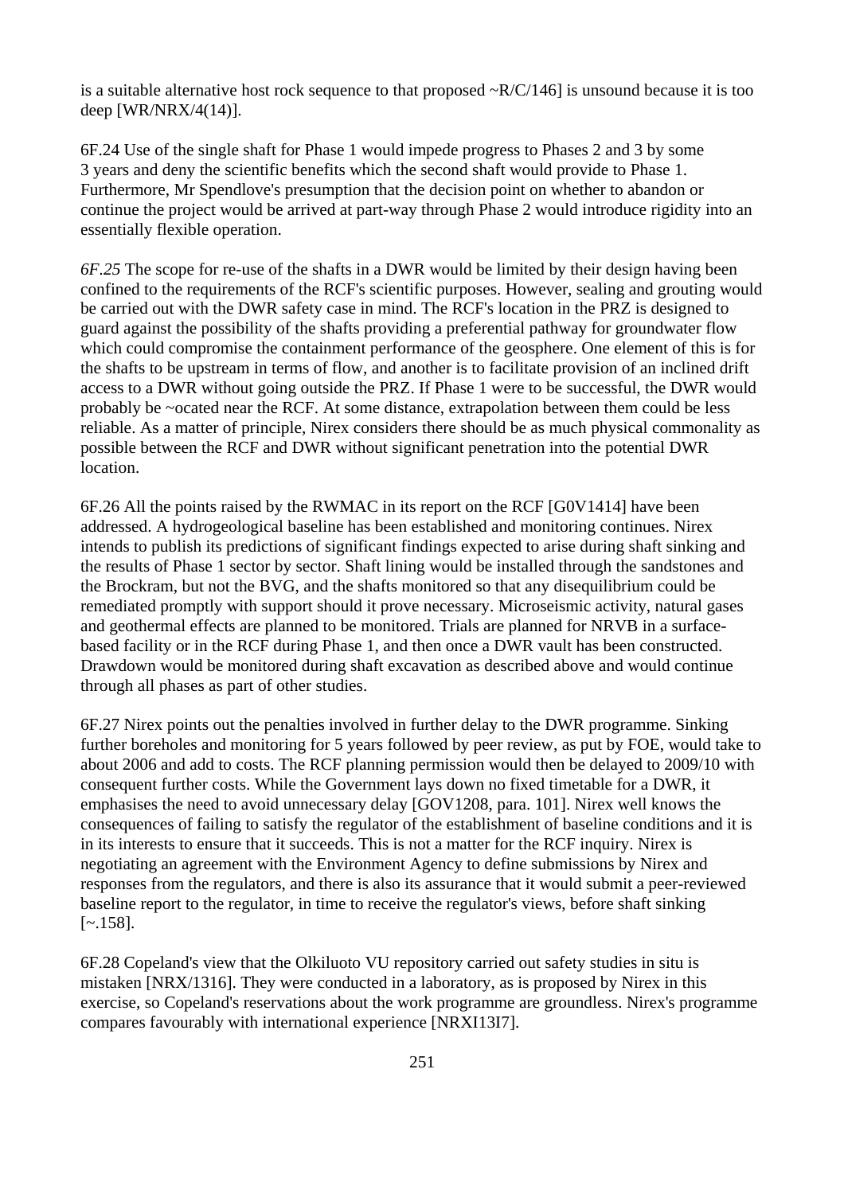is a suitable alternative host rock sequence to that proposed ~R/C/146] is unsound because it is too deep [WR/NRX/4(14)].

6F.24 Use of the single shaft for Phase 1 would impede progress to Phases 2 and 3 by some 3 years and deny the scientific benefits which the second shaft would provide to Phase 1. Furthermore, Mr Spendlove's presumption that the decision point on whether to abandon or continue the project would be arrived at part-way through Phase 2 would introduce rigidity into an essentially flexible operation.

*6F.25* The scope for re-use of the shafts in a DWR would be limited by their design having been confined to the requirements of the RCF's scientific purposes. However, sealing and grouting would be carried out with the DWR safety case in mind. The RCF's location in the PRZ is designed to guard against the possibility of the shafts providing a preferential pathway for groundwater flow which could compromise the containment performance of the geosphere. One element of this is for the shafts to be upstream in terms of flow, and another is to facilitate provision of an inclined drift access to a DWR without going outside the PRZ. If Phase 1 were to be successful, the DWR would probably be ~ocated near the RCF. At some distance, extrapolation between them could be less reliable. As a matter of principle, Nirex considers there should be as much physical commonality as possible between the RCF and DWR without significant penetration into the potential DWR location.

6F.26 All the points raised by the RWMAC in its report on the RCF [G0V1414] have been addressed. A hydrogeological baseline has been established and monitoring continues. Nirex intends to publish its predictions of significant findings expected to arise during shaft sinking and the results of Phase 1 sector by sector. Shaft lining would be installed through the sandstones and the Brockram, but not the BVG, and the shafts monitored so that any disequilibrium could be remediated promptly with support should it prove necessary. Microseismic activity, natural gases and geothermal effects are planned to be monitored. Trials are planned for NRVB in a surface-based facility or in the RCF during Phase 1, and then once a DWR vault has been constructed. Drawdown would be monitored during shaft excavation as described above and would continue through all phases as part of other studies.

6F.27 Nirex points out the penalties involved in further delay to the DWR programme. Sinking further boreholes and monitoring for 5 years followed by peer review, as put by FOE, would take to about 2006 and add to costs. The RCF planning permission would then be delayed to 2009/10 with consequent further costs. While the Government lays down no fixed timetable for a DWR, it emphasises the need to avoid unnecessary delay [GOV1208, para. 101]. Nirex well knows the consequences of failing to satisfy the regulator of the establishment of baseline conditions and it is in its interests to ensure that it succeeds. This is not a matter for the RCF inquiry. Nirex is negotiating an agreement with the Environment Agency to define submissions by Nirex and responses from the regulators, and there is also its assurance that it would submit a peer-reviewed baseline report to the regulator, in time to receive the regulator's views, before shaft sinking [~.158].

6F.28 Copeland's view that the Olkiluoto VU repository carried out safety studies in situ is mistaken [NRX/1316]. They were conducted in a laboratory, as is proposed by Nirex in this exercise, so Copeland's reservations about the work programme are groundless. Nirex's programme compares favourably with international experience [NRXI13I7].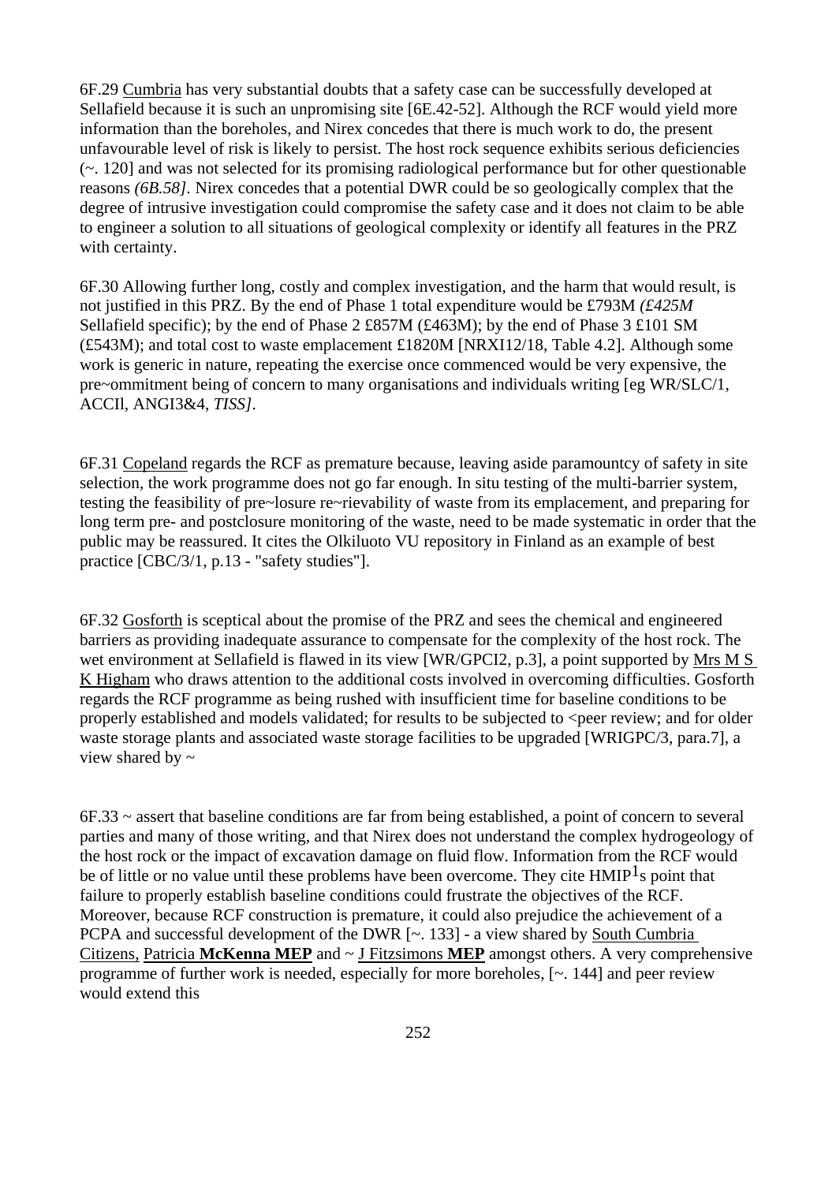6F.29 Cumbria has very substantial doubts that a safety case can be successfully developed at Sellafield because it is such an unpromising site [6E.42-52]. Although the RCF would yield more information than the boreholes, and Nirex concedes that there is much work to do, the present unfavourable level of risk is likely to persist. The host rock sequence exhibits serious deficiencies (~. 120] and was not selected for its promising radiological performance but for other questionable reasons *(6B.58]*. Nirex concedes that a potential DWR could be so geologically complex that the degree of intrusive investigation could compromise the safety case and it does not claim to be able to engineer a solution to all situations of geological complexity or identify all features in the PRZ with certainty.

6F.30 Allowing further long, costly and complex investigation, and the harm that would result, is not justified in this PRZ. By the end of Phase 1 total expenditure would be £793M *(£425M* Sellafield specific); by the end of Phase 2 £857M (£463M); by the end of Phase 3 £101 SM (£543M); and total cost to waste emplacement £1820M [NRXI12/18, Table 4.2]. Although some work is generic in nature, repeating the exercise once commenced would be very expensive, the pre~ommitment being of concern to many organisations and individuals writing [eg WR/SLC/1, ACCIl, ANGI3&4, *TISS]*.

6F.31 Copeland regards the RCF as premature because, leaving aside paramountcy of safety in site selection, the work programme does not go far enough. In situ testing of the multi-barrier system, testing the feasibility of pre~losure re~rievability of waste from its emplacement, and preparing for long term pre- and postclosure monitoring of the waste, need to be made systematic in order that the public may be reassured. It cites the Olkiluoto VU repository in Finland as an example of best practice [CBC/3/1, p.13 - "safety studies"].

6F.32 Gosforth is sceptical about the promise of the PRZ and sees the chemical and engineered barriers as providing inadequate assurance to compensate for the complexity of the host rock. The wet environment at Sellafield is flawed in its view [WR/GPCI2, p.3], a point supported by Mrs M S K Higham who draws attention to the additional costs involved in overcoming difficulties. Gosforth regards the RCF programme as being rushed with insufficient time for baseline conditions to be properly established and models validated; for results to be subjected to <peer review; and for older waste storage plants and associated waste storage facilities to be upgraded [WRIGPC/3, para.7], a view shared by ~

6F.33 ~ assert that baseline conditions are far from being established, a point of concern to several parties and many of those writing, and that Nirex does not understand the complex hydrogeology of the host rock or the impact of excavation damage on fluid flow. Information from the RCF would be of little or no value until these problems have been overcome. They cite HMIP[1]s point that failure to properly establish baseline conditions could frustrate the objectives of the RCF. Moreover, because RCF construction is premature, it could also prejudice the achievement of a PCPA and successful development of the DWR [~. 133] - a view shared by South Cumbria Citizens, Patricia **McKenna MEP** and ~ J Fitzsimons **MEP** amongst others. A very comprehensive programme of further work is needed, especially for more boreholes, [~. 144] and peer review would extend this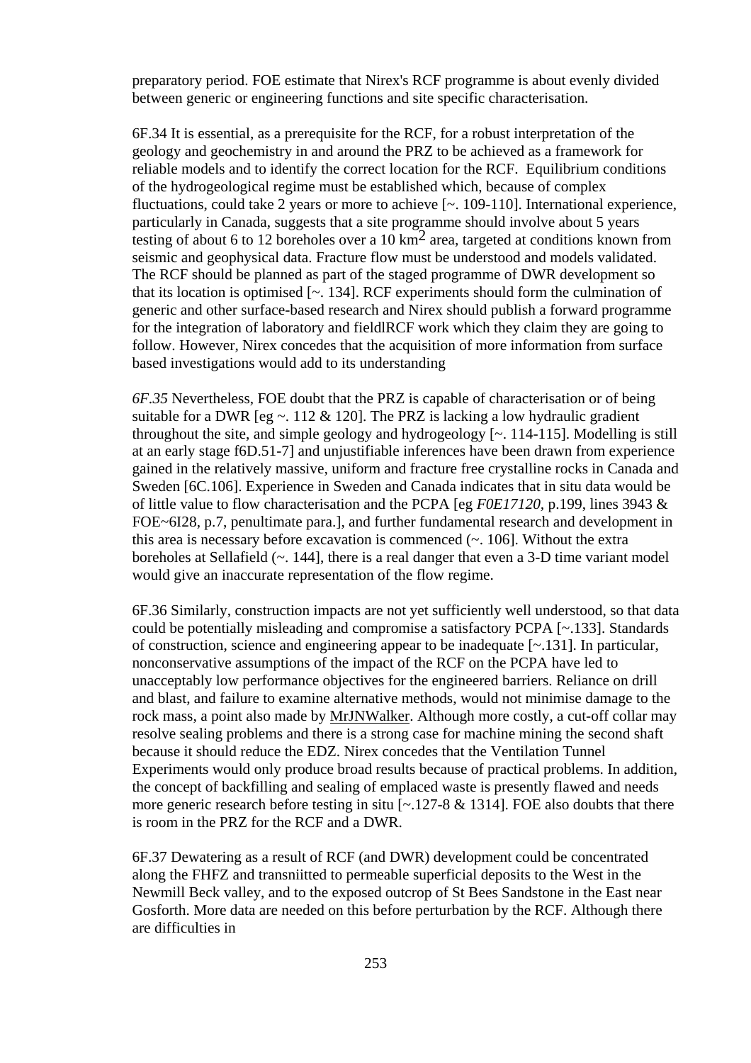preparatory period. FOE estimate that Nirex's RCF programme is about evenly divided between generic or engineering functions and site specific characterisation.

6F.34 It is essential, as a prerequisite for the RCF, for a robust interpretation of the geology and geochemistry in and around the PRZ to be achieved as a framework for reliable models and to identify the correct location for the RCF. Equilibrium conditions of the hydrogeological regime must be established which, because of complex fluctuations, could take 2 years or more to achieve [~. 109-110]. International experience, particularly in Canada, suggests that a site programme should involve about 5 years testing of about 6 to 12 boreholes over a 10 $km^2$ area, targeted at conditions known from seismic and geophysical data. Fracture flow must be understood and models validated. The RCF should be planned as part of the staged programme of DWR development so that its location is optimised [~. 134]. RCF experiments should form the culmination of generic and other surface-based research and Nirex should publish a forward programme for the integration of laboratory and fieldlRCF work which they claim they are going to follow. However, Nirex concedes that the acquisition of more information from surface based investigations would add to its understanding

*6F.35* Nevertheless, FOE doubt that the PRZ is capable of characterisation or of being suitable for a DWR [eg ~. 112 & 120]. The PRZ is lacking a low hydraulic gradient throughout the site, and simple geology and hydrogeology [~. 114-115]. Modelling is still at an early stage f6D.51-7] and unjustifiable inferences have been drawn from experience gained in the relatively massive, uniform and fracture free crystalline rocks in Canada and Sweden [6C.106]. Experience in Sweden and Canada indicates that in situ data would be of little value to flow characterisation and the PCPA [eg *F0E17120*, p.199, lines 3943 & FOE~6I28, p.7, penultimate para.], and further fundamental research and development in this area is necessary before excavation is commenced (~. 106]. Without the extra boreholes at Sellafield (~. 144], there is a real danger that even a 3-D time variant model would give an inaccurate representation of the flow regime.

6F.36 Similarly, construction impacts are not yet sufficiently well understood, so that data could be potentially misleading and compromise a satisfactory PCPA [~.133]. Standards of construction, science and engineering appear to be inadequate [~.131]. In particular, nonconservative assumptions of the impact of the RCF on the PCPA have led to unacceptably low performance objectives for the engineered barriers. Reliance on drill and blast, and failure to examine alternative methods, would not minimise damage to the rock mass, a point also made by MrJNWalker. Although more costly, a cut-off collar may resolve sealing problems and there is a strong case for machine mining the second shaft because it should reduce the EDZ. Nirex concedes that the Ventilation Tunnel Experiments would only produce broad results because of practical problems. In addition, the concept of backfilling and sealing of emplaced waste is presently flawed and needs more generic research before testing in situ [~.127-8 & 1314]. FOE also doubts that there is room in the PRZ for the RCF and a DWR.

6F.37 Dewatering as a result of RCF (and DWR) development could be concentrated along the FHFZ and transniitted to permeable superficial deposits to the West in the Newmill Beck valley, and to the exposed outcrop of St Bees Sandstone in the East near Gosforth. More data are needed on this before perturbation by the RCF. Although there are difficulties in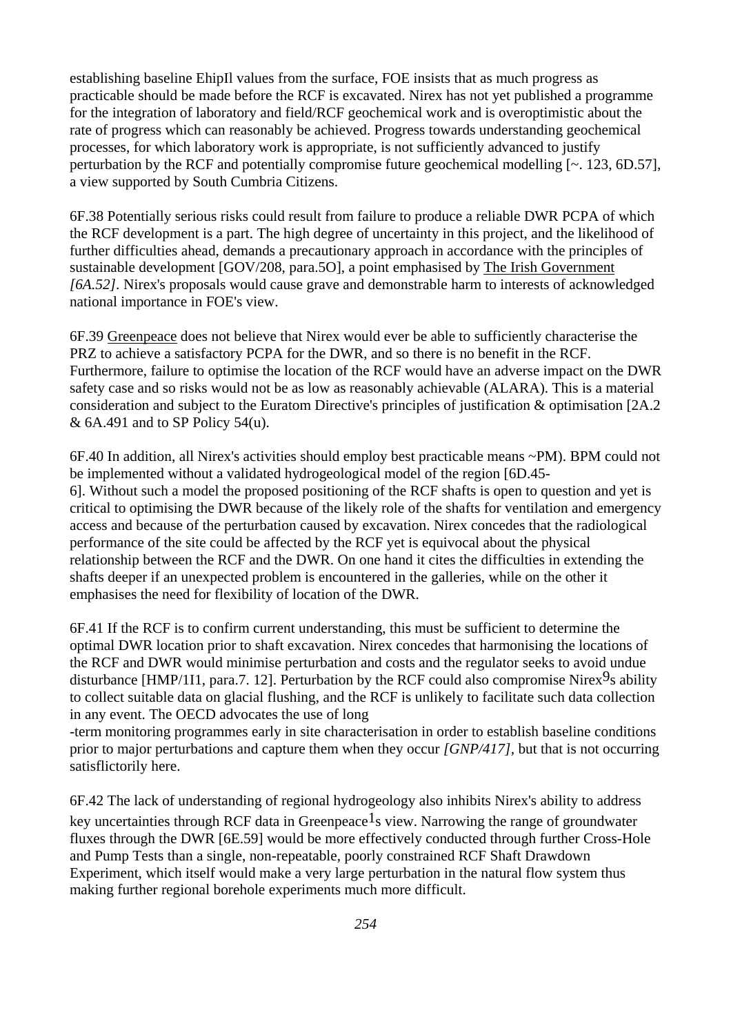establishing baseline EhipIl values from the surface, FOE insists that as much progress as practicable should be made before the RCF is excavated. Nirex has not yet published a programme for the integration of laboratory and field/RCF geochemical work and is overoptimistic about the rate of progress which can reasonably be achieved. Progress towards understanding geochemical processes, for which laboratory work is appropriate, is not sufficiently advanced to justify perturbation by the RCF and potentially compromise future geochemical modelling [~. 123, 6D.57], a view supported by South Cumbria Citizens.

6F.38 Potentially serious risks could result from failure to produce a reliable DWR PCPA of which the RCF development is a part. The high degree of uncertainty in this project, and the likelihood of further difficulties ahead, demands a precautionary approach in accordance with the principles of sustainable development [GOV/208, para.5O], a point emphasised by The Irish Government *[6A.52]*. Nirex's proposals would cause grave and demonstrable harm to interests of acknowledged national importance in FOE's view.

6F.39 Greenpeace does not believe that Nirex would ever be able to sufficiently characterise the PRZ to achieve a satisfactory PCPA for the DWR, and so there is no benefit in the RCF. Furthermore, failure to optimise the location of the RCF would have an adverse impact on the DWR safety case and so risks would not be as low as reasonably achievable (ALARA). This is a material consideration and subject to the Euratom Directive's principles of justification & optimisation [2A.2 & 6A.491 and to SP Policy 54(u).

6F.40 In addition, all Nirex's activities should employ best practicable means ~PM). BPM could not be implemented without a validated hydrogeological model of the region [6D.45-6]. Without such a model the proposed positioning of the RCF shafts is open to question and yet is critical to optimising the DWR because of the likely role of the shafts for ventilation and emergency access and because of the perturbation caused by excavation. Nirex concedes that the radiological performance of the site could be affected by the RCF yet is equivocal about the physical relationship between the RCF and the DWR. On one hand it cites the difficulties in extending the shafts deeper if an unexpected problem is encountered in the galleries, while on the other it emphasises the need for flexibility of location of the DWR.

6F.41 If the RCF is to confirm current understanding, this must be sufficient to determine the optimal DWR location prior to shaft excavation. Nirex concedes that harmonising the locations of the RCF and DWR would minimise perturbation and costs and the regulator seeks to avoid undue disturbance [HMP/1I1, para.7. 12]. Perturbation by the RCF could also compromise Nirex9s ability to collect suitable data on glacial flushing, and the RCF is unlikely to facilitate such data collection in any event. The OECD advocates the use of long-term monitoring programmes early in site characterisation in order to establish baseline conditions prior to major perturbations and capture them when they occur *[GNP/417]*, but that is not occurring satisflictorily here.

6F.42 The lack of understanding of regional hydrogeology also inhibits Nirex's ability to address key uncertainties through RCF data in Greenpeace1s view. Narrowing the range of groundwater fluxes through the DWR [6E.59] would be more effectively conducted through further Cross-Hole and Pump Tests than a single, non-repeatable, poorly constrained RCF Shaft Drawdown Experiment, which itself would make a very large perturbation in the natural flow system thus making further regional borehole experiments much more difficult.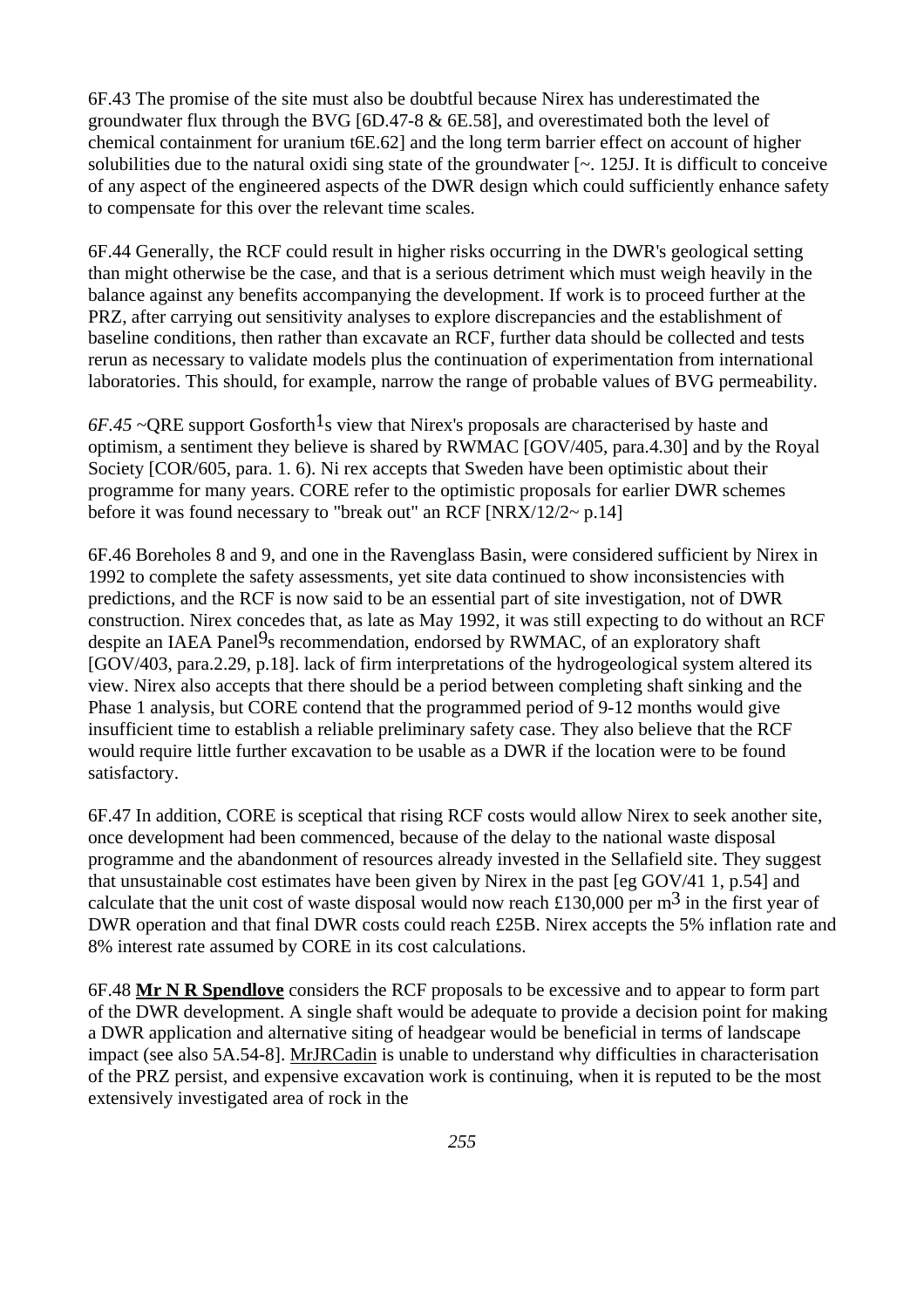6F.43 The promise of the site must also be doubtful because Nirex has underestimated the groundwater flux through the BVG [6D.47-8 & 6E.58], and overestimated both the level of chemical containment for uranium t6E.62] and the long term barrier effect on account of higher solubilities due to the natural oxidi sing state of the groundwater [~. 125J. It is difficult to conceive of any aspect of the engineered aspects of the DWR design which could sufficiently enhance safety to compensate for this over the relevant time scales.

6F.44 Generally, the RCF could result in higher risks occurring in the DWR's geological setting than might otherwise be the case, and that is a serious detriment which must weigh heavily in the balance against any benefits accompanying the development. If work is to proceed further at the PRZ, after carrying out sensitivity analyses to explore discrepancies and the establishment of baseline conditions, then rather than excavate an RCF, further data should be collected and tests rerun as necessary to validate models plus the continuation of experimentation from international laboratories. This should, for example, narrow the range of probable values of BVG permeability.

*6F.45* ~QRE support Gosforth[1]s view that Nirex's proposals are characterised by haste and optimism, a sentiment they believe is shared by RWMAC [GOV/405, para.4.30] and by the Royal Society [COR/605, para. 1. 6). Ni rex accepts that Sweden have been optimistic about their programme for many years. CORE refer to the optimistic proposals for earlier DWR schemes before it was found necessary to "break out" an RCF [NRX/12/2~ p.14]

6F.46 Boreholes 8 and 9, and one in the Ravenglass Basin, were considered sufficient by Nirex in 1992 to complete the safety assessments, yet site data continued to show inconsistencies with predictions, and the RCF is now said to be an essential part of site investigation, not of DWR construction. Nirex concedes that, as late as May 1992, it was still expecting to do without an RCF despite an IAEA Panel[9]s recommendation, endorsed by RWMAC, of an exploratory shaft [GOV/403, para.2.29, p.18]. lack of firm interpretations of the hydrogeological system altered its view. Nirex also accepts that there should be a period between completing shaft sinking and the Phase 1 analysis, but CORE contend that the programmed period of 9-12 months would give insufficient time to establish a reliable preliminary safety case. They also believe that the RCF would require little further excavation to be usable as a DWR if the location were to be found satisfactory.

6F.47 In addition, CORE is sceptical that rising RCF costs would allow Nirex to seek another site, once development had been commenced, because of the delay to the national waste disposal programme and the abandonment of resources already invested in the Sellafield site. They suggest that unsustainable cost estimates have been given by Nirex in the past [eg GOV/41 1, p.54] and calculate that the unit cost of waste disposal would now reach £130,000 per $m^3$ in the first year of DWR operation and that final DWR costs could reach £25B. Nirex accepts the 5% inflation rate and 8% interest rate assumed by CORE in its cost calculations.

6F.48 **Mr N R Spendlove** considers the RCF proposals to be excessive and to appear to form part of the DWR development. A single shaft would be adequate to provide a decision point for making a DWR application and alternative siting of headgear would be beneficial in terms of landscape impact (see also 5A.54-8]. MrJRCadin is unable to understand why difficulties in characterisation of the PRZ persist, and expensive excavation work is continuing, when it is reputed to be the most extensively investigated area of rock in the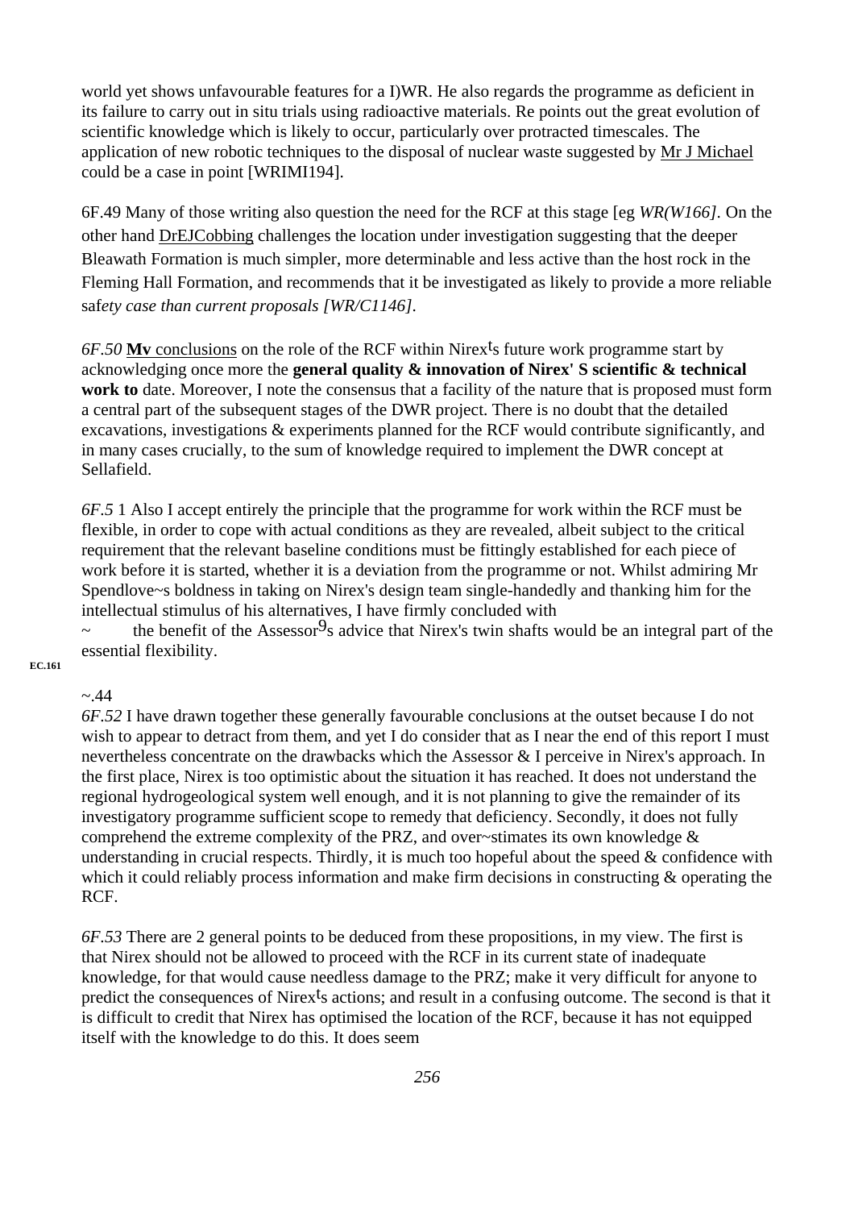world yet shows unfavourable features for a I)WR. He also regards the programme as deficient in its failure to carry out in situ trials using radioactive materials. Re points out the great evolution of scientific knowledge which is likely to occur, particularly over protracted timescales. The application of new robotic techniques to the disposal of nuclear waste suggested by Mr J Michael could be a case in point [WRIMI194].

6F.49 Many of those writing also question the need for the RCF at this stage [eg *WR(W166]*. On the other hand DrEJCobbing challenges the location under investigation suggesting that the deeper Bleawath Formation is much simpler, more determinable and less active than the host rock in the Fleming Hall Formation, and recommends that it be investigated as likely to provide a more reliable saf*ety case than current proposals [WR/C1146]*.

*6F.50* **Mv** conclusions on the role of the RCF within Nirex[t]s future work programme start by acknowledging once more the **general quality & innovation of Nirex' S scientific & technical work to** date. Moreover, I note the consensus that a facility of the nature that is proposed must form a central part of the subsequent stages of the DWR project. There is no doubt that the detailed excavations, investigations & experiments planned for the RCF would contribute significantly, and in many cases crucially, to the sum of knowledge required to implement the DWR concept at Sellafield.

*6F.5* 1 Also I accept entirely the principle that the programme for work within the RCF must be flexible, in order to cope with actual conditions as they are revealed, albeit subject to the critical requirement that the relevant baseline conditions must be fittingly established for each piece of work before it is started, whether it is a deviation from the programme or not. Whilst admiring Mr Spendlove~s boldness in taking on Nirex's design team single-handedly and thanking him for the intellectual stimulus of his alternatives, I have firmly concluded with
~ the benefit of the Assessor[9]s advice that Nirex's twin shafts would be an integral part of the essential flexibility.

EC.161

~.44

*6F.52* I have drawn together these generally favourable conclusions at the outset because I do not wish to appear to detract from them, and yet I do consider that as I near the end of this report I must nevertheless concentrate on the drawbacks which the Assessor & I perceive in Nirex's approach. In the first place, Nirex is too optimistic about the situation it has reached. It does not understand the regional hydrogeological system well enough, and it is not planning to give the remainder of its investigatory programme sufficient scope to remedy that deficiency. Secondly, it does not fully comprehend the extreme complexity of the PRZ, and over~stimates its own knowledge & understanding in crucial respects. Thirdly, it is much too hopeful about the speed & confidence with which it could reliably process information and make firm decisions in constructing & operating the RCF.

*6F.53* There are 2 general points to be deduced from these propositions, in my view. The first is that Nirex should not be allowed to proceed with the RCF in its current state of inadequate knowledge, for that would cause needless damage to the PRZ; make it very difficult for anyone to predict the consequences of Nirex[t]s actions; and result in a confusing outcome. The second is that it is difficult to credit that Nirex has optimised the location of the RCF, because it has not equipped itself with the knowledge to do this. It does seem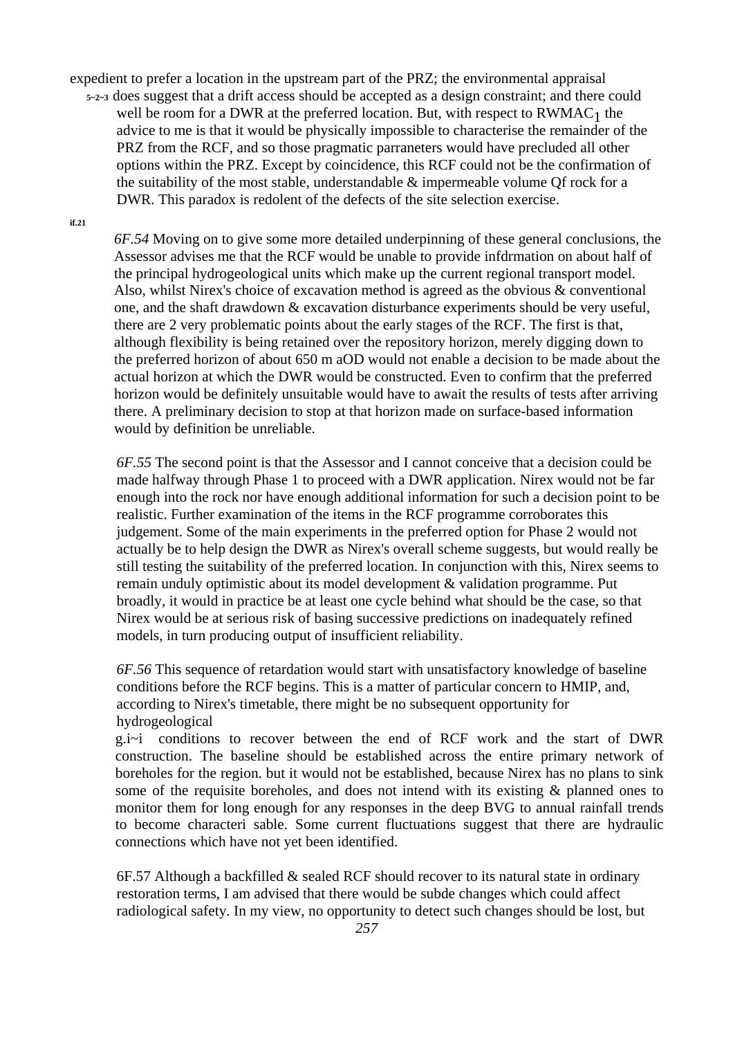expedient to prefer a location in the upstream part of the PRZ; the environmental appraisal does suggest that a drift access should be accepted as a design constraint; and there could well be room for a DWR at the preferred location. But, with respect to $RWMAC_1$ the advice to me is that it would be physically impossible to characterise the remainder of the PRZ from the RCF, and so those pragmatic parraneters would have precluded all other options within the PRZ. Except by coincidence, this RCF could not be the confirmation of the suitability of the most stable, understandable & impermeable volume Qf rock for a DWR. This paradox is redolent of the defects of the site selection exercise.

*6F.54* Moving on to give some more detailed underpinning of these general conclusions, the Assessor advises me that the RCF would be unable to provide infdrmation on about half of the principal hydrogeological units which make up the current regional transport model. Also, whilst Nirex's choice of excavation method is agreed as the obvious & conventional one, and the shaft drawdown & excavation disturbance experiments should be very useful, there are 2 very problematic points about the early stages of the RCF. The first is that, although flexibility is being retained over the repository horizon, merely digging down to the preferred horizon of about 650 m aOD would not enable a decision to be made about the actual horizon at which the DWR would be constructed. Even to confirm that the preferred horizon would be definitely unsuitable would have to await the results of tests after arriving there. A preliminary decision to stop at that horizon made on surface-based information would by definition be unreliable.

*6F.55* The second point is that the Assessor and I cannot conceive that a decision could be made halfway through Phase 1 to proceed with a DWR application. Nirex would not be far enough into the rock nor have enough additional information for such a decision point to be realistic. Further examination of the items in the RCF programme corroborates this judgement. Some of the main experiments in the preferred option for Phase 2 would not actually be to help design the DWR as Nirex's overall scheme suggests, but would really be still testing the suitability of the preferred location. In conjunction with this, Nirex seems to remain unduly optimistic about its model development & validation programme. Put broadly, it would in practice be at least one cycle behind what should be the case, so that Nirex would be at serious risk of basing successive predictions on inadequately refined models, in turn producing output of insufficient reliability.

*6F.56* This sequence of retardation would start with unsatisfactory knowledge of baseline conditions before the RCF begins. This is a matter of particular concern to HMIP, and, according to Nirex's timetable, there might be no subsequent opportunity for hydrogeological conditions to recover between the end of RCF work and the start of DWR construction. The baseline should be established across the entire primary network of boreholes for the region. but it would not be established, because Nirex has no plans to sink some of the requisite boreholes, and does not intend with its existing & planned ones to monitor them for long enough for any responses in the deep BVG to annual rainfall trends to become characteri sable. Some current fluctuations suggest that there are hydraulic connections which have not yet been identified.

6F.57 Although a backfilled & sealed RCF should recover to its natural state in ordinary restoration terms, I am advised that there would be subde changes which could affect radiological safety. In my view, no opportunity to detect such changes should be lost, but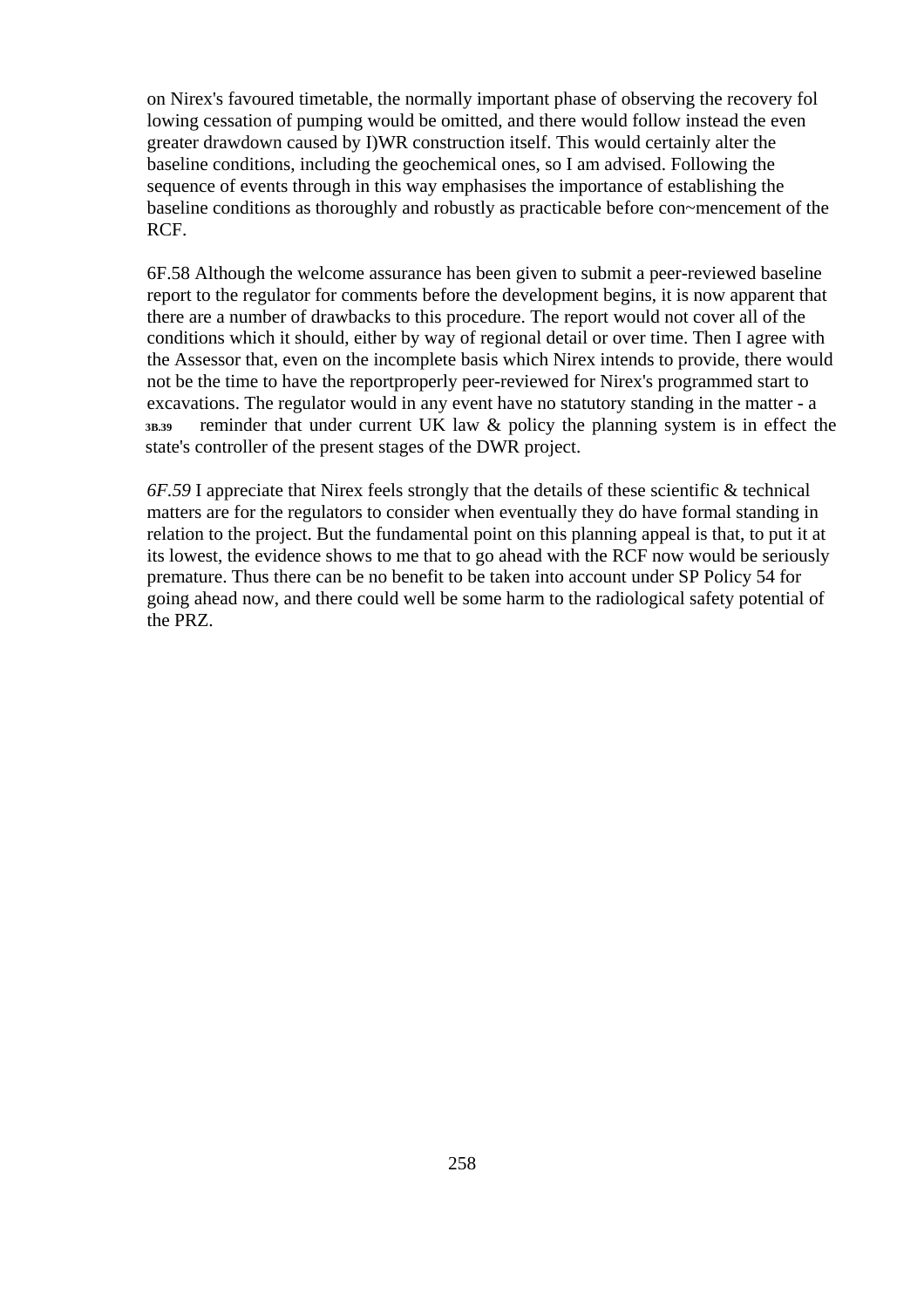on Nirex's favoured timetable, the normally important phase of observing the recovery fol lowing cessation of pumping would be omitted, and there would follow instead the even greater drawdown caused by I)WR construction itself. This would certainly alter the baseline conditions, including the geochemical ones, so I am advised. Following the sequence of events through in this way emphasises the importance of establishing the baseline conditions as thoroughly and robustly as practicable before con~mencement of the RCF.

6F.58 Although the welcome assurance has been given to submit a peer-reviewed baseline report to the regulator for comments before the development begins, it is now apparent that there are a number of drawbacks to this procedure. The report would not cover all of the conditions which it should, either by way of regional detail or over time. Then I agree with the Assessor that, even on the incomplete basis which Nirex intends to provide, there would not be the time to have the reportproperly peer-reviewed for Nirex's programmed start to excavations. The regulator would in any event have no statutory standing in the matter - a **3B.39** reminder that under current UK law & policy the planning system is in effect the state's controller of the present stages of the DWR project.

*6F.59* I appreciate that Nirex feels strongly that the details of these scientific & technical matters are for the regulators to consider when eventually they do have formal standing in relation to the project. But the fundamental point on this planning appeal is that, to put it at its lowest, the evidence shows to me that to go ahead with the RCF now would be seriously premature. Thus there can be no benefit to be taken into account under SP Policy 54 for going ahead now, and there could well be some harm to the radiological safety potential of the PRZ.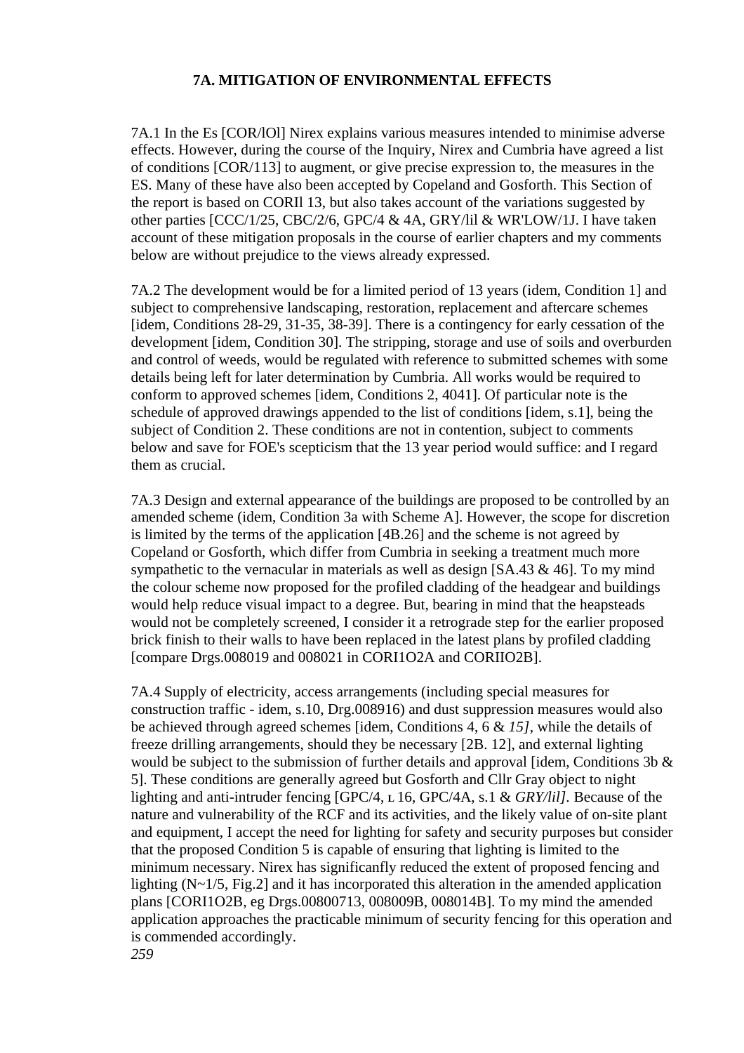# 7A. MITIGATION OF ENVIRONMENTAL EFFECTS

7A.1 In the Es [COR/lOl] Nirex explains various measures intended to minimise adverse effects. However, during the course of the Inquiry, Nirex and Cumbria have agreed a list of conditions [COR/113] to augment, or give precise expression to, the measures in the ES. Many of these have also been accepted by Copeland and Gosforth. This Section of the report is based on CORIl 13, but also takes account of the variations suggested by other parties [CCC/1/25, CBC/2/6, GPC/4 & 4A, GRY/lil & WR'LOW/1J. I have taken account of these mitigation proposals in the course of earlier chapters and my comments below are without prejudice to the views already expressed.

7A.2 The development would be for a limited period of 13 years (idem, Condition 1] and subject to comprehensive landscaping, restoration, replacement and aftercare schemes [idem, Conditions 28-29, 31-35, 38-39]. There is a contingency for early cessation of the development [idem, Condition 30]. The stripping, storage and use of soils and overburden and control of weeds, would be regulated with reference to submitted schemes with some details being left for later determination by Cumbria. All works would be required to conform to approved schemes [idem, Conditions 2, 4041]. Of particular note is the schedule of approved drawings appended to the list of conditions [idem, s.1], being the subject of Condition 2. These conditions are not in contention, subject to comments below and save for FOE's scepticism that the 13 year period would suffice: and I regard them as crucial.

7A.3 Design and external appearance of the buildings are proposed to be controlled by an amended scheme (idem, Condition 3a with Scheme A]. However, the scope for discretion is limited by the terms of the application [4B.26] and the scheme is not agreed by Copeland or Gosforth, which differ from Cumbria in seeking a treatment much more sympathetic to the vernacular in materials as well as design [SA.43 & 46]. To my mind the colour scheme now proposed for the profiled cladding of the headgear and buildings would help reduce visual impact to a degree. But, bearing in mind that the heapsteads would not be completely screened, I consider it a retrograde step for the earlier proposed brick finish to their walls to have been replaced in the latest plans by profiled cladding [compare Drgs.008019 and 008021 in CORI1O2A and CORIIO2B].

7A.4 Supply of electricity, access arrangements (including special measures for construction traffic - idem, s.10, Drg.008916) and dust suppression measures would also be achieved through agreed schemes [idem, Conditions 4, 6 & *15]*, while the details of freeze drilling arrangements, should they be necessary [2B. 12], and external lighting would be subject to the submission of further details and approval [idem, Conditions 3b & 5]. These conditions are generally agreed but Gosforth and Cllr Gray object to night lighting and anti-intruder fencing [GPC/4, ʟ 16, GPC/4A, s.1 & *GRY/lil]*. Because of the nature and vulnerability of the RCF and its activities, and the likely value of on-site plant and equipment, I accept the need for lighting for safety and security purposes but consider that the proposed Condition 5 is capable of ensuring that lighting is limited to the minimum necessary. Nirex has significanfly reduced the extent of proposed fencing and lighting (N~1/5, Fig.2] and it has incorporated this alteration in the amended application plans [CORI1O2B, eg Drgs.00800713, 008009B, 008014B]. To my mind the amended application approaches the practicable minimum of security fencing for this operation and is commended accordingly.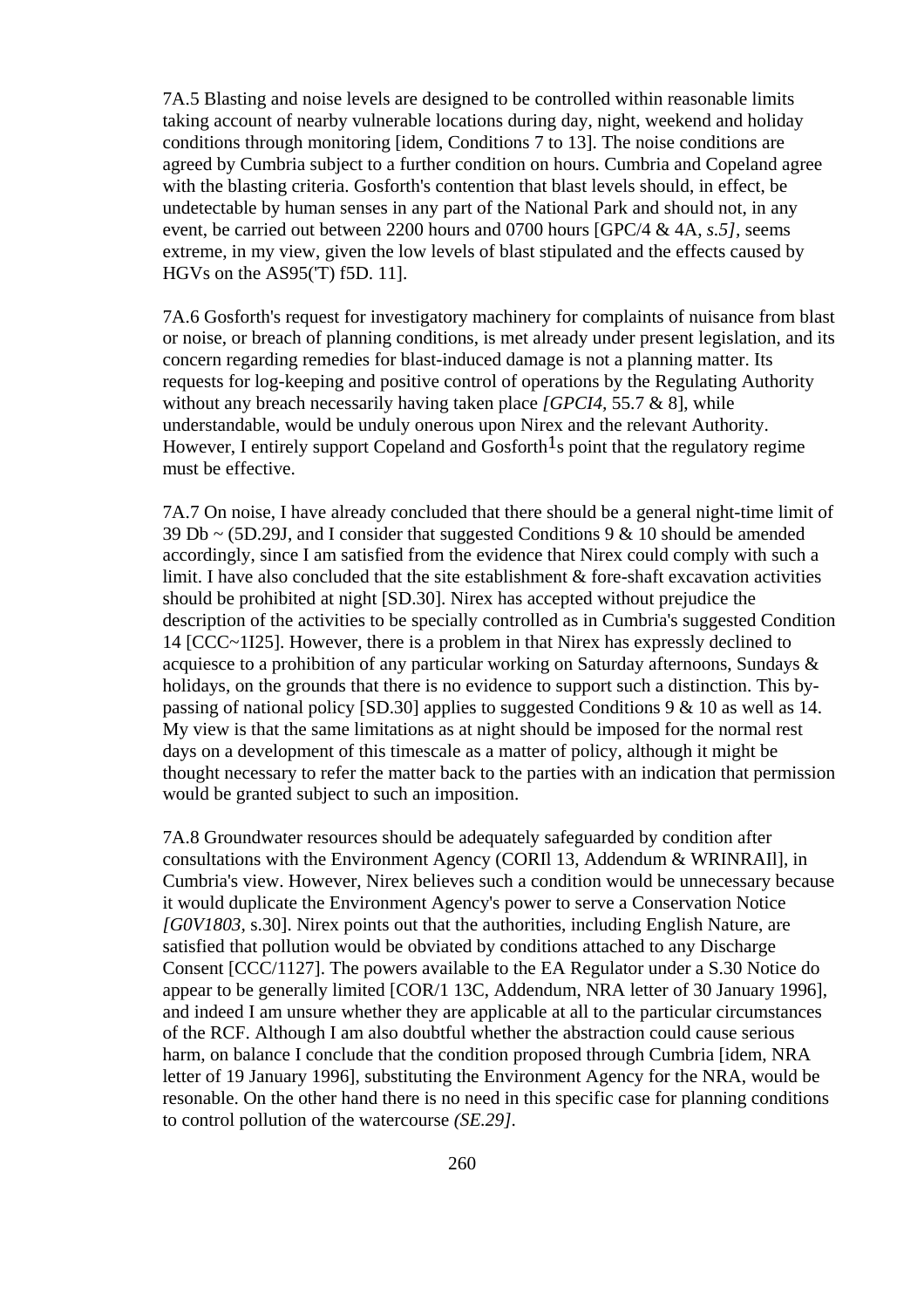7A.5 Blasting and noise levels are designed to be controlled within reasonable limits taking account of nearby vulnerable locations during day, night, weekend and holiday conditions through monitoring [idem, Conditions 7 to 13]. The noise conditions are agreed by Cumbria subject to a further condition on hours. Cumbria and Copeland agree with the blasting criteria. Gosforth's contention that blast levels should, in effect, be undetectable by human senses in any part of the National Park and should not, in any event, be carried out between 2200 hours and 0700 hours [GPC/4 & 4A, *s.5]*, seems extreme, in my view, given the low levels of blast stipulated and the effects caused by HGVs on the AS95('T) f5D. 11].

7A.6 Gosforth's request for investigatory machinery for complaints of nuisance from blast or noise, or breach of planning conditions, is met already under present legislation, and its concern regarding remedies for blast-induced damage is not a planning matter. Its requests for log-keeping and positive control of operations by the Regulating Authority without any breach necessarily having taken place *[GPCI4,* 55.7 & 8], while understandable, would be unduly onerous upon Nirex and the relevant Authority. However, I entirely support Copeland and Gosforth[1]s point that the regulatory regime must be effective.

7A.7 On noise, I have already concluded that there should be a general night-time limit of 39 Db ~ (5D.29J, and I consider that suggested Conditions 9 & 10 should be amended accordingly, since I am satisfied from the evidence that Nirex could comply with such a limit. I have also concluded that the site establishment & fore-shaft excavation activities should be prohibited at night [SD.30]. Nirex has accepted without prejudice the description of the activities to be specially controlled as in Cumbria's suggested Condition 14 [CCC~1I25]. However, there is a problem in that Nirex has expressly declined to acquiesce to a prohibition of any particular working on Saturday afternoons, Sundays & holidays, on the grounds that there is no evidence to support such a distinction. This by-passing of national policy [SD.30] applies to suggested Conditions 9 & 10 as well as 14. My view is that the same limitations as at night should be imposed for the normal rest days on a development of this timescale as a matter of policy, although it might be thought necessary to refer the matter back to the parties with an indication that permission would be granted subject to such an imposition.

7A.8 Groundwater resources should be adequately safeguarded by condition after consultations with the Environment Agency (CORIl 13, Addendum & WRINRAIl], in Cumbria's view. However, Nirex believes such a condition would be unnecessary because it would duplicate the Environment Agency's power to serve a Conservation Notice *[G0V1803*, s.30]. Nirex points out that the authorities, including English Nature, are satisfied that pollution would be obviated by conditions attached to any Discharge Consent [CCC/1127]. The powers available to the EA Regulator under a S.30 Notice do appear to be generally limited [COR/1 13C, Addendum, NRA letter of 30 January 1996], and indeed I am unsure whether they are applicable at all to the particular circumstances of the RCF. Although I am also doubtful whether the abstraction could cause serious harm, on balance I conclude that the condition proposed through Cumbria [idem, NRA letter of 19 January 1996], substituting the Environment Agency for the NRA, would be resonable. On the other hand there is no need in this specific case for planning conditions to control pollution of the watercourse *(SE.29]*.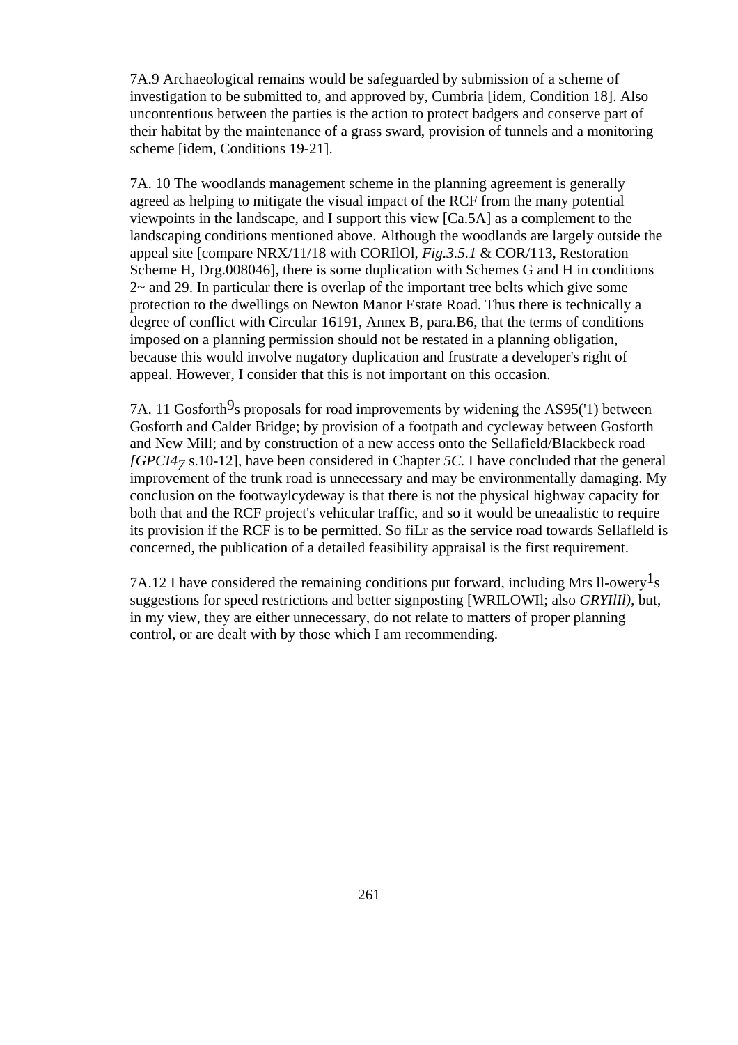7A.9 Archaeological remains would be safeguarded by submission of a scheme of investigation to be submitted to, and approved by, Cumbria [idem, Condition 18]. Also uncontentious between the parties is the action to protect badgers and conserve part of their habitat by the maintenance of a grass sward, provision of tunnels and a monitoring scheme [idem, Conditions 19-21].

7A. 10 The woodlands management scheme in the planning agreement is generally agreed as helping to mitigate the visual impact of the RCF from the many potential viewpoints in the landscape, and I support this view [Ca.5A] as a complement to the landscaping conditions mentioned above. Although the woodlands are largely outside the appeal site [compare NRX/11/18 with CORIlOl, *Fig.3.5.1* & COR/113, Restoration Scheme H, Drg.008046], there is some duplication with Schemes G and H in conditions 2~ and 29. In particular there is overlap of the important tree belts which give some protection to the dwellings on Newton Manor Estate Road. Thus there is technically a degree of conflict with Circular 16191, Annex B, para.B6, that the terms of conditions imposed on a planning permission should not be restated in a planning obligation, because this would involve nugatory duplication and frustrate a developer's right of appeal. However, I consider that this is not important on this occasion.

7A. 11 Gosforth9s proposals for road improvements by widening the AS95('1) between Gosforth and Calder Bridge; by provision of a footpath and cycleway between Gosforth and New Mill; and by construction of a new access onto the Sellafield/Blackbeck road *[GPCI47* s.10-12], have been considered in Chapter *5C.* I have concluded that the general improvement of the trunk road is unnecessary and may be environmentally damaging. My conclusion on the footwaylcydeway is that there is not the physical highway capacity for both that and the RCF project's vehicular traffic, and so it would be uneaalistic to require its provision if the RCF is to be permitted. So fiLr as the service road towards Sellafleld is concerned, the publication of a detailed feasibility appraisal is the first requirement.

7A.12 I have considered the remaining conditions put forward, including Mrs ll-owery1s suggestions for speed restrictions and better signposting [WRILOWIl; also *GRYIlIl),* but, in my view, they are either unnecessary, do not relate to matters of proper planning control, or are dealt with by those which I am recommending.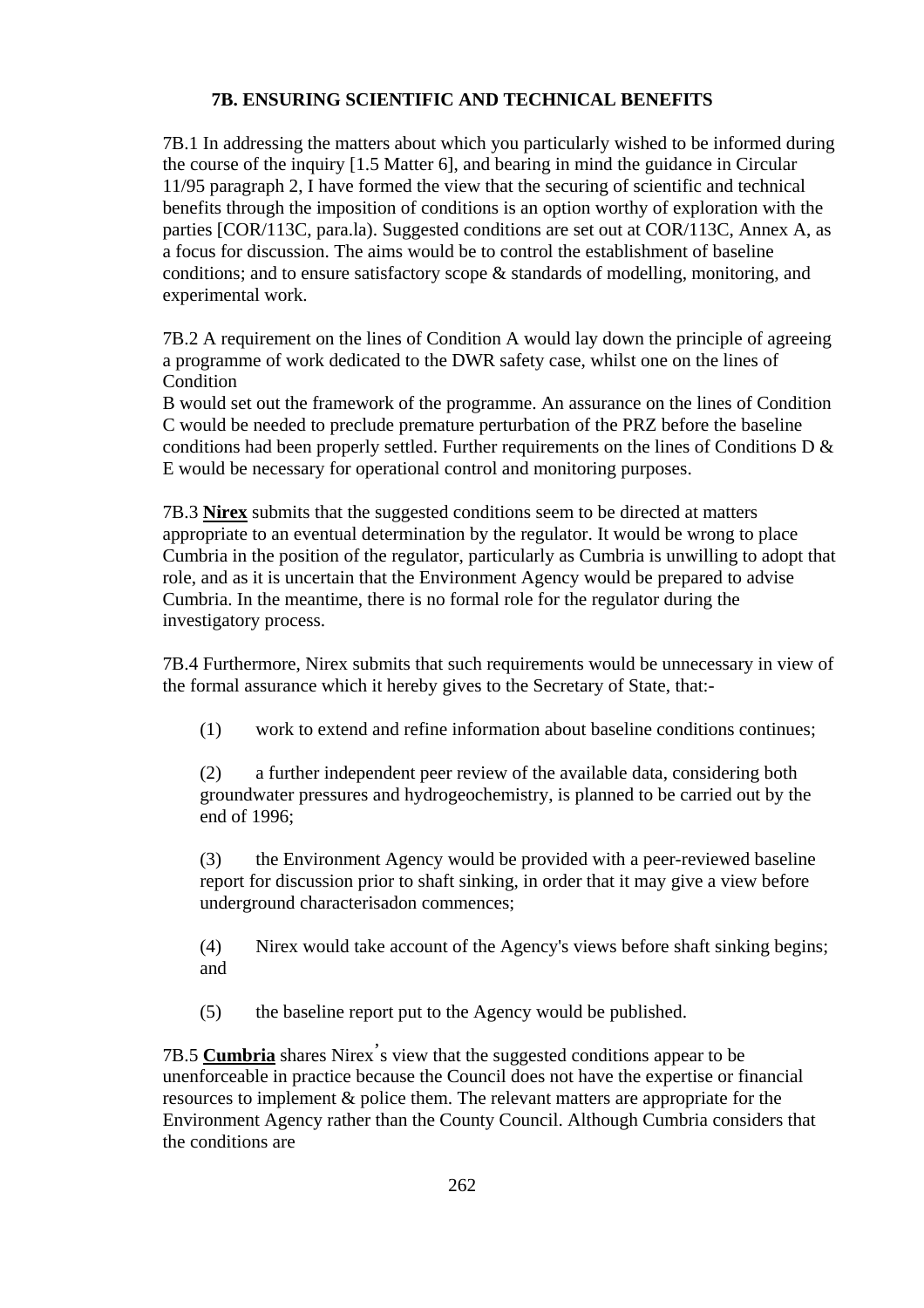### 7B. ENSURING SCIENTIFIC AND TECHNICAL BENEFITS

7B.1 In addressing the matters about which you particularly wished to be informed during the course of the inquiry [1.5 Matter 6], and bearing in mind the guidance in Circular 11/95 paragraph 2, I have formed the view that the securing of scientific and technical benefits through the imposition of conditions is an option worthy of exploration with the parties [COR/113C, para.la). Suggested conditions are set out at COR/113C, Annex A, as a focus for discussion. The aims would be to control the establishment of baseline conditions; and to ensure satisfactory scope & standards of modelling, monitoring, and experimental work.

7B.2 A requirement on the lines of Condition A would lay down the principle of agreeing a programme of work dedicated to the DWR safety case, whilst one on the lines of Condition

B would set out the framework of the programme. An assurance on the lines of Condition C would be needed to preclude premature perturbation of the PRZ before the baseline conditions had been properly settled. Further requirements on the lines of Conditions D & E would be necessary for operational control and monitoring purposes.

7B.3 **<u>Nirex</u>** submits that the suggested conditions seem to be directed at matters appropriate to an eventual determination by the regulator. It would be wrong to place Cumbria in the position of the regulator, particularly as Cumbria is unwilling to adopt that role, and as it is uncertain that the Environment Agency would be prepared to advise Cumbria. In the meantime, there is no formal role for the regulator during the investigatory process.

7B.4 Furthermore, Nirex submits that such requirements would be unnecessary in view of the formal assurance which it hereby gives to the Secretary of State, that:-

(1) work to extend and refine information about baseline conditions continues;

(2) a further independent peer review of the available data, considering both groundwater pressures and hydrogeochemistry, is planned to be carried out by the end of 1996;

(3) the Environment Agency would be provided with a peer-reviewed baseline report for discussion prior to shaft sinking, in order that it may give a view before underground characterisadon commences;

(4) Nirex would take account of the Agency's views before shaft sinking begins; and

(5) the baseline report put to the Agency would be published.

7B.5 **<u>Cumbria</u>** shares Nirex's view that the suggested conditions appear to be unenforceable in practice because the Council does not have the expertise or financial resources to implement & police them. The relevant matters are appropriate for the Environment Agency rather than the County Council. Although Cumbria considers that the conditions are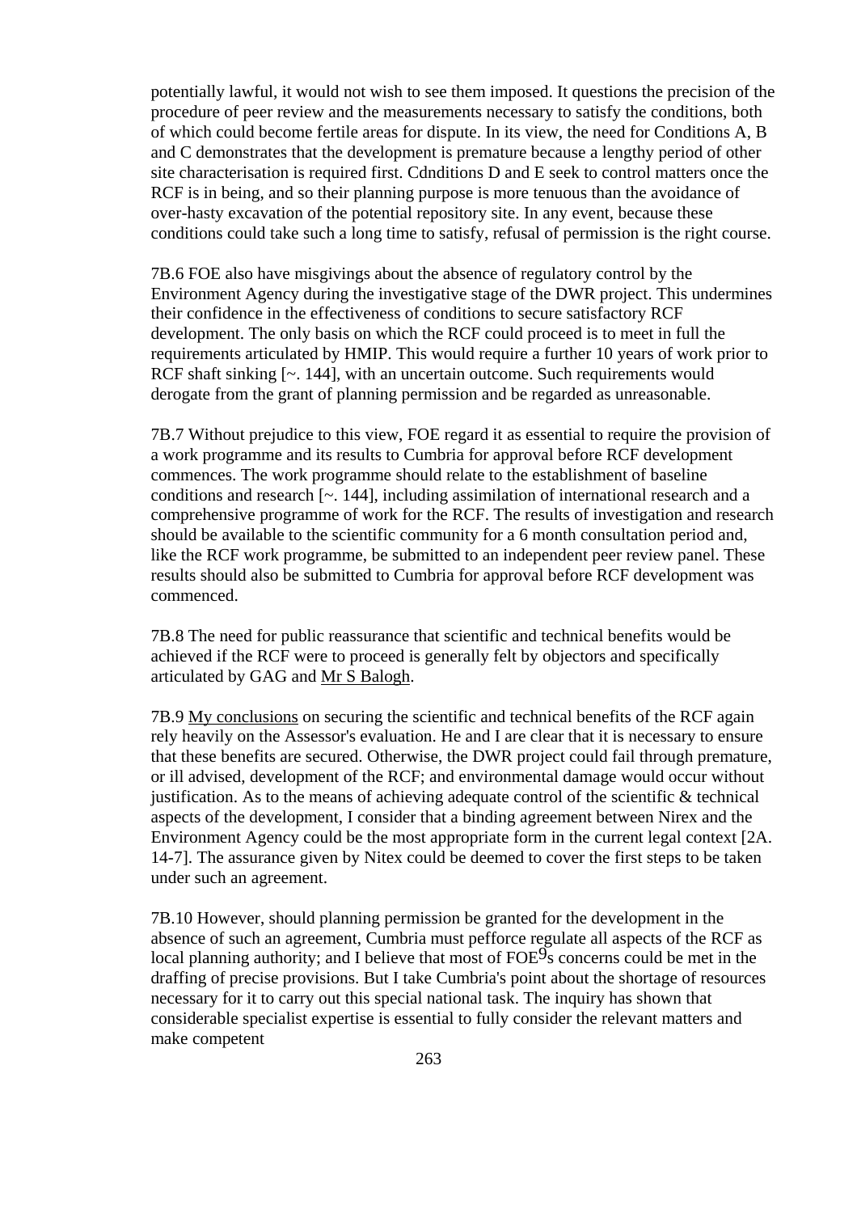potentially lawful, it would not wish to see them imposed. It questions the precision of the procedure of peer review and the measurements necessary to satisfy the conditions, both of which could become fertile areas for dispute. In its view, the need for Conditions A, B and C demonstrates that the development is premature because a lengthy period of other site characterisation is required first. Cdnditions D and E seek to control matters once the RCF is in being, and so their planning purpose is more tenuous than the avoidance of over-hasty excavation of the potential repository site. In any event, because these conditions could take such a long time to satisfy, refusal of permission is the right course.

7B.6 FOE also have misgivings about the absence of regulatory control by the Environment Agency during the investigative stage of the DWR project. This undermines their confidence in the effectiveness of conditions to secure satisfactory RCF development. The only basis on which the RCF could proceed is to meet in full the requirements articulated by HMIP. This would require a further 10 years of work prior to RCF shaft sinking [~. 144], with an uncertain outcome. Such requirements would derogate from the grant of planning permission and be regarded as unreasonable.

7B.7 Without prejudice to this view, FOE regard it as essential to require the provision of a work programme and its results to Cumbria for approval before RCF development commences. The work programme should relate to the establishment of baseline conditions and research [~. 144], including assimilation of international research and a comprehensive programme of work for the RCF. The results of investigation and research should be available to the scientific community for a 6 month consultation period and, like the RCF work programme, be submitted to an independent peer review panel. These results should also be submitted to Cumbria for approval before RCF development was commenced.

7B.8 The need for public reassurance that scientific and technical benefits would be achieved if the RCF were to proceed is generally felt by objectors and specifically articulated by GAG and <u>Mr S Balogh</u>.

7B.9 <u>My conclusions</u> on securing the scientific and technical benefits of the RCF again rely heavily on the Assessor's evaluation. He and I are clear that it is necessary to ensure that these benefits are secured. Otherwise, the DWR project could fail through premature, or ill advised, development of the RCF; and environmental damage would occur without justification. As to the means of achieving adequate control of the scientific & technical aspects of the development, I consider that a binding agreement between Nirex and the Environment Agency could be the most appropriate form in the current legal context [2A. 14-7]. The assurance given by Nitex could be deemed to cover the first steps to be taken under such an agreement.

7B.10 However, should planning permission be granted for the development in the absence of such an agreement, Cumbria must pefforce regulate all aspects of the RCF as local planning authority; and I believe that most of FOE9s concerns could be met in the drafting of precise provisions. But I take Cumbria's point about the shortage of resources necessary for it to carry out this special national task. The inquiry has shown that considerable specialist expertise is essential to fully consider the relevant matters and make competent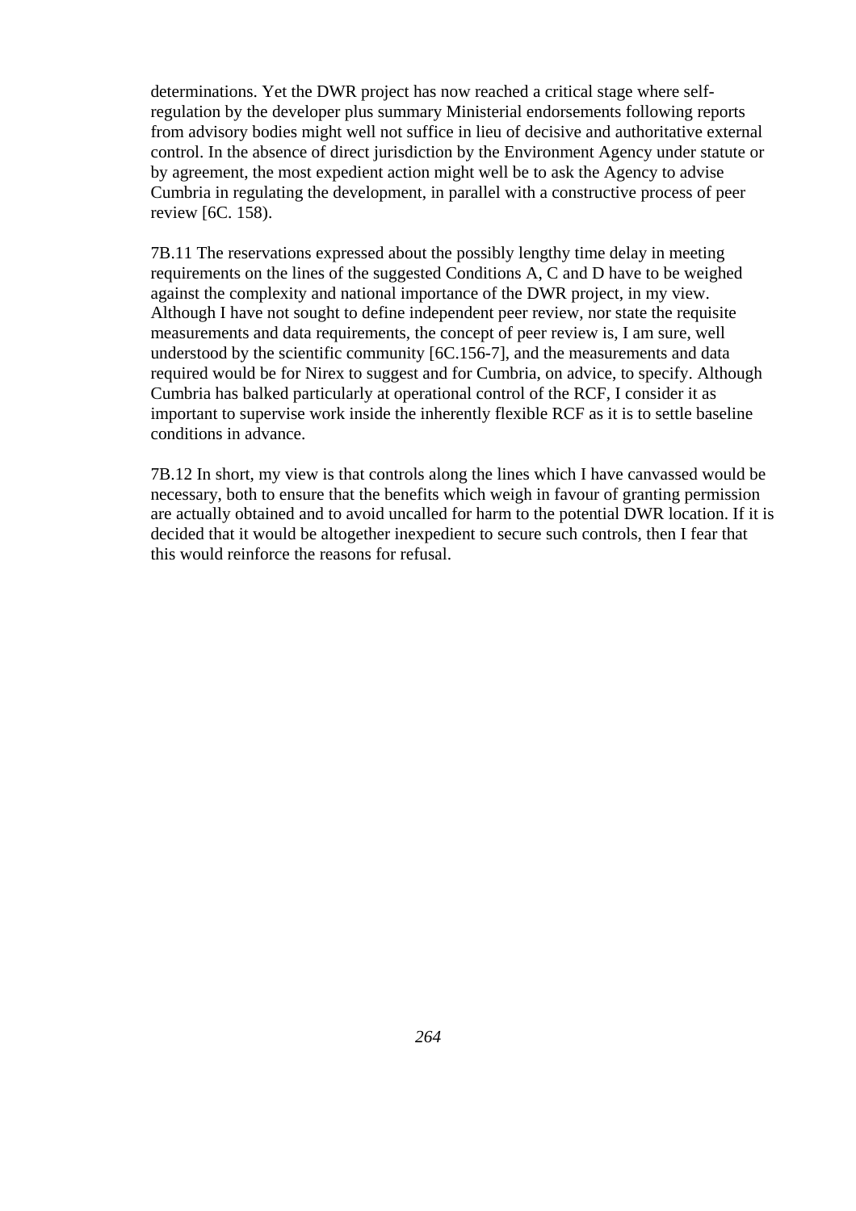determinations. Yet the DWR project has now reached a critical stage where self-regulation by the developer plus summary Ministerial endorsements following reports from advisory bodies might well not suffice in lieu of decisive and authoritative external control. In the absence of direct jurisdiction by the Environment Agency under statute or by agreement, the most expedient action might well be to ask the Agency to advise Cumbria in regulating the development, in parallel with a constructive process of peer review [6C. 158).

7B.11 The reservations expressed about the possibly lengthy time delay in meeting requirements on the lines of the suggested Conditions A, C and D have to be weighed against the complexity and national importance of the DWR project, in my view. Although I have not sought to define independent peer review, nor state the requisite measurements and data requirements, the concept of peer review is, I am sure, well understood by the scientific community [6C.156-7], and the measurements and data required would be for Nirex to suggest and for Cumbria, on advice, to specify. Although Cumbria has balked particularly at operational control of the RCF, I consider it as important to supervise work inside the inherently flexible RCF as it is to settle baseline conditions in advance.

7B.12 In short, my view is that controls along the lines which I have canvassed would be necessary, both to ensure that the benefits which weigh in favour of granting permission are actually obtained and to avoid uncalled for harm to the potential DWR location. If it is decided that it would be altogether inexpedient to secure such controls, then I fear that this would reinforce the reasons for refusal.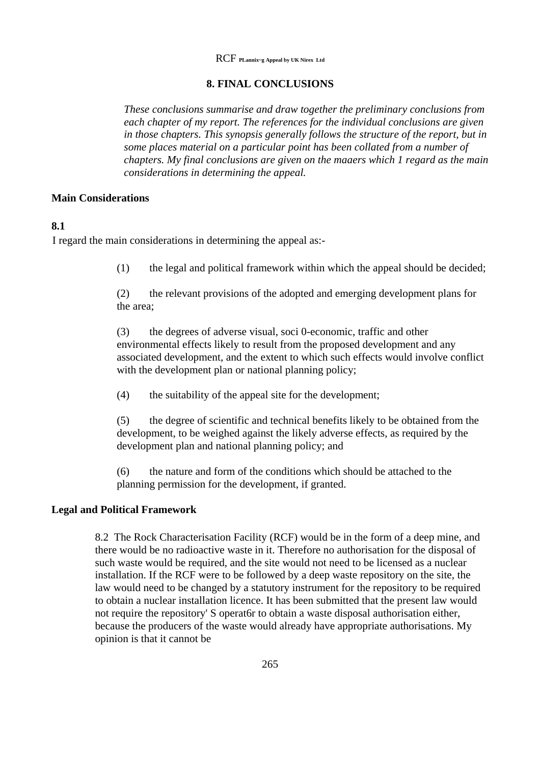## 8. FINAL CONCLUSIONS

*These conclusions summarise and draw together the preliminary conclusions from each chapter of my report. The references for the individual conclusions are given in those chapters. This synopsis generally follows the structure of the report, but in some places material on a particular point has been collated from a number of chapters. My final conclusions are given on the maaers which 1 regard as the main considerations in determining the appeal.*

### Main Considerations

**8.1**

I regard the main considerations in determining the appeal as:-

(1) the legal and political framework within which the appeal should be decided;

(2) the relevant provisions of the adopted and emerging development plans for the area;

(3) the degrees of adverse visual, soci 0-economic, traffic and other environmental effects likely to result from the proposed development and any associated development, and the extent to which such effects would involve conflict with the development plan or national planning policy;

(4) the suitability of the appeal site for the development;

(5) the degree of scientific and technical benefits likely to be obtained from the development, to be weighed against the likely adverse effects, as required by the development plan and national planning policy; and

(6) the nature and form of the conditions which should be attached to the planning permission for the development, if granted.

### Legal and Political Framework

8.2 The Rock Characterisation Facility (RCF) would be in the form of a deep mine, and there would be no radioactive waste in it. Therefore no authorisation for the disposal of such waste would be required, and the site would not need to be licensed as a nuclear installation. If the RCF were to be followed by a deep waste repository on the site, the law would need to be changed by a statutory instrument for the repository to be required to obtain a nuclear installation licence. It has been submitted that the present law would not require the repository' S operat6r to obtain a waste disposal authorisation either, because the producers of the waste would already have appropriate authorisations. My opinion is that it cannot be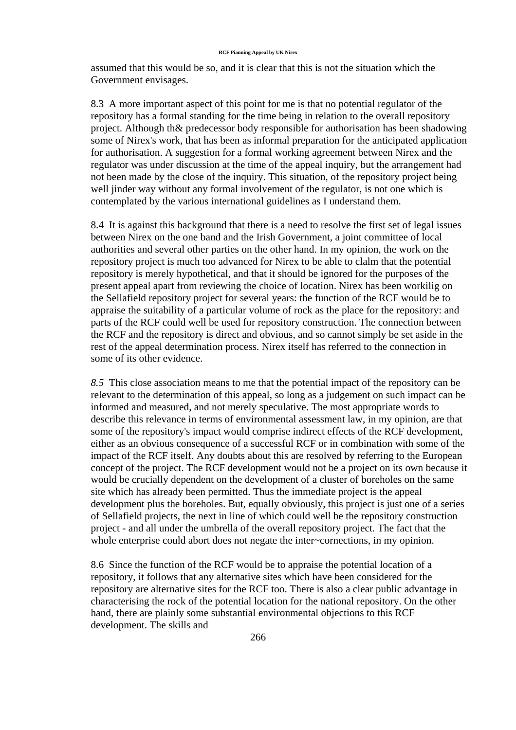assumed that this would be so, and it is clear that this is not the situation which the Government envisages.

8.3 A more important aspect of this point for me is that no potential regulator of the repository has a formal standing for the time being in relation to the overall repository project. Although th& predecessor body responsible for authorisation has been shadowing some of Nirex's work, that has been as informal preparation for the anticipated application for authorisation. A suggestion for a formal working agreement between Nirex and the regulator was under discussion at the time of the appeal inquiry, but the arrangement had not been made by the close of the inquiry. This situation, of the repository project being well jinder way without any formal involvement of the regulator, is not one which is contemplated by the various international guidelines as I understand them.

8.4 It is against this background that there is a need to resolve the first set of legal issues between Nirex on the one band and the Irish Government, a joint committee of local authorities and several other parties on the other hand. In my opinion, the work on the repository project is much too advanced for Nirex to be able to clalm that the potential repository is merely hypothetical, and that it should be ignored for the purposes of the present appeal apart from reviewing the choice of location. Nirex has been workilig on the Sellafield repository project for several years: the function of the RCF would be to appraise the suitability of a particular volume of rock as the place for the repository: and parts of the RCF could well be used for repository construction. The connection between the RCF and the repository is direct and obvious, and so cannot simply be set aside in the rest of the appeal determination process. Nirex itself has referred to the connection in some of its other evidence.

*8.5* This close association means to me that the potential impact of the repository can be relevant to the determination of this appeal, so long as a judgement on such impact can be informed and measured, and not merely speculative. The most appropriate words to describe this relevance in terms of environmental assessment law, in my opinion, are that some of the repository's impact would comprise indirect effects of the RCF development, either as an obvious consequence of a successful RCF or in combination with some of the impact of the RCF itself. Any doubts about this are resolved by referring to the European concept of the project. The RCF development would not be a project on its own because it would be crucially dependent on the development of a cluster of boreholes on the same site which has already been permitted. Thus the immediate project is the appeal development plus the boreholes. But, equally obviously, this project is just one of a series of Sellafield projects, the next in line of which could well be the repository construction project - and all under the umbrella of the overall repository project. The fact that the whole enterprise could abort does not negate the inter~cornections, in my opinion.

8.6 Since the function of the RCF would be to appraise the potential location of a repository, it follows that any alternative sites which have been considered for the repository are alternative sites for the RCF too. There is also a clear public advantage in characterising the rock of the potential location for the national repository. On the other hand, there are plainly some substantial environmental objections to this RCF development. The skills and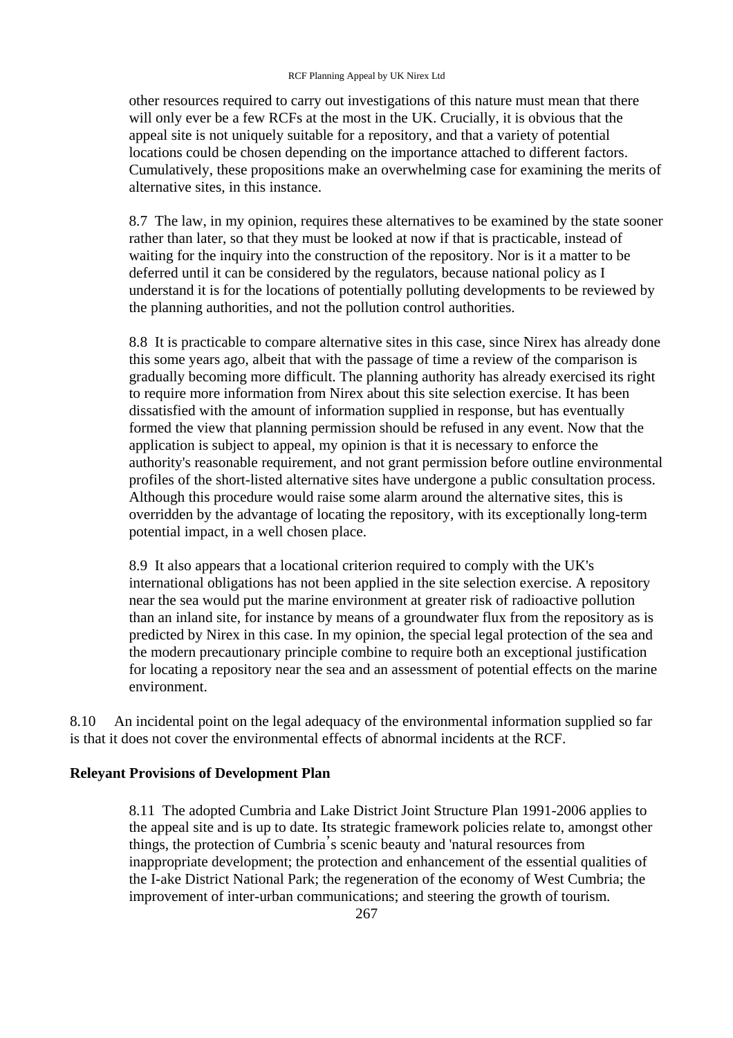other resources required to carry out investigations of this nature must mean that there will only ever be a few RCFs at the most in the UK. Crucially, it is obvious that the appeal site is not uniquely suitable for a repository, and that a variety of potential locations could be chosen depending on the importance attached to different factors. Cumulatively, these propositions make an overwhelming case for examining the merits of alternative sites, in this instance.

8.7 The law, in my opinion, requires these alternatives to be examined by the state sooner rather than later, so that they must be looked at now if that is practicable, instead of waiting for the inquiry into the construction of the repository. Nor is it a matter to be deferred until it can be considered by the regulators, because national policy as I understand it is for the locations of potentially polluting developments to be reviewed by the planning authorities, and not the pollution control authorities.

8.8 It is practicable to compare alternative sites in this case, since Nirex has already done this some years ago, albeit that with the passage of time a review of the comparison is gradually becoming more difficult. The planning authority has already exercised its right to require more information from Nirex about this site selection exercise. It has been dissatisfied with the amount of information supplied in response, but has eventually formed the view that planning permission should be refused in any event. Now that the application is subject to appeal, my opinion is that it is necessary to enforce the authority's reasonable requirement, and not grant permission before outline environmental profiles of the short-listed alternative sites have undergone a public consultation process. Although this procedure would raise some alarm around the alternative sites, this is overridden by the advantage of locating the repository, with its exceptionally long-term potential impact, in a well chosen place.

8.9 It also appears that a locational criterion required to comply with the UK's international obligations has not been applied in the site selection exercise. A repository near the sea would put the marine environment at greater risk of radioactive pollution than an inland site, for instance by means of a groundwater flux from the repository as is predicted by Nirex in this case. In my opinion, the special legal protection of the sea and the modern precautionary principle combine to require both an exceptional justification for locating a repository near the sea and an assessment of potential effects on the marine environment.

8.10 An incidental point on the legal adequacy of the environmental information supplied so far is that it does not cover the environmental effects of abnormal incidents at the RCF.

**Releyant Provisions of Development Plan**

8.11 The adopted Cumbria and Lake District Joint Structure Plan 1991-2006 applies to the appeal site and is up to date. Its strategic framework policies relate to, amongst other things, the protection of Cumbria's scenic beauty and 'natural resources from inappropriate development; the protection and enhancement of the essential qualities of the I-ake District National Park; the regeneration of the economy of West Cumbria; the improvement of inter-urban communications; and steering the growth of tourism.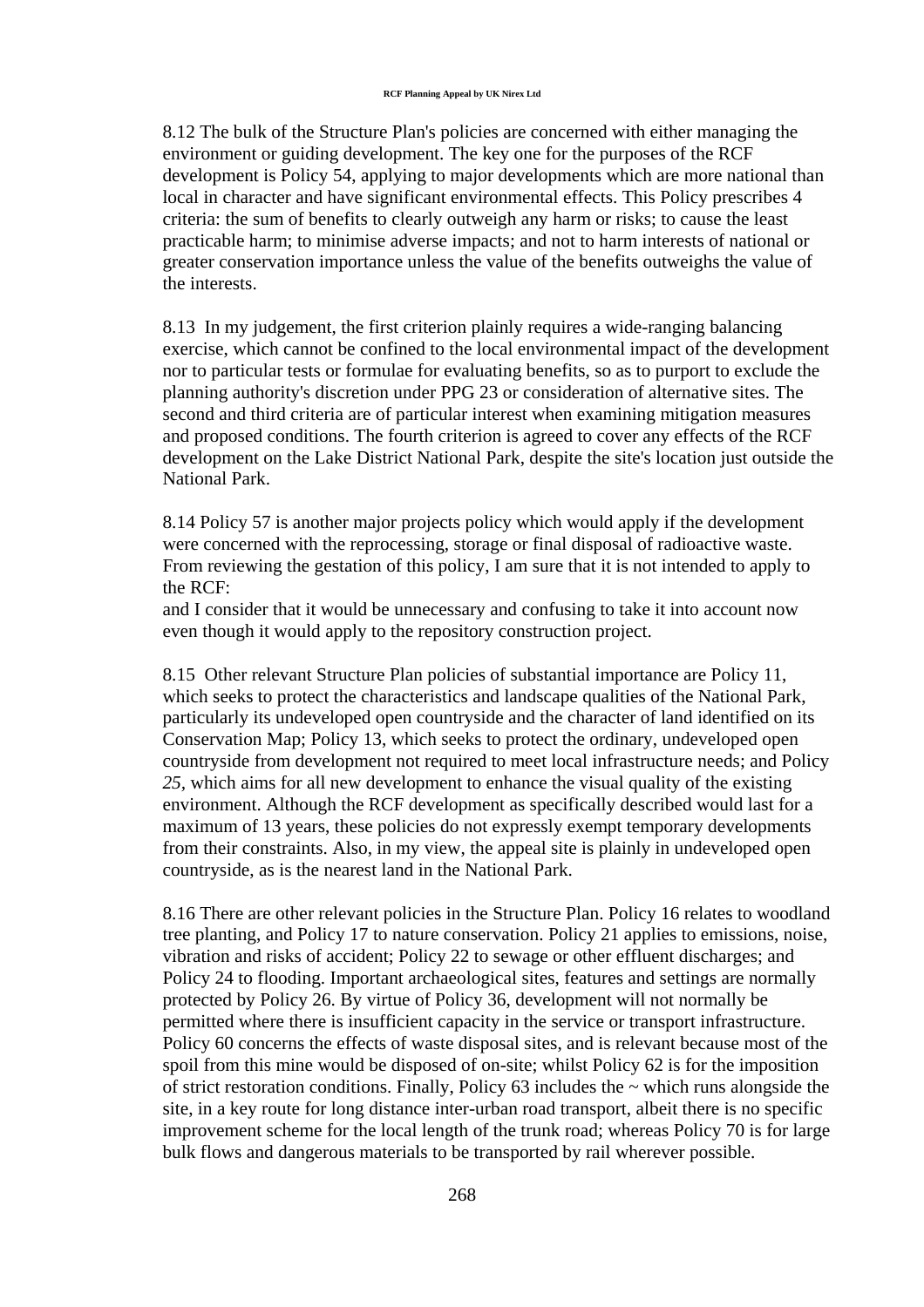8.12 The bulk of the Structure Plan's policies are concerned with either managing the environment or guiding development. The key one for the purposes of the RCF development is Policy 54, applying to major developments which are more national than local in character and have significant environmental effects. This Policy prescribes 4 criteria: the sum of benefits to clearly outweigh any harm or risks; to cause the least practicable harm; to minimise adverse impacts; and not to harm interests of national or greater conservation importance unless the value of the benefits outweighs the value of the interests.

8.13 In my judgement, the first criterion plainly requires a wide-ranging balancing exercise, which cannot be confined to the local environmental impact of the development nor to particular tests or formulae for evaluating benefits, so as to purport to exclude the planning authority's discretion under PPG 23 or consideration of alternative sites. The second and third criteria are of particular interest when examining mitigation measures and proposed conditions. The fourth criterion is agreed to cover any effects of the RCF development on the Lake District National Park, despite the site's location just outside the National Park.

8.14 Policy 57 is another major projects policy which would apply if the development were concerned with the reprocessing, storage or final disposal of radioactive waste. From reviewing the gestation of this policy, I am sure that it is not intended to apply to the RCF:
and I consider that it would be unnecessary and confusing to take it into account now even though it would apply to the repository construction project.

8.15 Other relevant Structure Plan policies of substantial importance are Policy 11, which seeks to protect the characteristics and landscape qualities of the National Park, particularly its undeveloped open countryside and the character of land identified on its Conservation Map; Policy 13, which seeks to protect the ordinary, undeveloped open countryside from development not required to meet local infrastructure needs; and Policy *25,* which aims for all new development to enhance the visual quality of the existing environment. Although the RCF development as specifically described would last for a maximum of 13 years, these policies do not expressly exempt temporary developments from their constraints. Also, in my view, the appeal site is plainly in undeveloped open countryside, as is the nearest land in the National Park.

8.16 There are other relevant policies in the Structure Plan. Policy 16 relates to woodland tree planting, and Policy 17 to nature conservation. Policy 21 applies to emissions, noise, vibration and risks of accident; Policy 22 to sewage or other effluent discharges; and Policy 24 to flooding. Important archaeological sites, features and settings are normally protected by Policy 26. By virtue of Policy 36, development will not normally be permitted where there is insufficient capacity in the service or transport infrastructure. Policy 60 concerns the effects of waste disposal sites, and is relevant because most of the spoil from this mine would be disposed of on-site; whilst Policy 62 is for the imposition of strict restoration conditions. Finally, Policy 63 includes the ~ which runs alongside the site, in a key route for long distance inter-urban road transport, albeit there is no specific improvement scheme for the local length of the trunk road; whereas Policy 70 is for large bulk flows and dangerous materials to be transported by rail wherever possible.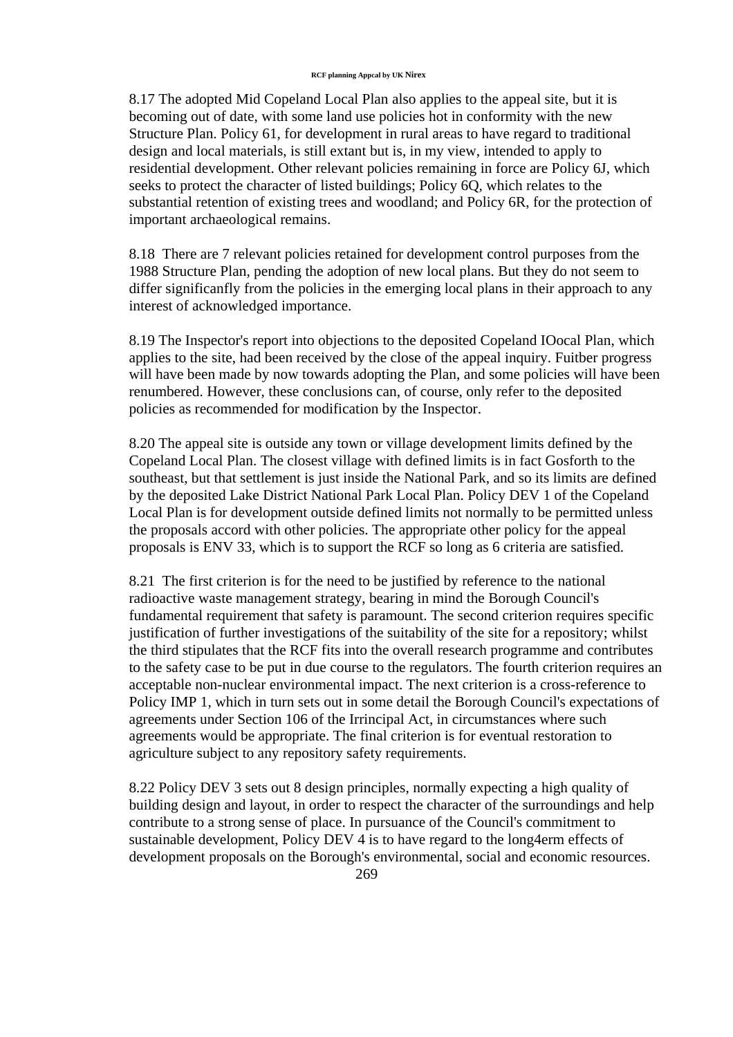8.17 The adopted Mid Copeland Local Plan also applies to the appeal site, but it is becoming out of date, with some land use policies hot in conformity with the new Structure Plan. Policy 61, for development in rural areas to have regard to traditional design and local materials, is still extant but is, in my view, intended to apply to residential development. Other relevant policies remaining in force are Policy 6J, which seeks to protect the character of listed buildings; Policy 6Q, which relates to the substantial retention of existing trees and woodland; and Policy 6R, for the protection of important archaeological remains.

8.18 There are 7 relevant policies retained for development control purposes from the 1988 Structure Plan, pending the adoption of new local plans. But they do not seem to differ significanfly from the policies in the emerging local plans in their approach to any interest of acknowledged importance.

8.19 The Inspector's report into objections to the deposited Copeland IOocal Plan, which applies to the site, had been received by the close of the appeal inquiry. Fuitber progress will have been made by now towards adopting the Plan, and some policies will have been renumbered. However, these conclusions can, of course, only refer to the deposited policies as recommended for modification by the Inspector.

8.20 The appeal site is outside any town or village development limits defined by the Copeland Local Plan. The closest village with defined limits is in fact Gosforth to the southeast, but that settlement is just inside the National Park, and so its limits are defined by the deposited Lake District National Park Local Plan. Policy DEV 1 of the Copeland Local Plan is for development outside defined limits not normally to be permitted unless the proposals accord with other policies. The appropriate other policy for the appeal proposals is ENV 33, which is to support the RCF so long as 6 criteria are satisfied.

8.21 The first criterion is for the need to be justified by reference to the national radioactive waste management strategy, bearing in mind the Borough Council's fundamental requirement that safety is paramount. The second criterion requires specific justification of further investigations of the suitability of the site for a repository; whilst the third stipulates that the RCF fits into the overall research programme and contributes to the safety case to be put in due course to the regulators. The fourth criterion requires an acceptable non-nuclear environmental impact. The next criterion is a cross-reference to Policy IMP 1, which in turn sets out in some detail the Borough Council's expectations of agreements under Section 106 of the Irrincipal Act, in circumstances where such agreements would be appropriate. The final criterion is for eventual restoration to agriculture subject to any repository safety requirements.

8.22 Policy DEV 3 sets out 8 design principles, normally expecting a high quality of building design and layout, in order to respect the character of the surroundings and help contribute to a strong sense of place. In pursuance of the Council's commitment to sustainable development, Policy DEV 4 is to have regard to the long4erm effects of development proposals on the Borough's environmental, social and economic resources.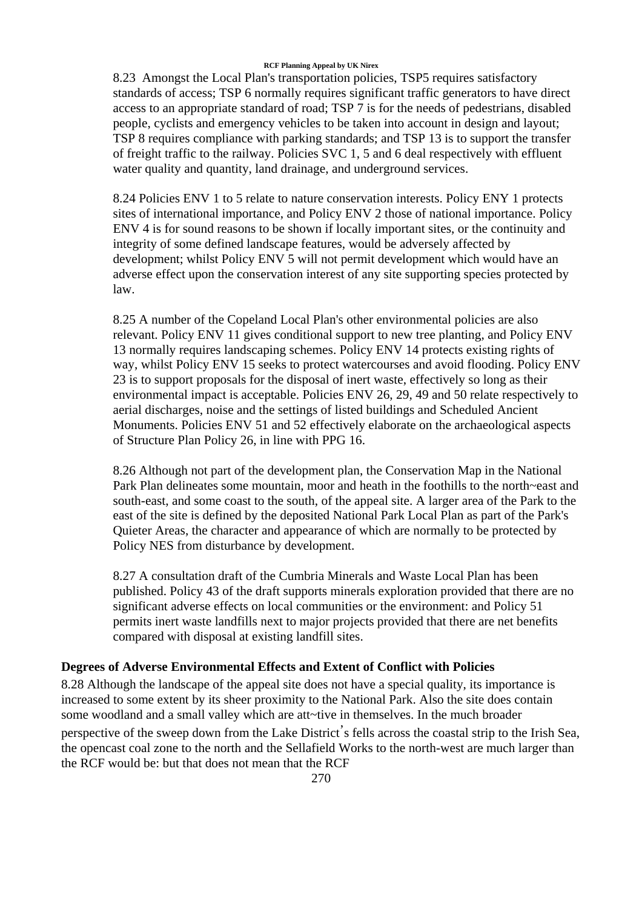8.23 Amongst the Local Plan's transportation policies, TSP5 requires satisfactory standards of access; TSP 6 normally requires significant traffic generators to have direct access to an appropriate standard of road; TSP 7 is for the needs of pedestrians, disabled people, cyclists and emergency vehicles to be taken into account in design and layout; TSP 8 requires compliance with parking standards; and TSP 13 is to support the transfer of freight traffic to the railway. Policies SVC 1, 5 and 6 deal respectively with effluent water quality and quantity, land drainage, and underground services.

8.24 Policies ENV 1 to 5 relate to nature conservation interests. Policy ENY 1 protects sites of international importance, and Policy ENV 2 those of national importance. Policy ENV 4 is for sound reasons to be shown if locally important sites, or the continuity and integrity of some defined landscape features, would be adversely affected by development; whilst Policy ENV 5 will not permit development which would have an adverse effect upon the conservation interest of any site supporting species protected by law.

8.25 A number of the Copeland Local Plan's other environmental policies are also relevant. Policy ENV 11 gives conditional support to new tree planting, and Policy ENV 13 normally requires landscaping schemes. Policy ENV 14 protects existing rights of way, whilst Policy ENV 15 seeks to protect watercourses and avoid flooding. Policy ENV 23 is to support proposals for the disposal of inert waste, effectively so long as their environmental impact is acceptable. Policies ENV 26, 29, 49 and 50 relate respectively to aerial discharges, noise and the settings of listed buildings and Scheduled Ancient Monuments. Policies ENV 51 and 52 effectively elaborate on the archaeological aspects of Structure Plan Policy 26, in line with PPG 16.

8.26 Although not part of the development plan, the Conservation Map in the National Park Plan delineates some mountain, moor and heath in the foothills to the north~east and south-east, and some coast to the south, of the appeal site. A larger area of the Park to the east of the site is defined by the deposited National Park Local Plan as part of the Park's Quieter Areas, the character and appearance of which are normally to be protected by Policy NES from disturbance by development.

8.27 A consultation draft of the Cumbria Minerals and Waste Local Plan has been published. Policy 43 of the draft supports minerals exploration provided that there are no significant adverse effects on local communities or the environment: and Policy 51 permits inert waste landfills next to major projects provided that there are net benefits compared with disposal at existing landfill sites.

### Degrees of Adverse Environmental Effects and Extent of Conflict with Policies

8.28 Although the landscape of the appeal site does not have a special quality, its importance is increased to some extent by its sheer proximity to the National Park. Also the site does contain some woodland and a small valley which are att~tive in themselves. In the much broader perspective of the sweep down from the Lake District's fells across the coastal strip to the Irish Sea, the opencast coal zone to the north and the Sellafield Works to the north-west are much larger than the RCF would be: but that does not mean that the RCF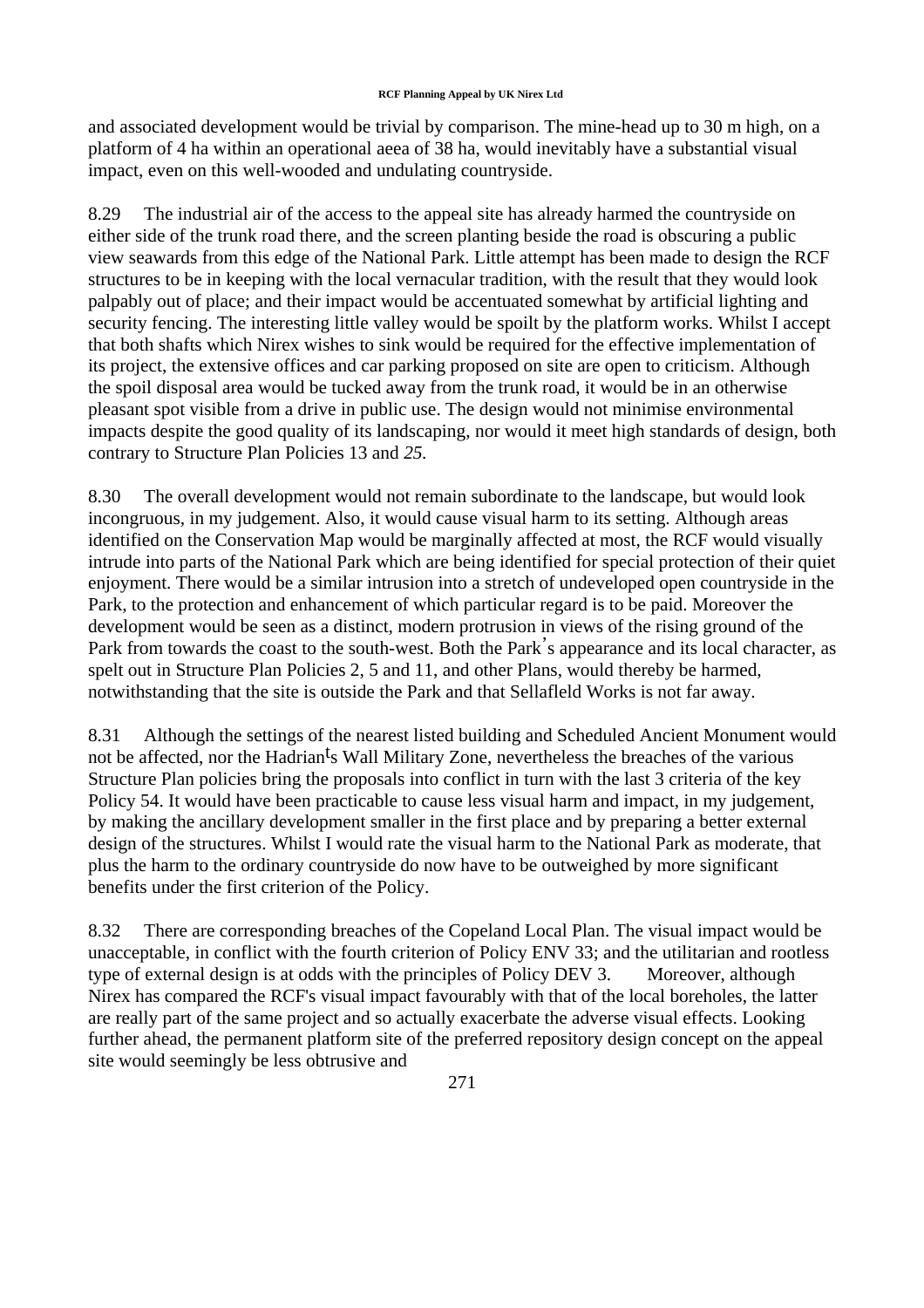and associated development would be trivial by comparison. The mine-head up to 30 m high, on a platform of 4 ha within an operational aeea of 38 ha, would inevitably have a substantial visual impact, even on this well-wooded and undulating countryside.

8.29 The industrial air of the access to the appeal site has already harmed the countryside on either side of the trunk road there, and the screen planting beside the road is obscuring a public view seawards from this edge of the National Park. Little attempt has been made to design the RCF structures to be in keeping with the local vernacular tradition, with the result that they would look palpably out of place; and their impact would be accentuated somewhat by artificial lighting and security fencing. The interesting little valley would be spoilt by the platform works. Whilst I accept that both shafts which Nirex wishes to sink would be required for the effective implementation of its project, the extensive offices and car parking proposed on site are open to criticism. Although the spoil disposal area would be tucked away from the trunk road, it would be in an otherwise pleasant spot visible from a drive in public use. The design would not minimise environmental impacts despite the good quality of its landscaping, nor would it meet high standards of design, both contrary to Structure Plan Policies 13 and *25.*

8.30 The overall development would not remain subordinate to the landscape, but would look incongruous, in my judgement. Also, it would cause visual harm to its setting. Although areas identified on the Conservation Map would be marginally affected at most, the RCF would visually intrude into parts of the National Park which are being identified for special protection of their quiet enjoyment. There would be a similar intrusion into a stretch of undeveloped open countryside in the Park, to the protection and enhancement of which particular regard is to be paid. Moreover the development would be seen as a distinct, modern protrusion in views of the rising ground of the Park from towards the coast to the south-west. Both the Park's appearance and its local character, as spelt out in Structure Plan Policies 2, 5 and 11, and other Plans, would thereby be harmed, notwithstanding that the site is outside the Park and that Sellafleld Works is not far away.

8.31 Although the settings of the nearest listed building and Scheduled Ancient Monument would not be affected, nor the Hadrian's Wall Military Zone, nevertheless the breaches of the various Structure Plan policies bring the proposals into conflict in turn with the last 3 criteria of the key Policy 54. It would have been practicable to cause less visual harm and impact, in my judgement, by making the ancillary development smaller in the first place and by preparing a better external design of the structures. Whilst I would rate the visual harm to the National Park as moderate, that plus the harm to the ordinary countryside do now have to be outweighed by more significant benefits under the first criterion of the Policy.

8.32 There are corresponding breaches of the Copeland Local Plan. The visual impact would be unacceptable, in conflict with the fourth criterion of Policy ENV 33; and the utilitarian and rootless type of external design is at odds with the principles of Policy DEV 3. Moreover, although Nirex has compared the RCF's visual impact favourably with that of the local boreholes, the latter are really part of the same project and so actually exacerbate the adverse visual effects. Looking further ahead, the permanent platform site of the preferred repository design concept on the appeal site would seemingly be less obtrusive and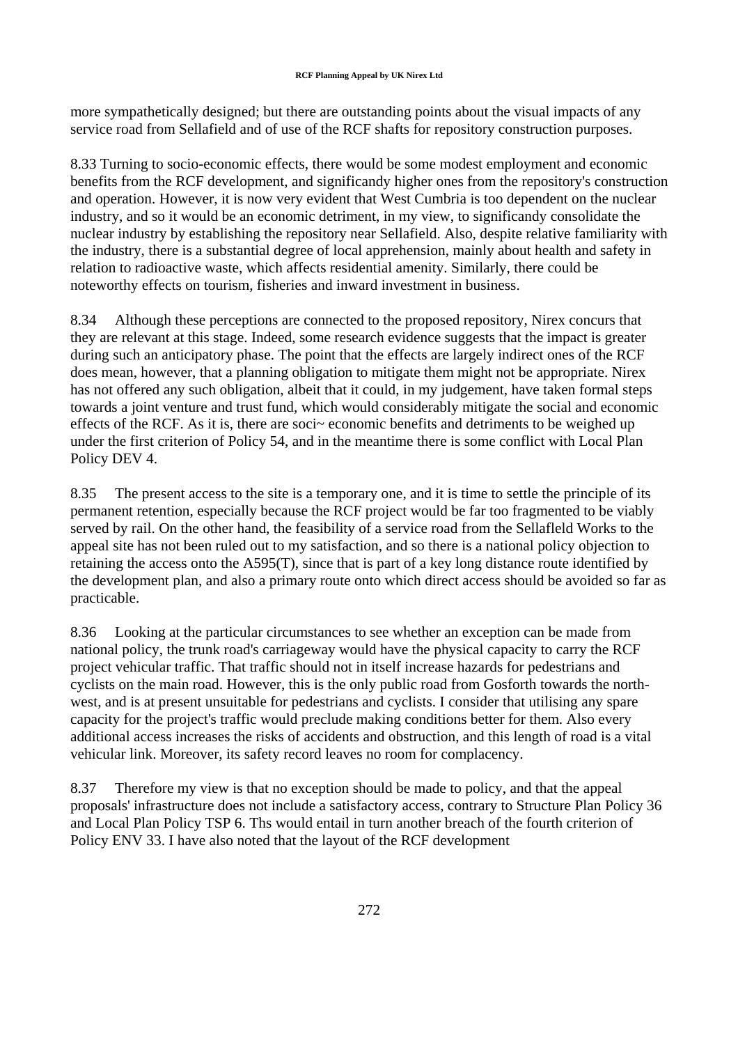more sympathetically designed; but there are outstanding points about the visual impacts of any service road from Sellafield and of use of the RCF shafts for repository construction purposes.

8.33 Turning to socio-economic effects, there would be some modest employment and economic benefits from the RCF development, and significandy higher ones from the repository's construction and operation. However, it is now very evident that West Cumbria is too dependent on the nuclear industry, and so it would be an economic detriment, in my view, to significandy consolidate the nuclear industry by establishing the repository near Sellafield. Also, despite relative familiarity with the industry, there is a substantial degree of local apprehension, mainly about health and safety in relation to radioactive waste, which affects residential amenity. Similarly, there could be noteworthy effects on tourism, fisheries and inward investment in business.

8.34 Although these perceptions are connected to the proposed repository, Nirex concurs that they are relevant at this stage. Indeed, some research evidence suggests that the impact is greater during such an anticipatory phase. The point that the effects are largely indirect ones of the RCF does mean, however, that a planning obligation to mitigate them might not be appropriate. Nirex has not offered any such obligation, albeit that it could, in my judgement, have taken formal steps towards a joint venture and trust fund, which would considerably mitigate the social and economic effects of the RCF. As it is, there are soci~ economic benefits and detriments to be weighed up under the first criterion of Policy 54, and in the meantime there is some conflict with Local Plan Policy DEV 4.

8.35 The present access to the site is a temporary one, and it is time to settle the principle of its permanent retention, especially because the RCF project would be far too fragmented to be viably served by rail. On the other hand, the feasibility of a service road from the Sellafleld Works to the appeal site has not been ruled out to my satisfaction, and so there is a national policy objection to retaining the access onto the A595(T), since that is part of a key long distance route identified by the development plan, and also a primary route onto which direct access should be avoided so far as practicable.

8.36 Looking at the particular circumstances to see whether an exception can be made from national policy, the trunk road's carriageway would have the physical capacity to carry the RCF project vehicular traffic. That traffic should not in itself increase hazards for pedestrians and cyclists on the main road. However, this is the only public road from Gosforth towards the north-west, and is at present unsuitable for pedestrians and cyclists. I consider that utilising any spare capacity for the project's traffic would preclude making conditions better for them. Also every additional access increases the risks of accidents and obstruction, and this length of road is a vital vehicular link. Moreover, its safety record leaves no room for complacency.

8.37 Therefore my view is that no exception should be made to policy, and that the appeal proposals' infrastructure does not include a satisfactory access, contrary to Structure Plan Policy 36 and Local Plan Policy TSP 6. Ths would entail in turn another breach of the fourth criterion of Policy ENV 33. I have also noted that the layout of the RCF development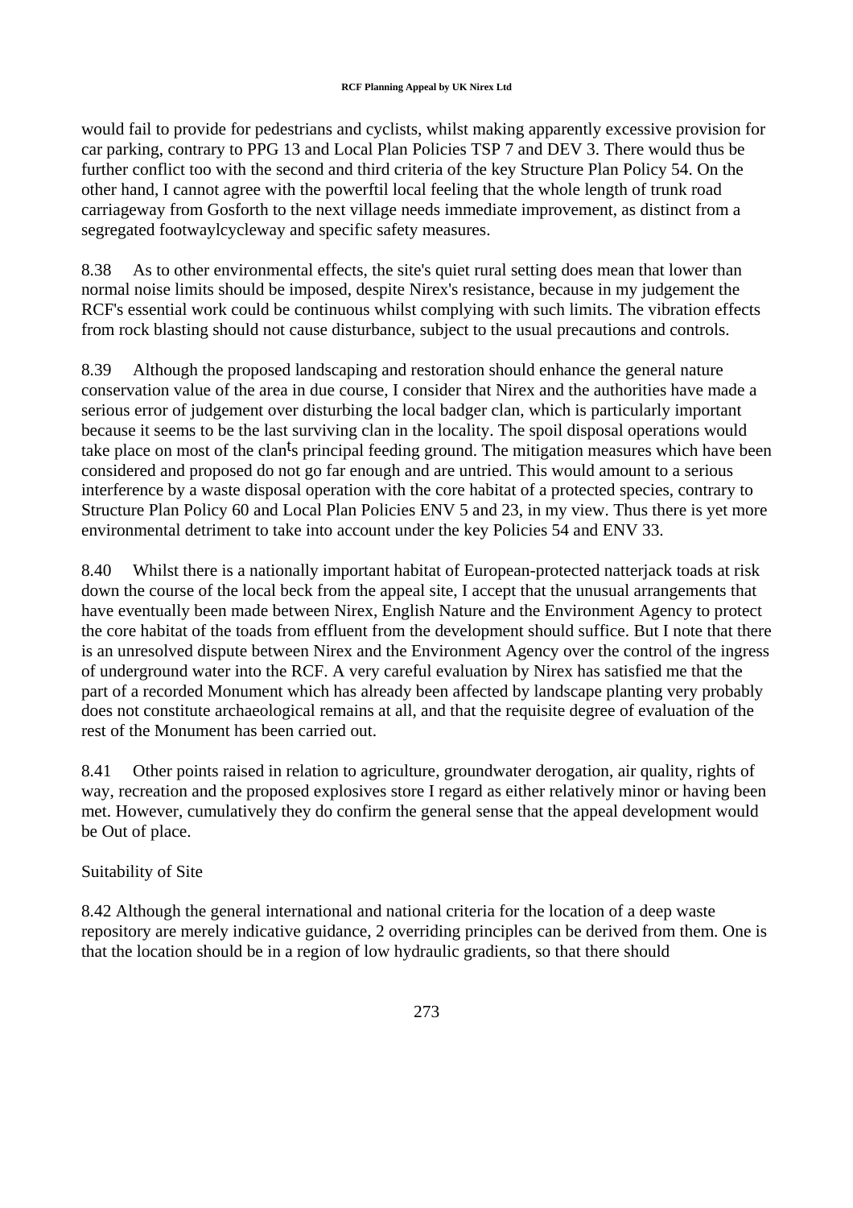would fail to provide for pedestrians and cyclists, whilst making apparently excessive provision for car parking, contrary to PPG 13 and Local Plan Policies TSP 7 and DEV 3. There would thus be further conflict too with the second and third criteria of the key Structure Plan Policy 54. On the other hand, I cannot agree with the powerftil local feeling that the whole length of trunk road carriageway from Gosforth to the next village needs immediate improvement, as distinct from a segregated footwaylcycleway and specific safety measures.

8.38 As to other environmental effects, the site's quiet rural setting does mean that lower than normal noise limits should be imposed, despite Nirex's resistance, because in my judgement the RCF's essential work could be continuous whilst complying with such limits. The vibration effects from rock blasting should not cause disturbance, subject to the usual precautions and controls.

8.39 Although the proposed landscaping and restoration should enhance the general nature conservation value of the area in due course, I consider that Nirex and the authorities have made a serious error of judgement over disturbing the local badger clan, which is particularly important because it seems to be the last surviving clan in the locality. The spoil disposal operations would take place on most of the clan's principal feeding ground. The mitigation measures which have been considered and proposed do not go far enough and are untried. This would amount to a serious interference by a waste disposal operation with the core habitat of a protected species, contrary to Structure Plan Policy 60 and Local Plan Policies ENV 5 and 23, in my view. Thus there is yet more environmental detriment to take into account under the key Policies 54 and ENV 33.

8.40 Whilst there is a nationally important habitat of European-protected natterjack toads at risk down the course of the local beck from the appeal site, I accept that the unusual arrangements that have eventually been made between Nirex, English Nature and the Environment Agency to protect the core habitat of the toads from effluent from the development should suffice. But I note that there is an unresolved dispute between Nirex and the Environment Agency over the control of the ingress of underground water into the RCF. A very careful evaluation by Nirex has satisfied me that the part of a recorded Monument which has already been affected by landscape planting very probably does not constitute archaeological remains at all, and that the requisite degree of evaluation of the rest of the Monument has been carried out.

8.41 Other points raised in relation to agriculture, groundwater derogation, air quality, rights of way, recreation and the proposed explosives store I regard as either relatively minor or having been met. However, cumulatively they do confirm the general sense that the appeal development would be Out of place.

Suitability of Site

8.42 Although the general international and national criteria for the location of a deep waste repository are merely indicative guidance, 2 overriding principles can be derived from them. One is that the location should be in a region of low hydraulic gradients, so that there should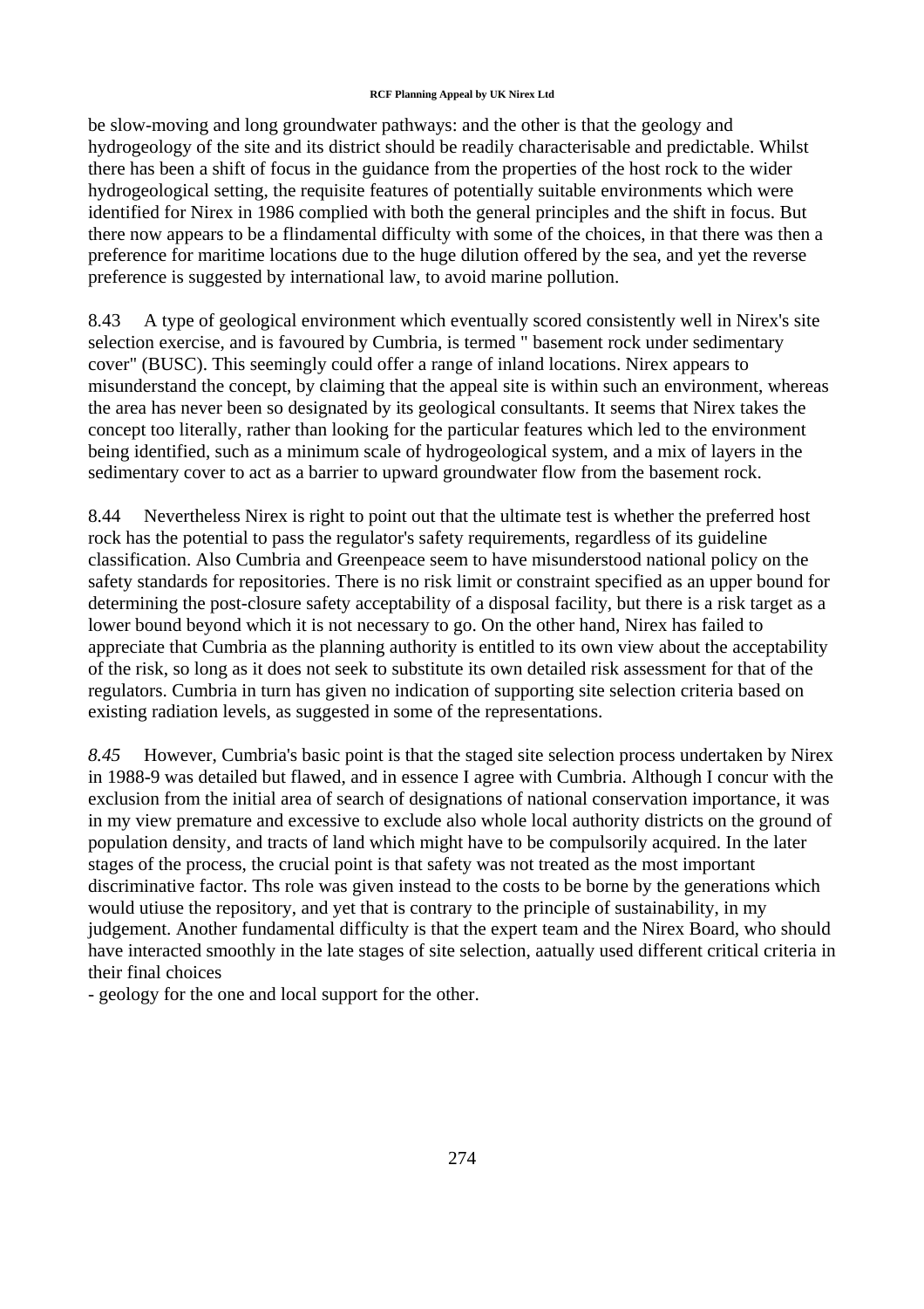be slow-moving and long groundwater pathways: and the other is that the geology and hydrogeology of the site and its district should be readily characterisable and predictable. Whilst there has been a shift of focus in the guidance from the properties of the host rock to the wider hydrogeological setting, the requisite features of potentially suitable environments which were identified for Nirex in 1986 complied with both the general principles and the shift in focus. But there now appears to be a flindamental difficulty with some of the choices, in that there was then a preference for maritime locations due to the huge dilution offered by the sea, and yet the reverse preference is suggested by international law, to avoid marine pollution.

8.43 A type of geological environment which eventually scored consistently well in Nirex's site selection exercise, and is favoured by Cumbria, is termed " basement rock under sedimentary cover" (BUSC). This seemingly could offer a range of inland locations. Nirex appears to misunderstand the concept, by claiming that the appeal site is within such an environment, whereas the area has never been so designated by its geological consultants. It seems that Nirex takes the concept too literally, rather than looking for the particular features which led to the environment being identified, such as a minimum scale of hydrogeological system, and a mix of layers in the sedimentary cover to act as a barrier to upward groundwater flow from the basement rock.

8.44 Nevertheless Nirex is right to point out that the ultimate test is whether the preferred host rock has the potential to pass the regulator's safety requirements, regardless of its guideline classification. Also Cumbria and Greenpeace seem to have misunderstood national policy on the safety standards for repositories. There is no risk limit or constraint specified as an upper bound for determining the post-closure safety acceptability of a disposal facility, but there is a risk target as a lower bound beyond which it is not necessary to go. On the other hand, Nirex has failed to appreciate that Cumbria as the planning authority is entitled to its own view about the acceptability of the risk, so long as it does not seek to substitute its own detailed risk assessment for that of the regulators. Cumbria in turn has given no indication of supporting site selection criteria based on existing radiation levels, as suggested in some of the representations.

*8.45* However, Cumbria's basic point is that the staged site selection process undertaken by Nirex in 1988-9 was detailed but flawed, and in essence I agree with Cumbria. Although I concur with the exclusion from the initial area of search of designations of national conservation importance, it was in my view premature and excessive to exclude also whole local authority districts on the ground of population density, and tracts of land which might have to be compulsorily acquired. In the later stages of the process, the crucial point is that safety was not treated as the most important discriminative factor. Ths role was given instead to the costs to be borne by the generations which would utiuse the repository, and yet that is contrary to the principle of sustainability, in my judgement. Another fundamental difficulty is that the expert team and the Nirex Board, who should have interacted smoothly in the late stages of site selection, aatually used different critical criteria in their final choices
- geology for the one and local support for the other.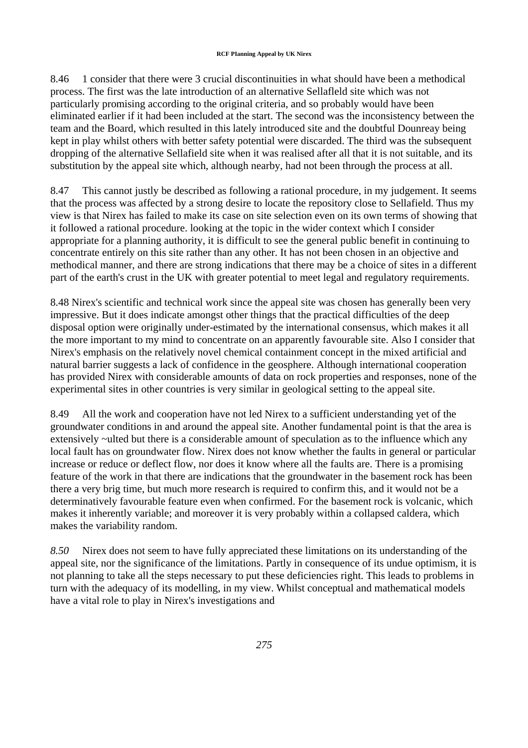8.46 1 consider that there were 3 crucial discontinuities in what should have been a methodical process. The first was the late introduction of an alternative Sellafleld site which was not particularly promising according to the original criteria, and so probably would have been eliminated earlier if it had been included at the start. The second was the inconsistency between the team and the Board, which resulted in this lately introduced site and the doubtful Dounreay being kept in play whilst others with better safety potential were discarded. The third was the subsequent dropping of the alternative Sellafield site when it was realised after all that it is not suitable, and its substitution by the appeal site which, although nearby, had not been through the process at all.

8.47 This cannot justly be described as following a rational procedure, in my judgement. It seems that the process was affected by a strong desire to locate the repository close to Sellafield. Thus my view is that Nirex has failed to make its case on site selection even on its own terms of showing that it followed a rational procedure. looking at the topic in the wider context which I consider appropriate for a planning authority, it is difficult to see the general public benefit in continuing to concentrate entirely on this site rather than any other. It has not been chosen in an objective and methodical manner, and there are strong indications that there may be a choice of sites in a different part of the earth's crust in the UK with greater potential to meet legal and regulatory requirements.

8.48 Nirex's scientific and technical work since the appeal site was chosen has generally been very impressive. But it does indicate amongst other things that the practical difficulties of the deep disposal option were originally under-estimated by the international consensus, which makes it all the more important to my mind to concentrate on an apparently favourable site. Also I consider that Nirex's emphasis on the relatively novel chemical containment concept in the mixed artificial and natural barrier suggests a lack of confidence in the geosphere. Although international cooperation has provided Nirex with considerable amounts of data on rock properties and responses, none of the experimental sites in other countries is very similar in geological setting to the appeal site.

8.49 All the work and cooperation have not led Nirex to a sufficient understanding yet of the groundwater conditions in and around the appeal site. Another fundamental point is that the area is extensively ~ulted but there is a considerable amount of speculation as to the influence which any local fault has on groundwater flow. Nirex does not know whether the faults in general or particular increase or reduce or deflect flow, nor does it know where all the faults are. There is a promising feature of the work in that there are indications that the groundwater in the basement rock has been there a very brig time, but much more research is required to confirm this, and it would not be a determinatively favourable feature even when confirmed. For the basement rock is volcanic, which makes it inherently variable; and moreover it is very probably within a collapsed caldera, which makes the variability random.

*8.50* Nirex does not seem to have fully appreciated these limitations on its understanding of the appeal site, nor the significance of the limitations. Partly in consequence of its undue optimism, it is not planning to take all the steps necessary to put these deficiencies right. This leads to problems in turn with the adequacy of its modelling, in my view. Whilst conceptual and mathematical models have a vital role to play in Nirex's investigations and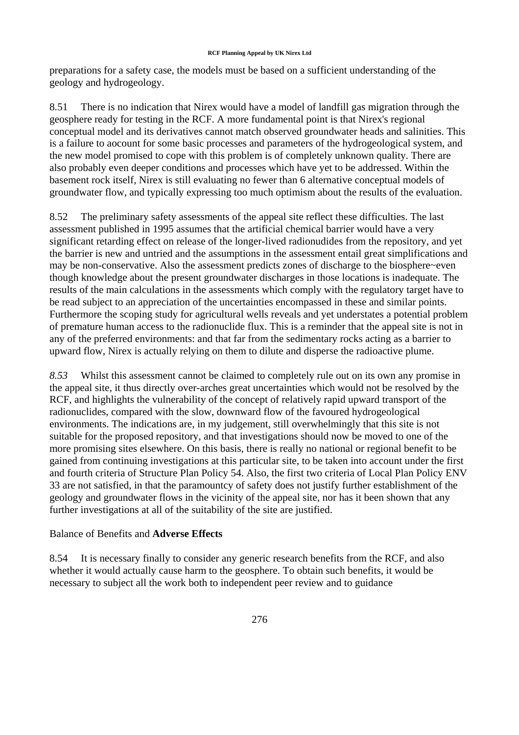preparations for a safety case, the models must be based on a sufficient understanding of the geology and hydrogeology.

8.51 There is no indication that Nirex would have a model of landfill gas migration through the geosphere ready for testing in the RCF. A more fundamental point is that Nirex's regional conceptual model and its derivatives cannot match observed groundwater heads and salinities. This is a failure to aocount for some basic processes and parameters of the hydrogeological system, and the new model promised to cope with this problem is of completely unknown quality. There are also probably even deeper conditions and processes which have yet to be addressed. Within the basement rock itself, Nirex is still evaluating no fewer than 6 alternative conceptual models of groundwater flow, and typically expressing too much optimism about the results of the evaluation.

8.52 The preliminary safety assessments of the appeal site reflect these difficulties. The last assessment published in 1995 assumes that the artificial chemical barrier would have a very significant retarding effect on release of the longer-lived radionudides from the repository, and yet the barrier is new and untried and the assumptions in the assessment entail great simplifications and may be non-conservative. Also the assessment predicts zones of discharge to the biosphere~even though knowledge about the present groundwater discharges in those locations is inadequate. The results of the main calculations in the assessments which comply with the regulatory target have to be read subject to an appreciation of the uncertainties encompassed in these and similar points. Furthermore the scoping study for agricultural wells reveals and yet understates a potential problem of premature human access to the radionuclide flux. This is a reminder that the appeal site is not in any of the preferred environments: and that far from the sedimentary rocks acting as a barrier to upward flow, Nirex is actually relying on them to dilute and disperse the radioactive plume.

*8.53* Whilst this assessment cannot be claimed to completely rule out on its own any promise in the appeal site, it thus directly over-arches great uncertainties which would not be resolved by the RCF, and highlights the vulnerability of the concept of relatively rapid upward transport of the radionuclides, compared with the slow, downward flow of the favoured hydrogeological environments. The indications are, in my judgement, still overwhelmingly that this site is not suitable for the proposed repository, and that investigations should now be moved to one of the more promising sites elsewhere. On this basis, there is really no national or regional benefit to be gained from continuing investigations at this particular site, to be taken into account under the first and fourth criteria of Structure Plan Policy 54. Also, the first two criteria of Local Plan Policy ENV 33 are not satisfied, in that the paramountcy of safety does not justify further establishment of the geology and groundwater flows in the vicinity of the appeal site, nor has it been shown that any further investigations at all of the suitability of the site are justified.

Balance of Benefits and **Adverse Effects**

8.54 It is necessary finally to consider any generic research benefits from the RCF, and also whether it would actually cause harm to the geosphere. To obtain such benefits, it would be necessary to subject all the work both to independent peer review and to guidance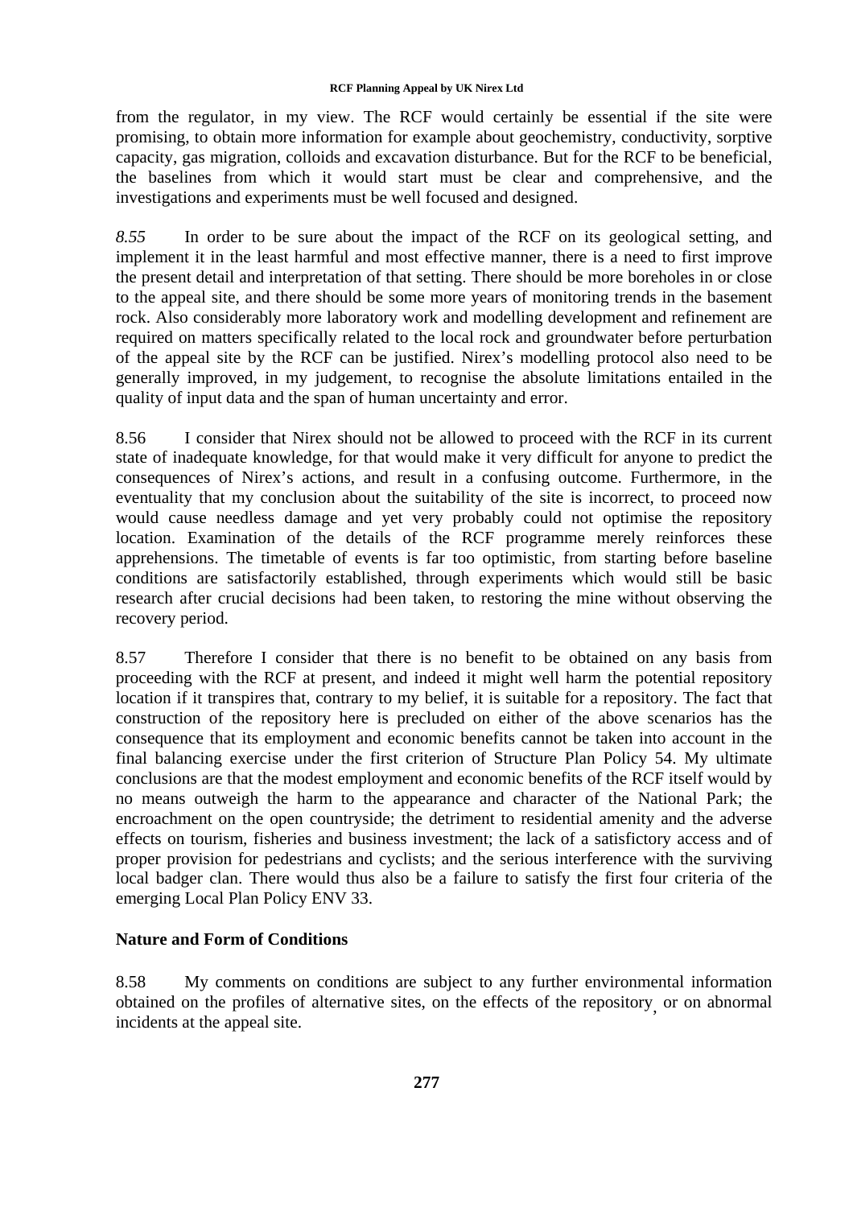from the regulator, in my view. The RCF would certainly be essential if the site were promising, to obtain more information for example about geochemistry, conductivity, sorptive capacity, gas migration, colloids and excavation disturbance. But for the RCF to be beneficial, the baselines from which it would start must be clear and comprehensive, and the investigations and experiments must be well focused and designed.

*8.55* In order to be sure about the impact of the RCF on its geological setting, and implement it in the least harmful and most effective manner, there is a need to first improve the present detail and interpretation of that setting. There should be more boreholes in or close to the appeal site, and there should be some more years of monitoring trends in the basement rock. Also considerably more laboratory work and modelling development and refinement are required on matters specifically related to the local rock and groundwater before perturbation of the appeal site by the RCF can be justified. Nirex's modelling protocol also need to be generally improved, in my judgement, to recognise the absolute limitations entailed in the quality of input data and the span of human uncertainty and error.

8.56 I consider that Nirex should not be allowed to proceed with the RCF in its current state of inadequate knowledge, for that would make it very difficult for anyone to predict the consequences of Nirex's actions, and result in a confusing outcome. Furthermore, in the eventuality that my conclusion about the suitability of the site is incorrect, to proceed now would cause needless damage and yet very probably could not optimise the repository location. Examination of the details of the RCF programme merely reinforces these apprehensions. The timetable of events is far too optimistic, from starting before baseline conditions are satisfactorily established, through experiments which would still be basic research after crucial decisions had been taken, to restoring the mine without observing the recovery period.

8.57 Therefore I consider that there is no benefit to be obtained on any basis from proceeding with the RCF at present, and indeed it might well harm the potential repository location if it transpires that, contrary to my belief, it is suitable for a repository. The fact that construction of the repository here is precluded on either of the above scenarios has the consequence that its employment and economic benefits cannot be taken into account in the final balancing exercise under the first criterion of Structure Plan Policy 54. My ultimate conclusions are that the modest employment and economic benefits of the RCF itself would by no means outweigh the harm to the appearance and character of the National Park; the encroachment on the open countryside; the detriment to residential amenity and the adverse effects on tourism, fisheries and business investment; the lack of a satisfictory access and of proper provision for pedestrians and cyclists; and the serious interference with the surviving local badger clan. There would thus also be a failure to satisfy the first four criteria of the emerging Local Plan Policy ENV 33.

**Nature and Form of Conditions**

8.58 My comments on conditions are subject to any further environmental information obtained on the profiles of alternative sites, on the effects of the repository, or on abnormal incidents at the appeal site.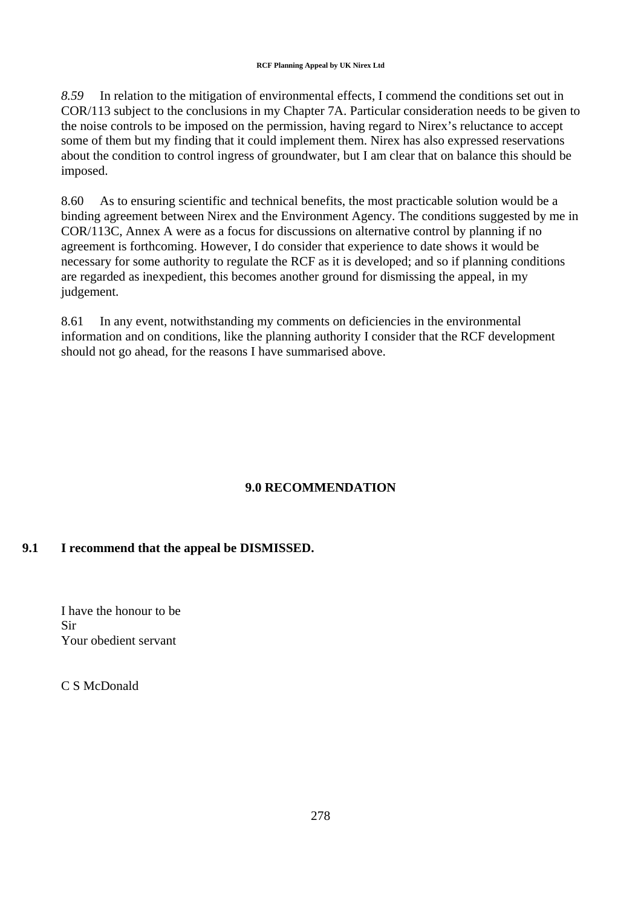*8.59* In relation to the mitigation of environmental effects, I commend the conditions set out in COR/113 subject to the conclusions in my Chapter 7A. Particular consideration needs to be given to the noise controls to be imposed on the permission, having regard to Nirex's reluctance to accept some of them but my finding that it could implement them. Nirex has also expressed reservations about the condition to control ingress of groundwater, but I am clear that on balance this should be imposed.

8.60 As to ensuring scientific and technical benefits, the most practicable solution would be a binding agreement between Nirex and the Environment Agency. The conditions suggested by me in COR/113C, Annex A were as a focus for discussions on alternative control by planning if no agreement is forthcoming. However, I do consider that experience to date shows it would be necessary for some authority to regulate the RCF as it is developed; and so if planning conditions are regarded as inexpedient, this becomes another ground for dismissing the appeal, in my judgement.

8.61 In any event, notwithstanding my comments on deficiencies in the environmental information and on conditions, like the planning authority I consider that the RCF development should not go ahead, for the reasons I have summarised above.

## 9.0 RECOMMENDATION

**9.1 I recommend that the appeal be DISMISSED.**

I have the honour to be
Sir
Your obedient servant

C S McDonald